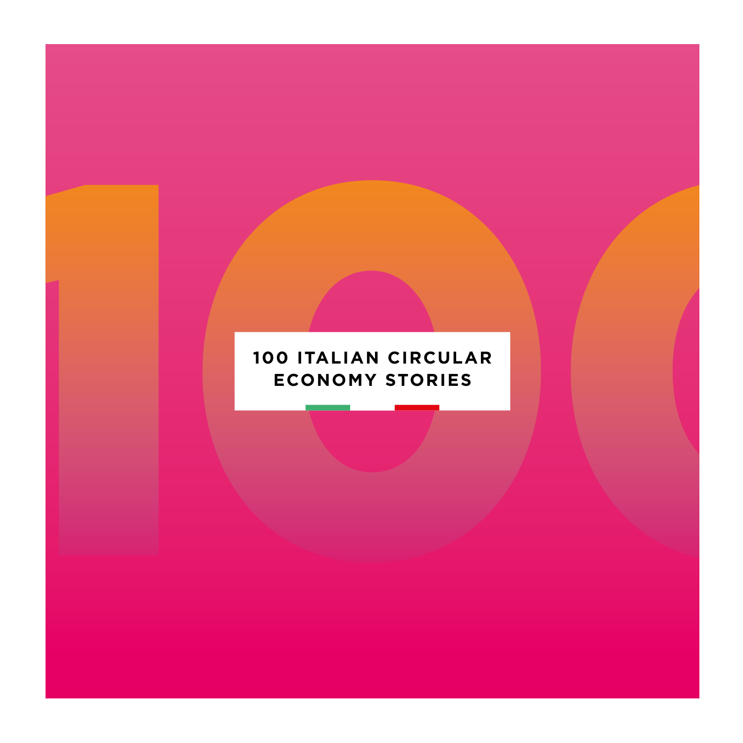# 100 ITALIAN CIRCULAR ECONOMY STORIES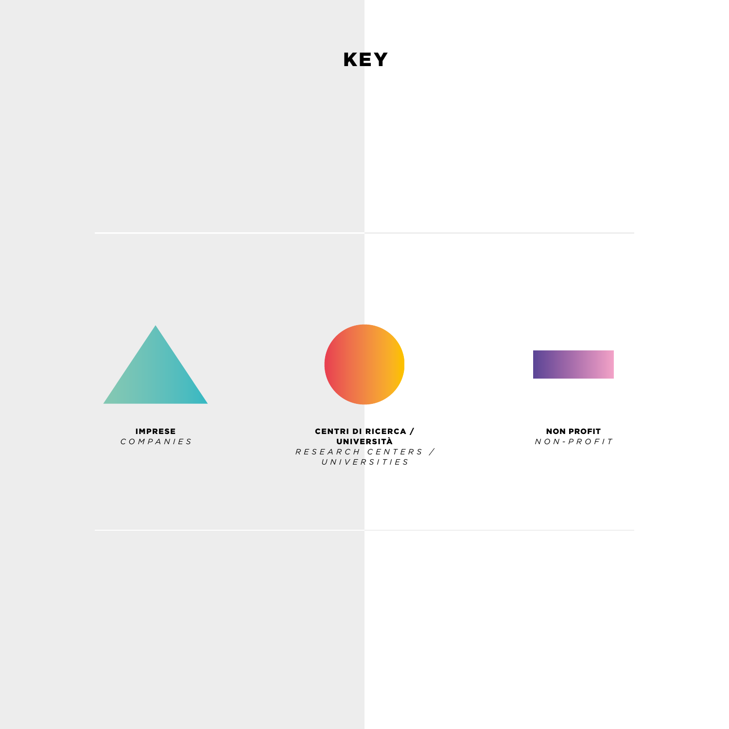# KEY

**IMPRESE**
*COMPANIES*

**CENTRI DI RICERCA / UNIVERSITÀ**
*RESEARCH CENTERS / UNIVERSITIES*

**NON PROFIT**
*NON-PROFIT*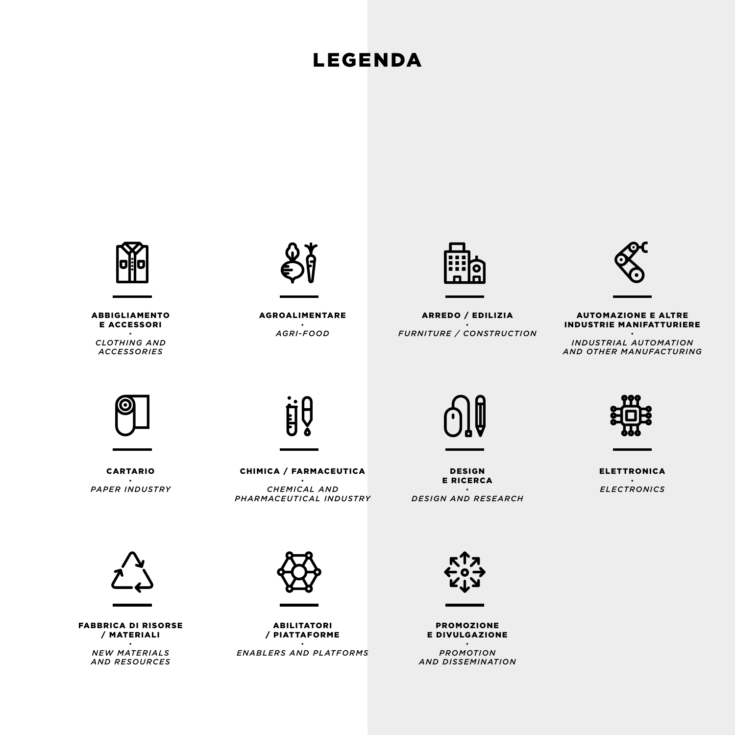# LEGENDA

**ABBIGLIAMENTO E ACCESSORI**
·
*CLOTHING AND ACCESSORIES*

**AGROALIMENTARE**
·
*AGRI-FOOD*

**ARREDO / EDILIZIA**
·
*FURNITURE / CONSTRUCTION*

**AUTOMAZIONE E ALTRE INDUSTRIE MANIFATTURIERE**
·
*INDUSTRIAL AUTOMATION AND OTHER MANUFACTURING*

**CARTARIO**
·
*PAPER INDUSTRY*

**CHIMICA / FARMACEUTICA**
·
*CHEMICAL AND PHARMACEUTICAL INDUSTRY*

**DESIGN E RICERCA**
·
*DESIGN AND RESEARCH*

**ELETTRONICA**
·
*ELECTRONICS*

**FABBRICA DI RISORSE / MATERIALI**
·
*NEW MATERIALS AND RESOURCES*

**ABILITATORI / PIATTAFORME**
·
*ENABLERS AND PLATFORMS*

**PROMOZIONE E DIVULGAZIONE**
·
*PROMOTION AND DISSEMINATION*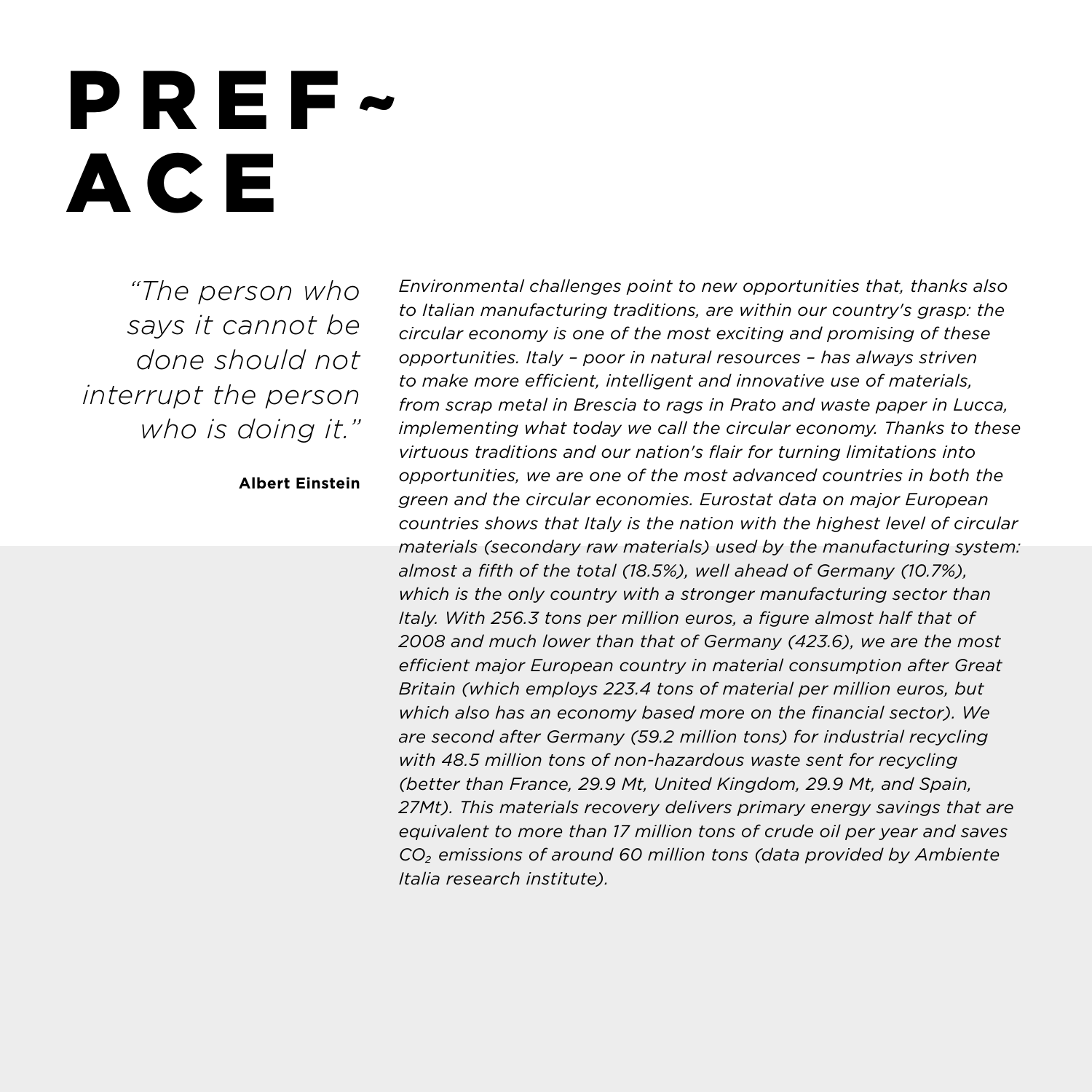# PREFACE

*"The person who says it cannot be done should not interrupt the person who is doing it."*

**Albert Einstein**

*Environmental challenges point to new opportunities that, thanks also to Italian manufacturing traditions, are within our country's grasp: the circular economy is one of the most exciting and promising of these opportunities. Italy – poor in natural resources – has always striven to make more efficient, intelligent and innovative use of materials, from scrap metal in Brescia to rags in Prato and waste paper in Lucca, implementing what today we call the circular economy. Thanks to these virtuous traditions and our nation's flair for turning limitations into opportunities, we are one of the most advanced countries in both the green and the circular economies. Eurostat data on major European countries shows that Italy is the nation with the highest level of circular materials (secondary raw materials) used by the manufacturing system: almost a fifth of the total (18.5%), well ahead of Germany (10.7%), which is the only country with a stronger manufacturing sector than Italy. With 256.3 tons per million euros, a figure almost half that of 2008 and much lower than that of Germany (423.6), we are the most efficient major European country in material consumption after Great Britain (which employs 223.4 tons of material per million euros, but which also has an economy based more on the financial sector). We are second after Germany (59.2 million tons) for industrial recycling with 48.5 million tons of non-hazardous waste sent for recycling (better than France, 29.9 Mt, United Kingdom, 29.9 Mt, and Spain, 27Mt). This materials recovery delivers primary energy savings that are equivalent to more than 17 million tons of crude oil per year and saves $CO_2$ emissions of around 60 million tons (data provided by Ambiente Italia research institute).*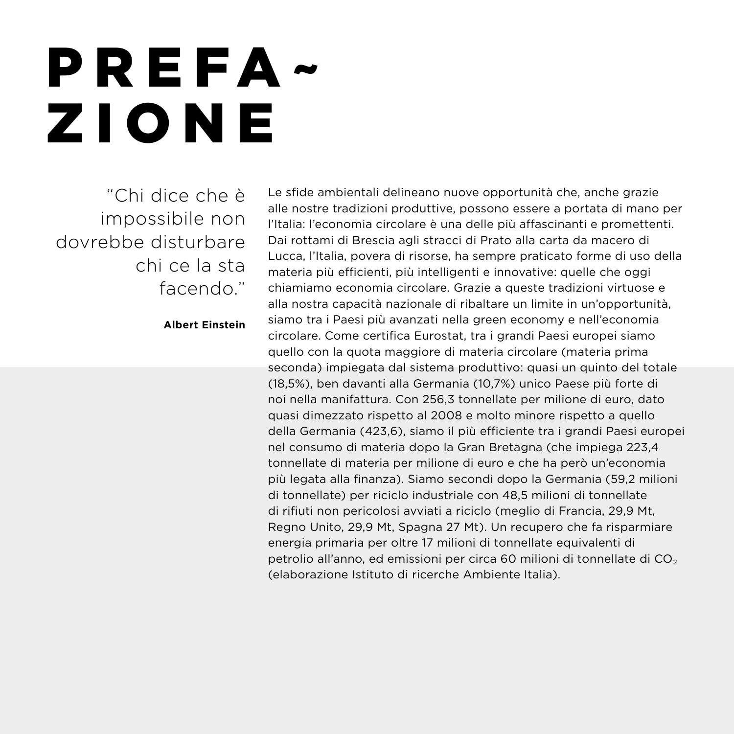# PREFAZIONE

> "Chi dice che è impossibile non dovrebbe disturbare chi ce la sta facendo."
>
> **Albert Einstein**

Le sfide ambientali delineano nuove opportunità che, anche grazie alle nostre tradizioni produttive, possono essere a portata di mano per l'Italia: l'economia circolare è una delle più affascinanti e promettenti. Dai rottami di Brescia agli stracci di Prato alla carta da macero di Lucca, l'Italia, povera di risorse, ha sempre praticato forme di uso della materia più efficienti, più intelligenti e innovative: quelle che oggi chiamiamo economia circolare. Grazie a queste tradizioni virtuose e alla nostra capacità nazionale di ribaltare un limite in un'opportunità, siamo tra i Paesi più avanzati nella green economy e nell'economia circolare. Come certifica Eurostat, tra i grandi Paesi europei siamo quello con la quota maggiore di materia circolare (materia prima seconda) impiegata dal sistema produttivo: quasi un quinto del totale (18,5%), ben davanti alla Germania (10,7%) unico Paese più forte di noi nella manifattura. Con 256,3 tonnellate per milione di euro, dato quasi dimezzato rispetto al 2008 e molto minore rispetto a quello della Germania (423,6), siamo il più efficiente tra i grandi Paesi europei nel consumo di materia dopo la Gran Bretagna (che impiega 223,4 tonnellate di materia per milione di euro e che ha però un'economia più legata alla finanza). Siamo secondi dopo la Germania (59,2 milioni di tonnellate) per riciclo industriale con 48,5 milioni di tonnellate di rifiuti non pericolosi avviati a riciclo (meglio di Francia, 29,9 Mt, Regno Unito, 29,9 Mt, Spagna 27 Mt). Un recupero che fa risparmiare energia primaria per oltre 17 milioni di tonnellate equivalenti di petrolio all'anno, ed emissioni per circa 60 milioni di tonnellate di $CO_2$ (elaborazione Istituto di ricerche Ambiente Italia).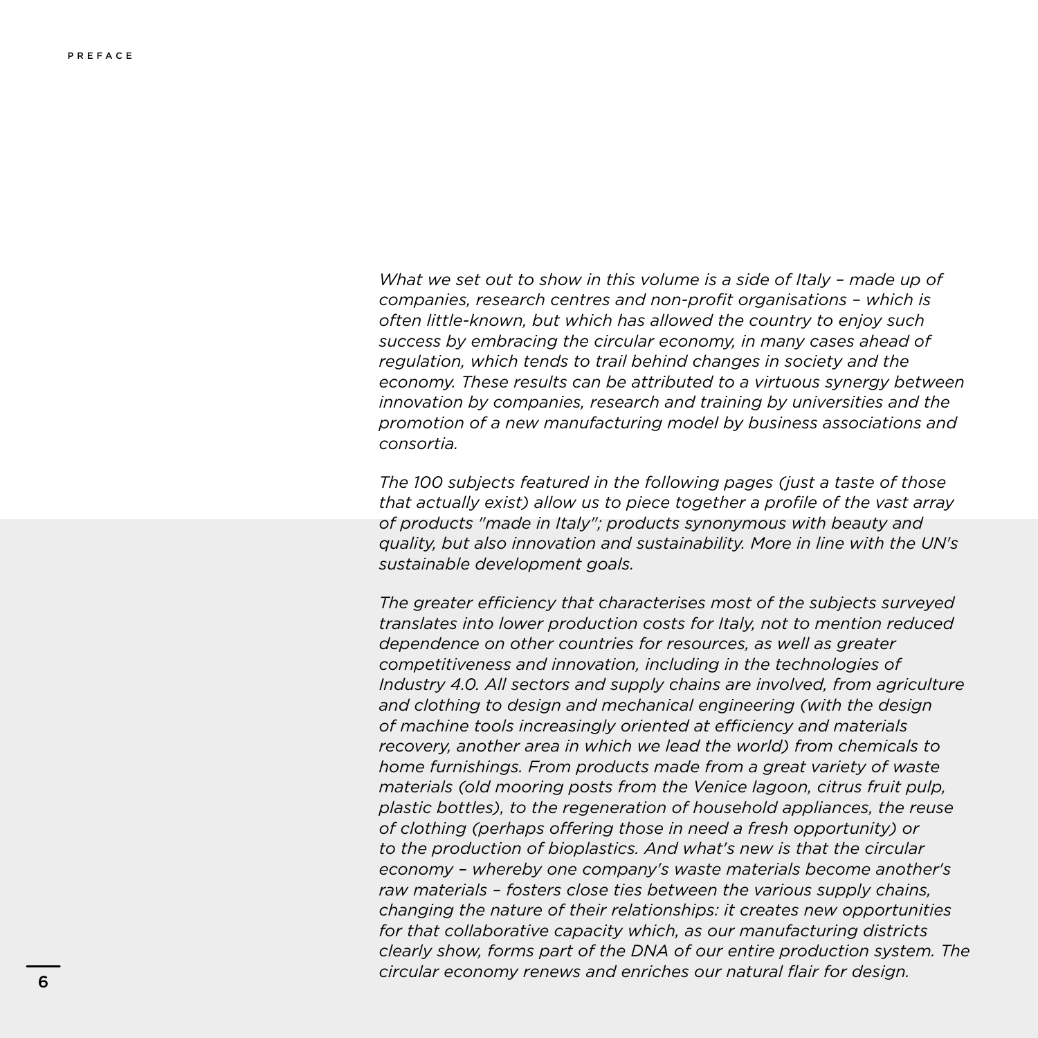*What we set out to show in this volume is a side of Italy – made up of companies, research centres and non-profit organisations – which is often little-known, but which has allowed the country to enjoy such success by embracing the circular economy, in many cases ahead of regulation, which tends to trail behind changes in society and the economy. These results can be attributed to a virtuous synergy between innovation by companies, research and training by universities and the promotion of a new manufacturing model by business associations and consortia.*

*The 100 subjects featured in the following pages (just a taste of those that actually exist) allow us to piece together a profile of the vast array of products "made in Italy"; products synonymous with beauty and quality, but also innovation and sustainability. More in line with the UN's sustainable development goals.*

*The greater efficiency that characterises most of the subjects surveyed translates into lower production costs for Italy, not to mention reduced dependence on other countries for resources, as well as greater competitiveness and innovation, including in the technologies of Industry 4.0. All sectors and supply chains are involved, from agriculture and clothing to design and mechanical engineering (with the design of machine tools increasingly oriented at efficiency and materials recovery, another area in which we lead the world) from chemicals to home furnishings. From products made from a great variety of waste materials (old mooring posts from the Venice lagoon, citrus fruit pulp, plastic bottles), to the regeneration of household appliances, the reuse of clothing (perhaps offering those in need a fresh opportunity) or to the production of bioplastics. And what's new is that the circular economy – whereby one company's waste materials become another's raw materials – fosters close ties between the various supply chains, changing the nature of their relationships: it creates new opportunities for that collaborative capacity which, as our manufacturing districts clearly show, forms part of the DNA of our entire production system. The circular economy renews and enriches our natural flair for design.*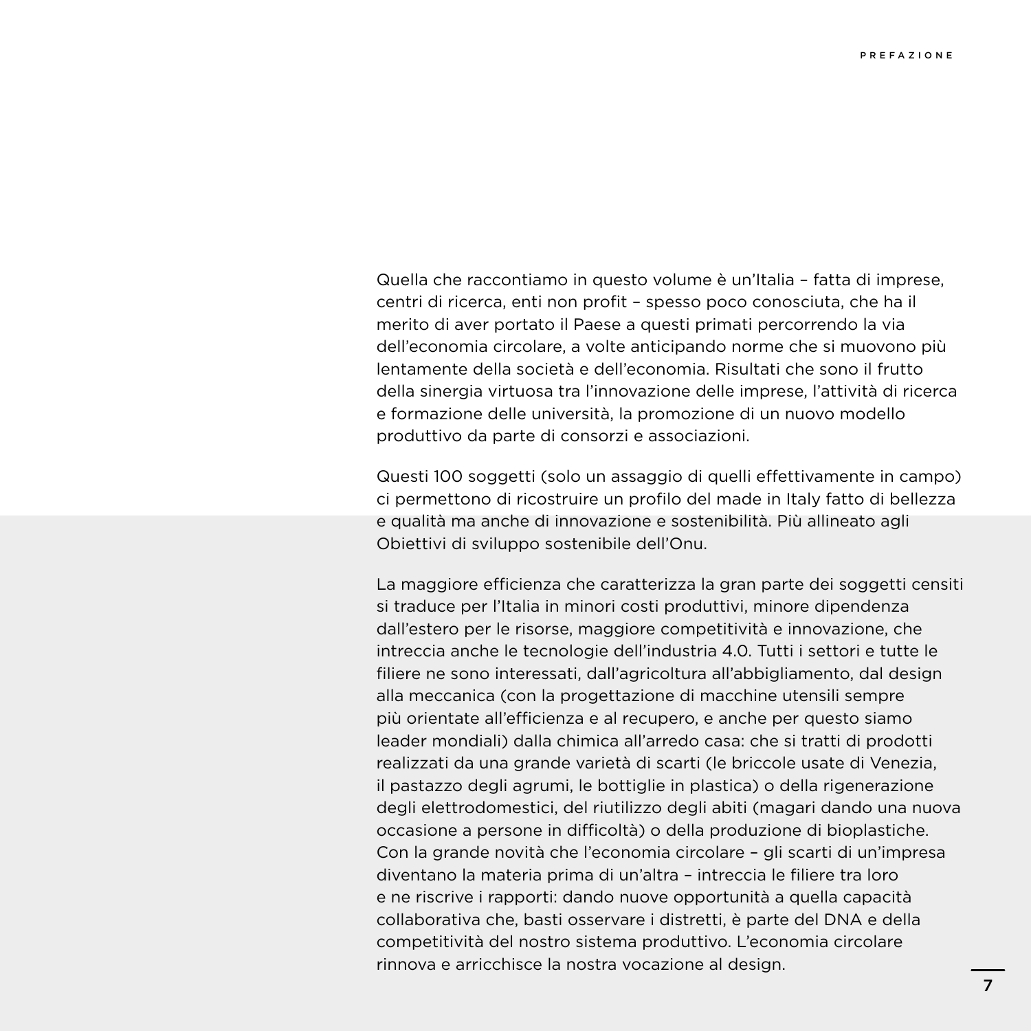Quella che raccontiamo in questo volume è un'Italia – fatta di imprese, centri di ricerca, enti non profit – spesso poco conosciuta, che ha il merito di aver portato il Paese a questi primati percorrendo la via dell'economia circolare, a volte anticipando norme che si muovono più lentamente della società e dell'economia. Risultati che sono il frutto della sinergia virtuosa tra l'innovazione delle imprese, l'attività di ricerca e formazione delle università, la promozione di un nuovo modello produttivo da parte di consorzi e associazioni.

Questi 100 soggetti (solo un assaggio di quelli effettivamente in campo) ci permettono di ricostruire un profilo del made in Italy fatto di bellezza e qualità ma anche di innovazione e sostenibilità. Più allineato agli Obiettivi di sviluppo sostenibile dell'Onu.

La maggiore efficienza che caratterizza la gran parte dei soggetti censiti si traduce per l'Italia in minori costi produttivi, minore dipendenza dall'estero per le risorse, maggiore competitività e innovazione, che intreccia anche le tecnologie dell'industria 4.0. Tutti i settori e tutte le filiere ne sono interessati, dall'agricoltura all'abbigliamento, dal design alla meccanica (con la progettazione di macchine utensili sempre più orientate all'efficienza e al recupero, e anche per questo siamo leader mondiali) dalla chimica all'arredo casa: che si tratti di prodotti realizzati da una grande varietà di scarti (le briccole usate di Venezia, il pastazzo degli agrumi, le bottiglie in plastica) o della rigenerazione degli elettrodomestici, del riutilizzo degli abiti (magari dando una nuova occasione a persone in difficoltà) o della produzione di bioplastiche. Con la grande novità che l'economia circolare – gli scarti di un'impresa diventano la materia prima di un'altra – intreccia le filiere tra loro e ne riscrive i rapporti: dando nuove opportunità a quella capacità collaborativa che, basti osservare i distretti, è parte del DNA e della competitività del nostro sistema produttivo. L'economia circolare rinnova e arricchisce la nostra vocazione al design.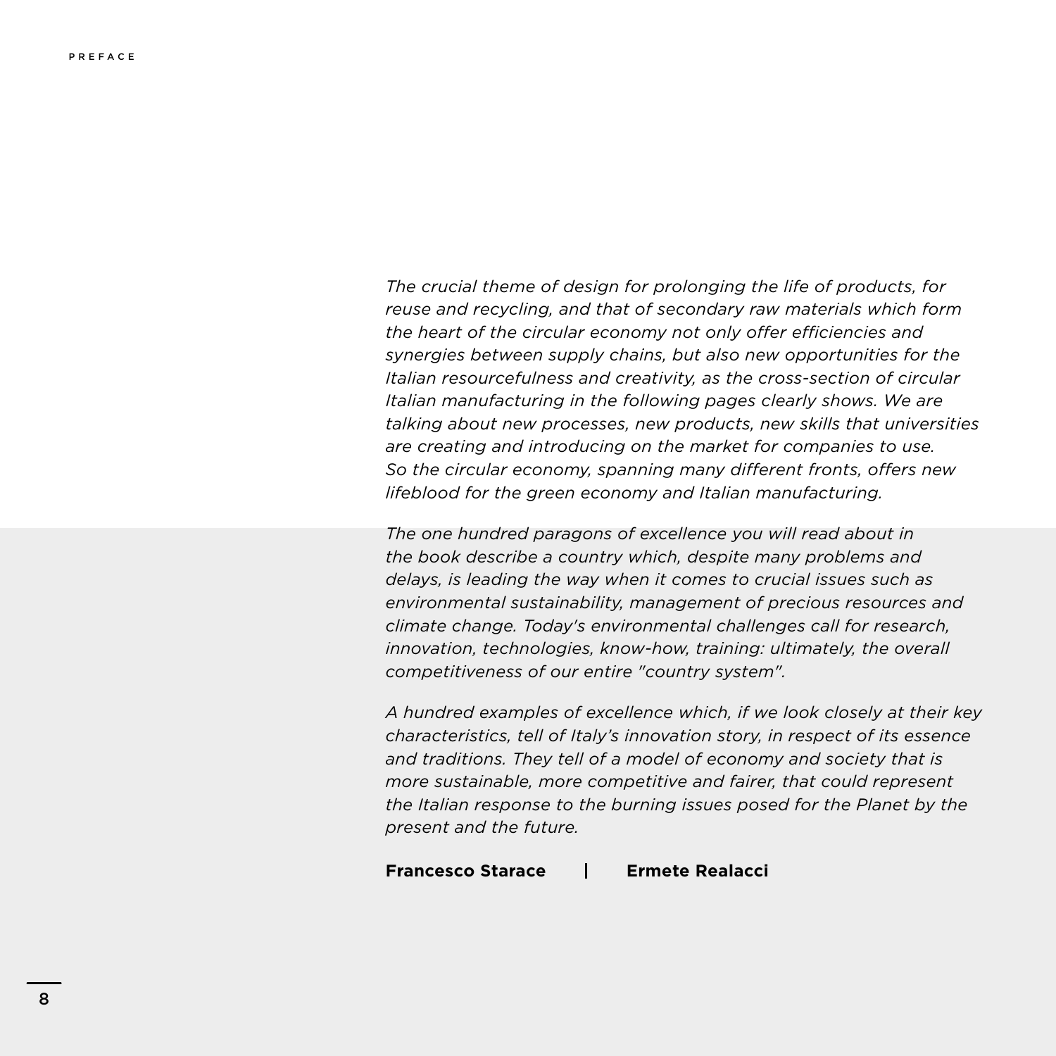*The crucial theme of design for prolonging the life of products, for reuse and recycling, and that of secondary raw materials which form the heart of the circular economy not only offer efficiencies and synergies between supply chains, but also new opportunities for the Italian resourcefulness and creativity, as the cross-section of circular Italian manufacturing in the following pages clearly shows. We are talking about new processes, new products, new skills that universities are creating and introducing on the market for companies to use. So the circular economy, spanning many different fronts, offers new lifeblood for the green economy and Italian manufacturing.*

*The one hundred paragons of excellence you will read about in the book describe a country which, despite many problems and delays, is leading the way when it comes to crucial issues such as environmental sustainability, management of precious resources and climate change. Today's environmental challenges call for research, innovation, technologies, know-how, training: ultimately, the overall competitiveness of our entire "country system".*

*A hundred examples of excellence which, if we look closely at their key characteristics, tell of Italy's innovation story, in respect of its essence and traditions. They tell of a model of economy and society that is more sustainable, more competitive and fairer, that could represent the Italian response to the burning issues posed for the Planet by the present and the future.*

**Francesco Starace** | **Ermete Realacci**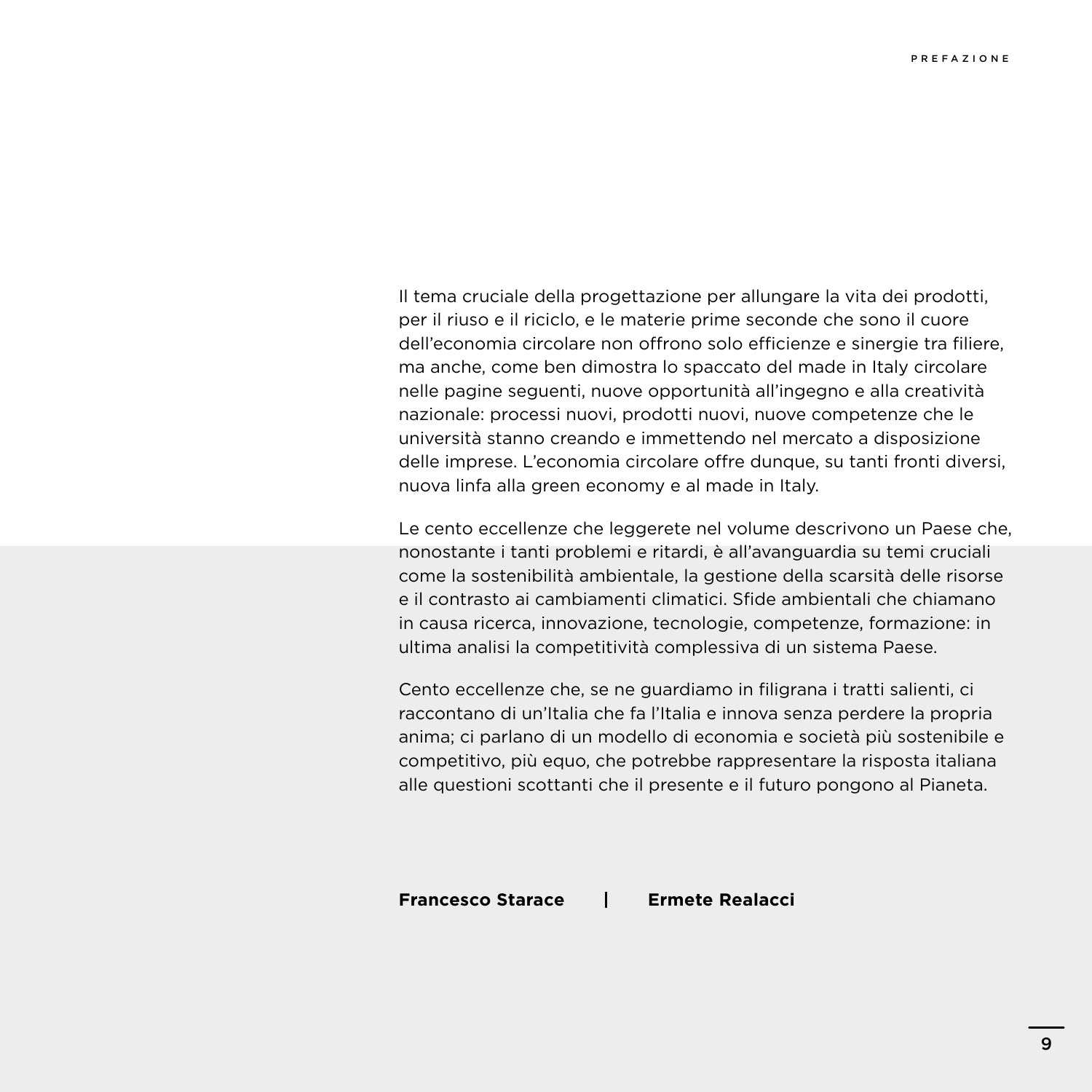Il tema cruciale della progettazione per allungare la vita dei prodotti, per il riuso e il riciclo, e le materie prime seconde che sono il cuore dell'economia circolare non offrono solo efficienze e sinergie tra filiere, ma anche, come ben dimostra lo spaccato del made in Italy circolare nelle pagine seguenti, nuove opportunità all'ingegno e alla creatività nazionale: processi nuovi, prodotti nuovi, nuove competenze che le università stanno creando e immettendo nel mercato a disposizione delle imprese. L'economia circolare offre dunque, su tanti fronti diversi, nuova linfa alla green economy e al made in Italy.

Le cento eccellenze che leggerete nel volume descrivono un Paese che, nonostante i tanti problemi e ritardi, è all'avanguardia su temi cruciali come la sostenibilità ambientale, la gestione della scarsità delle risorse e il contrasto ai cambiamenti climatici. Sfide ambientali che chiamano in causa ricerca, innovazione, tecnologie, competenze, formazione: in ultima analisi la competitività complessiva di un sistema Paese.

Cento eccellenze che, se ne guardiamo in filigrana i tratti salienti, ci raccontano di un'Italia che fa l'Italia e innova senza perdere la propria anima; ci parlano di un modello di economia e società più sostenibile e competitivo, più equo, che potrebbe rappresentare la risposta italiana alle questioni scottanti che il presente e il futuro pongono al Pianeta.

**Francesco Starace** | **Ermete Realacci**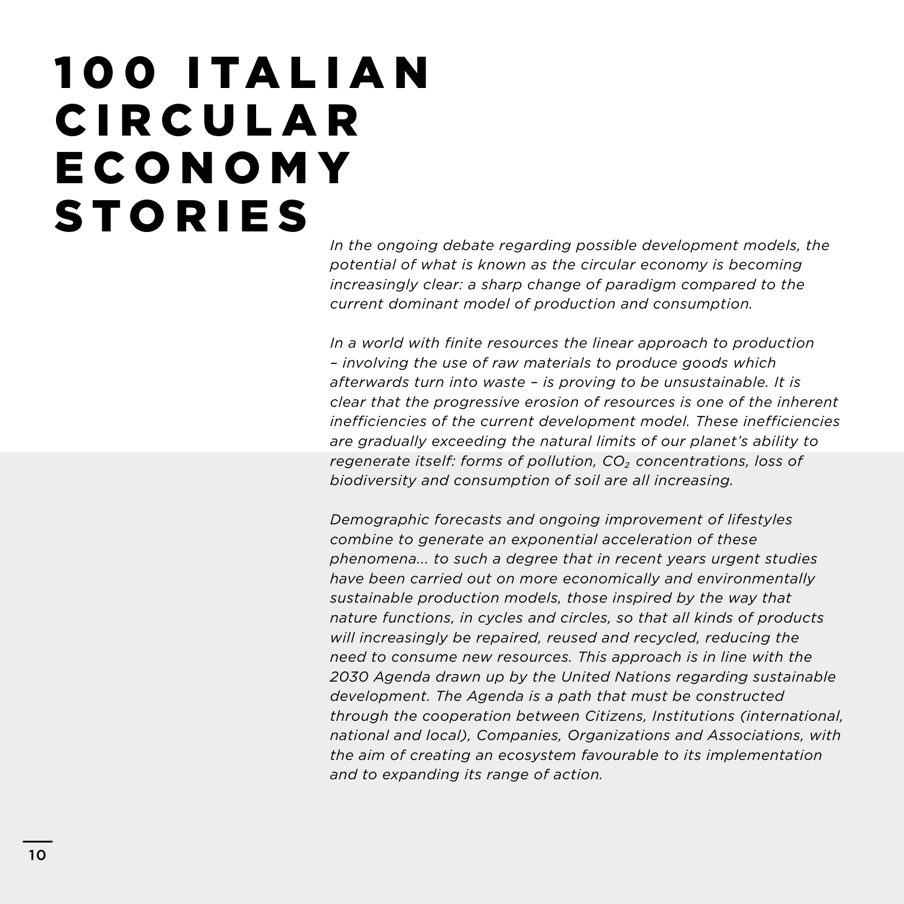# 100 ITALIAN CIRCULAR ECONOMY STORIES

*In the ongoing debate regarding possible development models, the potential of what is known as the circular economy is becoming increasingly clear: a sharp change of paradigm compared to the current dominant model of production and consumption.*

*In a world with finite resources the linear approach to production – involving the use of raw materials to produce goods which afterwards turn into waste – is proving to be unsustainable. It is clear that the progressive erosion of resources is one of the inherent inefficiencies of the current development model. These inefficiencies are gradually exceeding the natural limits of our planet's ability to regenerate itself: forms of pollution, $CO_2$ concentrations, loss of biodiversity and consumption of soil are all increasing.*

*Demographic forecasts and ongoing improvement of lifestyles combine to generate an exponential acceleration of these phenomena… to such a degree that in recent years urgent studies have been carried out on more economically and environmentally sustainable production models, those inspired by the way that nature functions, in cycles and circles, so that all kinds of products will increasingly be repaired, reused and recycled, reducing the need to consume new resources. This approach is in line with the 2030 Agenda drawn up by the United Nations regarding sustainable development. The Agenda is a path that must be constructed through the cooperation between Citizens, Institutions (international, national and local), Companies, Organizations and Associations, with the aim of creating an ecosystem favourable to its implementation and to expanding its range of action.*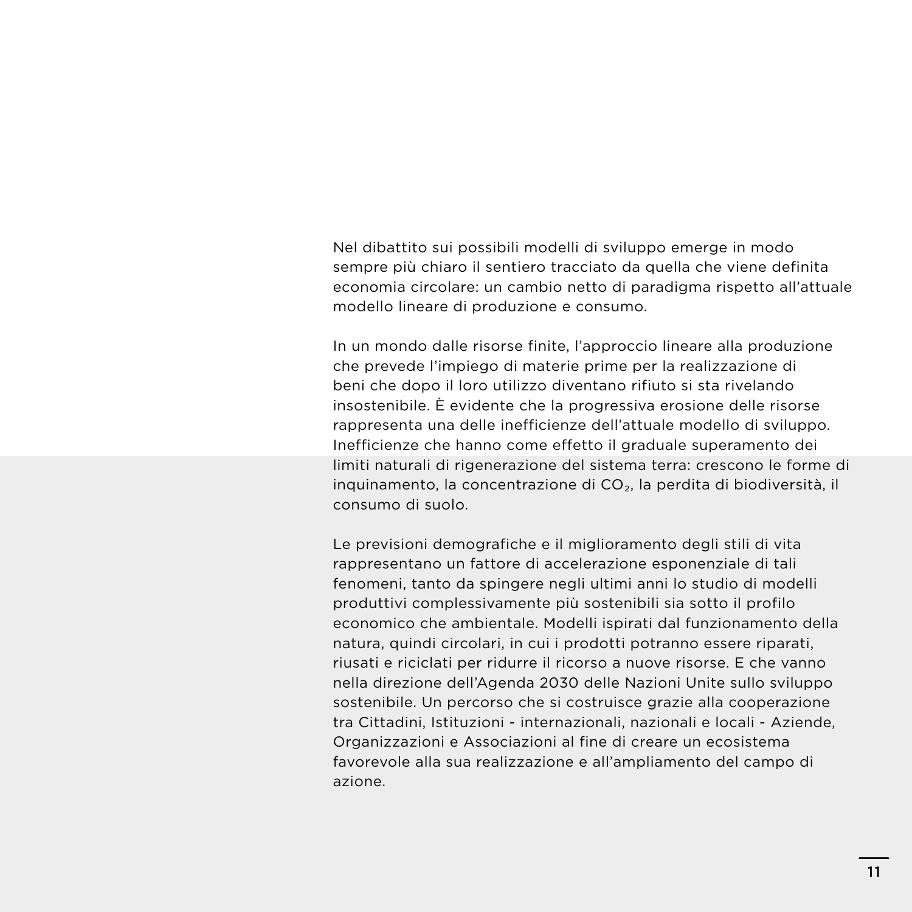Nel dibattito sui possibili modelli di sviluppo emerge in modo sempre più chiaro il sentiero tracciato da quella che viene definita economia circolare: un cambio netto di paradigma rispetto all'attuale modello lineare di produzione e consumo.

In un mondo dalle risorse finite, l'approccio lineare alla produzione che prevede l'impiego di materie prime per la realizzazione di beni che dopo il loro utilizzo diventano rifiuto si sta rivelando insostenibile. È evidente che la progressiva erosione delle risorse rappresenta una delle inefficienze dell'attuale modello di sviluppo. Inefficienze che hanno come effetto il graduale superamento dei limiti naturali di rigenerazione del sistema terra: crescono le forme di inquinamento, la concentrazione di $CO_2$, la perdita di biodiversità, il consumo di suolo.

Le previsioni demografiche e il miglioramento degli stili di vita rappresentano un fattore di accelerazione esponenziale di tali fenomeni, tanto da spingere negli ultimi anni lo studio di modelli produttivi complessivamente più sostenibili sia sotto il profilo economico che ambientale. Modelli ispirati dal funzionamento della natura, quindi circolari, in cui i prodotti potranno essere riparati, riusati e riciclati per ridurre il ricorso a nuove risorse. E che vanno nella direzione dell'Agenda 2030 delle Nazioni Unite sullo sviluppo sostenibile. Un percorso che si costruisce grazie alla cooperazione tra Cittadini, Istituzioni - internazionali, nazionali e locali - Aziende, Organizzazioni e Associazioni al fine di creare un ecosistema favorevole alla sua realizzazione e all'ampliamento del campo di azione.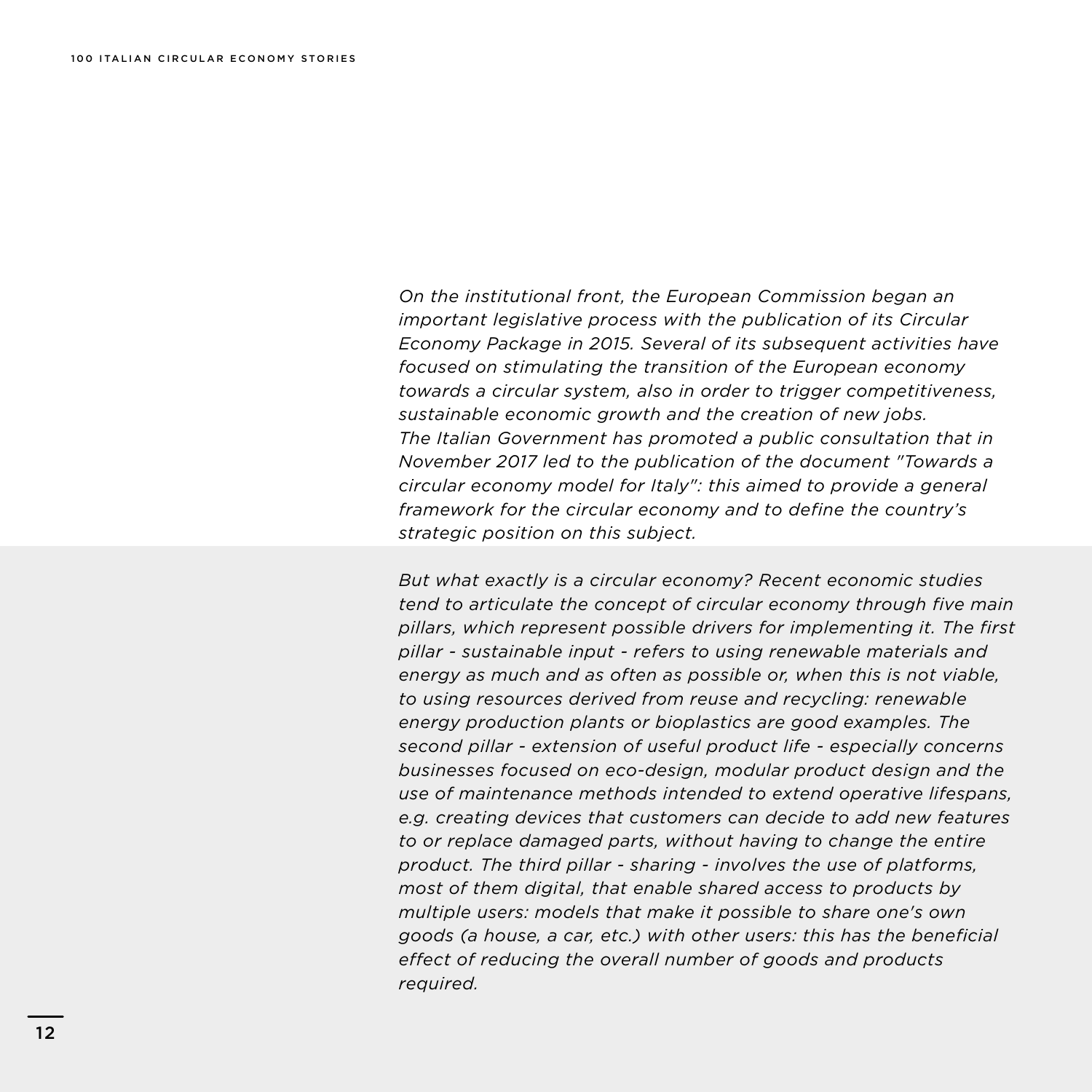*On the institutional front, the European Commission began an important legislative process with the publication of its Circular Economy Package in 2015. Several of its subsequent activities have focused on stimulating the transition of the European economy towards a circular system, also in order to trigger competitiveness, sustainable economic growth and the creation of new jobs. The Italian Government has promoted a public consultation that in November 2017 led to the publication of the document "Towards a circular economy model for Italy": this aimed to provide a general framework for the circular economy and to define the country's strategic position on this subject.*

*But what exactly is a circular economy? Recent economic studies tend to articulate the concept of circular economy through five main pillars, which represent possible drivers for implementing it. The first pillar - sustainable input - refers to using renewable materials and energy as much and as often as possible or, when this is not viable, to using resources derived from reuse and recycling: renewable energy production plants or bioplastics are good examples. The second pillar - extension of useful product life - especially concerns businesses focused on eco-design, modular product design and the use of maintenance methods intended to extend operative lifespans, e.g. creating devices that customers can decide to add new features to or replace damaged parts, without having to change the entire product. The third pillar - sharing - involves the use of platforms, most of them digital, that enable shared access to products by multiple users: models that make it possible to share one's own goods (a house, a car, etc.) with other users: this has the beneficial effect of reducing the overall number of goods and products required.*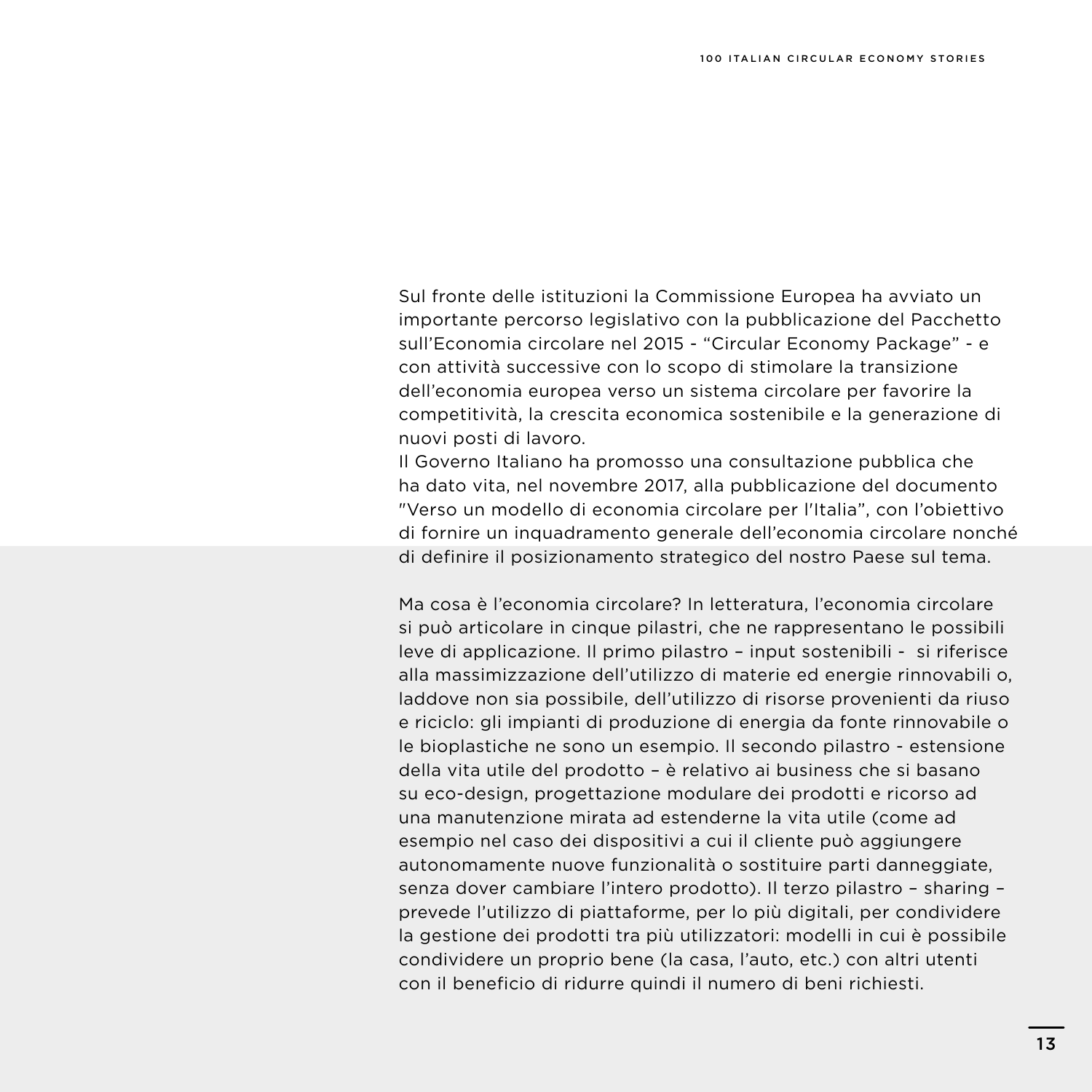Sul fronte delle istituzioni la Commissione Europea ha avviato un importante percorso legislativo con la pubblicazione del Pacchetto sull'Economia circolare nel 2015 - "Circular Economy Package" - e con attività successive con lo scopo di stimolare la transizione dell'economia europea verso un sistema circolare per favorire la competitività, la crescita economica sostenibile e la generazione di nuovi posti di lavoro.
Il Governo Italiano ha promosso una consultazione pubblica che ha dato vita, nel novembre 2017, alla pubblicazione del documento "Verso un modello di economia circolare per l'Italia", con l'obiettivo di fornire un inquadramento generale dell'economia circolare nonché di definire il posizionamento strategico del nostro Paese sul tema.

Ma cosa è l'economia circolare? In letteratura, l'economia circolare si può articolare in cinque pilastri, che ne rappresentano le possibili leve di applicazione. Il primo pilastro – input sostenibili - si riferisce alla massimizzazione dell'utilizzo di materie ed energie rinnovabili o, laddove non sia possibile, dell'utilizzo di risorse provenienti da riuso e riciclo: gli impianti di produzione di energia da fonte rinnovabile o le bioplastiche ne sono un esempio. Il secondo pilastro - estensione della vita utile del prodotto – è relativo ai business che si basano su eco-design, progettazione modulare dei prodotti e ricorso ad una manutenzione mirata ad estenderne la vita utile (come ad esempio nel caso dei dispositivi a cui il cliente può aggiungere autonomamente nuove funzionalità o sostituire parti danneggiate, senza dover cambiare l'intero prodotto). Il terzo pilastro – sharing – prevede l'utilizzo di piattaforme, per lo più digitali, per condividere la gestione dei prodotti tra più utilizzatori: modelli in cui è possibile condividere un proprio bene (la casa, l'auto, etc.) con altri utenti con il beneficio di ridurre quindi il numero di beni richiesti.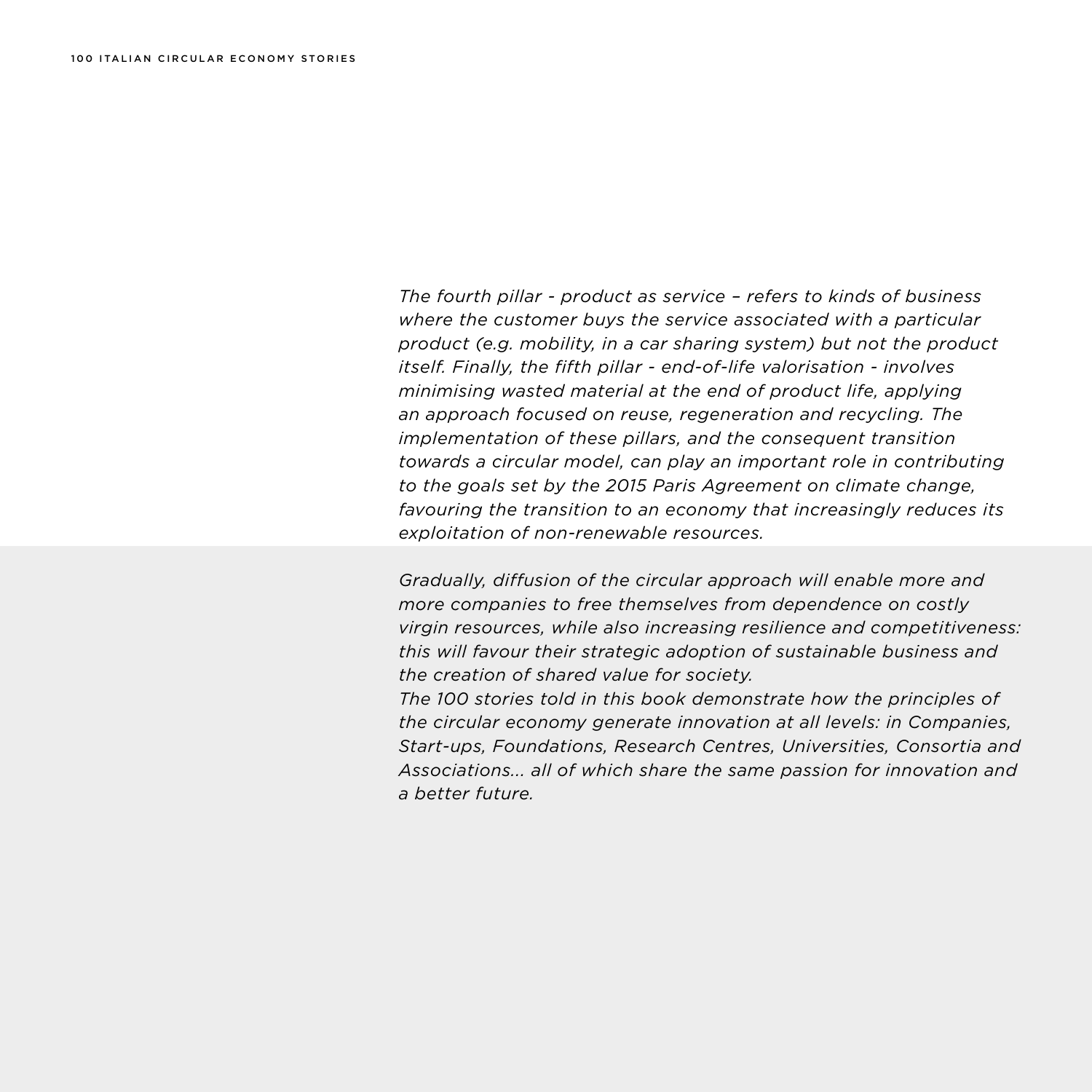*The fourth pillar - product as service – refers to kinds of business where the customer buys the service associated with a particular product (e.g. mobility, in a car sharing system) but not the product itself. Finally, the fifth pillar - end-of-life valorisation - involves minimising wasted material at the end of product life, applying an approach focused on reuse, regeneration and recycling. The implementation of these pillars, and the consequent transition towards a circular model, can play an important role in contributing to the goals set by the 2015 Paris Agreement on climate change, favouring the transition to an economy that increasingly reduces its exploitation of non-renewable resources.*

*Gradually, diffusion of the circular approach will enable more and more companies to free themselves from dependence on costly virgin resources, while also increasing resilience and competitiveness: this will favour their strategic adoption of sustainable business and the creation of shared value for society.*
*The 100 stories told in this book demonstrate how the principles of the circular economy generate innovation at all levels: in Companies, Start-ups, Foundations, Research Centres, Universities, Consortia and Associations... all of which share the same passion for innovation and a better future.*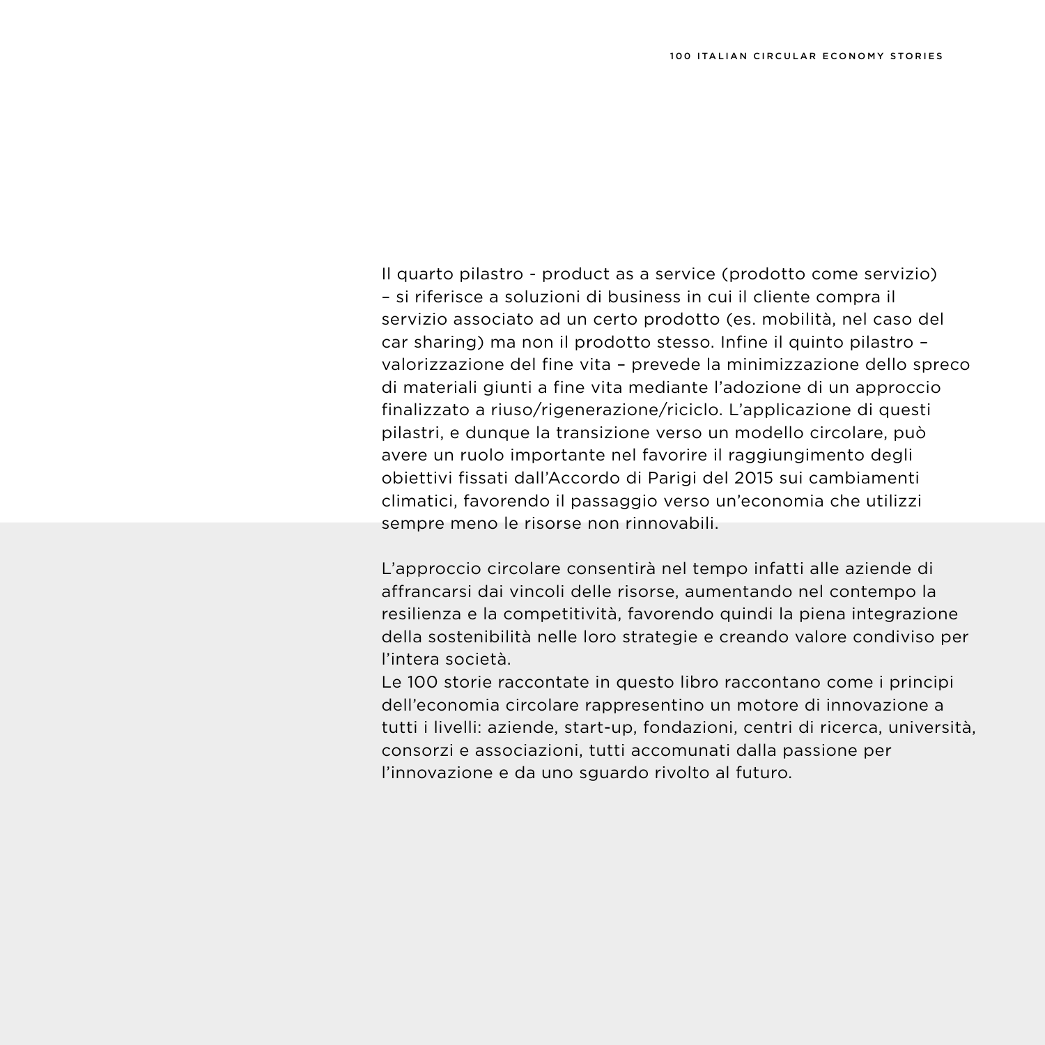Il quarto pilastro - product as a service (prodotto come servizio) – si riferisce a soluzioni di business in cui il cliente compra il servizio associato ad un certo prodotto (es. mobilità, nel caso del car sharing) ma non il prodotto stesso. Infine il quinto pilastro – valorizzazione del fine vita – prevede la minimizzazione dello spreco di materiali giunti a fine vita mediante l'adozione di un approccio finalizzato a riuso/rigenerazione/riciclo. L'applicazione di questi pilastri, e dunque la transizione verso un modello circolare, può avere un ruolo importante nel favorire il raggiungimento degli obiettivi fissati dall'Accordo di Parigi del 2015 sui cambiamenti climatici, favorendo il passaggio verso un'economia che utilizzi sempre meno le risorse non rinnovabili.

L'approccio circolare consentirà nel tempo infatti alle aziende di affrancarsi dai vincoli delle risorse, aumentando nel contempo la resilienza e la competitività, favorendo quindi la piena integrazione della sostenibilità nelle loro strategie e creando valore condiviso per l'intera società.
Le 100 storie raccontate in questo libro raccontano come i principi dell'economia circolare rappresentino un motore di innovazione a tutti i livelli: aziende, start-up, fondazioni, centri di ricerca, università, consorzi e associazioni, tutti accomunati dalla passione per l'innovazione e da uno sguardo rivolto al futuro.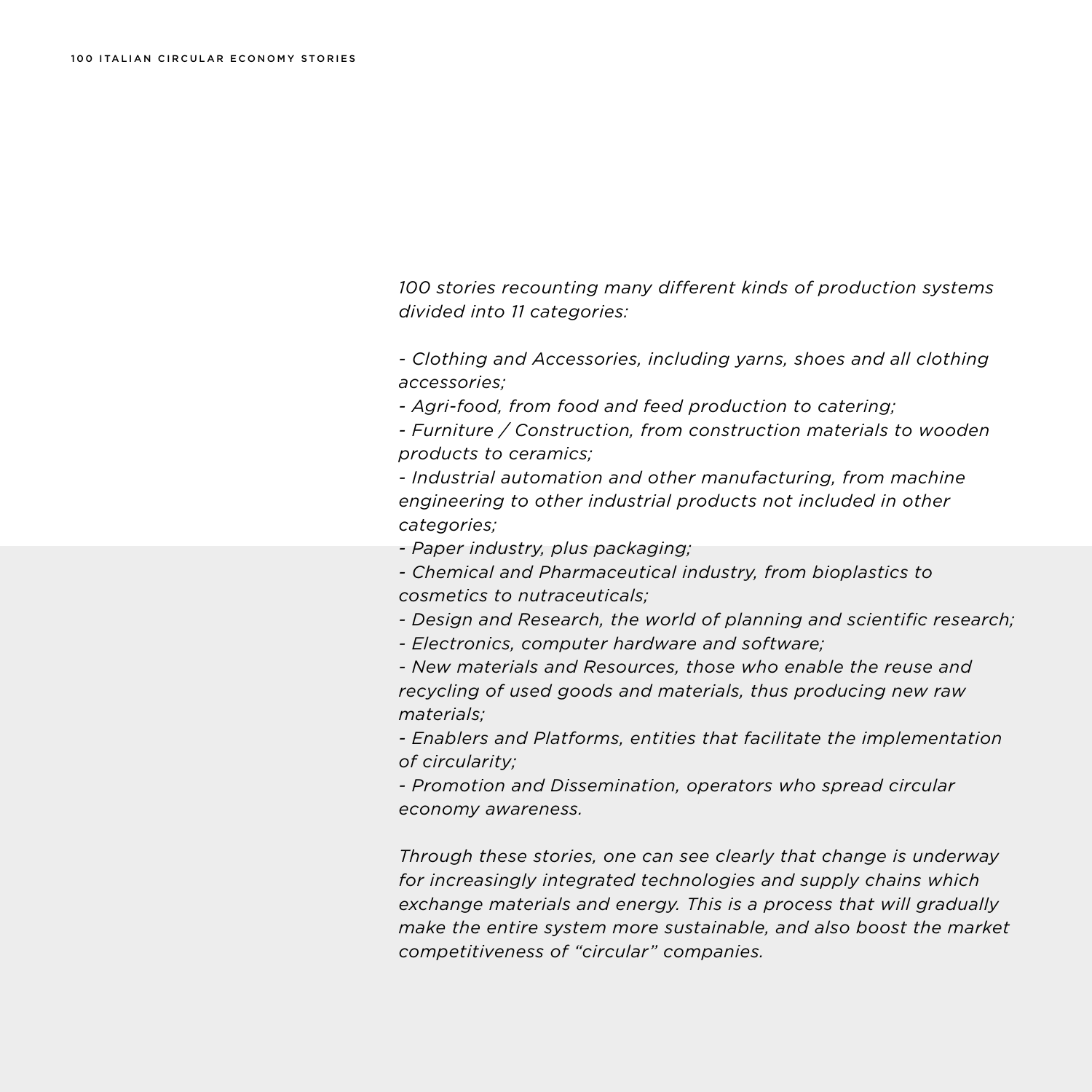*100 stories recounting many different kinds of production systems divided into 11 categories:*

- *Clothing and Accessories, including yarns, shoes and all clothing accessories;*
- *Agri-food, from food and feed production to catering;*
- *Furniture / Construction, from construction materials to wooden products to ceramics;*
- *Industrial automation and other manufacturing, from machine engineering to other industrial products not included in other categories;*
- *Paper industry, plus packaging;*
- *Chemical and Pharmaceutical industry, from bioplastics to cosmetics to nutraceuticals;*
- *Design and Research, the world of planning and scientific research;*
- *Electronics, computer hardware and software;*
- *New materials and Resources, those who enable the reuse and recycling of used goods and materials, thus producing new raw materials;*
- *Enablers and Platforms, entities that facilitate the implementation of circularity;*
- *Promotion and Dissemination, operators who spread circular economy awareness.*

*Through these stories, one can see clearly that change is underway for increasingly integrated technologies and supply chains which exchange materials and energy. This is a process that will gradually make the entire system more sustainable, and also boost the market competitiveness of "circular" companies.*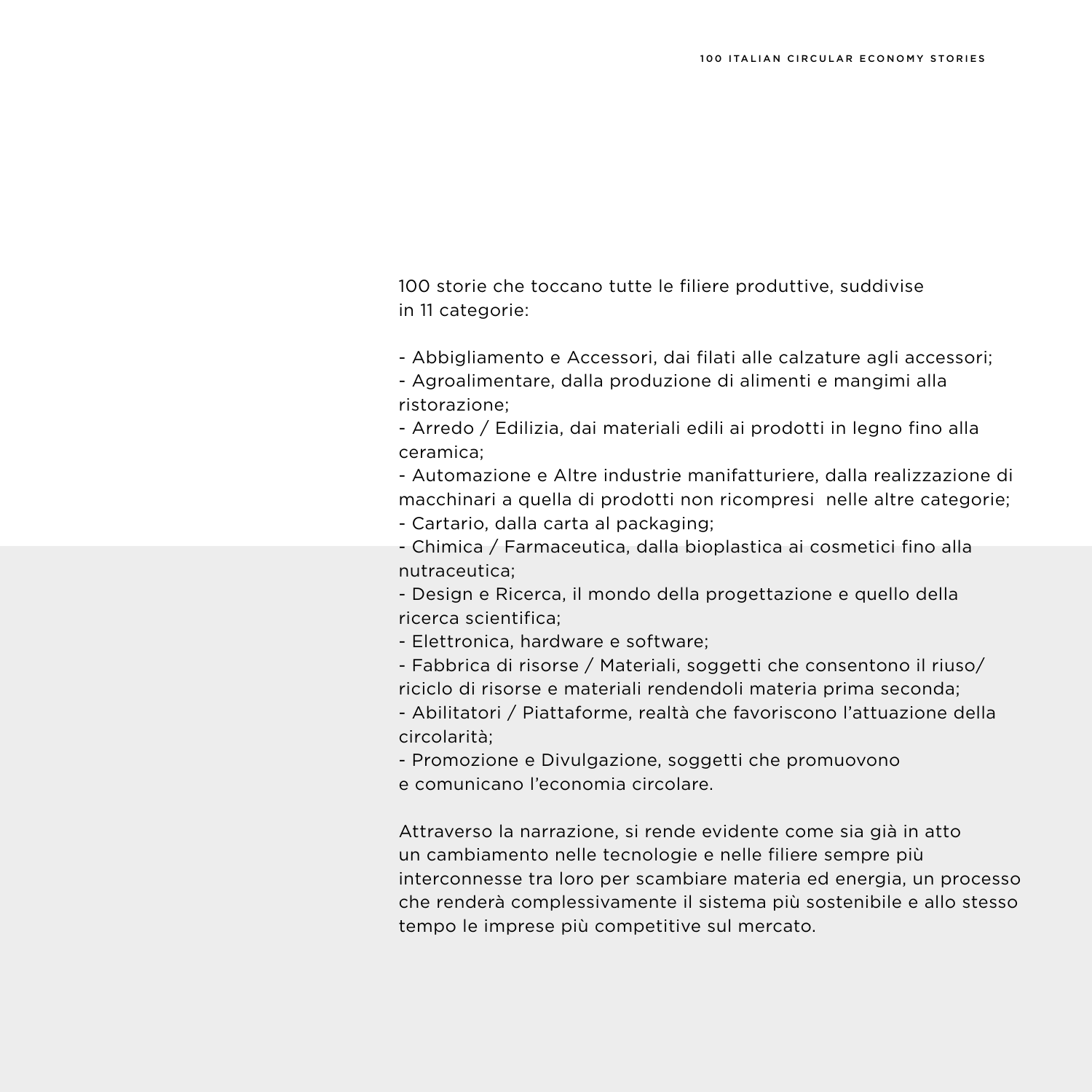100 storie che toccano tutte le filiere produttive, suddivise in 11 categorie:

- Abbigliamento e Accessori, dai filati alle calzature agli accessori;
- Agroalimentare, dalla produzione di alimenti e mangimi alla ristorazione;
- Arredo / Edilizia, dai materiali edili ai prodotti in legno fino alla ceramica;
- Automazione e Altre industrie manifatturiere, dalla realizzazione di macchinari a quella di prodotti non ricompresi nelle altre categorie;
- Cartario, dalla carta al packaging;
- Chimica / Farmaceutica, dalla bioplastica ai cosmetici fino alla nutraceutica;
- Design e Ricerca, il mondo della progettazione e quello della ricerca scientifica;
- Elettronica, hardware e software;
- Fabbrica di risorse / Materiali, soggetti che consentono il riuso/riciclo di risorse e materiali rendendoli materia prima seconda;
- Abilitatori / Piattaforme, realtà che favoriscono l'attuazione della circolarità;
- Promozione e Divulgazione, soggetti che promuovono e comunicano l'economia circolare.

Attraverso la narrazione, si rende evidente come sia già in atto un cambiamento nelle tecnologie e nelle filiere sempre più interconnesse tra loro per scambiare materia ed energia, un processo che renderà complessivamente il sistema più sostenibile e allo stesso tempo le imprese più competitive sul mercato.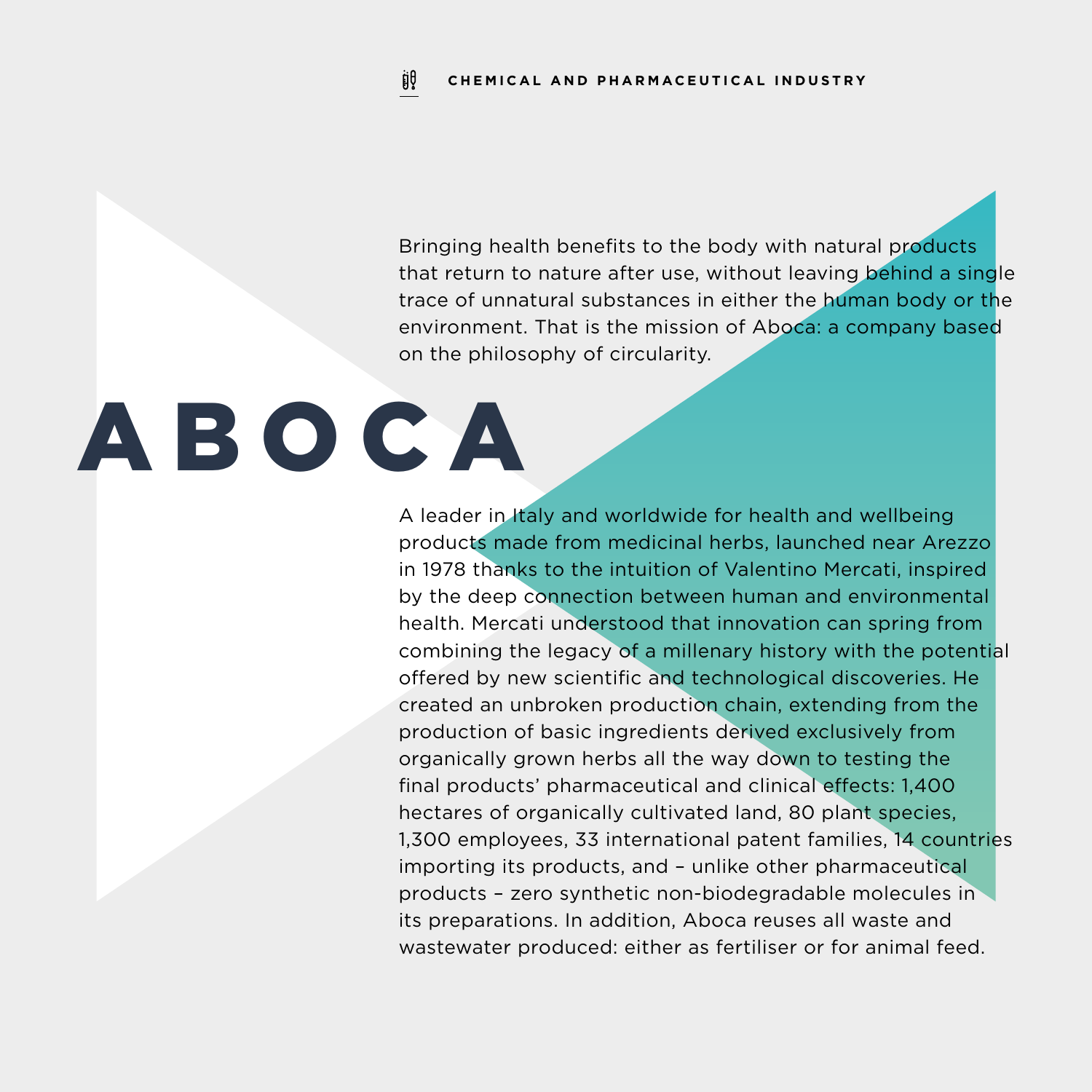CHEMICAL AND PHARMACEUTICAL INDUSTRY

Bringing health benefits to the body with natural products that return to nature after use, without leaving behind a single trace of unnatural substances in either the human body or the environment. That is the mission of Aboca: a company based on the philosophy of circularity.

# ABOCA

A leader in Italy and worldwide for health and wellbeing products made from medicinal herbs, launched near Arezzo in 1978 thanks to the intuition of Valentino Mercati, inspired by the deep connection between human and environmental health. Mercati understood that innovation can spring from combining the legacy of a millenary history with the potential offered by new scientific and technological discoveries. He created an unbroken production chain, extending from the production of basic ingredients derived exclusively from organically grown herbs all the way down to testing the final products' pharmaceutical and clinical effects: 1,400 hectares of organically cultivated land, 80 plant species, 1,300 employees, 33 international patent families, 14 countries importing its products, and – unlike other pharmaceutical products – zero synthetic non-biodegradable molecules in its preparations. In addition, Aboca reuses all waste and wastewater produced: either as fertiliser or for animal feed.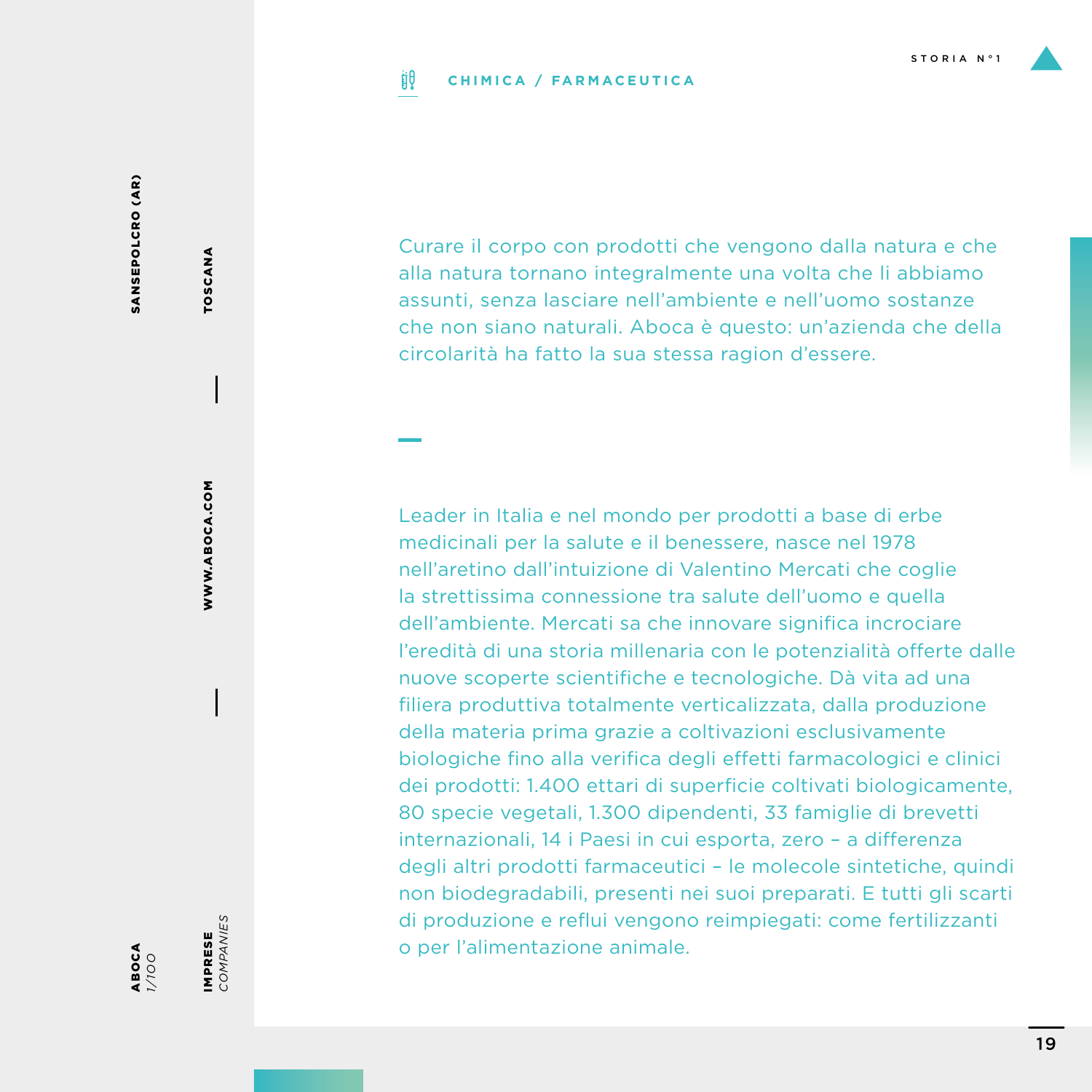**CHIMICA / FARMACEUTICA**

STORIA N°1

**ABOCA** *1/100* | **SANSEPOLCRO (AR)** | **TOSCANA** | **WWW.ABOCA.COM** | **IMPRESE** *COMPANIES*

Curare il corpo con prodotti che vengono dalla natura e che alla natura tornano integralmente una volta che li abbiamo assunti, senza lasciare nell'ambiente e nell'uomo sostanze che non siano naturali. Aboca è questo: un'azienda che della circolarità ha fatto la sua stessa ragion d'essere.

—

Leader in Italia e nel mondo per prodotti a base di erbe medicinali per la salute e il benessere, nasce nel 1978 nell'aretino dall'intuizione di Valentino Mercati che coglie la strettissima connessione tra salute dell'uomo e quella dell'ambiente. Mercati sa che innovare significa incrociare l'eredità di una storia millenaria con le potenzialità offerte dalle nuove scoperte scientifiche e tecnologiche. Dà vita ad una filiera produttiva totalmente verticalizzata, dalla produzione della materia prima grazie a coltivazioni esclusivamente biologiche fino alla verifica degli effetti farmacologici e clinici dei prodotti: 1.400 ettari di superficie coltivati biologicamente, 80 specie vegetali, 1.300 dipendenti, 33 famiglie di brevetti internazionali, 14 i Paesi in cui esporta, zero – a differenza degli altri prodotti farmaceutici – le molecole sintetiche, quindi non biodegradabili, presenti nei suoi preparati. E tutti gli scarti di produzione e reflui vengono reimpiegati: come fertilizzanti o per l'alimentazione animale.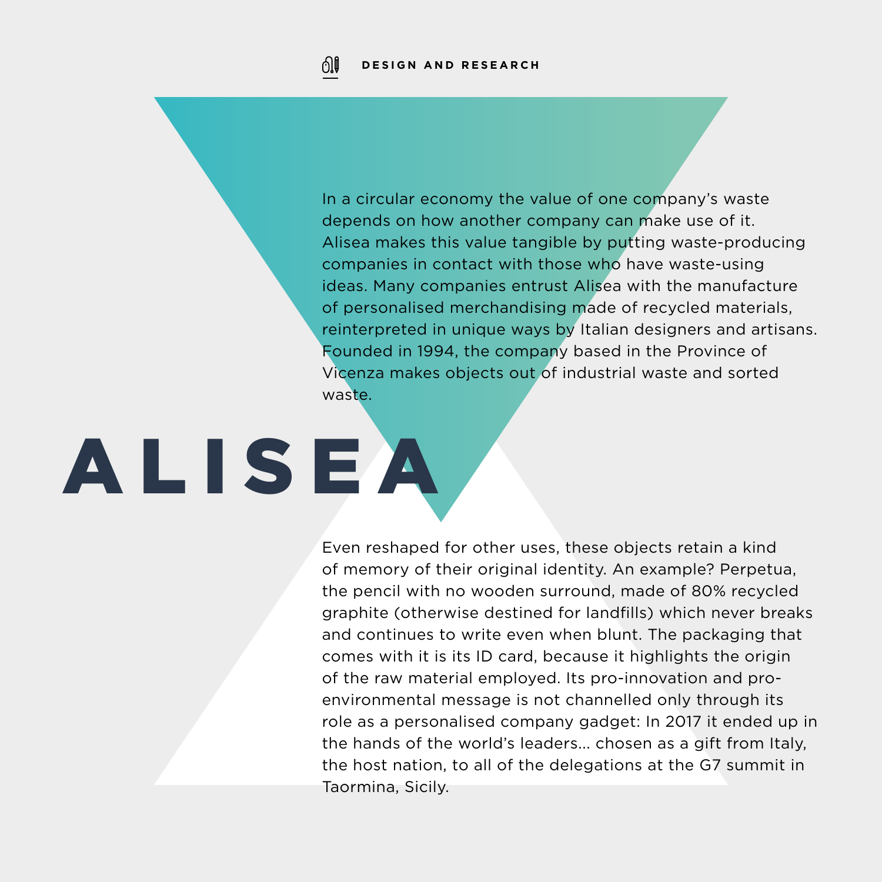DESIGN AND RESEARCH

# ALISEA

In a circular economy the value of one company's waste depends on how another company can make use of it. Alisea makes this value tangible by putting waste-producing companies in contact with those who have waste-using ideas. Many companies entrust Alisea with the manufacture of personalised merchandising made of recycled materials, reinterpreted in unique ways by Italian designers and artisans. Founded in 1994, the company based in the Province of Vicenza makes objects out of industrial waste and sorted waste.

Even reshaped for other uses, these objects retain a kind of memory of their original identity. An example? Perpetua, the pencil with no wooden surround, made of 80% recycled graphite (otherwise destined for landfills) which never breaks and continues to write even when blunt. The packaging that comes with it is its ID card, because it highlights the origin of the raw material employed. Its pro-innovation and pro-environmental message is not channelled only through its role as a personalised company gadget: In 2017 it ended up in the hands of the world's leaders... chosen as a gift from Italy, the host nation, to all of the delegations at the G7 summit in Taormina, Sicily.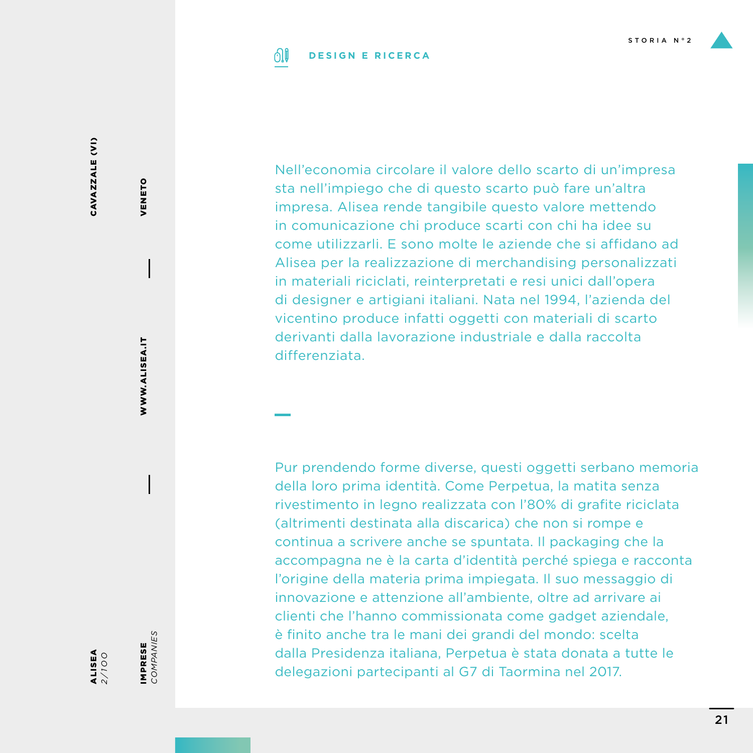## DESIGN E RICERCA

Nell'economia circolare il valore dello scarto di un'impresa sta nell'impiego che di questo scarto può fare un'altra impresa. Alisea rende tangibile questo valore mettendo in comunicazione chi produce scarti con chi ha idee su come utilizzarli. E sono molte le aziende che si affidano ad Alisea per la realizzazione di merchandising personalizzati in materiali riciclati, reinterpretati e resi unici dall'opera di designer e artigiani italiani. Nata nel 1994, l'azienda del vicentino produce infatti oggetti con materiali di scarto derivanti dalla lavorazione industriale e dalla raccolta differenziata.

Pur prendendo forme diverse, questi oggetti serbano memoria della loro prima identità. Come Perpetua, la matita senza rivestimento in legno realizzata con l'80% di grafite riciclata (altrimenti destinata alla discarica) che non si rompe e continua a scrivere anche se spuntata. Il packaging che la accompagna ne è la carta d'identità perché spiega e racconta l'origine della materia prima impiegata. Il suo messaggio di innovazione e attenzione all'ambiente, oltre ad arrivare ai clienti che l'hanno commissionata come gadget aziendale, è finito anche tra le mani dei grandi del mondo: scelta dalla Presidenza italiana, Perpetua è stata donata a tutte le delegazioni partecipanti al G7 di Taormina nel 2017.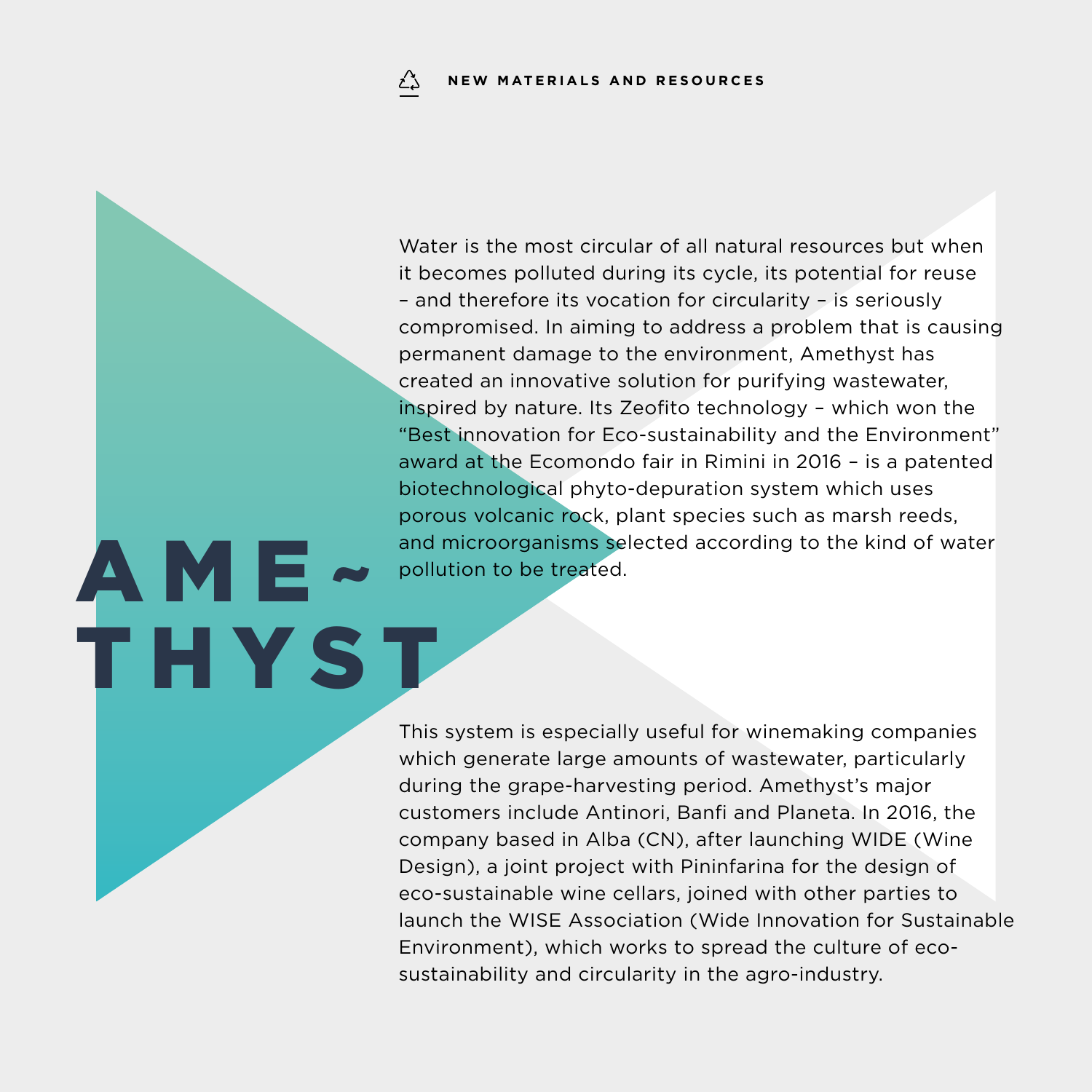NEW MATERIALS AND RESOURCES

# AMETHYST

Water is the most circular of all natural resources but when it becomes polluted during its cycle, its potential for reuse – and therefore its vocation for circularity – is seriously compromised. In aiming to address a problem that is causing permanent damage to the environment, Amethyst has created an innovative solution for purifying wastewater, inspired by nature. Its Zeofito technology – which won the “Best innovation for Eco-sustainability and the Environment” award at the Ecomondo fair in Rimini in 2016 – is a patented biotechnological phyto-depuration system which uses porous volcanic rock, plant species such as marsh reeds, and microorganisms selected according to the kind of water pollution to be treated.

This system is especially useful for winemaking companies which generate large amounts of wastewater, particularly during the grape-harvesting period. Amethyst’s major customers include Antinori, Banfi and Planeta. In 2016, the company based in Alba (CN), after launching WIDE (Wine Design), a joint project with Pininfarina for the design of eco-sustainable wine cellars, joined with other parties to launch the WISE Association (Wide Innovation for Sustainable Environment), which works to spread the culture of eco-sustainability and circularity in the agro-industry.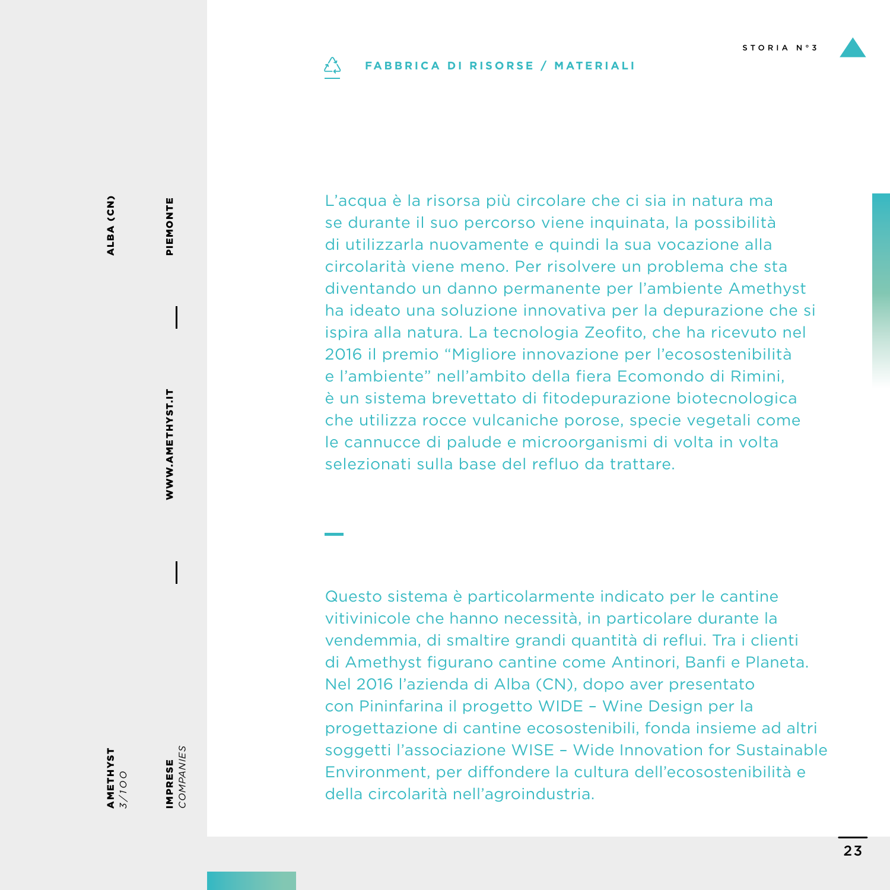STORIA N°3

**FABBRICA DI RISORSE / MATERIALI**

ALBA (CN) — PIEMONTE

WWW.AMETHYST.IT

**AMETHYST** *3/100*

**IMPRESE** *COMPANIES*

L'acqua è la risorsa più circolare che ci sia in natura ma se durante il suo percorso viene inquinata, la possibilità di utilizzarla nuovamente e quindi la sua vocazione alla circolarità viene meno. Per risolvere un problema che sta diventando un danno permanente per l'ambiente Amethyst ha ideato una soluzione innovativa per la depurazione che si ispira alla natura. La tecnologia Zeofito, che ha ricevuto nel 2016 il premio "Migliore innovazione per l'ecosostenibilità e l'ambiente" nell'ambito della fiera Ecomondo di Rimini, è un sistema brevettato di fitodepurazione biotecnologica che utilizza rocce vulcaniche porose, specie vegetali come le cannucce di palude e microorganismi di volta in volta selezionati sulla base del refluo da trattare.

Questo sistema è particolarmente indicato per le cantine vitivinicole che hanno necessità, in particolare durante la vendemmia, di smaltire grandi quantità di reflui. Tra i clienti di Amethyst figurano cantine come Antinori, Banfi e Planeta. Nel 2016 l'azienda di Alba (CN), dopo aver presentato con Pininfarina il progetto WIDE – Wine Design per la progettazione di cantine ecosostenibili, fonda insieme ad altri soggetti l'associazione WISE – Wide Innovation for Sustainable Environment, per diffondere la cultura dell'ecosostenibilità e della circolarità nell'agroindustria.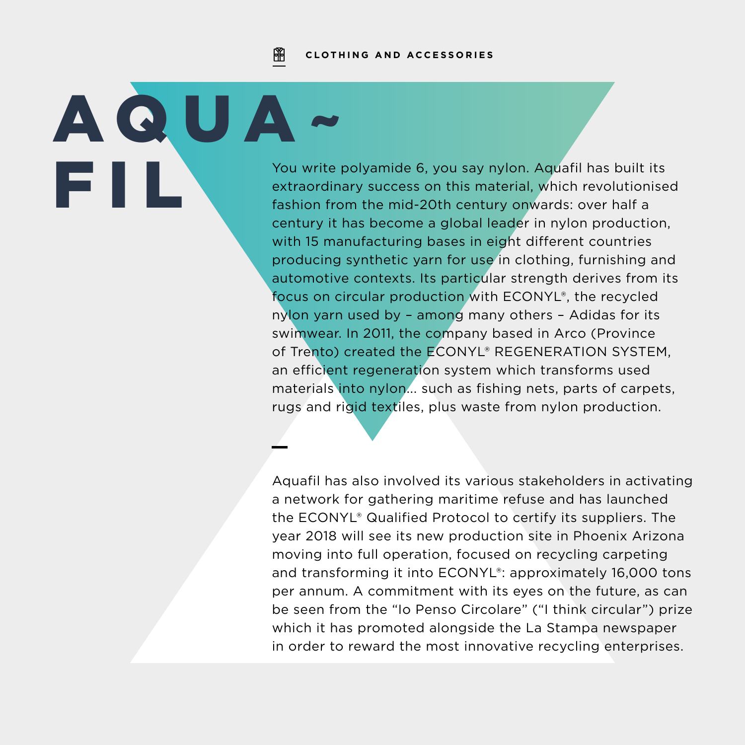CLOTHING AND ACCESSORIES

# AQUA~FIL

You write polyamide 6, you say nylon. Aquafil has built its extraordinary success on this material, which revolutionised fashion from the mid-20th century onwards: over half a century it has become a global leader in nylon production, with 15 manufacturing bases in eight different countries producing synthetic yarn for use in clothing, furnishing and automotive contexts. Its particular strength derives from its focus on circular production with ECONYL®, the recycled nylon yarn used by – among many others – Adidas for its swimwear. In 2011, the company based in Arco (Province of Trento) created the ECONYL® REGENERATION SYSTEM, an efficient regeneration system which transforms used materials into nylon... such as fishing nets, parts of carpets, rugs and rigid textiles, plus waste from nylon production.

—

Aquafil has also involved its various stakeholders in activating a network for gathering maritime refuse and has launched the ECONYL® Qualified Protocol to certify its suppliers. The year 2018 will see its new production site in Phoenix Arizona moving into full operation, focused on recycling carpeting and transforming it into ECONYL®: approximately 16,000 tons per annum. A commitment with its eyes on the future, as can be seen from the “Io Penso Circolare” (“I think circular”) prize which it has promoted alongside the La Stampa newspaper in order to reward the most innovative recycling enterprises.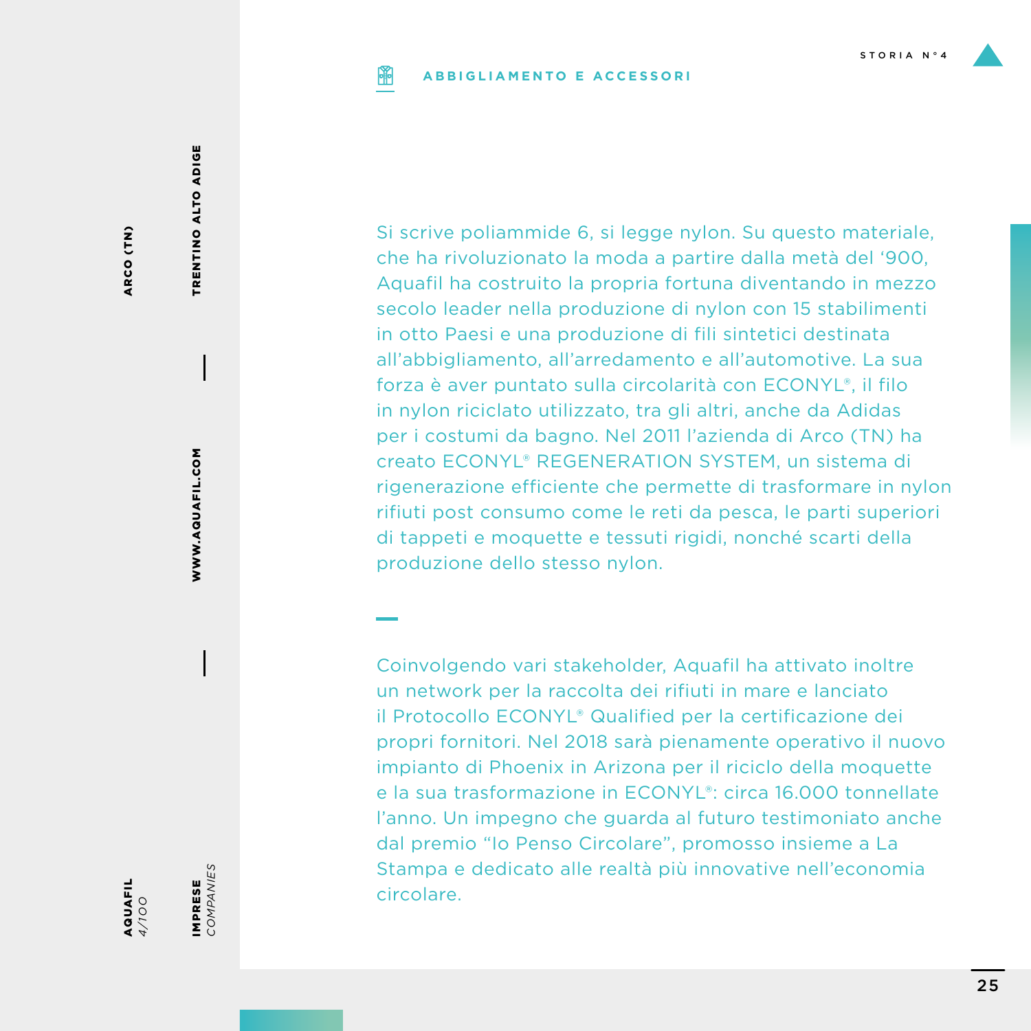## ABBIGLIAMENTO E ACCESSORI

Si scrive poliammide 6, si legge nylon. Su questo materiale, che ha rivoluzionato la moda a partire dalla metà del '900, Aquafil ha costruito la propria fortuna diventando in mezzo secolo leader nella produzione di nylon con 15 stabilimenti in otto Paesi e una produzione di fili sintetici destinata all'abbigliamento, all'arredamento e all'automotive. La sua forza è aver puntato sulla circolarità con ECONYL®, il filo in nylon riciclato utilizzato, tra gli altri, anche da Adidas per i costumi da bagno. Nel 2011 l'azienda di Arco (TN) ha creato ECONYL® REGENERATION SYSTEM, un sistema di rigenerazione efficiente che permette di trasformare in nylon rifiuti post consumo come le reti da pesca, le parti superiori di tappeti e moquette e tessuti rigidi, nonché scarti della produzione dello stesso nylon.

Coinvolgendo vari stakeholder, Aquafil ha attivato inoltre un network per la raccolta dei rifiuti in mare e lanciato il Protocollo ECONYL® Qualified per la certificazione dei propri fornitori. Nel 2018 sarà pienamente operativo il nuovo impianto di Phoenix in Arizona per il riciclo della moquette e la sua trasformazione in ECONYL®: circa 16.000 tonnellate l'anno. Un impegno che guarda al futuro testimoniato anche dal premio "Io Penso Circolare", promosso insieme a La Stampa e dedicato alle realtà più innovative nell'economia circolare.

**AQUAFIL** *4/100*

**ARCO (TN)**

**IMPRESE** *COMPANIES*

**WWW.AQUAFIL.COM**

**TRENTINO ALTO ADIGE**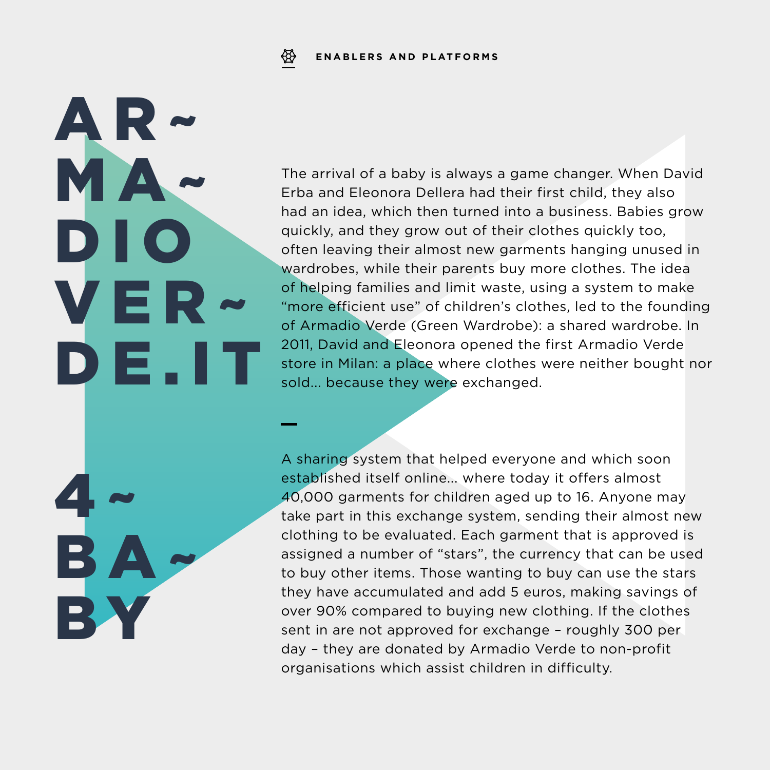ENABLERS AND PLATFORMS

# ARMADIOVERDE.IT

# 4BABY

The arrival of a baby is always a game changer. When David Erba and Eleonora Dellera had their first child, they also had an idea, which then turned into a business. Babies grow quickly, and they grow out of their clothes quickly too, often leaving their almost new garments hanging unused in wardrobes, while their parents buy more clothes. The idea of helping families and limit waste, using a system to make "more efficient use" of children's clothes, led to the founding of Armadio Verde (Green Wardrobe): a shared wardrobe. In 2011, David and Eleonora opened the first Armadio Verde store in Milan: a place where clothes were neither bought nor sold... because they were exchanged.

A sharing system that helped everyone and which soon established itself online... where today it offers almost 40,000 garments for children aged up to 16. Anyone may take part in this exchange system, sending their almost new clothing to be evaluated. Each garment that is approved is assigned a number of "stars", the currency that can be used to buy other items. Those wanting to buy can use the stars they have accumulated and add 5 euros, making savings of over 90% compared to buying new clothing. If the clothes sent in are not approved for exchange – roughly 300 per day – they are donated by Armadio Verde to non-profit organisations which assist children in difficulty.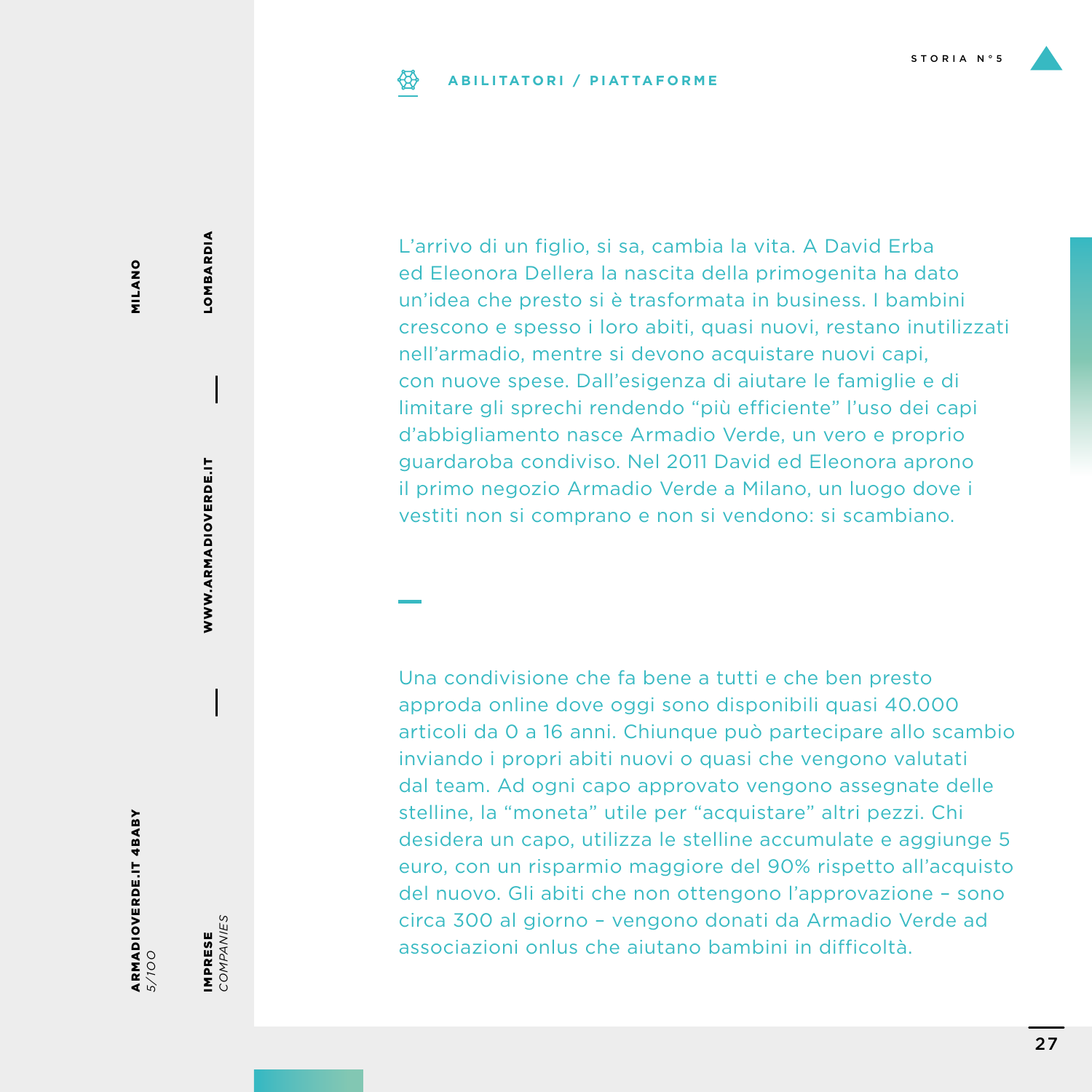ABILITATORI / PIATTAFORME

STORIA N° 5

**ARMADIOVERDE.IT 4BABY**
*5/100*

**IMPRESE**
*COMPANIES*

**MILANO** — **LOMBARDIA**

**WWW.ARMADIOVERDE.IT**

L'arrivo di un figlio, si sa, cambia la vita. A David Erba ed Eleonora Dellera la nascita della primogenita ha dato un'idea che presto si è trasformata in business. I bambini crescono e spesso i loro abiti, quasi nuovi, restano inutilizzati nell'armadio, mentre si devono acquistare nuovi capi, con nuove spese. Dall'esigenza di aiutare le famiglie e di limitare gli sprechi rendendo "più efficiente" l'uso dei capi d'abbigliamento nasce Armadio Verde, un vero e proprio guardaroba condiviso. Nel 2011 David ed Eleonora aprono il primo negozio Armadio Verde a Milano, un luogo dove i vestiti non si comprano e non si vendono: si scambiano.

Una condivisione che fa bene a tutti e che ben presto approda online dove oggi sono disponibili quasi 40.000 articoli da 0 a 16 anni. Chiunque può partecipare allo scambio inviando i propri abiti nuovi o quasi che vengono valutati dal team. Ad ogni capo approvato vengono assegnate delle stelline, la "moneta" utile per "acquistare" altri pezzi. Chi desidera un capo, utilizza le stelline accumulate e aggiunge 5 euro, con un risparmio maggiore del 90% rispetto all'acquisto del nuovo. Gli abiti che non ottengono l'approvazione – sono circa 300 al giorno – vengono donati da Armadio Verde ad associazioni onlus che aiutano bambini in difficoltà.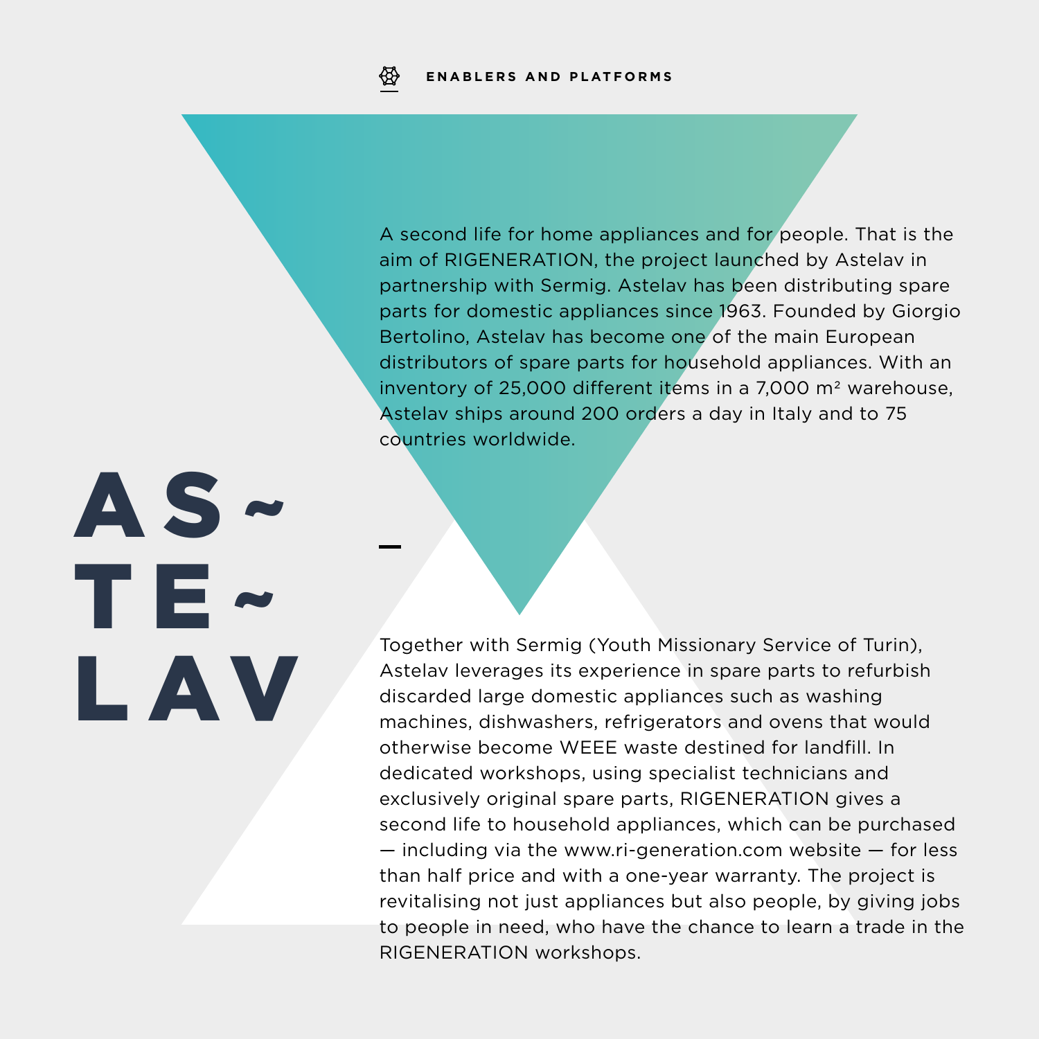ENABLERS AND PLATFORMS

# ASTELAV

A second life for home appliances and for people. That is the aim of RIGENERATION, the project launched by Astelav in partnership with Sermig. Astelav has been distributing spare parts for domestic appliances since 1963. Founded by Giorgio Bertolino, Astelav has become one of the main European distributors of spare parts for household appliances. With an inventory of 25,000 different items in a 7,000 m² warehouse, Astelav ships around 200 orders a day in Italy and to 75 countries worldwide.

Together with Sermig (Youth Missionary Service of Turin), Astelav leverages its experience in spare parts to refurbish discarded large domestic appliances such as washing machines, dishwashers, refrigerators and ovens that would otherwise become WEEE waste destined for landfill. In dedicated workshops, using specialist technicians and exclusively original spare parts, RIGENERATION gives a second life to household appliances, which can be purchased — including via the www.ri-generation.com website — for less than half price and with a one-year warranty. The project is revitalising not just appliances but also people, by giving jobs to people in need, who have the chance to learn a trade in the RIGENERATION workshops.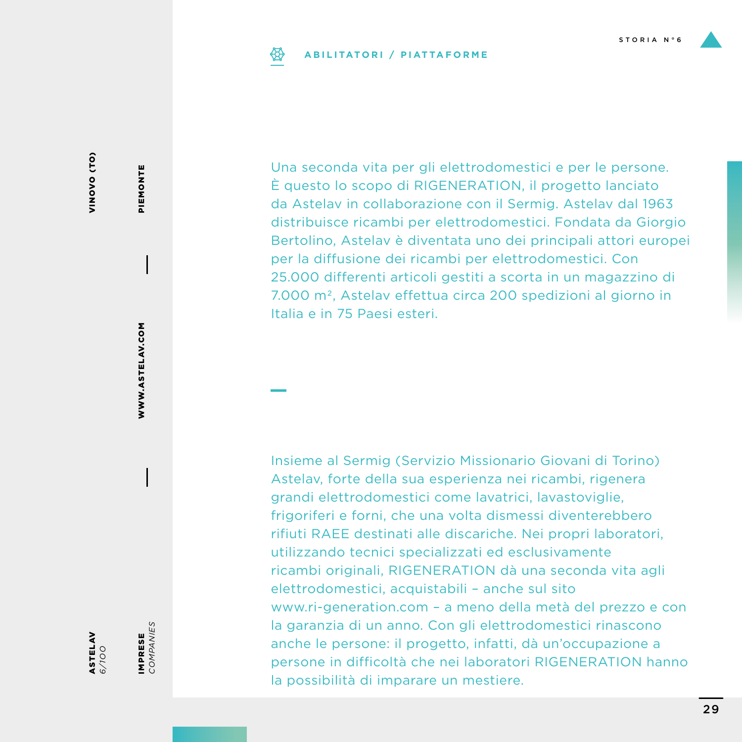ABILITATORI / PIATTAFORME

STORIA N°6

ASTELAV
*6/100*

VINOVO (TO)

IMPRESE
*COMPANIES*

PIEMONTE

WWW.ASTELAV.COM

Una seconda vita per gli elettrodomestici e per le persone. È questo lo scopo di RIGENERATION, il progetto lanciato da Astelav in collaborazione con il Sermig. Astelav dal 1963 distribuisce ricambi per elettrodomestici. Fondata da Giorgio Bertolino, Astelav è diventata uno dei principali attori europei per la diffusione dei ricambi per elettrodomestici. Con 25.000 differenti articoli gestiti a scorta in un magazzino di 7.000 m², Astelav effettua circa 200 spedizioni al giorno in Italia e in 75 Paesi esteri.

Insieme al Sermig (Servizio Missionario Giovani di Torino) Astelav, forte della sua esperienza nei ricambi, rigenera grandi elettrodomestici come lavatrici, lavastoviglie, frigoriferi e forni, che una volta dismessi diventerebbero rifiuti RAEE destinati alle discariche. Nei propri laboratori, utilizzando tecnici specializzati ed esclusivamente ricambi originali, RIGENERATION dà una seconda vita agli elettrodomestici, acquistabili – anche sul sito www.ri-generation.com – a meno della metà del prezzo e con la garanzia di un anno. Con gli elettrodomestici rinascono anche le persone: il progetto, infatti, dà un'occupazione a persone in difficoltà che nei laboratori RIGENERATION hanno la possibilità di imparare un mestiere.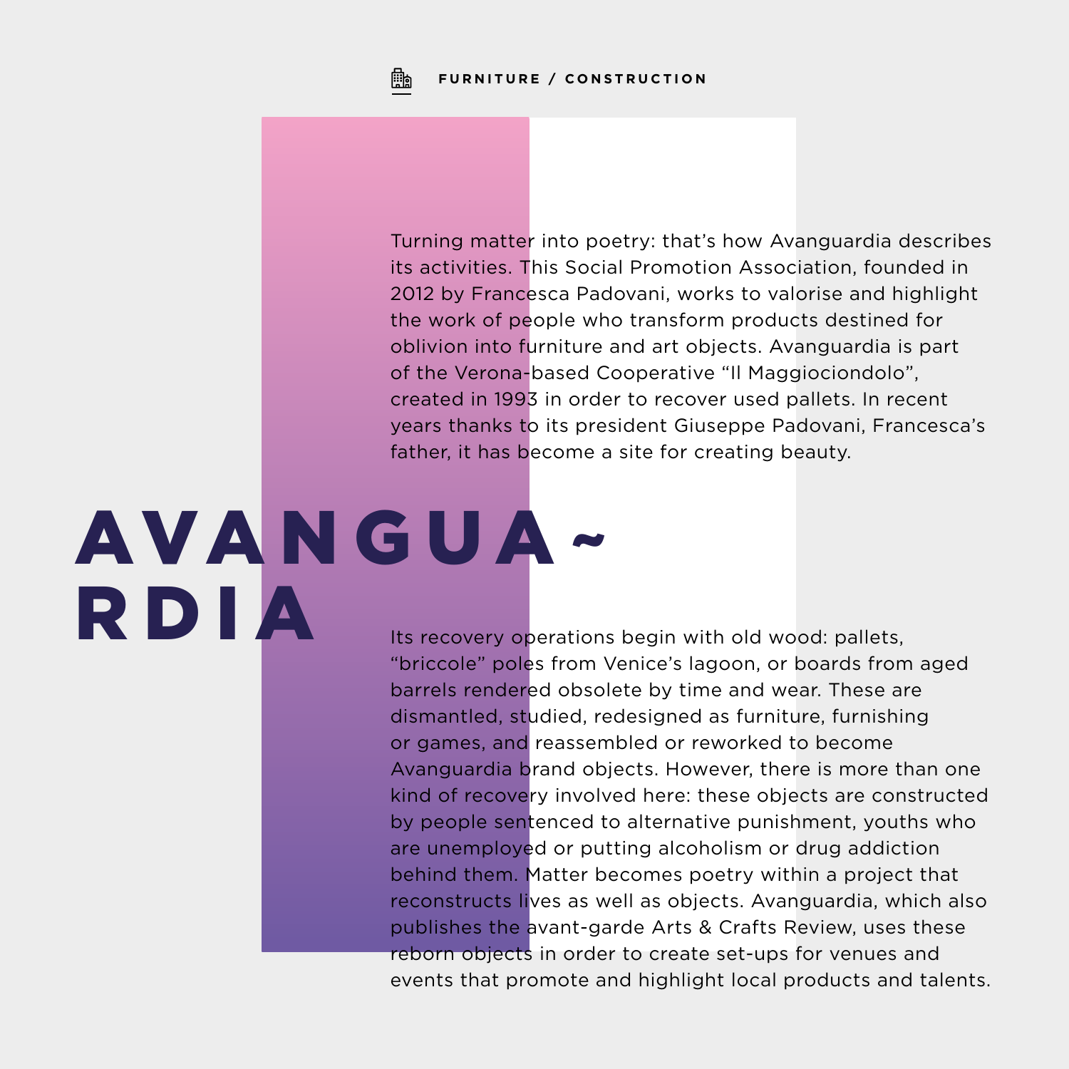FURNITURE / CONSTRUCTION

# AVANGUA~RDIA

Turning matter into poetry: that's how Avanguardia describes its activities. This Social Promotion Association, founded in 2012 by Francesca Padovani, works to valorise and highlight the work of people who transform products destined for oblivion into furniture and art objects. Avanguardia is part of the Verona-based Cooperative "Il Maggiociondolo", created in 1993 in order to recover used pallets. In recent years thanks to its president Giuseppe Padovani, Francesca's father, it has become a site for creating beauty.

Its recovery operations begin with old wood: pallets, "briccole" poles from Venice's lagoon, or boards from aged barrels rendered obsolete by time and wear. These are dismantled, studied, redesigned as furniture, furnishing or games, and reassembled or reworked to become Avanguardia brand objects. However, there is more than one kind of recovery involved here: these objects are constructed by people sentenced to alternative punishment, youths who are unemployed or putting alcoholism or drug addiction behind them. Matter becomes poetry within a project that reconstructs lives as well as objects. Avanguardia, which also publishes the avant-garde Arts & Crafts Review, uses these reborn objects in order to create set-ups for venues and events that promote and highlight local products and talents.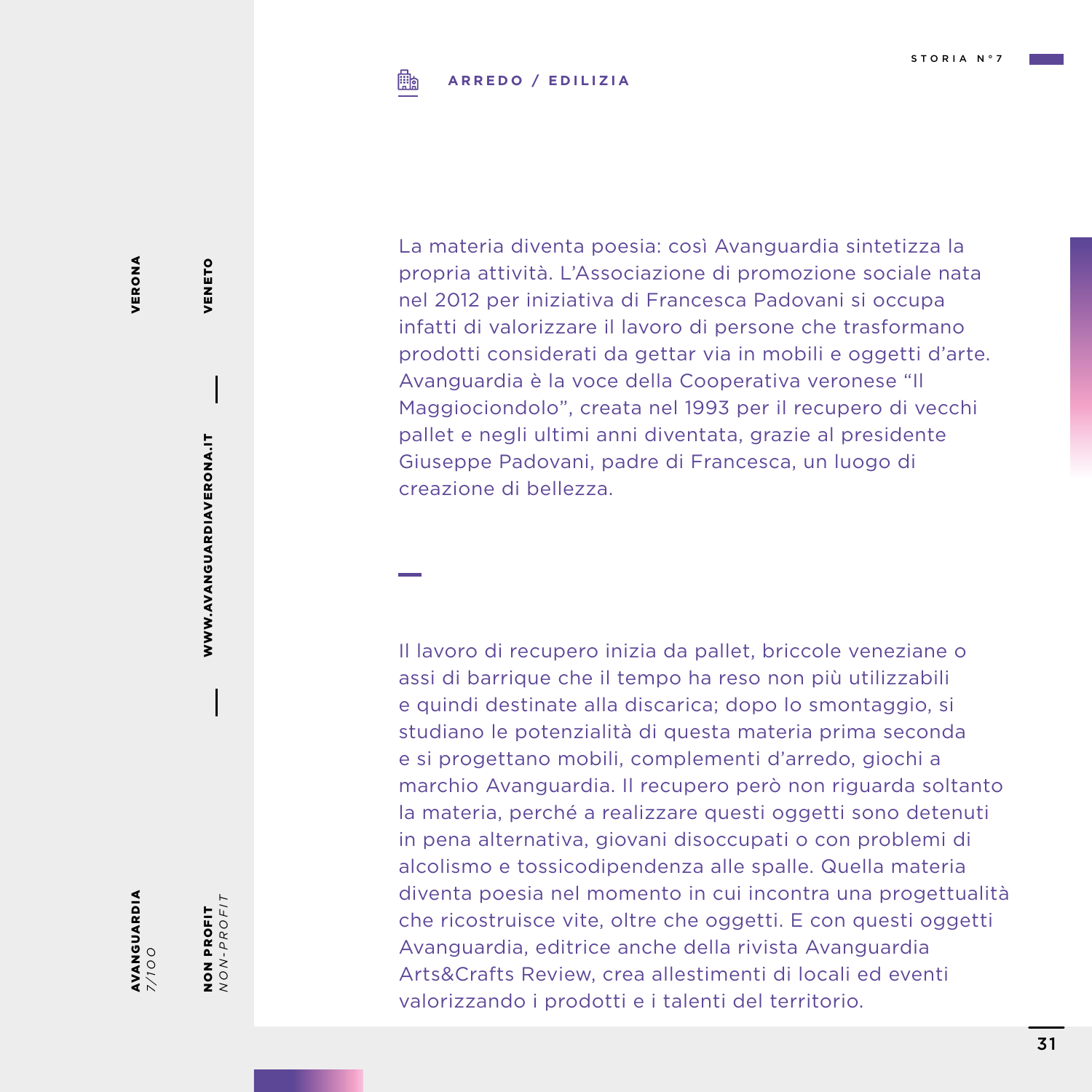ARREDO / EDILIZIA

La materia diventa poesia: così Avanguardia sintetizza la propria attività. L'Associazione di promozione sociale nata nel 2012 per iniziativa di Francesca Padovani si occupa infatti di valorizzare il lavoro di persone che trasformano prodotti considerati da gettar via in mobili e oggetti d'arte. Avanguardia è la voce della Cooperativa veronese "Il Maggiociondolo", creata nel 1993 per il recupero di vecchi pallet e negli ultimi anni diventata, grazie al presidente Giuseppe Padovani, padre di Francesca, un luogo di creazione di bellezza.

Il lavoro di recupero inizia da pallet, briccole veneziane o assi di barrique che il tempo ha reso non più utilizzabili e quindi destinate alla discarica; dopo lo smontaggio, si studiano le potenzialità di questa materia prima seconda e si progettano mobili, complementi d'arredo, giochi a marchio Avanguardia. Il recupero però non riguarda soltanto la materia, perché a realizzare questi oggetti sono detenuti in pena alternativa, giovani disoccupati o con problemi di alcolismo e tossicodipendenza alle spalle. Quella materia diventa poesia nel momento in cui incontra una progettualità che ricostruisce vite, oltre che oggetti. E con questi oggetti Avanguardia, editrice anche della rivista Avanguardia Arts&Crafts Review, crea allestimenti di locali ed eventi valorizzando i prodotti e i talenti del territorio.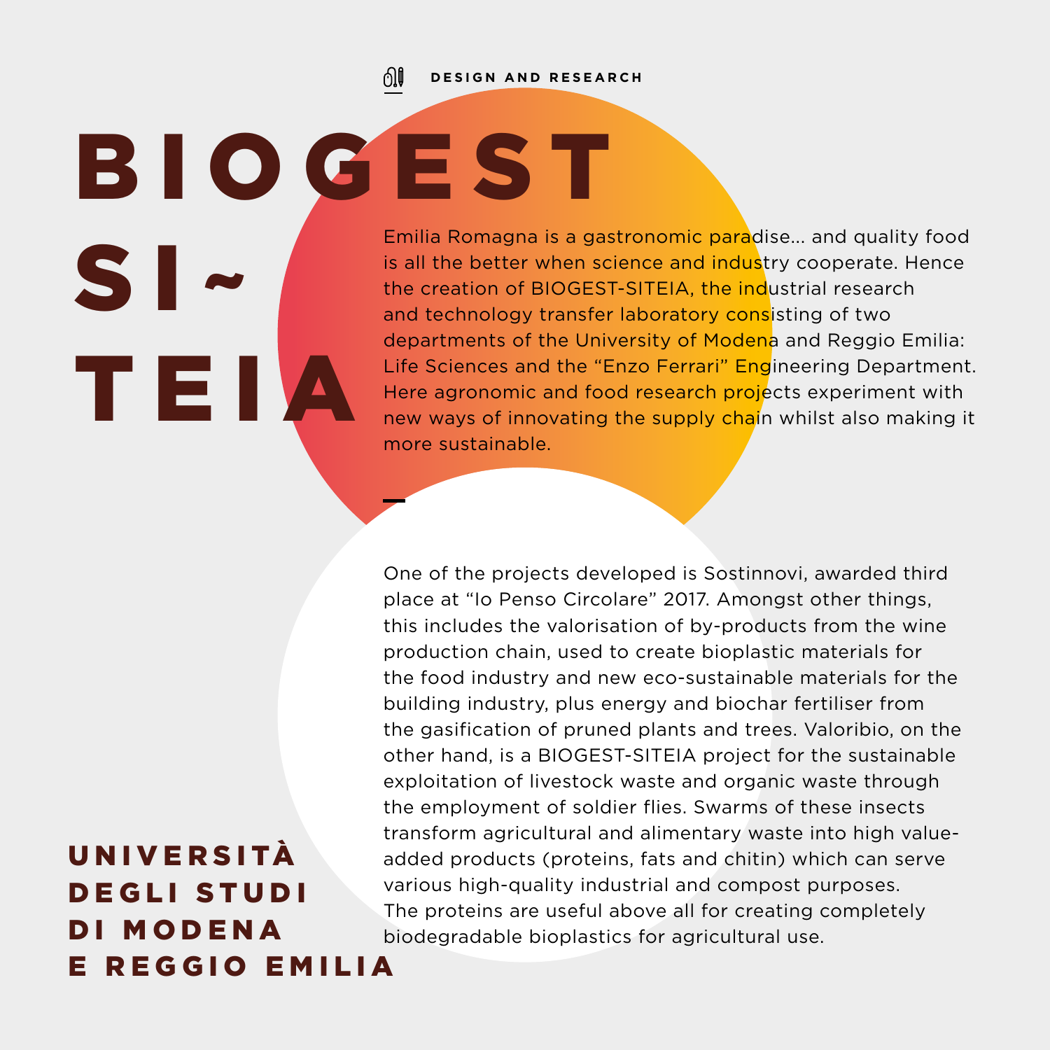DESIGN AND RESEARCH

# BIOGEST SI~ TEIA

Emilia Romagna is a gastronomic paradise... and quality food is all the better when science and industry cooperate. Hence the creation of BIOGEST-SITEIA, the industrial research and technology transfer laboratory consisting of two departments of the University of Modena and Reggio Emilia: Life Sciences and the “Enzo Ferrari” Engineering Department. Here agronomic and food research projects experiment with new ways of innovating the supply chain whilst also making it more sustainable.

One of the projects developed is Sostinnovi, awarded third place at “Io Penso Circolare” 2017. Amongst other things, this includes the valorisation of by-products from the wine production chain, used to create bioplastic materials for the food industry and new eco-sustainable materials for the building industry, plus energy and biochar fertiliser from the gasification of pruned plants and trees. Valoribio, on the other hand, is a BIOGEST-SITEIA project for the sustainable exploitation of livestock waste and organic waste through the employment of soldier flies. Swarms of these insects transform agricultural and alimentary waste into high value-added products (proteins, fats and chitin) which can serve various high-quality industrial and compost purposes. The proteins are useful above all for creating completely biodegradable bioplastics for agricultural use.

## UNIVERSITÀ DEGLI STUDI DI MODENA E REGGIO EMILIA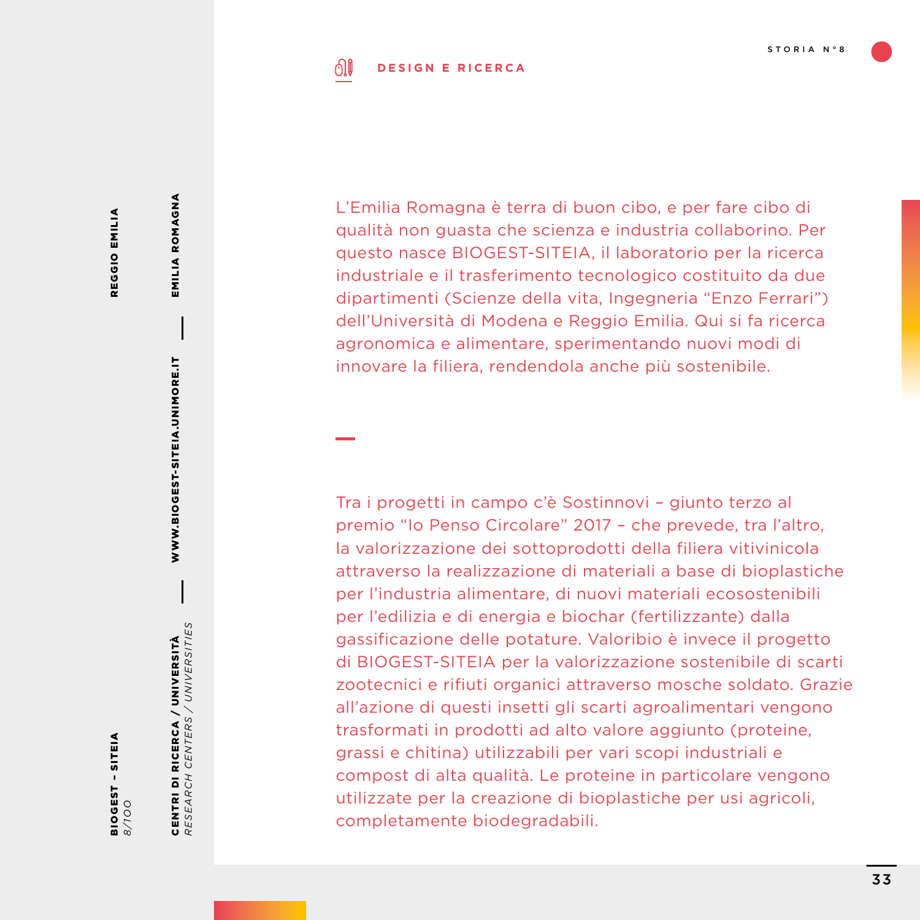**BIOGEST - SITEIA**
*8/100*

**CENTRI DI RICERCA / UNIVERSITÀ**
*RESEARCH CENTERS / UNIVERSITIES*

**WWW.BIOGEST-SITEIA.UNIMORE.IT**

**EMILIA ROMAGNA**

**REGGIO EMILIA**

**DESIGN E RICERCA**

STORIA N°8

L'Emilia Romagna è terra di buon cibo, e per fare cibo di qualità non guasta che scienza e industria collaborino. Per questo nasce BIOGEST-SITEIA, il laboratorio per la ricerca industriale e il trasferimento tecnologico costituito da due dipartimenti (Scienze della vita, Ingegneria "Enzo Ferrari") dell'Università di Modena e Reggio Emilia. Qui si fa ricerca agronomica e alimentare, sperimentando nuovi modi di innovare la filiera, rendendola anche più sostenibile.

Tra i progetti in campo c'è Sostinnovi – giunto terzo al premio "Io Penso Circolare" 2017 – che prevede, tra l'altro, la valorizzazione dei sottoprodotti della filiera vitivinicola attraverso la realizzazione di materiali a base di bioplastiche per l'industria alimentare, di nuovi materiali ecosostenibili per l'edilizia e di energia e biochar (fertilizzante) dalla gassificazione delle potature. Valoribio è invece il progetto di BIOGEST-SITEIA per la valorizzazione sostenibile di scarti zootecnici e rifiuti organici attraverso mosche soldato. Grazie all'azione di questi insetti gli scarti agroalimentari vengono trasformati in prodotti ad alto valore aggiunto (proteine, grassi e chitina) utilizzabili per vari scopi industriali e compost di alta qualità. Le proteine in particolare vengono utilizzate per la creazione di bioplastiche per usi agricoli, completamente biodegradabili.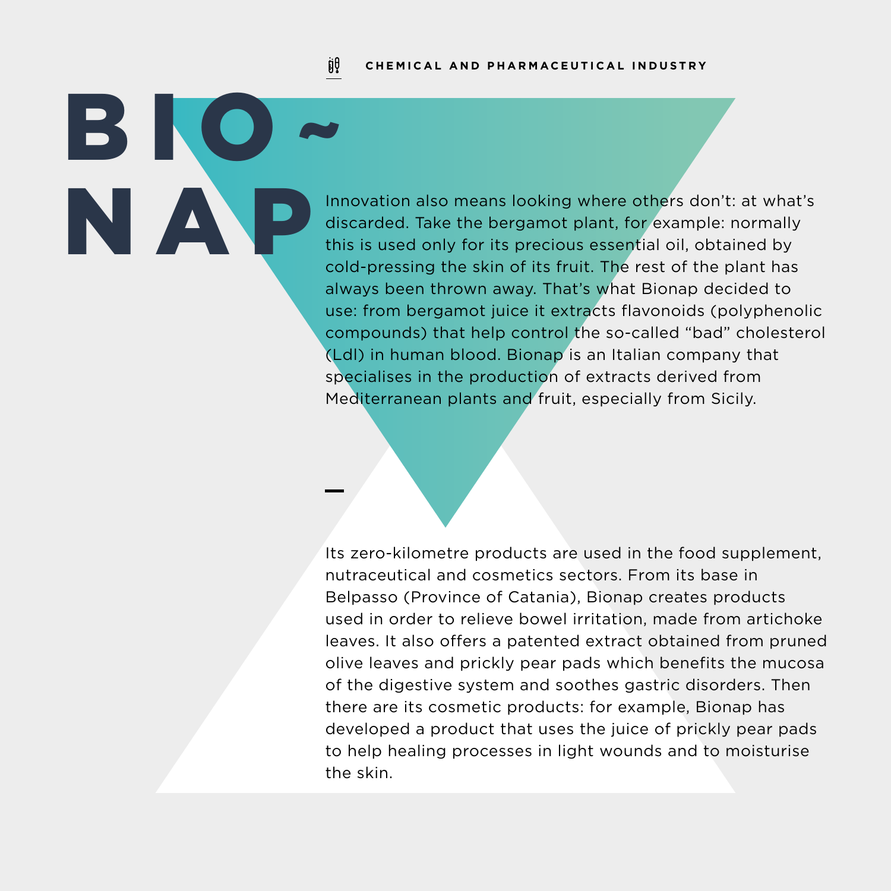CHEMICAL AND PHARMACEUTICAL INDUSTRY

# BIO~NAP

Innovation also means looking where others don't: at what's discarded. Take the bergamot plant, for example: normally this is used only for its precious essential oil, obtained by cold-pressing the skin of its fruit. The rest of the plant has always been thrown away. That's what Bionap decided to use: from bergamot juice it extracts flavonoids (polyphenolic compounds) that help control the so-called "bad" cholesterol (Ldl) in human blood. Bionap is an Italian company that specialises in the production of extracts derived from Mediterranean plants and fruit, especially from Sicily.

—

Its zero-kilometre products are used in the food supplement, nutraceutical and cosmetics sectors. From its base in Belpasso (Province of Catania), Bionap creates products used in order to relieve bowel irritation, made from artichoke leaves. It also offers a patented extract obtained from pruned olive leaves and prickly pear pads which benefits the mucosa of the digestive system and soothes gastric disorders. Then there are its cosmetic products: for example, Bionap has developed a product that uses the juice of prickly pear pads to help healing processes in light wounds and to moisturise the skin.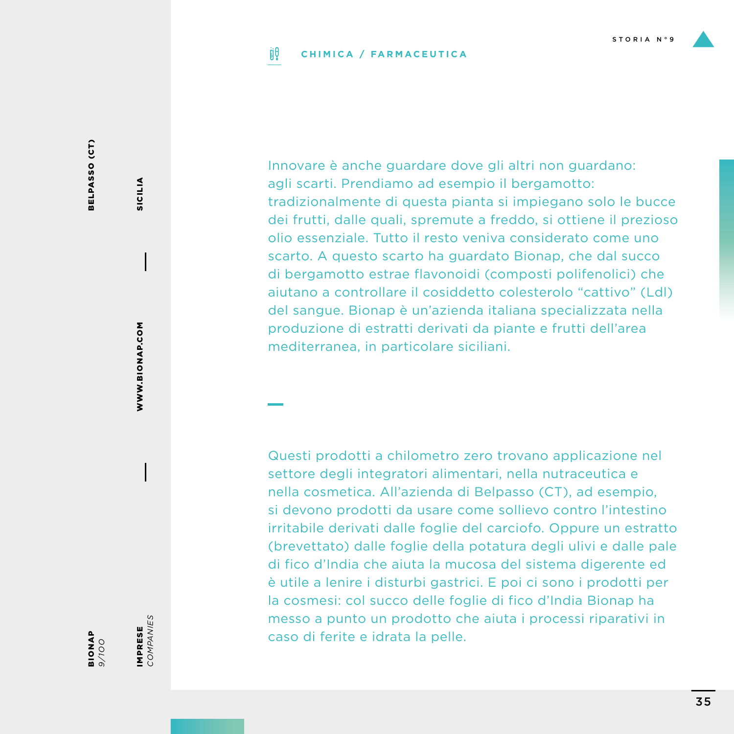**CHIMICA / FARMACEUTICA**

STORIA N° 9

**BELPASSO (CT)** | **SICILIA** | **WWW.BIONAP.COM**

**BIONAP** *9/100* | **IMPRESE** *COMPANIES*

Innovare è anche guardare dove gli altri non guardano: agli scarti. Prendiamo ad esempio il bergamotto: tradizionalmente di questa pianta si impiegano solo le bucce dei frutti, dalle quali, spremute a freddo, si ottiene il prezioso olio essenziale. Tutto il resto veniva considerato come uno scarto. A questo scarto ha guardato Bionap, che dal succo di bergamotto estrae flavonoidi (composti polifenolici) che aiutano a controllare il cosiddetto colesterolo "cattivo" (Ldl) del sangue. Bionap è un'azienda italiana specializzata nella produzione di estratti derivati da piante e frutti dell'area mediterranea, in particolare siciliani.

Questi prodotti a chilometro zero trovano applicazione nel settore degli integratori alimentari, nella nutraceutica e nella cosmetica. All'azienda di Belpasso (CT), ad esempio, si devono prodotti da usare come sollievo contro l'intestino irritabile derivati dalle foglie del carciofo. Oppure un estratto (brevettato) dalle foglie della potatura degli ulivi e dalle pale di fico d'India che aiuta la mucosa del sistema digerente ed è utile a lenire i disturbi gastrici. E poi ci sono i prodotti per la cosmesi: col succo delle foglie di fico d'India Bionap ha messo a punto un prodotto che aiuta i processi riparativi in caso di ferite e idrata la pelle.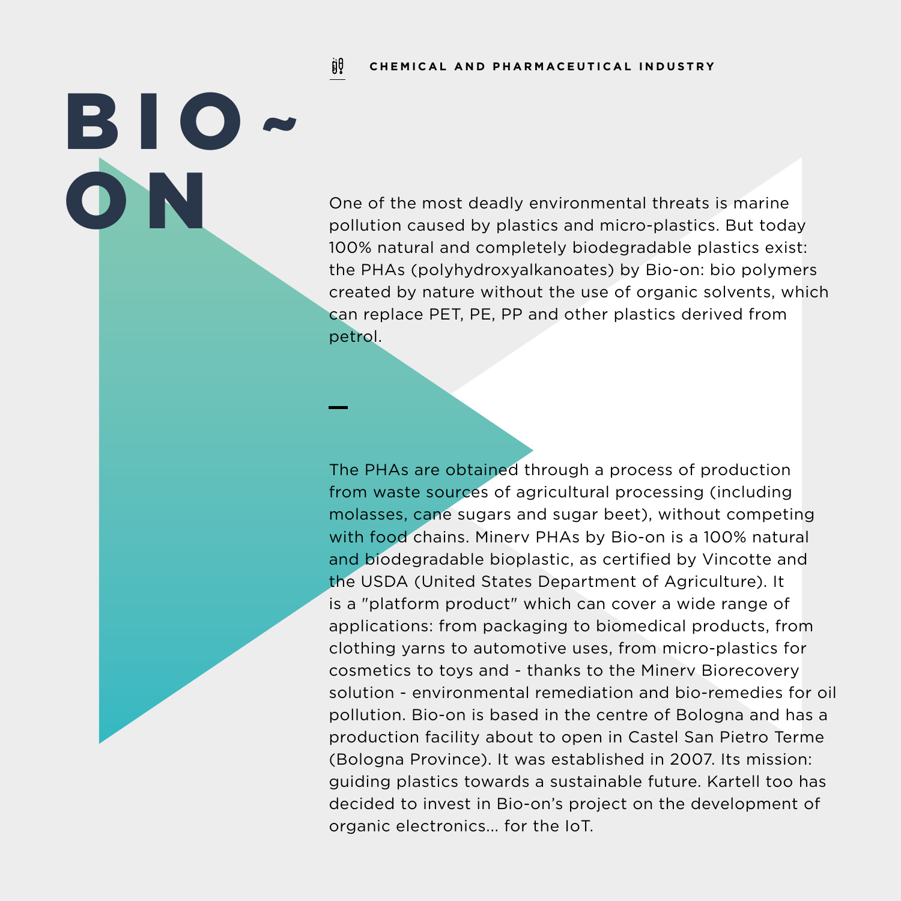CHEMICAL AND PHARMACEUTICAL INDUSTRY

# BIO~ON

One of the most deadly environmental threats is marine pollution caused by plastics and micro-plastics. But today 100% natural and completely biodegradable plastics exist: the PHAs (polyhydroxyalkanoates) by Bio-on: bio polymers created by nature without the use of organic solvents, which can replace PET, PE, PP and other plastics derived from petrol.

—

The PHAs are obtained through a process of production from waste sources of agricultural processing (including molasses, cane sugars and sugar beet), without competing with food chains. Minerv PHAs by Bio-on is a 100% natural and biodegradable bioplastic, as certified by Vincotte and the USDA (United States Department of Agriculture). It is a "platform product" which can cover a wide range of applications: from packaging to biomedical products, from clothing yarns to automotive uses, from micro-plastics for cosmetics to toys and - thanks to the Minerv Biorecovery solution - environmental remediation and bio-remedies for oil pollution. Bio-on is based in the centre of Bologna and has a production facility about to open in Castel San Pietro Terme (Bologna Province). It was established in 2007. Its mission: guiding plastics towards a sustainable future. Kartell too has decided to invest in Bio-on's project on the development of organic electronics... for the IoT.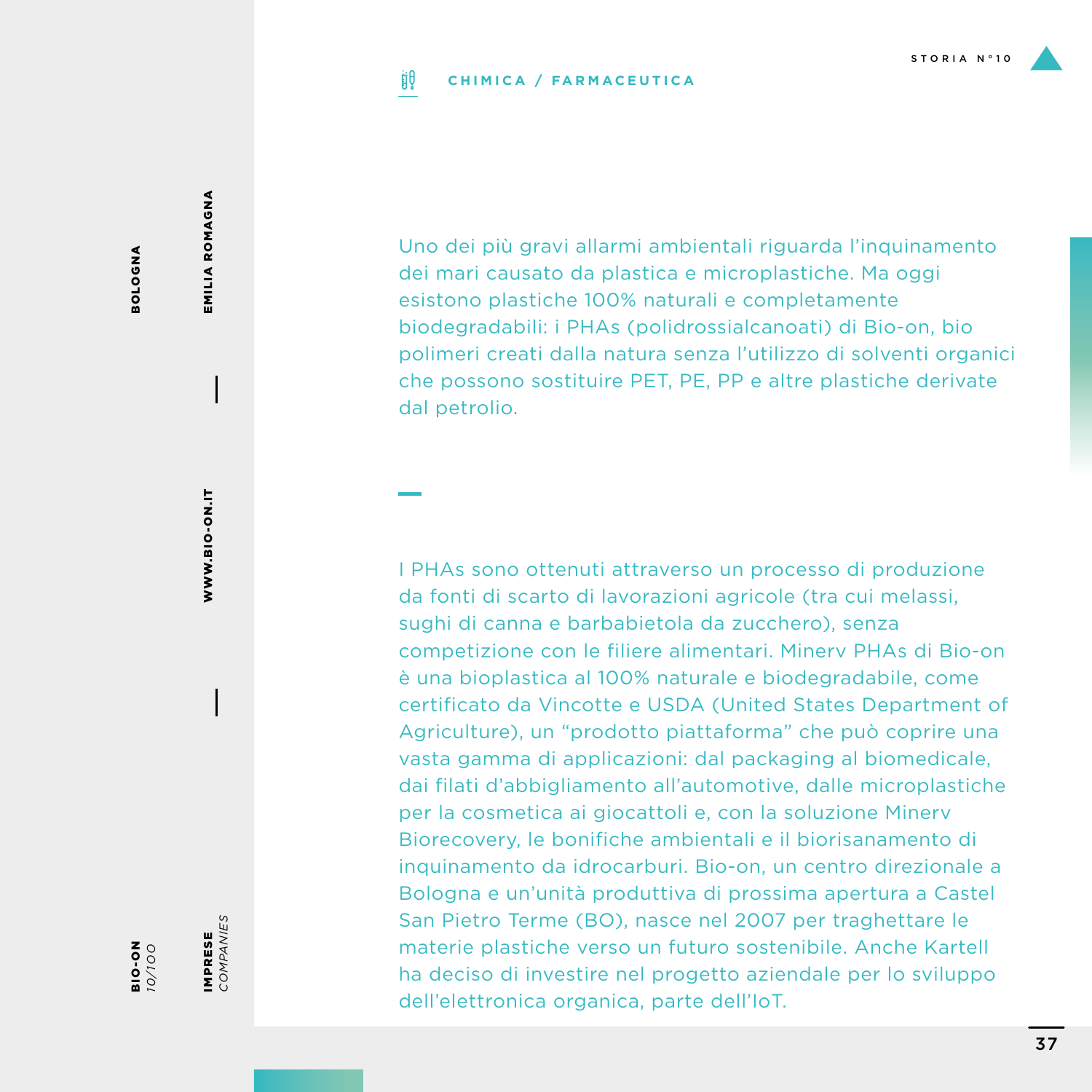CHIMICA / FARMACEUTICA

Uno dei più gravi allarmi ambientali riguarda l'inquinamento dei mari causato da plastica e microplastiche. Ma oggi esistono plastiche 100% naturali e completamente biodegradabili: i PHAs (polidrossialcanoati) di Bio-on, bio polimeri creati dalla natura senza l'utilizzo di solventi organici che possono sostituire PET, PE, PP e altre plastiche derivate dal petrolio.

I PHAs sono ottenuti attraverso un processo di produzione da fonti di scarto di lavorazioni agricole (tra cui melassi, sughi di canna e barbabietola da zucchero), senza competizione con le filiere alimentari. Minerv PHAs di Bio-on è una bioplastica al 100% naturale e biodegradabile, come certificato da Vincotte e USDA (United States Department of Agriculture), un "prodotto piattaforma" che può coprire una vasta gamma di applicazioni: dal packaging al biomedicale, dai filati d'abbigliamento all'automotive, dalle microplastiche per la cosmetica ai giocattoli e, con la soluzione Minerv Biorecovery, le bonifiche ambientali e il biorisanamento di inquinamento da idrocarburi. Bio-on, un centro direzionale a Bologna e un'unità produttiva di prossima apertura a Castel San Pietro Terme (BO), nasce nel 2007 per traghettare le materie plastiche verso un futuro sostenibile. Anche Kartell ha deciso di investire nel progetto aziendale per lo sviluppo dell'elettronica organica, parte dell'IoT.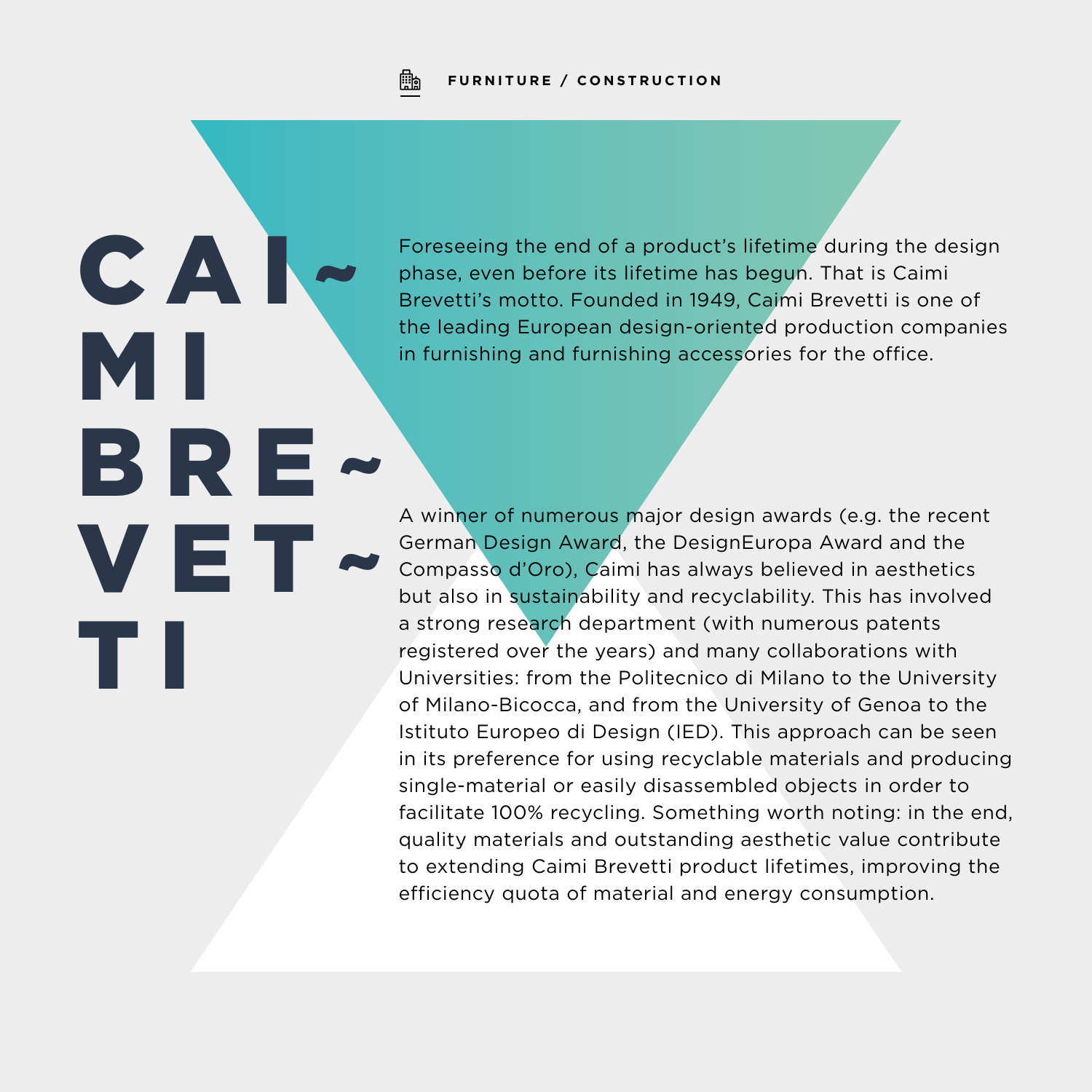FURNITURE / CONSTRUCTION

# CAI~MI BRE~VET~TI

Foreseeing the end of a product's lifetime during the design phase, even before its lifetime has begun. That is Caimi Brevetti's motto. Founded in 1949, Caimi Brevetti is one of the leading European design-oriented production companies in furnishing and furnishing accessories for the office.

A winner of numerous major design awards (e.g. the recent German Design Award, the DesignEuropa Award and the Compasso d'Oro), Caimi has always believed in aesthetics but also in sustainability and recyclability. This has involved a strong research department (with numerous patents registered over the years) and many collaborations with Universities: from the Politecnico di Milano to the University of Milano-Bicocca, and from the University of Genoa to the Istituto Europeo di Design (IED). This approach can be seen in its preference for using recyclable materials and producing single-material or easily disassembled objects in order to facilitate 100% recycling. Something worth noting: in the end, quality materials and outstanding aesthetic value contribute to extending Caimi Brevetti product lifetimes, improving the efficiency quota of material and energy consumption.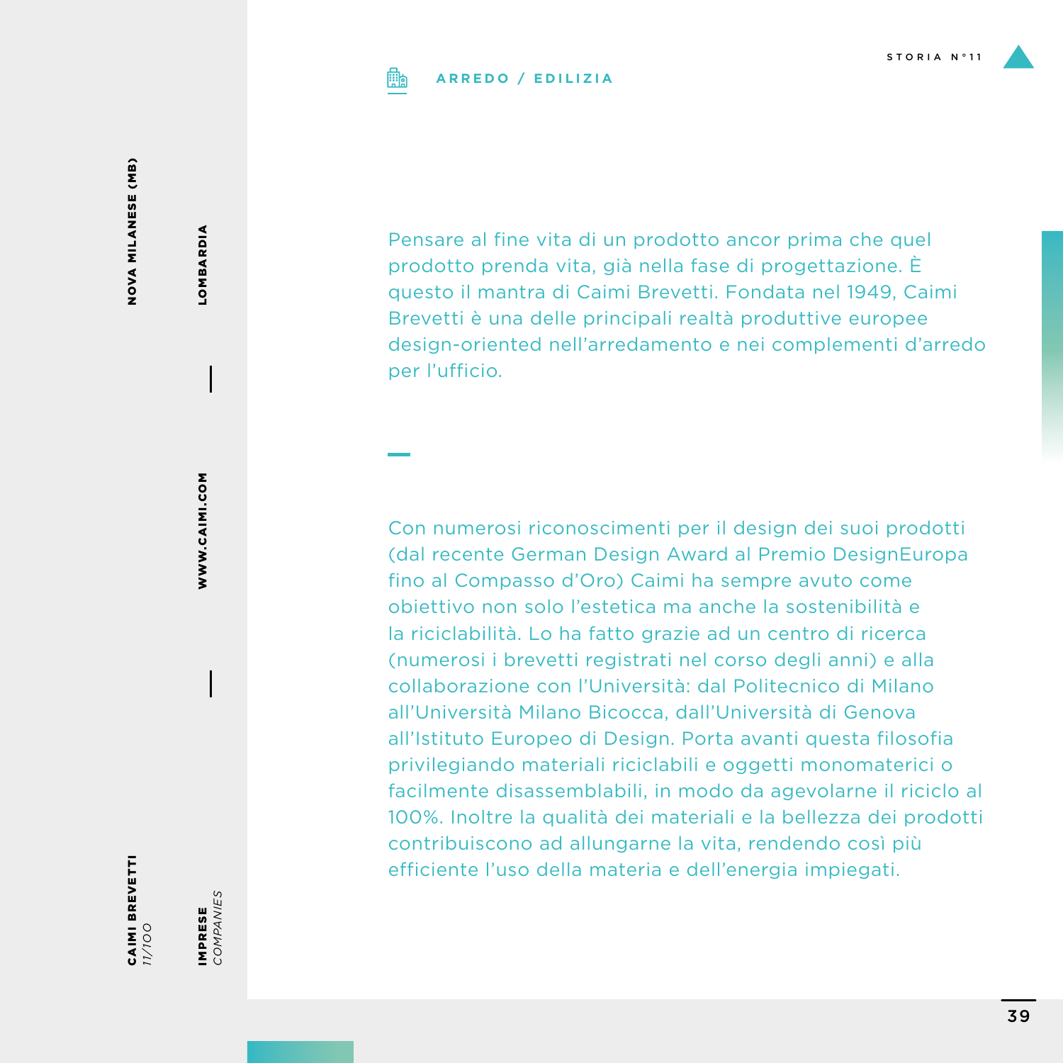**CAIMI BREVETTI** *11/100*

**NOVA MILANESE (MB)**

**IMPRESE** *COMPANIES*

**WWW.CAIMI.COM**

**LOMBARDIA**

STORIA N°11

**ARREDO / EDILIZIA**

Pensare al fine vita di un prodotto ancor prima che quel prodotto prenda vita, già nella fase di progettazione. È questo il mantra di Caimi Brevetti. Fondata nel 1949, Caimi Brevetti è una delle principali realtà produttive europee design-oriented nell'arredamento e nei complementi d'arredo per l'ufficio.

Con numerosi riconoscimenti per il design dei suoi prodotti (dal recente German Design Award al Premio DesignEuropa fino al Compasso d'Oro) Caimi ha sempre avuto come obiettivo non solo l'estetica ma anche la sostenibilità e la riciclabilità. Lo ha fatto grazie ad un centro di ricerca (numerosi i brevetti registrati nel corso degli anni) e alla collaborazione con l'Università: dal Politecnico di Milano all'Università Milano Bicocca, dall'Università di Genova all'Istituto Europeo di Design. Porta avanti questa filosofia privilegiando materiali riciclabili e oggetti monomaterici o facilmente disassemblabili, in modo da agevolarne il riciclo al 100%. Inoltre la qualità dei materiali e la bellezza dei prodotti contribuiscono ad allungarne la vita, rendendo così più efficiente l'uso della materia e dell'energia impiegati.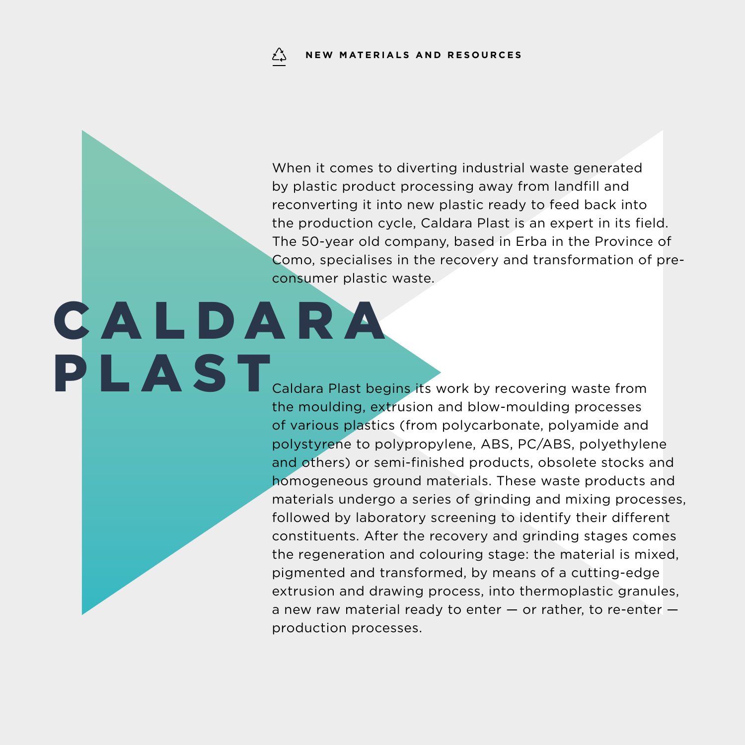NEW MATERIALS AND RESOURCES

# CALDARA PLAST

When it comes to diverting industrial waste generated by plastic product processing away from landfill and reconverting it into new plastic ready to feed back into the production cycle, Caldara Plast is an expert in its field. The 50-year old company, based in Erba in the Province of Como, specialises in the recovery and transformation of pre-consumer plastic waste.

Caldara Plast begins its work by recovering waste from the moulding, extrusion and blow-moulding processes of various plastics (from polycarbonate, polyamide and polystyrene to polypropylene, ABS, PC/ABS, polyethylene and others) or semi-finished products, obsolete stocks and homogeneous ground materials. These waste products and materials undergo a series of grinding and mixing processes, followed by laboratory screening to identify their different constituents. After the recovery and grinding stages comes the regeneration and colouring stage: the material is mixed, pigmented and transformed, by means of a cutting-edge extrusion and drawing process, into thermoplastic granules, a new raw material ready to enter — or rather, to re-enter — production processes.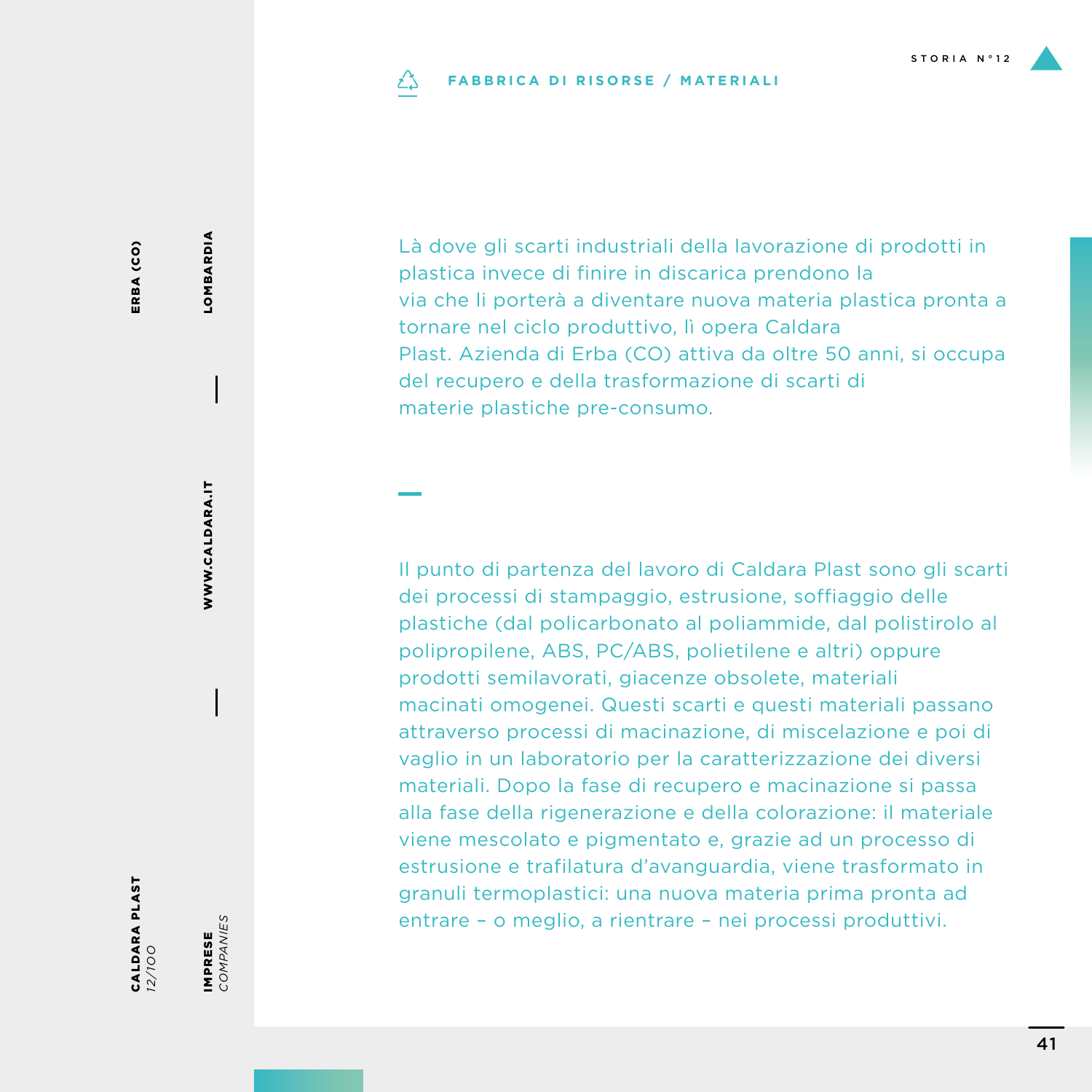## FABBRICA DI RISORSE / MATERIALI

Là dove gli scarti industriali della lavorazione di prodotti in plastica invece di finire in discarica prendono la via che li porterà a diventare nuova materia plastica pronta a tornare nel ciclo produttivo, lì opera Caldara Plast. Azienda di Erba (CO) attiva da oltre 50 anni, si occupa del recupero e della trasformazione di scarti di materie plastiche pre-consumo.

Il punto di partenza del lavoro di Caldara Plast sono gli scarti dei processi di stampaggio, estrusione, soffiaggio delle plastiche (dal policarbonato al poliammide, dal polistirolo al polipropilene, ABS, PC/ABS, polietilene e altri) oppure prodotti semilavorati, giacenze obsolete, materiali macinati omogenei. Questi scarti e questi materiali passano attraverso processi di macinazione, di miscelazione e poi di vaglio in un laboratorio per la caratterizzazione dei diversi materiali. Dopo la fase di recupero e macinazione si passa alla fase della rigenerazione e della colorazione: il materiale viene mescolato e pigmentato e, grazie ad un processo di estrusione e trafilatura d'avanguardia, viene trasformato in granuli termoplastici: una nuova materia prima pronta ad entrare – o meglio, a rientrare – nei processi produttivi.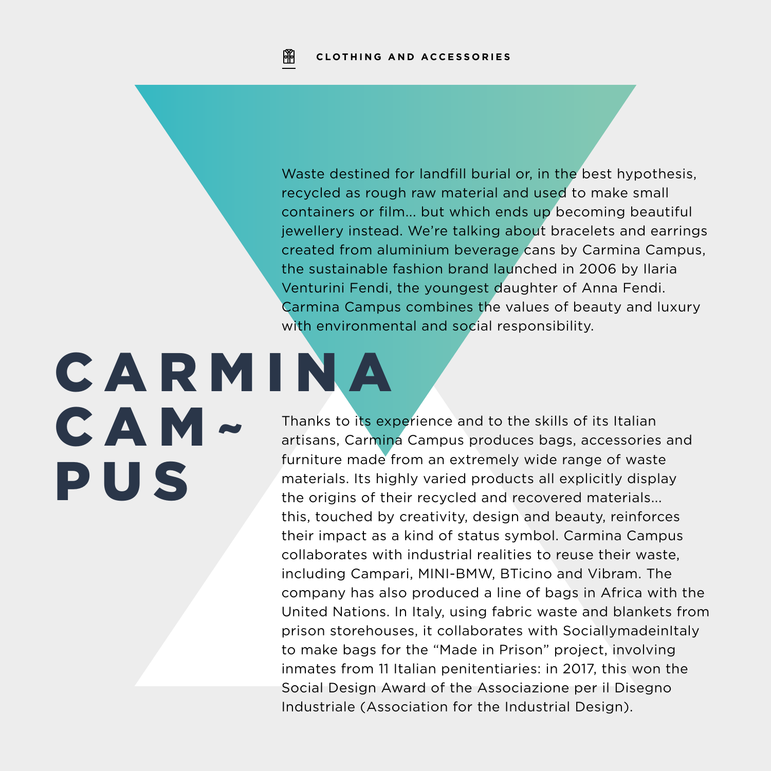CLOTHING AND ACCESSORIES

# CARMINA CAMPUS

Waste destined for landfill burial or, in the best hypothesis, recycled as rough raw material and used to make small containers or film... but which ends up becoming beautiful jewellery instead. We're talking about bracelets and earrings created from aluminium beverage cans by Carmina Campus, the sustainable fashion brand launched in 2006 by Ilaria Venturini Fendi, the youngest daughter of Anna Fendi. Carmina Campus combines the values of beauty and luxury with environmental and social responsibility.

Thanks to its experience and to the skills of its Italian artisans, Carmina Campus produces bags, accessories and furniture made from an extremely wide range of waste materials. Its highly varied products all explicitly display the origins of their recycled and recovered materials... this, touched by creativity, design and beauty, reinforces their impact as a kind of status symbol. Carmina Campus collaborates with industrial realities to reuse their waste, including Campari, MINI-BMW, BTicino and Vibram. The company has also produced a line of bags in Africa with the United Nations. In Italy, using fabric waste and blankets from prison storehouses, it collaborates with SociallymadeinItaly to make bags for the "Made in Prison" project, involving inmates from 11 Italian penitentiaries: in 2017, this won the Social Design Award of the Associazione per il Disegno Industriale (Association for the Industrial Design).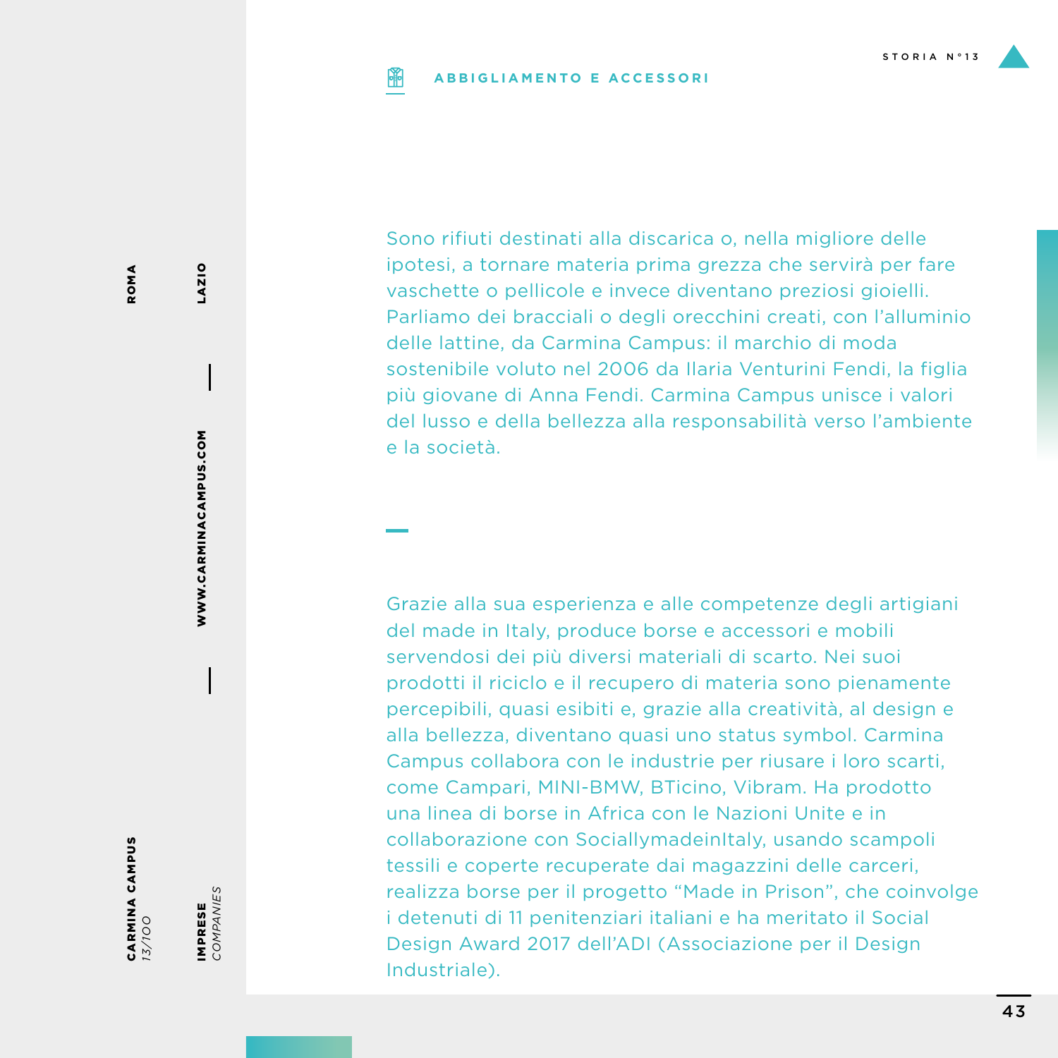## ABBIGLIAMENTO E ACCESSORI

**CARMINA CAMPUS** *13/100* — **ROMA** — **LAZIO**

**WWW.CARMINACAMPUS.COM**

**IMPRESE** *COMPANIES*

Sono rifiuti destinati alla discarica o, nella migliore delle ipotesi, a tornare materia prima grezza che servirà per fare vaschette o pellicole e invece diventano preziosi gioielli. Parliamo dei bracciali o degli orecchini creati, con l'alluminio delle lattine, da Carmina Campus: il marchio di moda sostenibile voluto nel 2006 da Ilaria Venturini Fendi, la figlia più giovane di Anna Fendi. Carmina Campus unisce i valori del lusso e della bellezza alla responsabilità verso l'ambiente e la società.

Grazie alla sua esperienza e alle competenze degli artigiani del made in Italy, produce borse e accessori e mobili servendosi dei più diversi materiali di scarto. Nei suoi prodotti il riciclo e il recupero di materia sono pienamente percepibili, quasi esibiti e, grazie alla creatività, al design e alla bellezza, diventano quasi uno status symbol. Carmina Campus collabora con le industrie per riusare i loro scarti, come Campari, MINI-BMW, BTicino, Vibram. Ha prodotto una linea di borse in Africa con le Nazioni Unite e in collaborazione con SociallymadeinItaly, usando scampoli tessili e coperte recuperate dai magazzini delle carceri, realizza borse per il progetto "Made in Prison", che coinvolge i detenuti di 11 penitenziari italiani e ha meritato il Social Design Award 2017 dell'ADI (Associazione per il Design Industriale).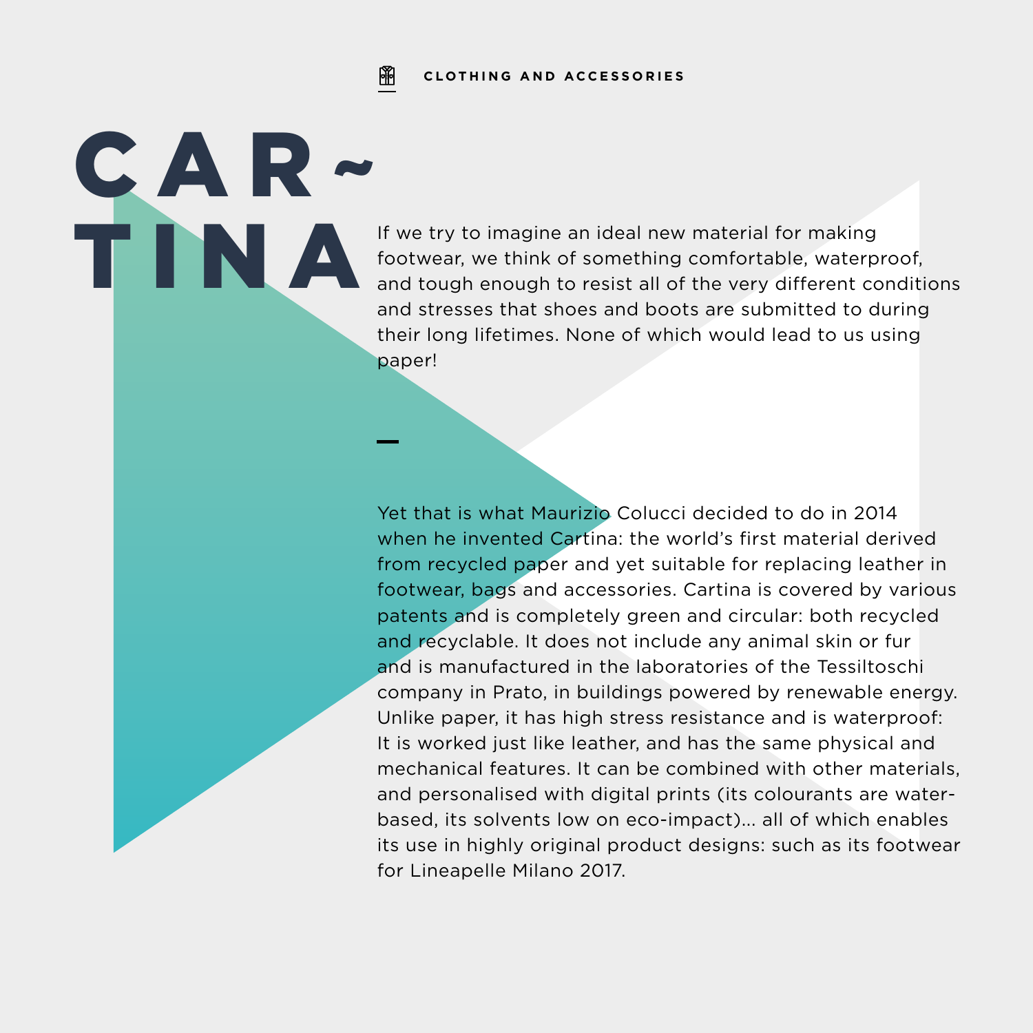CLOTHING AND ACCESSORIES

# CAR~TINA

If we try to imagine an ideal new material for making footwear, we think of something comfortable, waterproof, and tough enough to resist all of the very different conditions and stresses that shoes and boots are submitted to during their long lifetimes. None of which would lead to us using paper!

—

Yet that is what Maurizio Colucci decided to do in 2014 when he invented Cartina: the world's first material derived from recycled paper and yet suitable for replacing leather in footwear, bags and accessories. Cartina is covered by various patents and is completely green and circular: both recycled and recyclable. It does not include any animal skin or fur and is manufactured in the laboratories of the Tessiltoschi company in Prato, in buildings powered by renewable energy. Unlike paper, it has high stress resistance and is waterproof: It is worked just like leather, and has the same physical and mechanical features. It can be combined with other materials, and personalised with digital prints (its colourants are water-based, its solvents low on eco-impact)... all of which enables its use in highly original product designs: such as its footwear for Lineapelle Milano 2017.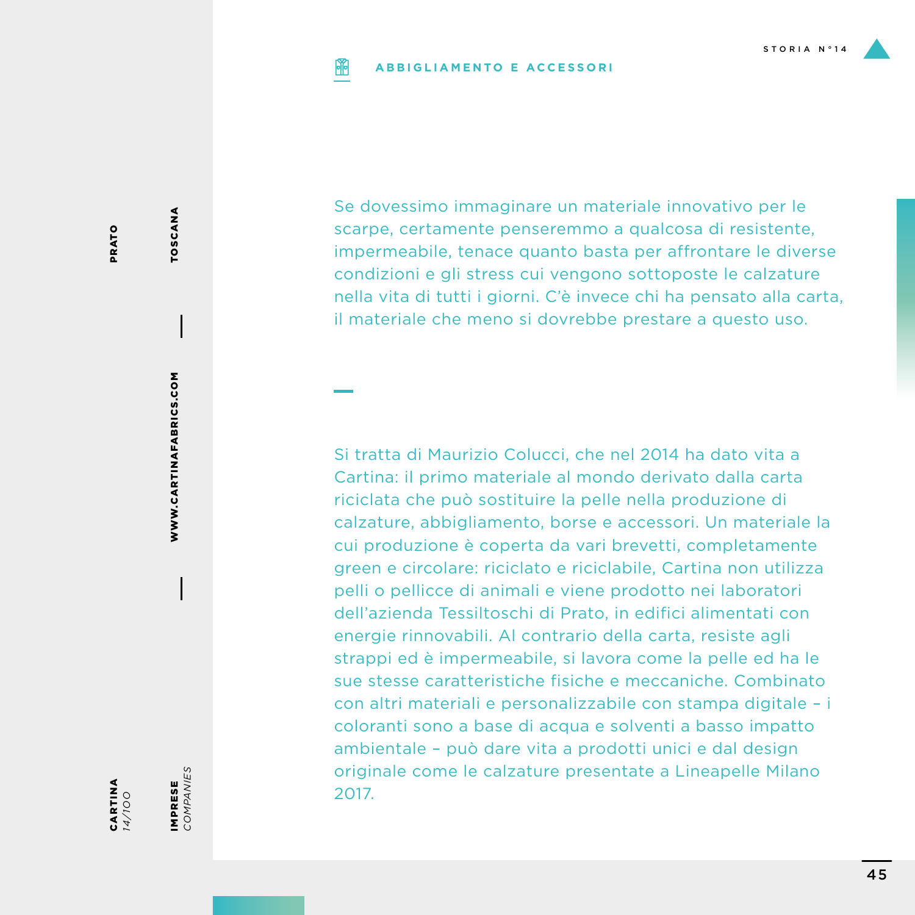ABBIGLIAMENTO E ACCESSORI

STORIA N°14

**CARTINA** *14/100*

**PRATO**

**IMPRESE** *COMPANIES*

**WWW.CARTINAFABRICS.COM**

**TOSCANA**

Se dovessimo immaginare un materiale innovativo per le scarpe, certamente penseremmo a qualcosa di resistente, impermeabile, tenace quanto basta per affrontare le diverse condizioni e gli stress cui vengono sottoposte le calzature nella vita di tutti i giorni. C'è invece chi ha pensato alla carta, il materiale che meno si dovrebbe prestare a questo uso.

Si tratta di Maurizio Colucci, che nel 2014 ha dato vita a Cartina: il primo materiale al mondo derivato dalla carta riciclata che può sostituire la pelle nella produzione di calzature, abbigliamento, borse e accessori. Un materiale la cui produzione è coperta da vari brevetti, completamente green e circolare: riciclato e riciclabile, Cartina non utilizza pelli o pellicce di animali e viene prodotto nei laboratori dell'azienda Tessiltoschi di Prato, in edifici alimentati con energie rinnovabili. Al contrario della carta, resiste agli strappi ed è impermeabile, si lavora come la pelle ed ha le sue stesse caratteristiche fisiche e meccaniche. Combinato con altri materiali e personalizzabile con stampa digitale – i coloranti sono a base di acqua e solventi a basso impatto ambientale – può dare vita a prodotti unici e dal design originale come le calzature presentate a Lineapelle Milano 2017.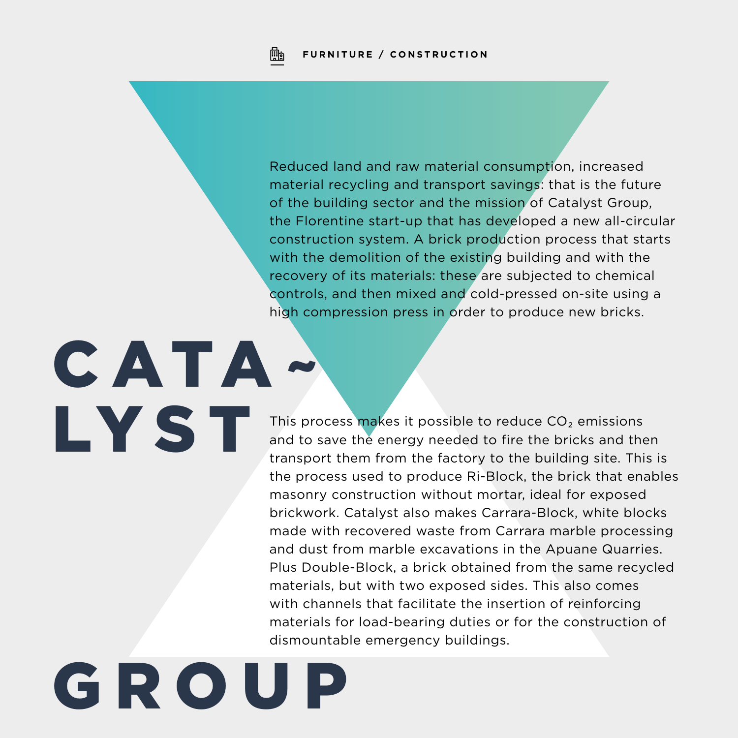FURNITURE / CONSTRUCTION

# CATA~LYST GROUP

Reduced land and raw material consumption, increased material recycling and transport savings: that is the future of the building sector and the mission of Catalyst Group, the Florentine start-up that has developed a new all-circular construction system. A brick production process that starts with the demolition of the existing building and with the recovery of its materials: these are subjected to chemical controls, and then mixed and cold-pressed on-site using a high compression press in order to produce new bricks.

This process makes it possible to reduce $CO_2$ emissions and to save the energy needed to fire the bricks and then transport them from the factory to the building site. This is the process used to produce Ri-Block, the brick that enables masonry construction without mortar, ideal for exposed brickwork. Catalyst also makes Carrara-Block, white blocks made with recovered waste from Carrara marble processing and dust from marble excavations in the Apuane Quarries. Plus Double-Block, a brick obtained from the same recycled materials, but with two exposed sides. This also comes with channels that facilitate the insertion of reinforcing materials for load-bearing duties or for the construction of dismountable emergency buildings.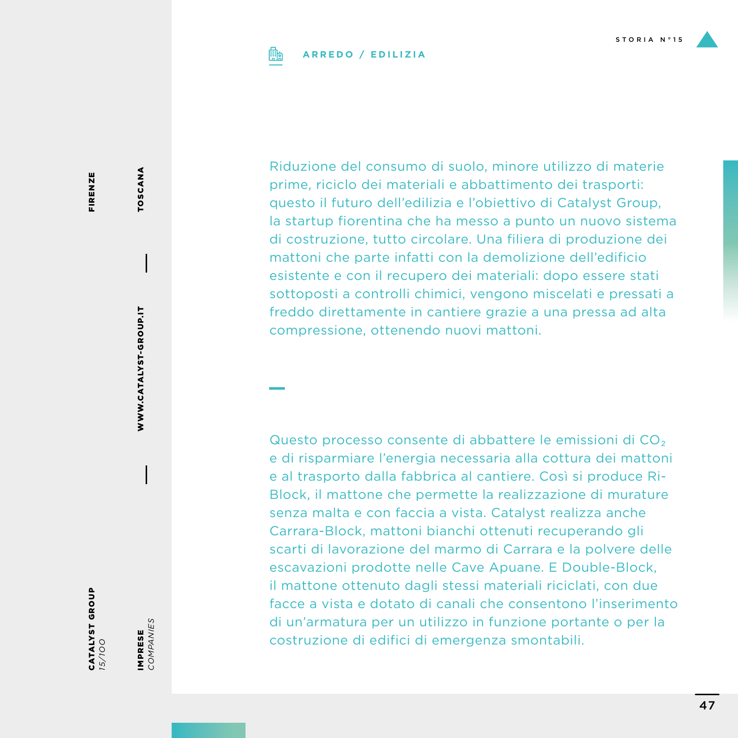ARREDO / EDILIZIA

STORIA N°15

CATALYST GROUP
15/100

IMPRESE
*COMPANIES*

FIRENZE

TOSCANA

WWW.CATALYST-GROUP.IT

Riduzione del consumo di suolo, minore utilizzo di materie prime, riciclo dei materiali e abbattimento dei trasporti: questo il futuro dell'edilizia e l'obiettivo di Catalyst Group, la startup fiorentina che ha messo a punto un nuovo sistema di costruzione, tutto circolare. Una filiera di produzione dei mattoni che parte infatti con la demolizione dell'edificio esistente e con il recupero dei materiali: dopo essere stati sottoposti a controlli chimici, vengono miscelati e pressati a freddo direttamente in cantiere grazie a una pressa ad alta compressione, ottenendo nuovi mattoni.

Questo processo consente di abbattere le emissioni di $CO_2$ e di risparmiare l'energia necessaria alla cottura dei mattoni e al trasporto dalla fabbrica al cantiere. Così si produce Ri-Block, il mattone che permette la realizzazione di murature senza malta e con faccia a vista. Catalyst realizza anche Carrara-Block, mattoni bianchi ottenuti recuperando gli scarti di lavorazione del marmo di Carrara e la polvere delle escavazioni prodotte nelle Cave Apuane. E Double-Block, il mattone ottenuto dagli stessi materiali riciclati, con due facce a vista e dotato di canali che consentono l'inserimento di un'armatura per un utilizzo in funzione portante o per la costruzione di edifici di emergenza smontabili.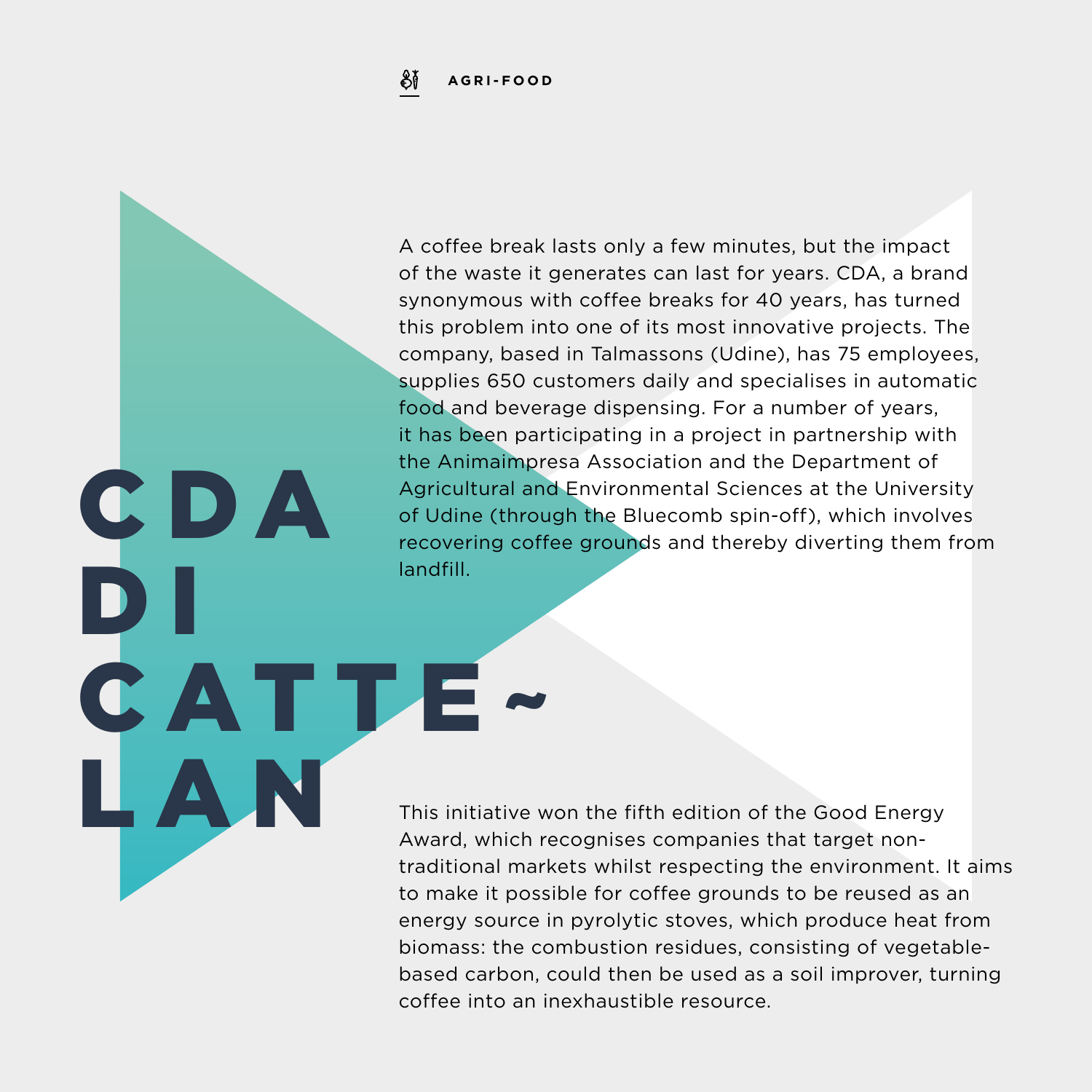AGRI-FOOD

# CDA DI CATTELAN

A coffee break lasts only a few minutes, but the impact of the waste it generates can last for years. CDA, a brand synonymous with coffee breaks for 40 years, has turned this problem into one of its most innovative projects. The company, based in Talmassons (Udine), has 75 employees, supplies 650 customers daily and specialises in automatic food and beverage dispensing. For a number of years, it has been participating in a project in partnership with the Animaimpresa Association and the Department of Agricultural and Environmental Sciences at the University of Udine (through the Bluecomb spin-off), which involves recovering coffee grounds and thereby diverting them from landfill.

This initiative won the fifth edition of the Good Energy Award, which recognises companies that target non-traditional markets whilst respecting the environment. It aims to make it possible for coffee grounds to be reused as an energy source in pyrolytic stoves, which produce heat from biomass: the combustion residues, consisting of vegetable-based carbon, could then be used as a soil improver, turning coffee into an inexhaustible resource.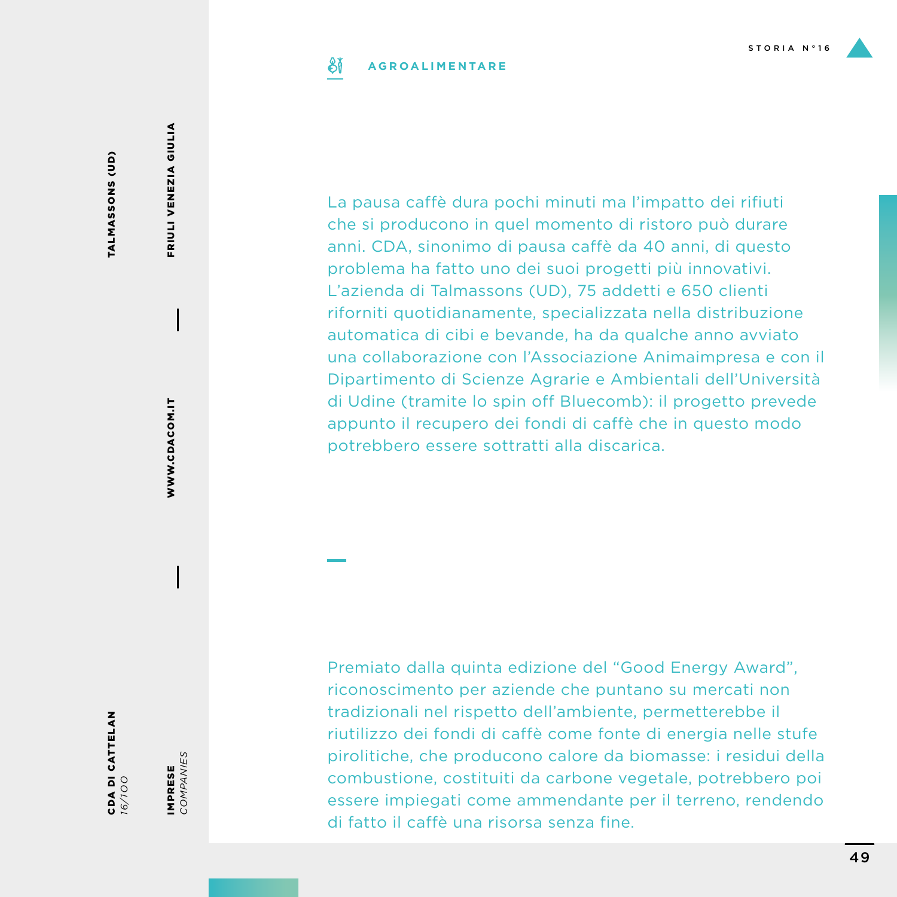**CDA DI CATTELAN**
*16/100*

**TALMASSONS (UD)**

**IMPRESE**
*COMPANIES*

**FRIULI VENEZIA GIULIA**

**WWW.CDACOM.IT**

**AGROALIMENTARE**

STORIA N°16

La pausa caffè dura pochi minuti ma l'impatto dei rifiuti che si producono in quel momento di ristoro può durare anni. CDA, sinonimo di pausa caffè da 40 anni, di questo problema ha fatto uno dei suoi progetti più innovativi. L'azienda di Talmassons (UD), 75 addetti e 650 clienti riforniti quotidianamente, specializzata nella distribuzione automatica di cibi e bevande, ha da qualche anno avviato una collaborazione con l'Associazione Animaimpresa e con il Dipartimento di Scienze Agrarie e Ambientali dell'Università di Udine (tramite lo spin off Bluecomb): il progetto prevede appunto il recupero dei fondi di caffè che in questo modo potrebbero essere sottratti alla discarica.

Premiato dalla quinta edizione del "Good Energy Award", riconoscimento per aziende che puntano su mercati non tradizionali nel rispetto dell'ambiente, permetterebbe il riutilizzo dei fondi di caffè come fonte di energia nelle stufe pirolitiche, che producono calore da biomasse: i residui della combustione, costituiti da carbone vegetale, potrebbero poi essere impiegati come ammendante per il terreno, rendendo di fatto il caffè una risorsa senza fine.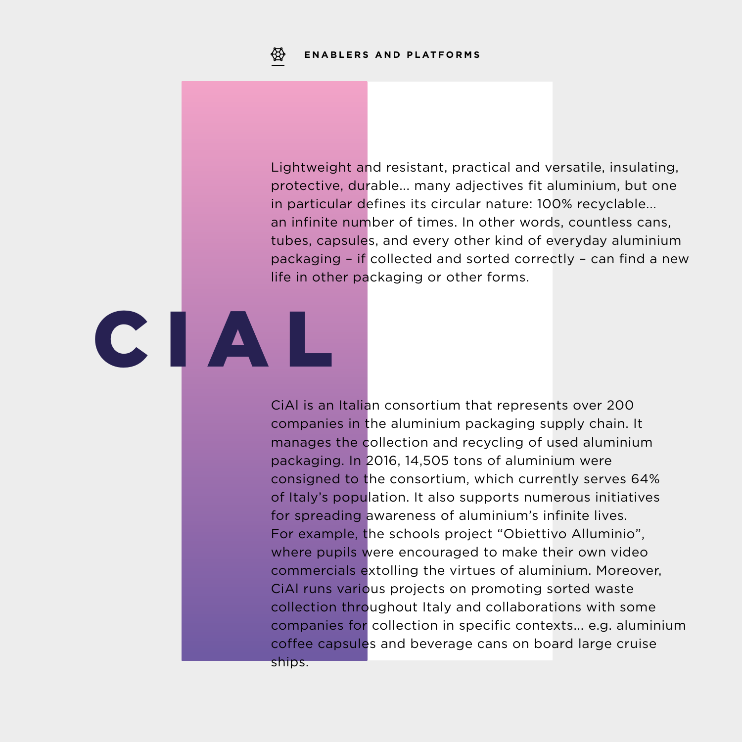ENABLERS AND PLATFORMS

Lightweight and resistant, practical and versatile, insulating, protective, durable… many adjectives fit aluminium, but one in particular defines its circular nature: 100% recyclable… an infinite number of times. In other words, countless cans, tubes, capsules, and every other kind of everyday aluminium packaging – if collected and sorted correctly – can find a new life in other packaging or other forms.

# CIAL

CiAl is an Italian consortium that represents over 200 companies in the aluminium packaging supply chain. It manages the collection and recycling of used aluminium packaging. In 2016, 14,505 tons of aluminium were consigned to the consortium, which currently serves 64% of Italy's population. It also supports numerous initiatives for spreading awareness of aluminium's infinite lives. For example, the schools project "Obiettivo Alluminio", where pupils were encouraged to make their own video commercials extolling the virtues of aluminium. Moreover, CiAl runs various projects on promoting sorted waste collection throughout Italy and collaborations with some companies for collection in specific contexts… e.g. aluminium coffee capsules and beverage cans on board large cruise ships.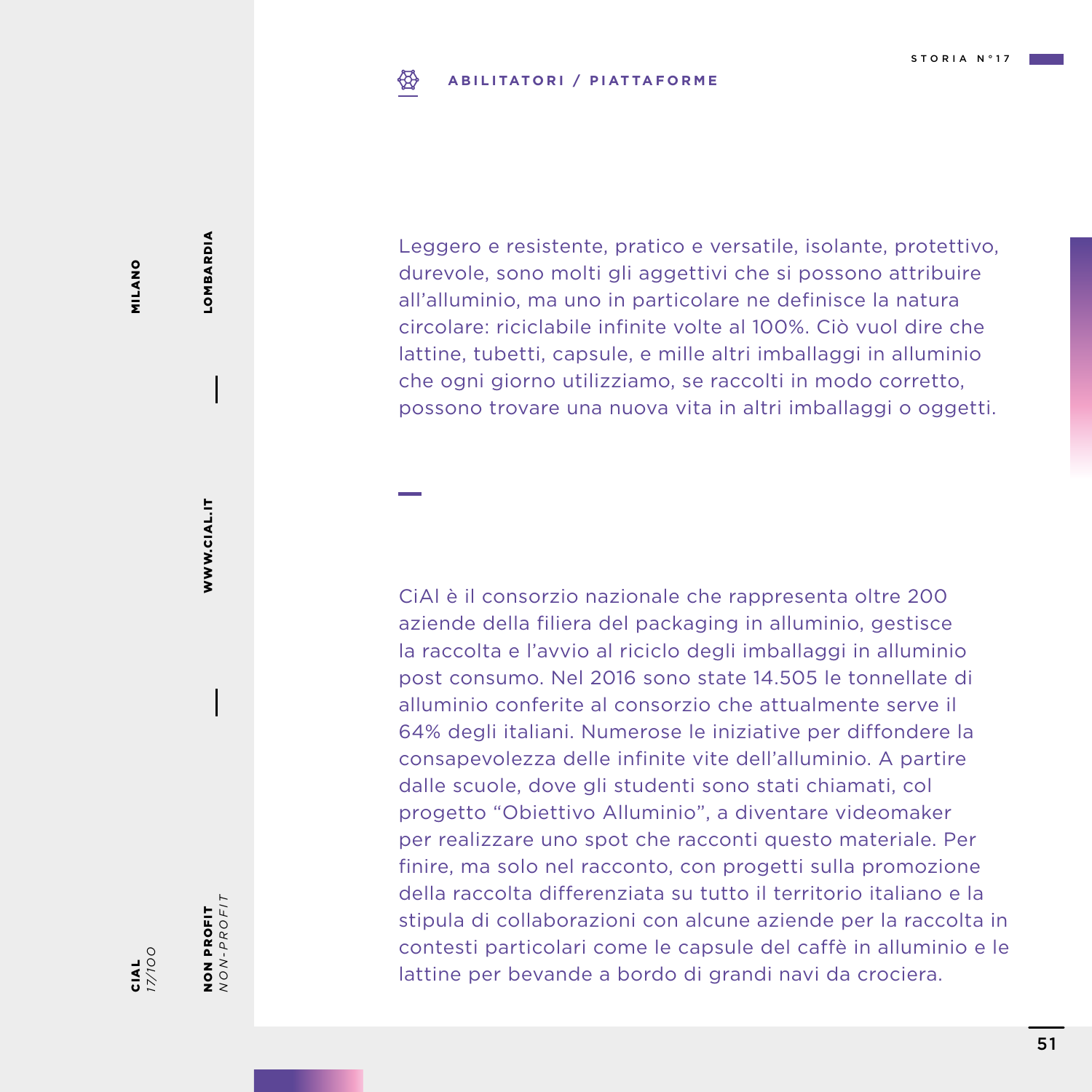**ABILITATORI / PIATTAFORME**

**CIAL** *17/100*

**MILANO** **LOMBARDIA**

**WWW.CIAL.IT**

**NON PROFIT** *NON-PROFIT*

Leggero e resistente, pratico e versatile, isolante, protettivo, durevole, sono molti gli aggettivi che si possono attribuire all'alluminio, ma uno in particolare ne definisce la natura circolare: riciclabile infinite volte al 100%. Ciò vuol dire che lattine, tubetti, capsule, e mille altri imballaggi in alluminio che ogni giorno utilizziamo, se raccolti in modo corretto, possono trovare una nuova vita in altri imballaggi o oggetti.

CiAl è il consorzio nazionale che rappresenta oltre 200 aziende della filiera del packaging in alluminio, gestisce la raccolta e l'avvio al riciclo degli imballaggi in alluminio post consumo. Nel 2016 sono state 14.505 le tonnellate di alluminio conferite al consorzio che attualmente serve il 64% degli italiani. Numerose le iniziative per diffondere la consapevolezza delle infinite vite dell'alluminio. A partire dalle scuole, dove gli studenti sono stati chiamati, col progetto "Obiettivo Alluminio", a diventare videomaker per realizzare uno spot che racconti questo materiale. Per finire, ma solo nel racconto, con progetti sulla promozione della raccolta differenziata su tutto il territorio italiano e la stipula di collaborazioni con alcune aziende per la raccolta in contesti particolari come le capsule del caffè in alluminio e le lattine per bevande a bordo di grandi navi da crociera.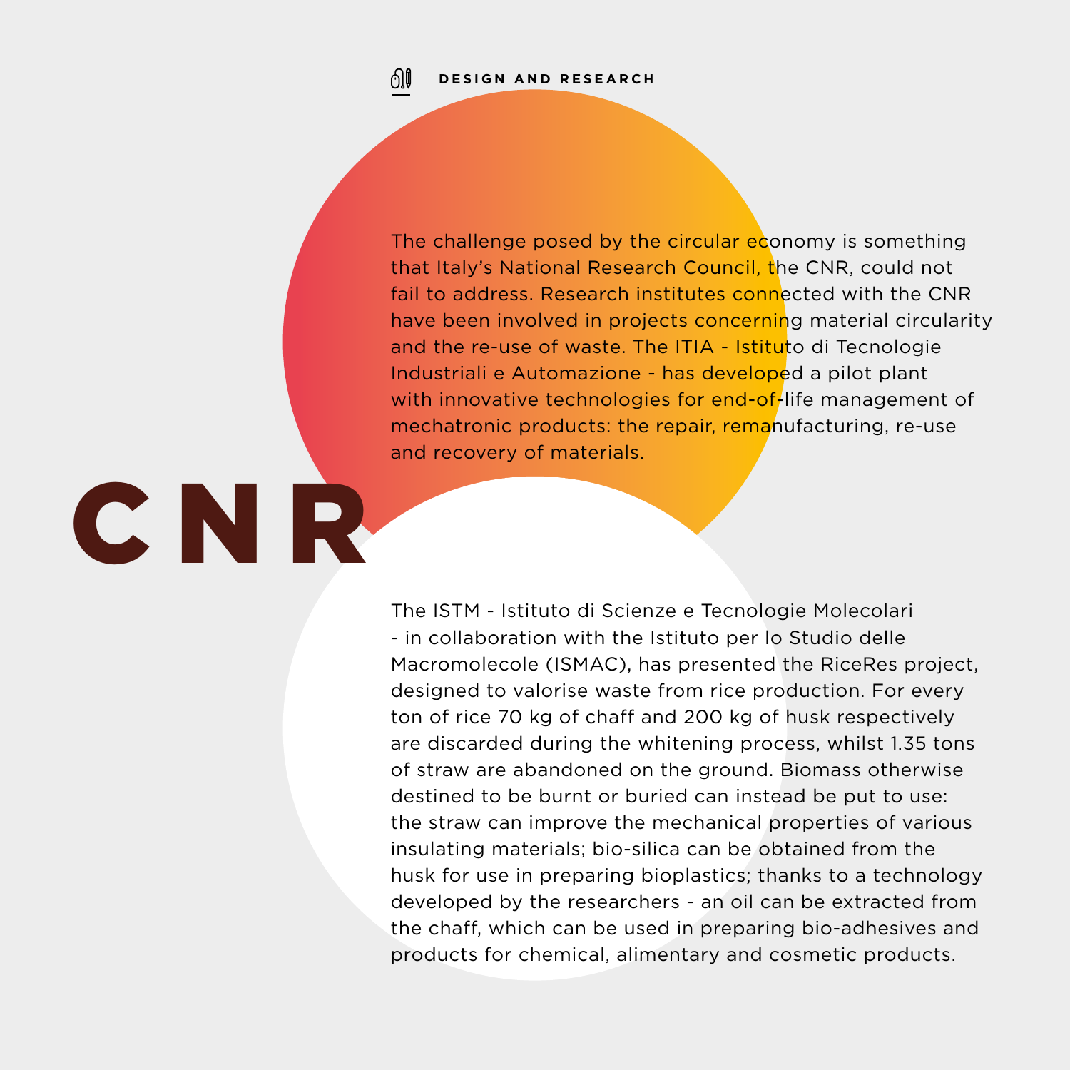DESIGN AND RESEARCH

# CNR

The challenge posed by the circular economy is something that Italy's National Research Council, the CNR, could not fail to address. Research institutes connected with the CNR have been involved in projects concerning material circularity and the re-use of waste. The ITIA - Istituto di Tecnologie Industriali e Automazione - has developed a pilot plant with innovative technologies for end-of-life management of mechatronic products: the repair, remanufacturing, re-use and recovery of materials.

The ISTM - Istituto di Scienze e Tecnologie Molecolari - in collaboration with the Istituto per lo Studio delle Macromolecole (ISMAC), has presented the RiceRes project, designed to valorise waste from rice production. For every ton of rice 70 kg of chaff and 200 kg of husk respectively are discarded during the whitening process, whilst 1.35 tons of straw are abandoned on the ground. Biomass otherwise destined to be burnt or buried can instead be put to use: the straw can improve the mechanical properties of various insulating materials; bio-silica can be obtained from the husk for use in preparing bioplastics; thanks to a technology developed by the researchers - an oil can be extracted from the chaff, which can be used in preparing bio-adhesives and products for chemical, alimentary and cosmetic products.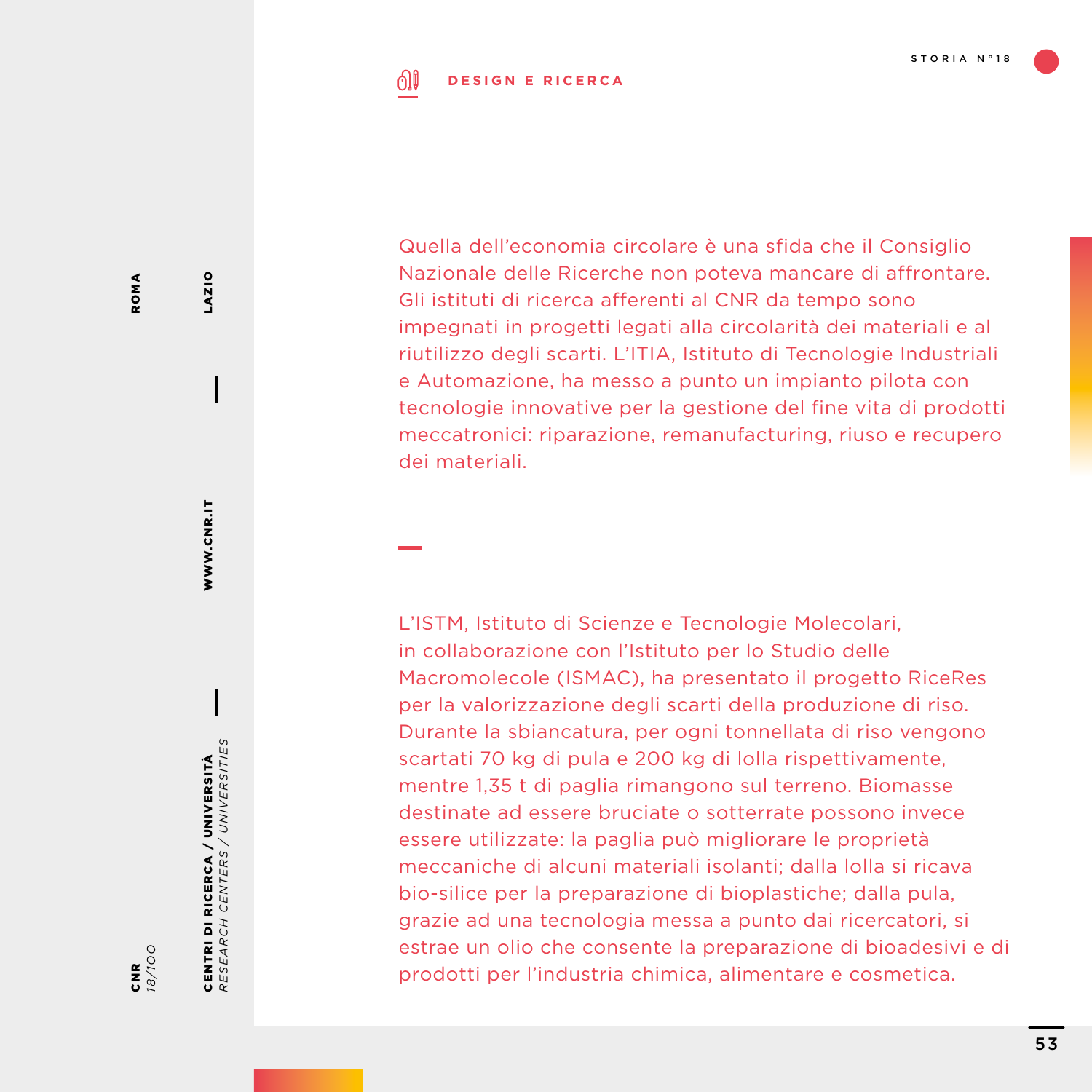**DESIGN E RICERCA**

Quella dell'economia circolare è una sfida che il Consiglio Nazionale delle Ricerche non poteva mancare di affrontare. Gli istituti di ricerca afferenti al CNR da tempo sono impegnati in progetti legati alla circolarità dei materiali e al riutilizzo degli scarti. L'ITIA, Istituto di Tecnologie Industriali e Automazione, ha messo a punto un impianto pilota con tecnologie innovative per la gestione del fine vita di prodotti meccatronici: riparazione, remanufacturing, riuso e recupero dei materiali.

L'ISTM, Istituto di Scienze e Tecnologie Molecolari, in collaborazione con l'Istituto per lo Studio delle Macromolecole (ISMAC), ha presentato il progetto RiceRes per la valorizzazione degli scarti della produzione di riso. Durante la sbiancatura, per ogni tonnellata di riso vengono scartati 70 kg di pula e 200 kg di lolla rispettivamente, mentre 1,35 t di paglia rimangono sul terreno. Biomasse destinate ad essere bruciate o sotterrate possono invece essere utilizzate: la paglia può migliorare le proprietà meccaniche di alcuni materiali isolanti; dalla lolla si ricava bio-silice per la preparazione di bioplastiche; dalla pula, grazie ad una tecnologia messa a punto dai ricercatori, si estrae un olio che consente la preparazione di bioadesivi e di prodotti per l'industria chimica, alimentare e cosmetica.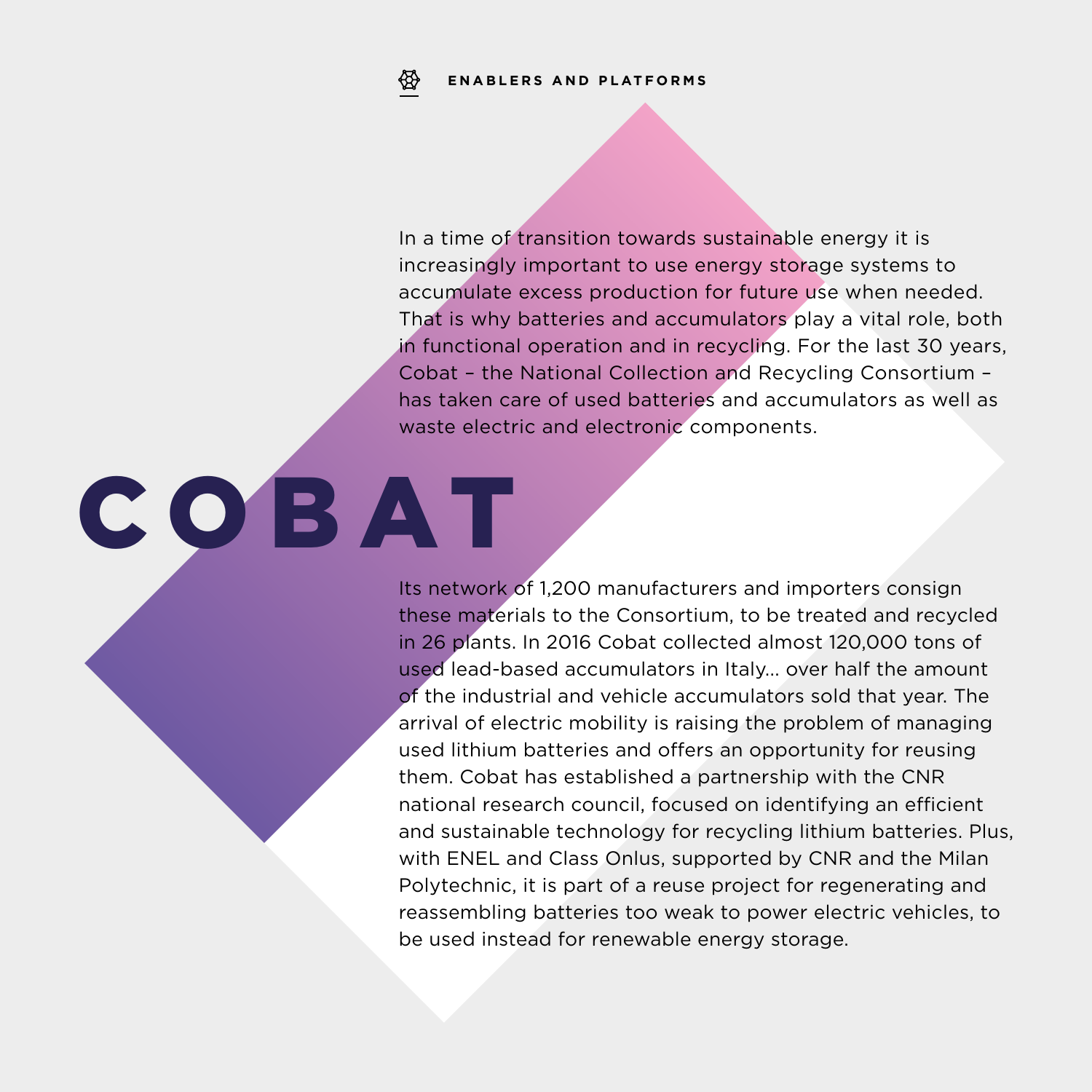ENABLERS AND PLATFORMS

In a time of transition towards sustainable energy it is increasingly important to use energy storage systems to accumulate excess production for future use when needed. That is why batteries and accumulators play a vital role, both in functional operation and in recycling. For the last 30 years, Cobat – the National Collection and Recycling Consortium – has taken care of used batteries and accumulators as well as waste electric and electronic components.

# COBAT

Its network of 1,200 manufacturers and importers consign these materials to the Consortium, to be treated and recycled in 26 plants. In 2016 Cobat collected almost 120,000 tons of used lead-based accumulators in Italy... over half the amount of the industrial and vehicle accumulators sold that year. The arrival of electric mobility is raising the problem of managing used lithium batteries and offers an opportunity for reusing them. Cobat has established a partnership with the CNR national research council, focused on identifying an efficient and sustainable technology for recycling lithium batteries. Plus, with ENEL and Class Onlus, supported by CNR and the Milan Polytechnic, it is part of a reuse project for regenerating and reassembling batteries too weak to power electric vehicles, to be used instead for renewable energy storage.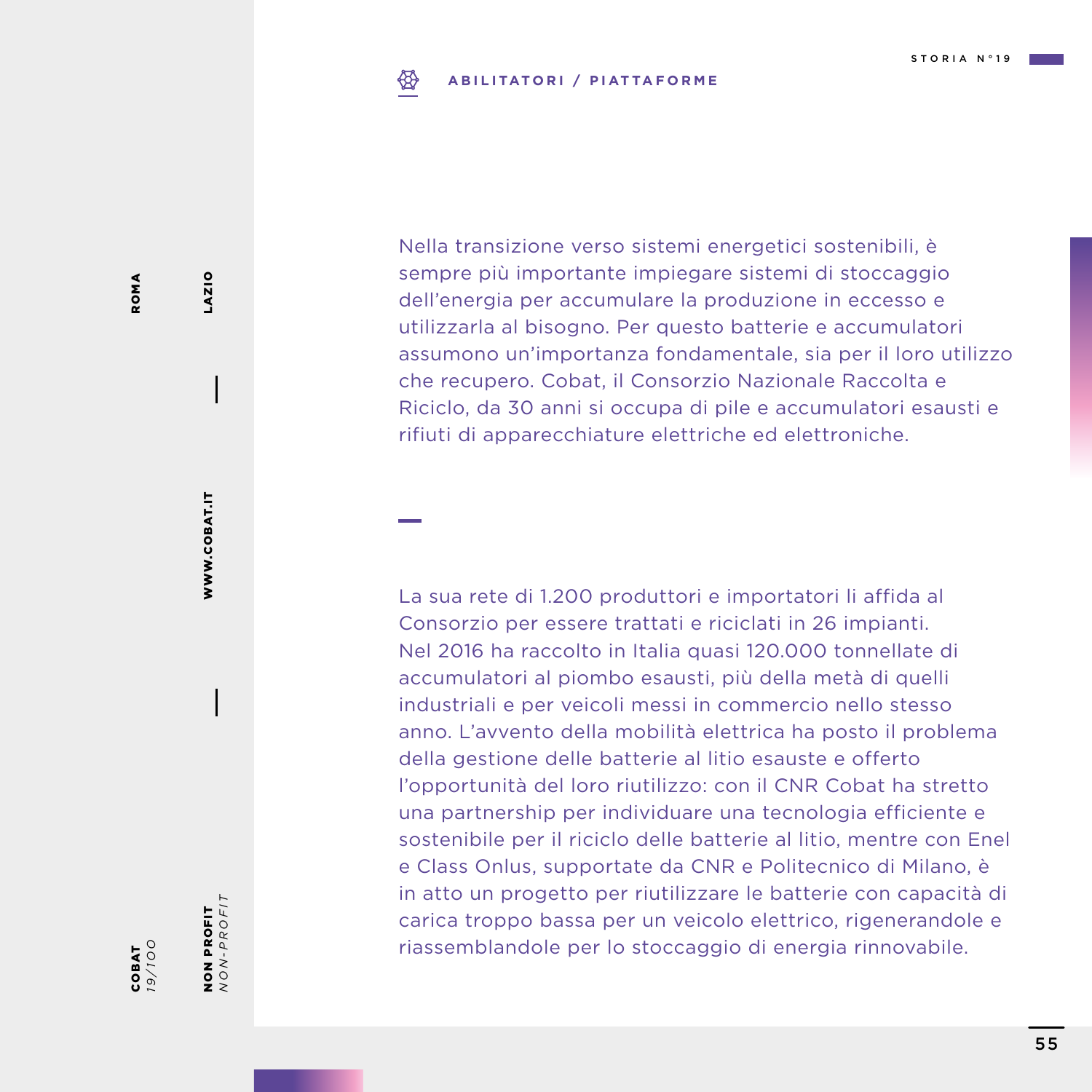**ABILITATORI / PIATTAFORME**

Nella transizione verso sistemi energetici sostenibili, è sempre più importante impiegare sistemi di stoccaggio dell'energia per accumulare la produzione in eccesso e utilizzarla al bisogno. Per questo batterie e accumulatori assumono un'importanza fondamentale, sia per il loro utilizzo che recupero. Cobat, il Consorzio Nazionale Raccolta e Riciclo, da 30 anni si occupa di pile e accumulatori esausti e rifiuti di apparecchiature elettriche ed elettroniche.

La sua rete di 1.200 produttori e importatori li affida al Consorzio per essere trattati e riciclati in 26 impianti. Nel 2016 ha raccolto in Italia quasi 120.000 tonnellate di accumulatori al piombo esausti, più della metà di quelli industriali e per veicoli messi in commercio nello stesso anno. L'avvento della mobilità elettrica ha posto il problema della gestione delle batterie al litio esauste e offerto l'opportunità del loro riutilizzo: con il CNR Cobat ha stretto una partnership per individuare una tecnologia efficiente e sostenibile per il riciclo delle batterie al litio, mentre con Enel e Class Onlus, supportate da CNR e Politecnico di Milano, è in atto un progetto per riutilizzare le batterie con capacità di carica troppo bassa per un veicolo elettrico, rigenerandole e riassemblandole per lo stoccaggio di energia rinnovabile.

**COBAT** *19/100* | **ROMA** | **LAZIO** | **WWW.COBAT.IT** | **NON PROFIT** *NON-PROFIT*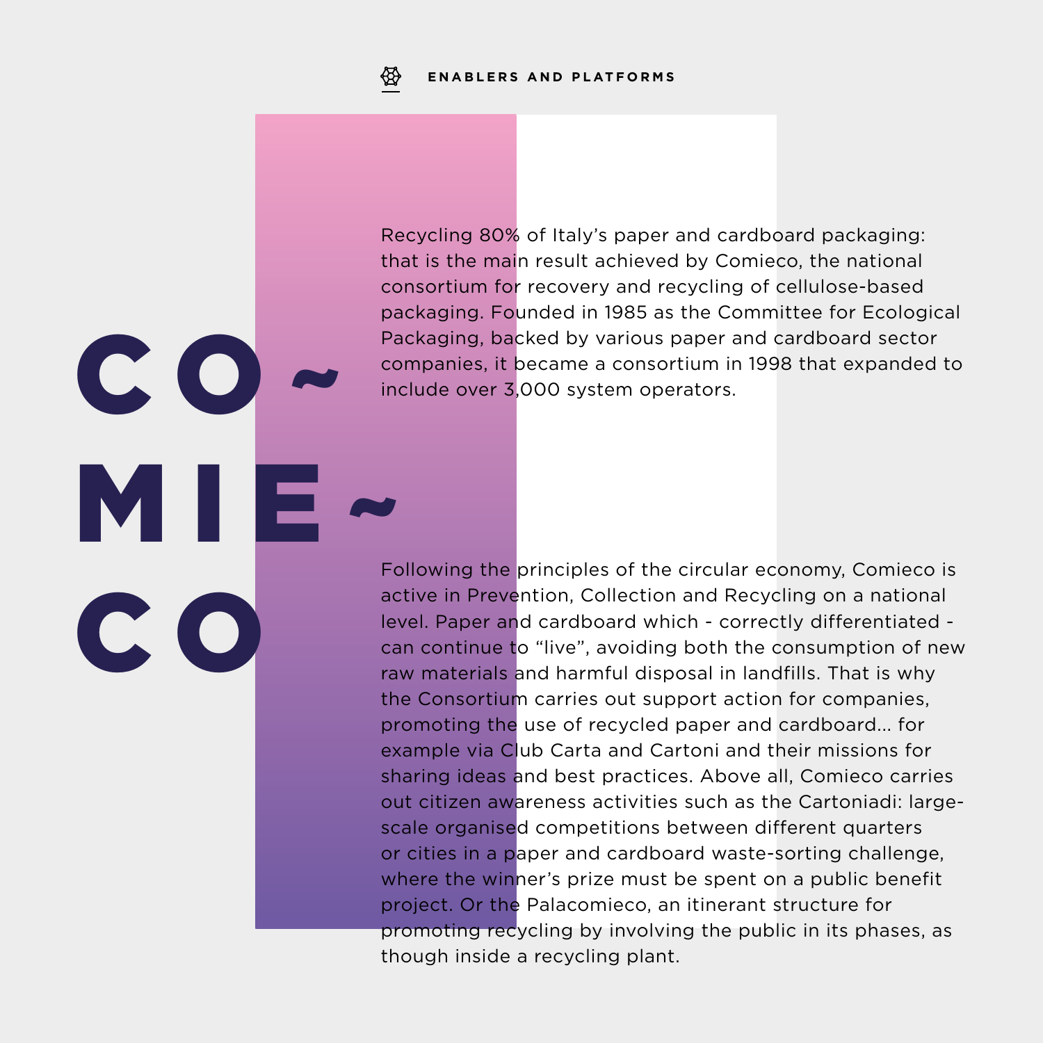ENABLERS AND PLATFORMS

# COMIECO

Recycling 80% of Italy's paper and cardboard packaging: that is the main result achieved by Comieco, the national consortium for recovery and recycling of cellulose-based packaging. Founded in 1985 as the Committee for Ecological Packaging, backed by various paper and cardboard sector companies, it became a consortium in 1998 that expanded to include over 3,000 system operators.

Following the principles of the circular economy, Comieco is active in Prevention, Collection and Recycling on a national level. Paper and cardboard which - correctly differentiated - can continue to "live", avoiding both the consumption of new raw materials and harmful disposal in landfills. That is why the Consortium carries out support action for companies, promoting the use of recycled paper and cardboard… for example via Club Carta and Cartoni and their missions for sharing ideas and best practices. Above all, Comieco carries out citizen awareness activities such as the Cartoniadi: large-scale organised competitions between different quarters or cities in a paper and cardboard waste-sorting challenge, where the winner's prize must be spent on a public benefit project. Or the Palacomieco, an itinerant structure for promoting recycling by involving the public in its phases, as though inside a recycling plant.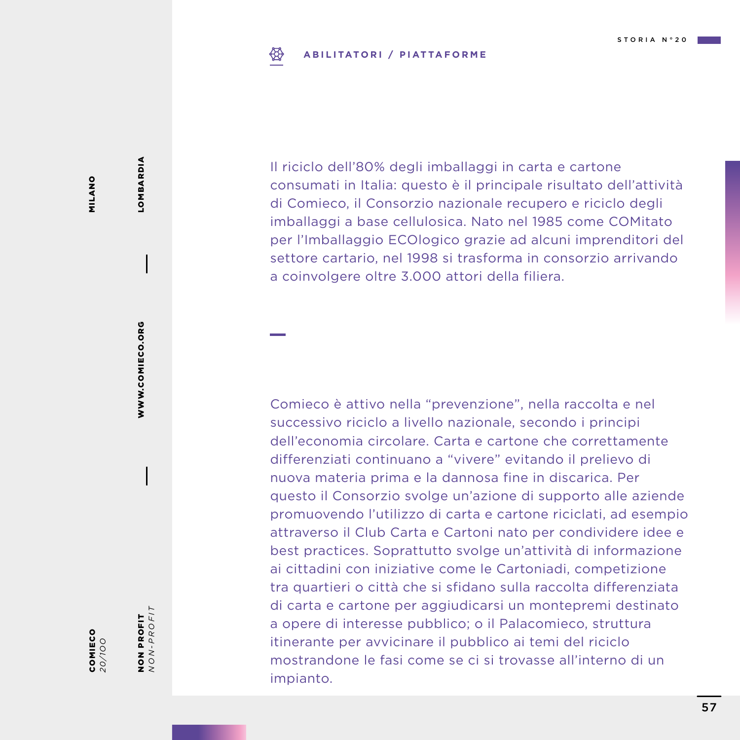**ABILITATORI / PIATTAFORME**

Il riciclo dell'80% degli imballaggi in carta e cartone consumati in Italia: questo è il principale risultato dell'attività di Comieco, il Consorzio nazionale recupero e riciclo degli imballaggi a base cellulosica. Nato nel 1985 come COMitato per l'Imballaggio ECOlogico grazie ad alcuni imprenditori del settore cartario, nel 1998 si trasforma in consorzio arrivando a coinvolgere oltre 3.000 attori della filiera.

Comieco è attivo nella "prevenzione", nella raccolta e nel successivo riciclo a livello nazionale, secondo i principi dell'economia circolare. Carta e cartone che correttamente differenziati continuano a "vivere" evitando il prelievo di nuova materia prima e la dannosa fine in discarica. Per questo il Consorzio svolge un'azione di supporto alle aziende promuovendo l'utilizzo di carta e cartone riciclati, ad esempio attraverso il Club Carta e Cartoni nato per condividere idee e best practices. Soprattutto svolge un'attività di informazione ai cittadini con iniziative come le Cartoniadi, competizione tra quartieri o città che si sfidano sulla raccolta differenziata di carta e cartone per aggiudicarsi un montepremi destinato a opere di interesse pubblico; o il Palacomieco, struttura itinerante per avvicinare il pubblico ai temi del riciclo mostrandone le fasi come se ci si trovasse all'interno di un impianto.

**COMIECO** *20/100*

**NON PROFIT** *NON-PROFIT*

**WWW.COMIECO.ORG**

**MILANO** **LOMBARDIA**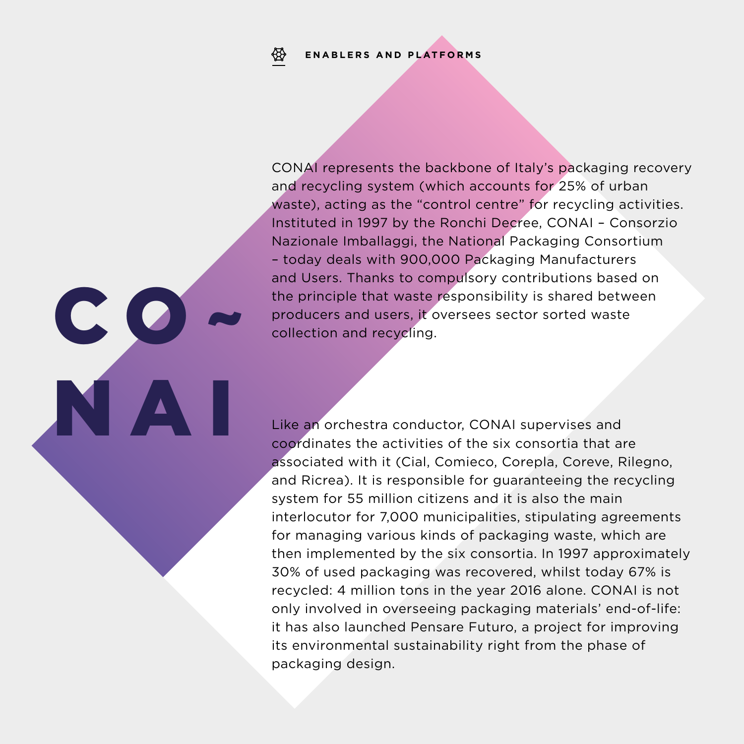ENABLERS AND PLATFORMS

# CONAI

CONAI represents the backbone of Italy's packaging recovery and recycling system (which accounts for 25% of urban waste), acting as the "control centre" for recycling activities. Instituted in 1997 by the Ronchi Decree, CONAI – Consorzio Nazionale Imballaggi, the National Packaging Consortium – today deals with 900,000 Packaging Manufacturers and Users. Thanks to compulsory contributions based on the principle that waste responsibility is shared between producers and users, it oversees sector sorted waste collection and recycling.

Like an orchestra conductor, CONAI supervises and coordinates the activities of the six consortia that are associated with it (Cial, Comieco, Corepla, Coreve, Rilegno, and Ricrea). It is responsible for guaranteeing the recycling system for 55 million citizens and it is also the main interlocutor for 7,000 municipalities, stipulating agreements for managing various kinds of packaging waste, which are then implemented by the six consortia. In 1997 approximately 30% of used packaging was recovered, whilst today 67% is recycled: 4 million tons in the year 2016 alone. CONAI is not only involved in overseeing packaging materials' end-of-life: it has also launched Pensare Futuro, a project for improving its environmental sustainability right from the phase of packaging design.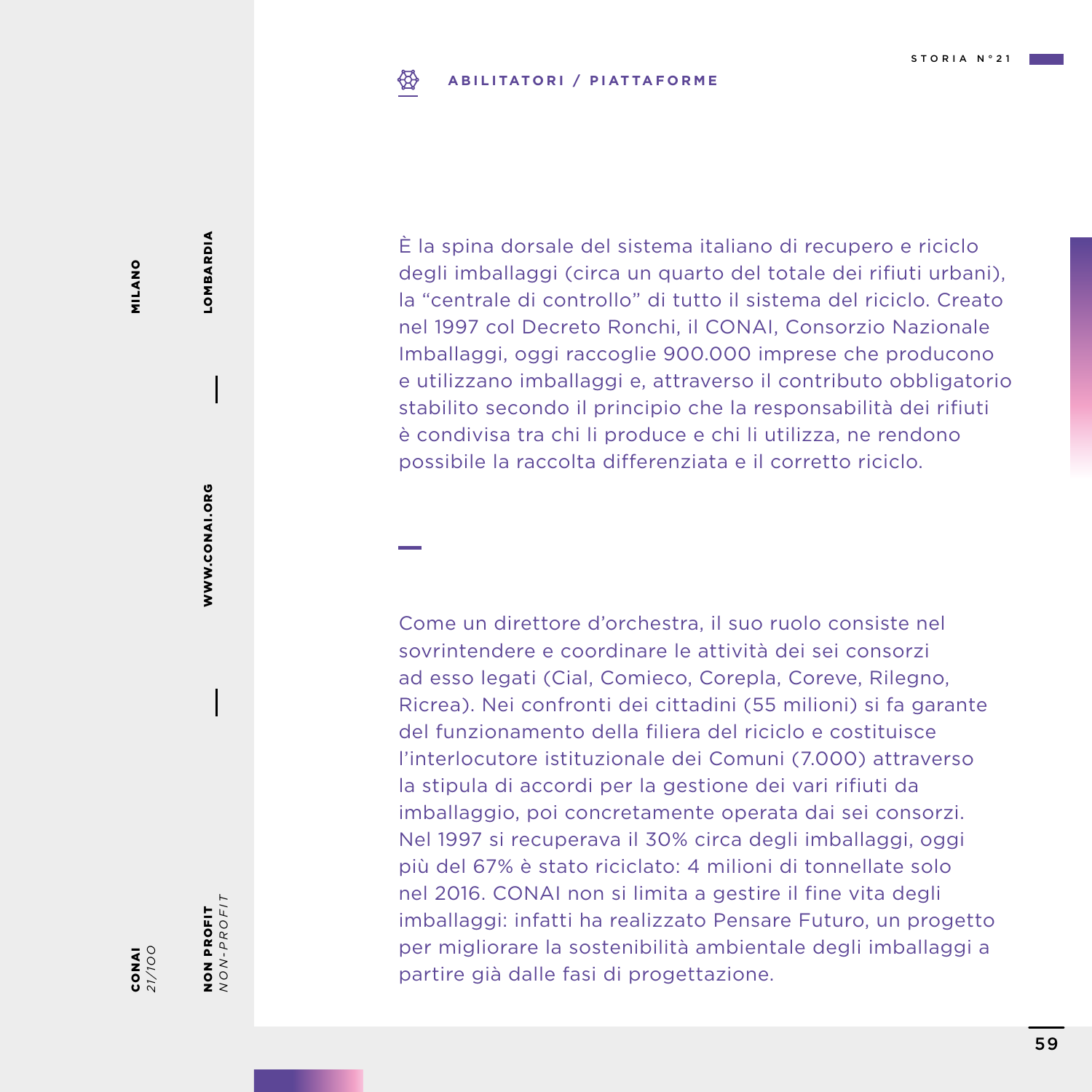**ABILITATORI / PIATTAFORME**

**CONAI** *21/100*

**MILANO**

**LOMBARDIA**

**WWW.CONAI.ORG**

**NON PROFIT** *NON-PROFIT*

È la spina dorsale del sistema italiano di recupero e riciclo degli imballaggi (circa un quarto del totale dei rifiuti urbani), la "centrale di controllo" di tutto il sistema del riciclo. Creato nel 1997 col Decreto Ronchi, il CONAI, Consorzio Nazionale Imballaggi, oggi raccoglie 900.000 imprese che producono e utilizzano imballaggi e, attraverso il contributo obbligatorio stabilito secondo il principio che la responsabilità dei rifiuti è condivisa tra chi li produce e chi li utilizza, ne rendono possibile la raccolta differenziata e il corretto riciclo.

Come un direttore d'orchestra, il suo ruolo consiste nel sovrintendere e coordinare le attività dei sei consorzi ad esso legati (Cial, Comieco, Corepla, Coreve, Rilegno, Ricrea). Nei confronti dei cittadini (55 milioni) si fa garante del funzionamento della filiera del riciclo e costituisce l'interlocutore istituzionale dei Comuni (7.000) attraverso la stipula di accordi per la gestione dei vari rifiuti da imballaggio, poi concretamente operata dai sei consorzi. Nel 1997 si recuperava il 30% circa degli imballaggi, oggi più del 67% è stato riciclato: 4 milioni di tonnellate solo nel 2016. CONAI non si limita a gestire il fine vita degli imballaggi: infatti ha realizzato Pensare Futuro, un progetto per migliorare la sostenibilità ambientale degli imballaggi a partire già dalle fasi di progettazione.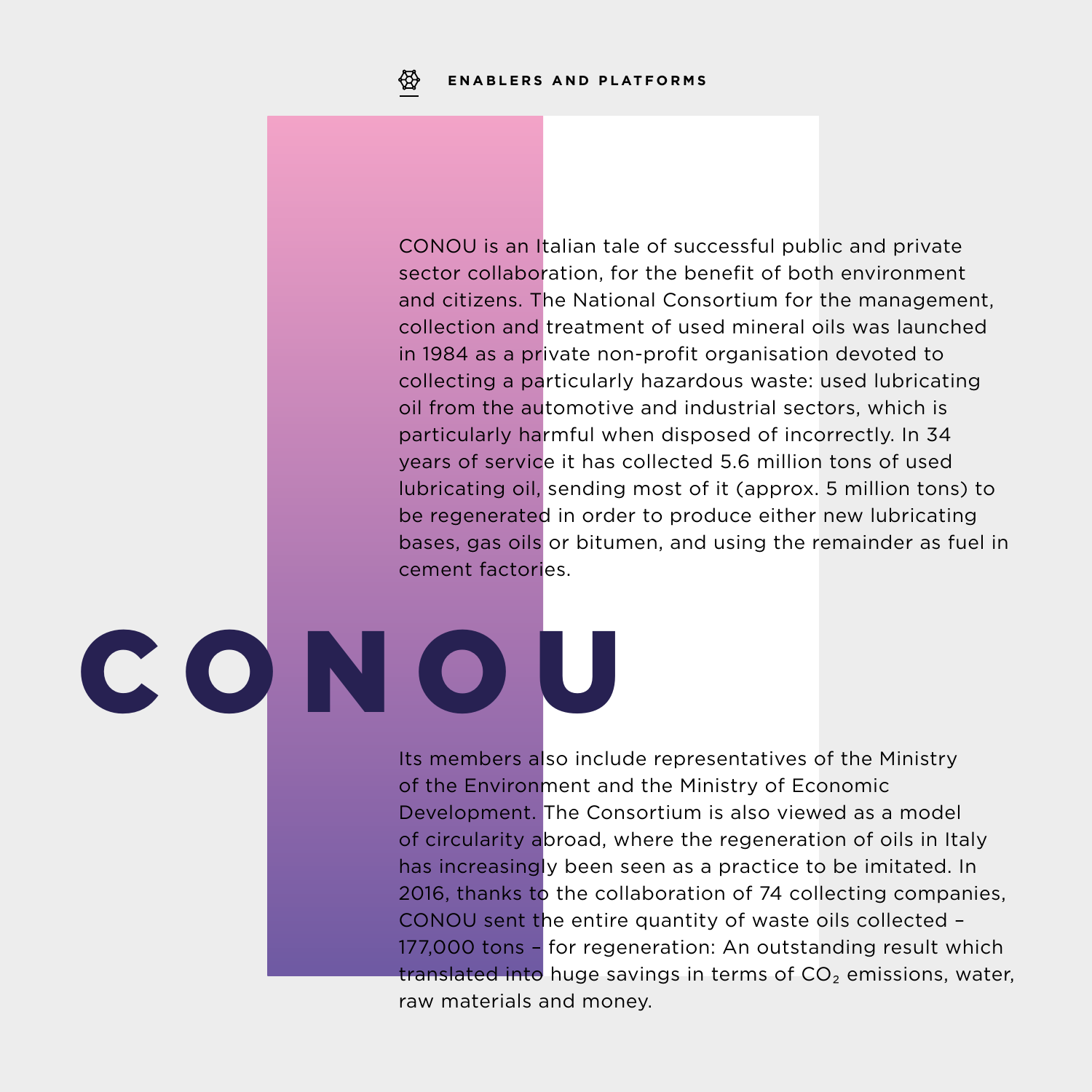ENABLERS AND PLATFORMS

CONOU is an Italian tale of successful public and private sector collaboration, for the benefit of both environment and citizens. The National Consortium for the management, collection and treatment of used mineral oils was launched in 1984 as a private non-profit organisation devoted to collecting a particularly hazardous waste: used lubricating oil from the automotive and industrial sectors, which is particularly harmful when disposed of incorrectly. In 34 years of service it has collected 5.6 million tons of used lubricating oil, sending most of it (approx. 5 million tons) to be regenerated in order to produce either new lubricating bases, gas oils or bitumen, and using the remainder as fuel in cement factories.

# CONOU

Its members also include representatives of the Ministry of the Environment and the Ministry of Economic Development. The Consortium is also viewed as a model of circularity abroad, where the regeneration of oils in Italy has increasingly been seen as a practice to be imitated. In 2016, thanks to the collaboration of 74 collecting companies, CONOU sent the entire quantity of waste oils collected – 177,000 tons – for regeneration: An outstanding result which translated into huge savings in terms of $CO_2$ emissions, water, raw materials and money.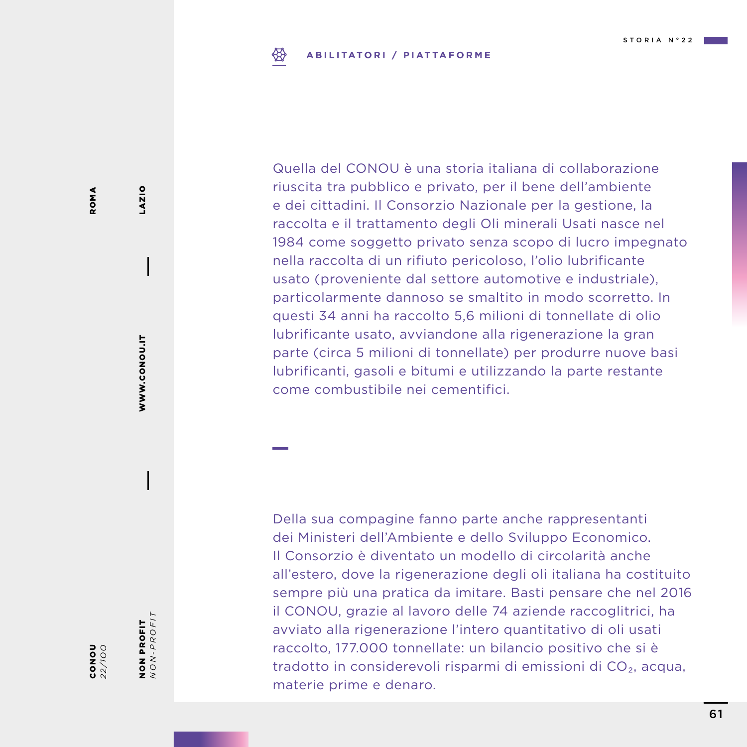**ABILITATORI / PIATTAFORME**

**CONOU** *22/100*

**NON PROFIT** *NON-PROFIT*

**WWW.CONOU.IT**

**ROMA** **LAZIO**

Quella del CONOU è una storia italiana di collaborazione riuscita tra pubblico e privato, per il bene dell'ambiente e dei cittadini. Il Consorzio Nazionale per la gestione, la raccolta e il trattamento degli Oli minerali Usati nasce nel 1984 come soggetto privato senza scopo di lucro impegnato nella raccolta di un rifiuto pericoloso, l'olio lubrificante usato (proveniente dal settore automotive e industriale), particolarmente dannoso se smaltito in modo scorretto. In questi 34 anni ha raccolto 5,6 milioni di tonnellate di olio lubrificante usato, avviandone alla rigenerazione la gran parte (circa 5 milioni di tonnellate) per produrre nuove basi lubrificanti, gasoli e bitumi e utilizzando la parte restante come combustibile nei cementifici.

Della sua compagine fanno parte anche rappresentanti dei Ministeri dell'Ambiente e dello Sviluppo Economico. Il Consorzio è diventato un modello di circolarità anche all'estero, dove la rigenerazione degli oli italiana ha costituito sempre più una pratica da imitare. Basti pensare che nel 2016 il CONOU, grazie al lavoro delle 74 aziende raccoglitrici, ha avviato alla rigenerazione l'intero quantitativo di oli usati raccolto, 177.000 tonnellate: un bilancio positivo che si è tradotto in considerevoli risparmi di emissioni di $CO_2$, acqua, materie prime e denaro.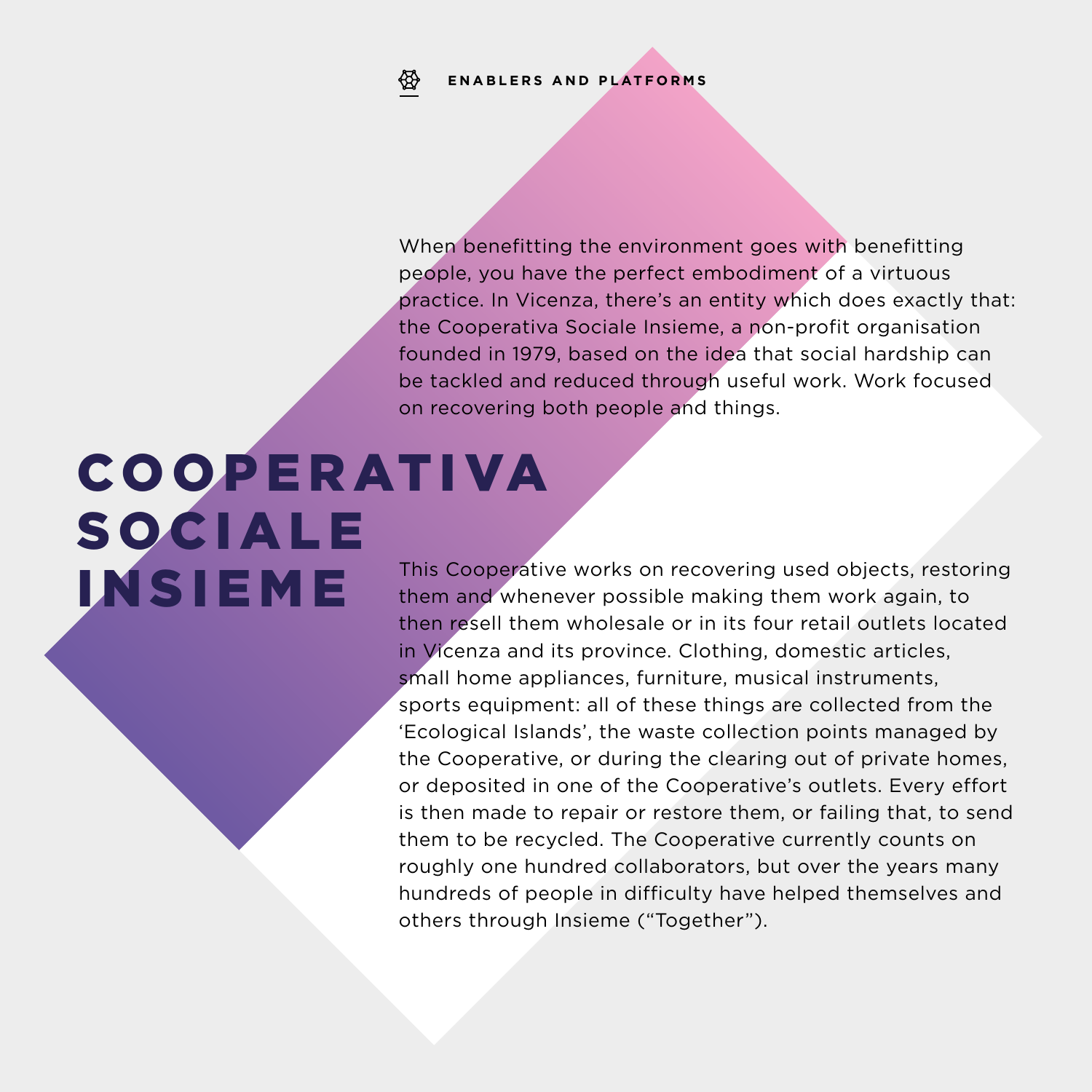ENABLERS AND PLATFORMS

# COOPERATIVA SOCIALE INSIEME

When benefitting the environment goes with benefitting people, you have the perfect embodiment of a virtuous practice. In Vicenza, there's an entity which does exactly that: the Cooperativa Sociale Insieme, a non-profit organisation founded in 1979, based on the idea that social hardship can be tackled and reduced through useful work. Work focused on recovering both people and things.

This Cooperative works on recovering used objects, restoring them and whenever possible making them work again, to then resell them wholesale or in its four retail outlets located in Vicenza and its province. Clothing, domestic articles, small home appliances, furniture, musical instruments, sports equipment: all of these things are collected from the 'Ecological Islands', the waste collection points managed by the Cooperative, or during the clearing out of private homes, or deposited in one of the Cooperative's outlets. Every effort is then made to repair or restore them, or failing that, to send them to be recycled. The Cooperative currently counts on roughly one hundred collaborators, but over the years many hundreds of people in difficulty have helped themselves and others through Insieme ("Together").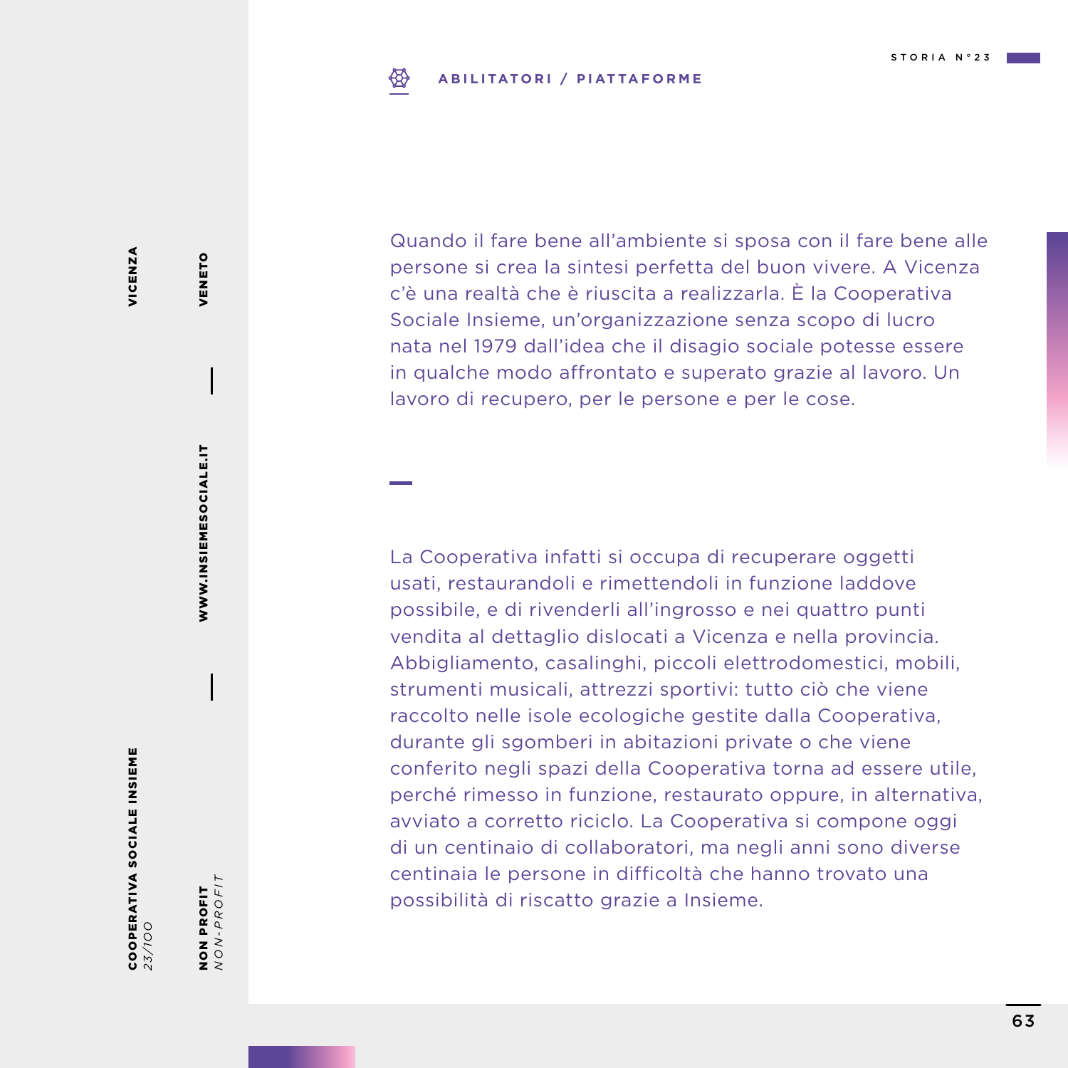**ABILITATORI / PIATTAFORME**

STORIA N°23

**COOPERATIVA SOCIALE INSIEME**
*23/100*

**VICENZA** | **VENETO**

**WWW.INSIEMESOCIALE.IT**

**NON PROFIT**
*NON-PROFIT*

Quando il fare bene all'ambiente si sposa con il fare bene alle persone si crea la sintesi perfetta del buon vivere. A Vicenza c'è una realtà che è riuscita a realizzarla. È la Cooperativa Sociale Insieme, un'organizzazione senza scopo di lucro nata nel 1979 dall'idea che il disagio sociale potesse essere in qualche modo affrontato e superato grazie al lavoro. Un lavoro di recupero, per le persone e per le cose.

La Cooperativa infatti si occupa di recuperare oggetti usati, restaurandoli e rimettendoli in funzione laddove possibile, e di rivenderli all'ingrosso e nei quattro punti vendita al dettaglio dislocati a Vicenza e nella provincia. Abbigliamento, casalinghi, piccoli elettrodomestici, mobili, strumenti musicali, attrezzi sportivi: tutto ciò che viene raccolto nelle isole ecologiche gestite dalla Cooperativa, durante gli sgomberi in abitazioni private o che viene conferito negli spazi della Cooperativa torna ad essere utile, perché rimesso in funzione, restaurato oppure, in alternativa, avviato a corretto riciclo. La Cooperativa si compone oggi di un centinaio di collaboratori, ma negli anni sono diverse centinaia le persone in difficoltà che hanno trovato una possibilità di riscatto grazie a Insieme.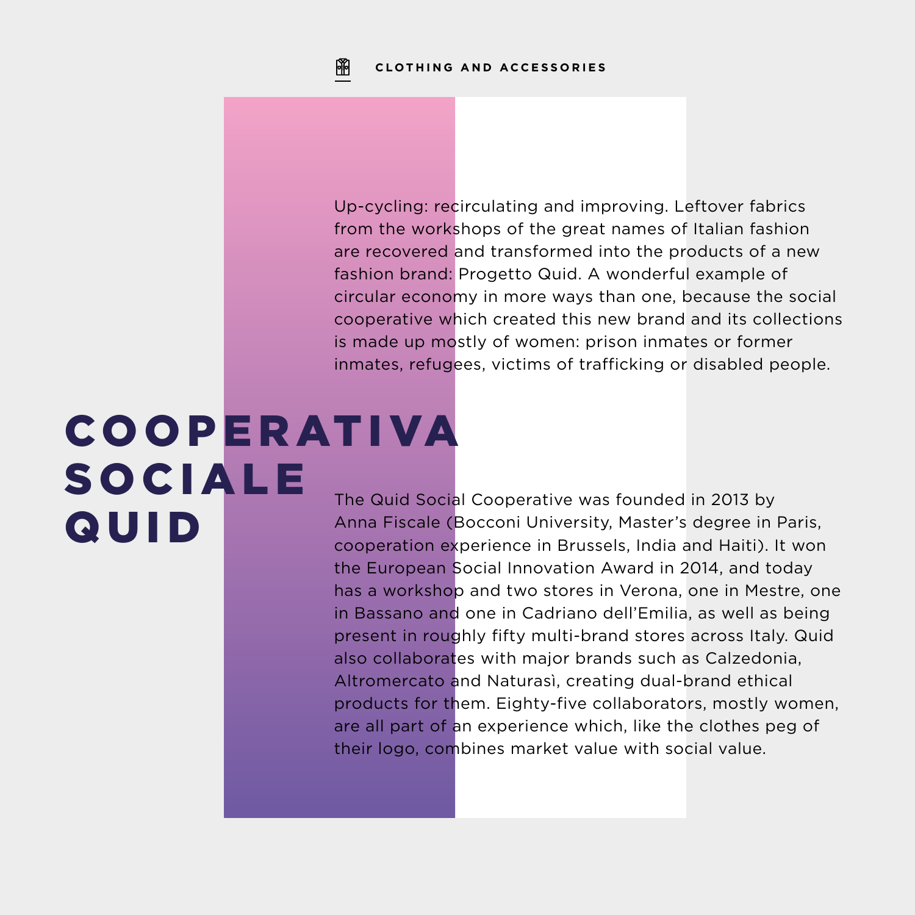CLOTHING AND ACCESSORIES

# COOPERATIVA SOCIALE QUID

Up-cycling: recirculating and improving. Leftover fabrics from the workshops of the great names of Italian fashion are recovered and transformed into the products of a new fashion brand: Progetto Quid. A wonderful example of circular economy in more ways than one, because the social cooperative which created this new brand and its collections is made up mostly of women: prison inmates or former inmates, refugees, victims of trafficking or disabled people.

The Quid Social Cooperative was founded in 2013 by Anna Fiscale (Bocconi University, Master's degree in Paris, cooperation experience in Brussels, India and Haiti). It won the European Social Innovation Award in 2014, and today has a workshop and two stores in Verona, one in Mestre, one in Bassano and one in Cadriano dell'Emilia, as well as being present in roughly fifty multi-brand stores across Italy. Quid also collaborates with major brands such as Calzedonia, Altromercato and Naturasì, creating dual-brand ethical products for them. Eighty-five collaborators, mostly women, are all part of an experience which, like the clothes peg of their logo, combines market value with social value.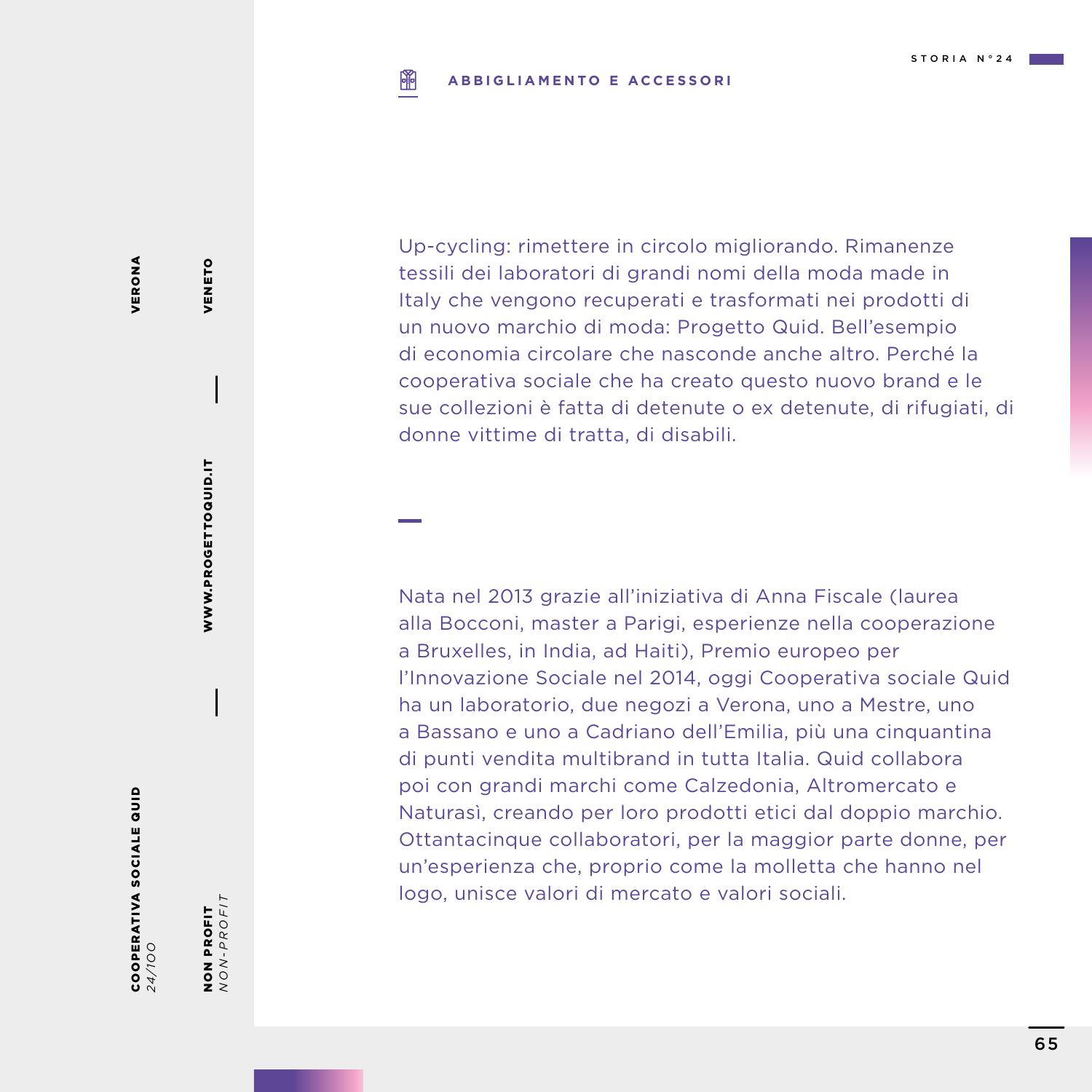STORIA N°24

**ABBIGLIAMENTO E ACCESSORI**

**COOPERATIVA SOCIALE QUID**
*24/100*

**VERONA**

**NON PROFIT**
*NON-PROFIT*

**WWW.PROGETTOQUID.IT**

**VENETO**

Up-cycling: rimettere in circolo migliorando. Rimanenze tessili dei laboratori di grandi nomi della moda made in Italy che vengono recuperati e trasformati nei prodotti di un nuovo marchio di moda: Progetto Quid. Bell'esempio di economia circolare che nasconde anche altro. Perché la cooperativa sociale che ha creato questo nuovo brand e le sue collezioni è fatta di detenute o ex detenute, di rifugiati, di donne vittime di tratta, di disabili.

Nata nel 2013 grazie all'iniziativa di Anna Fiscale (laurea alla Bocconi, master a Parigi, esperienze nella cooperazione a Bruxelles, in India, ad Haiti), Premio europeo per l'Innovazione Sociale nel 2014, oggi Cooperativa sociale Quid ha un laboratorio, due negozi a Verona, uno a Mestre, uno a Bassano e uno a Cadriano dell'Emilia, più una cinquantina di punti vendita multibrand in tutta Italia. Quid collabora poi con grandi marchi come Calzedonia, Altromercato e Naturasì, creando per loro prodotti etici dal doppio marchio. Ottantacinque collaboratori, per la maggior parte donne, per un'esperienza che, proprio come la molletta che hanno nel logo, unisce valori di mercato e valori sociali.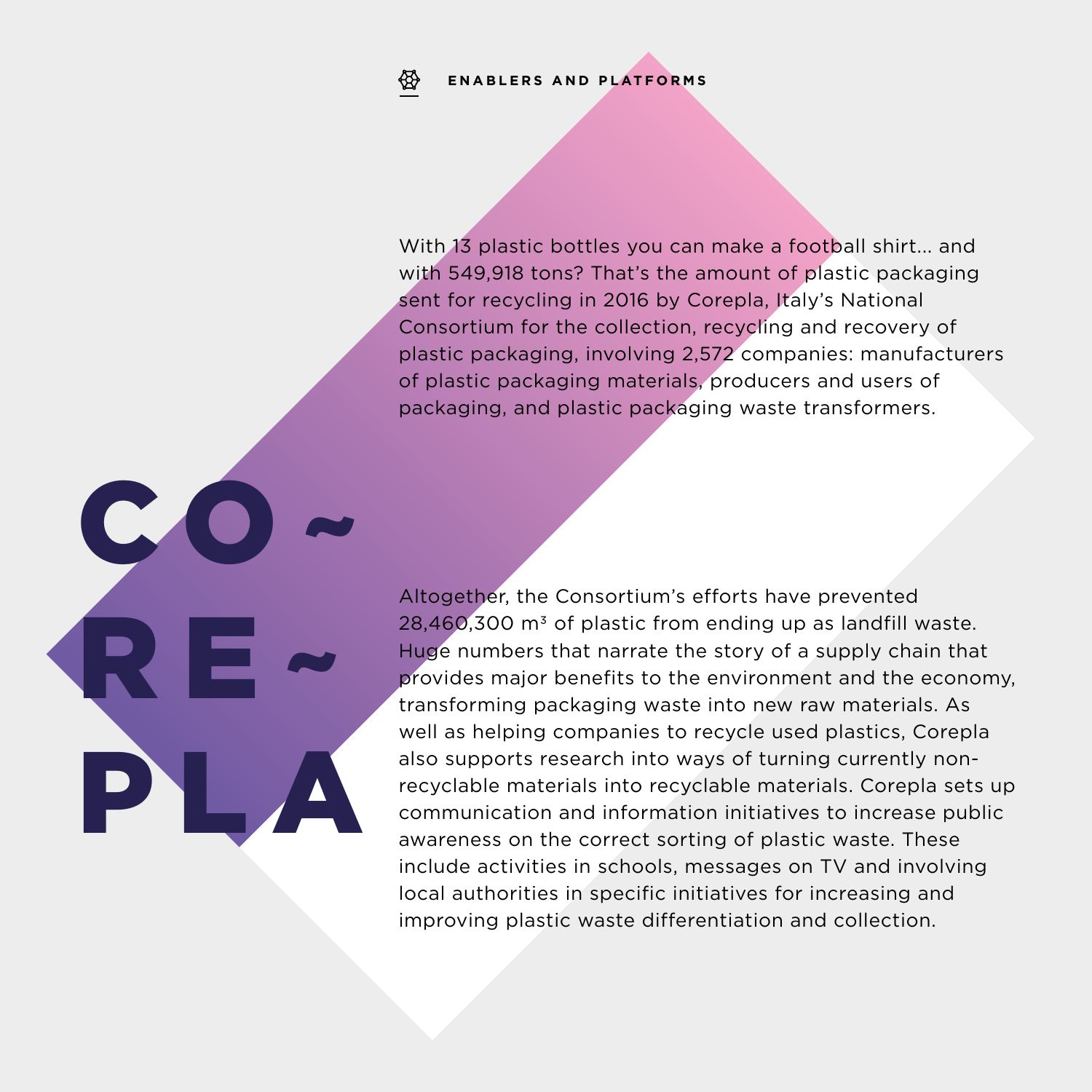ENABLERS AND PLATFORMS

# CO~RE~PLA

With 13 plastic bottles you can make a football shirt… and with 549,918 tons? That's the amount of plastic packaging sent for recycling in 2016 by Corepla, Italy's National Consortium for the collection, recycling and recovery of plastic packaging, involving 2,572 companies: manufacturers of plastic packaging materials, producers and users of packaging, and plastic packaging waste transformers.

Altogether, the Consortium's efforts have prevented 28,460,300 $m^3$ of plastic from ending up as landfill waste. Huge numbers that narrate the story of a supply chain that provides major benefits to the environment and the economy, transforming packaging waste into new raw materials. As well as helping companies to recycle used plastics, Corepla also supports research into ways of turning currently non-recyclable materials into recyclable materials. Corepla sets up communication and information initiatives to increase public awareness on the correct sorting of plastic waste. These include activities in schools, messages on TV and involving local authorities in specific initiatives for increasing and improving plastic waste differentiation and collection.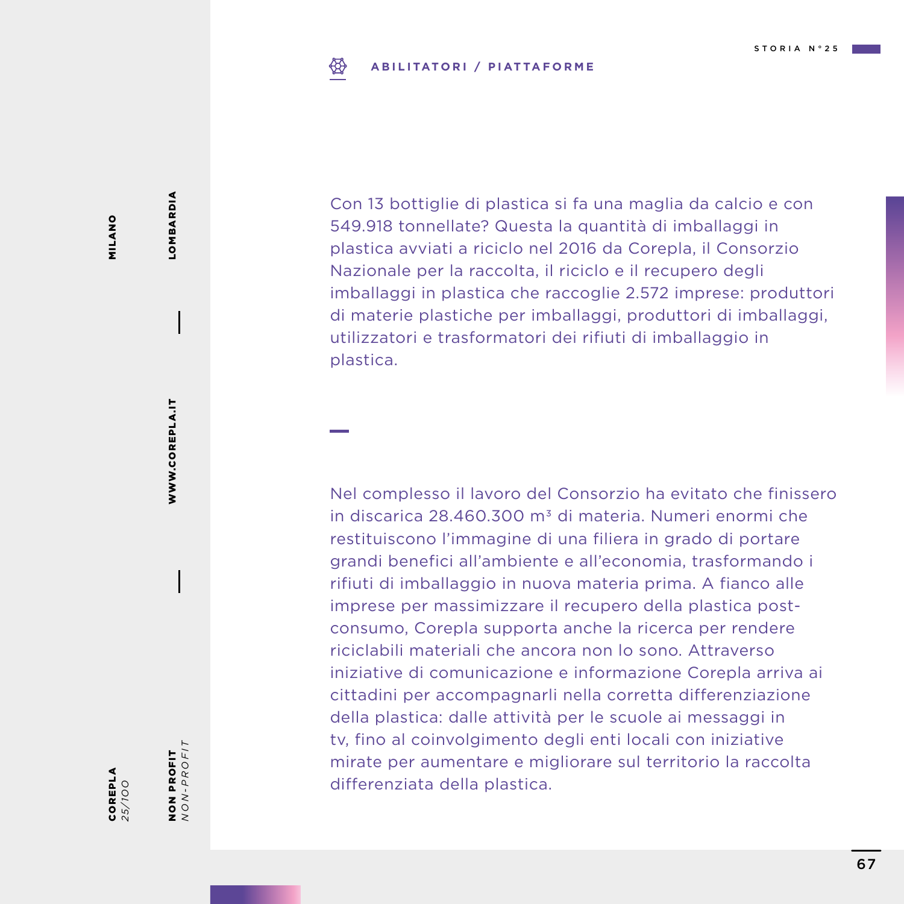**ABILITATORI / PIATTAFORME**

Con 13 bottiglie di plastica si fa una maglia da calcio e con 549.918 tonnellate? Questa la quantità di imballaggi in plastica avviati a riciclo nel 2016 da Corepla, il Consorzio Nazionale per la raccolta, il riciclo e il recupero degli imballaggi in plastica che raccoglie 2.572 imprese: produttori di materie plastiche per imballaggi, produttori di imballaggi, utilizzatori e trasformatori dei rifiuti di imballaggio in plastica.

Nel complesso il lavoro del Consorzio ha evitato che finissero in discarica 28.460.300 m³ di materia. Numeri enormi che restituiscono l'immagine di una filiera in grado di portare grandi benefici all'ambiente e all'economia, trasformando i rifiuti di imballaggio in nuova materia prima. A fianco alle imprese per massimizzare il recupero della plastica post-consumo, Corepla supporta anche la ricerca per rendere riciclabili materiali che ancora non lo sono. Attraverso iniziative di comunicazione e informazione Corepla arriva ai cittadini per accompagnarli nella corretta differenziazione della plastica: dalle attività per le scuole ai messaggi in tv, fino al coinvolgimento degli enti locali con iniziative mirate per aumentare e migliorare sul territorio la raccolta differenziata della plastica.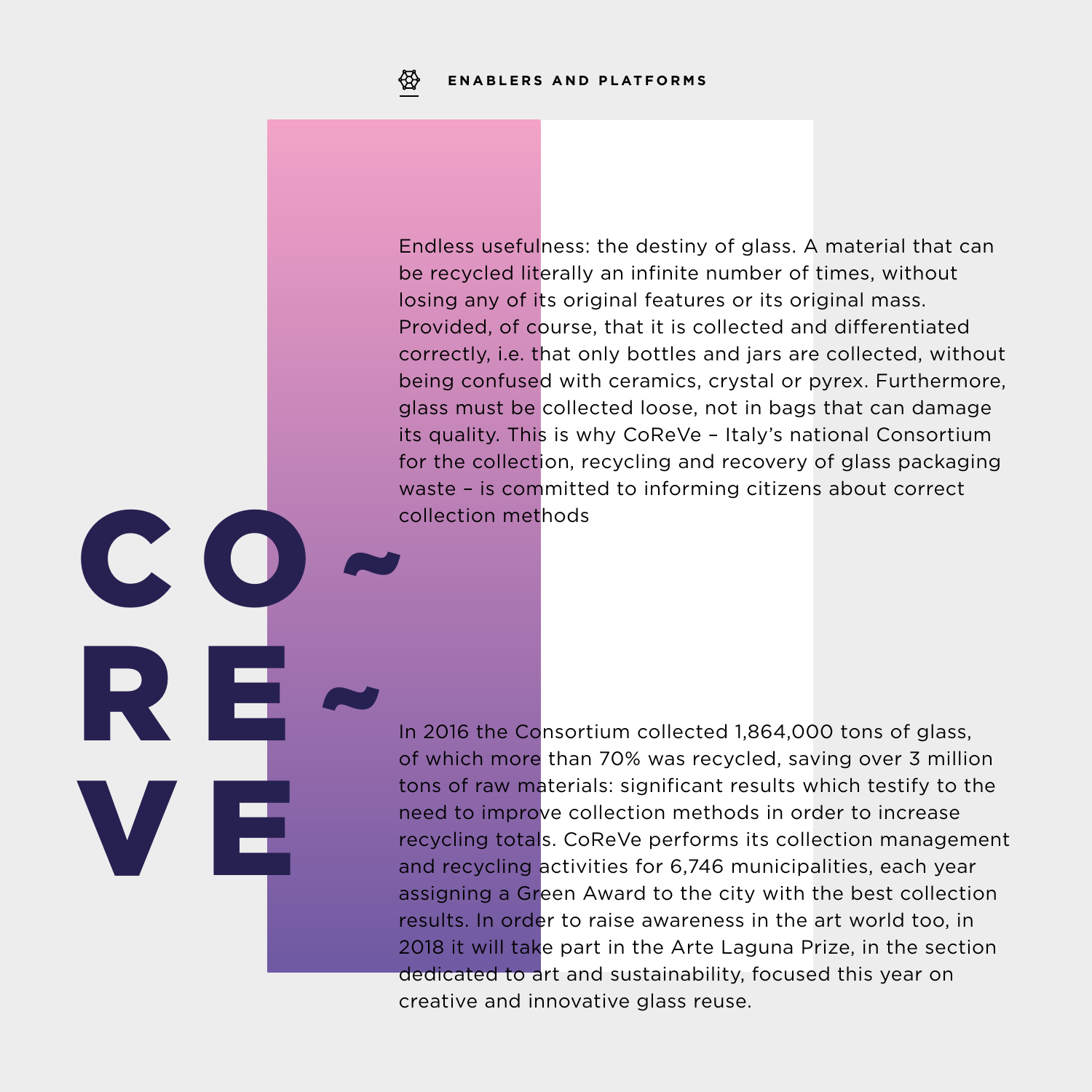ENABLERS AND PLATFORMS

# CO~RE~VE

Endless usefulness: the destiny of glass. A material that can be recycled literally an infinite number of times, without losing any of its original features or its original mass. Provided, of course, that it is collected and differentiated correctly, i.e. that only bottles and jars are collected, without being confused with ceramics, crystal or pyrex. Furthermore, glass must be collected loose, not in bags that can damage its quality. This is why CoReVe – Italy's national Consortium for the collection, recycling and recovery of glass packaging waste – is committed to informing citizens about correct collection methods

In 2016 the Consortium collected 1,864,000 tons of glass, of which more than 70% was recycled, saving over 3 million tons of raw materials: significant results which testify to the need to improve collection methods in order to increase recycling totals. CoReVe performs its collection management and recycling activities for 6,746 municipalities, each year assigning a Green Award to the city with the best collection results. In order to raise awareness in the art world too, in 2018 it will take part in the Arte Laguna Prize, in the section dedicated to art and sustainability, focused this year on creative and innovative glass reuse.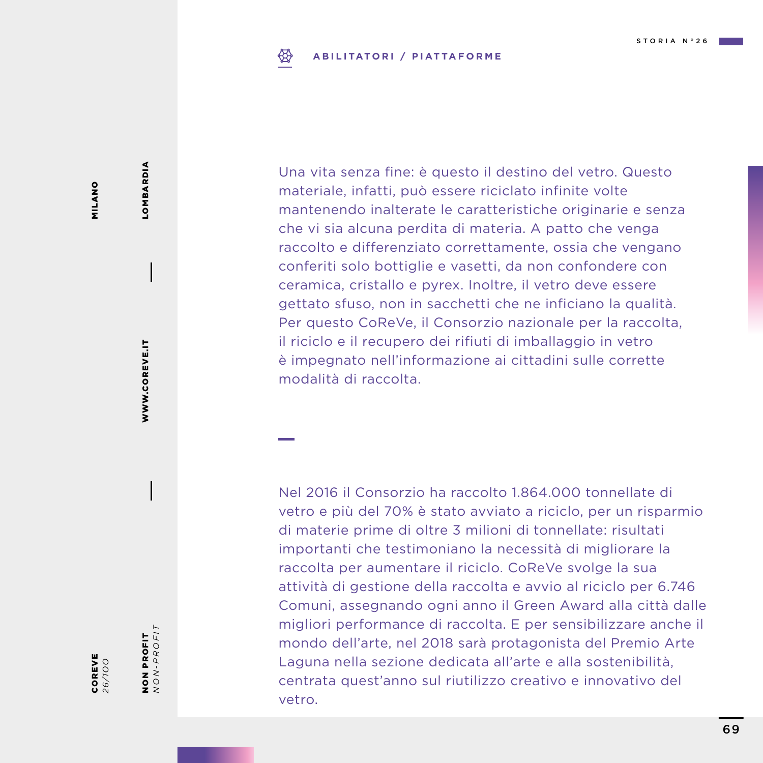**ABILITATORI / PIATTAFORME**

**COREVE** *26/100*

**NON PROFIT** *NON-PROFIT*

**MILANO** | **LOMBARDIA** | **WWW.COREVE.IT**

Una vita senza fine: è questo il destino del vetro. Questo materiale, infatti, può essere riciclato infinite volte mantenendo inalterate le caratteristiche originarie e senza che vi sia alcuna perdita di materia. A patto che venga raccolto e differenziato correttamente, ossia che vengano conferiti solo bottiglie e vasetti, da non confondere con ceramica, cristallo e pyrex. Inoltre, il vetro deve essere gettato sfuso, non in sacchetti che ne inficiano la qualità. Per questo CoReVe, il Consorzio nazionale per la raccolta, il riciclo e il recupero dei rifiuti di imballaggio in vetro è impegnato nell'informazione ai cittadini sulle corrette modalità di raccolta.

Nel 2016 il Consorzio ha raccolto 1.864.000 tonnellate di vetro e più del 70% è stato avviato a riciclo, per un risparmio di materie prime di oltre 3 milioni di tonnellate: risultati importanti che testimoniano la necessità di migliorare la raccolta per aumentare il riciclo. CoReVe svolge la sua attività di gestione della raccolta e avvio al riciclo per 6.746 Comuni, assegnando ogni anno il Green Award alla città dalle migliori performance di raccolta. E per sensibilizzare anche il mondo dell'arte, nel 2018 sarà protagonista del Premio Arte Laguna nella sezione dedicata all'arte e alla sostenibilità, centrata quest'anno sul riutilizzo creativo e innovativo del vetro.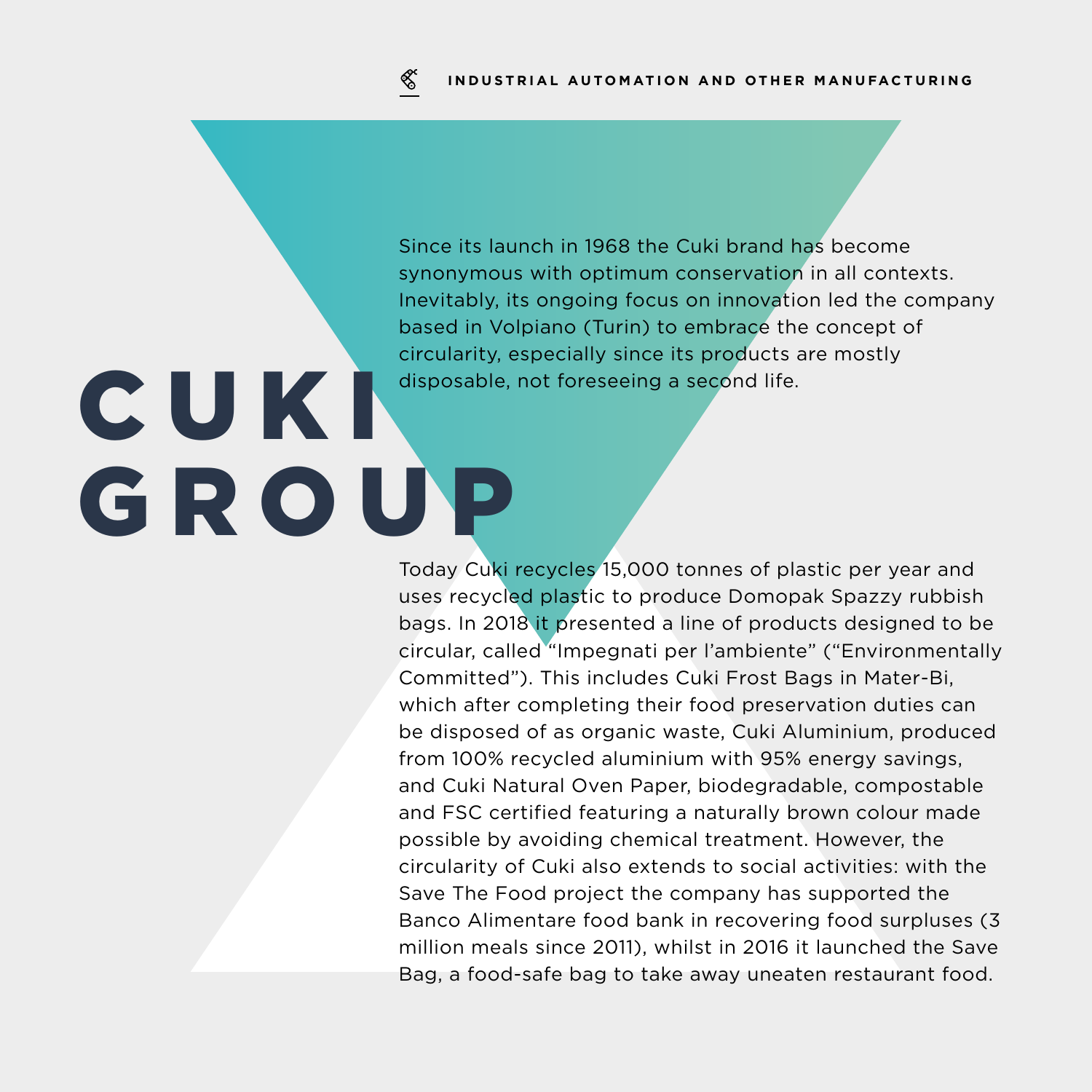INDUSTRIAL AUTOMATION AND OTHER MANUFACTURING

# CUKI GROUP

Since its launch in 1968 the Cuki brand has become synonymous with optimum conservation in all contexts. Inevitably, its ongoing focus on innovation led the company based in Volpiano (Turin) to embrace the concept of circularity, especially since its products are mostly disposable, not foreseeing a second life.

Today Cuki recycles 15,000 tonnes of plastic per year and uses recycled plastic to produce Domopak Spazzy rubbish bags. In 2018 it presented a line of products designed to be circular, called "Impegnati per l'ambiente" ("Environmentally Committed"). This includes Cuki Frost Bags in Mater-Bi, which after completing their food preservation duties can be disposed of as organic waste, Cuki Aluminium, produced from 100% recycled aluminium with 95% energy savings, and Cuki Natural Oven Paper, biodegradable, compostable and FSC certified featuring a naturally brown colour made possible by avoiding chemical treatment. However, the circularity of Cuki also extends to social activities: with the Save The Food project the company has supported the Banco Alimentare food bank in recovering food surpluses (3 million meals since 2011), whilst in 2016 it launched the Save Bag, a food-safe bag to take away uneaten restaurant food.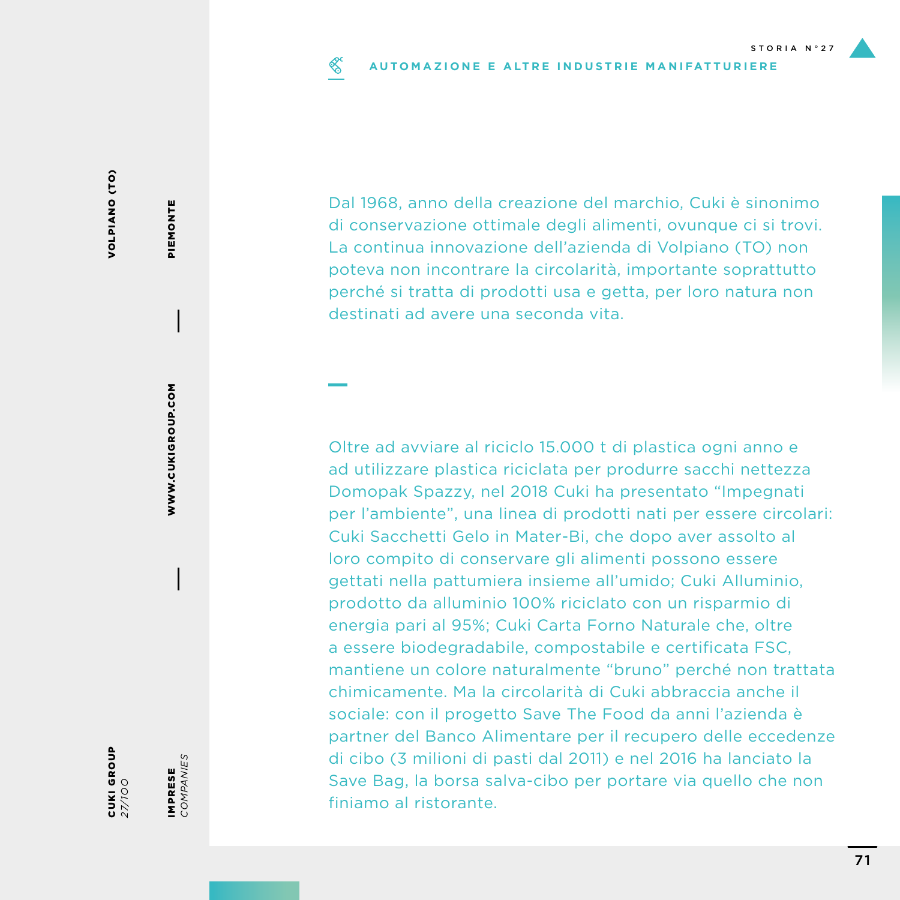STORIA N°27

**AUTOMAZIONE E ALTRE INDUSTRIE MANIFATTURIERE**

**CUKI GROUP** *27/100*

**IMPRESE** *COMPANIES*

**VOLPIANO (TO)**

**PIEMONTE**

**WWW.CUKIGROUP.COM**

Dal 1968, anno della creazione del marchio, Cuki è sinonimo di conservazione ottimale degli alimenti, ovunque ci si trovi. La continua innovazione dell'azienda di Volpiano (TO) non poteva non incontrare la circolarità, importante soprattutto perché si tratta di prodotti usa e getta, per loro natura non destinati ad avere una seconda vita.

Oltre ad avviare al riciclo 15.000 t di plastica ogni anno e ad utilizzare plastica riciclata per produrre sacchi nettezza Domopak Spazzy, nel 2018 Cuki ha presentato "Impegnati per l'ambiente", una linea di prodotti nati per essere circolari: Cuki Sacchetti Gelo in Mater-Bi, che dopo aver assolto al loro compito di conservare gli alimenti possono essere gettati nella pattumiera insieme all'umido; Cuki Alluminio, prodotto da alluminio 100% riciclato con un risparmio di energia pari al 95%; Cuki Carta Forno Naturale che, oltre a essere biodegradabile, compostabile e certificata FSC, mantiene un colore naturalmente "bruno" perché non trattata chimicamente. Ma la circolarità di Cuki abbraccia anche il sociale: con il progetto Save The Food da anni l'azienda è partner del Banco Alimentare per il recupero delle eccedenze di cibo (3 milioni di pasti dal 2011) e nel 2016 ha lanciato la Save Bag, la borsa salva-cibo per portare via quello che non finiamo al ristorante.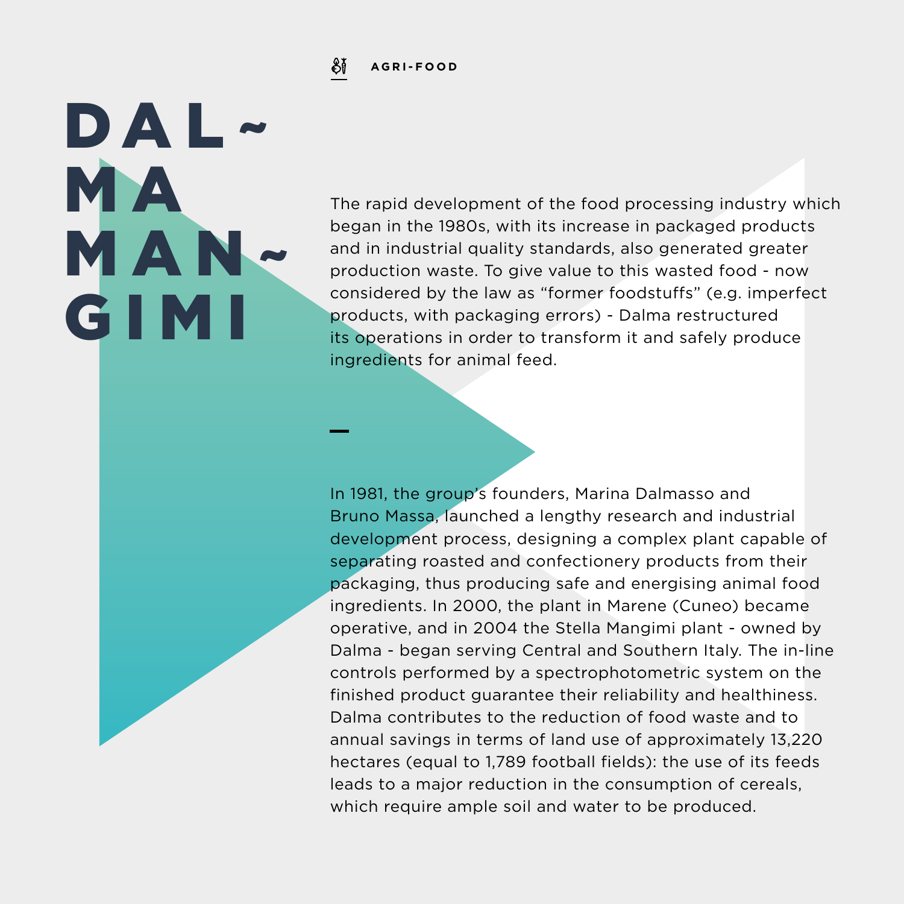AGRI-FOOD

# DALMA MANGIMI

The rapid development of the food processing industry which began in the 1980s, with its increase in packaged products and in industrial quality standards, also generated greater production waste. To give value to this wasted food - now considered by the law as “former foodstuffs” (e.g. imperfect products, with packaging errors) - Dalma restructured its operations in order to transform it and safely produce ingredients for animal feed.

—

In 1981, the group’s founders, Marina Dalmasso and Bruno Massa, launched a lengthy research and industrial development process, designing a complex plant capable of separating roasted and confectionery products from their packaging, thus producing safe and energising animal food ingredients. In 2000, the plant in Marene (Cuneo) became operative, and in 2004 the Stella Mangimi plant - owned by Dalma - began serving Central and Southern Italy. The in-line controls performed by a spectrophotometric system on the finished product guarantee their reliability and healthiness. Dalma contributes to the reduction of food waste and to annual savings in terms of land use of approximately 13,220 hectares (equal to 1,789 football fields): the use of its feeds leads to a major reduction in the consumption of cereals, which require ample soil and water to be produced.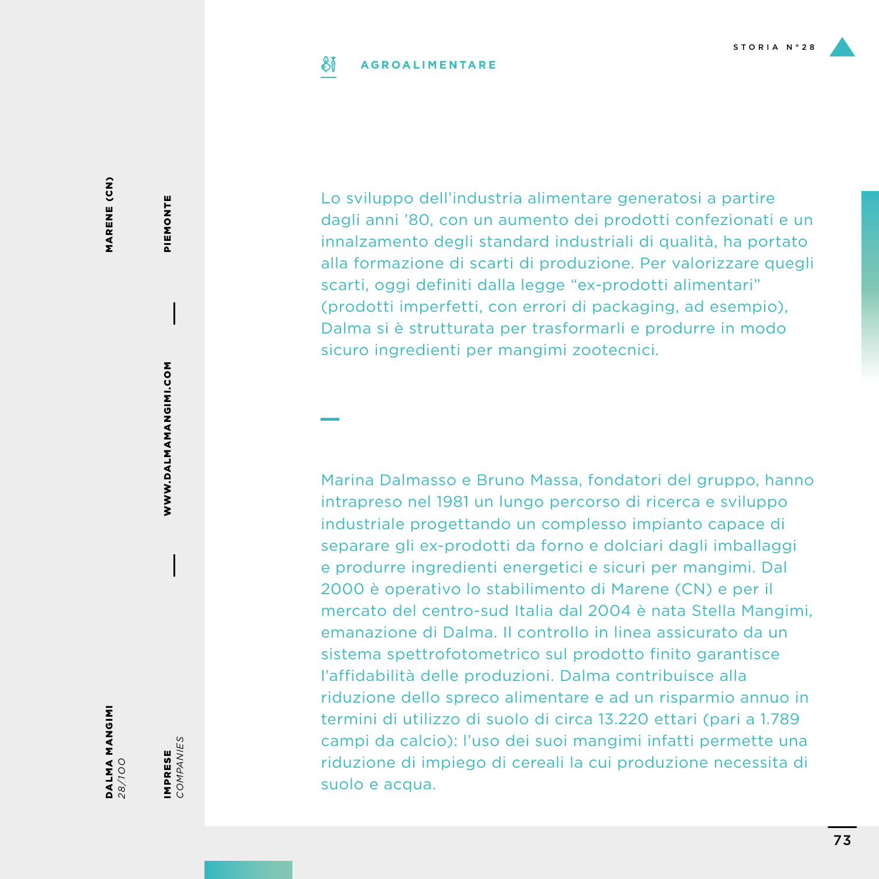**AGROALIMENTARE**

Lo sviluppo dell'industria alimentare generatosi a partire dagli anni '80, con un aumento dei prodotti confezionati e un innalzamento degli standard industriali di qualità, ha portato alla formazione di scarti di produzione. Per valorizzare quegli scarti, oggi definiti dalla legge "ex-prodotti alimentari" (prodotti imperfetti, con errori di packaging, ad esempio), Dalma si è strutturata per trasformarli e produrre in modo sicuro ingredienti per mangimi zootecnici.

Marina Dalmasso e Bruno Massa, fondatori del gruppo, hanno intrapreso nel 1981 un lungo percorso di ricerca e sviluppo industriale progettando un complesso impianto capace di separare gli ex-prodotti da forno e dolciari dagli imballaggi e produrre ingredienti energetici e sicuri per mangimi. Dal 2000 è operativo lo stabilimento di Marene (CN) e per il mercato del centro-sud Italia dal 2004 è nata Stella Mangimi, emanazione di Dalma. Il controllo in linea assicurato da un sistema spettrofotometrico sul prodotto finito garantisce l'affidabilità delle produzioni. Dalma contribuisce alla riduzione dello spreco alimentare e ad un risparmio annuo in termini di utilizzo di suolo di circa 13.220 ettari (pari a 1.789 campi da calcio): l'uso dei suoi mangimi infatti permette una riduzione di impiego di cereali la cui produzione necessita di suolo e acqua.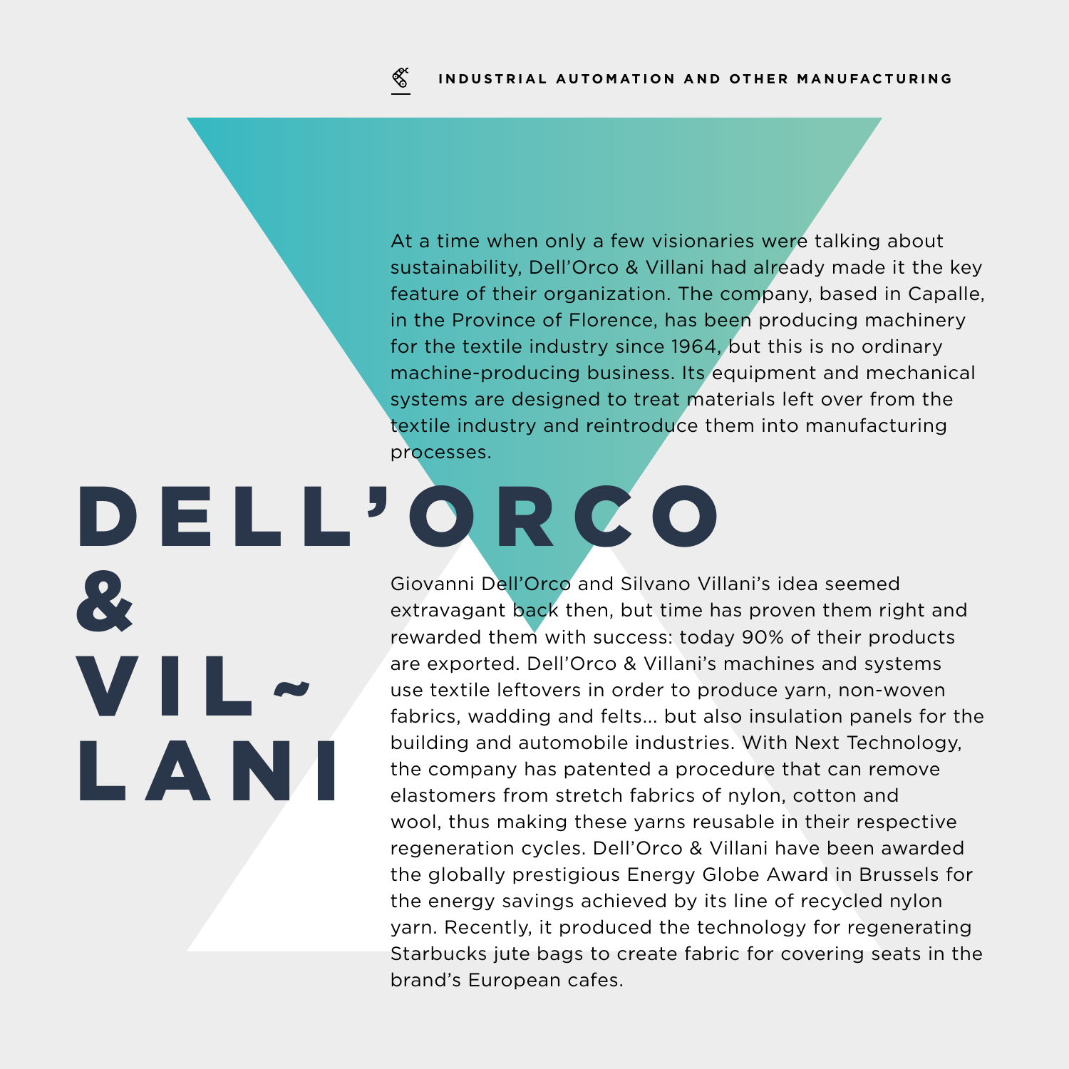INDUSTRIAL AUTOMATION AND OTHER MANUFACTURING

# DELL'ORCO & VILLANI

At a time when only a few visionaries were talking about sustainability, Dell'Orco & Villani had already made it the key feature of their organization. The company, based in Capalle, in the Province of Florence, has been producing machinery for the textile industry since 1964, but this is no ordinary machine-producing business. Its equipment and mechanical systems are designed to treat materials left over from the textile industry and reintroduce them into manufacturing processes.

Giovanni Dell'Orco and Silvano Villani's idea seemed extravagant back then, but time has proven them right and rewarded them with success: today 90% of their products are exported. Dell'Orco & Villani's machines and systems use textile leftovers in order to produce yarn, non-woven fabrics, wadding and felts... but also insulation panels for the building and automobile industries. With Next Technology, the company has patented a procedure that can remove elastomers from stretch fabrics of nylon, cotton and wool, thus making these yarns reusable in their respective regeneration cycles. Dell'Orco & Villani have been awarded the globally prestigious Energy Globe Award in Brussels for the energy savings achieved by its line of recycled nylon yarn. Recently, it produced the technology for regenerating Starbucks jute bags to create fabric for covering seats in the brand's European cafes.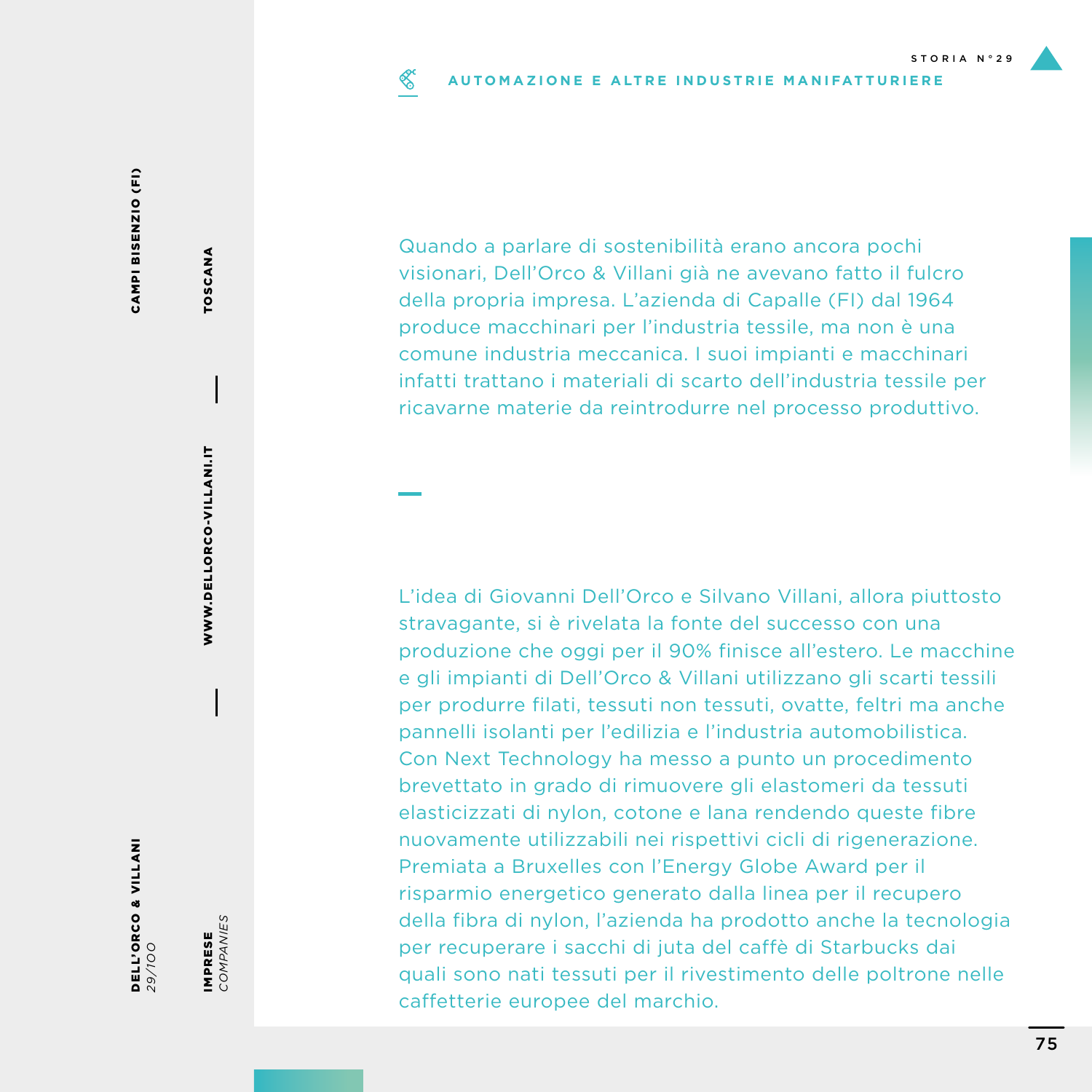STORIA N°29

**AUTOMAZIONE E ALTRE INDUSTRIE MANIFATTURIERE**

**DELL'ORCO & VILLANI**
*29/100*

**CAMPI BISENZIO (FI)**

**IMPRESE**
*COMPANIES*

**WWW.DELLORCO-VILLANI.IT**

**TOSCANA**

Quando a parlare di sostenibilità erano ancora pochi visionari, Dell'Orco & Villani già ne avevano fatto il fulcro della propria impresa. L'azienda di Capalle (FI) dal 1964 produce macchinari per l'industria tessile, ma non è una comune industria meccanica. I suoi impianti e macchinari infatti trattano i materiali di scarto dell'industria tessile per ricavarne materie da reintrodurre nel processo produttivo.

L'idea di Giovanni Dell'Orco e Silvano Villani, allora piuttosto stravagante, si è rivelata la fonte del successo con una produzione che oggi per il 90% finisce all'estero. Le macchine e gli impianti di Dell'Orco & Villani utilizzano gli scarti tessili per produrre filati, tessuti non tessuti, ovatte, feltri ma anche pannelli isolanti per l'edilizia e l'industria automobilistica. Con Next Technology ha messo a punto un procedimento brevettato in grado di rimuovere gli elastomeri da tessuti elasticizzati di nylon, cotone e lana rendendo queste fibre nuovamente utilizzabili nei rispettivi cicli di rigenerazione. Premiata a Bruxelles con l'Energy Globe Award per il risparmio energetico generato dalla linea per il recupero della fibra di nylon, l'azienda ha prodotto anche la tecnologia per recuperare i sacchi di juta del caffè di Starbucks dai quali sono nati tessuti per il rivestimento delle poltrone nelle caffetterie europee del marchio.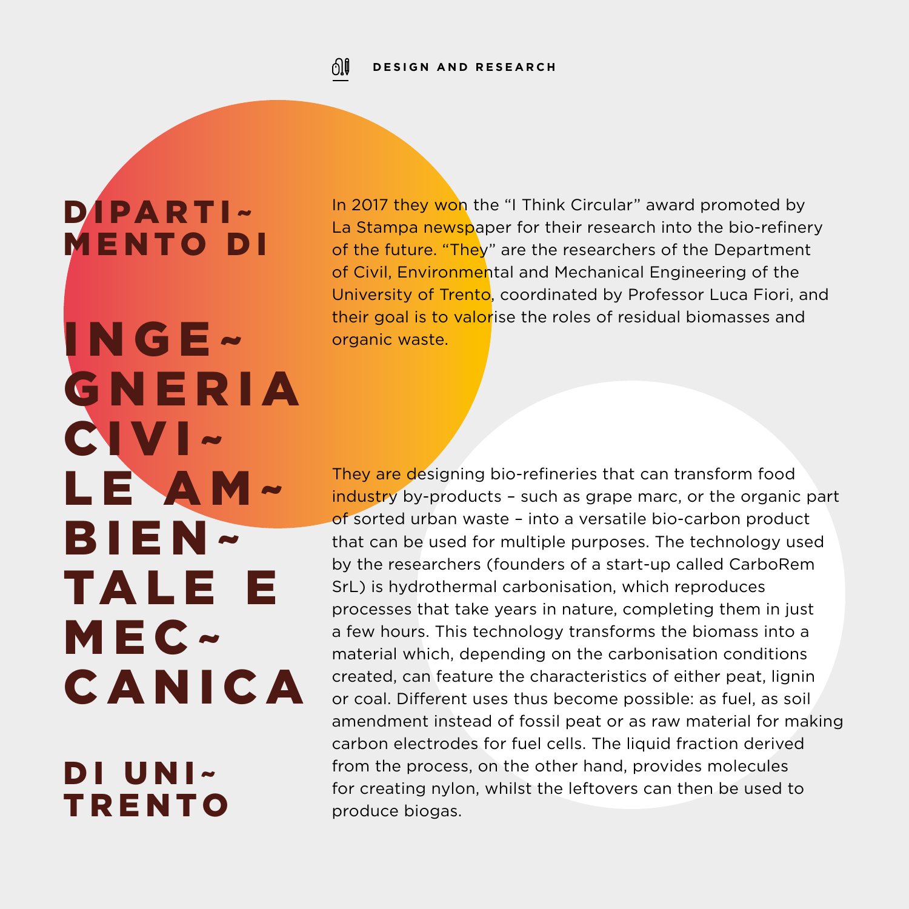# DIPARTIMENTO DI INGEGNERIA CIVILE AMBIENTALE E MECCANICA

## DI UNITRENTO

In 2017 they won the “I Think Circular” award promoted by La Stampa newspaper for their research into the bio-refinery of the future. “They” are the researchers of the Department of Civil, Environmental and Mechanical Engineering of the University of Trento, coordinated by Professor Luca Fiori, and their goal is to valorise the roles of residual biomasses and organic waste.

They are designing bio-refineries that can transform food industry by-products – such as grape marc, or the organic part of sorted urban waste – into a versatile bio-carbon product that can be used for multiple purposes. The technology used by the researchers (founders of a start-up called CarboRem SrL) is hydrothermal carbonisation, which reproduces processes that take years in nature, completing them in just a few hours. This technology transforms the biomass into a material which, depending on the carbonisation conditions created, can feature the characteristics of either peat, lignin or coal. Different uses thus become possible: as fuel, as soil amendment instead of fossil peat or as raw material for making carbon electrodes for fuel cells. The liquid fraction derived from the process, on the other hand, provides molecules for creating nylon, whilst the leftovers can then be used to produce biogas.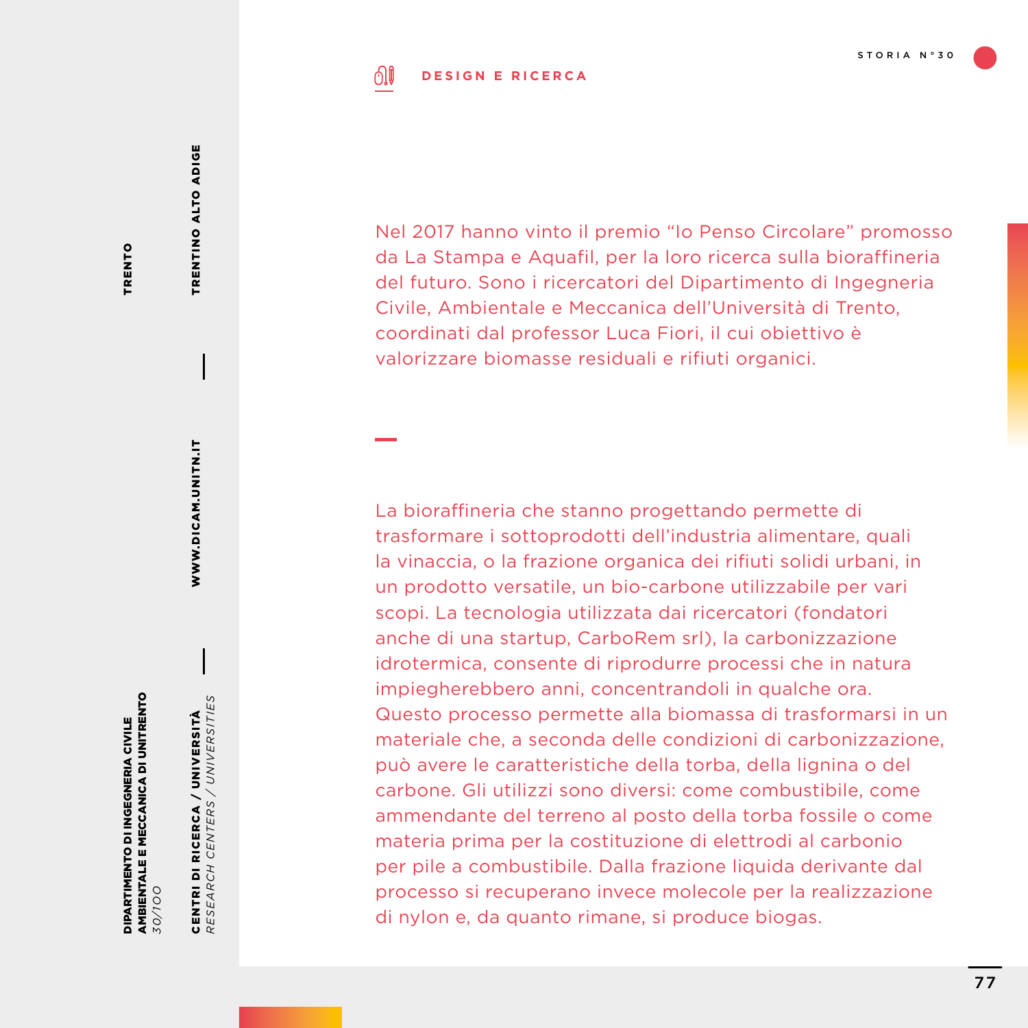DIPARTIMENTO DI INGEGNERIA CIVILE AMBIENTALE E MECCANICA DI UNITRENTO

*30/100*

CENTRI DI RICERCA / UNIVERSITÀ

*RESEARCH CENTERS / UNIVERSITIES*

WWW.DICAM.UNITN.IT

TRENTO

TRENTINO ALTO ADIGE

**DESIGN E RICERCA**

STORIA N°30

Nel 2017 hanno vinto il premio “Io Penso Circolare” promosso da La Stampa e Aquafil, per la loro ricerca sulla bioraffineria del futuro. Sono i ricercatori del Dipartimento di Ingegneria Civile, Ambientale e Meccanica dell’Università di Trento, coordinati dal professor Luca Fiori, il cui obiettivo è valorizzare biomasse residuali e rifiuti organici.

La bioraffineria che stanno progettando permette di trasformare i sottoprodotti dell’industria alimentare, quali la vinaccia, o la frazione organica dei rifiuti solidi urbani, in un prodotto versatile, un bio-carbone utilizzabile per vari scopi. La tecnologia utilizzata dai ricercatori (fondatori anche di una startup, CarboRem srl), la carbonizzazione idrotermica, consente di riprodurre processi che in natura impiegherebbero anni, concentrandoli in qualche ora. Questo processo permette alla biomassa di trasformarsi in un materiale che, a seconda delle condizioni di carbonizzazione, può avere le caratteristiche della torba, della lignina o del carbone. Gli utilizzi sono diversi: come combustibile, come ammendante del terreno al posto della torba fossile o come materia prima per la costituzione di elettrodi al carbonio per pile a combustibile. Dalla frazione liquida derivante dal processo si recuperano invece molecole per la realizzazione di nylon e, da quanto rimane, si produce biogas.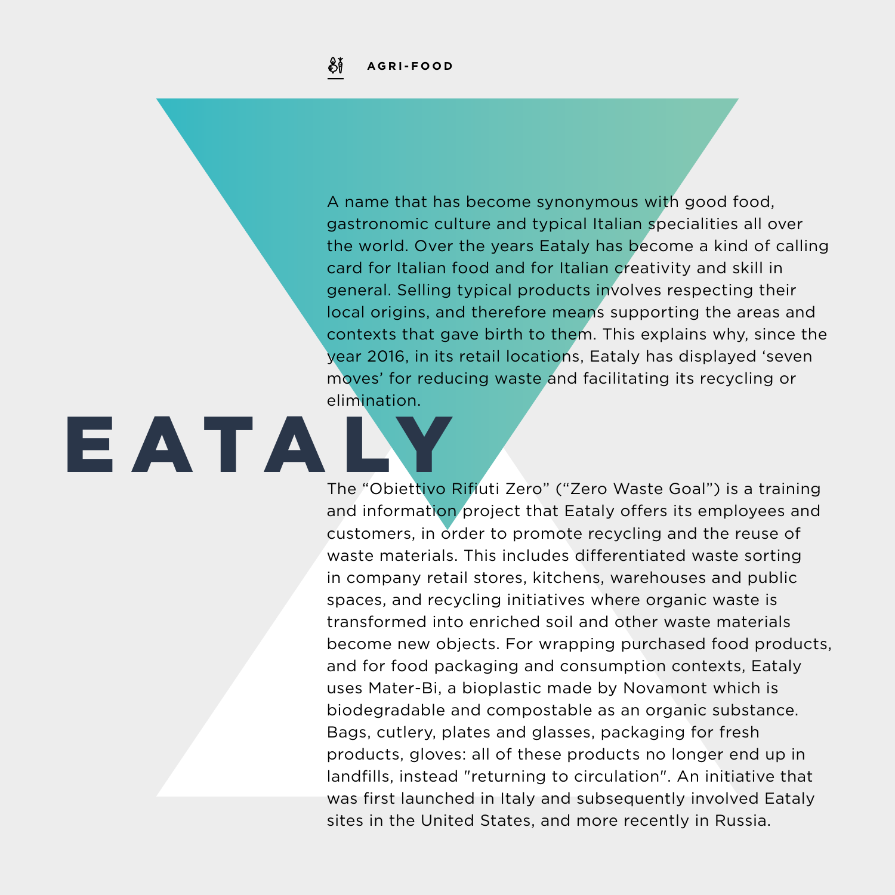AGRI-FOOD

# EATALY

A name that has become synonymous with good food, gastronomic culture and typical Italian specialities all over the world. Over the years Eataly has become a kind of calling card for Italian food and for Italian creativity and skill in general. Selling typical products involves respecting their local origins, and therefore means supporting the areas and contexts that gave birth to them. This explains why, since the year 2016, in its retail locations, Eataly has displayed ‘seven moves’ for reducing waste and facilitating its recycling or elimination.

The “Obiettivo Rifiuti Zero” (“Zero Waste Goal”) is a training and information project that Eataly offers its employees and customers, in order to promote recycling and the reuse of waste materials. This includes differentiated waste sorting in company retail stores, kitchens, warehouses and public spaces, and recycling initiatives where organic waste is transformed into enriched soil and other waste materials become new objects. For wrapping purchased food products, and for food packaging and consumption contexts, Eataly uses Mater-Bi, a bioplastic made by Novamont which is biodegradable and compostable as an organic substance. Bags, cutlery, plates and glasses, packaging for fresh products, gloves: all of these products no longer end up in landfills, instead "returning to circulation". An initiative that was first launched in Italy and subsequently involved Eataly sites in the United States, and more recently in Russia.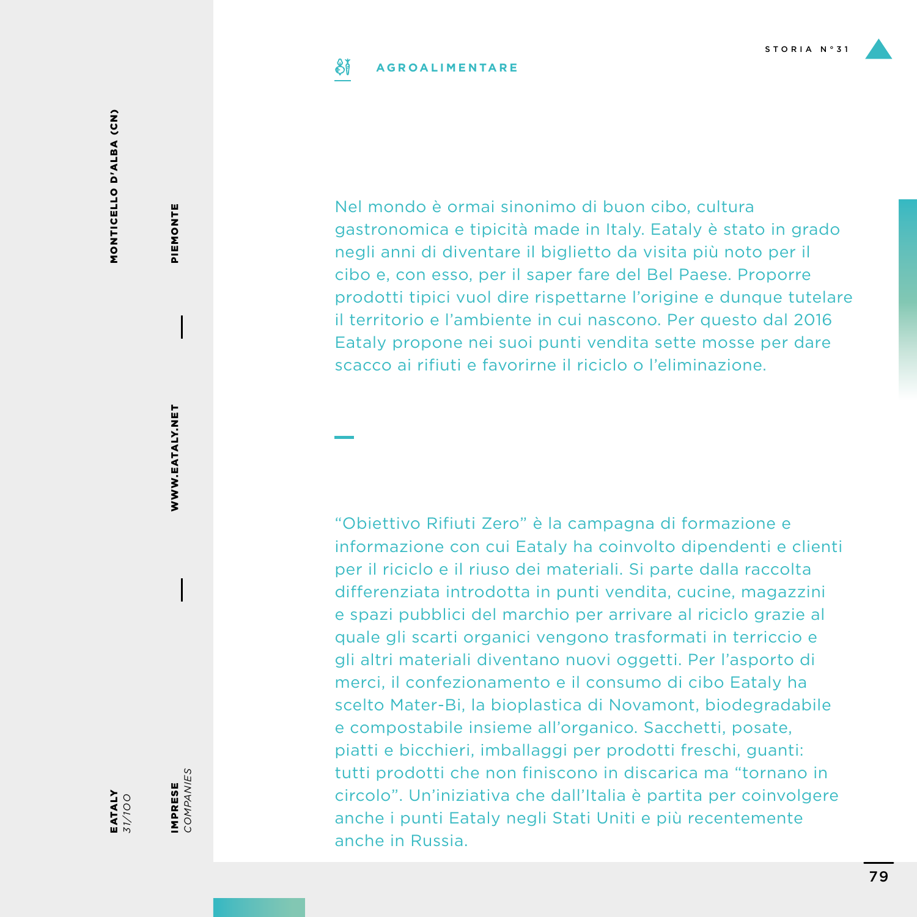AGROALIMENTARE

STORIA N°31

**EATALY** *31/100*

**IMPRESE** *COMPANIES*

**MONTICELLO D'ALBA (CN)**

**PIEMONTE**

**WWW.EATALY.NET**

Nel mondo è ormai sinonimo di buon cibo, cultura gastronomica e tipicità made in Italy. Eataly è stato in grado negli anni di diventare il biglietto da visita più noto per il cibo e, con esso, per il saper fare del Bel Paese. Proporre prodotti tipici vuol dire rispettarne l'origine e dunque tutelare il territorio e l'ambiente in cui nascono. Per questo dal 2016 Eataly propone nei suoi punti vendita sette mosse per dare scacco ai rifiuti e favorirne il riciclo o l'eliminazione.

"Obiettivo Rifiuti Zero" è la campagna di formazione e informazione con cui Eataly ha coinvolto dipendenti e clienti per il riciclo e il riuso dei materiali. Si parte dalla raccolta differenziata introdotta in punti vendita, cucine, magazzini e spazi pubblici del marchio per arrivare al riciclo grazie al quale gli scarti organici vengono trasformati in terriccio e gli altri materiali diventano nuovi oggetti. Per l'asporto di merci, il confezionamento e il consumo di cibo Eataly ha scelto Mater-Bi, la bioplastica di Novamont, biodegradabile e compostabile insieme all'organico. Sacchetti, posate, piatti e bicchieri, imballaggi per prodotti freschi, guanti: tutti prodotti che non finiscono in discarica ma "tornano in circolo". Un'iniziativa che dall'Italia è partita per coinvolgere anche i punti Eataly negli Stati Uniti e più recentemente anche in Russia.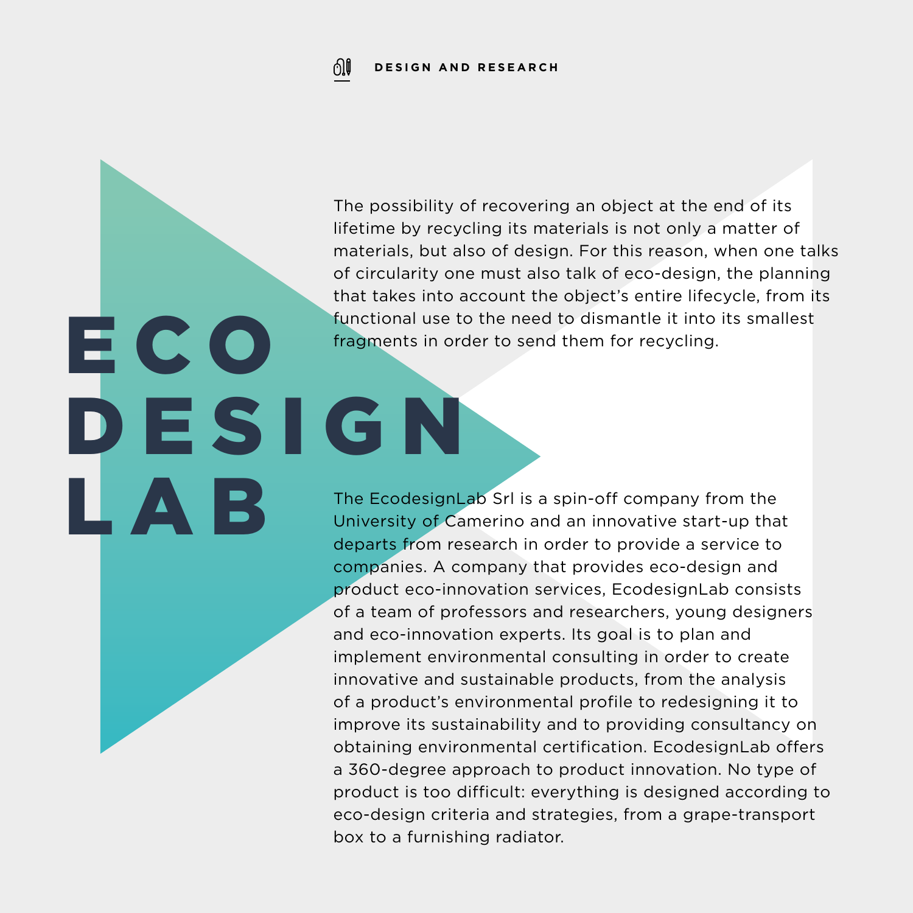DESIGN AND RESEARCH

# ECO DESIGN LAB

The possibility of recovering an object at the end of its lifetime by recycling its materials is not only a matter of materials, but also of design. For this reason, when one talks of circularity one must also talk of eco-design, the planning that takes into account the object's entire lifecycle, from its functional use to the need to dismantle it into its smallest fragments in order to send them for recycling.

The EcodesignLab Srl is a spin-off company from the University of Camerino and an innovative start-up that departs from research in order to provide a service to companies. A company that provides eco-design and product eco-innovation services, EcodesignLab consists of a team of professors and researchers, young designers and eco-innovation experts. Its goal is to plan and implement environmental consulting in order to create innovative and sustainable products, from the analysis of a product's environmental profile to redesigning it to improve its sustainability and to providing consultancy on obtaining environmental certification. EcodesignLab offers a 360-degree approach to product innovation. No type of product is too difficult: everything is designed according to eco-design criteria and strategies, from a grape-transport box to a furnishing radiator.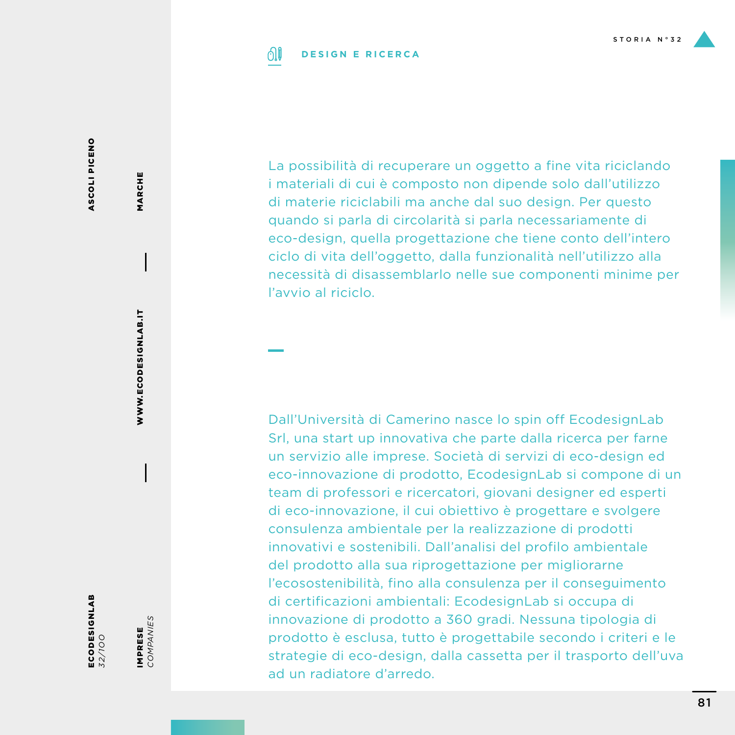## DESIGN E RICERCA

La possibilità di recuperare un oggetto a fine vita riciclando i materiali di cui è composto non dipende solo dall'utilizzo di materie riciclabili ma anche dal suo design. Per questo quando si parla di circolarità si parla necessariamente di eco-design, quella progettazione che tiene conto dell'intero ciclo di vita dell'oggetto, dalla funzionalità nell'utilizzo alla necessità di disassemblarlo nelle sue componenti minime per l'avvio al riciclo.

Dall'Università di Camerino nasce lo spin off EcodesignLab Srl, una start up innovativa che parte dalla ricerca per farne un servizio alle imprese. Società di servizi di eco-design ed eco-innovazione di prodotto, EcodesignLab si compone di un team di professori e ricercatori, giovani designer ed esperti di eco-innovazione, il cui obiettivo è progettare e svolgere consulenza ambientale per la realizzazione di prodotti innovativi e sostenibili. Dall'analisi del profilo ambientale del prodotto alla sua riprogettazione per migliorarne l'ecosostenibilità, fino alla consulenza per il conseguimento di certificazioni ambientali: EcodesignLab si occupa di innovazione di prodotto a 360 gradi. Nessuna tipologia di prodotto è esclusa, tutto è progettabile secondo i criteri e le strategie di eco-design, dalla cassetta per il trasporto dell'uva ad un radiatore d'arredo.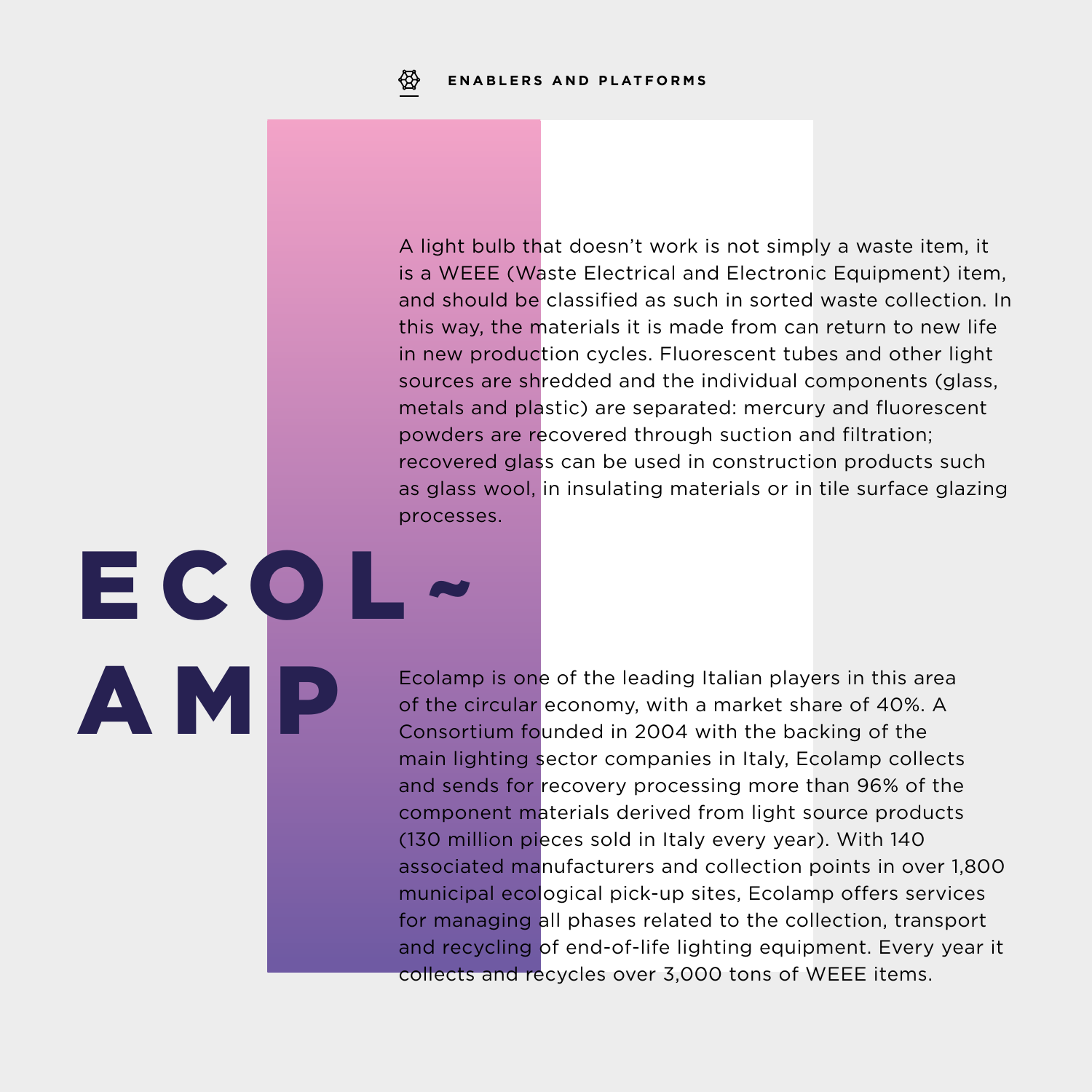ENABLERS AND PLATFORMS

# ECOLAMP

A light bulb that doesn't work is not simply a waste item, it is a WEEE (Waste Electrical and Electronic Equipment) item, and should be classified as such in sorted waste collection. In this way, the materials it is made from can return to new life in new production cycles. Fluorescent tubes and other light sources are shredded and the individual components (glass, metals and plastic) are separated: mercury and fluorescent powders are recovered through suction and filtration; recovered glass can be used in construction products such as glass wool, in insulating materials or in tile surface glazing processes.

Ecolamp is one of the leading Italian players in this area of the circular economy, with a market share of 40%. A Consortium founded in 2004 with the backing of the main lighting sector companies in Italy, Ecolamp collects and sends for recovery processing more than 96% of the component materials derived from light source products (130 million pieces sold in Italy every year). With 140 associated manufacturers and collection points in over 1,800 municipal ecological pick-up sites, Ecolamp offers services for managing all phases related to the collection, transport and recycling of end-of-life lighting equipment. Every year it collects and recycles over 3,000 tons of WEEE items.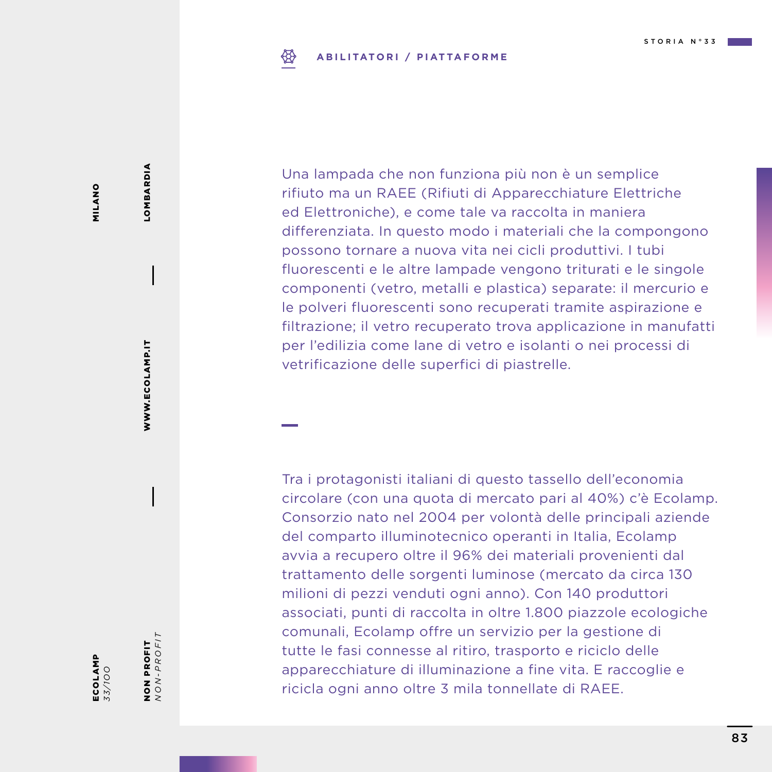**ABILITATORI / PIATTAFORME**

Una lampada che non funziona più non è un semplice rifiuto ma un RAEE (Rifiuti di Apparecchiature Elettriche ed Elettroniche), e come tale va raccolta in maniera differenziata. In questo modo i materiali che la compongono possono tornare a nuova vita nei cicli produttivi. I tubi fluorescenti e le altre lampade vengono triturati e le singole componenti (vetro, metalli e plastica) separate: il mercurio e le polveri fluorescenti sono recuperati tramite aspirazione e filtrazione; il vetro recuperato trova applicazione in manufatti per l'edilizia come lane di vetro e isolanti o nei processi di vetrificazione delle superfici di piastrelle.

Tra i protagonisti italiani di questo tassello dell'economia circolare (con una quota di mercato pari al 40%) c'è Ecolamp. Consorzio nato nel 2004 per volontà delle principali aziende del comparto illuminotecnico operanti in Italia, Ecolamp avvia a recupero oltre il 96% dei materiali provenienti dal trattamento delle sorgenti luminose (mercato da circa 130 milioni di pezzi venduti ogni anno). Con 140 produttori associati, punti di raccolta in oltre 1.800 piazzole ecologiche comunali, Ecolamp offre un servizio per la gestione di tutte le fasi connesse al ritiro, trasporto e riciclo delle apparecchiature di illuminazione a fine vita. E raccoglie e ricicla ogni anno oltre 3 mila tonnellate di RAEE.

**ECOLAMP** *33/100*

**MILANO**

**NON PROFIT** *NON-PROFIT*

**LOMBARDIA**

**WWW.ECOLAMP.IT**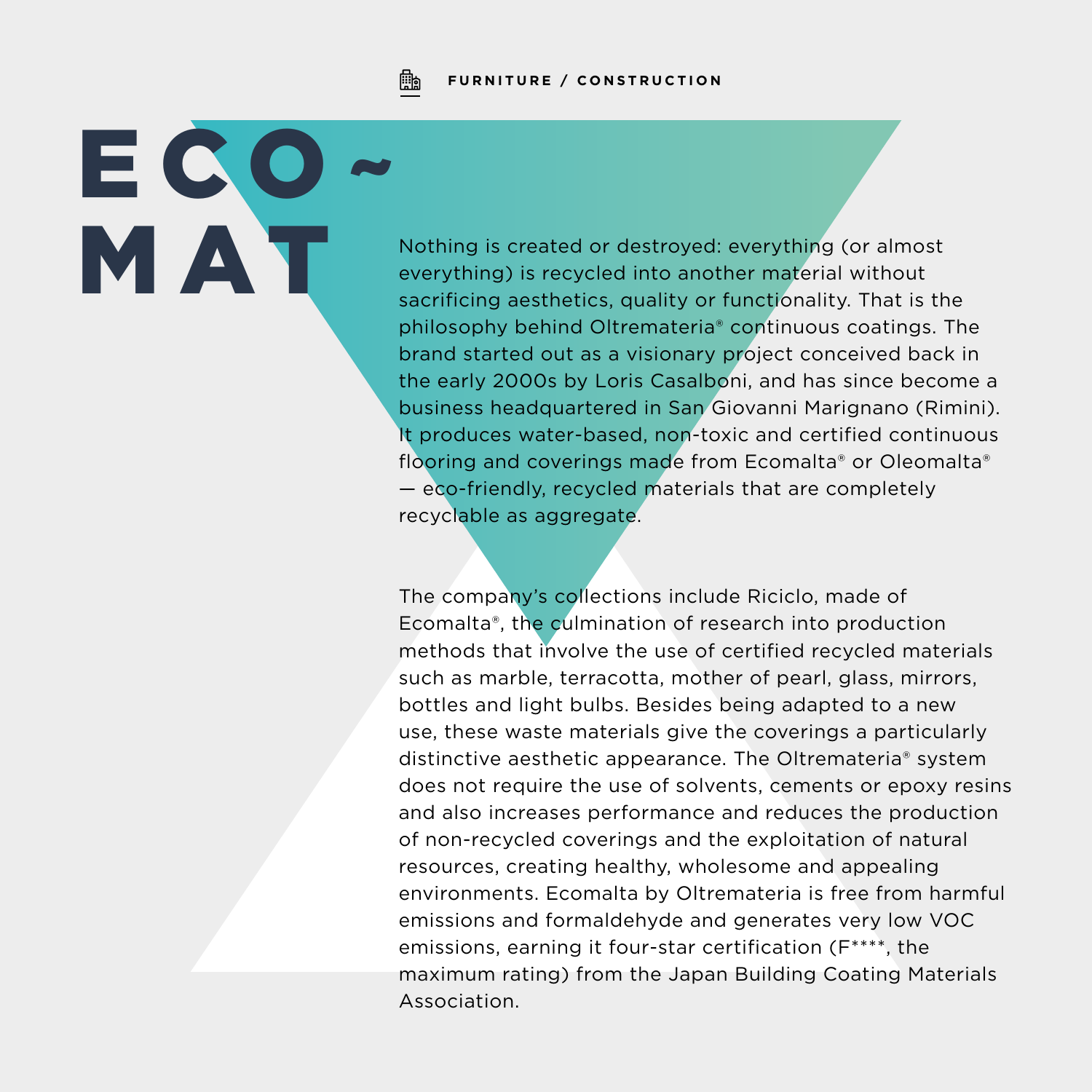FURNITURE / CONSTRUCTION

# ECO~MAT

Nothing is created or destroyed: everything (or almost everything) is recycled into another material without sacrificing aesthetics, quality or functionality. That is the philosophy behind Oltremateria® continuous coatings. The brand started out as a visionary project conceived back in the early 2000s by Loris Casalboni, and has since become a business headquartered in San Giovanni Marignano (Rimini). It produces water-based, non-toxic and certified continuous flooring and coverings made from Ecomalta® or Oleomalta® — eco-friendly, recycled materials that are completely recyclable as aggregate.

The company's collections include Riciclo, made of Ecomalta®, the culmination of research into production methods that involve the use of certified recycled materials such as marble, terracotta, mother of pearl, glass, mirrors, bottles and light bulbs. Besides being adapted to a new use, these waste materials give the coverings a particularly distinctive aesthetic appearance. The Oltremateria® system does not require the use of solvents, cements or epoxy resins and also increases performance and reduces the production of non-recycled coverings and the exploitation of natural resources, creating healthy, wholesome and appealing environments. Ecomalta by Oltremateria is free from harmful emissions and formaldehyde and generates very low VOC emissions, earning it four-star certification (F****, the maximum rating) from the Japan Building Coating Materials Association.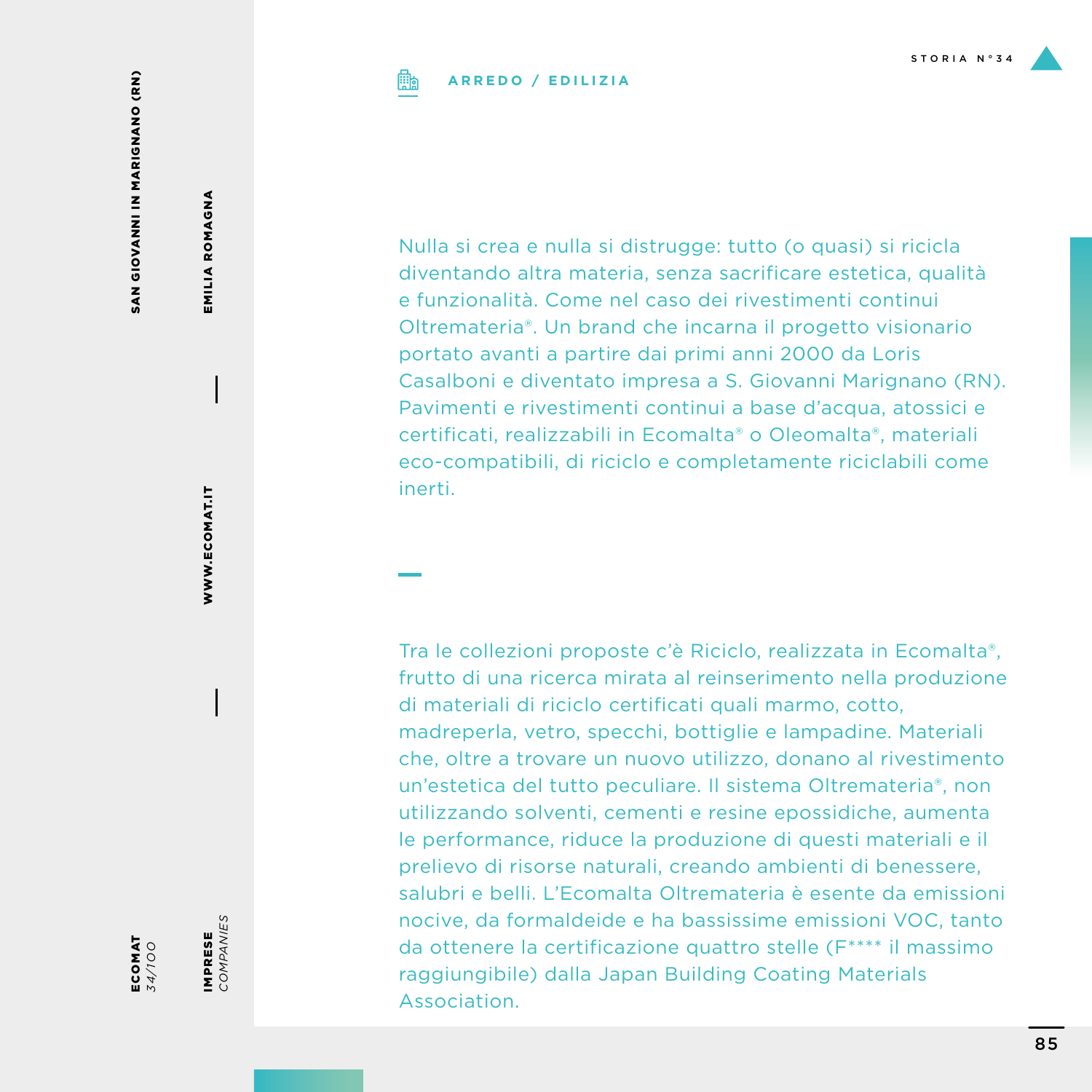ARREDO / EDILIZIA

Nulla si crea e nulla si distrugge: tutto (o quasi) si ricicla diventando altra materia, senza sacrificare estetica, qualità e funzionalità. Come nel caso dei rivestimenti continui Oltremateria®. Un brand che incarna il progetto visionario portato avanti a partire dai primi anni 2000 da Loris Casalboni e diventato impresa a S. Giovanni Marignano (RN). Pavimenti e rivestimenti continui a base d'acqua, atossici e certificati, realizzabili in Ecomalta® o Oleomalta®, materiali eco-compatibili, di riciclo e completamente riciclabili come inerti.

Tra le collezioni proposte c'è Riciclo, realizzata in Ecomalta®, frutto di una ricerca mirata al reinserimento nella produzione di materiali di riciclo certificati quali marmo, cotto, madreperla, vetro, specchi, bottiglie e lampadine. Materiali che, oltre a trovare un nuovo utilizzo, donano al rivestimento un'estetica del tutto peculiare. Il sistema Oltremateria®, non utilizzando solventi, cementi e resine epossidiche, aumenta le performance, riduce la produzione di questi materiali e il prelievo di risorse naturali, creando ambienti di benessere, salubri e belli. L'Ecomalta Oltremateria è esente da emissioni nocive, da formaldeide e ha bassissime emissioni VOC, tanto da ottenere la certificazione quattro stelle (F**** il massimo raggiungibile) dalla Japan Building Coating Materials Association.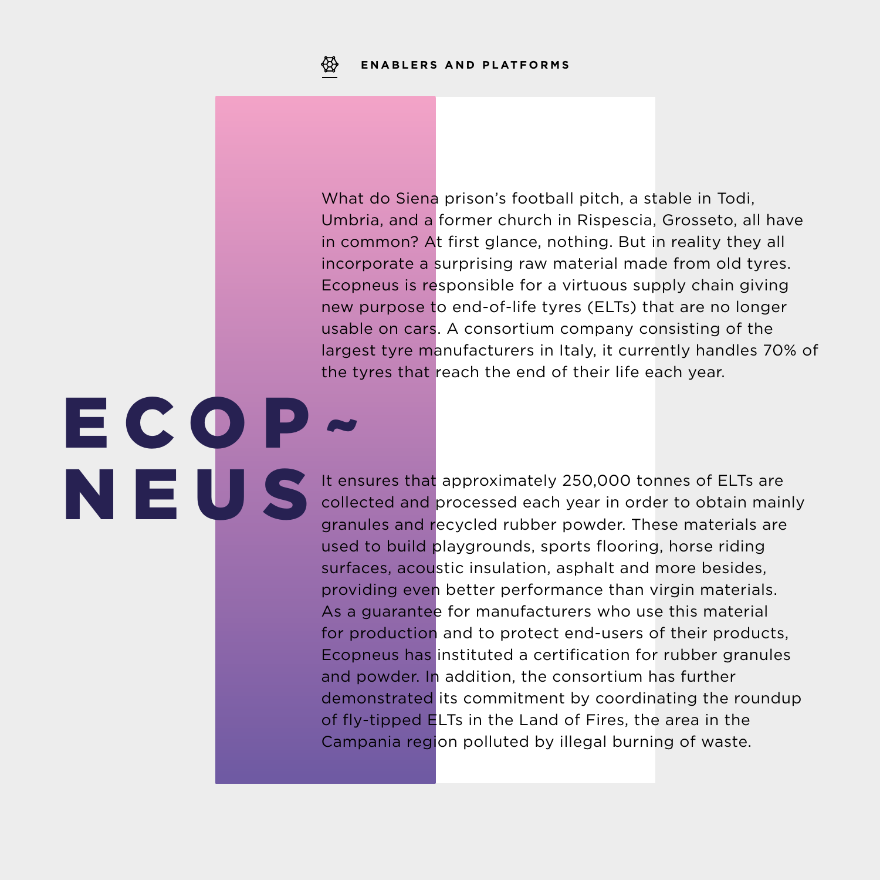ENABLERS AND PLATFORMS

# ECOPNEUS

What do Siena prison's football pitch, a stable in Todi, Umbria, and a former church in Rispescia, Grosseto, all have in common? At first glance, nothing. But in reality they all incorporate a surprising raw material made from old tyres. Ecopneus is responsible for a virtuous supply chain giving new purpose to end-of-life tyres (ELTs) that are no longer usable on cars. A consortium company consisting of the largest tyre manufacturers in Italy, it currently handles 70% of the tyres that reach the end of their life each year.

It ensures that approximately 250,000 tonnes of ELTs are collected and processed each year in order to obtain mainly granules and recycled rubber powder. These materials are used to build playgrounds, sports flooring, horse riding surfaces, acoustic insulation, asphalt and more besides, providing even better performance than virgin materials. As a guarantee for manufacturers who use this material for production and to protect end-users of their products, Ecopneus has instituted a certification for rubber granules and powder. In addition, the consortium has further demonstrated its commitment by coordinating the roundup of fly-tipped ELTs in the Land of Fires, the area in the Campania region polluted by illegal burning of waste.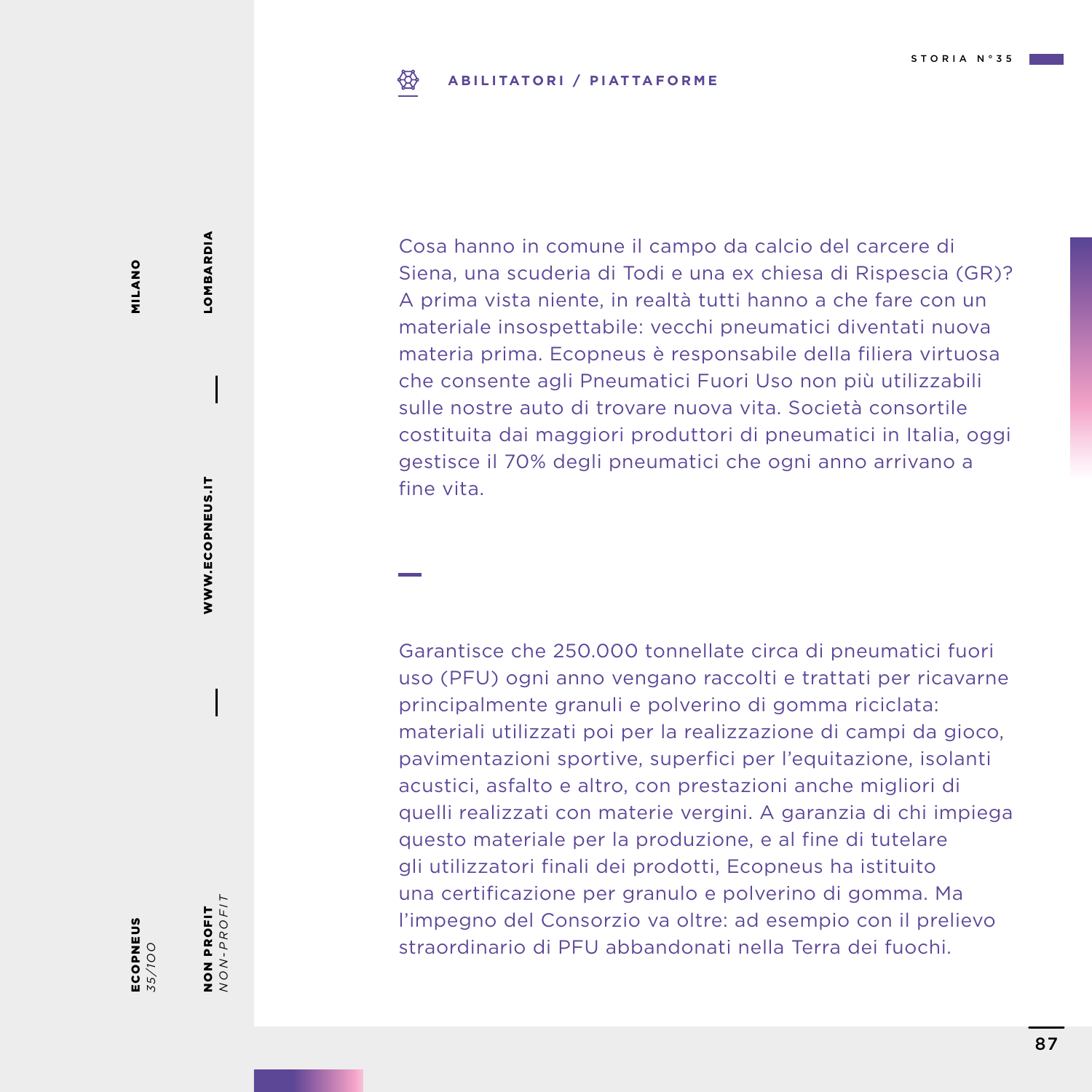**ABILITATORI / PIATTAFORME**

STORIA N°35

**ECOPNEUS** *35/100*

**MILANO** | **LOMBARDIA** | **WWW.ECOPNEUS.IT** | **NON PROFIT** *NON-PROFIT*

Cosa hanno in comune il campo da calcio del carcere di Siena, una scuderia di Todi e una ex chiesa di Rispescia (GR)? A prima vista niente, in realtà tutti hanno a che fare con un materiale insospettabile: vecchi pneumatici diventati nuova materia prima. Ecopneus è responsabile della filiera virtuosa che consente agli Pneumatici Fuori Uso non più utilizzabili sulle nostre auto di trovare nuova vita. Società consortile costituita dai maggiori produttori di pneumatici in Italia, oggi gestisce il 70% degli pneumatici che ogni anno arrivano a fine vita.

Garantisce che 250.000 tonnellate circa di pneumatici fuori uso (PFU) ogni anno vengano raccolti e trattati per ricavarne principalmente granuli e polverino di gomma riciclata: materiali utilizzati poi per la realizzazione di campi da gioco, pavimentazioni sportive, superfici per l'equitazione, isolanti acustici, asfalto e altro, con prestazioni anche migliori di quelli realizzati con materie vergini. A garanzia di chi impiega questo materiale per la produzione, e al fine di tutelare gli utilizzatori finali dei prodotti, Ecopneus ha istituito una certificazione per granulo e polverino di gomma. Ma l'impegno del Consorzio va oltre: ad esempio con il prelievo straordinario di PFU abbandonati nella Terra dei fuochi.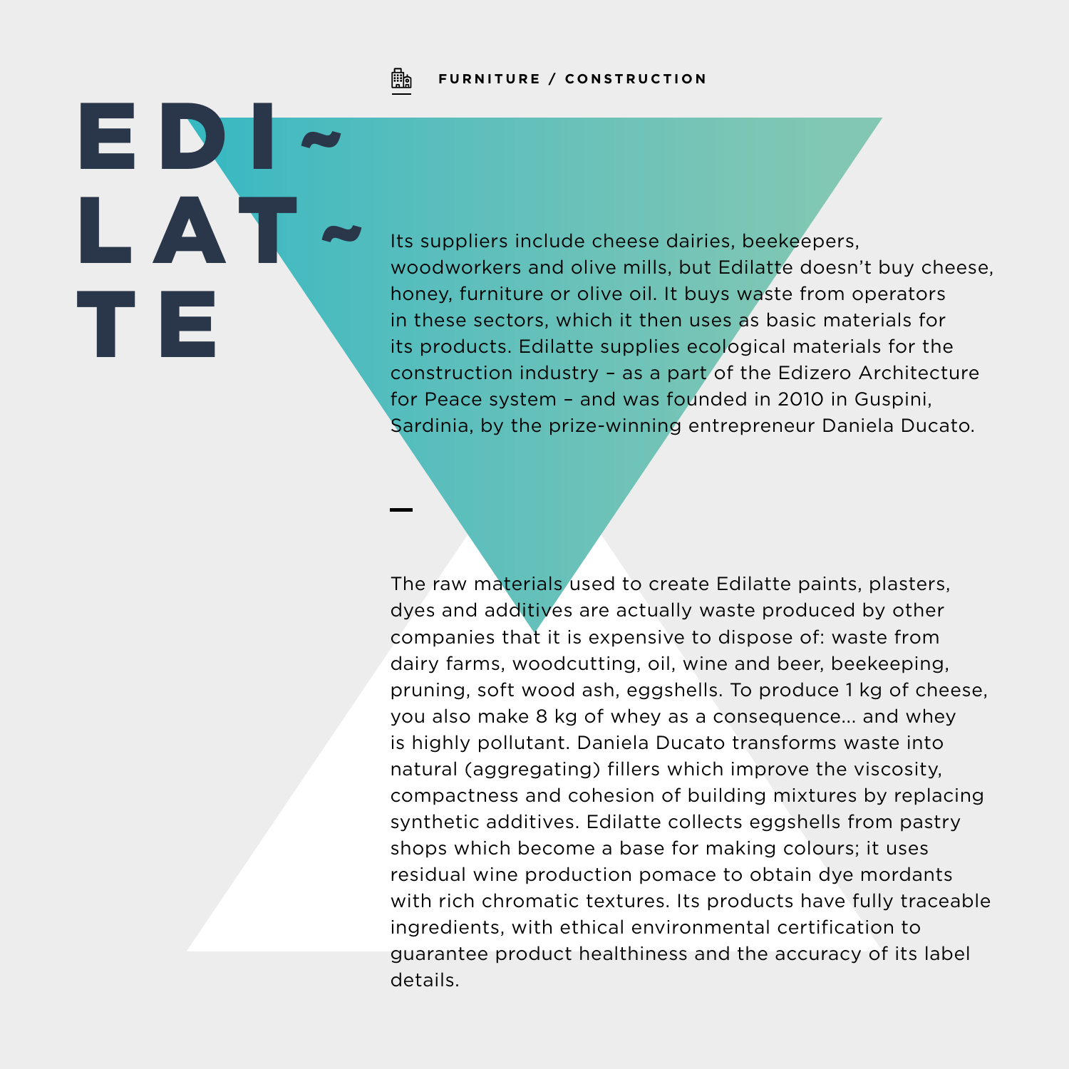**FURNITURE / CONSTRUCTION**

# EDI~LAT~TE

Its suppliers include cheese dairies, beekeepers, woodworkers and olive mills, but Edilatte doesn't buy cheese, honey, furniture or olive oil. It buys waste from operators in these sectors, which it then uses as basic materials for its products. Edilatte supplies ecological materials for the construction industry – as a part of the Edizero Architecture for Peace system – and was founded in 2010 in Guspini, Sardinia, by the prize-winning entrepreneur Daniela Ducato.

—

The raw materials used to create Edilatte paints, plasters, dyes and additives are actually waste produced by other companies that it is expensive to dispose of: waste from dairy farms, woodcutting, oil, wine and beer, beekeeping, pruning, soft wood ash, eggshells. To produce 1 kg of cheese, you also make 8 kg of whey as a consequence... and whey is highly pollutant. Daniela Ducato transforms waste into natural (aggregating) fillers which improve the viscosity, compactness and cohesion of building mixtures by replacing synthetic additives. Edilatte collects eggshells from pastry shops which become a base for making colours; it uses residual wine production pomace to obtain dye mordants with rich chromatic textures. Its products have fully traceable ingredients, with ethical environmental certification to guarantee product healthiness and the accuracy of its label details.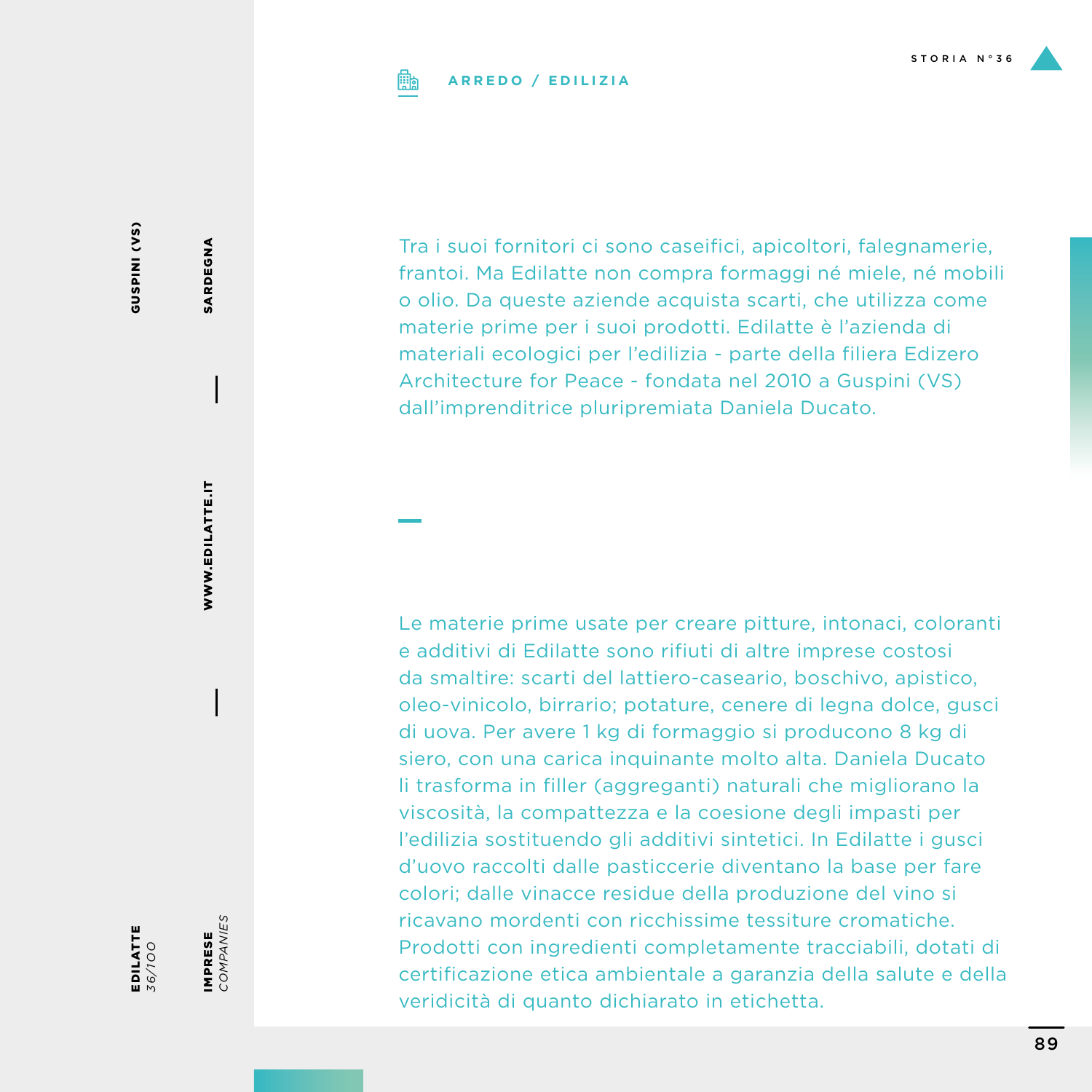**ARREDO / EDILIZIA**

Tra i suoi fornitori ci sono caseifici, apicoltori, falegnamerie, frantoi. Ma Edilatte non compra formaggi né miele, né mobili o olio. Da queste aziende acquista scarti, che utilizza come materie prime per i suoi prodotti. Edilatte è l'azienda di materiali ecologici per l'edilizia - parte della filiera Edizero Architecture for Peace - fondata nel 2010 a Guspini (VS) dall'imprenditrice pluripremiata Daniela Ducato.

Le materie prime usate per creare pitture, intonaci, coloranti e additivi di Edilatte sono rifiuti di altre imprese costosi da smaltire: scarti del lattiero-caseario, boschivo, apistico, oleo-vinicolo, birrario; potature, cenere di legna dolce, gusci di uova. Per avere 1 kg di formaggio si producono 8 kg di siero, con una carica inquinante molto alta. Daniela Ducato li trasforma in filler (aggreganti) naturali che migliorano la viscosità, la compattezza e la coesione degli impasti per l'edilizia sostituendo gli additivi sintetici. In Edilatte i gusci d'uovo raccolti dalle pasticcerie diventano la base per fare colori; dalle vinacce residue della produzione del vino si ricavano mordenti con ricchissime tessiture cromatiche. Prodotti con ingredienti completamente tracciabili, dotati di certificazione etica ambientale a garanzia della salute e della veridicità di quanto dichiarato in etichetta.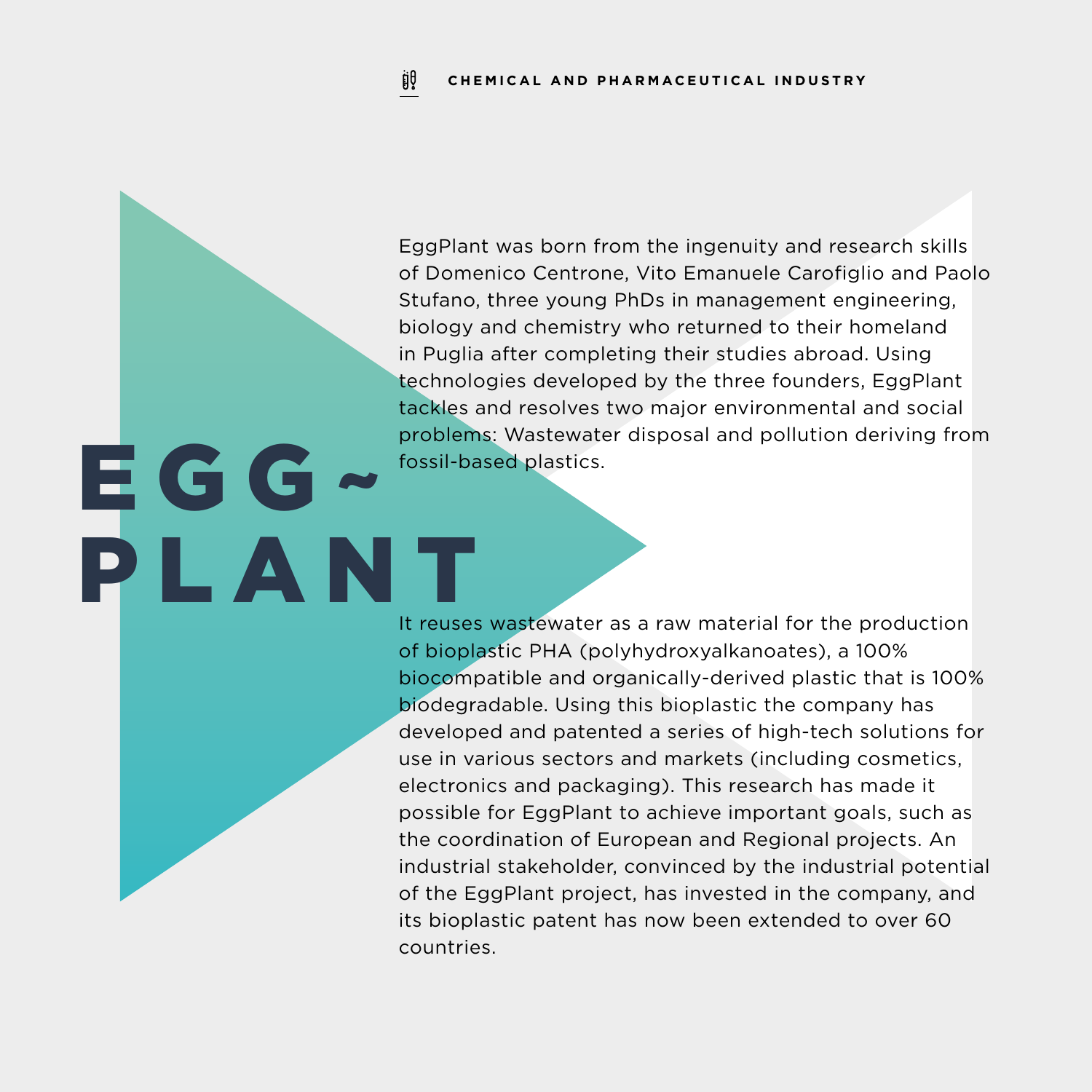CHEMICAL AND PHARMACEUTICAL INDUSTRY

# EGG~PLANT

EggPlant was born from the ingenuity and research skills of Domenico Centrone, Vito Emanuele Carofiglio and Paolo Stufano, three young PhDs in management engineering, biology and chemistry who returned to their homeland in Puglia after completing their studies abroad. Using technologies developed by the three founders, EggPlant tackles and resolves two major environmental and social problems: Wastewater disposal and pollution deriving from fossil-based plastics.

It reuses wastewater as a raw material for the production of bioplastic PHA (polyhydroxyalkanoates), a 100% biocompatible and organically-derived plastic that is 100% biodegradable. Using this bioplastic the company has developed and patented a series of high-tech solutions for use in various sectors and markets (including cosmetics, electronics and packaging). This research has made it possible for EggPlant to achieve important goals, such as the coordination of European and Regional projects. An industrial stakeholder, convinced by the industrial potential of the EggPlant project, has invested in the company, and its bioplastic patent has now been extended to over 60 countries.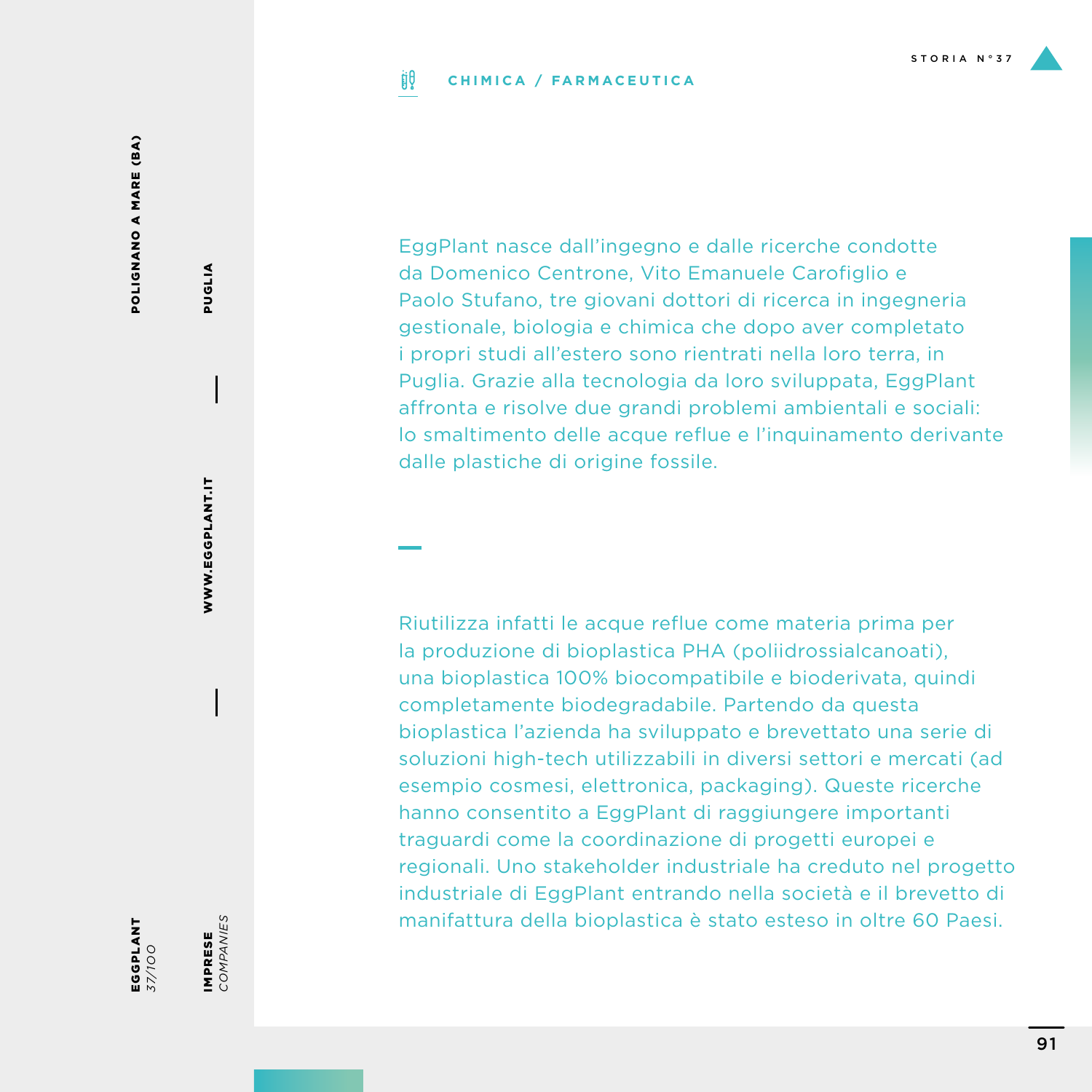**CHIMICA / FARMACEUTICA**

STORIA N°37

**POLIGNANO A MARE (BA)**

**PUGLIA**

**WWW.EGGPLANT.IT**

**EGGPLANT**
*37/100*

**IMPRESE**
*COMPANIES*

EggPlant nasce dall'ingegno e dalle ricerche condotte da Domenico Centrone, Vito Emanuele Carofiglio e Paolo Stufano, tre giovani dottori di ricerca in ingegneria gestionale, biologia e chimica che dopo aver completato i propri studi all'estero sono rientrati nella loro terra, in Puglia. Grazie alla tecnologia da loro sviluppata, EggPlant affronta e risolve due grandi problemi ambientali e sociali: lo smaltimento delle acque reflue e l'inquinamento derivante dalle plastiche di origine fossile.

Riutilizza infatti le acque reflue come materia prima per la produzione di bioplastica PHA (poliidrossialcanoati), una bioplastica 100% biocompatibile e bioderivata, quindi completamente biodegradabile. Partendo da questa bioplastica l'azienda ha sviluppato e brevettato una serie di soluzioni high-tech utilizzabili in diversi settori e mercati (ad esempio cosmesi, elettronica, packaging). Queste ricerche hanno consentito a EggPlant di raggiungere importanti traguardi come la coordinazione di progetti europei e regionali. Uno stakeholder industriale ha creduto nel progetto industriale di EggPlant entrando nella società e il brevetto di manifattura della bioplastica è stato esteso in oltre 60 Paesi.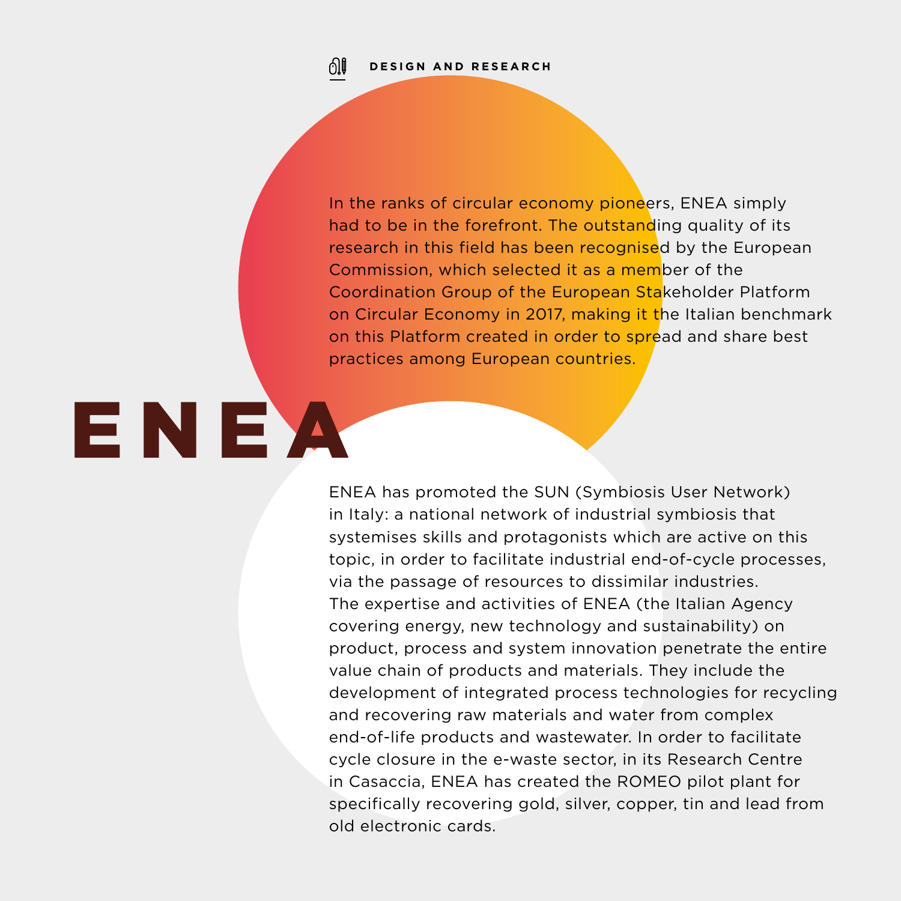DESIGN AND RESEARCH

# ENEA

In the ranks of circular economy pioneers, ENEA simply had to be in the forefront. The outstanding quality of its research in this field has been recognised by the European Commission, which selected it as a member of the Coordination Group of the European Stakeholder Platform on Circular Economy in 2017, making it the Italian benchmark on this Platform created in order to spread and share best practices among European countries.

ENEA has promoted the SUN (Symbiosis User Network) in Italy: a national network of industrial symbiosis that systemises skills and protagonists which are active on this topic, in order to facilitate industrial end-of-cycle processes, via the passage of resources to dissimilar industries.
The expertise and activities of ENEA (the Italian Agency covering energy, new technology and sustainability) on product, process and system innovation penetrate the entire value chain of products and materials. They include the development of integrated process technologies for recycling and recovering raw materials and water from complex end-of-life products and wastewater. In order to facilitate cycle closure in the e-waste sector, in its Research Centre in Casaccia, ENEA has created the ROMEO pilot plant for specifically recovering gold, silver, copper, tin and lead from old electronic cards.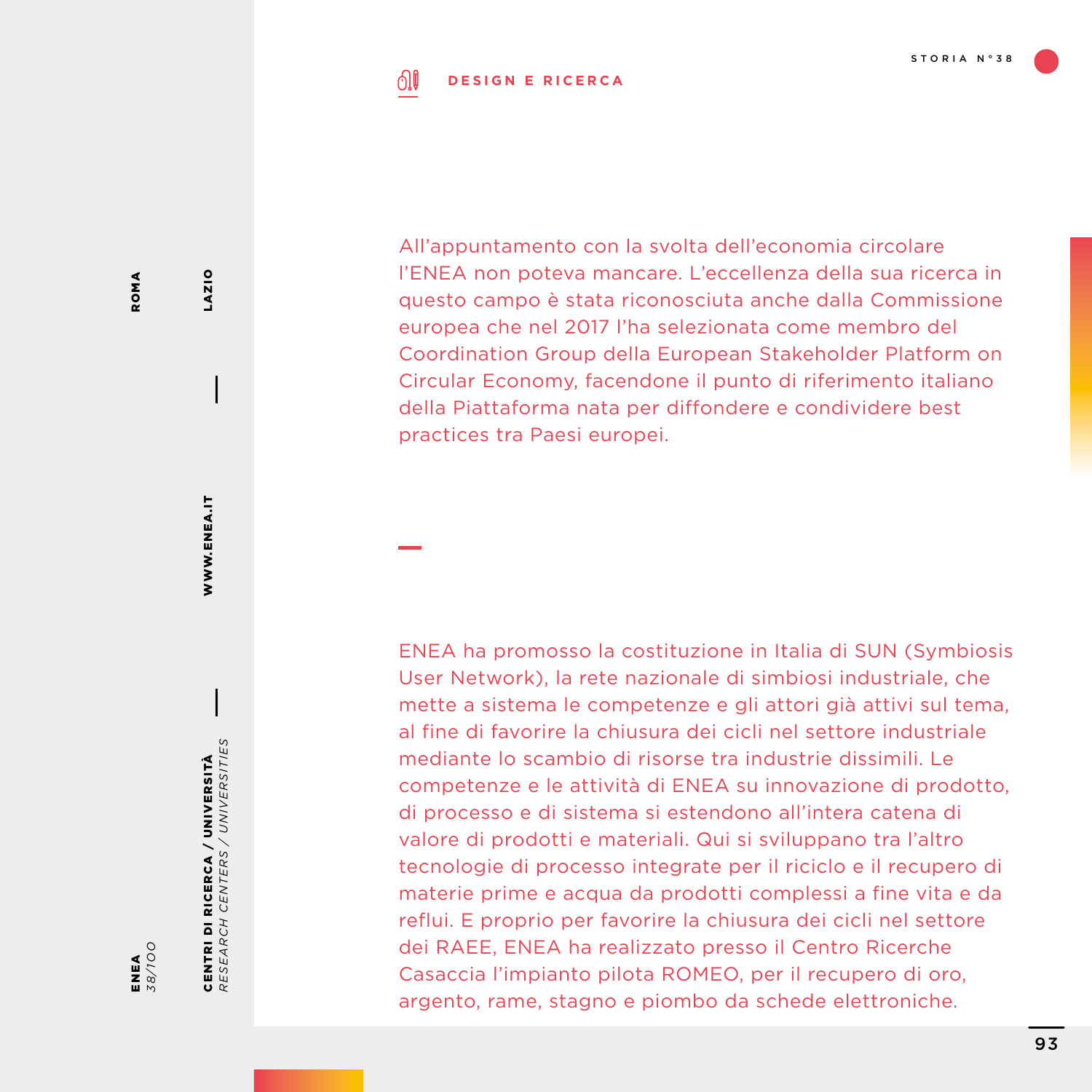## DESIGN E RICERCA

All'appuntamento con la svolta dell'economia circolare l'ENEA non poteva mancare. L'eccellenza della sua ricerca in questo campo è stata riconosciuta anche dalla Commissione europea che nel 2017 l'ha selezionata come membro del Coordination Group della European Stakeholder Platform on Circular Economy, facendone il punto di riferimento italiano della Piattaforma nata per diffondere e condividere best practices tra Paesi europei.

ENEA ha promosso la costituzione in Italia di SUN (Symbiosis User Network), la rete nazionale di simbiosi industriale, che mette a sistema le competenze e gli attori già attivi sul tema, al fine di favorire la chiusura dei cicli nel settore industriale mediante lo scambio di risorse tra industrie dissimili. Le competenze e le attività di ENEA su innovazione di prodotto, di processo e di sistema si estendono all'intera catena di valore di prodotti e materiali. Qui si sviluppano tra l'altro tecnologie di processo integrate per il riciclo e il recupero di materie prime e acqua da prodotti complessi a fine vita e da reflui. E proprio per favorire la chiusura dei cicli nel settore dei RAEE, ENEA ha realizzato presso il Centro Ricerche Casaccia l'impianto pilota ROMEO, per il recupero di oro, argento, rame, stagno e piombo da schede elettroniche.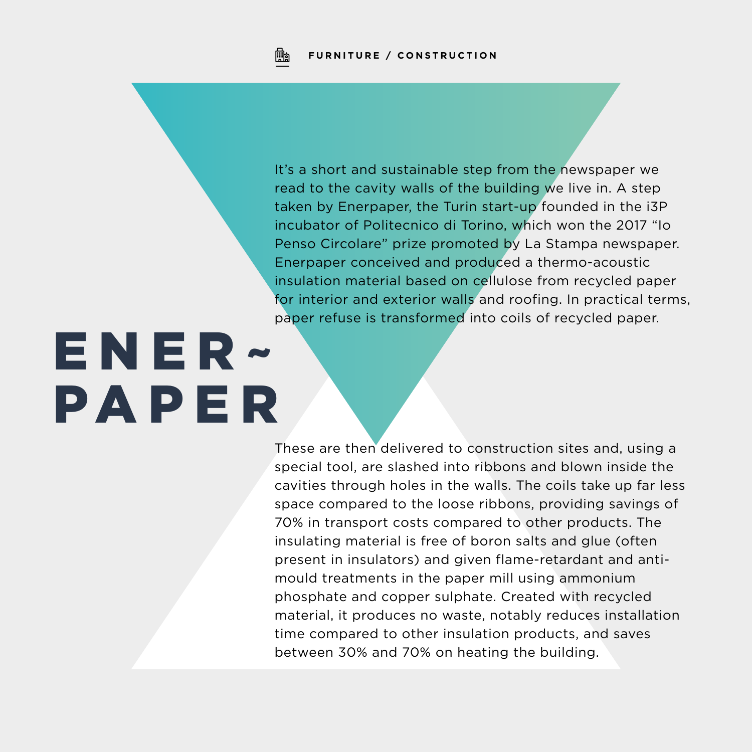FURNITURE / CONSTRUCTION

# ENER~PAPER

It's a short and sustainable step from the newspaper we read to the cavity walls of the building we live in. A step taken by Enerpaper, the Turin start-up founded in the i3P incubator of Politecnico di Torino, which won the 2017 "Io Penso Circolare" prize promoted by La Stampa newspaper. Enerpaper conceived and produced a thermo-acoustic insulation material based on cellulose from recycled paper for interior and exterior walls and roofing. In practical terms, paper refuse is transformed into coils of recycled paper.

These are then delivered to construction sites and, using a special tool, are slashed into ribbons and blown inside the cavities through holes in the walls. The coils take up far less space compared to the loose ribbons, providing savings of 70% in transport costs compared to other products. The insulating material is free of boron salts and glue (often present in insulators) and given flame-retardant and anti-mould treatments in the paper mill using ammonium phosphate and copper sulphate. Created with recycled material, it produces no waste, notably reduces installation time compared to other insulation products, and saves between 30% and 70% on heating the building.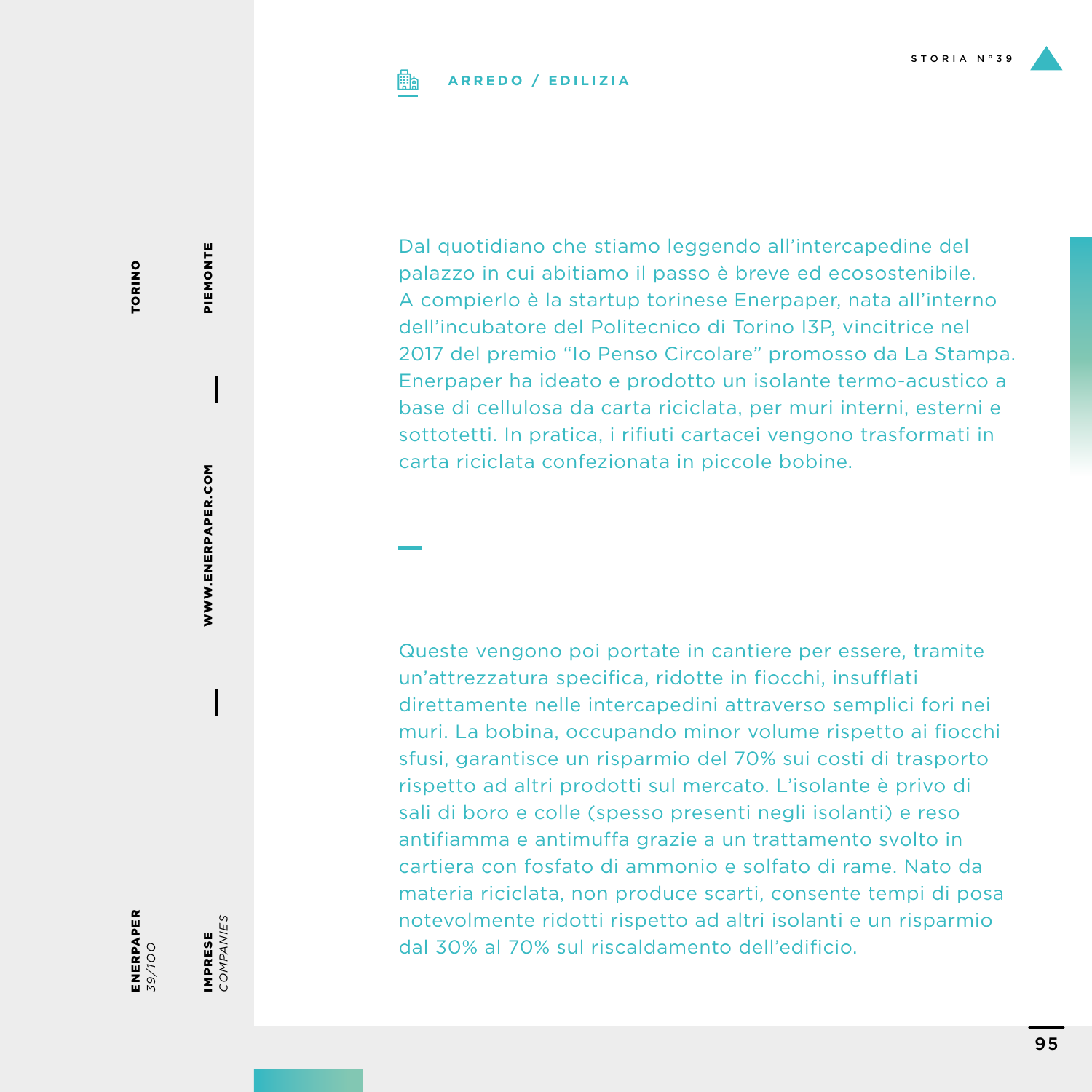**ARREDO / EDILIZIA**

STORIA N°39

ENERPAPER
*39/100*

IMPRESE
*COMPANIES*

TORINO

PIEMONTE

WWW.ENERPAPER.COM

Dal quotidiano che stiamo leggendo all'intercapedine del palazzo in cui abitiamo il passo è breve ed ecosostenibile. A compierlo è la startup torinese Enerpaper, nata all'interno dell'incubatore del Politecnico di Torino I3P, vincitrice nel 2017 del premio "Io Penso Circolare" promosso da La Stampa. Enerpaper ha ideato e prodotto un isolante termo-acustico a base di cellulosa da carta riciclata, per muri interni, esterni e sottotetti. In pratica, i rifiuti cartacei vengono trasformati in carta riciclata confezionata in piccole bobine.

Queste vengono poi portate in cantiere per essere, tramite un'attrezzatura specifica, ridotte in fiocchi, insufflati direttamente nelle intercapedini attraverso semplici fori nei muri. La bobina, occupando minor volume rispetto ai fiocchi sfusi, garantisce un risparmio del 70% sui costi di trasporto rispetto ad altri prodotti sul mercato. L'isolante è privo di sali di boro e colle (spesso presenti negli isolanti) e reso antifiamma e antimuffa grazie a un trattamento svolto in cartiera con fosfato di ammonio e solfato di rame. Nato da materia riciclata, non produce scarti, consente tempi di posa notevolmente ridotti rispetto ad altri isolanti e un risparmio dal 30% al 70% sul riscaldamento dell'edificio.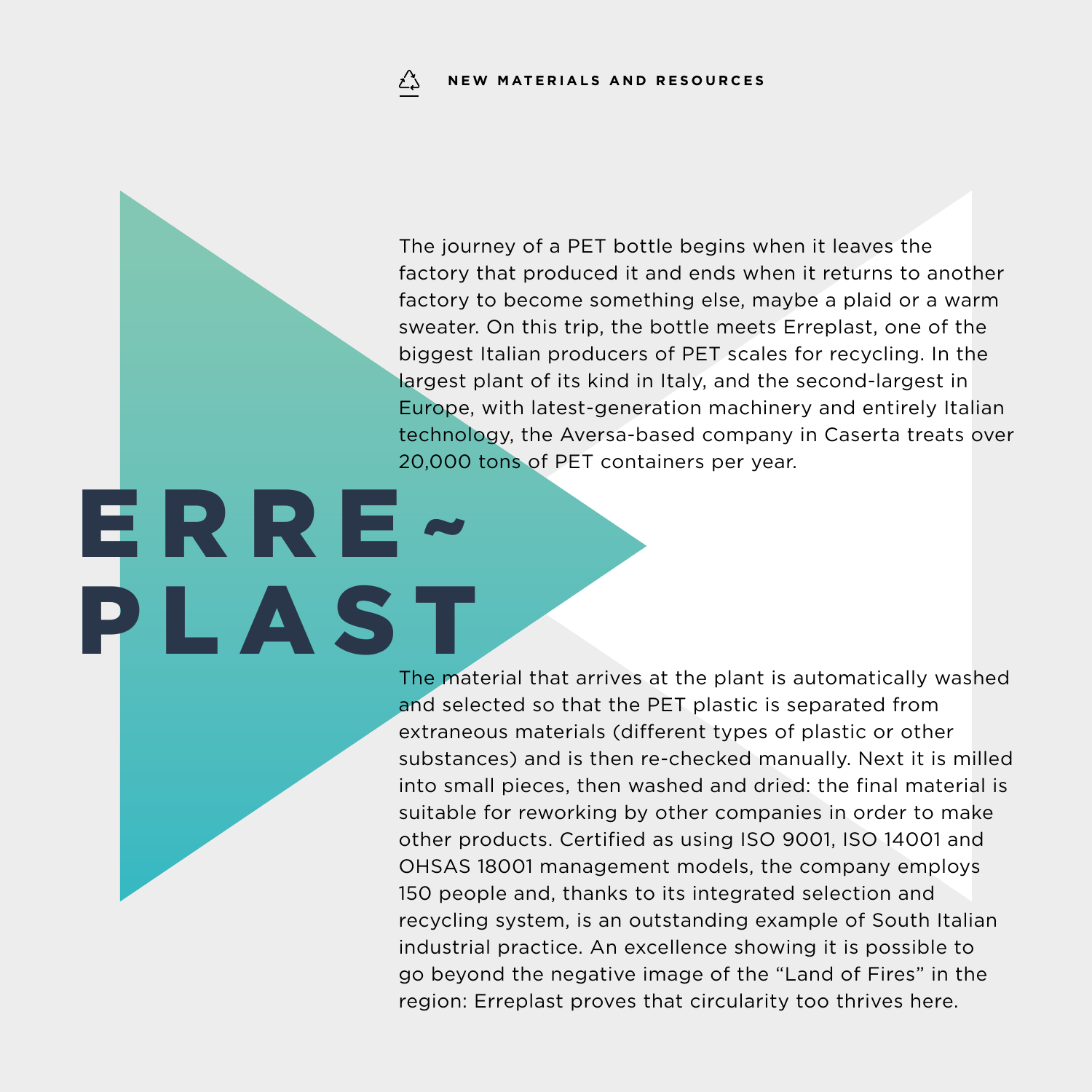NEW MATERIALS AND RESOURCES

# ERRE-PLAST

The journey of a PET bottle begins when it leaves the factory that produced it and ends when it returns to another factory to become something else, maybe a plaid or a warm sweater. On this trip, the bottle meets Erreplast, one of the biggest Italian producers of PET scales for recycling. In the largest plant of its kind in Italy, and the second-largest in Europe, with latest-generation machinery and entirely Italian technology, the Aversa-based company in Caserta treats over 20,000 tons of PET containers per year.

The material that arrives at the plant is automatically washed and selected so that the PET plastic is separated from extraneous materials (different types of plastic or other substances) and is then re-checked manually. Next it is milled into small pieces, then washed and dried: the final material is suitable for reworking by other companies in order to make other products. Certified as using ISO 9001, ISO 14001 and OHSAS 18001 management models, the company employs 150 people and, thanks to its integrated selection and recycling system, is an outstanding example of South Italian industrial practice. An excellence showing it is possible to go beyond the negative image of the “Land of Fires” in the region: Erreplast proves that circularity too thrives here.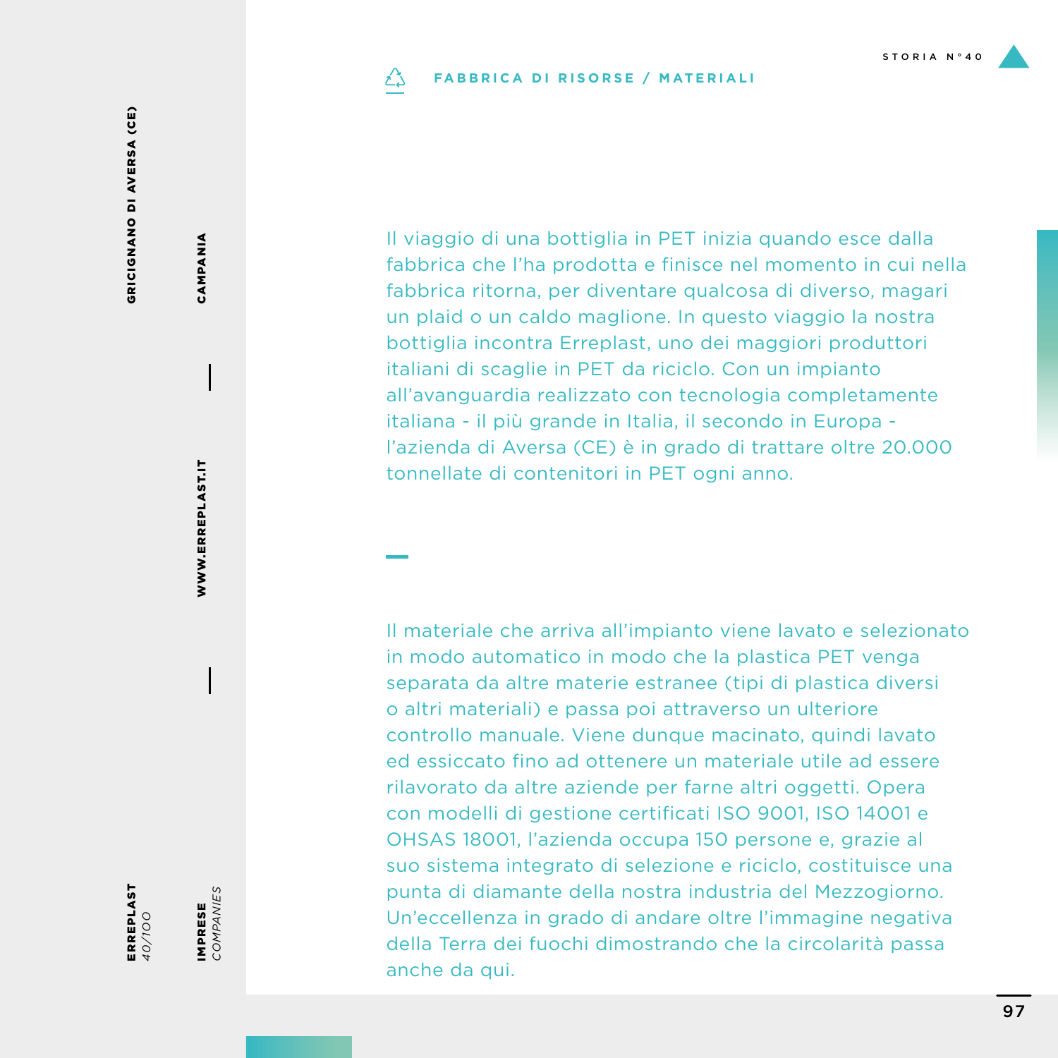STORIA N°40

**FABBRICA DI RISORSE / MATERIALI**

**GRICIGNANO DI AVERSA (CE)** — **CAMPANIA** — **WWW.ERREPLAST.IT**

**ERREPLAST** *40/100* — **IMPRESE** *COMPANIES*

Il viaggio di una bottiglia in PET inizia quando esce dalla fabbrica che l'ha prodotta e finisce nel momento in cui nella fabbrica ritorna, per diventare qualcosa di diverso, magari un plaid o un caldo maglione. In questo viaggio la nostra bottiglia incontra Erreplast, uno dei maggiori produttori italiani di scaglie in PET da riciclo. Con un impianto all'avanguardia realizzato con tecnologia completamente italiana - il più grande in Italia, il secondo in Europa - l'azienda di Aversa (CE) è in grado di trattare oltre 20.000 tonnellate di contenitori in PET ogni anno.

Il materiale che arriva all'impianto viene lavato e selezionato in modo automatico in modo che la plastica PET venga separata da altre materie estranee (tipi di plastica diversi o altri materiali) e passa poi attraverso un ulteriore controllo manuale. Viene dunque macinato, quindi lavato ed essiccato fino ad ottenere un materiale utile ad essere rilavorato da altre aziende per farne altri oggetti. Opera con modelli di gestione certificati ISO 9001, ISO 14001 e OHSAS 18001, l'azienda occupa 150 persone e, grazie al suo sistema integrato di selezione e riciclo, costituisce una punta di diamante della nostra industria del Mezzogiorno. Un'eccellenza in grado di andare oltre l'immagine negativa della Terra dei fuochi dimostrando che la circolarità passa anche da qui.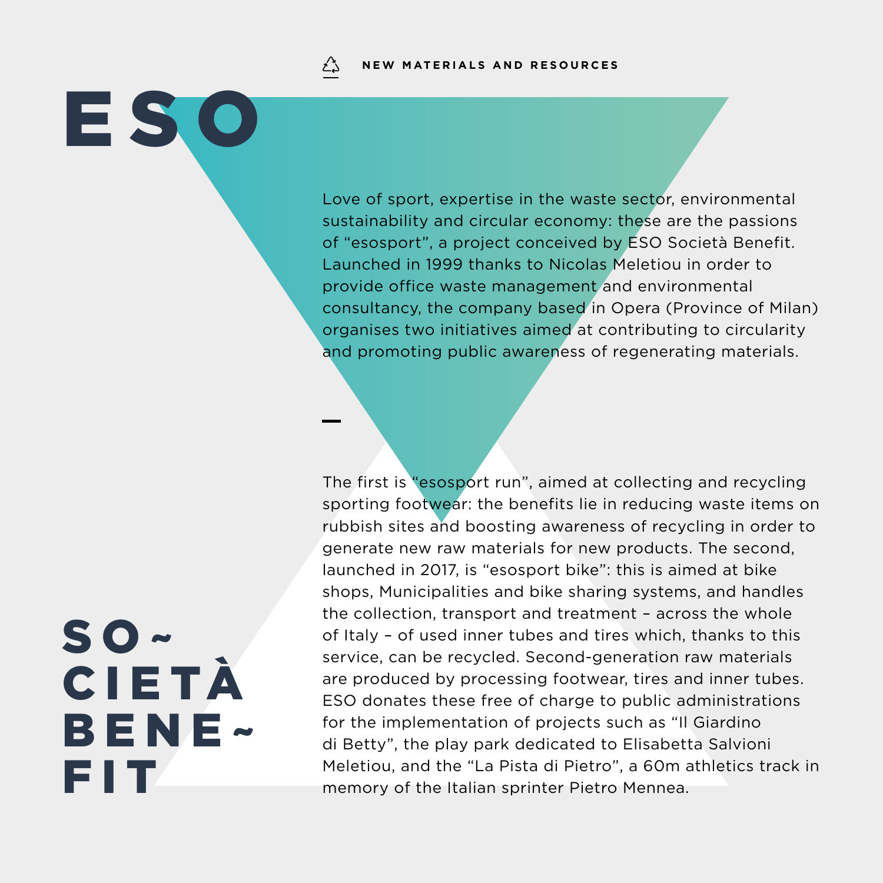NEW MATERIALS AND RESOURCES

# ESO

## SOCIETÀ BENEFIT

Love of sport, expertise in the waste sector, environmental sustainability and circular economy: these are the passions of “esosport”, a project conceived by ESO Società Benefit. Launched in 1999 thanks to Nicolas Meletiou in order to provide office waste management and environmental consultancy, the company based in Opera (Province of Milan) organises two initiatives aimed at contributing to circularity and promoting public awareness of regenerating materials.

—

The first is “esosport run”, aimed at collecting and recycling sporting footwear: the benefits lie in reducing waste items on rubbish sites and boosting awareness of recycling in order to generate new raw materials for new products. The second, launched in 2017, is “esosport bike”: this is aimed at bike shops, Municipalities and bike sharing systems, and handles the collection, transport and treatment – across the whole of Italy – of used inner tubes and tires which, thanks to this service, can be recycled. Second-generation raw materials are produced by processing footwear, tires and inner tubes. ESO donates these free of charge to public administrations for the implementation of projects such as “Il Giardino di Betty”, the play park dedicated to Elisabetta Salvioni Meletiou, and the “La Pista di Pietro”, a 60m athletics track in memory of the Italian sprinter Pietro Mennea.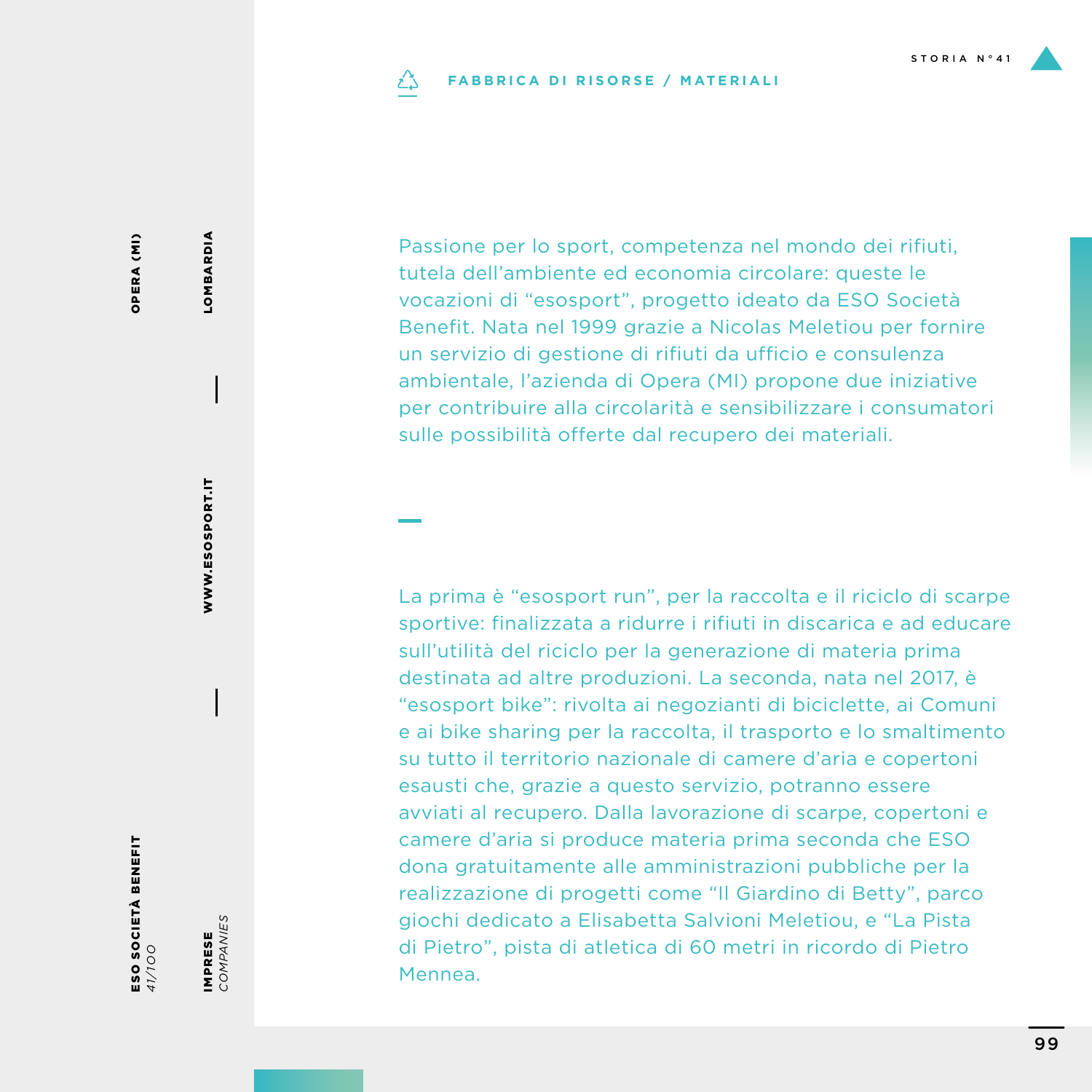STORIA N°41

FABBRICA DI RISORSE / MATERIALI

**ESO SOCIETÀ BENEFIT**
*41/100*

**OPERA (MI)**

**IMPRESE**
*COMPANIES*

**WWW.ESOSPORT.IT**

**LOMBARDIA**

Passione per lo sport, competenza nel mondo dei rifiuti, tutela dell'ambiente ed economia circolare: queste le vocazioni di "esosport", progetto ideato da ESO Società Benefit. Nata nel 1999 grazie a Nicolas Meletiou per fornire un servizio di gestione di rifiuti da ufficio e consulenza ambientale, l'azienda di Opera (MI) propone due iniziative per contribuire alla circolarità e sensibilizzare i consumatori sulle possibilità offerte dal recupero dei materiali.

La prima è "esosport run", per la raccolta e il riciclo di scarpe sportive: finalizzata a ridurre i rifiuti in discarica e ad educare sull'utilità del riciclo per la generazione di materia prima destinata ad altre produzioni. La seconda, nata nel 2017, è "esosport bike": rivolta ai negozianti di biciclette, ai Comuni e ai bike sharing per la raccolta, il trasporto e lo smaltimento su tutto il territorio nazionale di camere d'aria e copertoni esausti che, grazie a questo servizio, potranno essere avviati al recupero. Dalla lavorazione di scarpe, copertoni e camere d'aria si produce materia prima seconda che ESO dona gratuitamente alle amministrazioni pubbliche per la realizzazione di progetti come "Il Giardino di Betty", parco giochi dedicato a Elisabetta Salvioni Meletiou, e "La Pista di Pietro", pista di atletica di 60 metri in ricordo di Pietro Mennea.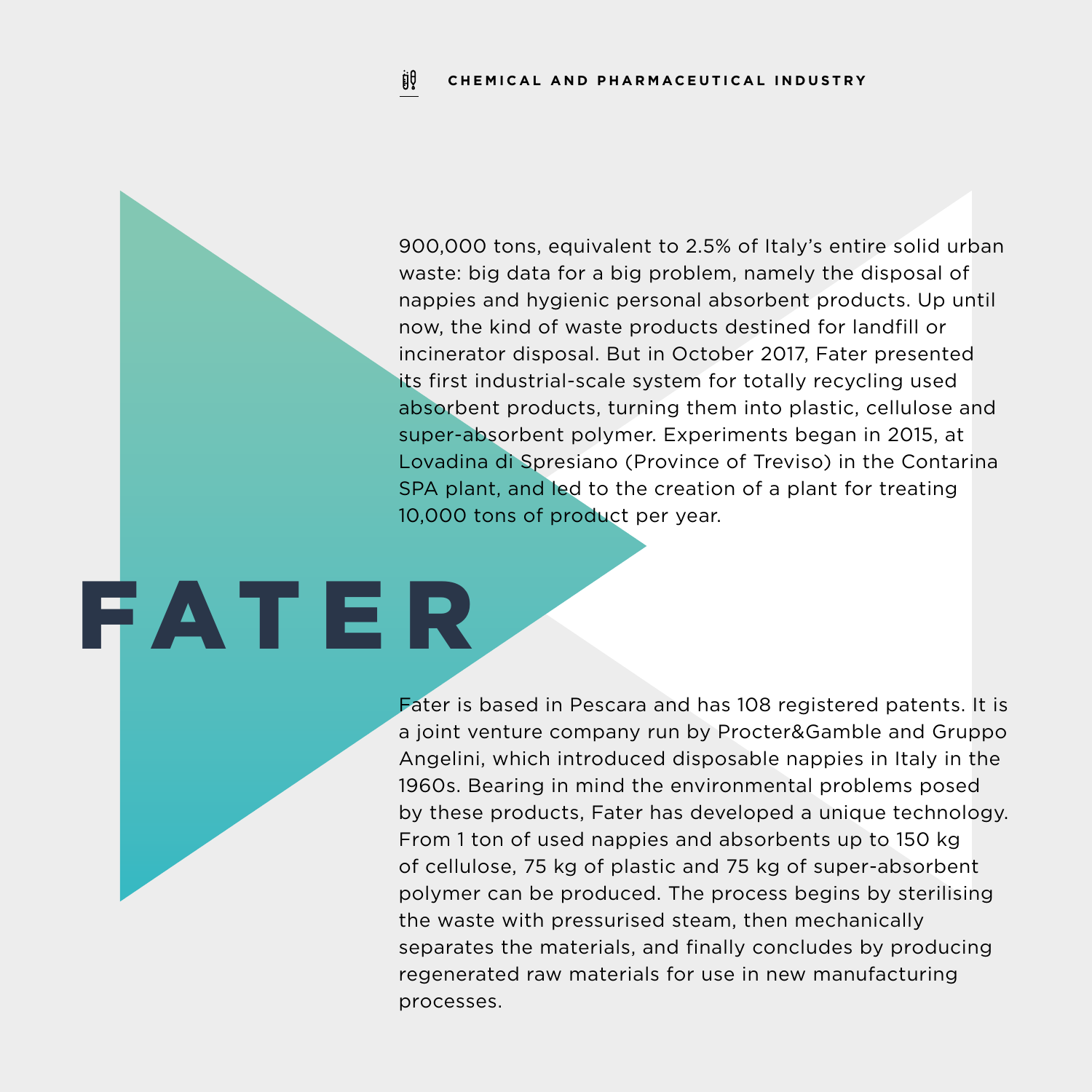CHEMICAL AND PHARMACEUTICAL INDUSTRY

900,000 tons, equivalent to 2.5% of Italy's entire solid urban waste: big data for a big problem, namely the disposal of nappies and hygienic personal absorbent products. Up until now, the kind of waste products destined for landfill or incinerator disposal. But in October 2017, Fater presented its first industrial-scale system for totally recycling used absorbent products, turning them into plastic, cellulose and super-absorbent polymer. Experiments began in 2015, at Lovadina di Spresiano (Province of Treviso) in the Contarina SPA plant, and led to the creation of a plant for treating 10,000 tons of product per year.

# FATER

Fater is based in Pescara and has 108 registered patents. It is a joint venture company run by Procter&Gamble and Gruppo Angelini, which introduced disposable nappies in Italy in the 1960s. Bearing in mind the environmental problems posed by these products, Fater has developed a unique technology. From 1 ton of used nappies and absorbents up to 150 kg of cellulose, 75 kg of plastic and 75 kg of super-absorbent polymer can be produced. The process begins by sterilising the waste with pressurised steam, then mechanically separates the materials, and finally concludes by producing regenerated raw materials for use in new manufacturing processes.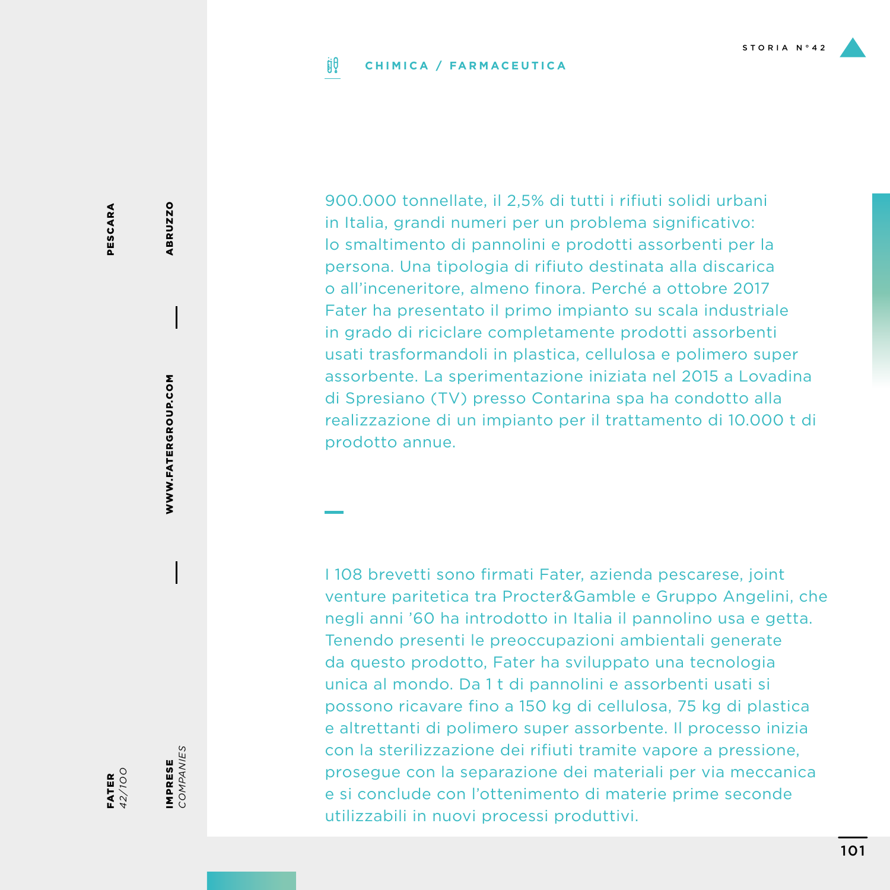**CHIMICA / FARMACEUTICA**

900.000 tonnellate, il 2,5% di tutti i rifiuti solidi urbani in Italia, grandi numeri per un problema significativo: lo smaltimento di pannolini e prodotti assorbenti per la persona. Una tipologia di rifiuto destinata alla discarica o all'inceneritore, almeno finora. Perché a ottobre 2017 Fater ha presentato il primo impianto su scala industriale in grado di riciclare completamente prodotti assorbenti usati trasformandoli in plastica, cellulosa e polimero super assorbente. La sperimentazione iniziata nel 2015 a Lovadina di Spresiano (TV) presso Contarina spa ha condotto alla realizzazione di un impianto per il trattamento di 10.000 t di prodotto annue.

I 108 brevetti sono firmati Fater, azienda pescarese, joint venture paritetica tra Procter&Gamble e Gruppo Angelini, che negli anni '60 ha introdotto in Italia il pannolino usa e getta. Tenendo presenti le preoccupazioni ambientali generate da questo prodotto, Fater ha sviluppato una tecnologia unica al mondo. Da 1 t di pannolini e assorbenti usati si possono ricavare fino a 150 kg di cellulosa, 75 kg di plastica e altrettanti di polimero super assorbente. Il processo inizia con la sterilizzazione dei rifiuti tramite vapore a pressione, prosegue con la separazione dei materiali per via meccanica e si conclude con l'ottenimento di materie prime seconde utilizzabili in nuovi processi produttivi.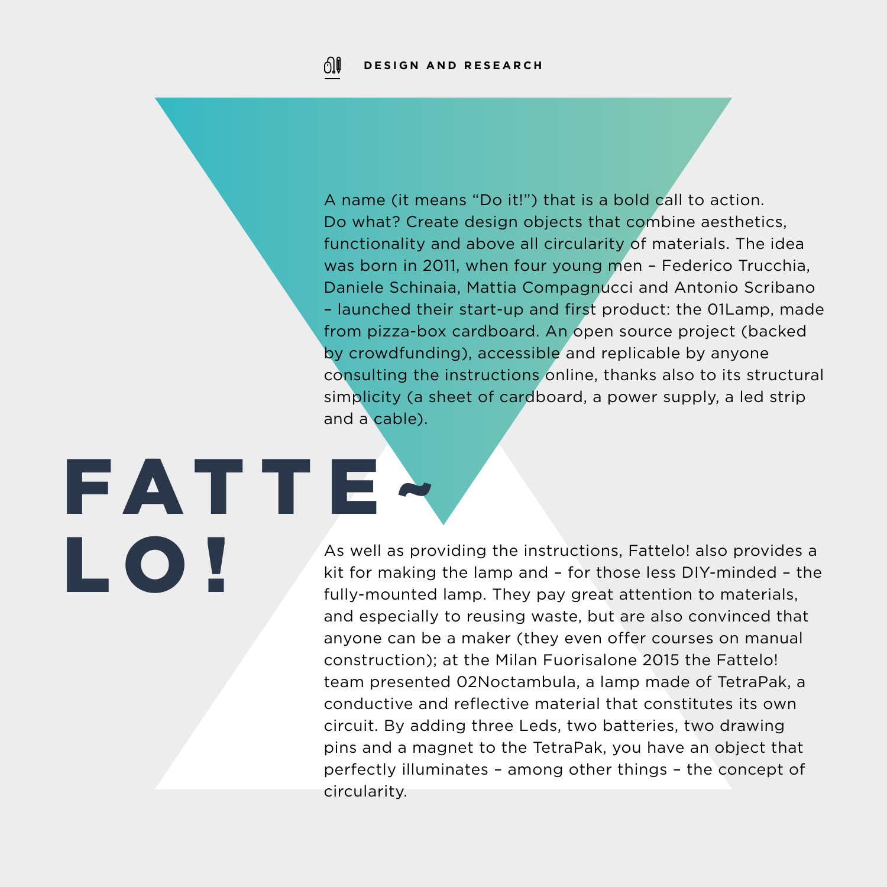DESIGN AND RESEARCH

# FATTELO!

A name (it means "Do it!") that is a bold call to action. Do what? Create design objects that combine aesthetics, functionality and above all circularity of materials. The idea was born in 2011, when four young men – Federico Trucchia, Daniele Schinaia, Mattia Compagnucci and Antonio Scribano – launched their start-up and first product: the 01Lamp, made from pizza-box cardboard. An open source project (backed by crowdfunding), accessible and replicable by anyone consulting the instructions online, thanks also to its structural simplicity (a sheet of cardboard, a power supply, a led strip and a cable).

As well as providing the instructions, Fattelo! also provides a kit for making the lamp and – for those less DIY-minded – the fully-mounted lamp. They pay great attention to materials, and especially to reusing waste, but are also convinced that anyone can be a maker (they even offer courses on manual construction); at the Milan Fuorisalone 2015 the Fattelo! team presented 02Noctambula, a lamp made of TetraPak, a conductive and reflective material that constitutes its own circuit. By adding three Leds, two batteries, two drawing pins and a magnet to the TetraPak, you have an object that perfectly illuminates – among other things – the concept of circularity.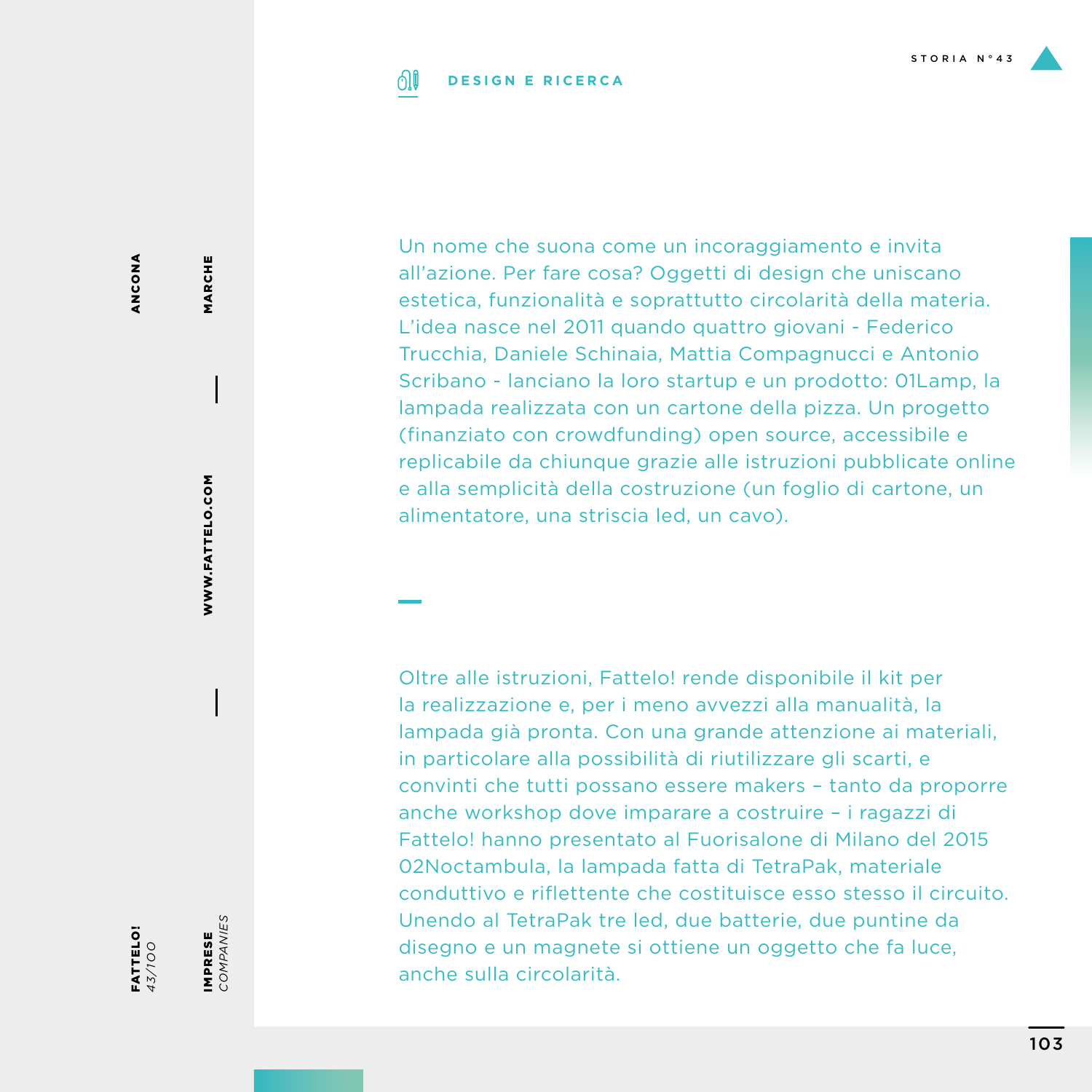**DESIGN E RICERCA**

Un nome che suona come un incoraggiamento e invita all'azione. Per fare cosa? Oggetti di design che uniscano estetica, funzionalità e soprattutto circolarità della materia. L'idea nasce nel 2011 quando quattro giovani - Federico Trucchia, Daniele Schinaia, Mattia Compagnucci e Antonio Scribano - lanciano la loro startup e un prodotto: 01Lamp, la lampada realizzata con un cartone della pizza. Un progetto (finanziato con crowdfunding) open source, accessibile e replicabile da chiunque grazie alle istruzioni pubblicate online e alla semplicità della costruzione (un foglio di cartone, un alimentatore, una striscia led, un cavo).

Oltre alle istruzioni, Fattelo! rende disponibile il kit per la realizzazione e, per i meno avvezzi alla manualità, la lampada già pronta. Con una grande attenzione ai materiali, in particolare alla possibilità di riutilizzare gli scarti, e convinti che tutti possano essere makers – tanto da proporre anche workshop dove imparare a costruire – i ragazzi di Fattelo! hanno presentato al Fuorisalone di Milano del 2015 02Noctambula, la lampada fatta di TetraPak, materiale conduttivo e riflettente che costituisce esso stesso il circuito. Unendo al TetraPak tre led, due batterie, due puntine da disegno e un magnete si ottiene un oggetto che fa luce, anche sulla circolarità.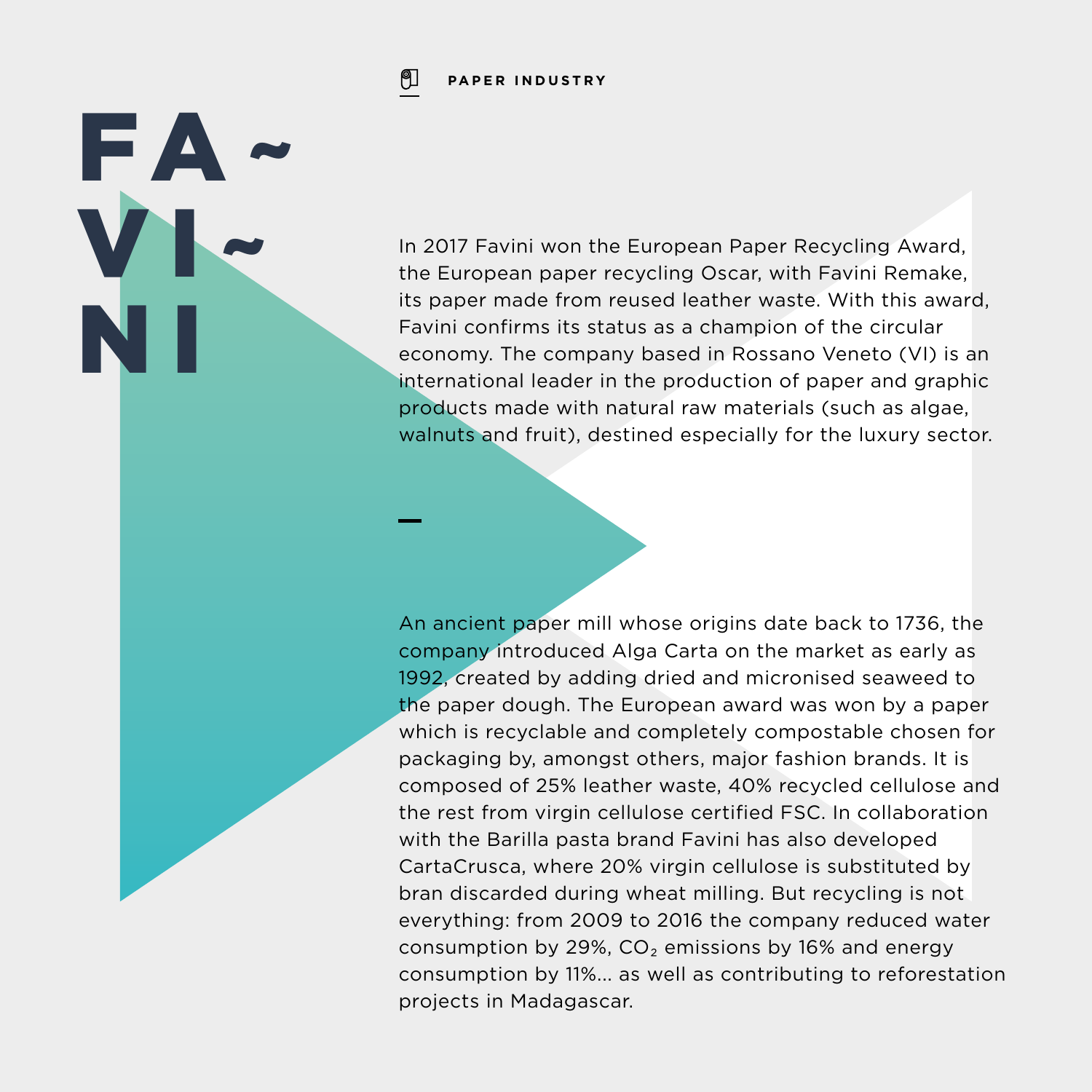PAPER INDUSTRY

# FA~VI~NI

In 2017 Favini won the European Paper Recycling Award, the European paper recycling Oscar, with Favini Remake, its paper made from reused leather waste. With this award, Favini confirms its status as a champion of the circular economy. The company based in Rossano Veneto (VI) is an international leader in the production of paper and graphic products made with natural raw materials (such as algae, walnuts and fruit), destined especially for the luxury sector.

An ancient paper mill whose origins date back to 1736, the company introduced Alga Carta on the market as early as 1992, created by adding dried and micronised seaweed to the paper dough. The European award was won by a paper which is recyclable and completely compostable chosen for packaging by, amongst others, major fashion brands. It is composed of 25% leather waste, 40% recycled cellulose and the rest from virgin cellulose certified FSC. In collaboration with the Barilla pasta brand Favini has also developed CartaCrusca, where 20% virgin cellulose is substituted by bran discarded during wheat milling. But recycling is not everything: from 2009 to 2016 the company reduced water consumption by 29%, $CO_2$ emissions by 16% and energy consumption by 11%... as well as contributing to reforestation projects in Madagascar.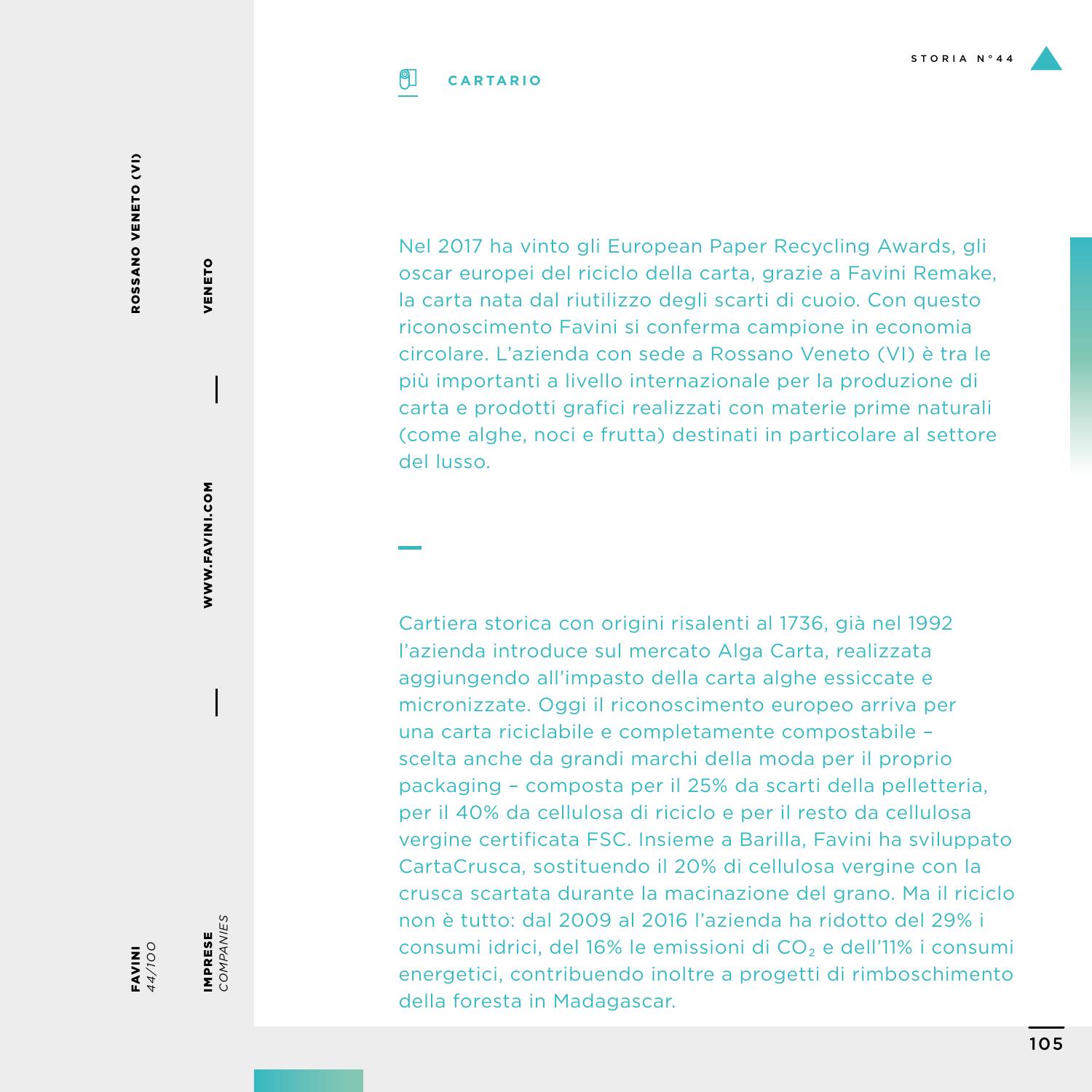**CARTARIO**

**FAVINI** *44/100*

**IMPRESE** *COMPANIES*

**ROSSANO VENETO (VI)**

**VENETO**

**WWW.FAVINI.COM**

Nel 2017 ha vinto gli European Paper Recycling Awards, gli oscar europei del riciclo della carta, grazie a Favini Remake, la carta nata dal riutilizzo degli scarti di cuoio. Con questo riconoscimento Favini si conferma campione in economia circolare. L'azienda con sede a Rossano Veneto (VI) è tra le più importanti a livello internazionale per la produzione di carta e prodotti grafici realizzati con materie prime naturali (come alghe, noci e frutta) destinati in particolare al settore del lusso.

Cartiera storica con origini risalenti al 1736, già nel 1992 l'azienda introduce sul mercato Alga Carta, realizzata aggiungendo all'impasto della carta alghe essiccate e micronizzate. Oggi il riconoscimento europeo arriva per una carta riciclabile e completamente compostabile – scelta anche da grandi marchi della moda per il proprio packaging – composta per il 25% da scarti della pelletteria, per il 40% da cellulosa di riciclo e per il resto da cellulosa vergine certificata FSC. Insieme a Barilla, Favini ha sviluppato CartaCrusca, sostituendo il 20% di cellulosa vergine con la crusca scartata durante la macinazione del grano. Ma il riciclo non è tutto: dal 2009 al 2016 l'azienda ha ridotto del 29% i consumi idrici, del 16% le emissioni di $CO_2$ e dell'11% i consumi energetici, contribuendo inoltre a progetti di rimboschimento della foresta in Madagascar.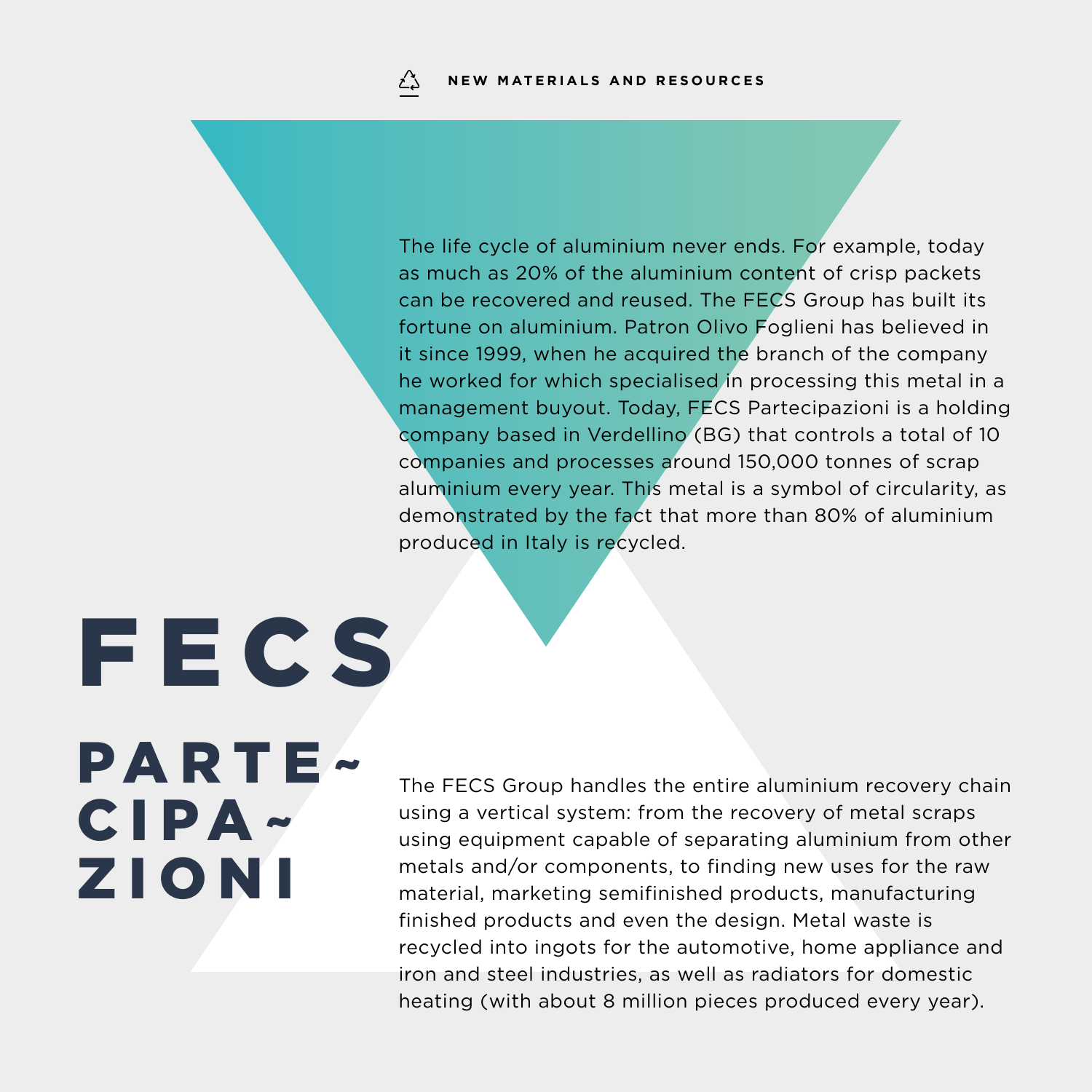NEW MATERIALS AND RESOURCES

# FECS PARTECIPAZIONI

The life cycle of aluminium never ends. For example, today as much as 20% of the aluminium content of crisp packets can be recovered and reused. The FECS Group has built its fortune on aluminium. Patron Olivo Foglieni has believed in it since 1999, when he acquired the branch of the company he worked for which specialised in processing this metal in a management buyout. Today, FECS Partecipazioni is a holding company based in Verdellino (BG) that controls a total of 10 companies and processes around 150,000 tonnes of scrap aluminium every year. This metal is a symbol of circularity, as demonstrated by the fact that more than 80% of aluminium produced in Italy is recycled.

The FECS Group handles the entire aluminium recovery chain using a vertical system: from the recovery of metal scraps using equipment capable of separating aluminium from other metals and/or components, to finding new uses for the raw material, marketing semifinished products, manufacturing finished products and even the design. Metal waste is recycled into ingots for the automotive, home appliance and iron and steel industries, as well as radiators for domestic heating (with about 8 million pieces produced every year).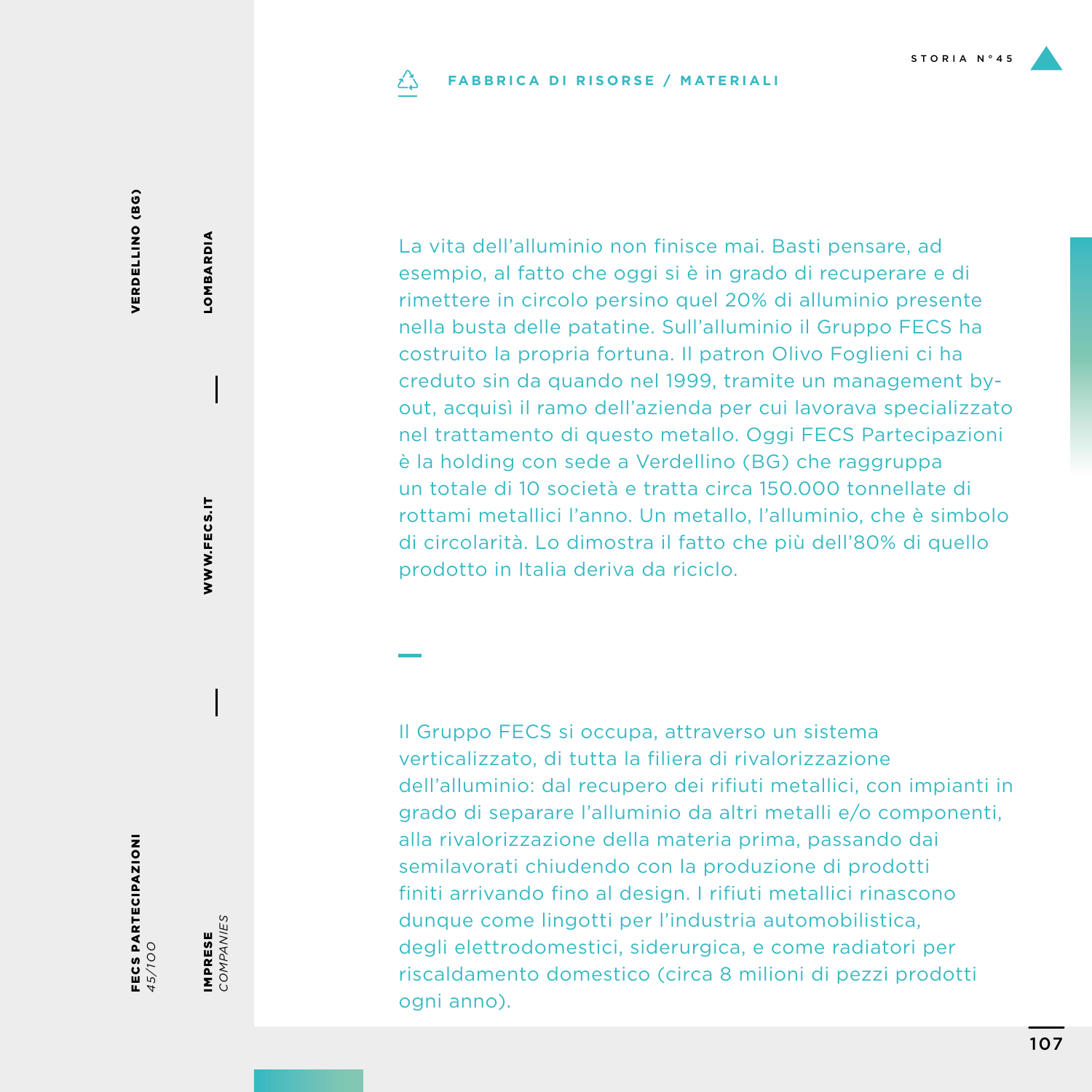**FABBRICA DI RISORSE / MATERIALI**

STORIA N°45

**VERDELLINO (BG)**

**LOMBARDIA**

**WWW.FECS.IT**

**FECS PARTECIPAZIONI**
*45/100*

**IMPRESE**
*COMPANIES*

La vita dell'alluminio non finisce mai. Basti pensare, ad esempio, al fatto che oggi si è in grado di recuperare e di rimettere in circolo persino quel 20% di alluminio presente nella busta delle patatine. Sull'alluminio il Gruppo FECS ha costruito la propria fortuna. Il patron Olivo Foglieni ci ha creduto sin da quando nel 1999, tramite un management by-out, acquisì il ramo dell'azienda per cui lavorava specializzato nel trattamento di questo metallo. Oggi FECS Partecipazioni è la holding con sede a Verdellino (BG) che raggruppa un totale di 10 società e tratta circa 150.000 tonnellate di rottami metallici l'anno. Un metallo, l'alluminio, che è simbolo di circolarità. Lo dimostra il fatto che più dell'80% di quello prodotto in Italia deriva da riciclo.

Il Gruppo FECS si occupa, attraverso un sistema verticalizzato, di tutta la filiera di rivalorizzazione dell'alluminio: dal recupero dei rifiuti metallici, con impianti in grado di separare l'alluminio da altri metalli e/o componenti, alla rivalorizzazione della materia prima, passando dai semilavorati chiudendo con la produzione di prodotti finiti arrivando fino al design. I rifiuti metallici rinascono dunque come lingotti per l'industria automobilistica, degli elettrodomestici, siderurgica, e come radiatori per riscaldamento domestico (circa 8 milioni di pezzi prodotti ogni anno).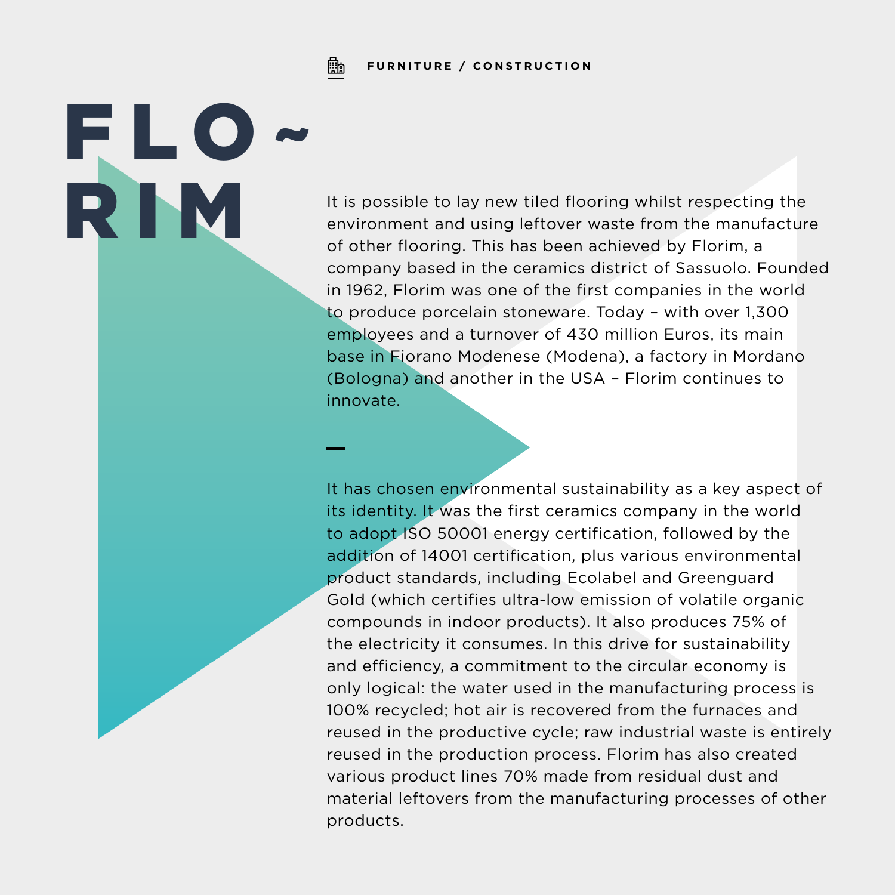FURNITURE / CONSTRUCTION

# FLO~RIM

It is possible to lay new tiled flooring whilst respecting the environment and using leftover waste from the manufacture of other flooring. This has been achieved by Florim, a company based in the ceramics district of Sassuolo. Founded in 1962, Florim was one of the first companies in the world to produce porcelain stoneware. Today – with over 1,300 employees and a turnover of 430 million Euros, its main base in Fiorano Modenese (Modena), a factory in Mordano (Bologna) and another in the USA – Florim continues to innovate.

—

It has chosen environmental sustainability as a key aspect of its identity. It was the first ceramics company in the world to adopt ISO 50001 energy certification, followed by the addition of 14001 certification, plus various environmental product standards, including Ecolabel and Greenguard Gold (which certifies ultra-low emission of volatile organic compounds in indoor products). It also produces 75% of the electricity it consumes. In this drive for sustainability and efficiency, a commitment to the circular economy is only logical: the water used in the manufacturing process is 100% recycled; hot air is recovered from the furnaces and reused in the productive cycle; raw industrial waste is entirely reused in the production process. Florim has also created various product lines 70% made from residual dust and material leftovers from the manufacturing processes of other products.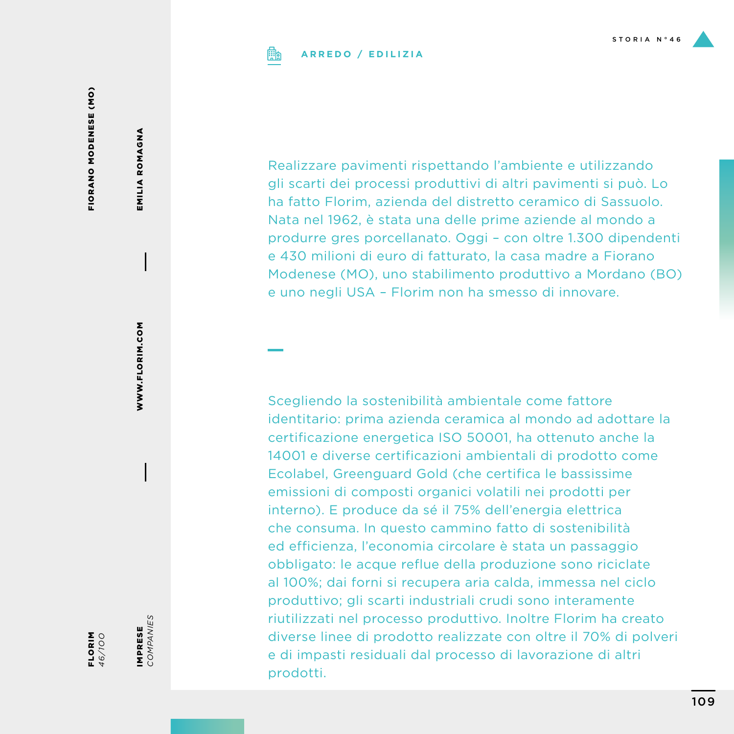STORIA N°46

ARREDO / EDILIZIA

FIORANO MODENESE (MO)

EMILIA ROMAGNA

WWW.FLORIM.COM

**FLORIM** *46/100*

**IMPRESE** *COMPANIES*

Realizzare pavimenti rispettando l'ambiente e utilizzando gli scarti dei processi produttivi di altri pavimenti si può. Lo ha fatto Florim, azienda del distretto ceramico di Sassuolo. Nata nel 1962, è stata una delle prime aziende al mondo a produrre gres porcellanato. Oggi – con oltre 1.300 dipendenti e 430 milioni di euro di fatturato, la casa madre a Fiorano Modenese (MO), uno stabilimento produttivo a Mordano (BO) e uno negli USA – Florim non ha smesso di innovare.

Scegliendo la sostenibilità ambientale come fattore identitario: prima azienda ceramica al mondo ad adottare la certificazione energetica ISO 50001, ha ottenuto anche la 14001 e diverse certificazioni ambientali di prodotto come Ecolabel, Greenguard Gold (che certifica le bassissime emissioni di composti organici volatili nei prodotti per interno). E produce da sé il 75% dell'energia elettrica che consuma. In questo cammino fatto di sostenibilità ed efficienza, l'economia circolare è stata un passaggio obbligato: le acque reflue della produzione sono riciclate al 100%; dai forni si recupera aria calda, immessa nel ciclo produttivo; gli scarti industriali crudi sono interamente riutilizzati nel processo produttivo. Inoltre Florim ha creato diverse linee di prodotto realizzate con oltre il 70% di polveri e di impasti residuali dal processo di lavorazione di altri prodotti.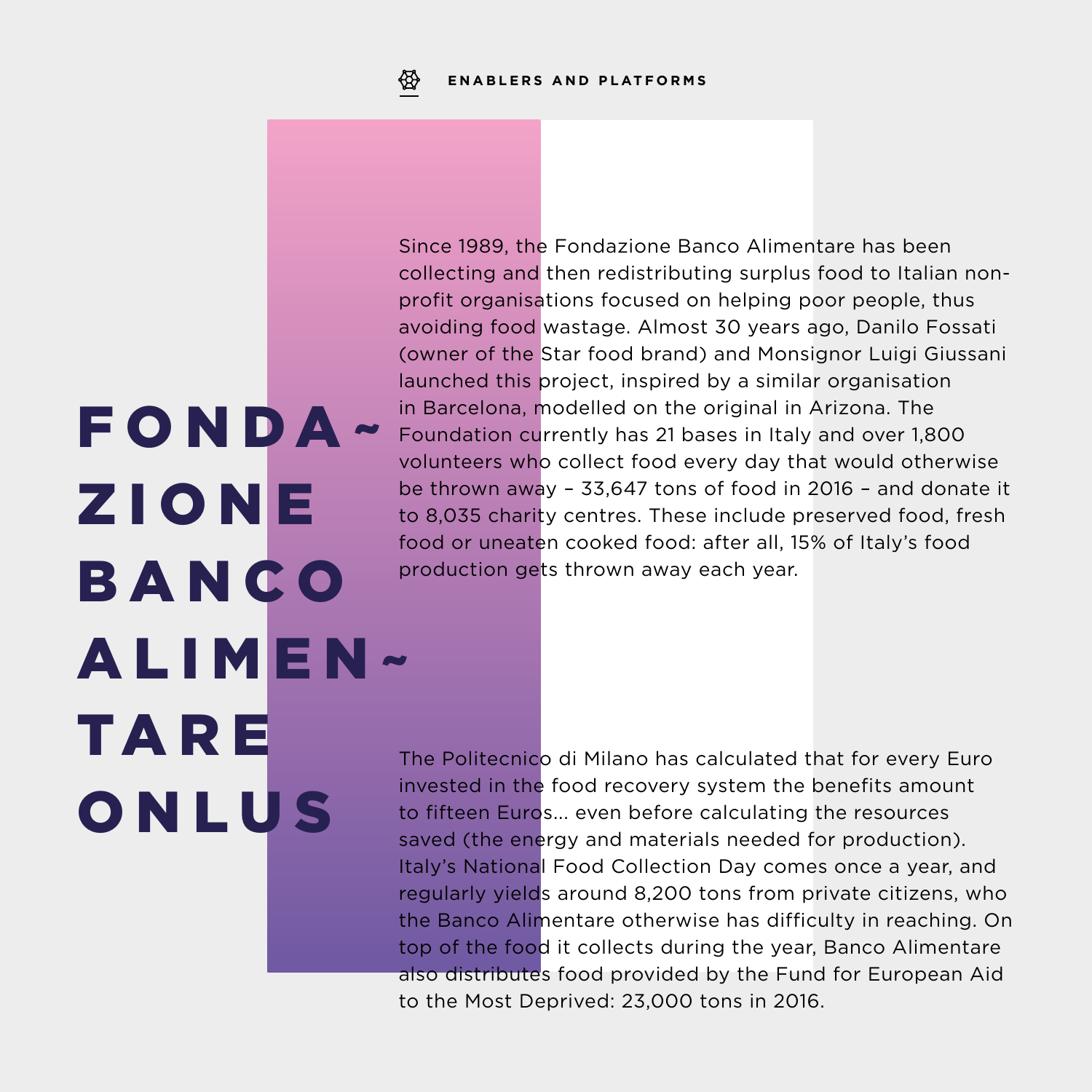# FONDAZIONE BANCO ALIMENTARE ONLUS

Since 1989, the Fondazione Banco Alimentare has been collecting and then redistributing surplus food to Italian non-profit organisations focused on helping poor people, thus avoiding food wastage. Almost 30 years ago, Danilo Fossati (owner of the Star food brand) and Monsignor Luigi Giussani launched this project, inspired by a similar organisation in Barcelona, modelled on the original in Arizona. The Foundation currently has 21 bases in Italy and over 1,800 volunteers who collect food every day that would otherwise be thrown away – 33,647 tons of food in 2016 – and donate it to 8,035 charity centres. These include preserved food, fresh food or uneaten cooked food: after all, 15% of Italy's food production gets thrown away each year.

The Politecnico di Milano has calculated that for every Euro invested in the food recovery system the benefits amount to fifteen Euros... even before calculating the resources saved (the energy and materials needed for production). Italy's National Food Collection Day comes once a year, and regularly yields around 8,200 tons from private citizens, who the Banco Alimentare otherwise has difficulty in reaching. On top of the food it collects during the year, Banco Alimentare also distributes food provided by the Fund for European Aid to the Most Deprived: 23,000 tons in 2016.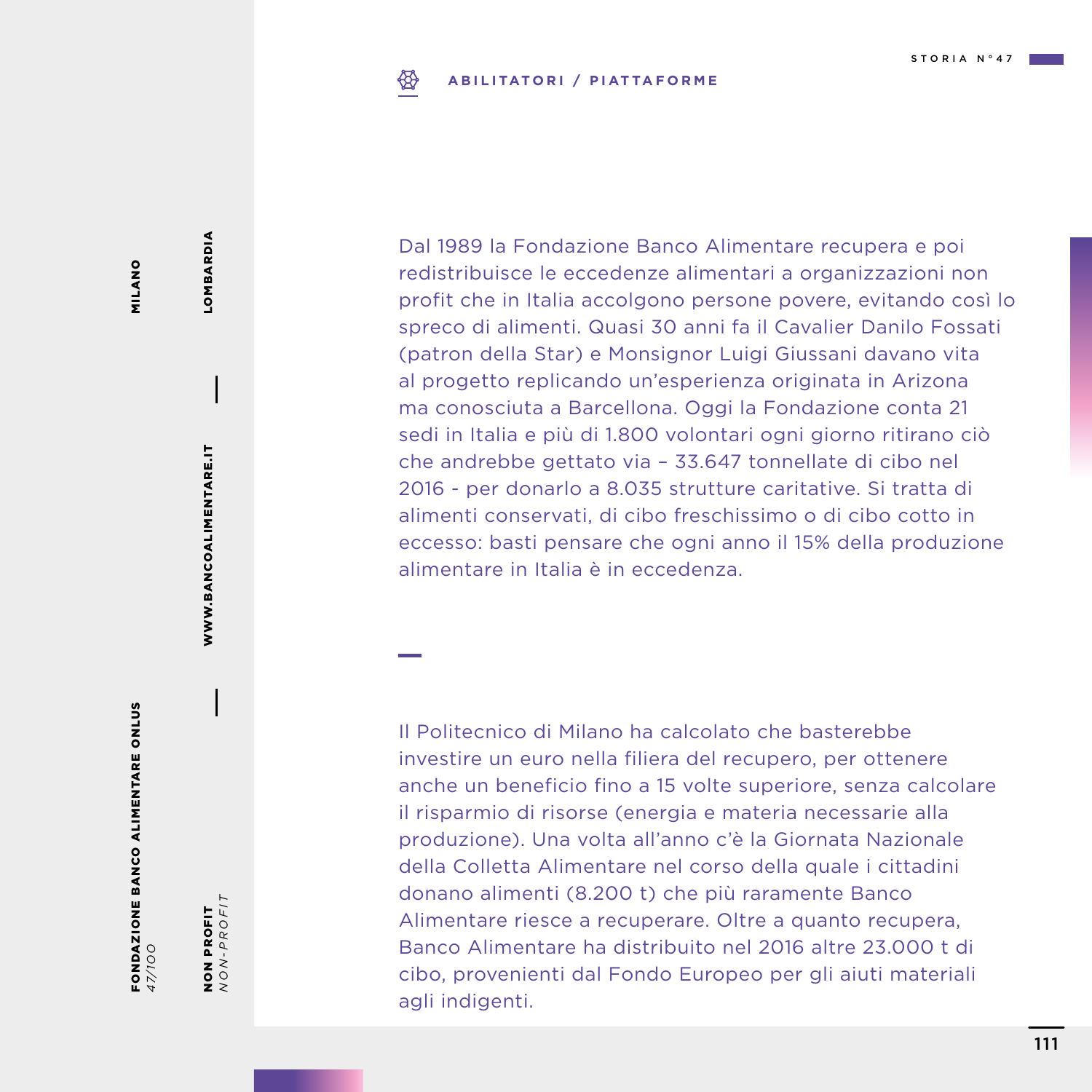**ABILITATORI / PIATTAFORME**

**FONDAZIONE BANCO ALIMENTARE ONLUS**
*47/100*

**MILANO** — **LOMBARDIA**

**WWW.BANCOALIMENTARE.IT**

**NON PROFIT**
*NON-PROFIT*

Dal 1989 la Fondazione Banco Alimentare recupera e poi redistribuisce le eccedenze alimentari a organizzazioni non profit che in Italia accolgono persone povere, evitando così lo spreco di alimenti. Quasi 30 anni fa il Cavalier Danilo Fossati (patron della Star) e Monsignor Luigi Giussani davano vita al progetto replicando un'esperienza originata in Arizona ma conosciuta a Barcellona. Oggi la Fondazione conta 21 sedi in Italia e più di 1.800 volontari ogni giorno ritirano ciò che andrebbe gettato via – 33.647 tonnellate di cibo nel 2016 - per donarlo a 8.035 strutture caritative. Si tratta di alimenti conservati, di cibo freschissimo o di cibo cotto in eccesso: basti pensare che ogni anno il 15% della produzione alimentare in Italia è in eccedenza.

Il Politecnico di Milano ha calcolato che basterebbe investire un euro nella filiera del recupero, per ottenere anche un beneficio fino a 15 volte superiore, senza calcolare il risparmio di risorse (energia e materia necessarie alla produzione). Una volta all'anno c'è la Giornata Nazionale della Colletta Alimentare nel corso della quale i cittadini donano alimenti (8.200 t) che più raramente Banco Alimentare riesce a recuperare. Oltre a quanto recupera, Banco Alimentare ha distribuito nel 2016 altre 23.000 t di cibo, provenienti dal Fondo Europeo per gli aiuti materiali agli indigenti.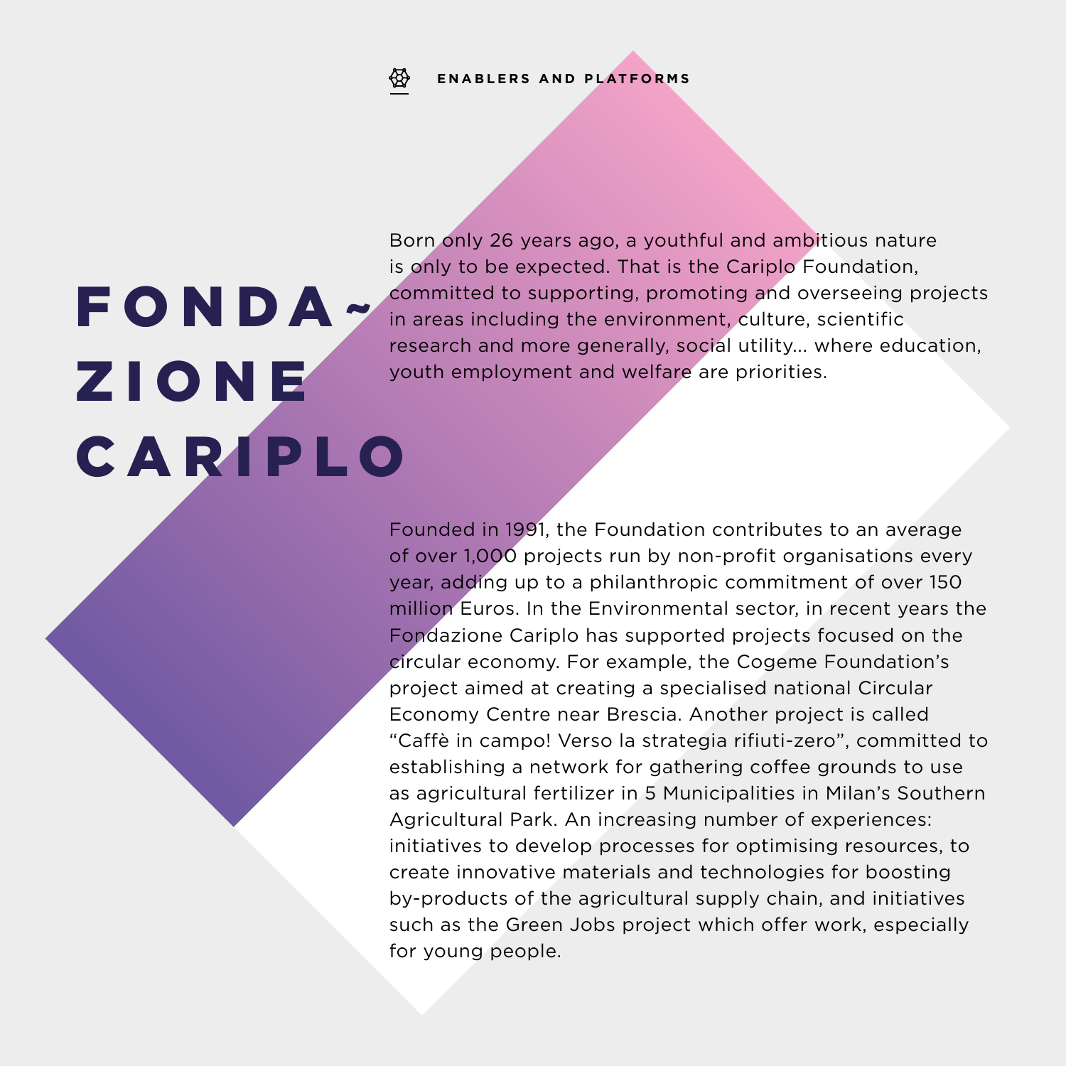ENABLERS AND PLATFORMS

# FONDAZIONE CARIPLO

Born only 26 years ago, a youthful and ambitious nature is only to be expected. That is the Cariplo Foundation, committed to supporting, promoting and overseeing projects in areas including the environment, culture, scientific research and more generally, social utility... where education, youth employment and welfare are priorities.

Founded in 1991, the Foundation contributes to an average of over 1,000 projects run by non-profit organisations every year, adding up to a philanthropic commitment of over 150 million Euros. In the Environmental sector, in recent years the Fondazione Cariplo has supported projects focused on the circular economy. For example, the Cogeme Foundation's project aimed at creating a specialised national Circular Economy Centre near Brescia. Another project is called "Caffè in campo! Verso la strategia rifiuti-zero", committed to establishing a network for gathering coffee grounds to use as agricultural fertilizer in 5 Municipalities in Milan's Southern Agricultural Park. An increasing number of experiences: initiatives to develop processes for optimising resources, to create innovative materials and technologies for boosting by-products of the agricultural supply chain, and initiatives such as the Green Jobs project which offer work, especially for young people.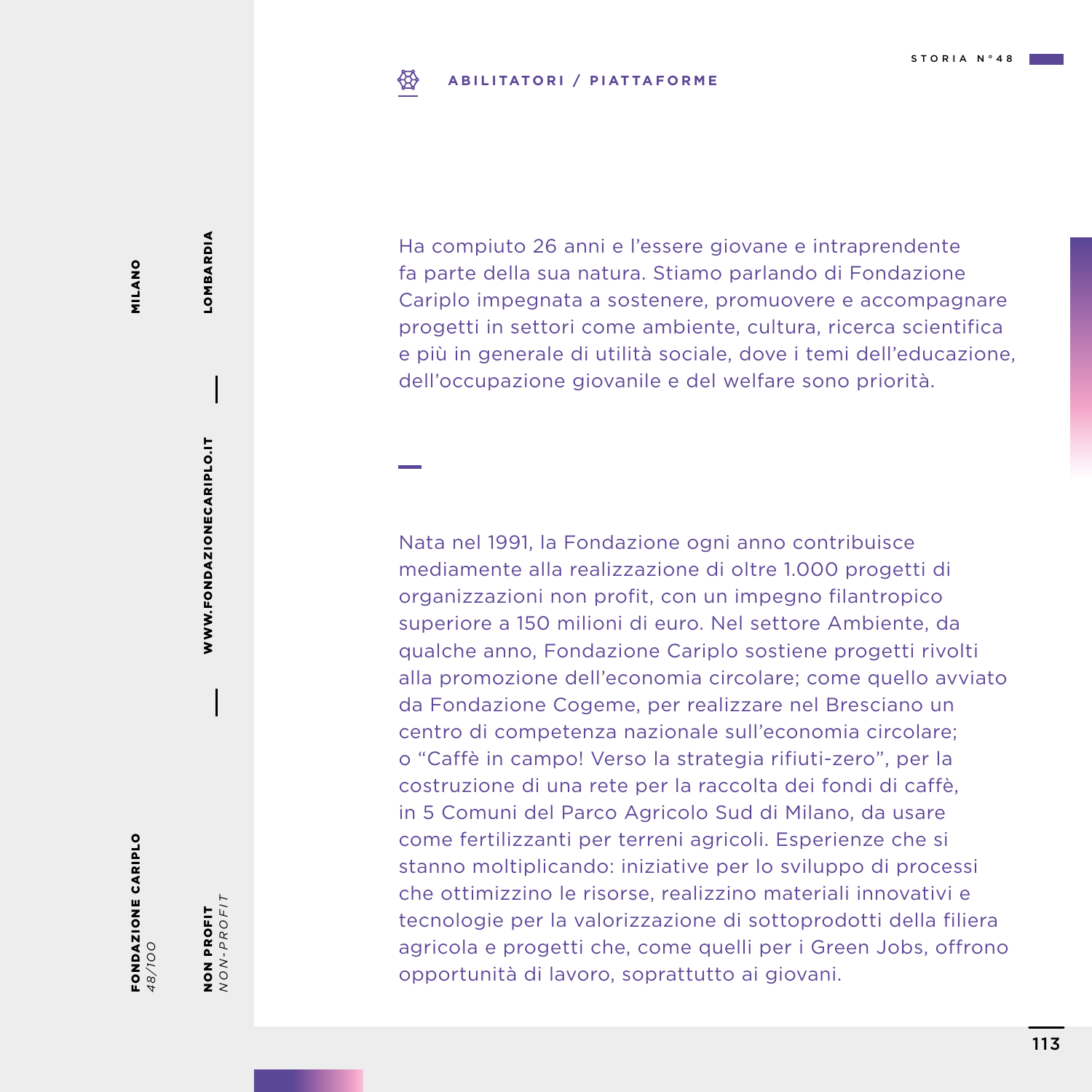**ABILITATORI / PIATTAFORME**

FONDAZIONE CARIPLO
*48/100*

MILANO — LOMBARDIA

WWW.FONDAZIONECARIPLO.IT

NON PROFIT
*NON-PROFIT*

Ha compiuto 26 anni e l'essere giovane e intraprendente fa parte della sua natura. Stiamo parlando di Fondazione Cariplo impegnata a sostenere, promuovere e accompagnare progetti in settori come ambiente, cultura, ricerca scientifica e più in generale di utilità sociale, dove i temi dell'educazione, dell'occupazione giovanile e del welfare sono priorità.

Nata nel 1991, la Fondazione ogni anno contribuisce mediamente alla realizzazione di oltre 1.000 progetti di organizzazioni non profit, con un impegno filantropico superiore a 150 milioni di euro. Nel settore Ambiente, da qualche anno, Fondazione Cariplo sostiene progetti rivolti alla promozione dell'economia circolare; come quello avviato da Fondazione Cogeme, per realizzare nel Bresciano un centro di competenza nazionale sull'economia circolare; o "Caffè in campo! Verso la strategia rifiuti-zero", per la costruzione di una rete per la raccolta dei fondi di caffè, in 5 Comuni del Parco Agricolo Sud di Milano, da usare come fertilizzanti per terreni agricoli. Esperienze che si stanno moltiplicando: iniziative per lo sviluppo di processi che ottimizzino le risorse, realizzino materiali innovativi e tecnologie per la valorizzazione di sottoprodotti della filiera agricola e progetti che, come quelli per i Green Jobs, offrono opportunità di lavoro, soprattutto ai giovani.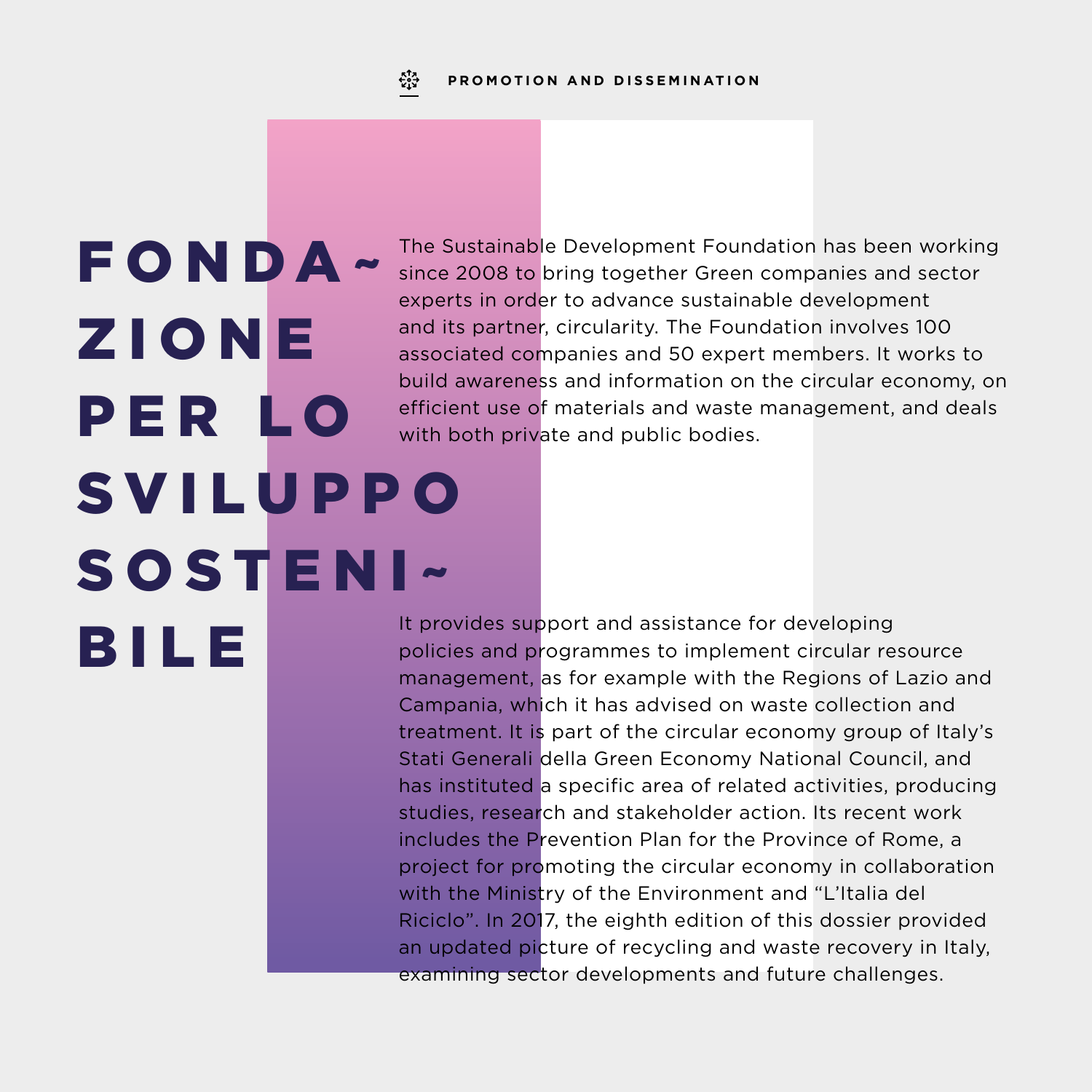PROMOTION AND DISSEMINATION

# FONDAZIONE PER LO SVILUPPO SOSTENIBILE

The Sustainable Development Foundation has been working since 2008 to bring together Green companies and sector experts in order to advance sustainable development and its partner, circularity. The Foundation involves 100 associated companies and 50 expert members. It works to build awareness and information on the circular economy, on efficient use of materials and waste management, and deals with both private and public bodies.

It provides support and assistance for developing policies and programmes to implement circular resource management, as for example with the Regions of Lazio and Campania, which it has advised on waste collection and treatment. It is part of the circular economy group of Italy's Stati Generali della Green Economy National Council, and has instituted a specific area of related activities, producing studies, research and stakeholder action. Its recent work includes the Prevention Plan for the Province of Rome, a project for promoting the circular economy in collaboration with the Ministry of the Environment and "L'Italia del Riciclo". In 2017, the eighth edition of this dossier provided an updated picture of recycling and waste recovery in Italy, examining sector developments and future challenges.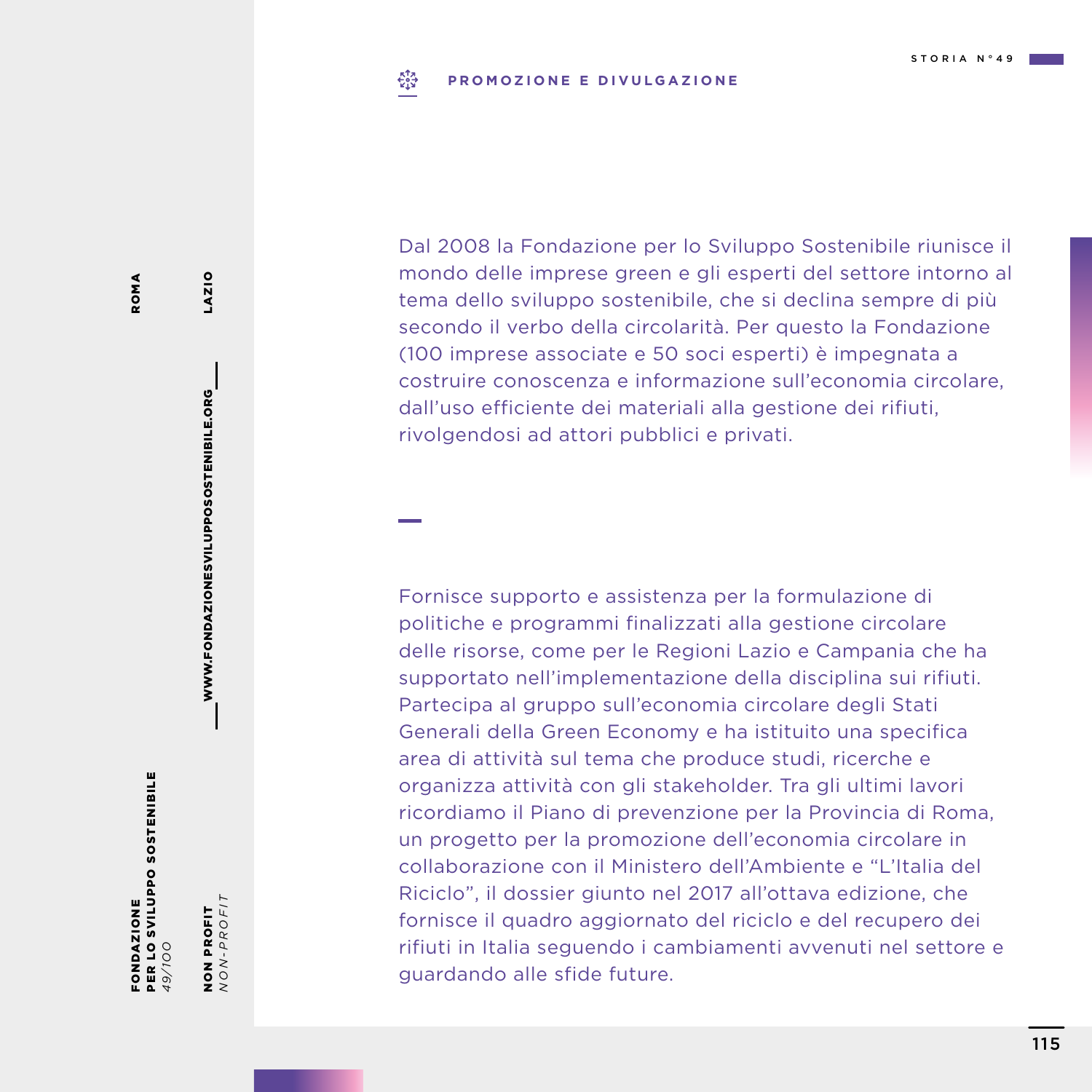## PROMOZIONE E DIVULGAZIONE

**FONDAZIONE PER LO SVILUPPO SOSTENIBILE**
*49/100*

**ROMA** — **LAZIO**

**NON PROFIT**
*NON-PROFIT*

**WWW.FONDAZIONESVILUPPOSOSTENIBILE.ORG**

Dal 2008 la Fondazione per lo Sviluppo Sostenibile riunisce il mondo delle imprese green e gli esperti del settore intorno al tema dello sviluppo sostenibile, che si declina sempre di più secondo il verbo della circolarità. Per questo la Fondazione (100 imprese associate e 50 soci esperti) è impegnata a costruire conoscenza e informazione sull'economia circolare, dall'uso efficiente dei materiali alla gestione dei rifiuti, rivolgendosi ad attori pubblici e privati.

Fornisce supporto e assistenza per la formulazione di politiche e programmi finalizzati alla gestione circolare delle risorse, come per le Regioni Lazio e Campania che ha supportato nell'implementazione della disciplina sui rifiuti. Partecipa al gruppo sull'economia circolare degli Stati Generali della Green Economy e ha istituito una specifica area di attività sul tema che produce studi, ricerche e organizza attività con gli stakeholder. Tra gli ultimi lavori ricordiamo il Piano di prevenzione per la Provincia di Roma, un progetto per la promozione dell'economia circolare in collaborazione con il Ministero dell'Ambiente e "L'Italia del Riciclo", il dossier giunto nel 2017 all'ottava edizione, che fornisce il quadro aggiornato del riciclo e del recupero dei rifiuti in Italia seguendo i cambiamenti avvenuti nel settore e guardando alle sfide future.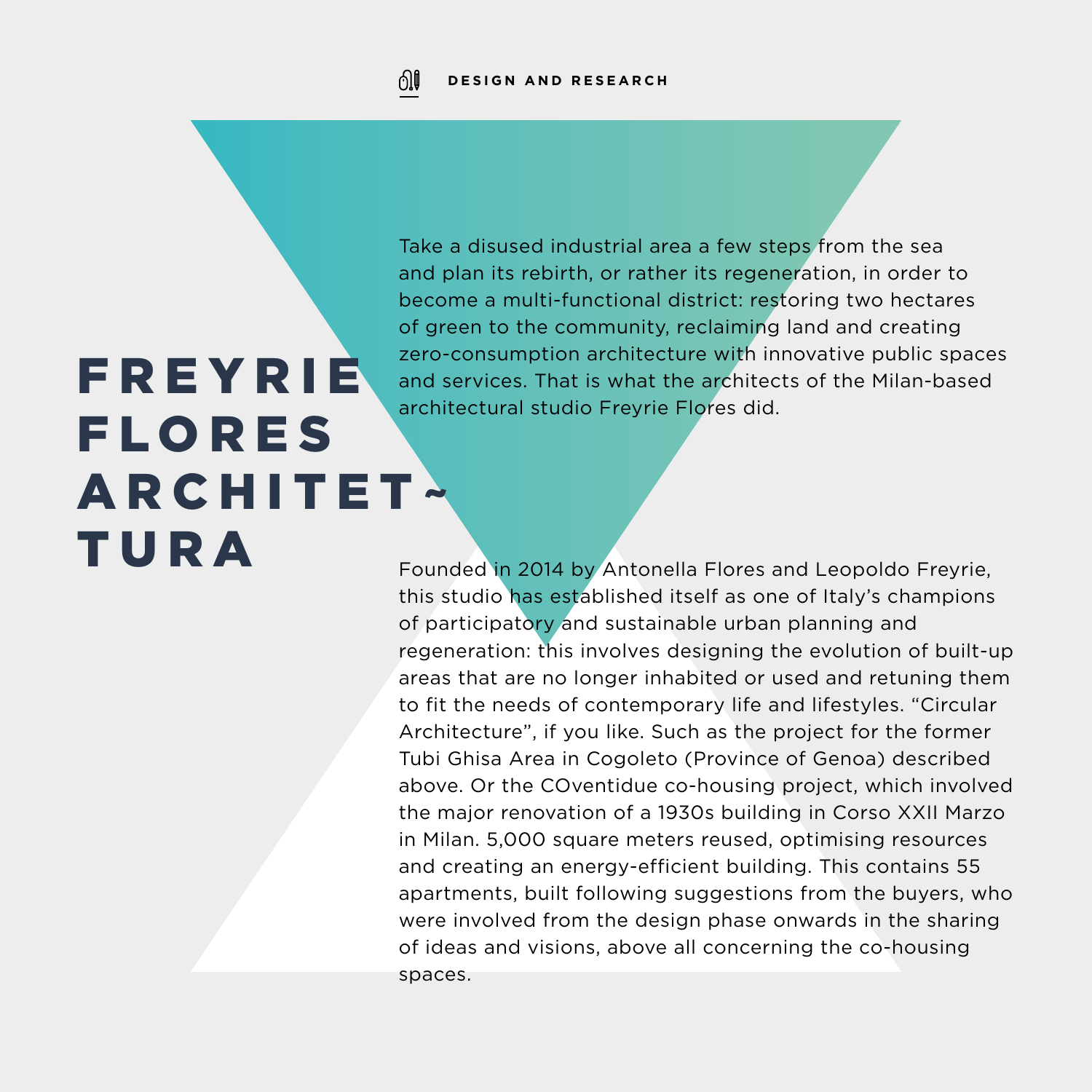# FREYRIE FLORES ARCHITETTURA

Take a disused industrial area a few steps from the sea and plan its rebirth, or rather its regeneration, in order to become a multi-functional district: restoring two hectares of green to the community, reclaiming land and creating zero-consumption architecture with innovative public spaces and services. That is what the architects of the Milan-based architectural studio Freyrie Flores did.

Founded in 2014 by Antonella Flores and Leopoldo Freyrie, this studio has established itself as one of Italy's champions of participatory and sustainable urban planning and regeneration: this involves designing the evolution of built-up areas that are no longer inhabited or used and retuning them to fit the needs of contemporary life and lifestyles. "Circular Architecture", if you like. Such as the project for the former Tubi Ghisa Area in Cogoleto (Province of Genoa) described above. Or the COventidue co-housing project, which involved the major renovation of a 1930s building in Corso XXII Marzo in Milan. 5,000 square meters reused, optimising resources and creating an energy-efficient building. This contains 55 apartments, built following suggestions from the buyers, who were involved from the design phase onwards in the sharing of ideas and visions, above all concerning the co-housing spaces.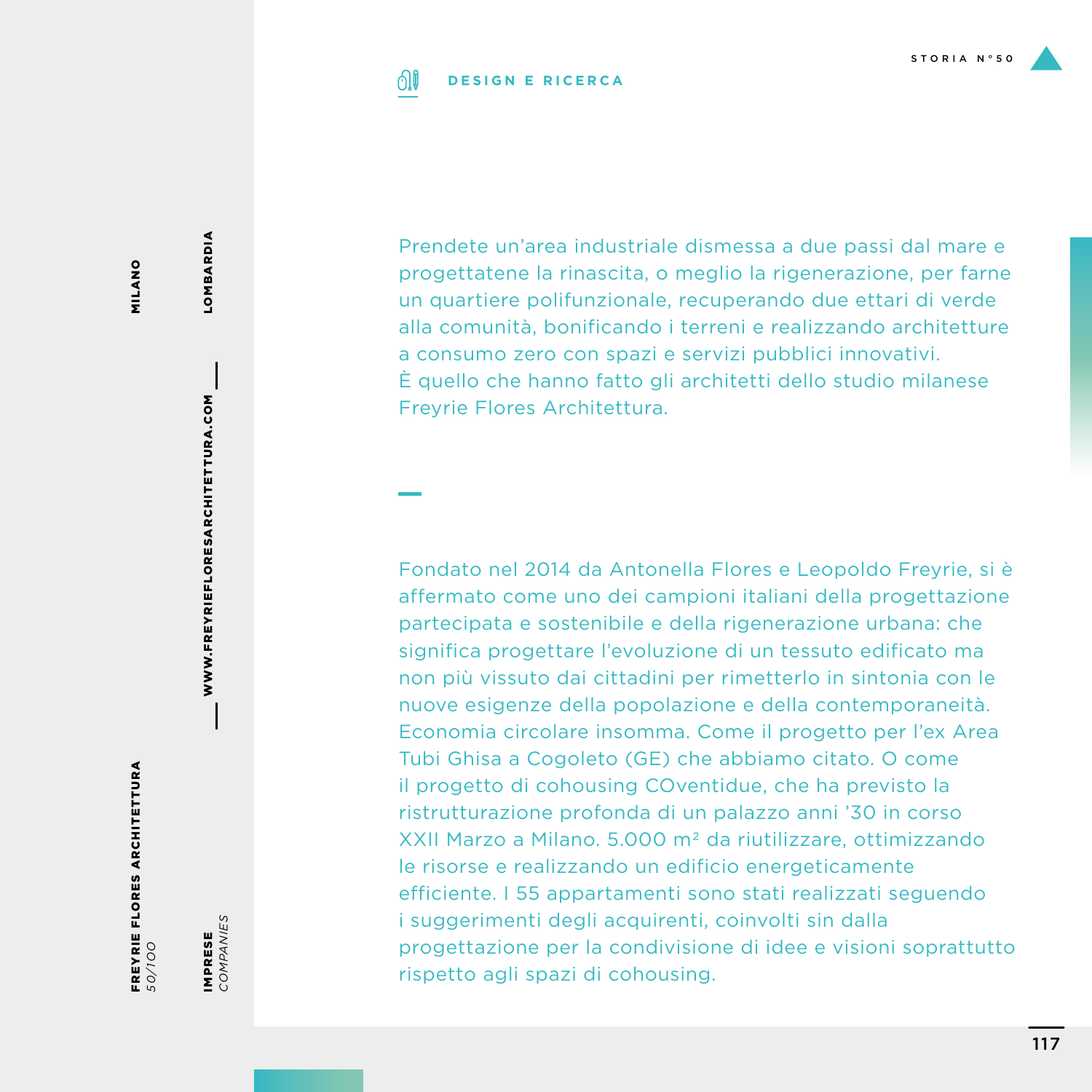**DESIGN E RICERCA**

Prendete un'area industriale dismessa a due passi dal mare e progettatene la rinascita, o meglio la rigenerazione, per farne un quartiere polifunzionale, recuperando due ettari di verde alla comunità, bonificando i terreni e realizzando architetture a consumo zero con spazi e servizi pubblici innovativi.
È quello che hanno fatto gli architetti dello studio milanese Freyrie Flores Architettura.

Fondato nel 2014 da Antonella Flores e Leopoldo Freyrie, si è affermato come uno dei campioni italiani della progettazione partecipata e sostenibile e della rigenerazione urbana: che significa progettare l'evoluzione di un tessuto edificato ma non più vissuto dai cittadini per rimetterlo in sintonia con le nuove esigenze della popolazione e della contemporaneità. Economia circolare insomma. Come il progetto per l'ex Area Tubi Ghisa a Cogoleto (GE) che abbiamo citato. O come il progetto di cohousing COventidue, che ha previsto la ristrutturazione profonda di un palazzo anni '30 in corso XXII Marzo a Milano. 5.000 m² da riutilizzare, ottimizzando le risorse e realizzando un edificio energeticamente efficiente. I 55 appartamenti sono stati realizzati seguendo i suggerimenti degli acquirenti, coinvolti sin dalla progettazione per la condivisione di idee e visioni soprattutto rispetto agli spazi di cohousing.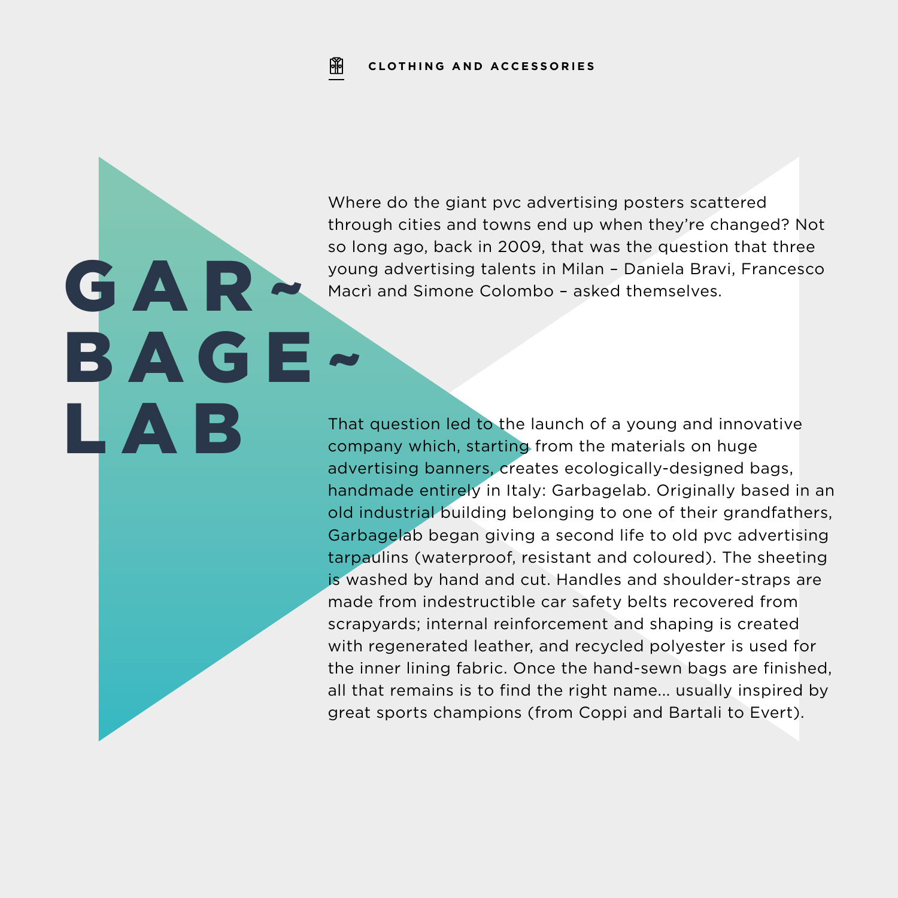CLOTHING AND ACCESSORIES

# GAR~BAGE~LAB

Where do the giant pvc advertising posters scattered through cities and towns end up when they're changed? Not so long ago, back in 2009, that was the question that three young advertising talents in Milan – Daniela Bravi, Francesco Macrì and Simone Colombo – asked themselves.

That question led to the launch of a young and innovative company which, starting from the materials on huge advertising banners, creates ecologically-designed bags, handmade entirely in Italy: Garbagelab. Originally based in an old industrial building belonging to one of their grandfathers, Garbagelab began giving a second life to old pvc advertising tarpaulins (waterproof, resistant and coloured). The sheeting is washed by hand and cut. Handles and shoulder-straps are made from indestructible car safety belts recovered from scrapyards; internal reinforcement and shaping is created with regenerated leather, and recycled polyester is used for the inner lining fabric. Once the hand-sewn bags are finished, all that remains is to find the right name... usually inspired by great sports champions (from Coppi and Bartali to Evert).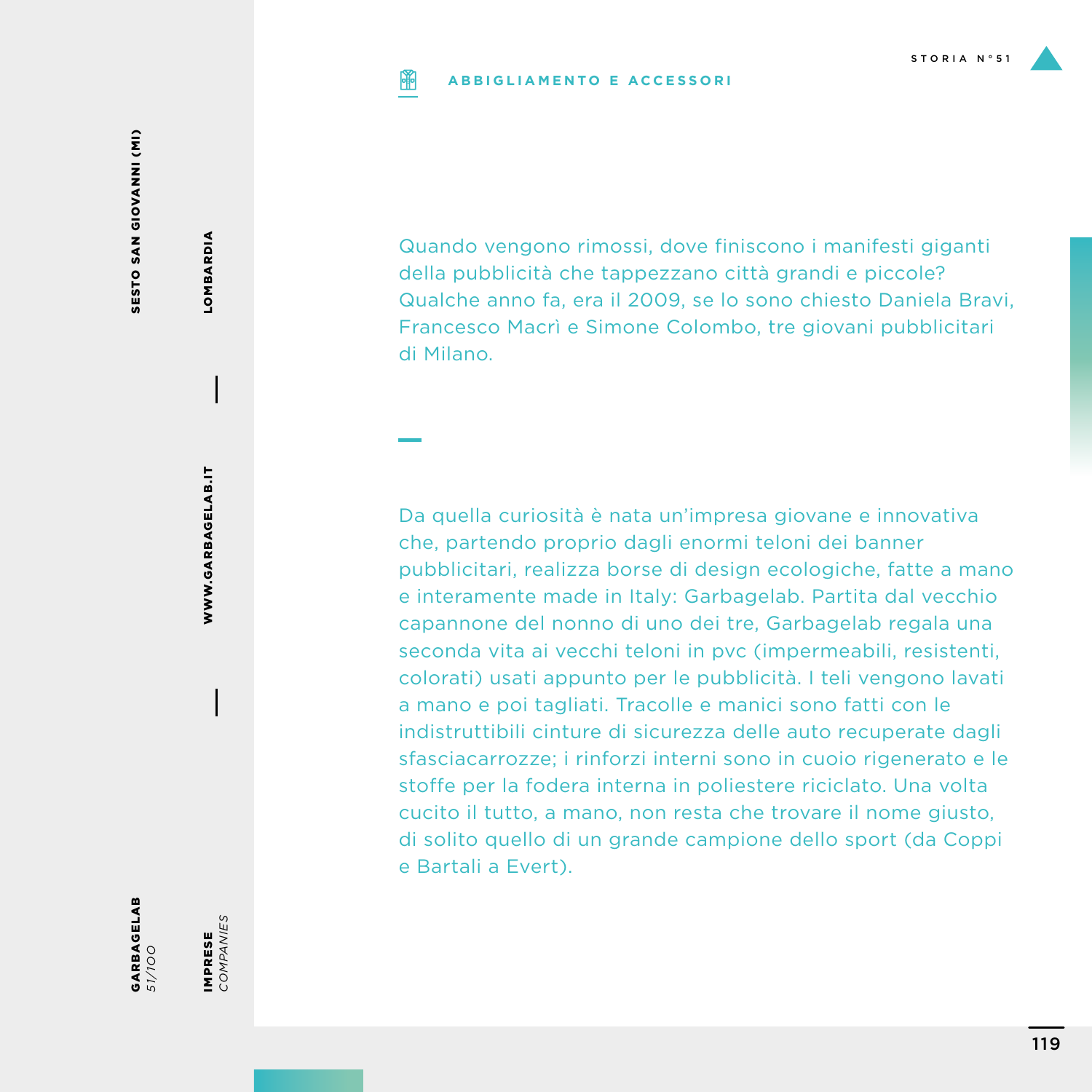STORIA N°51

**ABBIGLIAMENTO E ACCESSORI**

**GARBAGELAB**
*51/100*

**SESTO SAN GIOVANNI (MI)**

**LOMBARDIA**

**WWW.GARBAGELAB.IT**

**IMPRESE**
*COMPANIES*

Quando vengono rimossi, dove finiscono i manifesti giganti della pubblicità che tappezzano città grandi e piccole? Qualche anno fa, era il 2009, se lo sono chiesto Daniela Bravi, Francesco Macrì e Simone Colombo, tre giovani pubblicitari di Milano.

Da quella curiosità è nata un'impresa giovane e innovativa che, partendo proprio dagli enormi teloni dei banner pubblicitari, realizza borse di design ecologiche, fatte a mano e interamente made in Italy: Garbagelab. Partita dal vecchio capannone del nonno di uno dei tre, Garbagelab regala una seconda vita ai vecchi teloni in pvc (impermeabili, resistenti, colorati) usati appunto per le pubblicità. I teli vengono lavati a mano e poi tagliati. Tracolle e manici sono fatti con le indistruttibili cinture di sicurezza delle auto recuperate dagli sfasciacarrozze; i rinforzi interni sono in cuoio rigenerato e le stoffe per la fodera interna in poliestere riciclato. Una volta cucito il tutto, a mano, non resta che trovare il nome giusto, di solito quello di un grande campione dello sport (da Coppi e Bartali a Evert).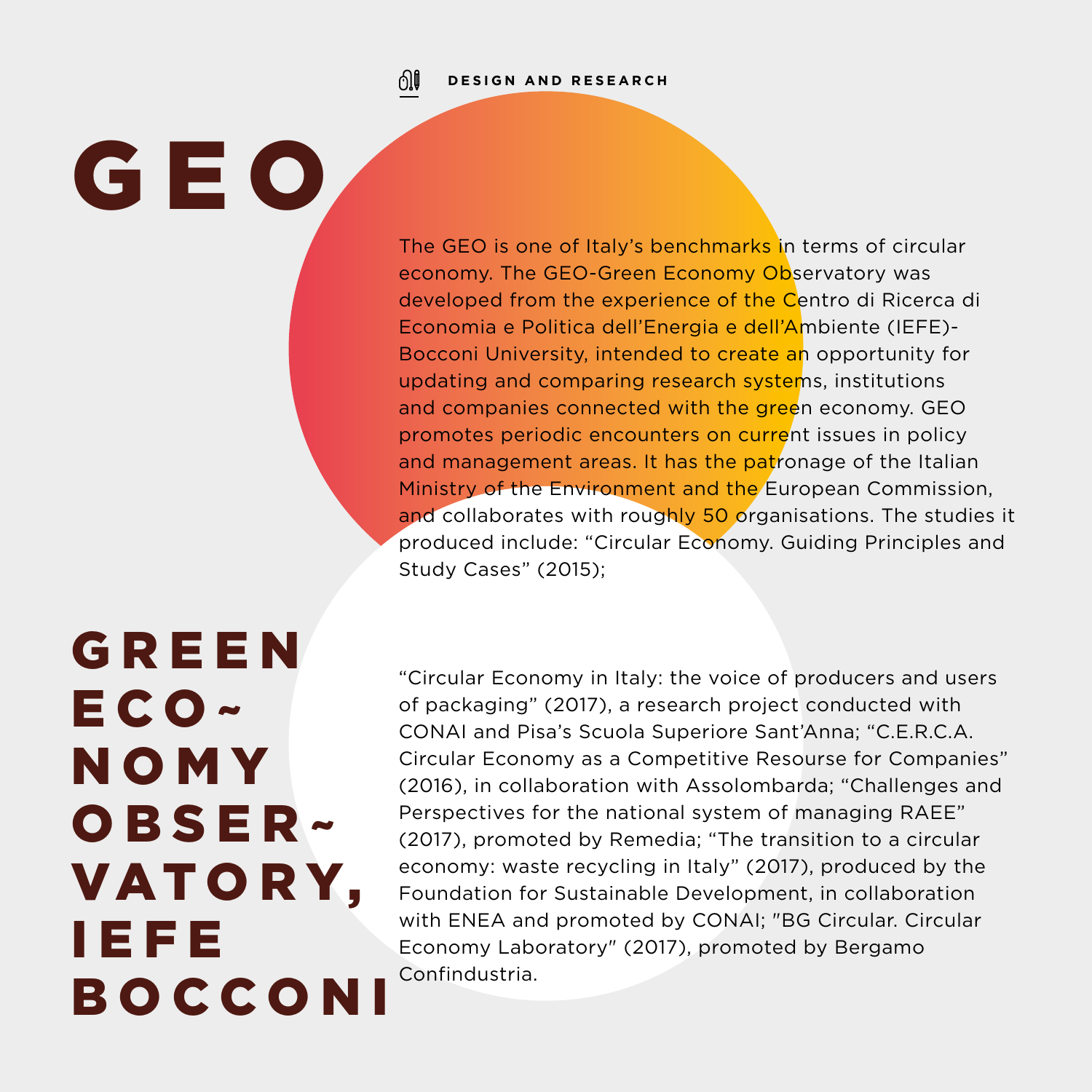DESIGN AND RESEARCH

# GEO

The GEO is one of Italy's benchmarks in terms of circular economy. The GEO-Green Economy Observatory was developed from the experience of the Centro di Ricerca di Economia e Politica dell'Energia e dell'Ambiente (IEFE)-Bocconi University, intended to create an opportunity for updating and comparing research systems, institutions and companies connected with the green economy. GEO promotes periodic encounters on current issues in policy and management areas. It has the patronage of the Italian Ministry of the Environment and the European Commission, and collaborates with roughly 50 organisations. The studies it produced include: "Circular Economy. Guiding Principles and Study Cases" (2015);

## GREEN ECONOMY OBSERVATORY, IEFE BOCCONI

"Circular Economy in Italy: the voice of producers and users of packaging" (2017), a research project conducted with CONAI and Pisa's Scuola Superiore Sant'Anna; "C.E.R.C.A. Circular Economy as a Competitive Resourse for Companies" (2016), in collaboration with Assolombarda; "Challenges and Perspectives for the national system of managing RAEE" (2017), promoted by Remedia; "The transition to a circular economy: waste recycling in Italy" (2017), produced by the Foundation for Sustainable Development, in collaboration with ENEA and promoted by CONAI; "BG Circular. Circular Economy Laboratory" (2017), promoted by Bergamo Confindustria.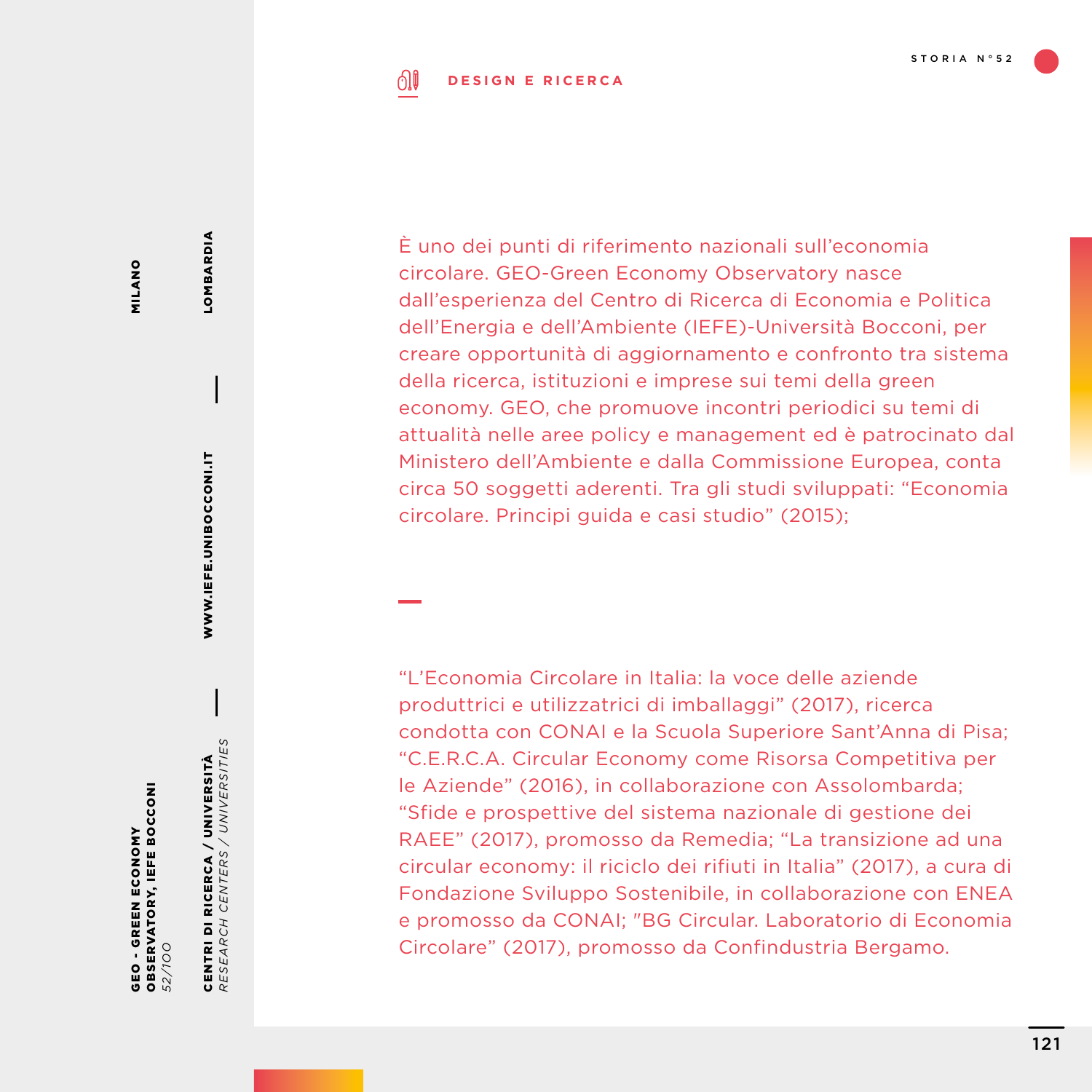**DESIGN E RICERCA**

**GEO - GREEN ECONOMY OBSERVATORY, IEFE BOCCONI**
*52/100*

**MILANO** — **LOMBARDIA**

**CENTRI DI RICERCA / UNIVERSITÀ**
*RESEARCH CENTERS / UNIVERSITIES*

**WWW.IEFE.UNIBOCCONI.IT**

È uno dei punti di riferimento nazionali sull'economia circolare. GEO-Green Economy Observatory nasce dall'esperienza del Centro di Ricerca di Economia e Politica dell'Energia e dell'Ambiente (IEFE)-Università Bocconi, per creare opportunità di aggiornamento e confronto tra sistema della ricerca, istituzioni e imprese sui temi della green economy. GEO, che promuove incontri periodici su temi di attualità nelle aree policy e management ed è patrocinato dal Ministero dell'Ambiente e dalla Commissione Europea, conta circa 50 soggetti aderenti. Tra gli studi sviluppati: "Economia circolare. Principi guida e casi studio" (2015);

"L'Economia Circolare in Italia: la voce delle aziende produttrici e utilizzatrici di imballaggi" (2017), ricerca condotta con CONAI e la Scuola Superiore Sant'Anna di Pisa; "C.E.R.C.A. Circular Economy come Risorsa Competitiva per le Aziende" (2016), in collaborazione con Assolombarda; "Sfide e prospettive del sistema nazionale di gestione dei RAEE" (2017), promosso da Remedia; "La transizione ad una circular economy: il riciclo dei rifiuti in Italia" (2017), a cura di Fondazione Sviluppo Sostenibile, in collaborazione con ENEA e promosso da CONAI; "BG Circular. Laboratorio di Economia Circolare" (2017), promosso da Confindustria Bergamo.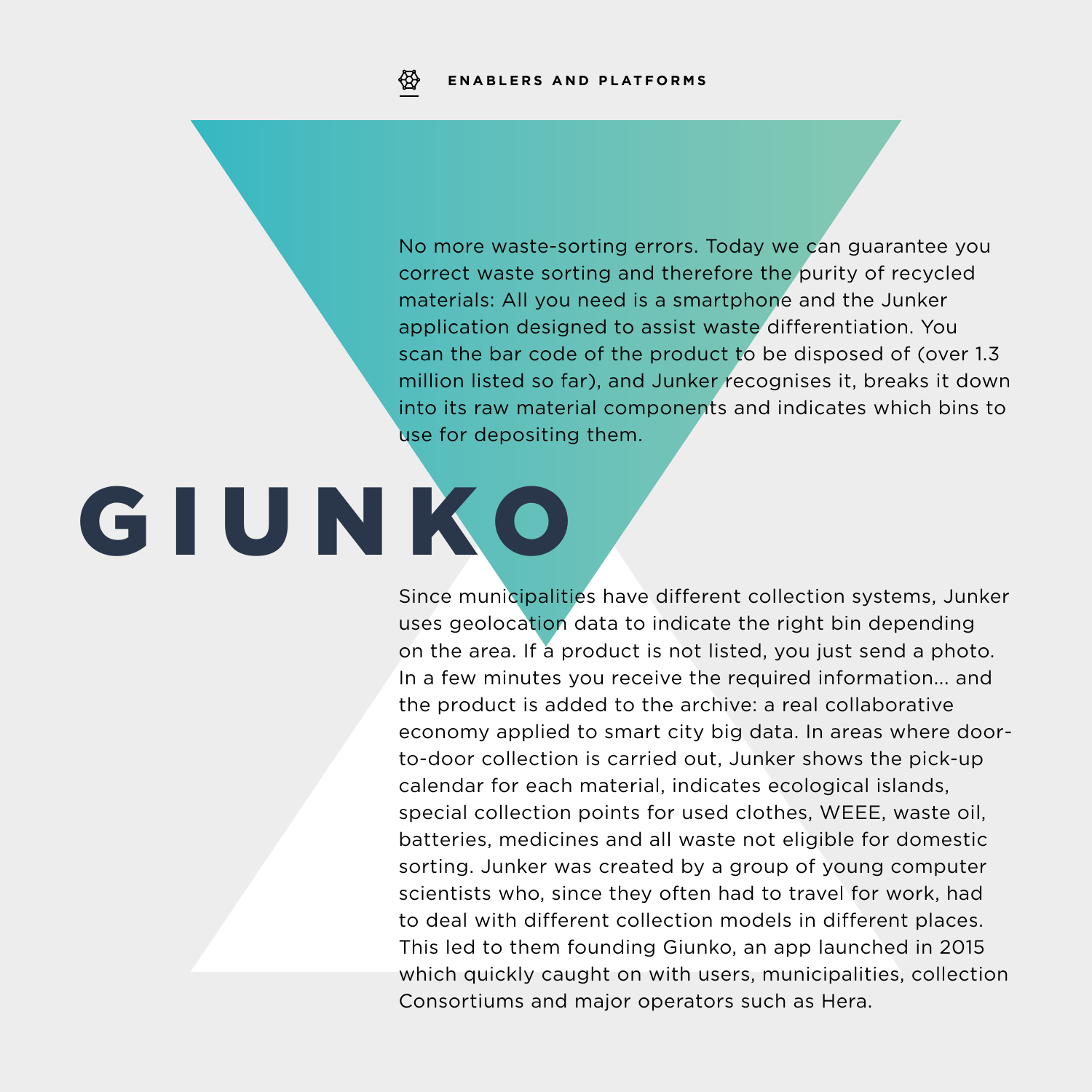ENABLERS AND PLATFORMS

No more waste-sorting errors. Today we can guarantee you correct waste sorting and therefore the purity of recycled materials: All you need is a smartphone and the Junker application designed to assist waste differentiation. You scan the bar code of the product to be disposed of (over 1.3 million listed so far), and Junker recognises it, breaks it down into its raw material components and indicates which bins to use for depositing them.

# GIUNKO

Since municipalities have different collection systems, Junker uses geolocation data to indicate the right bin depending on the area. If a product is not listed, you just send a photo. In a few minutes you receive the required information... and the product is added to the archive: a real collaborative economy applied to smart city big data. In areas where door-to-door collection is carried out, Junker shows the pick-up calendar for each material, indicates ecological islands, special collection points for used clothes, WEEE, waste oil, batteries, medicines and all waste not eligible for domestic sorting. Junker was created by a group of young computer scientists who, since they often had to travel for work, had to deal with different collection models in different places. This led to them founding Giunko, an app launched in 2015 which quickly caught on with users, municipalities, collection Consortiums and major operators such as Hera.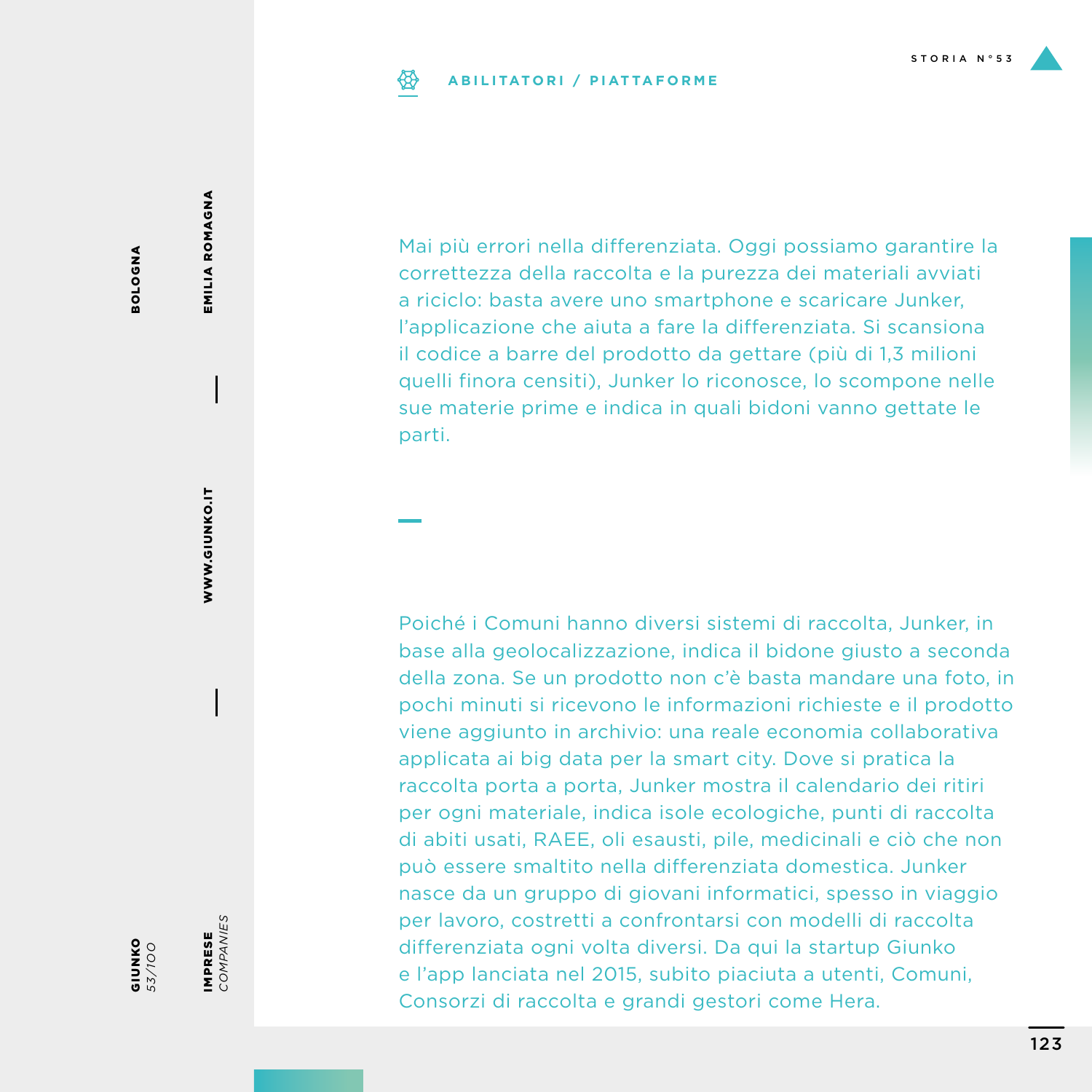ABILITATORI / PIATTAFORME

Mai più errori nella differenziata. Oggi possiamo garantire la correttezza della raccolta e la purezza dei materiali avviati a riciclo: basta avere uno smartphone e scaricare Junker, l'applicazione che aiuta a fare la differenziata. Si scansiona il codice a barre del prodotto da gettare (più di 1,3 milioni quelli finora censiti), Junker lo riconosce, lo scompone nelle sue materie prime e indica in quali bidoni vanno gettate le parti.

Poiché i Comuni hanno diversi sistemi di raccolta, Junker, in base alla geolocalizzazione, indica il bidone giusto a seconda della zona. Se un prodotto non c'è basta mandare una foto, in pochi minuti si ricevono le informazioni richieste e il prodotto viene aggiunto in archivio: una reale economia collaborativa applicata ai big data per la smart city. Dove si pratica la raccolta porta a porta, Junker mostra il calendario dei ritiri per ogni materiale, indica isole ecologiche, punti di raccolta di abiti usati, RAEE, oli esausti, pile, medicinali e ciò che non può essere smaltito nella differenziata domestica. Junker nasce da un gruppo di giovani informatici, spesso in viaggio per lavoro, costretti a confrontarsi con modelli di raccolta differenziata ogni volta diversi. Da qui la startup Giunko e l'app lanciata nel 2015, subito piaciuta a utenti, Comuni, Consorzi di raccolta e grandi gestori come Hera.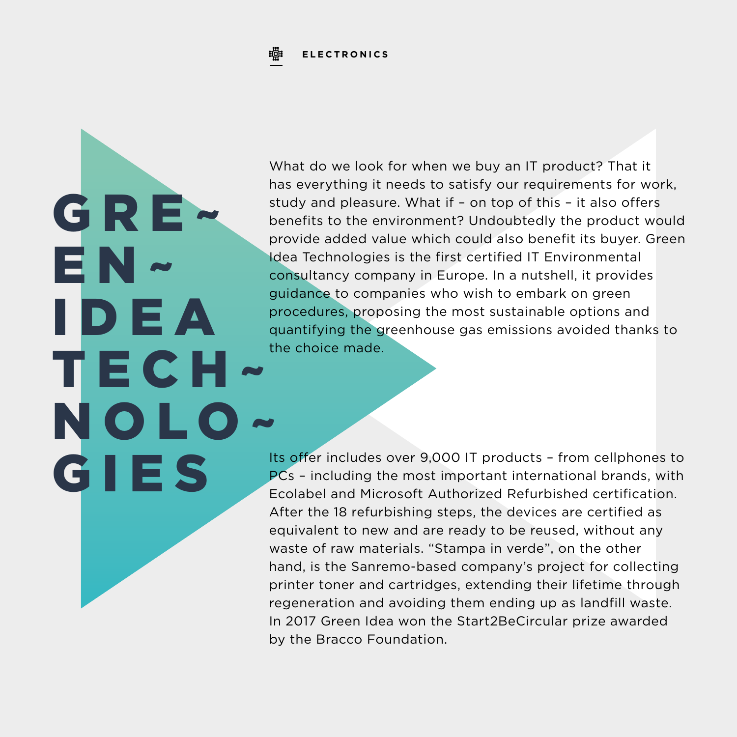ELECTRONICS

# GREEN IDEA TECHNOLOGIES

What do we look for when we buy an IT product? That it has everything it needs to satisfy our requirements for work, study and pleasure. What if – on top of this – it also offers benefits to the environment? Undoubtedly the product would provide added value which could also benefit its buyer. Green Idea Technologies is the first certified IT Environmental consultancy company in Europe. In a nutshell, it provides guidance to companies who wish to embark on green procedures, proposing the most sustainable options and quantifying the greenhouse gas emissions avoided thanks to the choice made.

Its offer includes over 9,000 IT products – from cellphones to PCs – including the most important international brands, with Ecolabel and Microsoft Authorized Refurbished certification. After the 18 refurbishing steps, the devices are certified as equivalent to new and are ready to be reused, without any waste of raw materials. “Stampa in verde”, on the other hand, is the Sanremo-based company’s project for collecting printer toner and cartridges, extending their lifetime through regeneration and avoiding them ending up as landfill waste. In 2017 Green Idea won the Start2BeCircular prize awarded by the Bracco Foundation.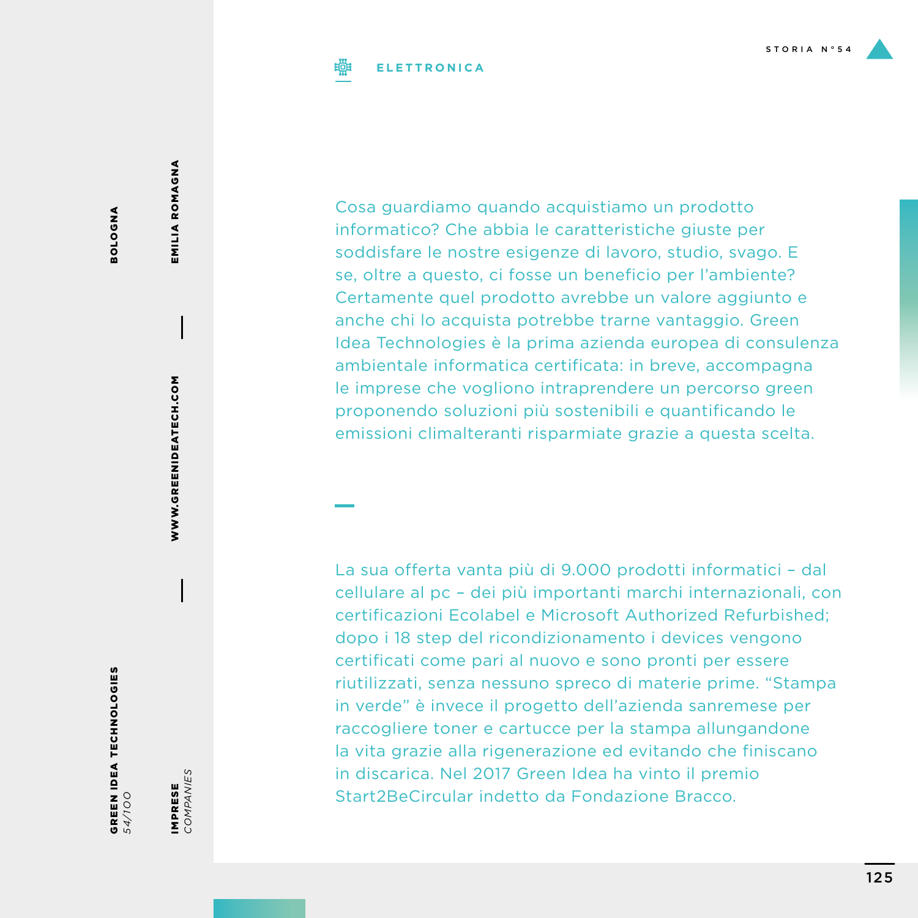**GREEN IDEA TECHNOLOGIES**
*54/100*

**BOLOGNA**

**IMPRESE**
*COMPANIES*

**WWW.GREENIDEATECH.COM**

**EMILIA ROMAGNA**

STORIA N°54

**ELETTRONICA**

Cosa guardiamo quando acquistiamo un prodotto informatico? Che abbia le caratteristiche giuste per soddisfare le nostre esigenze di lavoro, studio, svago. E se, oltre a questo, ci fosse un beneficio per l'ambiente? Certamente quel prodotto avrebbe un valore aggiunto e anche chi lo acquista potrebbe trarne vantaggio. Green Idea Technologies è la prima azienda europea di consulenza ambientale informatica certificata: in breve, accompagna le imprese che vogliono intraprendere un percorso green proponendo soluzioni più sostenibili e quantificando le emissioni climalteranti risparmiate grazie a questa scelta.

La sua offerta vanta più di 9.000 prodotti informatici – dal cellulare al pc – dei più importanti marchi internazionali, con certificazioni Ecolabel e Microsoft Authorized Refurbished; dopo i 18 step del ricondizionamento i devices vengono certificati come pari al nuovo e sono pronti per essere riutilizzati, senza nessuno spreco di materie prime. "Stampa in verde" è invece il progetto dell'azienda sanremese per raccogliere toner e cartucce per la stampa allungandone la vita grazie alla rigenerazione ed evitando che finiscano in discarica. Nel 2017 Green Idea ha vinto il premio Start2BeCircular indetto da Fondazione Bracco.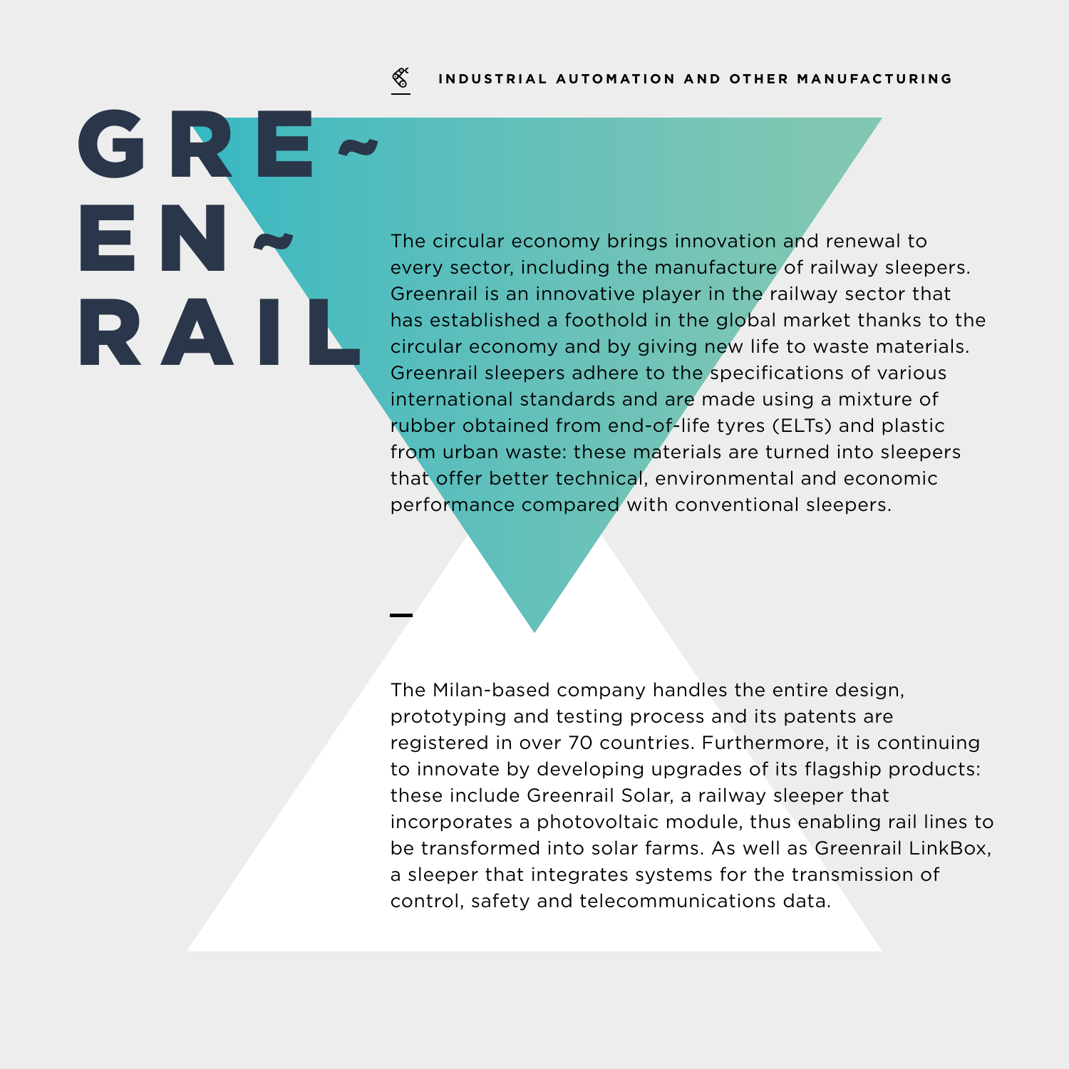INDUSTRIAL AUTOMATION AND OTHER MANUFACTURING

# GRE~EN~RAIL

The circular economy brings innovation and renewal to every sector, including the manufacture of railway sleepers. Greenrail is an innovative player in the railway sector that has established a foothold in the global market thanks to the circular economy and by giving new life to waste materials. Greenrail sleepers adhere to the specifications of various international standards and are made using a mixture of rubber obtained from end-of-life tyres (ELTs) and plastic from urban waste: these materials are turned into sleepers that offer better technical, environmental and economic performance compared with conventional sleepers.

The Milan-based company handles the entire design, prototyping and testing process and its patents are registered in over 70 countries. Furthermore, it is continuing to innovate by developing upgrades of its flagship products: these include Greenrail Solar, a railway sleeper that incorporates a photovoltaic module, thus enabling rail lines to be transformed into solar farms. As well as Greenrail LinkBox, a sleeper that integrates systems for the transmission of control, safety and telecommunications data.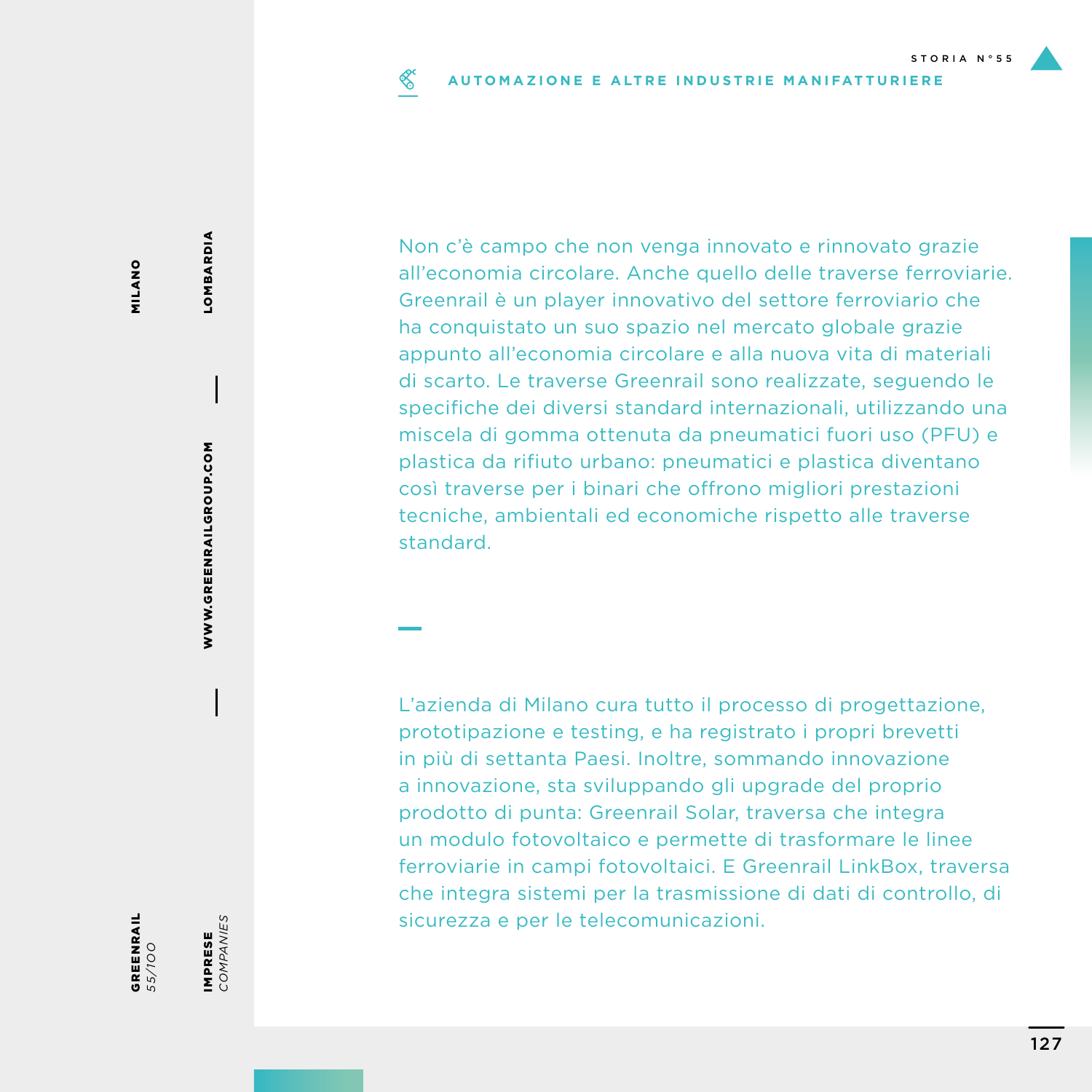STORIA N°55

**AUTOMAZIONE E ALTRE INDUSTRIE MANIFATTURIERE**

**GREENRAIL** *55/100*

**IMPRESE** *COMPANIES*

**MILANO** — **LOMBARDIA**

**WWW.GREENRAILGROUP.COM**

Non c'è campo che non venga innovato e rinnovato grazie all'economia circolare. Anche quello delle traverse ferroviarie. Greenrail è un player innovativo del settore ferroviario che ha conquistato un suo spazio nel mercato globale grazie appunto all'economia circolare e alla nuova vita di materiali di scarto. Le traverse Greenrail sono realizzate, seguendo le specifiche dei diversi standard internazionali, utilizzando una miscela di gomma ottenuta da pneumatici fuori uso (PFU) e plastica da rifiuto urbano: pneumatici e plastica diventano così traverse per i binari che offrono migliori prestazioni tecniche, ambientali ed economiche rispetto alle traverse standard.

L'azienda di Milano cura tutto il processo di progettazione, prototipazione e testing, e ha registrato i propri brevetti in più di settanta Paesi. Inoltre, sommando innovazione a innovazione, sta sviluppando gli upgrade del proprio prodotto di punta: Greenrail Solar, traversa che integra un modulo fotovoltaico e permette di trasformare le linee ferroviarie in campi fotovoltaici. E Greenrail LinkBox, traversa che integra sistemi per la trasmissione di dati di controllo, di sicurezza e per le telecomunicazioni.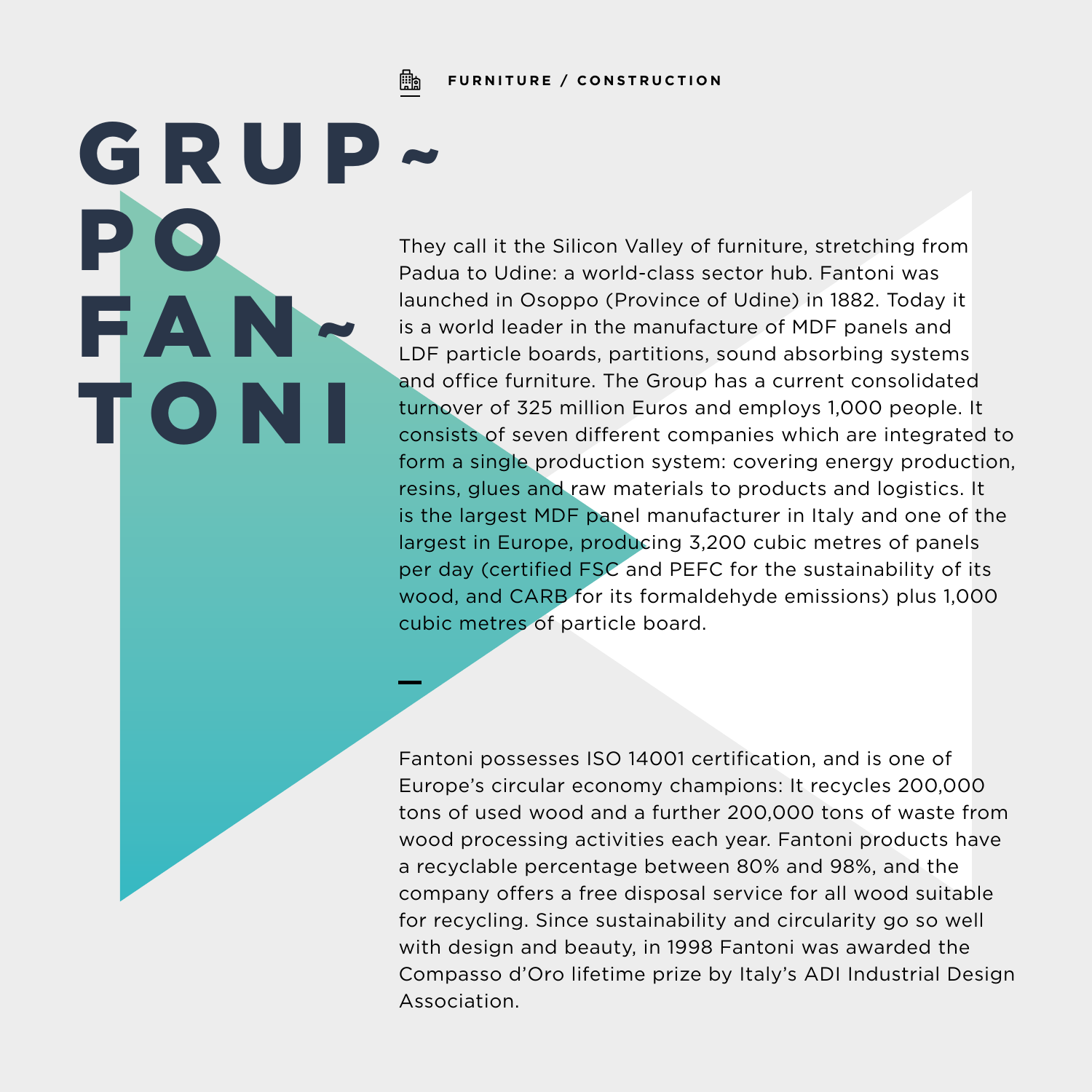FURNITURE / CONSTRUCTION

# GRUPPO FANTONI

They call it the Silicon Valley of furniture, stretching from Padua to Udine: a world-class sector hub. Fantoni was launched in Osoppo (Province of Udine) in 1882. Today it is a world leader in the manufacture of MDF panels and LDF particle boards, partitions, sound absorbing systems and office furniture. The Group has a current consolidated turnover of 325 million Euros and employs 1,000 people. It consists of seven different companies which are integrated to form a single production system: covering energy production, resins, glues and raw materials to products and logistics. It is the largest MDF panel manufacturer in Italy and one of the largest in Europe, producing 3,200 cubic metres of panels per day (certified FSC and PEFC for the sustainability of its wood, and CARB for its formaldehyde emissions) plus 1,000 cubic metres of particle board.

Fantoni possesses ISO 14001 certification, and is one of Europe's circular economy champions: It recycles 200,000 tons of used wood and a further 200,000 tons of waste from wood processing activities each year. Fantoni products have a recyclable percentage between 80% and 98%, and the company offers a free disposal service for all wood suitable for recycling. Since sustainability and circularity go so well with design and beauty, in 1998 Fantoni was awarded the Compasso d'Oro lifetime prize by Italy's ADI Industrial Design Association.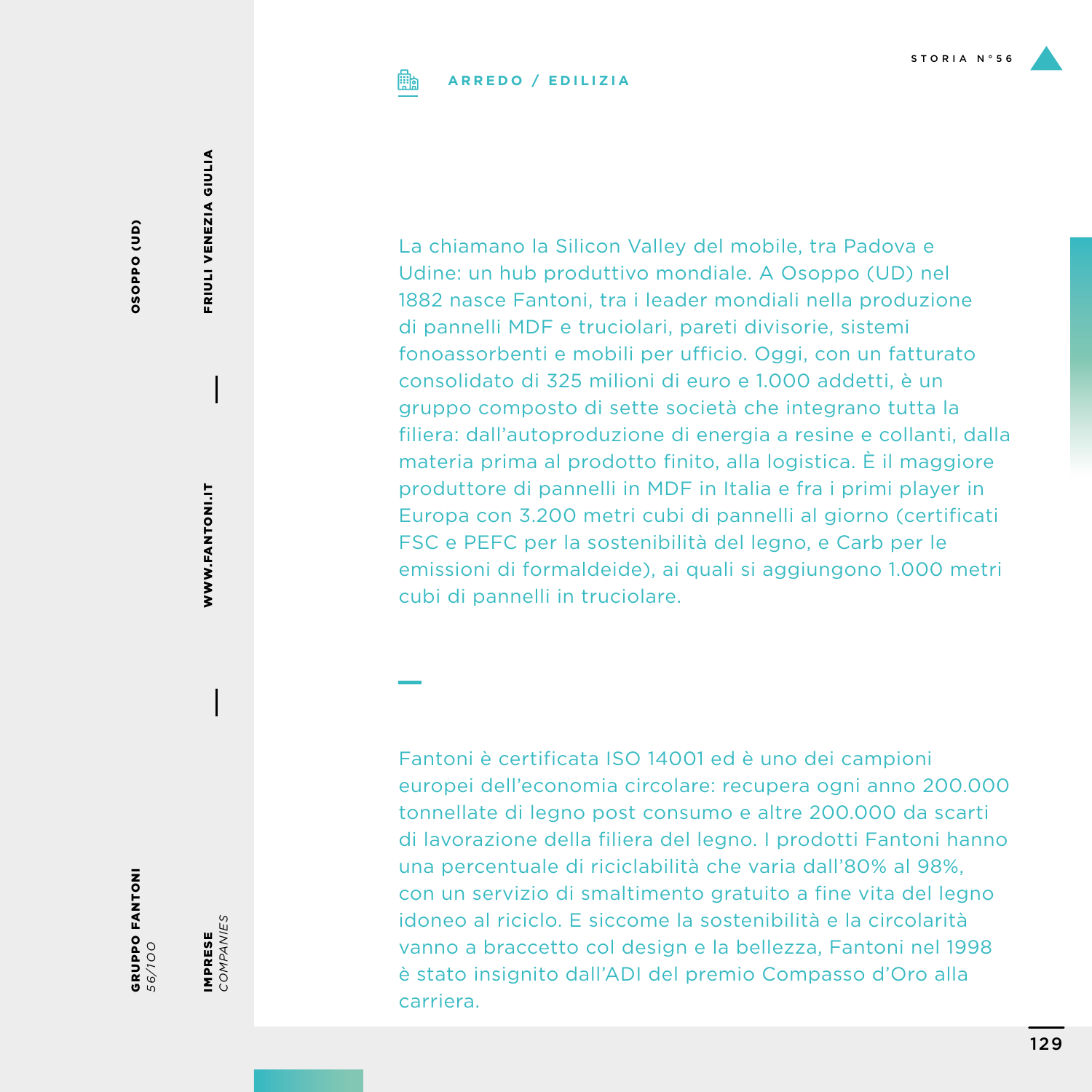**GRUPPO FANTONI**
*56/100*

**OSOPPO (UD)**

**FRIULI VENEZIA GIULIA**

**WWW.FANTONI.IT**

**IMPRESE** *COMPANIES*

STORIA N°56

**ARREDO / EDILIZIA**

La chiamano la Silicon Valley del mobile, tra Padova e Udine: un hub produttivo mondiale. A Osoppo (UD) nel 1882 nasce Fantoni, tra i leader mondiali nella produzione di pannelli MDF e truciolari, pareti divisorie, sistemi fonoassorbenti e mobili per ufficio. Oggi, con un fatturato consolidato di 325 milioni di euro e 1.000 addetti, è un gruppo composto di sette società che integrano tutta la filiera: dall'autoproduzione di energia a resine e collanti, dalla materia prima al prodotto finito, alla logistica. È il maggiore produttore di pannelli in MDF in Italia e fra i primi player in Europa con 3.200 metri cubi di pannelli al giorno (certificati FSC e PEFC per la sostenibilità del legno, e Carb per le emissioni di formaldeide), ai quali si aggiungono 1.000 metri cubi di pannelli in truciolare.

Fantoni è certificata ISO 14001 ed è uno dei campioni europei dell'economia circolare: recupera ogni anno 200.000 tonnellate di legno post consumo e altre 200.000 da scarti di lavorazione della filiera del legno. I prodotti Fantoni hanno una percentuale di riciclabilità che varia dall'80% al 98%, con un servizio di smaltimento gratuito a fine vita del legno idoneo al riciclo. E siccome la sostenibilità e la circolarità vanno a braccetto col design e la bellezza, Fantoni nel 1998 è stato insignito dall'ADI del premio Compasso d'Oro alla carriera.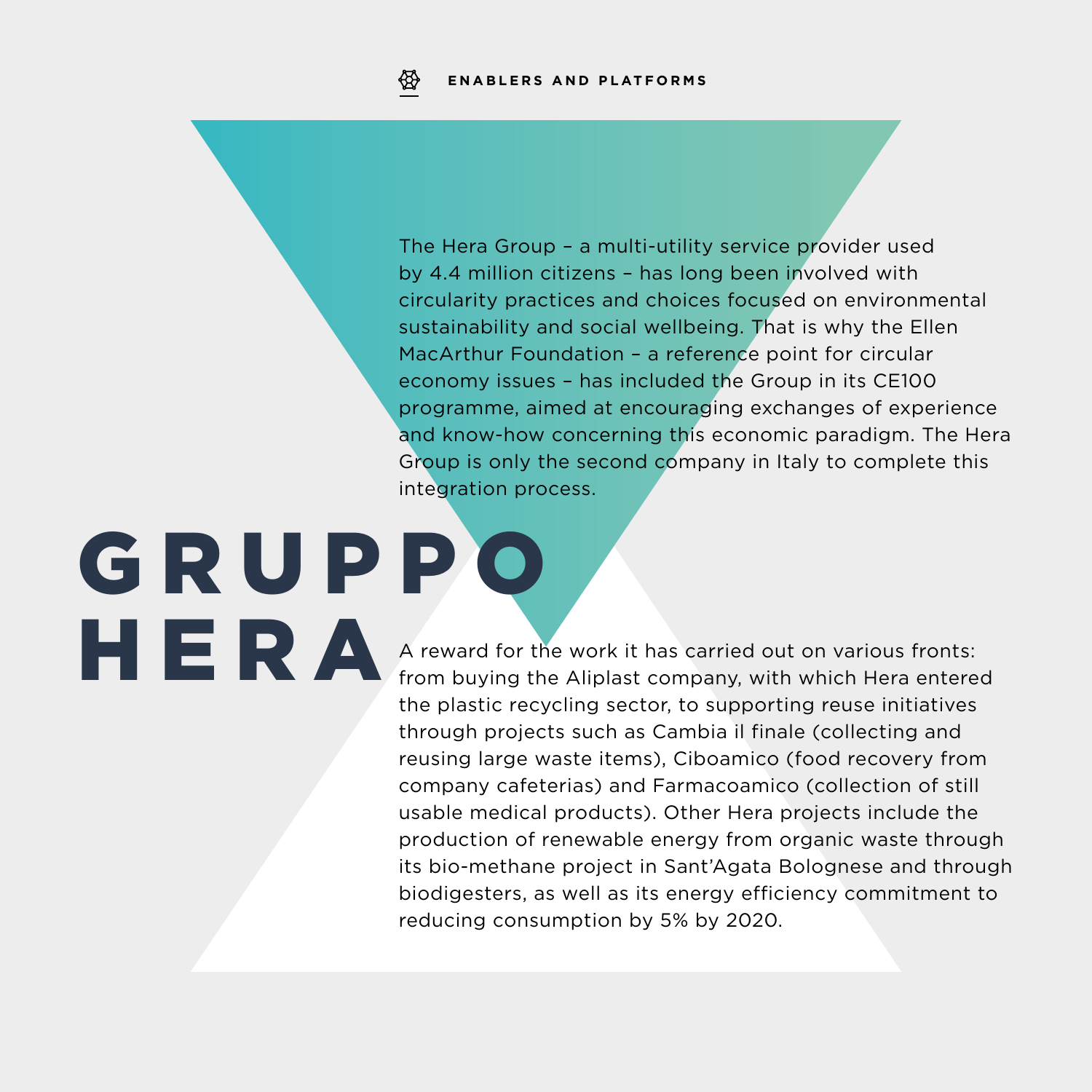ENABLERS AND PLATFORMS

# GRUPPO HERA

The Hera Group – a multi-utility service provider used by 4.4 million citizens – has long been involved with circularity practices and choices focused on environmental sustainability and social wellbeing. That is why the Ellen MacArthur Foundation – a reference point for circular economy issues – has included the Group in its CE100 programme, aimed at encouraging exchanges of experience and know-how concerning this economic paradigm. The Hera Group is only the second company in Italy to complete this integration process.

A reward for the work it has carried out on various fronts: from buying the Aliplast company, with which Hera entered the plastic recycling sector, to supporting reuse initiatives through projects such as Cambia il finale (collecting and reusing large waste items), Ciboamico (food recovery from company cafeterias) and Farmacoamico (collection of still usable medical products). Other Hera projects include the production of renewable energy from organic waste through its bio-methane project in Sant'Agata Bolognese and through biodigesters, as well as its energy efficiency commitment to reducing consumption by 5% by 2020.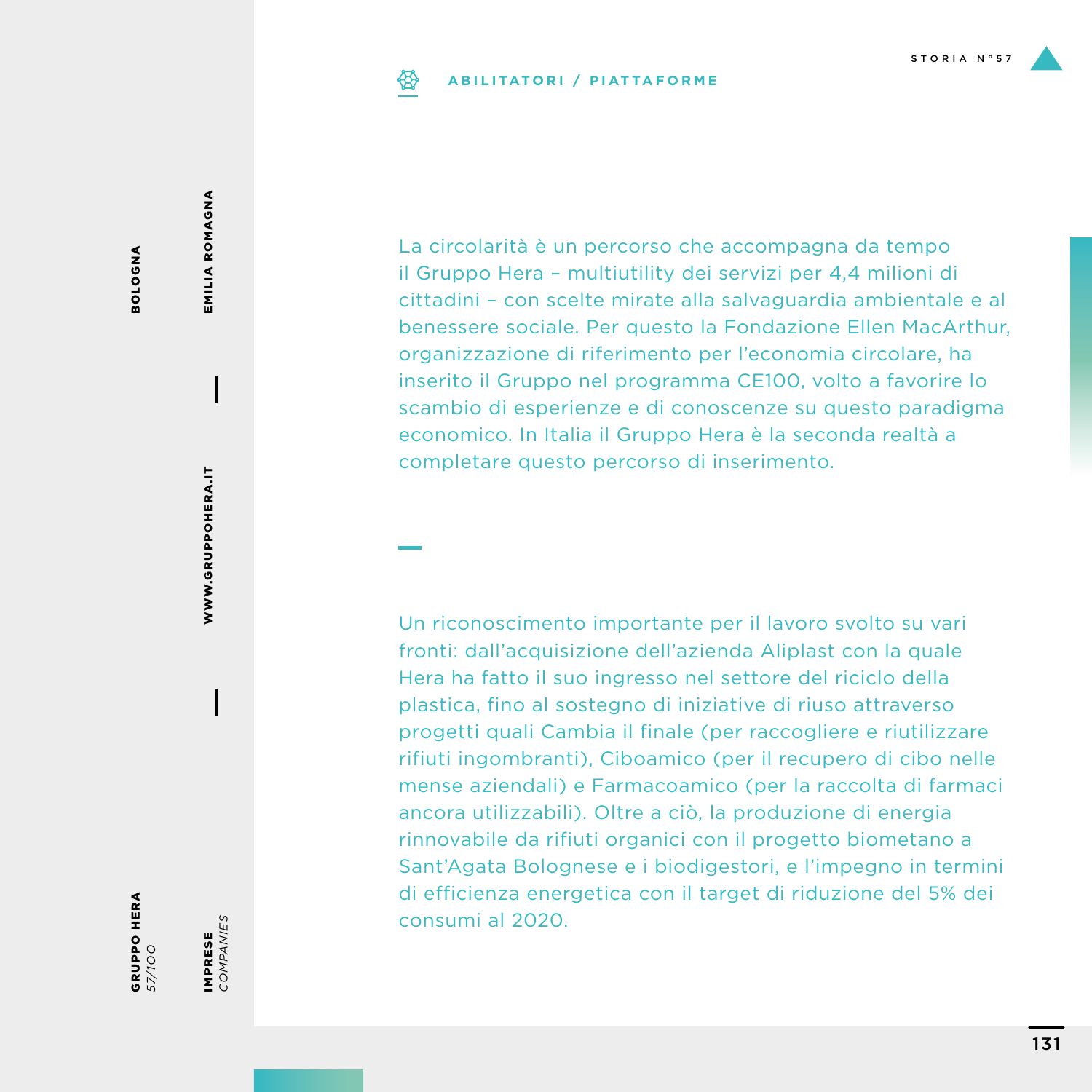**ABILITATORI / PIATTAFORME**

La circolarità è un percorso che accompagna da tempo il Gruppo Hera – multiutility dei servizi per 4,4 milioni di cittadini – con scelte mirate alla salvaguardia ambientale e al benessere sociale. Per questo la Fondazione Ellen MacArthur, organizzazione di riferimento per l'economia circolare, ha inserito il Gruppo nel programma CE100, volto a favorire lo scambio di esperienze e di conoscenze su questo paradigma economico. In Italia il Gruppo Hera è la seconda realtà a completare questo percorso di inserimento.

Un riconoscimento importante per il lavoro svolto su vari fronti: dall'acquisizione dell'azienda Aliplast con la quale Hera ha fatto il suo ingresso nel settore del riciclo della plastica, fino al sostegno di iniziative di riuso attraverso progetti quali Cambia il finale (per raccogliere e riutilizzare rifiuti ingombranti), Ciboamico (per il recupero di cibo nelle mense aziendali) e Farmacoamico (per la raccolta di farmaci ancora utilizzabili). Oltre a ciò, la produzione di energia rinnovabile da rifiuti organici con il progetto biometano a Sant'Agata Bolognese e i biodigestori, e l'impegno in termini di efficienza energetica con il target di riduzione del 5% dei consumi al 2020.

**GRUPPO HERA**
*57/100*

**IMPRESE**
*COMPANIES*

**BOLOGNA** | **EMILIA ROMAGNA** | **WWW.GRUPPOHERA.IT**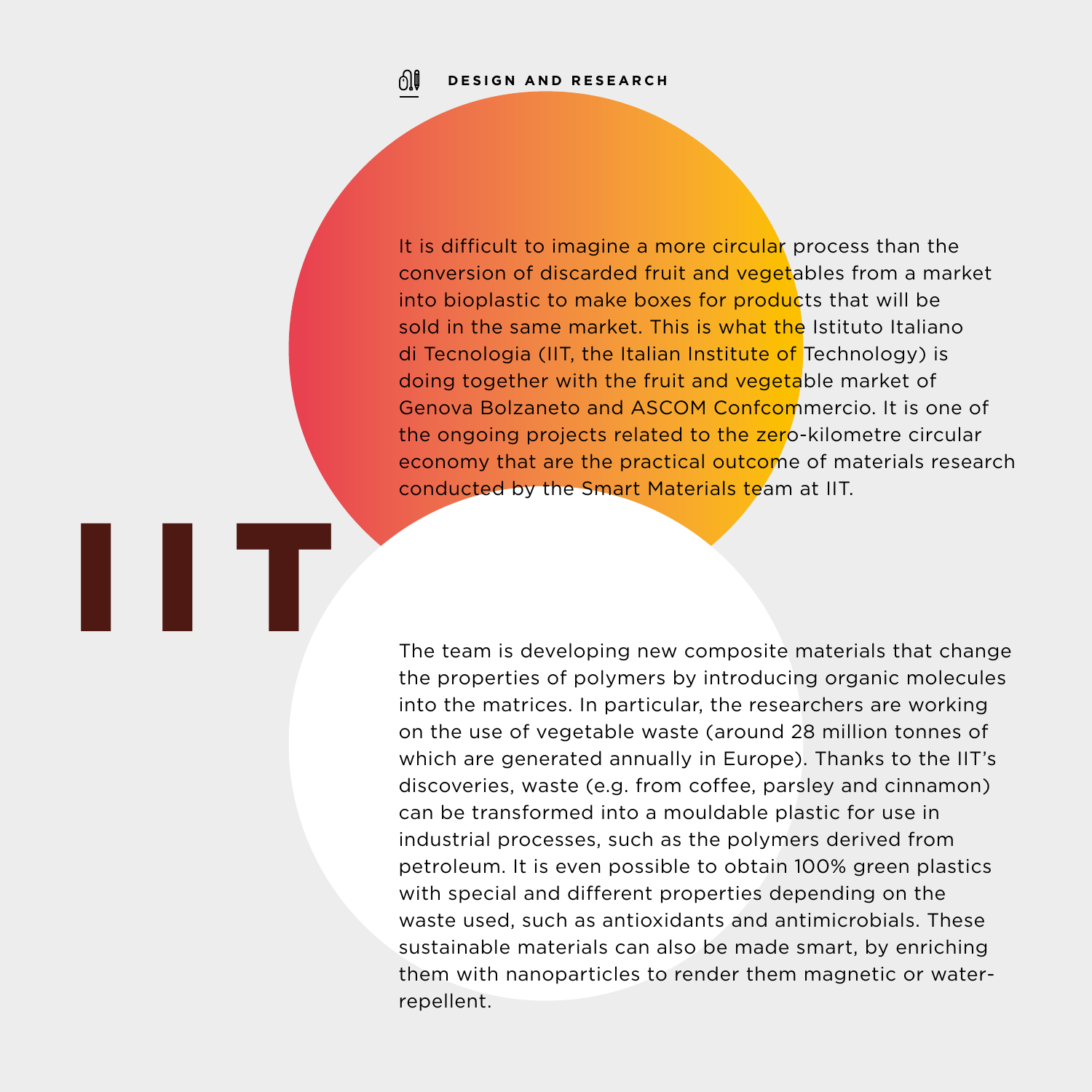**DESIGN AND RESEARCH**

# IIT

It is difficult to imagine a more circular process than the conversion of discarded fruit and vegetables from a market into bioplastic to make boxes for products that will be sold in the same market. This is what the Istituto Italiano di Tecnologia (IIT, the Italian Institute of Technology) is doing together with the fruit and vegetable market of Genova Bolzaneto and ASCOM Confcommercio. It is one of the ongoing projects related to the zero-kilometre circular economy that are the practical outcome of materials research conducted by the Smart Materials team at IIT.

The team is developing new composite materials that change the properties of polymers by introducing organic molecules into the matrices. In particular, the researchers are working on the use of vegetable waste (around 28 million tonnes of which are generated annually in Europe). Thanks to the IIT's discoveries, waste (e.g. from coffee, parsley and cinnamon) can be transformed into a mouldable plastic for use in industrial processes, such as the polymers derived from petroleum. It is even possible to obtain 100% green plastics with special and different properties depending on the waste used, such as antioxidants and antimicrobials. These sustainable materials can also be made smart, by enriching them with nanoparticles to render them magnetic or water-repellent.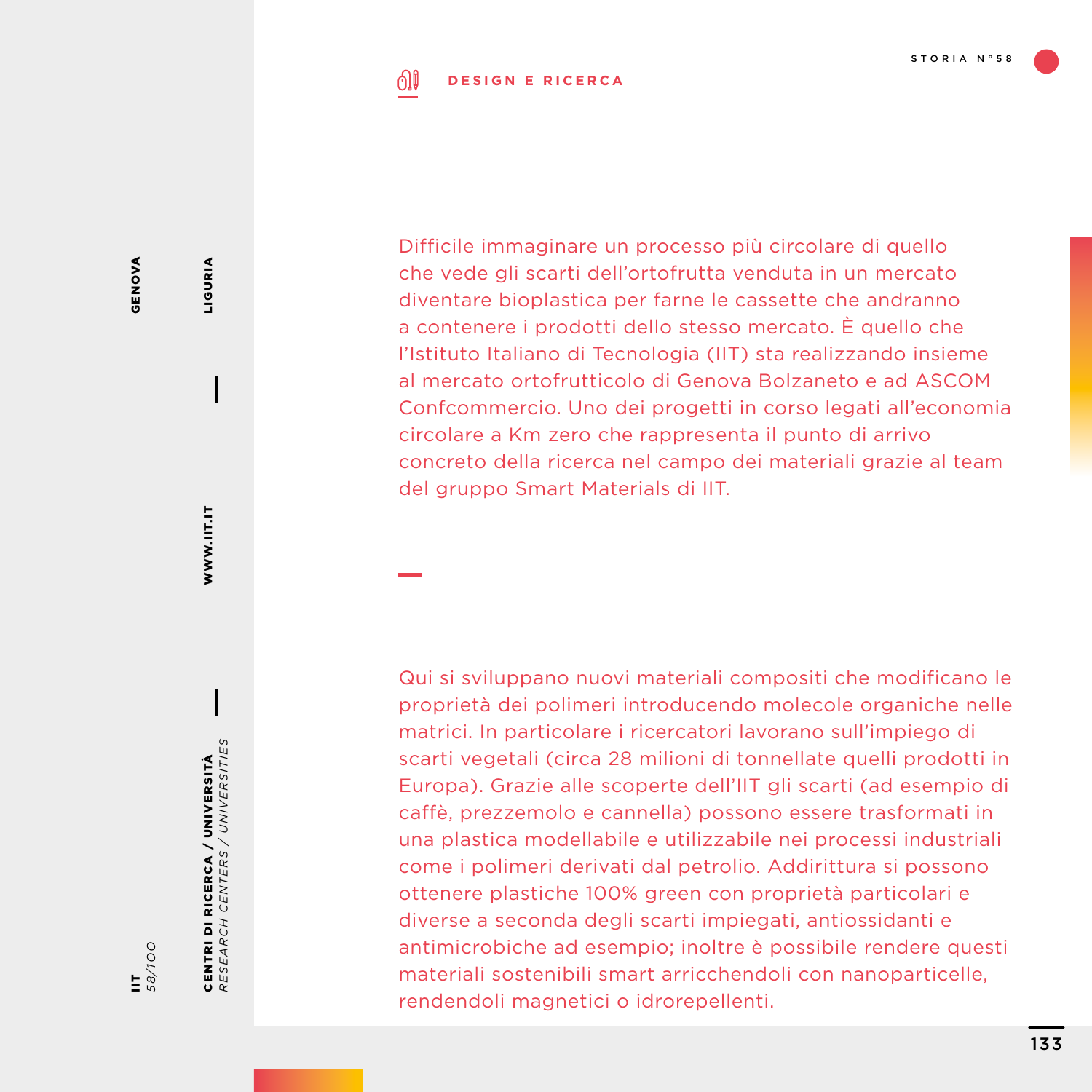**DESIGN E RICERCA**

Difficile immaginare un processo più circolare di quello che vede gli scarti dell'ortofrutta venduta in un mercato diventare bioplastica per farne le cassette che andranno a contenere i prodotti dello stesso mercato. È quello che l'Istituto Italiano di Tecnologia (IIT) sta realizzando insieme al mercato ortofrutticolo di Genova Bolzaneto e ad ASCOM Confcommercio. Uno dei progetti in corso legati all'economia circolare a Km zero che rappresenta il punto di arrivo concreto della ricerca nel campo dei materiali grazie al team del gruppo Smart Materials di IIT.

Qui si sviluppano nuovi materiali compositi che modificano le proprietà dei polimeri introducendo molecole organiche nelle matrici. In particolare i ricercatori lavorano sull'impiego di scarti vegetali (circa 28 milioni di tonnellate quelli prodotti in Europa). Grazie alle scoperte dell'IIT gli scarti (ad esempio di caffè, prezzemolo e cannella) possono essere trasformati in una plastica modellabile e utilizzabile nei processi industriali come i polimeri derivati dal petrolio. Addirittura si possono ottenere plastiche 100% green con proprietà particolari e diverse a seconda degli scarti impiegati, antiossidanti e antimicrobiche ad esempio; inoltre è possibile rendere questi materiali sostenibili smart arricchendoli con nanoparticelle, rendendoli magnetici o idrorepellenti.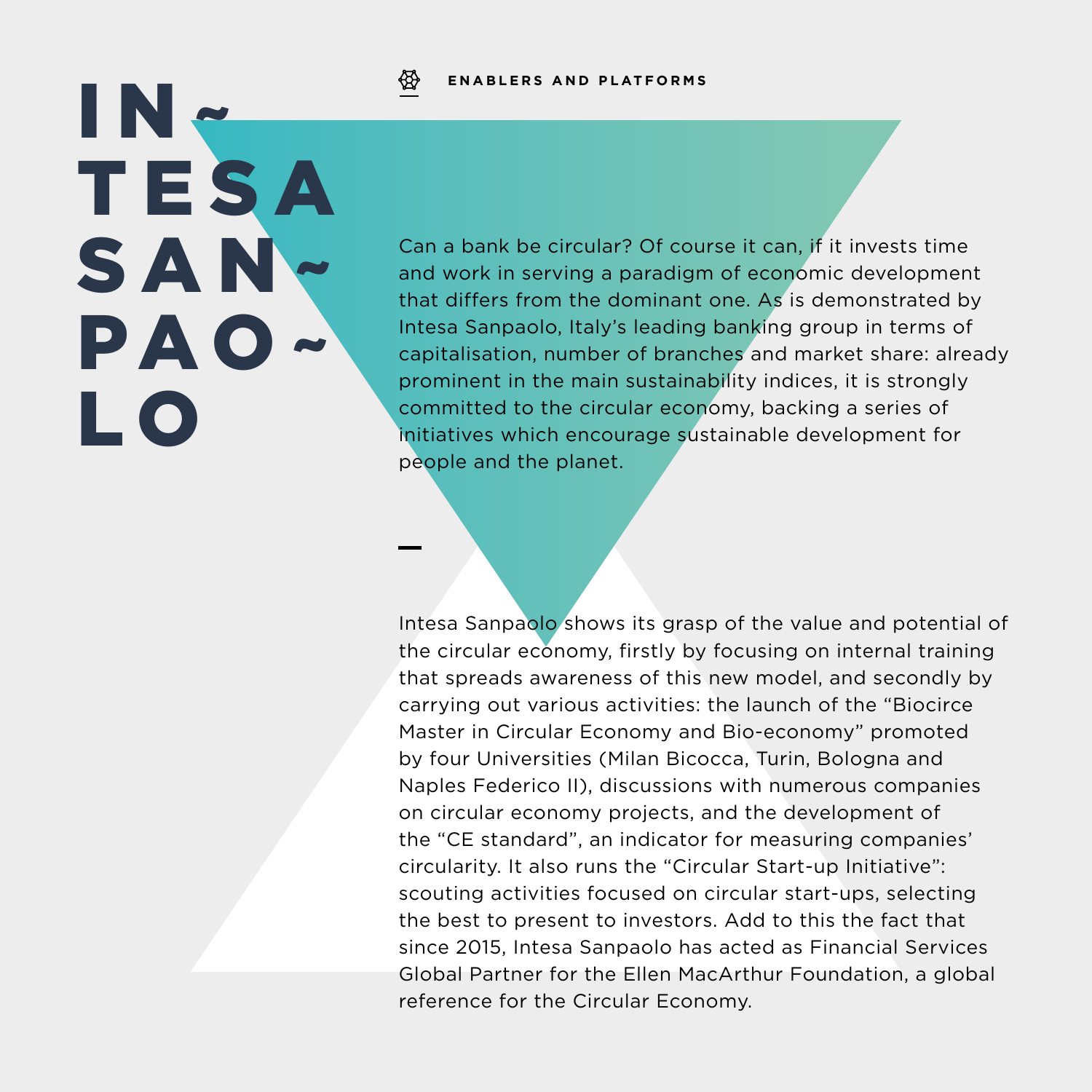ENABLERS AND PLATFORMS

# INTESA SANPAOLO

Can a bank be circular? Of course it can, if it invests time and work in serving a paradigm of economic development that differs from the dominant one. As is demonstrated by Intesa Sanpaolo, Italy's leading banking group in terms of capitalisation, number of branches and market share: already prominent in the main sustainability indices, it is strongly committed to the circular economy, backing a series of initiatives which encourage sustainable development for people and the planet.

—

Intesa Sanpaolo shows its grasp of the value and potential of the circular economy, firstly by focusing on internal training that spreads awareness of this new model, and secondly by carrying out various activities: the launch of the "Biocirce Master in Circular Economy and Bio-economy" promoted by four Universities (Milan Bicocca, Turin, Bologna and Naples Federico II), discussions with numerous companies on circular economy projects, and the development of the "CE standard", an indicator for measuring companies' circularity. It also runs the "Circular Start-up Initiative": scouting activities focused on circular start-ups, selecting the best to present to investors. Add to this the fact that since 2015, Intesa Sanpaolo has acted as Financial Services Global Partner for the Ellen MacArthur Foundation, a global reference for the Circular Economy.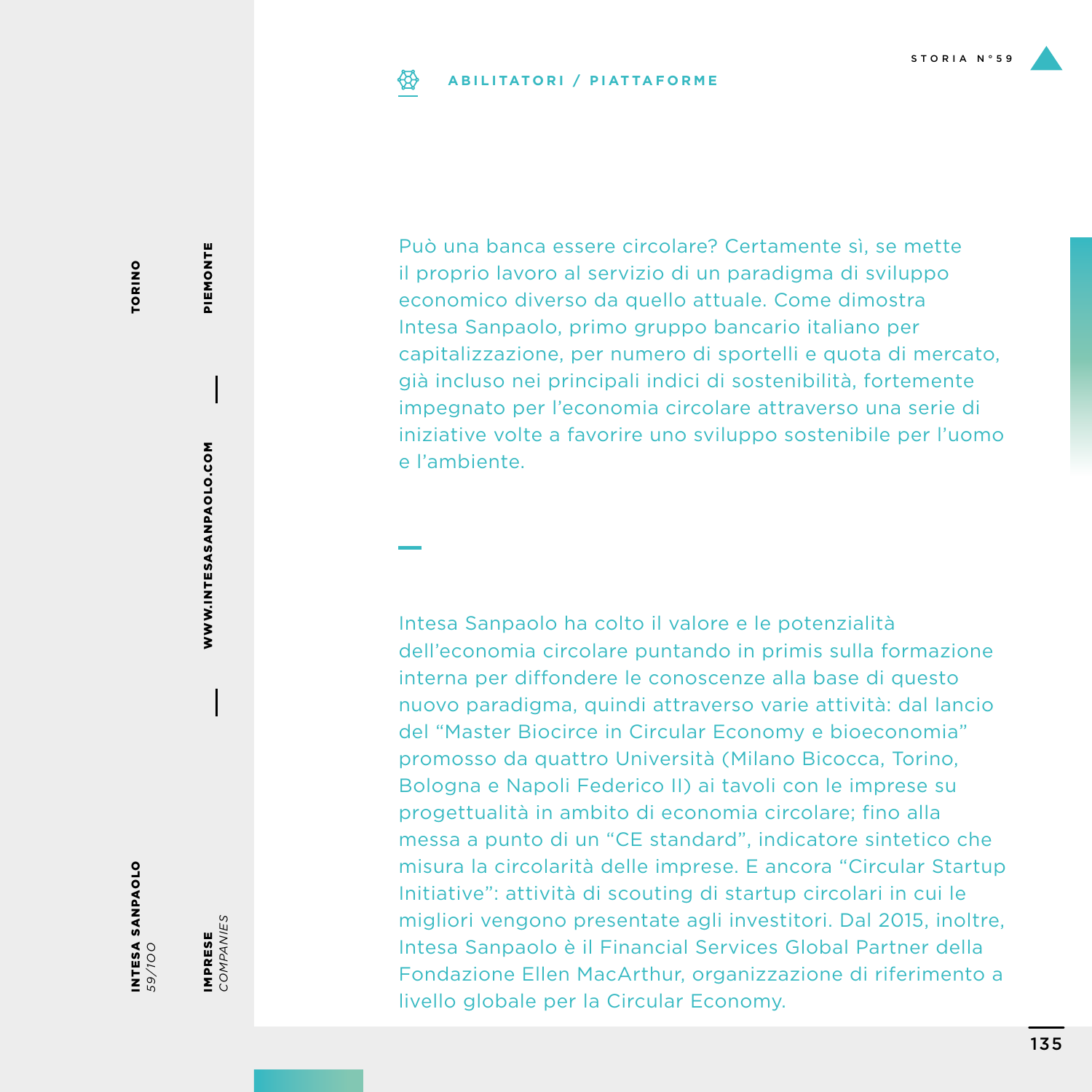**ABILITATORI / PIATTAFORME**

Può una banca essere circolare? Certamente sì, se mette il proprio lavoro al servizio di un paradigma di sviluppo economico diverso da quello attuale. Come dimostra Intesa Sanpaolo, primo gruppo bancario italiano per capitalizzazione, per numero di sportelli e quota di mercato, già incluso nei principali indici di sostenibilità, fortemente impegnato per l'economia circolare attraverso una serie di iniziative volte a favorire uno sviluppo sostenibile per l'uomo e l'ambiente.

Intesa Sanpaolo ha colto il valore e le potenzialità dell'economia circolare puntando in primis sulla formazione interna per diffondere le conoscenze alla base di questo nuovo paradigma, quindi attraverso varie attività: dal lancio del "Master Biocirce in Circular Economy e bioeconomia" promosso da quattro Università (Milano Bicocca, Torino, Bologna e Napoli Federico II) ai tavoli con le imprese su progettualità in ambito di economia circolare; fino alla messa a punto di un "CE standard", indicatore sintetico che misura la circolarità delle imprese. E ancora "Circular Startup Initiative": attività di scouting di startup circolari in cui le migliori vengono presentate agli investitori. Dal 2015, inoltre, Intesa Sanpaolo è il Financial Services Global Partner della Fondazione Ellen MacArthur, organizzazione di riferimento a livello globale per la Circular Economy.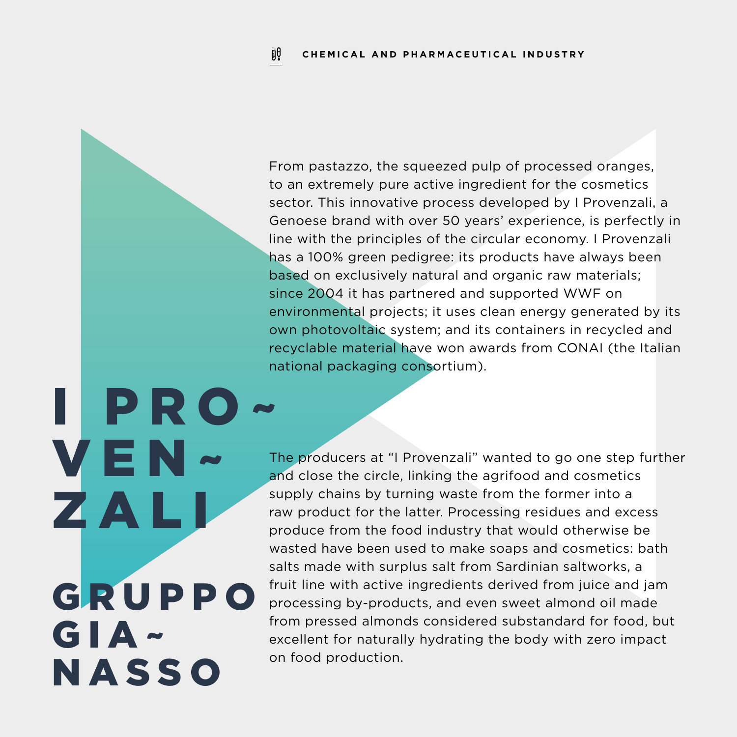# I PROVENZALI

## GRUPPO GIANASSO

From pastazzo, the squeezed pulp of processed oranges, to an extremely pure active ingredient for the cosmetics sector. This innovative process developed by I Provenzali, a Genoese brand with over 50 years' experience, is perfectly in line with the principles of the circular economy. I Provenzali has a 100% green pedigree: its products have always been based on exclusively natural and organic raw materials; since 2004 it has partnered and supported WWF on environmental projects; it uses clean energy generated by its own photovoltaic system; and its containers in recycled and recyclable material have won awards from CONAI (the Italian national packaging consortium).

The producers at "I Provenzali" wanted to go one step further and close the circle, linking the agrifood and cosmetics supply chains by turning waste from the former into a raw product for the latter. Processing residues and excess produce from the food industry that would otherwise be wasted have been used to make soaps and cosmetics: bath salts made with surplus salt from Sardinian saltworks, a fruit line with active ingredients derived from juice and jam processing by-products, and even sweet almond oil made from pressed almonds considered substandard for food, but excellent for naturally hydrating the body with zero impact on food production.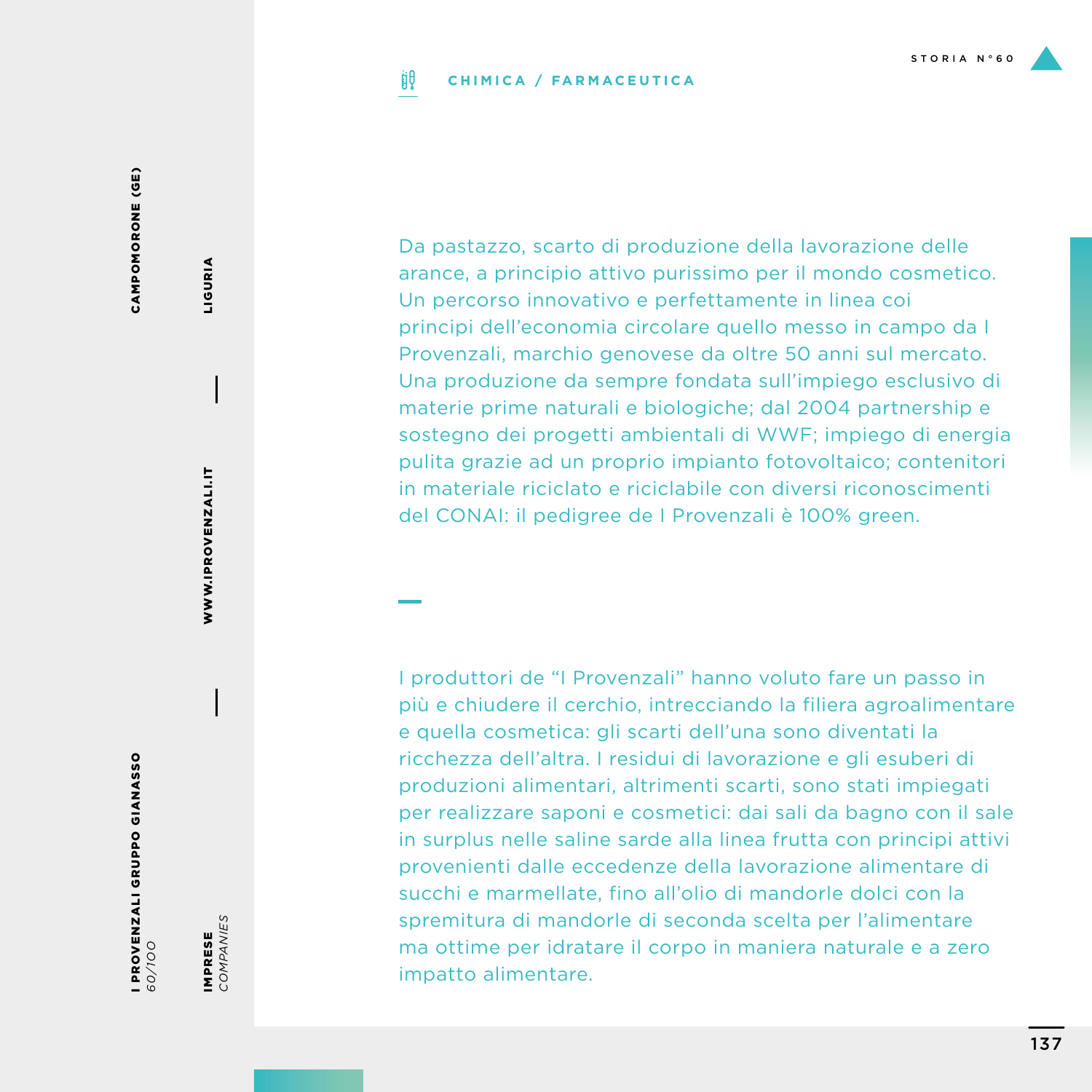CAMPOMORONE (GE)

LIGURIA

WWW.IPROVENZALI.IT

**I PROVENZALI GRUPPO GIANASSO**
*60/100*

**IMPRESE**
*COMPANIES*

STORIA N°60

**CHIMICA / FARMACEUTICA**

Da pastazzo, scarto di produzione della lavorazione delle arance, a principio attivo purissimo per il mondo cosmetico. Un percorso innovativo e perfettamente in linea coi principi dell'economia circolare quello messo in campo da I Provenzali, marchio genovese da oltre 50 anni sul mercato. Una produzione da sempre fondata sull'impiego esclusivo di materie prime naturali e biologiche; dal 2004 partnership e sostegno dei progetti ambientali di WWF; impiego di energia pulita grazie ad un proprio impianto fotovoltaico; contenitori in materiale riciclato e riciclabile con diversi riconoscimenti del CONAI: il pedigree de I Provenzali è 100% green.

I produttori de "I Provenzali" hanno voluto fare un passo in più e chiudere il cerchio, intrecciando la filiera agroalimentare e quella cosmetica: gli scarti dell'una sono diventati la ricchezza dell'altra. I residui di lavorazione e gli esuberi di produzioni alimentari, altrimenti scarti, sono stati impiegati per realizzare saponi e cosmetici: dai sali da bagno con il sale in surplus nelle saline sarde alla linea frutta con principi attivi provenienti dalle eccedenze della lavorazione alimentare di succhi e marmellate, fino all'olio di mandorle dolci con la spremitura di mandorle di seconda scelta per l'alimentare ma ottime per idratare il corpo in maniera naturale e a zero impatto alimentare.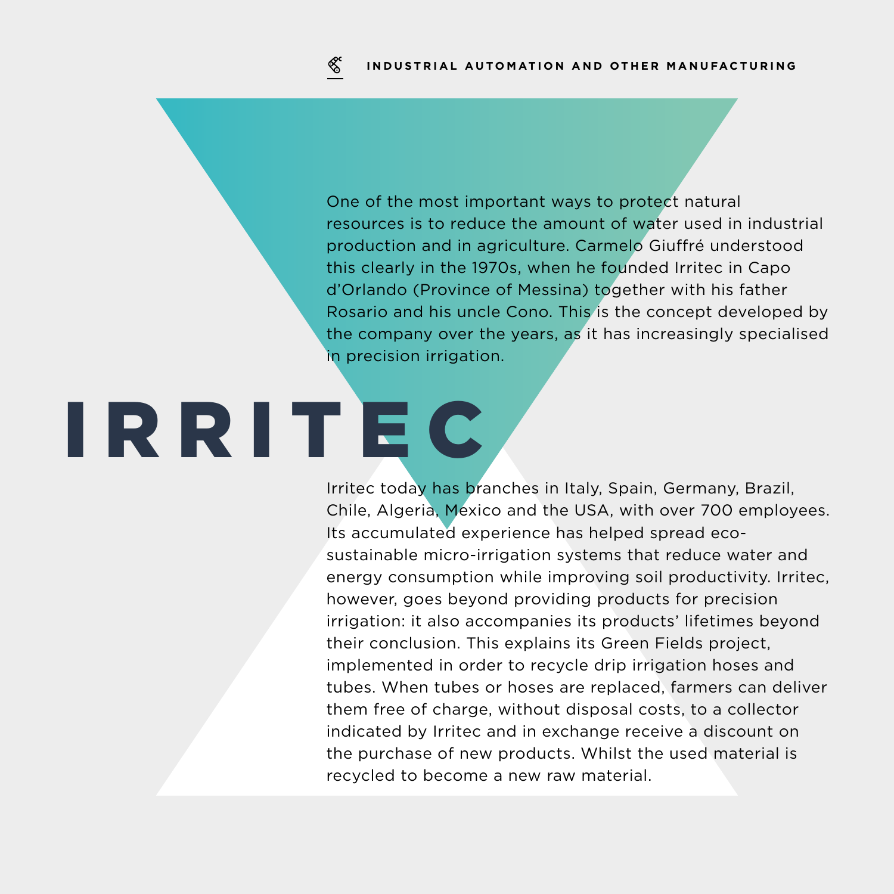INDUSTRIAL AUTOMATION AND OTHER MANUFACTURING

One of the most important ways to protect natural resources is to reduce the amount of water used in industrial production and in agriculture. Carmelo Giuffré understood this clearly in the 1970s, when he founded Irritec in Capo d'Orlando (Province of Messina) together with his father Rosario and his uncle Cono. This is the concept developed by the company over the years, as it has increasingly specialised in precision irrigation.

# IRRITEC

Irritec today has branches in Italy, Spain, Germany, Brazil, Chile, Algeria, Mexico and the USA, with over 700 employees. Its accumulated experience has helped spread eco-sustainable micro-irrigation systems that reduce water and energy consumption while improving soil productivity. Irritec, however, goes beyond providing products for precision irrigation: it also accompanies its products' lifetimes beyond their conclusion. This explains its Green Fields project, implemented in order to recycle drip irrigation hoses and tubes. When tubes or hoses are replaced, farmers can deliver them free of charge, without disposal costs, to a collector indicated by Irritec and in exchange receive a discount on the purchase of new products. Whilst the used material is recycled to become a new raw material.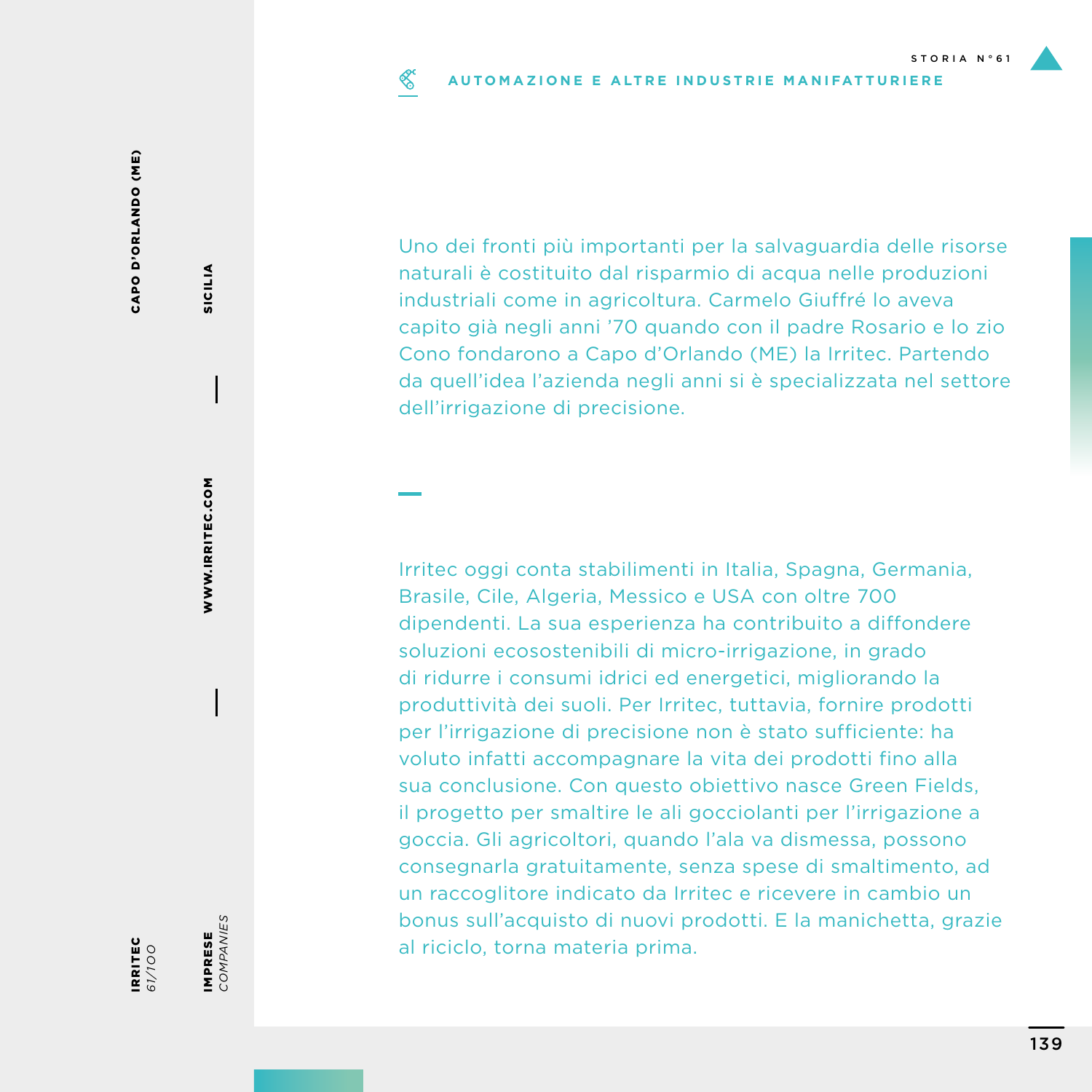STORIA N°61

**AUTOMAZIONE E ALTRE INDUSTRIE MANIFATTURIERE**

**CAPO D'ORLANDO (ME)** — **SICILIA** — **WWW.IRRITEC.COM**

**IRRITEC** *61/100*

**IMPRESE** *COMPANIES*

Uno dei fronti più importanti per la salvaguardia delle risorse naturali è costituito dal risparmio di acqua nelle produzioni industriali come in agricoltura. Carmelo Giuffré lo aveva capito già negli anni '70 quando con il padre Rosario e lo zio Cono fondarono a Capo d'Orlando (ME) la Irritec. Partendo da quell'idea l'azienda negli anni si è specializzata nel settore dell'irrigazione di precisione.

Irritec oggi conta stabilimenti in Italia, Spagna, Germania, Brasile, Cile, Algeria, Messico e USA con oltre 700 dipendenti. La sua esperienza ha contribuito a diffondere soluzioni ecosostenibili di micro-irrigazione, in grado di ridurre i consumi idrici ed energetici, migliorando la produttività dei suoli. Per Irritec, tuttavia, fornire prodotti per l'irrigazione di precisione non è stato sufficiente: ha voluto infatti accompagnare la vita dei prodotti fino alla sua conclusione. Con questo obiettivo nasce Green Fields, il progetto per smaltire le ali gocciolanti per l'irrigazione a goccia. Gli agricoltori, quando l'ala va dismessa, possono consegnarla gratuitamente, senza spese di smaltimento, ad un raccoglitore indicato da Irritec e ricevere in cambio un bonus sull'acquisto di nuovi prodotti. E la manichetta, grazie al riciclo, torna materia prima.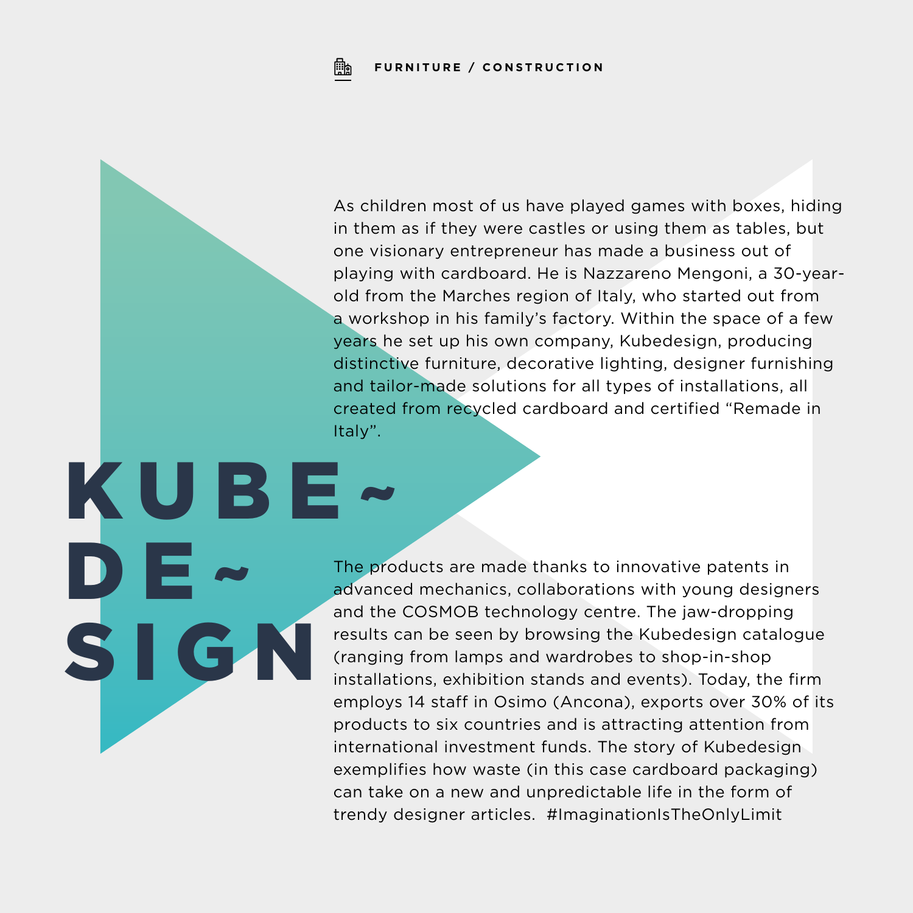FURNITURE / CONSTRUCTION

# KUBEDESIGN

As children most of us have played games with boxes, hiding in them as if they were castles or using them as tables, but one visionary entrepreneur has made a business out of playing with cardboard. He is Nazzareno Mengoni, a 30-year-old from the Marches region of Italy, who started out from a workshop in his family's factory. Within the space of a few years he set up his own company, Kubedesign, producing distinctive furniture, decorative lighting, designer furnishing and tailor-made solutions for all types of installations, all created from recycled cardboard and certified "Remade in Italy".

The products are made thanks to innovative patents in advanced mechanics, collaborations with young designers and the COSMOB technology centre. The jaw-dropping results can be seen by browsing the Kubedesign catalogue (ranging from lamps and wardrobes to shop-in-shop installations, exhibition stands and events). Today, the firm employs 14 staff in Osimo (Ancona), exports over 30% of its products to six countries and is attracting attention from international investment funds. The story of Kubedesign exemplifies how waste (in this case cardboard packaging) can take on a new and unpredictable life in the form of trendy designer articles. #ImaginationIsTheOnlyLimit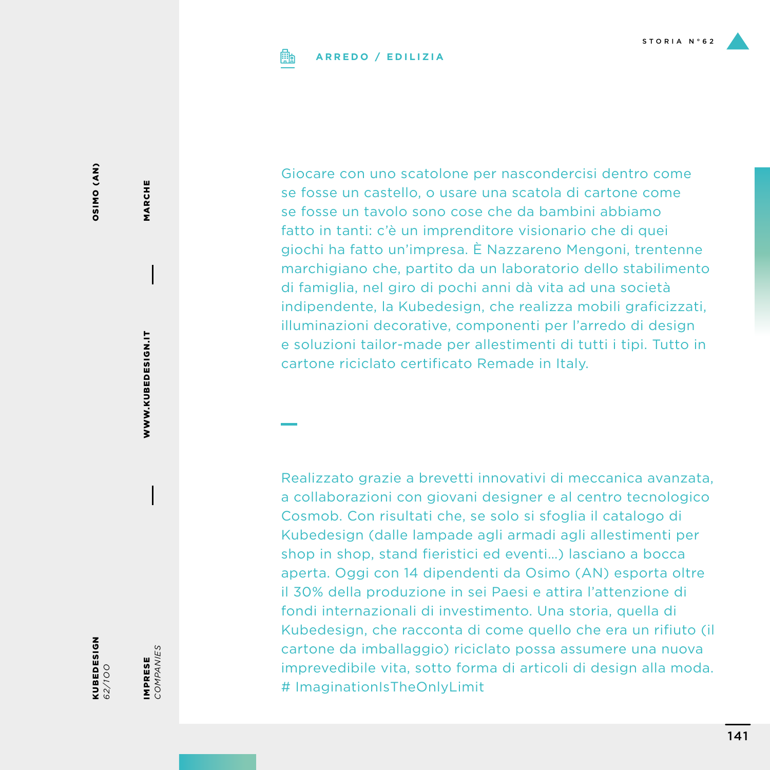**STORIA N°62**

**ARREDO / EDILIZIA**

**KUBEDESIGN** *62/100*

**OSIMO (AN)**

**IMPRESE** *COMPANIES*

**MARCHE**

**WWW.KUBEDESIGN.IT**

Giocare con uno scatolone per nascondercisi dentro come se fosse un castello, o usare una scatola di cartone come se fosse un tavolo sono cose che da bambini abbiamo fatto in tanti: c'è un imprenditore visionario che di quei giochi ha fatto un'impresa. È Nazzareno Mengoni, trentenne marchigiano che, partito da un laboratorio dello stabilimento di famiglia, nel giro di pochi anni dà vita ad una società indipendente, la Kubedesign, che realizza mobili graficizzati, illuminazioni decorative, componenti per l'arredo di design e soluzioni tailor-made per allestimenti di tutti i tipi. Tutto in cartone riciclato certificato Remade in Italy.

Realizzato grazie a brevetti innovativi di meccanica avanzata, a collaborazioni con giovani designer e al centro tecnologico Cosmob. Con risultati che, se solo si sfoglia il catalogo di Kubedesign (dalle lampade agli armadi agli allestimenti per shop in shop, stand fieristici ed eventi...) lasciano a bocca aperta. Oggi con 14 dipendenti da Osimo (AN) esporta oltre il 30% della produzione in sei Paesi e attira l'attenzione di fondi internazionali di investimento. Una storia, quella di Kubedesign, che racconta di come quello che era un rifiuto (il cartone da imballaggio) riciclato possa assumere una nuova imprevedibile vita, sotto forma di articoli di design alla moda. # ImaginationIsTheOnlyLimit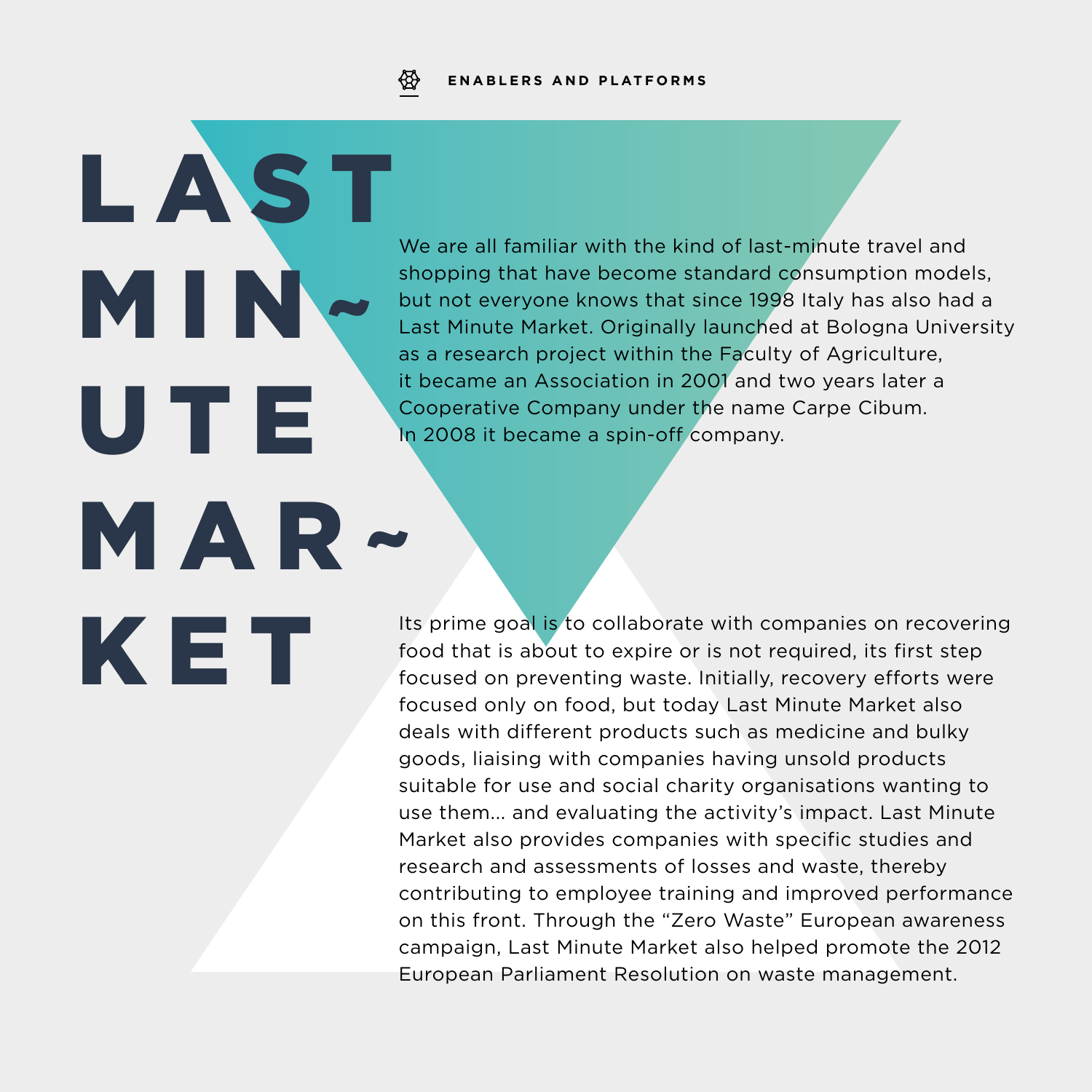ENABLERS AND PLATFORMS

# LAST MINUTE MARKET

We are all familiar with the kind of last-minute travel and shopping that have become standard consumption models, but not everyone knows that since 1998 Italy has also had a Last Minute Market. Originally launched at Bologna University as a research project within the Faculty of Agriculture, it became an Association in 2001 and two years later a Cooperative Company under the name Carpe Cibum. In 2008 it became a spin-off company.

Its prime goal is to collaborate with companies on recovering food that is about to expire or is not required, its first step focused on preventing waste. Initially, recovery efforts were focused only on food, but today Last Minute Market also deals with different products such as medicine and bulky goods, liaising with companies having unsold products suitable for use and social charity organisations wanting to use them… and evaluating the activity's impact. Last Minute Market also provides companies with specific studies and research and assessments of losses and waste, thereby contributing to employee training and improved performance on this front. Through the "Zero Waste" European awareness campaign, Last Minute Market also helped promote the 2012 European Parliament Resolution on waste management.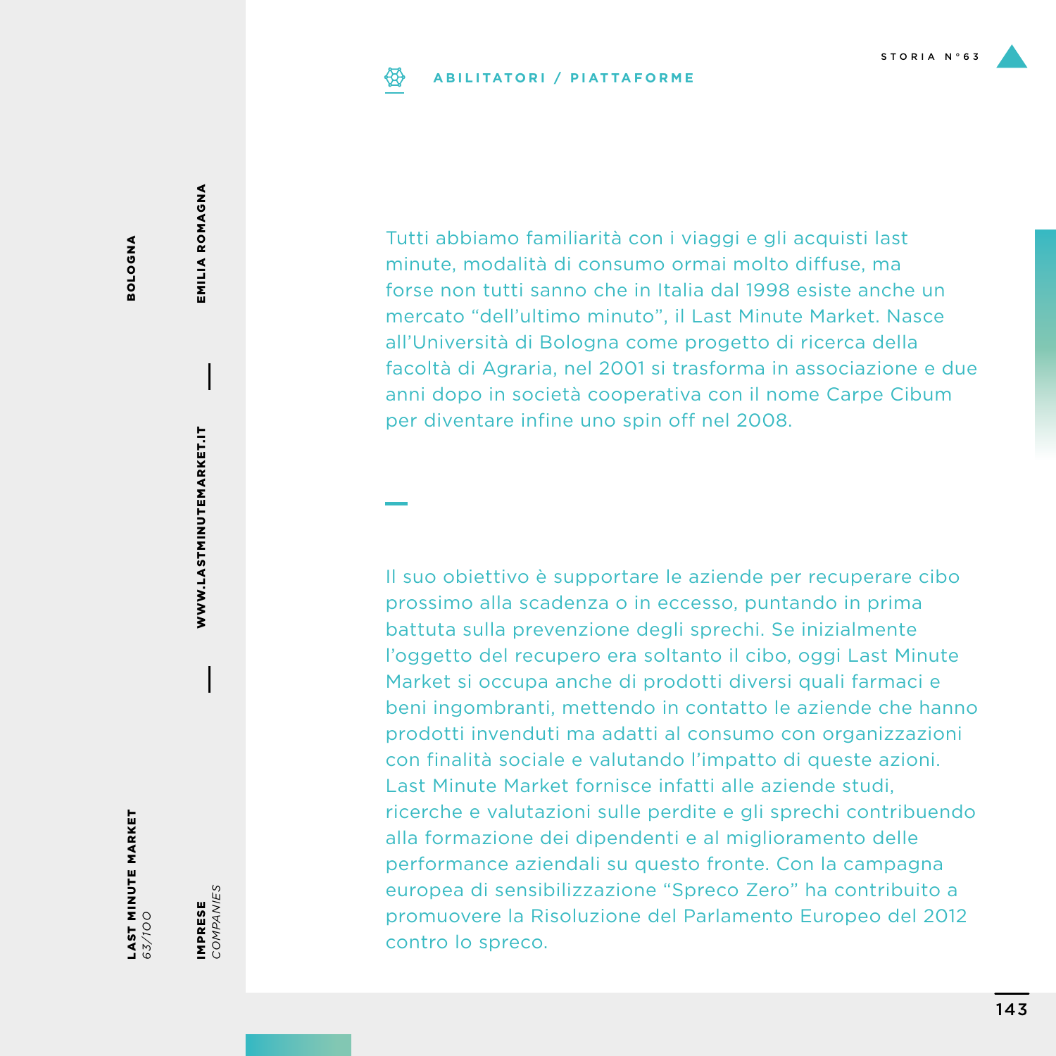**ABILITATORI / PIATTAFORME**

STORIA N°63

**LAST MINUTE MARKET**
*63/100*

**IMPRESE**
*COMPANIES*

**WWW.LASTMINUTEMARKET.IT**

**BOLOGNA**

**EMILIA ROMAGNA**

Tutti abbiamo familiarità con i viaggi e gli acquisti last minute, modalità di consumo ormai molto diffuse, ma forse non tutti sanno che in Italia dal 1998 esiste anche un mercato "dell'ultimo minuto", il Last Minute Market. Nasce all'Università di Bologna come progetto di ricerca della facoltà di Agraria, nel 2001 si trasforma in associazione e due anni dopo in società cooperativa con il nome Carpe Cibum per diventare infine uno spin off nel 2008.

Il suo obiettivo è supportare le aziende per recuperare cibo prossimo alla scadenza o in eccesso, puntando in prima battuta sulla prevenzione degli sprechi. Se inizialmente l'oggetto del recupero era soltanto il cibo, oggi Last Minute Market si occupa anche di prodotti diversi quali farmaci e beni ingombranti, mettendo in contatto le aziende che hanno prodotti invenduti ma adatti al consumo con organizzazioni con finalità sociale e valutando l'impatto di queste azioni. Last Minute Market fornisce infatti alle aziende studi, ricerche e valutazioni sulle perdite e gli sprechi contribuendo alla formazione dei dipendenti e al miglioramento delle performance aziendali su questo fronte. Con la campagna europea di sensibilizzazione "Spreco Zero" ha contribuito a promuovere la Risoluzione del Parlamento Europeo del 2012 contro lo spreco.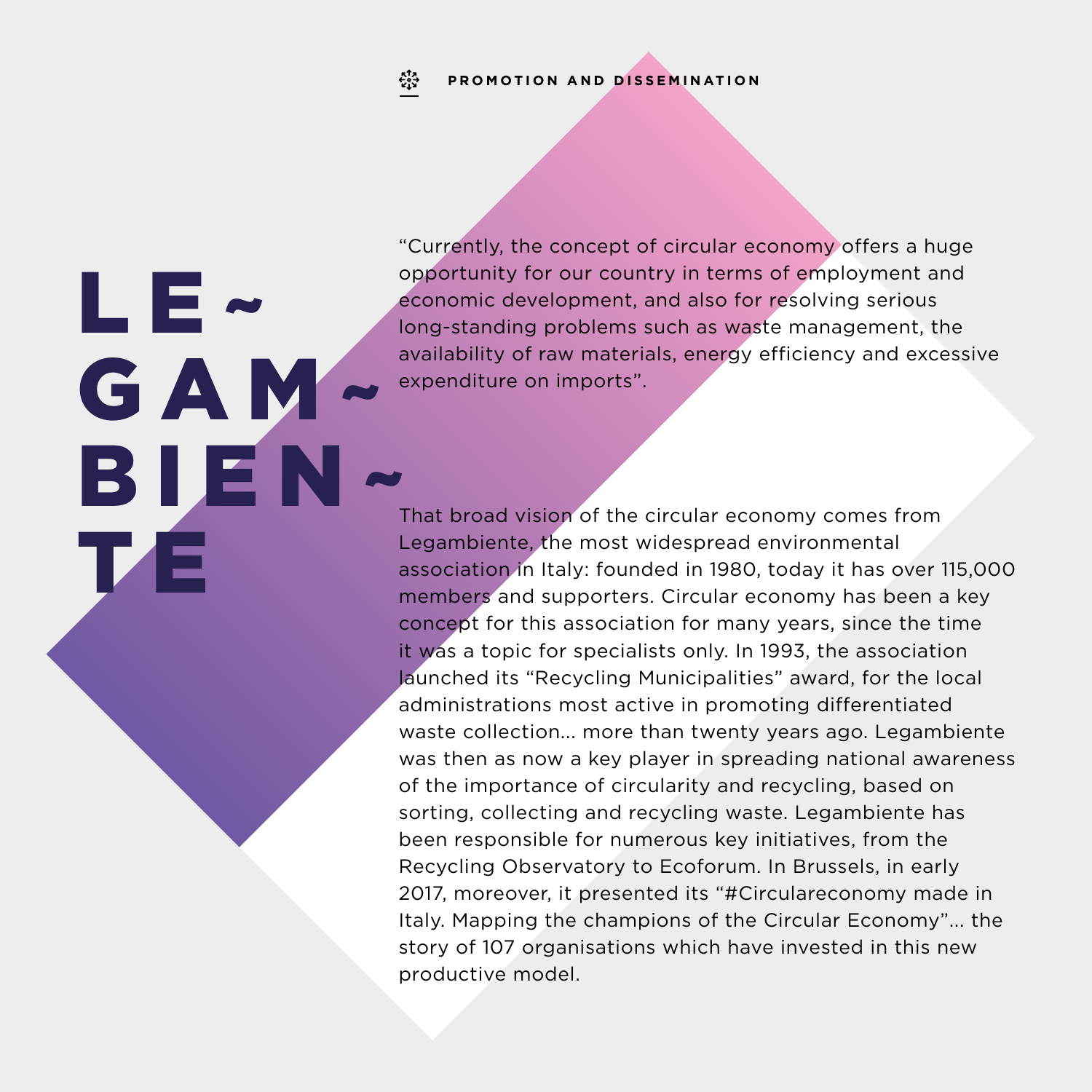# LEGAMBIENTE

"Currently, the concept of circular economy offers a huge opportunity for our country in terms of employment and economic development, and also for resolving serious long-standing problems such as waste management, the availability of raw materials, energy efficiency and excessive expenditure on imports".

That broad vision of the circular economy comes from Legambiente, the most widespread environmental association in Italy: founded in 1980, today it has over 115,000 members and supporters. Circular economy has been a key concept for this association for many years, since the time it was a topic for specialists only. In 1993, the association launched its "Recycling Municipalities" award, for the local administrations most active in promoting differentiated waste collection... more than twenty years ago. Legambiente was then as now a key player in spreading national awareness of the importance of circularity and recycling, based on sorting, collecting and recycling waste. Legambiente has been responsible for numerous key initiatives, from the Recycling Observatory to Ecoforum. In Brussels, in early 2017, moreover, it presented its "#Circulareconomy made in Italy. Mapping the champions of the Circular Economy"... the story of 107 organisations which have invested in this new productive model.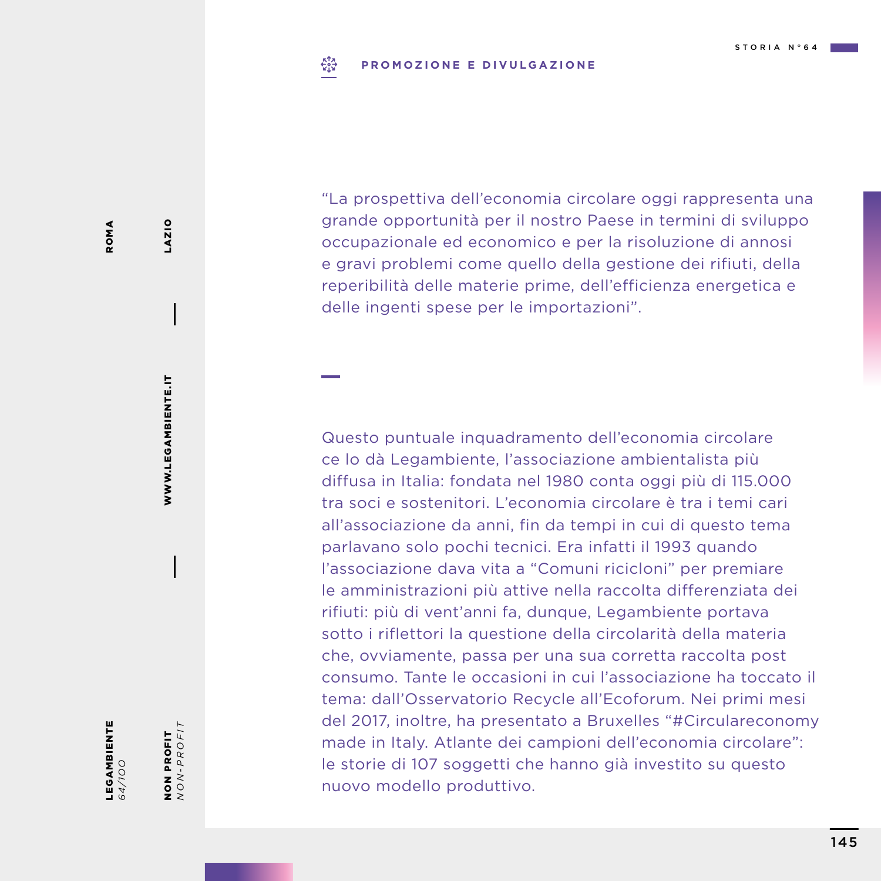**PROMOZIONE E DIVULGAZIONE**

"La prospettiva dell'economia circolare oggi rappresenta una grande opportunità per il nostro Paese in termini di sviluppo occupazionale ed economico e per la risoluzione di annosi e gravi problemi come quello della gestione dei rifiuti, della reperibilità delle materie prime, dell'efficienza energetica e delle ingenti spese per le importazioni".

Questo puntuale inquadramento dell'economia circolare ce lo dà Legambiente, l'associazione ambientalista più diffusa in Italia: fondata nel 1980 conta oggi più di 115.000 tra soci e sostenitori. L'economia circolare è tra i temi cari all'associazione da anni, fin da tempi in cui di questo tema parlavano solo pochi tecnici. Era infatti il 1993 quando l'associazione dava vita a "Comuni ricicloni" per premiare le amministrazioni più attive nella raccolta differenziata dei rifiuti: più di vent'anni fa, dunque, Legambiente portava sotto i riflettori la questione della circolarità della materia che, ovviamente, passa per una sua corretta raccolta post consumo. Tante le occasioni in cui l'associazione ha toccato il tema: dall'Osservatorio Recycle all'Ecoforum. Nei primi mesi del 2017, inoltre, ha presentato a Bruxelles "#Circulareconomy made in Italy. Atlante dei campioni dell'economia circolare": le storie di 107 soggetti che hanno già investito su questo nuovo modello produttivo.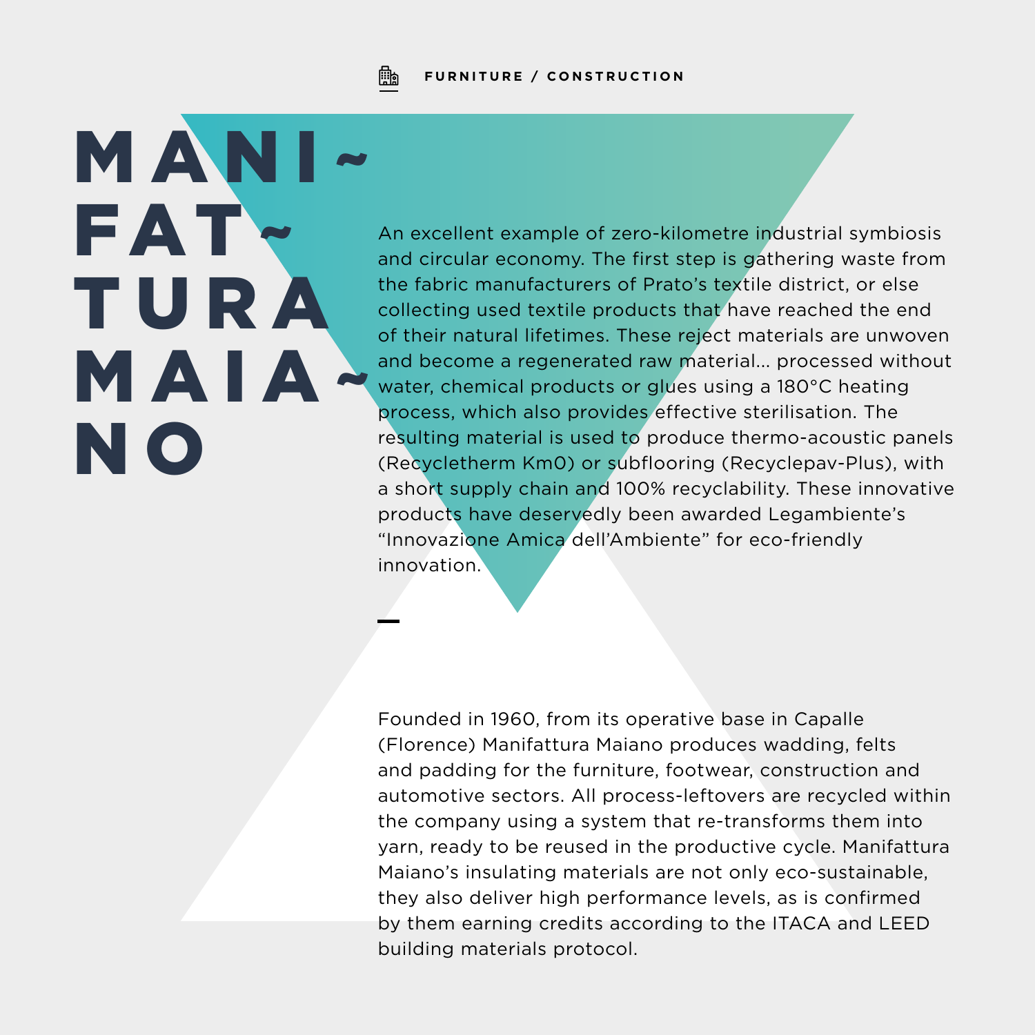FURNITURE / CONSTRUCTION

# MANIFATTURA MAIANO

An excellent example of zero-kilometre industrial symbiosis and circular economy. The first step is gathering waste from the fabric manufacturers of Prato's textile district, or else collecting used textile products that have reached the end of their natural lifetimes. These reject materials are unwoven and become a regenerated raw material... processed without water, chemical products or glues using a 180°C heating process, which also provides effective sterilisation. The resulting material is used to produce thermo-acoustic panels (Recycletherm Km0) or subflooring (Recyclepav-Plus), with a short supply chain and 100% recyclability. These innovative products have deservedly been awarded Legambiente's "Innovazione Amica dell'Ambiente" for eco-friendly innovation.

Founded in 1960, from its operative base in Capalle (Florence) Manifattura Maiano produces wadding, felts and padding for the furniture, footwear, construction and automotive sectors. All process-leftovers are recycled within the company using a system that re-transforms them into yarn, ready to be reused in the productive cycle. Manifattura Maiano's insulating materials are not only eco-sustainable, they also deliver high performance levels, as is confirmed by them earning credits according to the ITACA and LEED building materials protocol.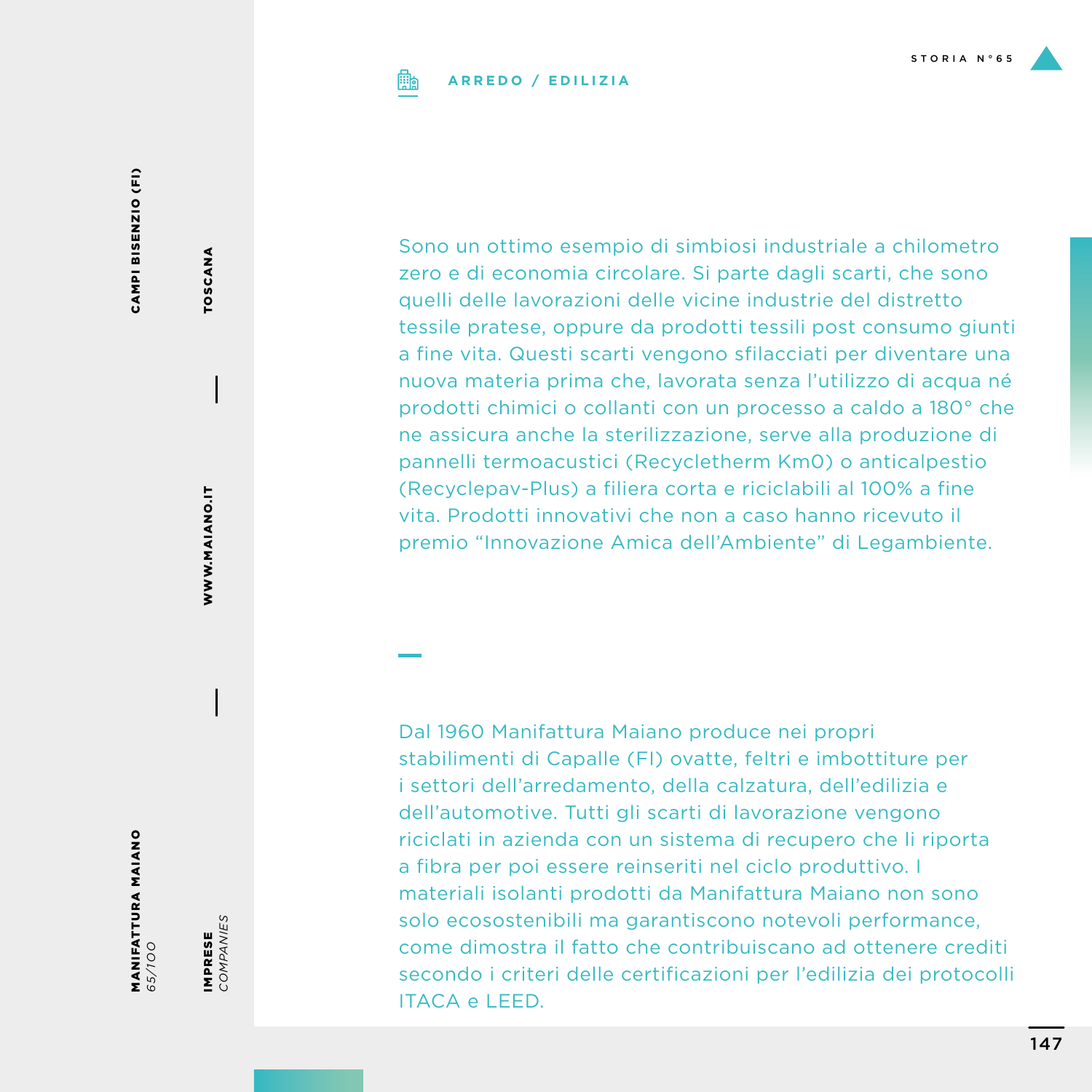MANIFATTURA MAIANO
*65/100*

CAMPI BISENZIO (FI)

IMPRESE
*COMPANIES*

WWW.MAIANO.IT

TOSCANA

**ARREDO / EDILIZIA**

Sono un ottimo esempio di simbiosi industriale a chilometro zero e di economia circolare. Si parte dagli scarti, che sono quelli delle lavorazioni delle vicine industrie del distretto tessile pratese, oppure da prodotti tessili post consumo giunti a fine vita. Questi scarti vengono sfilacciati per diventare una nuova materia prima che, lavorata senza l'utilizzo di acqua né prodotti chimici o collanti con un processo a caldo a 180° che ne assicura anche la sterilizzazione, serve alla produzione di pannelli termoacustici (Recycletherm Km0) o anticalpestio (Recyclepav-Plus) a filiera corta e riciclabili al 100% a fine vita. Prodotti innovativi che non a caso hanno ricevuto il premio "Innovazione Amica dell'Ambiente" di Legambiente.

Dal 1960 Manifattura Maiano produce nei propri stabilimenti di Capalle (FI) ovatte, feltri e imbottiture per i settori dell'arredamento, della calzatura, dell'edilizia e dell'automotive. Tutti gli scarti di lavorazione vengono riciclati in azienda con un sistema di recupero che li riporta a fibra per poi essere reinseriti nel ciclo produttivo. I materiali isolanti prodotti da Manifattura Maiano non sono solo ecosostenibili ma garantiscono notevoli performance, come dimostra il fatto che contribuiscano ad ottenere crediti secondo i criteri delle certificazioni per l'edilizia dei protocolli ITACA e LEED.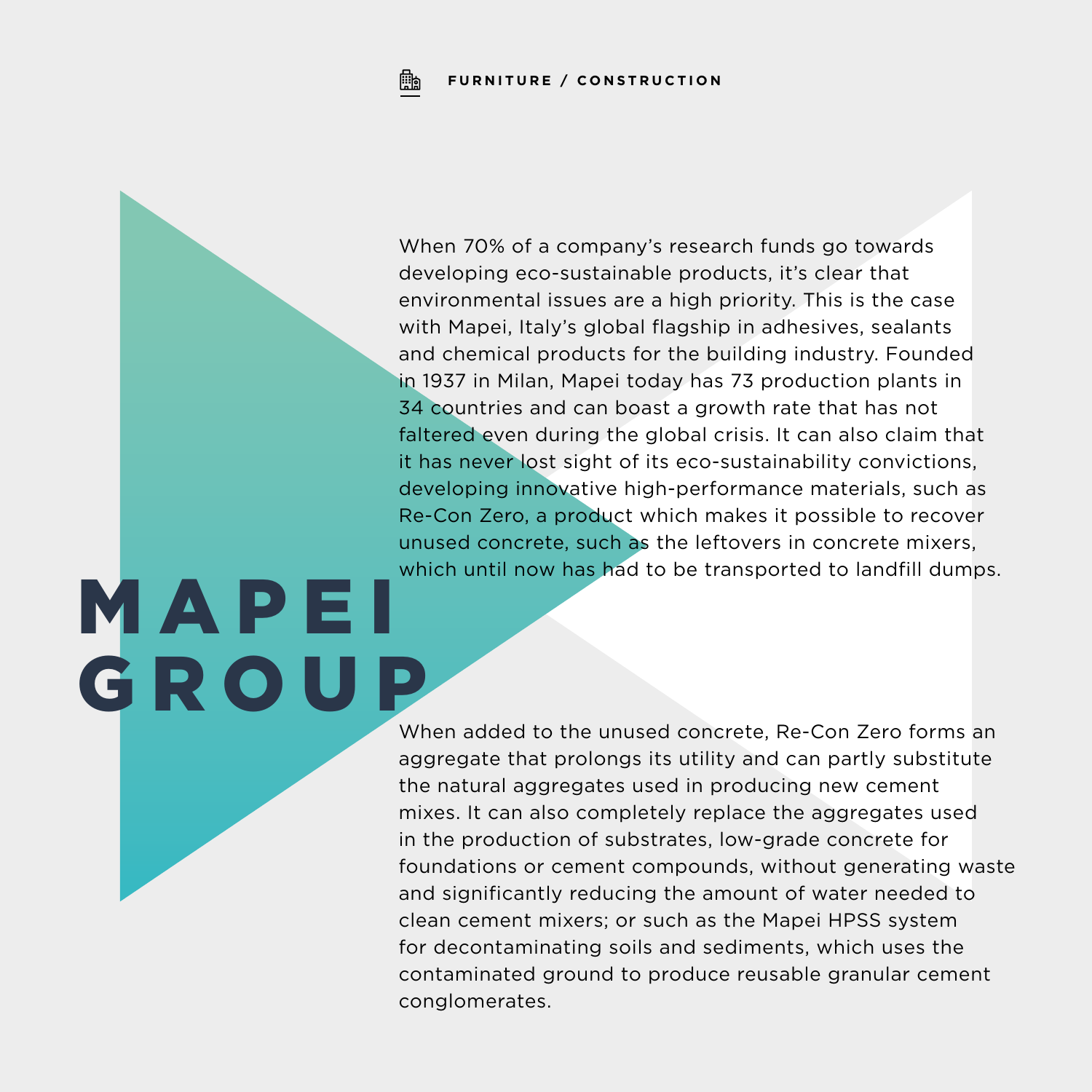**FURNITURE / CONSTRUCTION**

# MAPEI GROUP

When 70% of a company's research funds go towards developing eco-sustainable products, it's clear that environmental issues are a high priority. This is the case with Mapei, Italy's global flagship in adhesives, sealants and chemical products for the building industry. Founded in 1937 in Milan, Mapei today has 73 production plants in 34 countries and can boast a growth rate that has not faltered even during the global crisis. It can also claim that it has never lost sight of its eco-sustainability convictions, developing innovative high-performance materials, such as Re-Con Zero, a product which makes it possible to recover unused concrete, such as the leftovers in concrete mixers, which until now has had to be transported to landfill dumps.

When added to the unused concrete, Re-Con Zero forms an aggregate that prolongs its utility and can partly substitute the natural aggregates used in producing new cement mixes. It can also completely replace the aggregates used in the production of substrates, low-grade concrete for foundations or cement compounds, without generating waste and significantly reducing the amount of water needed to clean cement mixers; or such as the Mapei HPSS system for decontaminating soils and sediments, which uses the contaminated ground to produce reusable granular cement conglomerates.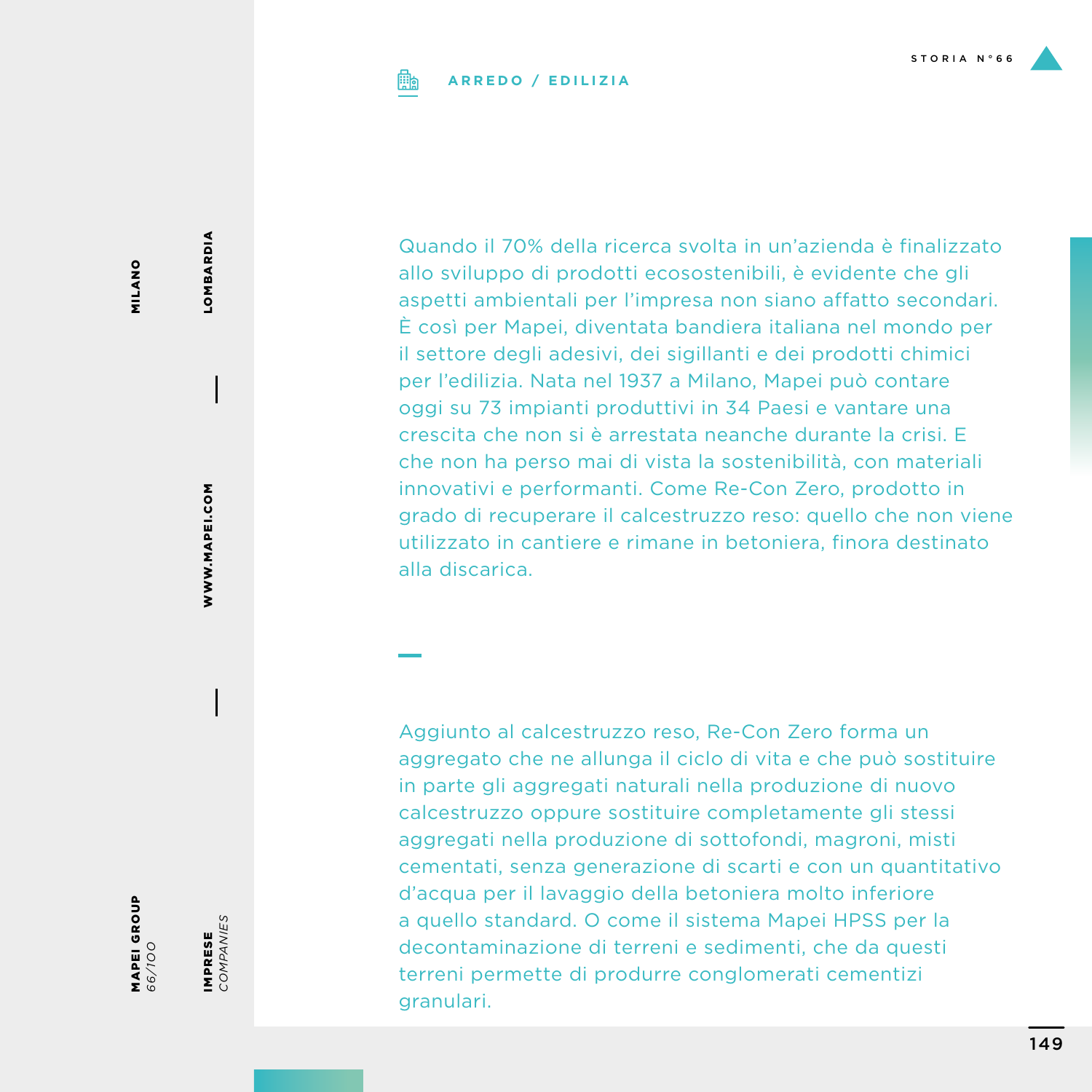**ARREDO / EDILIZIA**

Quando il 70% della ricerca svolta in un'azienda è finalizzato allo sviluppo di prodotti ecosostenibili, è evidente che gli aspetti ambientali per l'impresa non siano affatto secondari. È così per Mapei, diventata bandiera italiana nel mondo per il settore degli adesivi, dei sigillanti e dei prodotti chimici per l'edilizia. Nata nel 1937 a Milano, Mapei può contare oggi su 73 impianti produttivi in 34 Paesi e vantare una crescita che non si è arrestata neanche durante la crisi. E che non ha perso mai di vista la sostenibilità, con materiali innovativi e performanti. Come Re-Con Zero, prodotto in grado di recuperare il calcestruzzo reso: quello che non viene utilizzato in cantiere e rimane in betoniera, finora destinato alla discarica.

Aggiunto al calcestruzzo reso, Re-Con Zero forma un aggregato che ne allunga il ciclo di vita e che può sostituire in parte gli aggregati naturali nella produzione di nuovo calcestruzzo oppure sostituire completamente gli stessi aggregati nella produzione di sottofondi, magroni, misti cementati, senza generazione di scarti e con un quantitativo d'acqua per il lavaggio della betoniera molto inferiore a quello standard. O come il sistema Mapei HPSS per la decontaminazione di terreni e sedimenti, che da questi terreni permette di produrre conglomerati cementizi granulari.

**MAPEI GROUP**
*66/100*

**MILANO** | **LOMBARDIA** | **WWW.MAPEI.COM**

**IMPRESE** *COMPANIES*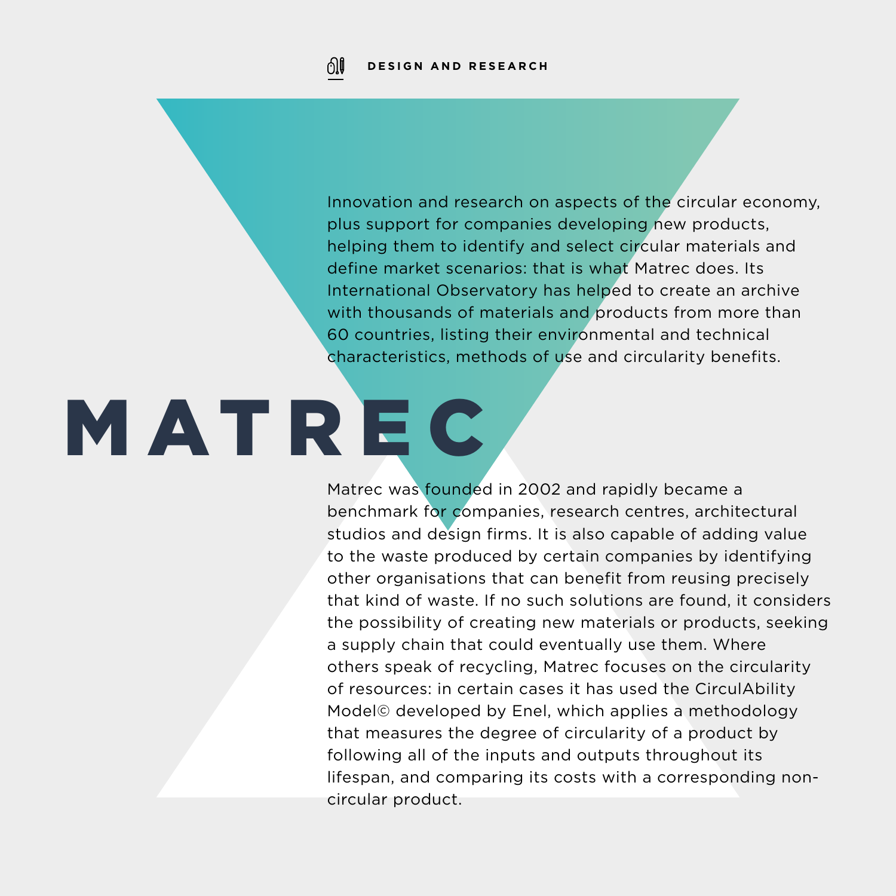DESIGN AND RESEARCH

# MATREC

Innovation and research on aspects of the circular economy, plus support for companies developing new products, helping them to identify and select circular materials and define market scenarios: that is what Matrec does. Its International Observatory has helped to create an archive with thousands of materials and products from more than 60 countries, listing their environmental and technical characteristics, methods of use and circularity benefits.

Matrec was founded in 2002 and rapidly became a benchmark for companies, research centres, architectural studios and design firms. It is also capable of adding value to the waste produced by certain companies by identifying other organisations that can benefit from reusing precisely that kind of waste. If no such solutions are found, it considers the possibility of creating new materials or products, seeking a supply chain that could eventually use them. Where others speak of recycling, Matrec focuses on the circularity of resources: in certain cases it has used the CirculAbility Model© developed by Enel, which applies a methodology that measures the degree of circularity of a product by following all of the inputs and outputs throughout its lifespan, and comparing its costs with a corresponding non-circular product.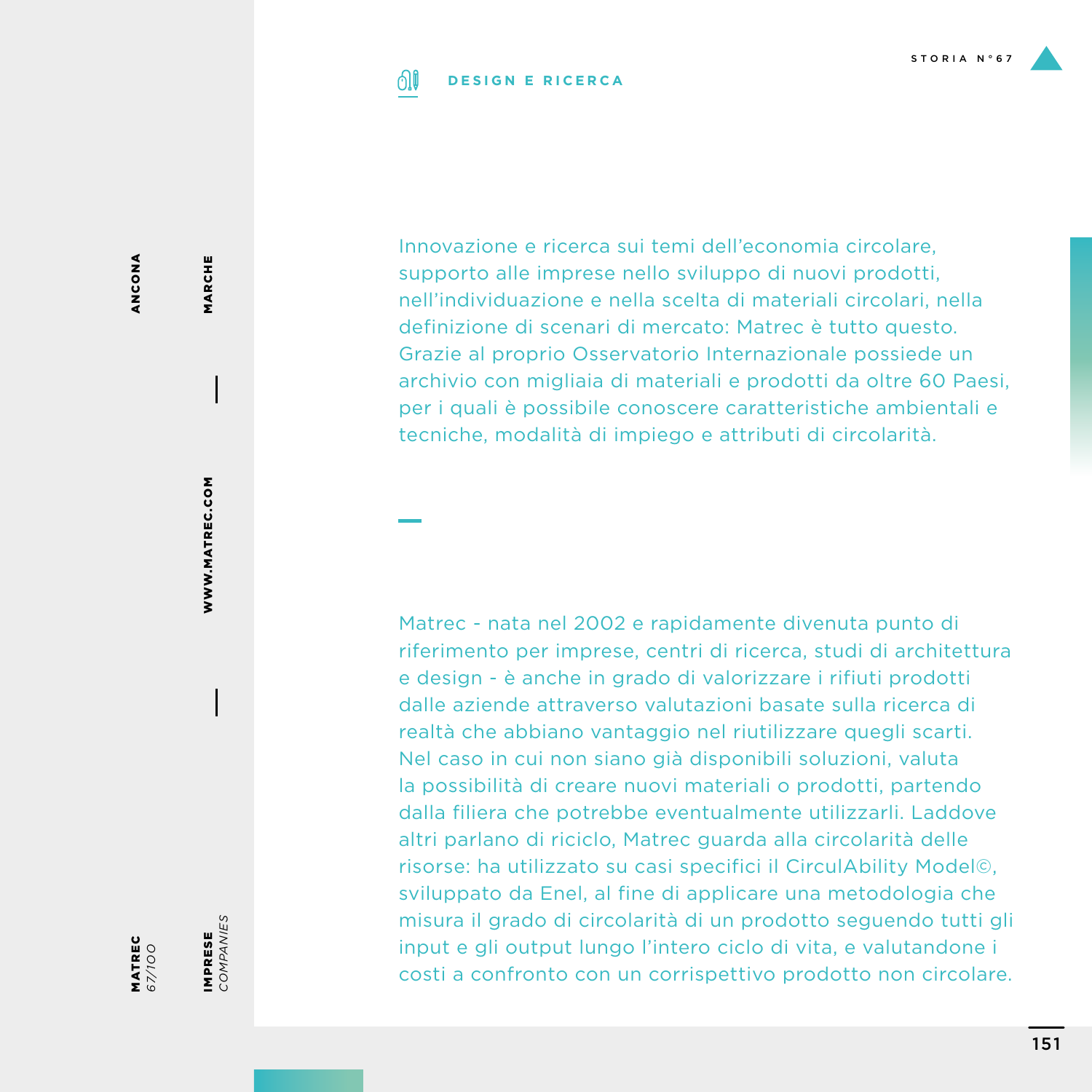## DESIGN E RICERCA

Innovazione e ricerca sui temi dell'economia circolare, supporto alle imprese nello sviluppo di nuovi prodotti, nell'individuazione e nella scelta di materiali circolari, nella definizione di scenari di mercato: Matrec è tutto questo. Grazie al proprio Osservatorio Internazionale possiede un archivio con migliaia di materiali e prodotti da oltre 60 Paesi, per i quali è possibile conoscere caratteristiche ambientali e tecniche, modalità di impiego e attributi di circolarità.

Matrec - nata nel 2002 e rapidamente divenuta punto di riferimento per imprese, centri di ricerca, studi di architettura e design - è anche in grado di valorizzare i rifiuti prodotti dalle aziende attraverso valutazioni basate sulla ricerca di realtà che abbiano vantaggio nel riutilizzare quegli scarti. Nel caso in cui non siano già disponibili soluzioni, valuta la possibilità di creare nuovi materiali o prodotti, partendo dalla filiera che potrebbe eventualmente utilizzarli. Laddove altri parlano di riciclo, Matrec guarda alla circolarità delle risorse: ha utilizzato su casi specifici il CirculAbility Model©, sviluppato da Enel, al fine di applicare una metodologia che misura il grado di circolarità di un prodotto seguendo tutti gli input e gli output lungo l'intero ciclo di vita, e valutandone i costi a confronto con un corrispettivo prodotto non circolare.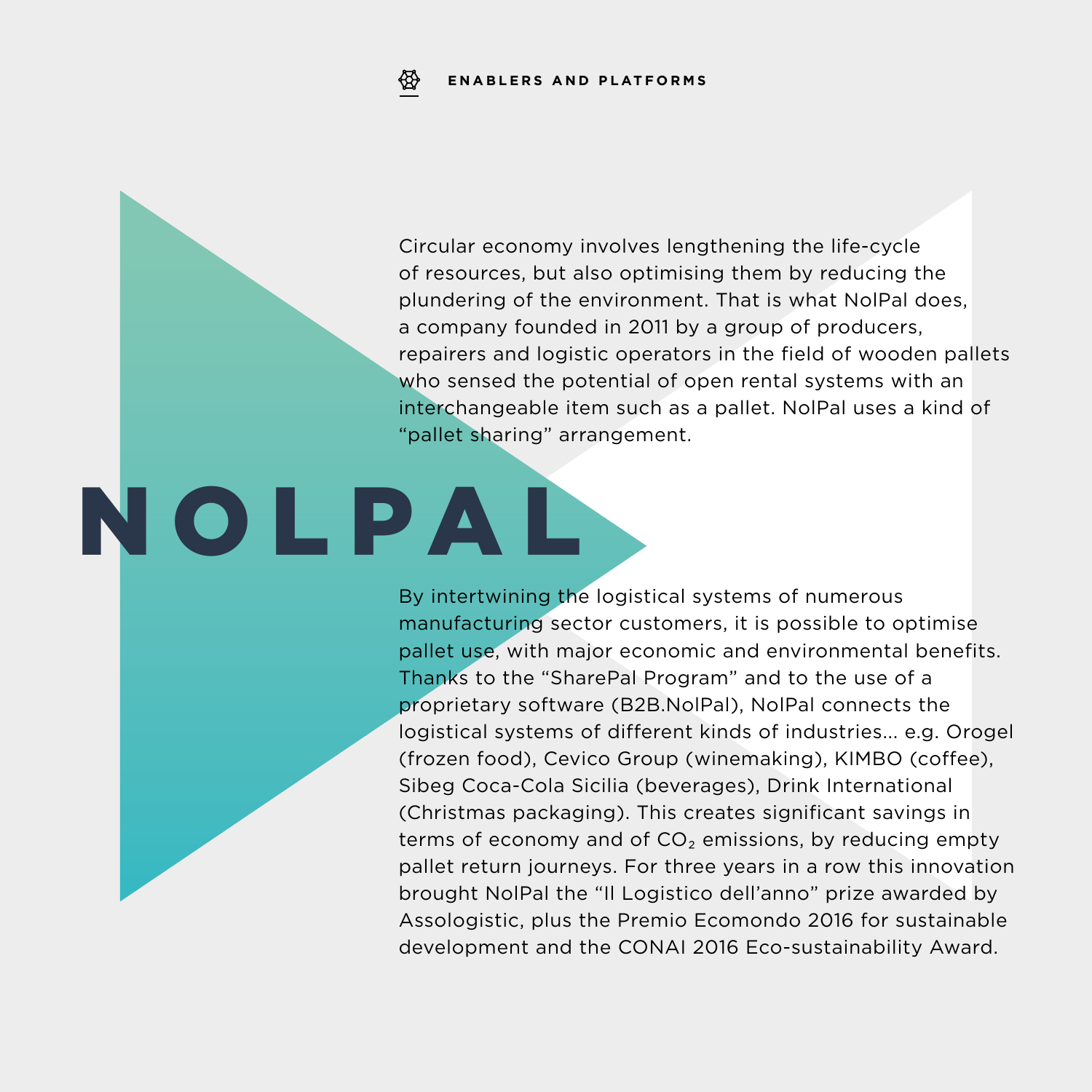ENABLERS AND PLATFORMS

Circular economy involves lengthening the life-cycle of resources, but also optimising them by reducing the plundering of the environment. That is what NolPal does, a company founded in 2011 by a group of producers, repairers and logistic operators in the field of wooden pallets who sensed the potential of open rental systems with an interchangeable item such as a pallet. NolPal uses a kind of “pallet sharing” arrangement.

# NOLPAL

By intertwining the logistical systems of numerous manufacturing sector customers, it is possible to optimise pallet use, with major economic and environmental benefits. Thanks to the “SharePal Program” and to the use of a proprietary software (B2B.NolPal), NolPal connects the logistical systems of different kinds of industries... e.g. Orogel (frozen food), Cevico Group (winemaking), KIMBO (coffee), Sibeg Coca-Cola Sicilia (beverages), Drink International (Christmas packaging). This creates significant savings in terms of economy and of $CO_2$ emissions, by reducing empty pallet return journeys. For three years in a row this innovation brought NolPal the “Il Logistico dell’anno” prize awarded by Assologistic, plus the Premio Ecomondo 2016 for sustainable development and the CONAI 2016 Eco-sustainability Award.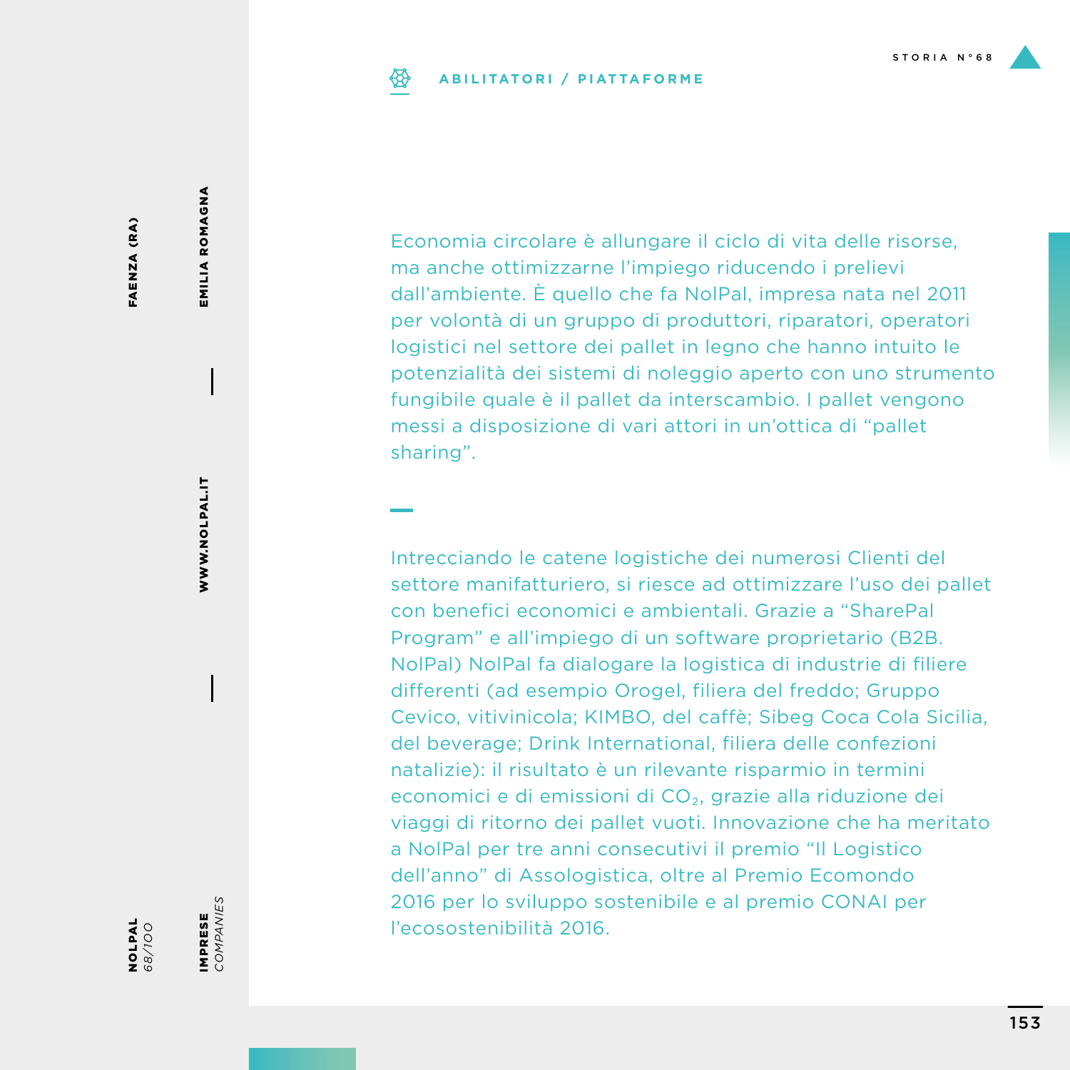NOLPAL 68/100

IMPRESE *COMPANIES*

FAENZA (RA)

EMILIA ROMAGNA

WWW.NOLPAL.IT

**ABILITATORI / PIATTAFORME**

Economia circolare è allungare il ciclo di vita delle risorse, ma anche ottimizzarne l'impiego riducendo i prelievi dall'ambiente. È quello che fa NolPal, impresa nata nel 2011 per volontà di un gruppo di produttori, riparatori, operatori logistici nel settore dei pallet in legno che hanno intuito le potenzialità dei sistemi di noleggio aperto con uno strumento fungibile quale è il pallet da interscambio. I pallet vengono messi a disposizione di vari attori in un'ottica di "pallet sharing".

Intrecciando le catene logistiche dei numerosi Clienti del settore manifatturiero, si riesce ad ottimizzare l'uso dei pallet con benefici economici e ambientali. Grazie a "SharePal Program" e all'impiego di un software proprietario (B2B. NolPal) NolPal fa dialogare la logistica di industrie di filiere differenti (ad esempio Orogel, filiera del freddo; Gruppo Cevico, vitivinicola; KIMBO, del caffè; Sibeg Coca Cola Sicilia, del beverage; Drink International, filiera delle confezioni natalizie): il risultato è un rilevante risparmio in termini economici e di emissioni di $CO_2$, grazie alla riduzione dei viaggi di ritorno dei pallet vuoti. Innovazione che ha meritato a NolPal per tre anni consecutivi il premio "Il Logistico dell'anno" di Assologistica, oltre al Premio Ecomondo 2016 per lo sviluppo sostenibile e al premio CONAI per l'ecosostenibilità 2016.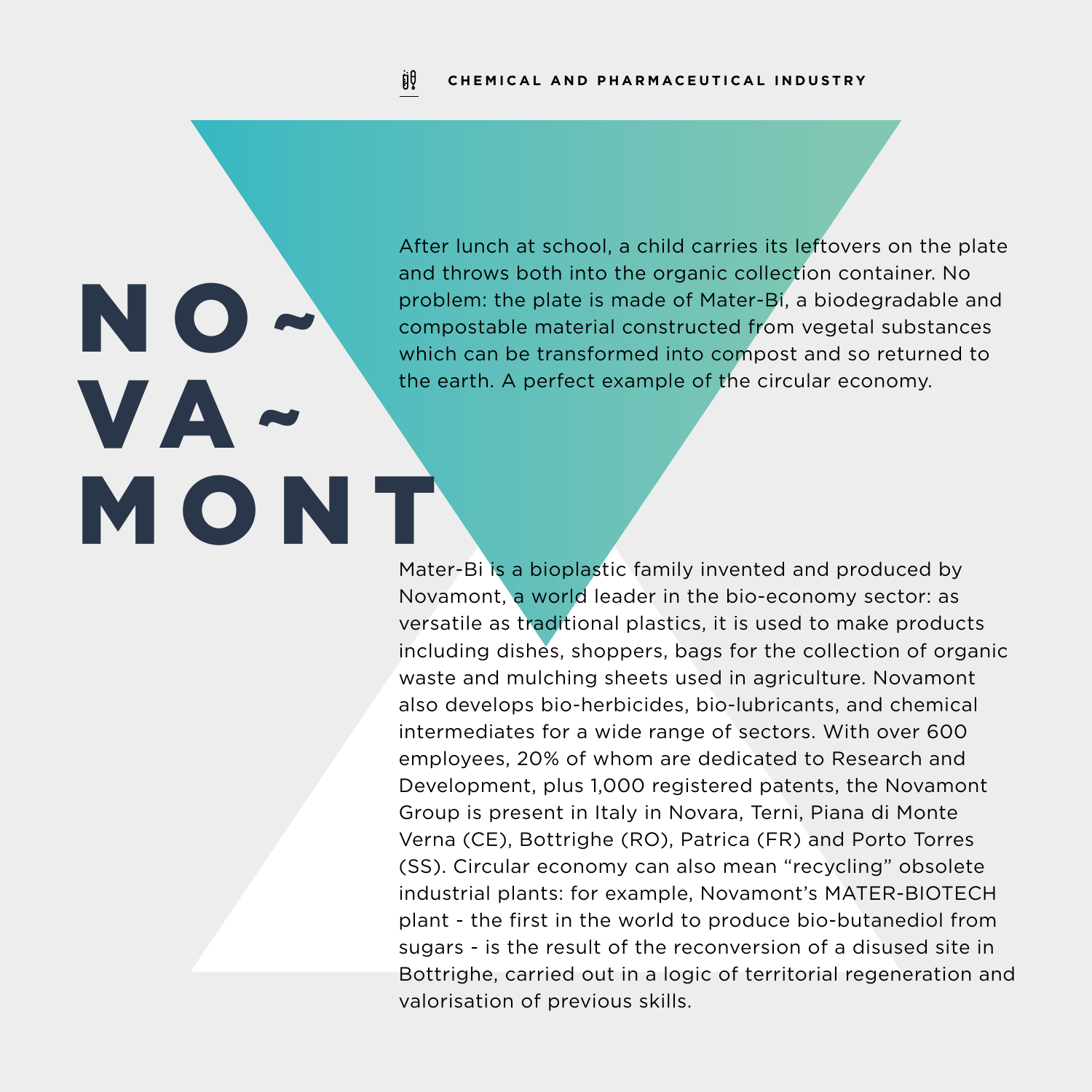CHEMICAL AND PHARMACEUTICAL INDUSTRY

# NOVAMONT

After lunch at school, a child carries its leftovers on the plate and throws both into the organic collection container. No problem: the plate is made of Mater-Bi, a biodegradable and compostable material constructed from vegetal substances which can be transformed into compost and so returned to the earth. A perfect example of the circular economy.

Mater-Bi is a bioplastic family invented and produced by Novamont, a world leader in the bio-economy sector: as versatile as traditional plastics, it is used to make products including dishes, shoppers, bags for the collection of organic waste and mulching sheets used in agriculture. Novamont also develops bio-herbicides, bio-lubricants, and chemical intermediates for a wide range of sectors. With over 600 employees, 20% of whom are dedicated to Research and Development, plus 1,000 registered patents, the Novamont Group is present in Italy in Novara, Terni, Piana di Monte Verna (CE), Bottrighe (RO), Patrica (FR) and Porto Torres (SS). Circular economy can also mean “recycling” obsolete industrial plants: for example, Novamont’s MATER-BIOTECH plant - the first in the world to produce bio-butanediol from sugars - is the result of the reconversion of a disused site in Bottrighe, carried out in a logic of territorial regeneration and valorisation of previous skills.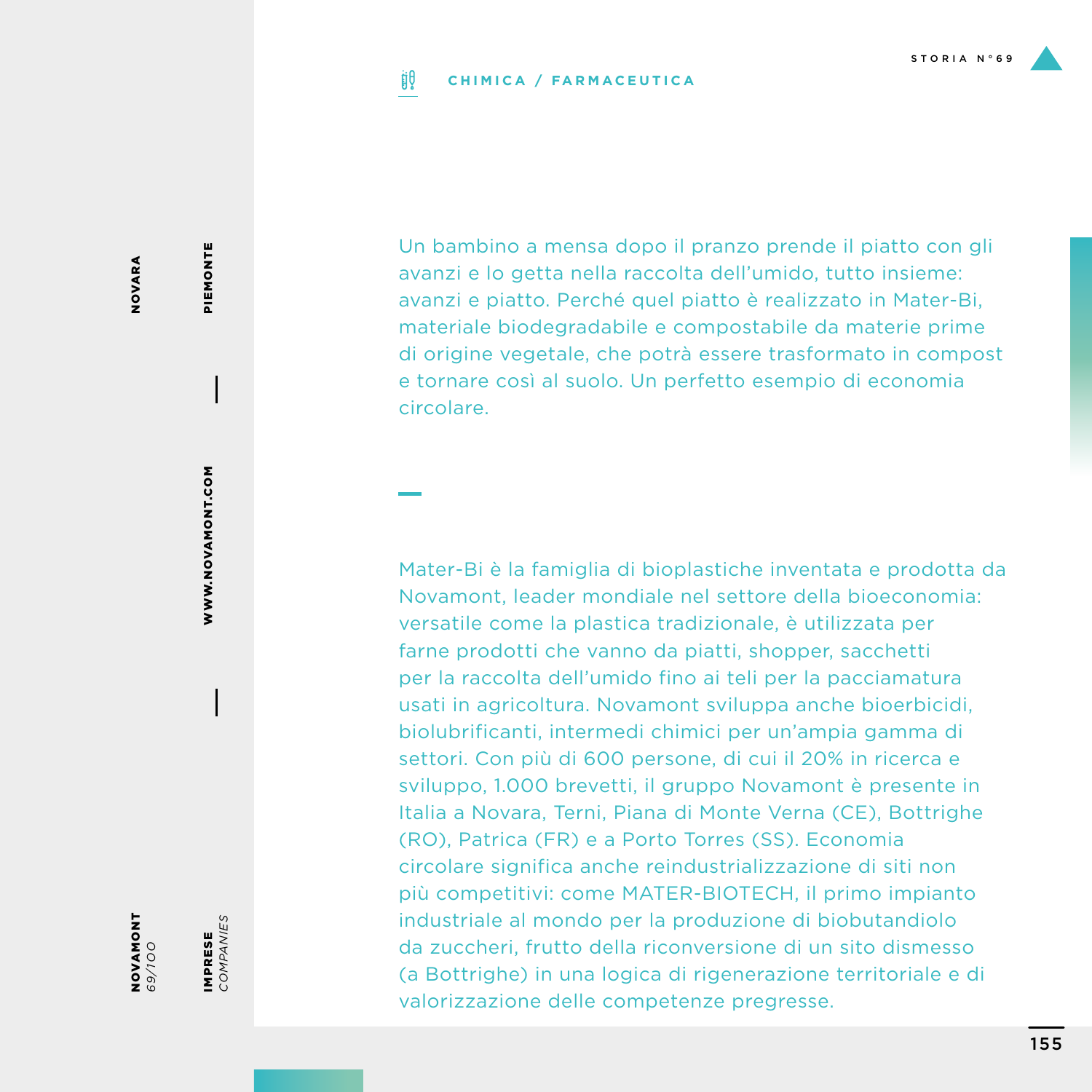**CHIMICA / FARMACEUTICA**

STORIA N°69

NOVARA — PIEMONTE — WWW.NOVAMONT.COM

**NOVAMONT** *69/100*

**IMPRESE** *COMPANIES*

Un bambino a mensa dopo il pranzo prende il piatto con gli avanzi e lo getta nella raccolta dell'umido, tutto insieme: avanzi e piatto. Perché quel piatto è realizzato in Mater-Bi, materiale biodegradabile e compostabile da materie prime di origine vegetale, che potrà essere trasformato in compost e tornare così al suolo. Un perfetto esempio di economia circolare.

—

Mater-Bi è la famiglia di bioplastiche inventata e prodotta da Novamont, leader mondiale nel settore della bioeconomia: versatile come la plastica tradizionale, è utilizzata per farne prodotti che vanno da piatti, shopper, sacchetti per la raccolta dell'umido fino ai teli per la pacciamatura usati in agricoltura. Novamont sviluppa anche bioerbicidi, biolubrificanti, intermedi chimici per un'ampia gamma di settori. Con più di 600 persone, di cui il 20% in ricerca e sviluppo, 1.000 brevetti, il gruppo Novamont è presente in Italia a Novara, Terni, Piana di Monte Verna (CE), Bottrighe (RO), Patrica (FR) e a Porto Torres (SS). Economia circolare significa anche reindustrializzazione di siti non più competitivi: come MATER-BIOTECH, il primo impianto industriale al mondo per la produzione di biobutandiolo da zuccheri, frutto della riconversione di un sito dismesso (a Bottrighe) in una logica di rigenerazione territoriale e di valorizzazione delle competenze pregresse.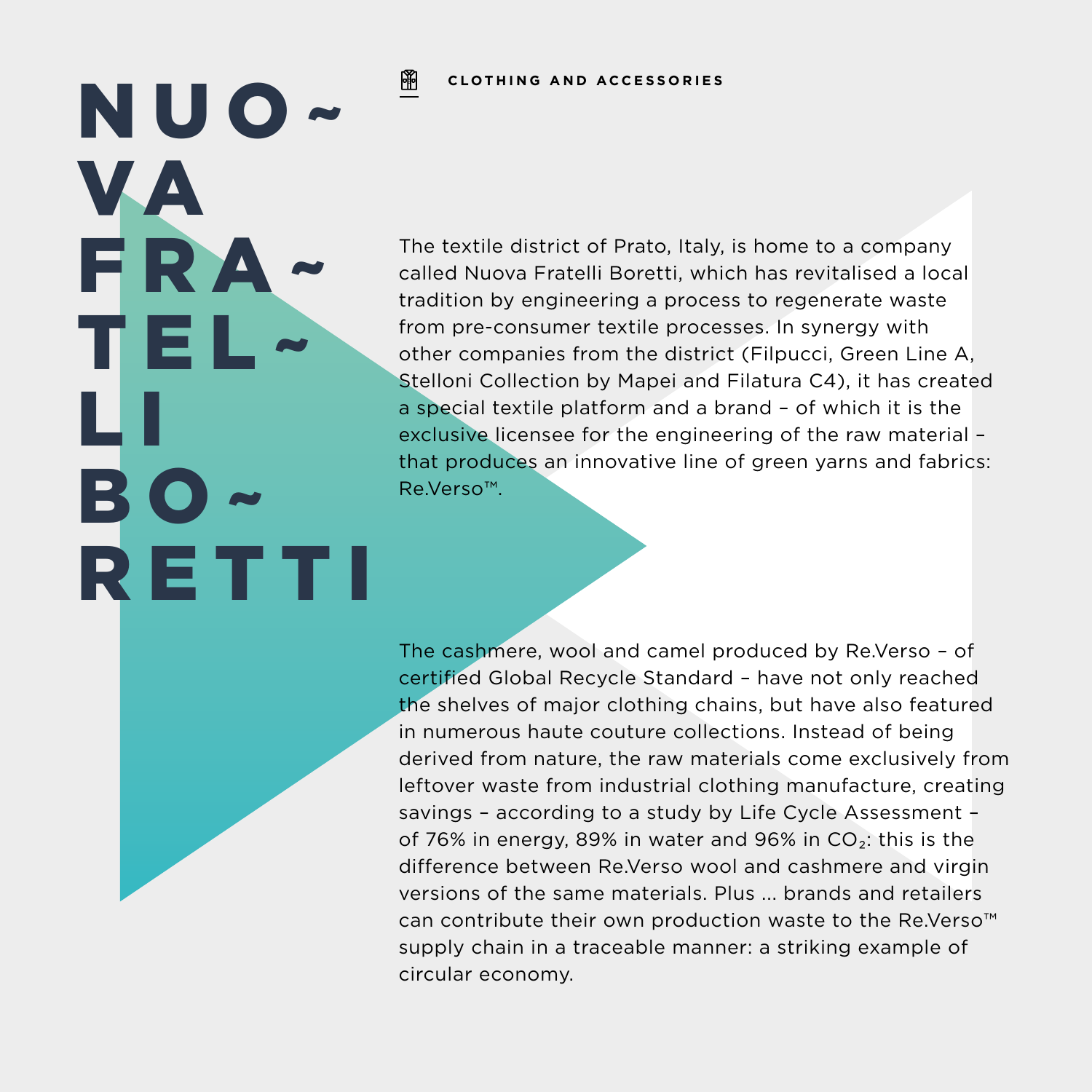CLOTHING AND ACCESSORIES

# NUOVA FRATELLI BORETTI

The textile district of Prato, Italy, is home to a company called Nuova Fratelli Boretti, which has revitalised a local tradition by engineering a process to regenerate waste from pre-consumer textile processes. In synergy with other companies from the district (Filpucci, Green Line A, Stelloni Collection by Mapei and Filatura C4), it has created a special textile platform and a brand – of which it is the exclusive licensee for the engineering of the raw material – that produces an innovative line of green yarns and fabrics: Re.Verso™.

The cashmere, wool and camel produced by Re.Verso – of certified Global Recycle Standard – have not only reached the shelves of major clothing chains, but have also featured in numerous haute couture collections. Instead of being derived from nature, the raw materials come exclusively from leftover waste from industrial clothing manufacture, creating savings – according to a study by Life Cycle Assessment – of 76% in energy, 89% in water and 96% in $CO_2$: this is the difference between Re.Verso wool and cashmere and virgin versions of the same materials. Plus … brands and retailers can contribute their own production waste to the Re.Verso™ supply chain in a traceable manner: a striking example of circular economy.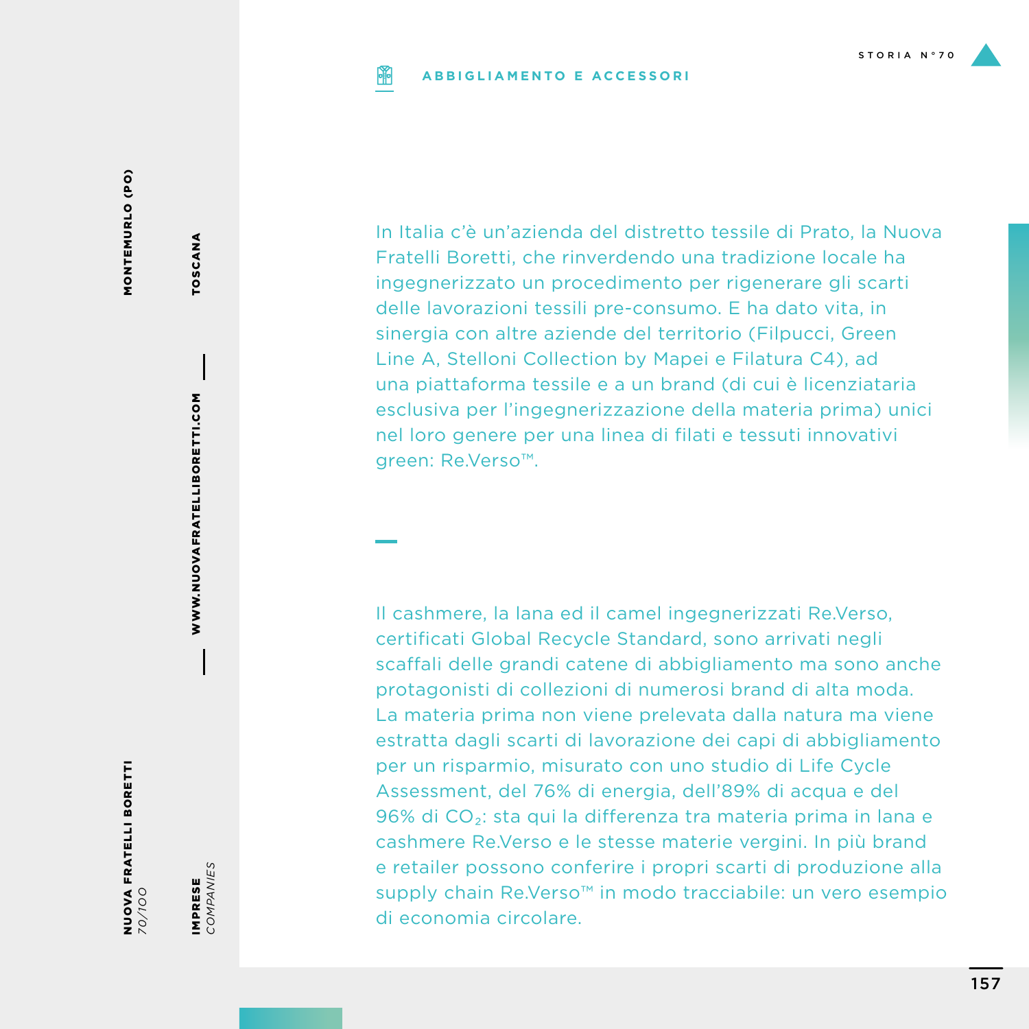**ABBIGLIAMENTO E ACCESSORI**

**NUOVA FRATELLI BORETTI** *70/100*

**MONTEMURLO (PO)**

**IMPRESE** *COMPANIES*

**TOSCANA**

**WWW.NUOVAFRATELLIBORETTI.COM**

In Italia c'è un'azienda del distretto tessile di Prato, la Nuova Fratelli Boretti, che rinverdendo una tradizione locale ha ingegnerizzato un procedimento per rigenerare gli scarti delle lavorazioni tessili pre-consumo. E ha dato vita, in sinergia con altre aziende del territorio (Filpucci, Green Line A, Stelloni Collection by Mapei e Filatura C4), ad una piattaforma tessile e a un brand (di cui è licenziataria esclusiva per l'ingegnerizzazione della materia prima) unici nel loro genere per una linea di filati e tessuti innovativi green: Re.Verso™.

Il cashmere, la lana ed il camel ingegnerizzati Re.Verso, certificati Global Recycle Standard, sono arrivati negli scaffali delle grandi catene di abbigliamento ma sono anche protagonisti di collezioni di numerosi brand di alta moda. La materia prima non viene prelevata dalla natura ma viene estratta dagli scarti di lavorazione dei capi di abbigliamento per un risparmio, misurato con uno studio di Life Cycle Assessment, del 76% di energia, dell'89% di acqua e del 96% di $CO_2$: sta qui la differenza tra materia prima in lana e cashmere Re.Verso e le stesse materie vergini. In più brand e retailer possono conferire i propri scarti di produzione alla supply chain Re.Verso™ in modo tracciabile: un vero esempio di economia circolare.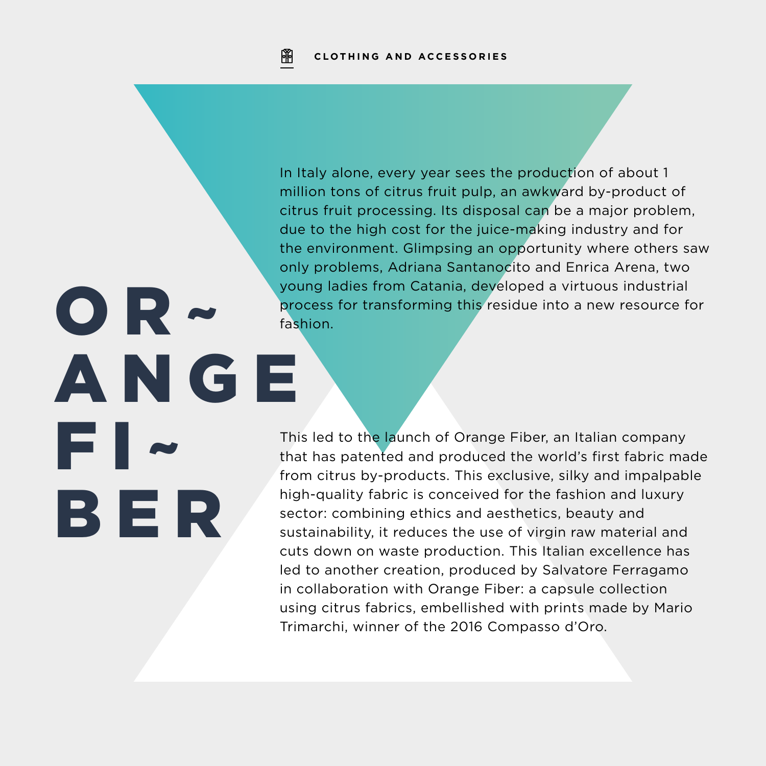CLOTHING AND ACCESSORIES

# OR~ANGE FI~BER

In Italy alone, every year sees the production of about 1 million tons of citrus fruit pulp, an awkward by-product of citrus fruit processing. Its disposal can be a major problem, due to the high cost for the juice-making industry and for the environment. Glimpsing an opportunity where others saw only problems, Adriana Santanocito and Enrica Arena, two young ladies from Catania, developed a virtuous industrial process for transforming this residue into a new resource for fashion.

This led to the launch of Orange Fiber, an Italian company that has patented and produced the world's first fabric made from citrus by-products. This exclusive, silky and impalpable high-quality fabric is conceived for the fashion and luxury sector: combining ethics and aesthetics, beauty and sustainability, it reduces the use of virgin raw material and cuts down on waste production. This Italian excellence has led to another creation, produced by Salvatore Ferragamo in collaboration with Orange Fiber: a capsule collection using citrus fabrics, embellished with prints made by Mario Trimarchi, winner of the 2016 Compasso d'Oro.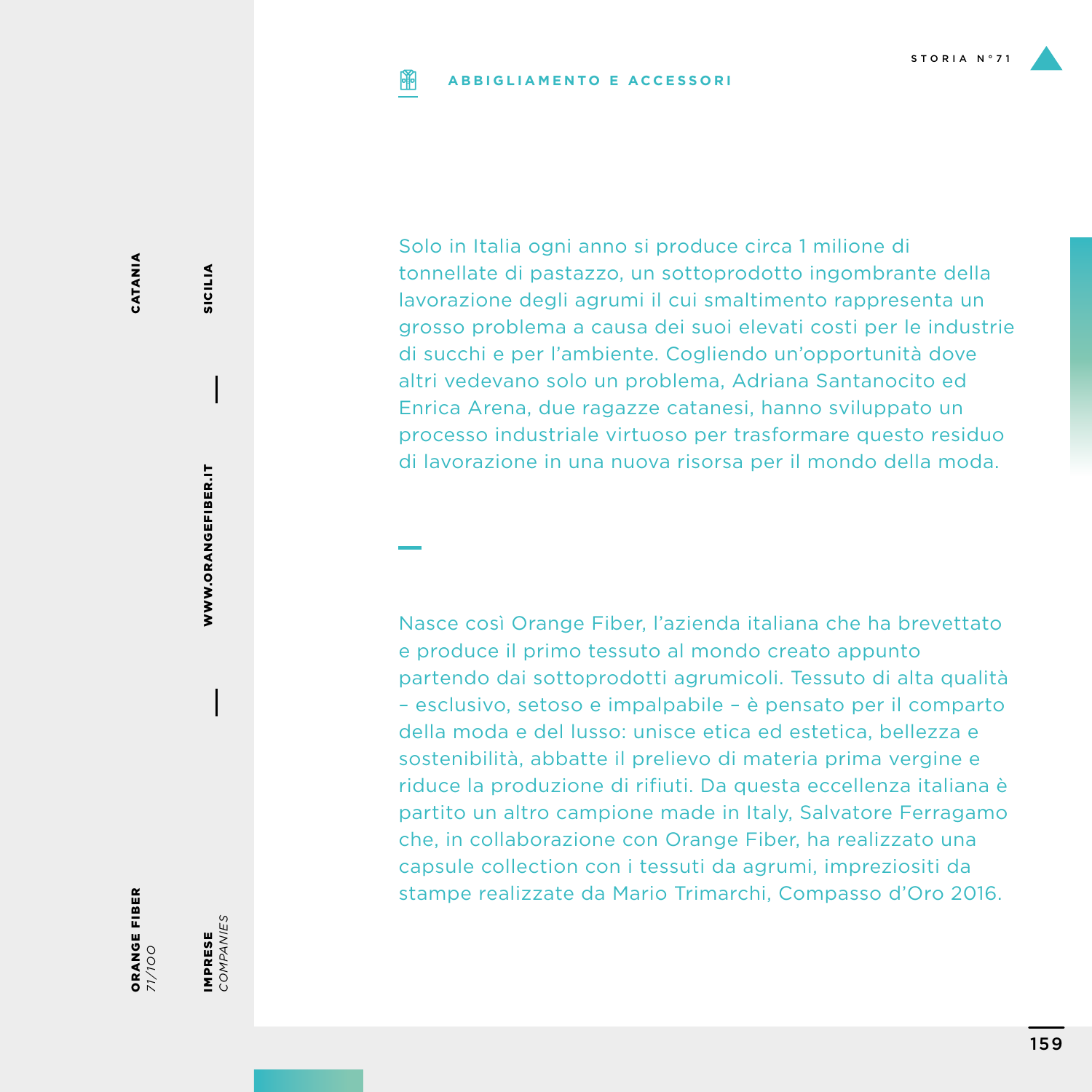STORIA N°71

**ABBIGLIAMENTO E ACCESSORI**

**CATANIA** — **SICILIA**

**WWW.ORANGEFIBER.IT**

**ORANGE FIBER**
*71/100*

**IMPRESE**
*COMPANIES*

Solo in Italia ogni anno si produce circa 1 milione di tonnellate di pastazzo, un sottoprodotto ingombrante della lavorazione degli agrumi il cui smaltimento rappresenta un grosso problema a causa dei suoi elevati costi per le industrie di succhi e per l'ambiente. Cogliendo un'opportunità dove altri vedevano solo un problema, Adriana Santanocito ed Enrica Arena, due ragazze catanesi, hanno sviluppato un processo industriale virtuoso per trasformare questo residuo di lavorazione in una nuova risorsa per il mondo della moda.

Nasce così Orange Fiber, l'azienda italiana che ha brevettato e produce il primo tessuto al mondo creato appunto partendo dai sottoprodotti agrumicoli. Tessuto di alta qualità – esclusivo, setoso e impalpabile – è pensato per il comparto della moda e del lusso: unisce etica ed estetica, bellezza e sostenibilità, abbatte il prelievo di materia prima vergine e riduce la produzione di rifiuti. Da questa eccellenza italiana è partito un altro campione made in Italy, Salvatore Ferragamo che, in collaborazione con Orange Fiber, ha realizzato una capsule collection con i tessuti da agrumi, impreziositi da stampe realizzate da Mario Trimarchi, Compasso d'Oro 2016.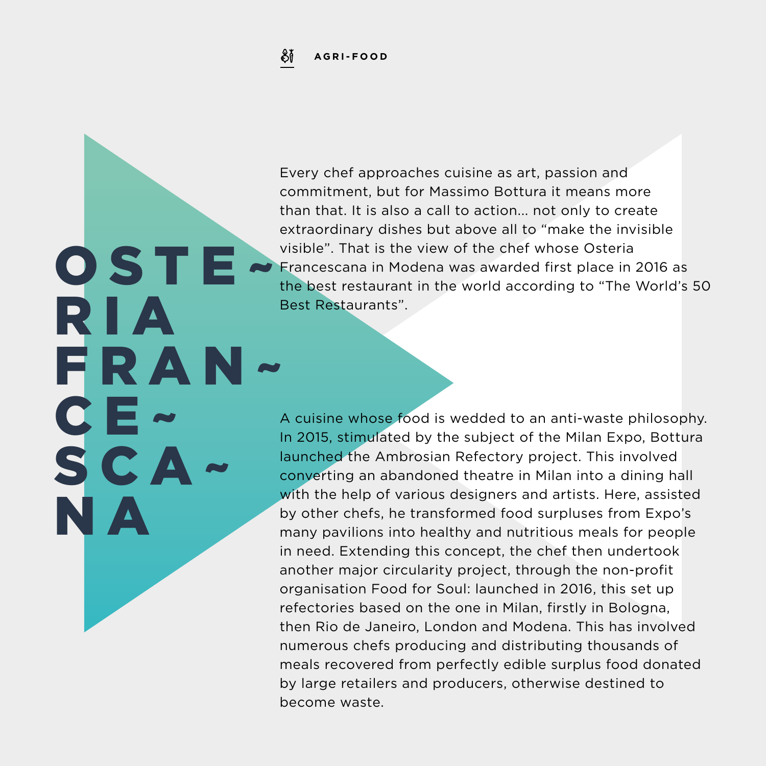AGRI-FOOD

# OSTERIA FRANCESCANA

Every chef approaches cuisine as art, passion and commitment, but for Massimo Bottura it means more than that. It is also a call to action... not only to create extraordinary dishes but above all to “make the invisible visible”. That is the view of the chef whose Osteria Francescana in Modena was awarded first place in 2016 as the best restaurant in the world according to “The World’s 50 Best Restaurants”.

A cuisine whose food is wedded to an anti-waste philosophy. In 2015, stimulated by the subject of the Milan Expo, Bottura launched the Ambrosian Refectory project. This involved converting an abandoned theatre in Milan into a dining hall with the help of various designers and artists. Here, assisted by other chefs, he transformed food surpluses from Expo’s many pavilions into healthy and nutritious meals for people in need. Extending this concept, the chef then undertook another major circularity project, through the non-profit organisation Food for Soul: launched in 2016, this set up refectories based on the one in Milan, firstly in Bologna, then Rio de Janeiro, London and Modena. This has involved numerous chefs producing and distributing thousands of meals recovered from perfectly edible surplus food donated by large retailers and producers, otherwise destined to become waste.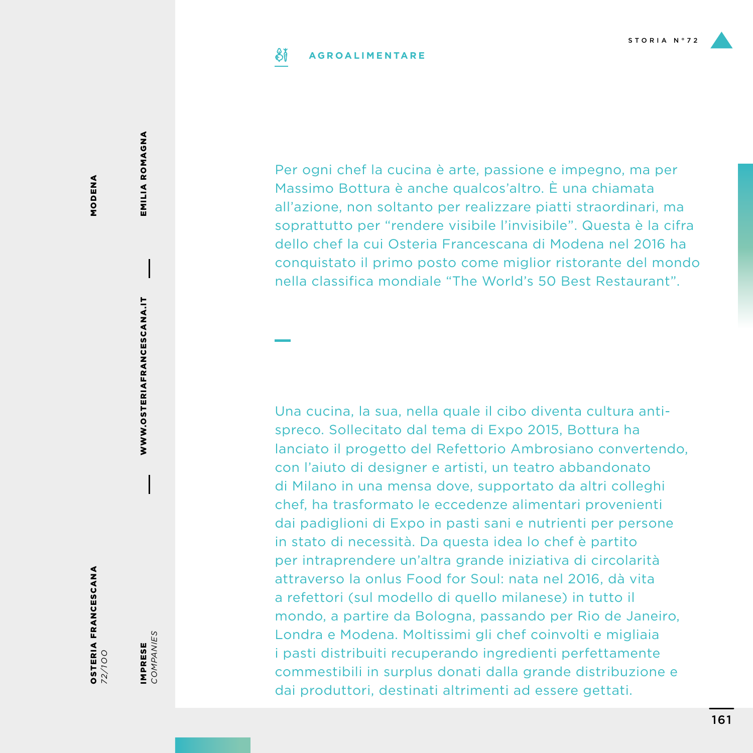**AGROALIMENTARE**

Per ogni chef la cucina è arte, passione e impegno, ma per Massimo Bottura è anche qualcos'altro. È una chiamata all'azione, non soltanto per realizzare piatti straordinari, ma soprattutto per "rendere visibile l'invisibile". Questa è la cifra dello chef la cui Osteria Francescana di Modena nel 2016 ha conquistato il primo posto come miglior ristorante del mondo nella classifica mondiale "The World's 50 Best Restaurant".

Una cucina, la sua, nella quale il cibo diventa cultura anti-spreco. Sollecitato dal tema di Expo 2015, Bottura ha lanciato il progetto del Refettorio Ambrosiano convertendo, con l'aiuto di designer e artisti, un teatro abbandonato di Milano in una mensa dove, supportato da altri colleghi chef, ha trasformato le eccedenze alimentari provenienti dai padiglioni di Expo in pasti sani e nutrienti per persone in stato di necessità. Da questa idea lo chef è partito per intraprendere un'altra grande iniziativa di circolarità attraverso la onlus Food for Soul: nata nel 2016, dà vita a refettori (sul modello di quello milanese) in tutto il mondo, a partire da Bologna, passando per Rio de Janeiro, Londra e Modena. Moltissimi gli chef coinvolti e migliaia i pasti distribuiti recuperando ingredienti perfettamente commestibili in surplus donati dalla grande distribuzione e dai produttori, destinati altrimenti ad essere gettati.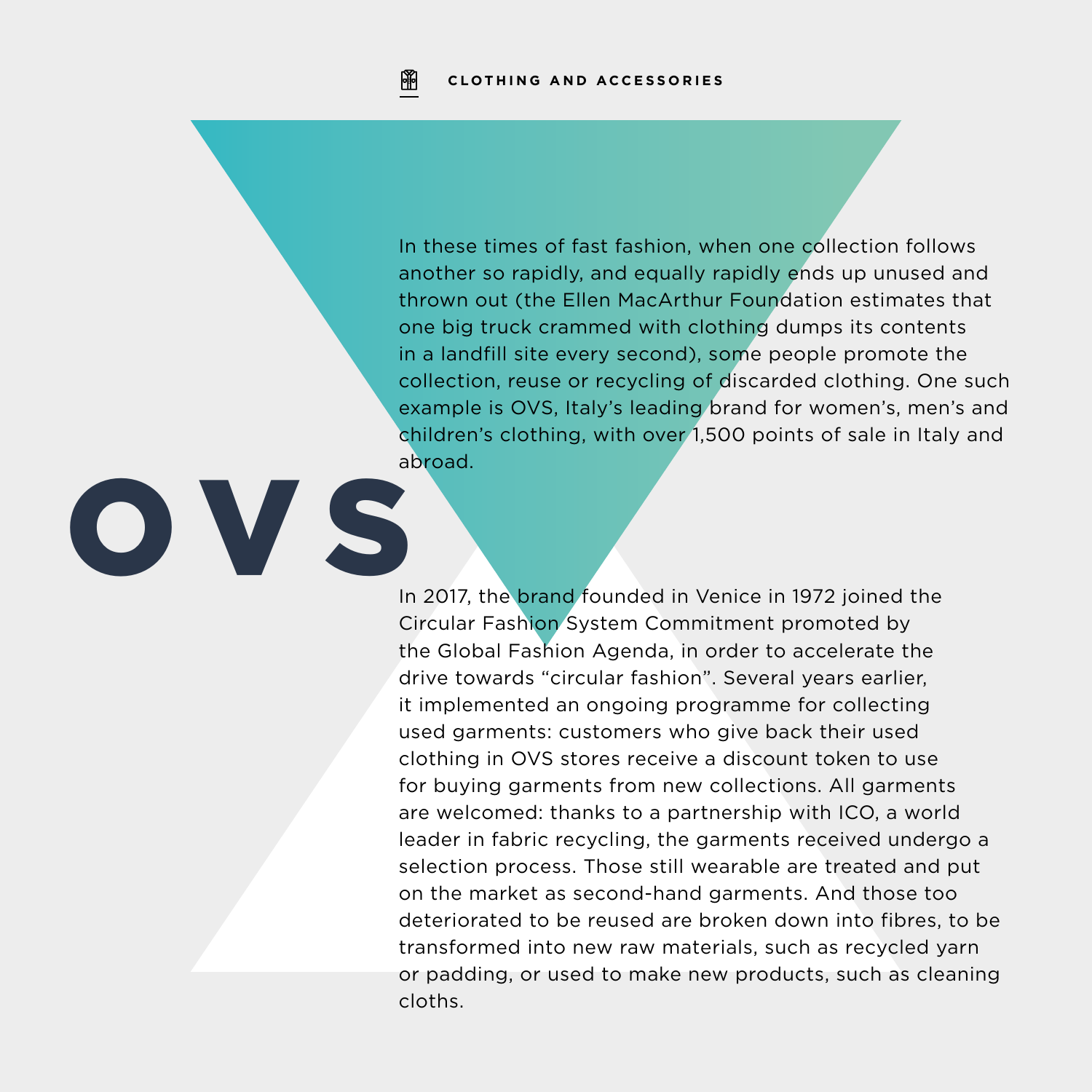CLOTHING AND ACCESSORIES

# OVS

In these times of fast fashion, when one collection follows another so rapidly, and equally rapidly ends up unused and thrown out (the Ellen MacArthur Foundation estimates that one big truck crammed with clothing dumps its contents in a landfill site every second), some people promote the collection, reuse or recycling of discarded clothing. One such example is OVS, Italy's leading brand for women's, men's and children's clothing, with over 1,500 points of sale in Italy and abroad.

In 2017, the brand founded in Venice in 1972 joined the Circular Fashion System Commitment promoted by the Global Fashion Agenda, in order to accelerate the drive towards "circular fashion". Several years earlier, it implemented an ongoing programme for collecting used garments: customers who give back their used clothing in OVS stores receive a discount token to use for buying garments from new collections. All garments are welcomed: thanks to a partnership with ICO, a world leader in fabric recycling, the garments received undergo a selection process. Those still wearable are treated and put on the market as second-hand garments. And those too deteriorated to be reused are broken down into fibres, to be transformed into new raw materials, such as recycled yarn or padding, or used to make new products, such as cleaning cloths.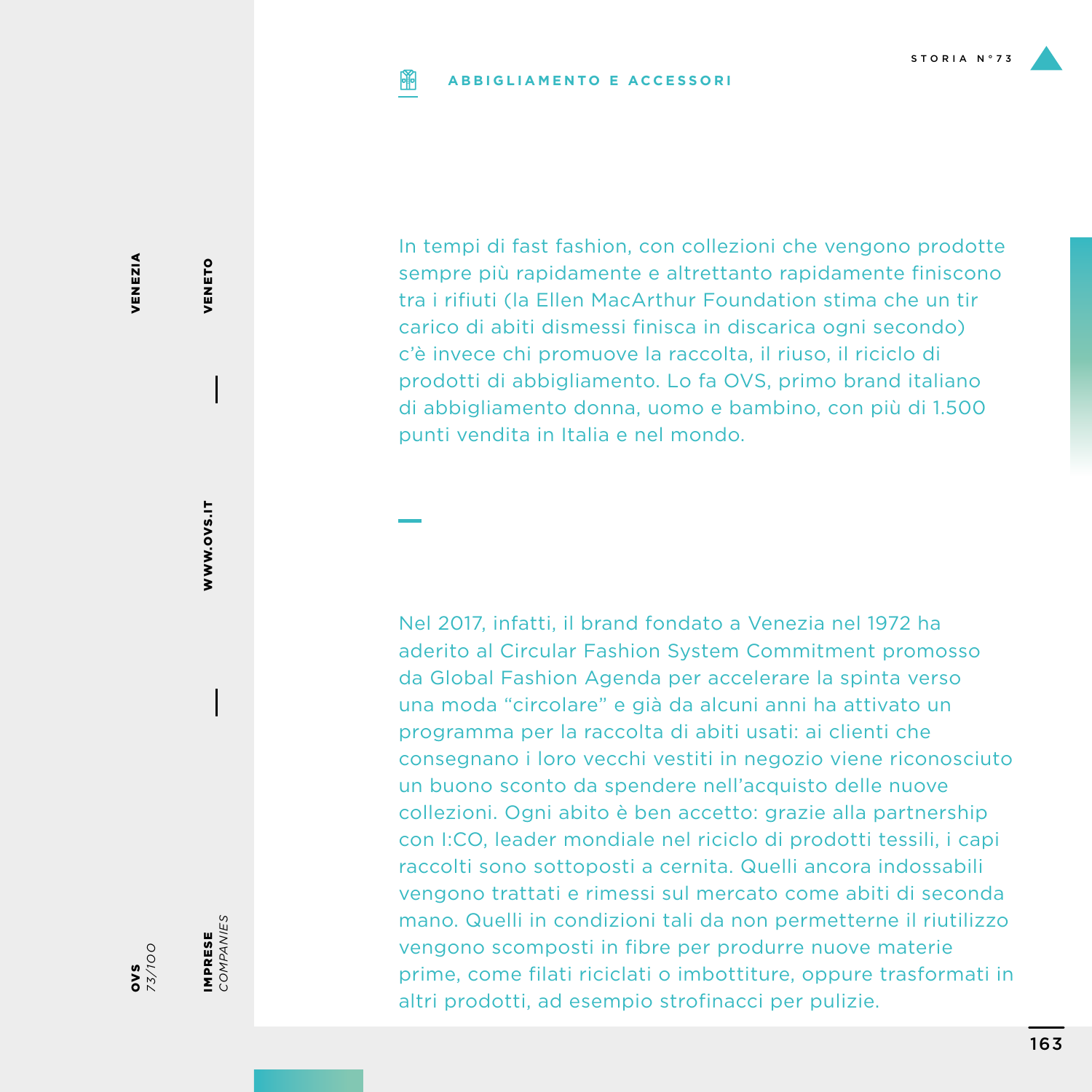**ABBIGLIAMENTO E ACCESSORI**

In tempi di fast fashion, con collezioni che vengono prodotte sempre più rapidamente e altrettanto rapidamente finiscono tra i rifiuti (la Ellen MacArthur Foundation stima che un tir carico di abiti dismessi finisca in discarica ogni secondo) c'è invece chi promuove la raccolta, il riuso, il riciclo di prodotti di abbigliamento. Lo fa OVS, primo brand italiano di abbigliamento donna, uomo e bambino, con più di 1.500 punti vendita in Italia e nel mondo.

Nel 2017, infatti, il brand fondato a Venezia nel 1972 ha aderito al Circular Fashion System Commitment promosso da Global Fashion Agenda per accelerare la spinta verso una moda "circolare" e già da alcuni anni ha attivato un programma per la raccolta di abiti usati: ai clienti che consegnano i loro vecchi vestiti in negozio viene riconosciuto un buono sconto da spendere nell'acquisto delle nuove collezioni. Ogni abito è ben accetto: grazie alla partnership con I:CO, leader mondiale nel riciclo di prodotti tessili, i capi raccolti sono sottoposti a cernita. Quelli ancora indossabili vengono trattati e rimessi sul mercato come abiti di seconda mano. Quelli in condizioni tali da non permetterne il riutilizzo vengono scomposti in fibre per produrre nuove materie prime, come filati riciclati o imbottiture, oppure trasformati in altri prodotti, ad esempio strofinacci per pulizie.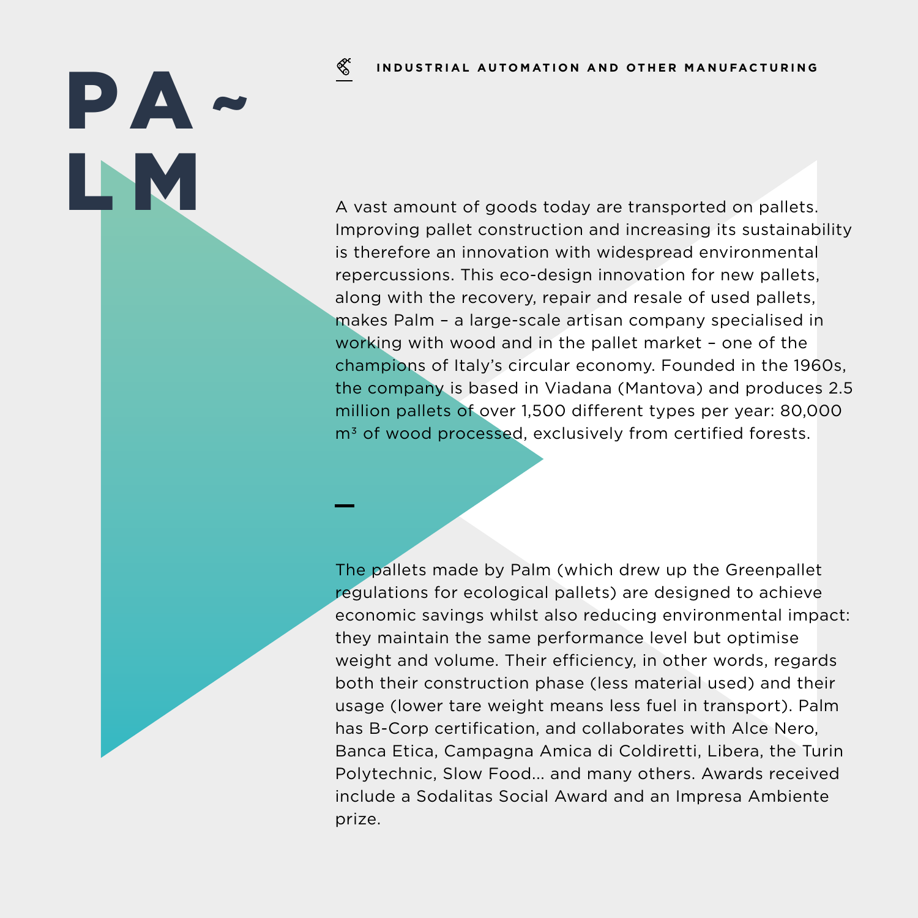# PALM

**INDUSTRIAL AUTOMATION AND OTHER MANUFACTURING**

A vast amount of goods today are transported on pallets. Improving pallet construction and increasing its sustainability is therefore an innovation with widespread environmental repercussions. This eco-design innovation for new pallets, along with the recovery, repair and resale of used pallets, makes Palm – a large-scale artisan company specialised in working with wood and in the pallet market – one of the champions of Italy's circular economy. Founded in the 1960s, the company is based in Viadana (Mantova) and produces 2.5 million pallets of over 1,500 different types per year: 80,000 $m^3$ of wood processed, exclusively from certified forests.

—

The pallets made by Palm (which drew up the Greenpallet regulations for ecological pallets) are designed to achieve economic savings whilst also reducing environmental impact: they maintain the same performance level but optimise weight and volume. Their efficiency, in other words, regards both their construction phase (less material used) and their usage (lower tare weight means less fuel in transport). Palm has B-Corp certification, and collaborates with Alce Nero, Banca Etica, Campagna Amica di Coldiretti, Libera, the Turin Polytechnic, Slow Food... and many others. Awards received include a Sodalitas Social Award and an Impresa Ambiente prize.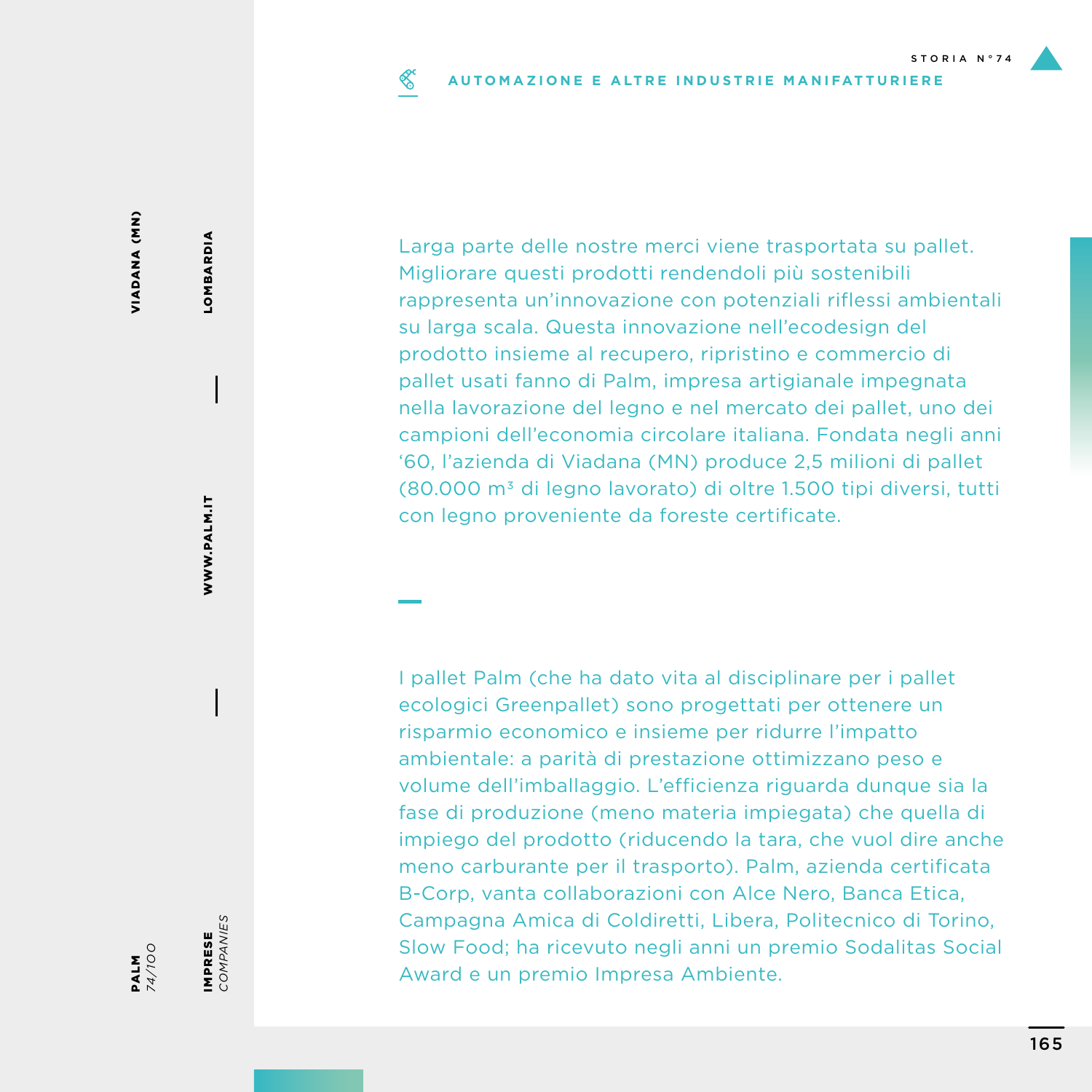STORIA N°74

**AUTOMAZIONE E ALTRE INDUSTRIE MANIFATTURIERE**

**VIADANA (MN)**

**LOMBARDIA**

**WWW.PALM.IT**

**PALM**
*74/100*

**IMPRESE**
*COMPANIES*

Larga parte delle nostre merci viene trasportata su pallet. Migliorare questi prodotti rendendoli più sostenibili rappresenta un'innovazione con potenziali riflessi ambientali su larga scala. Questa innovazione nell'ecodesign del prodotto insieme al recupero, ripristino e commercio di pallet usati fanno di Palm, impresa artigianale impegnata nella lavorazione del legno e nel mercato dei pallet, uno dei campioni dell'economia circolare italiana. Fondata negli anni '60, l'azienda di Viadana (MN) produce 2,5 milioni di pallet (80.000 $m^3$ di legno lavorato) di oltre 1.500 tipi diversi, tutti con legno proveniente da foreste certificate.

I pallet Palm (che ha dato vita al disciplinare per i pallet ecologici Greenpallet) sono progettati per ottenere un risparmio economico e insieme per ridurre l'impatto ambientale: a parità di prestazione ottimizzano peso e volume dell'imballaggio. L'efficienza riguarda dunque sia la fase di produzione (meno materia impiegata) che quella di impiego del prodotto (riducendo la tara, che vuol dire anche meno carburante per il trasporto). Palm, azienda certificata B-Corp, vanta collaborazioni con Alce Nero, Banca Etica, Campagna Amica di Coldiretti, Libera, Politecnico di Torino, Slow Food; ha ricevuto negli anni un premio Sodalitas Social Award e un premio Impresa Ambiente.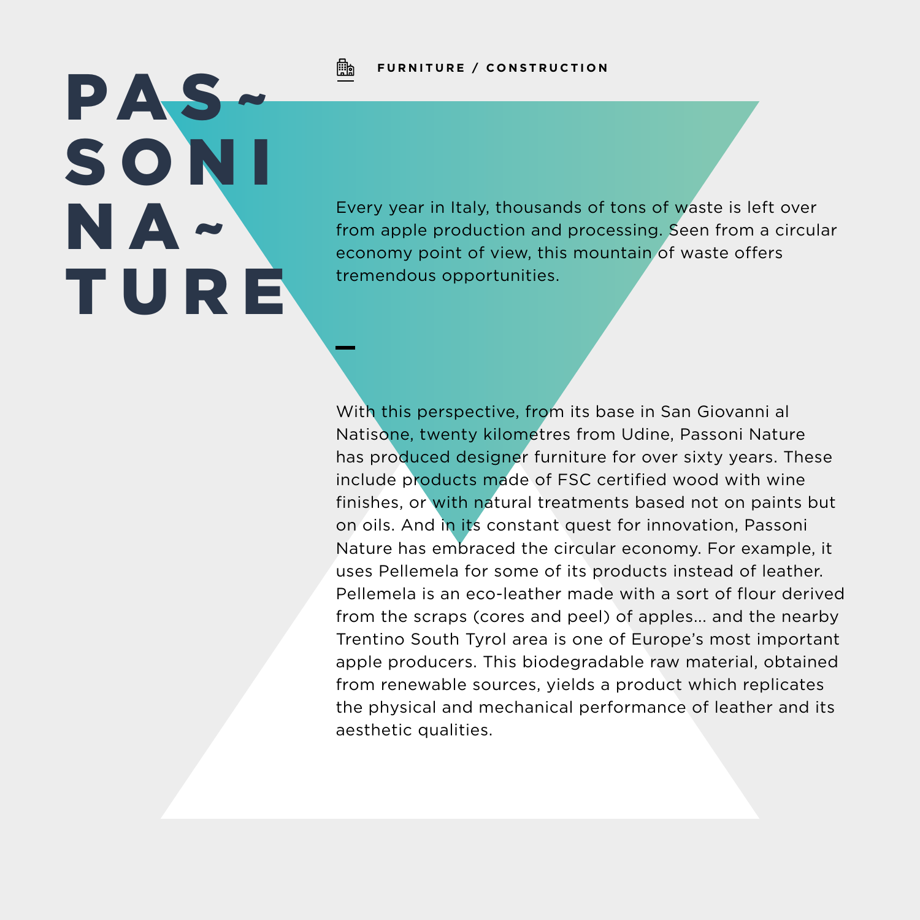# PASSONI NATURE

**FURNITURE / CONSTRUCTION**

Every year in Italy, thousands of tons of waste is left over from apple production and processing. Seen from a circular economy point of view, this mountain of waste offers tremendous opportunities.

—

With this perspective, from its base in San Giovanni al Natisone, twenty kilometres from Udine, Passoni Nature has produced designer furniture for over sixty years. These include products made of FSC certified wood with wine finishes, or with natural treatments based not on paints but on oils. And in its constant quest for innovation, Passoni Nature has embraced the circular economy. For example, it uses Pellemela for some of its products instead of leather. Pellemela is an eco-leather made with a sort of flour derived from the scraps (cores and peel) of apples... and the nearby Trentino South Tyrol area is one of Europe's most important apple producers. This biodegradable raw material, obtained from renewable sources, yields a product which replicates the physical and mechanical performance of leather and its aesthetic qualities.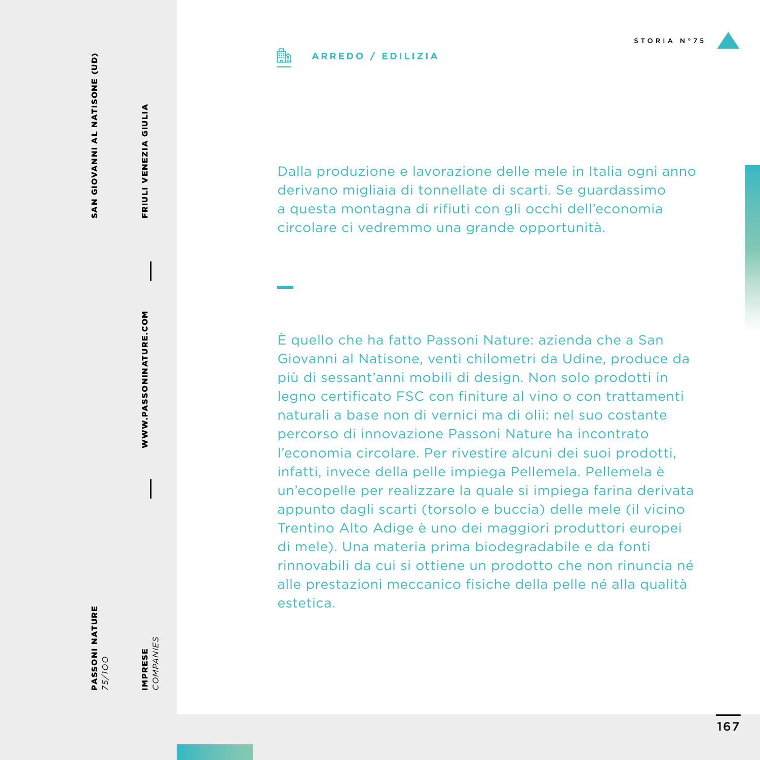STORIA N°75

ARREDO / EDILIZIA

Dalla produzione e lavorazione delle mele in Italia ogni anno derivano migliaia di tonnellate di scarti. Se guardassimo a questa montagna di rifiuti con gli occhi dell'economia circolare ci vedremmo una grande opportunità.

È quello che ha fatto Passoni Nature: azienda che a San Giovanni al Natisone, venti chilometri da Udine, produce da più di sessant'anni mobili di design. Non solo prodotti in legno certificato FSC con finiture al vino o con trattamenti naturali a base non di vernici ma di olii: nel suo costante percorso di innovazione Passoni Nature ha incontrato l'economia circolare. Per rivestire alcuni dei suoi prodotti, infatti, invece della pelle impiega Pellemela. Pellemela è un'ecopelle per realizzare la quale si impiega farina derivata appunto dagli scarti (torsolo e buccia) delle mele (il vicino Trentino Alto Adige è uno dei maggiori produttori europei di mele). Una materia prima biodegradabile e da fonti rinnovabili da cui si ottiene un prodotto che non rinuncia né alle prestazioni meccanico fisiche della pelle né alla qualità estetica.

**SAN GIOVANNI AL NATISONE (UD)**

**FRIULI VENEZIA GIULIA**

**WWW.PASSONINATURE.COM**

**PASSONI NATURE**
*75/100*

**IMPRESE**
*COMPANIES*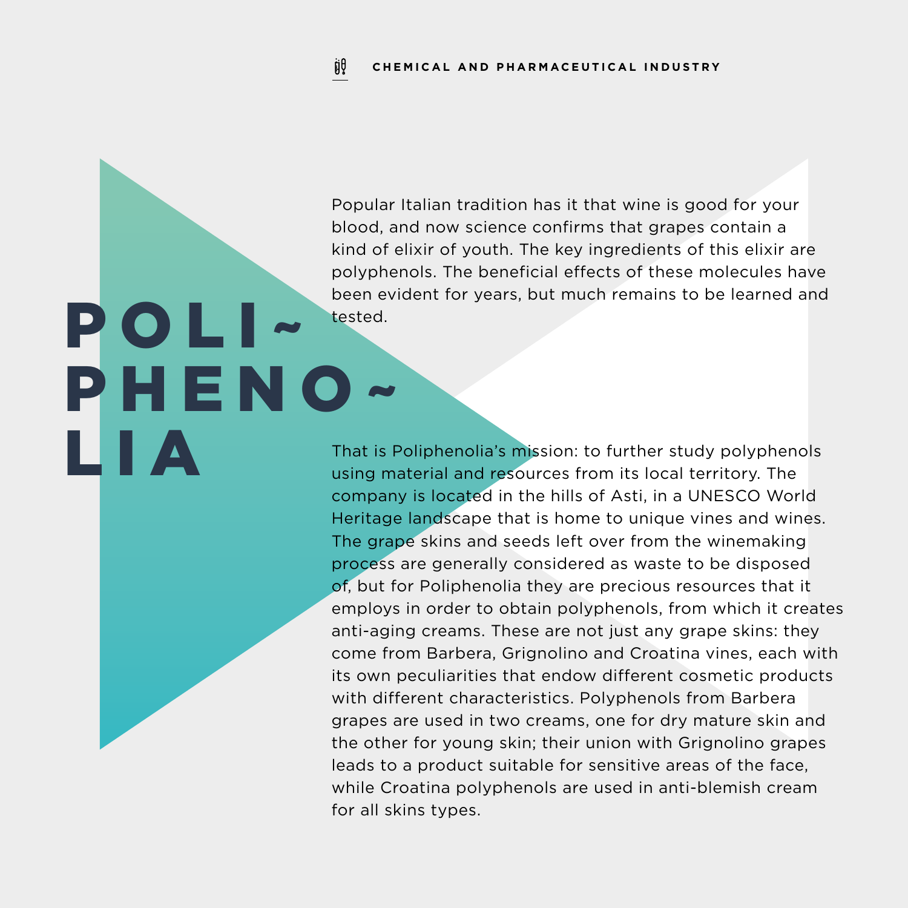CHEMICAL AND PHARMACEUTICAL INDUSTRY

# POLI~PHENO~LIA

Popular Italian tradition has it that wine is good for your blood, and now science confirms that grapes contain a kind of elixir of youth. The key ingredients of this elixir are polyphenols. The beneficial effects of these molecules have been evident for years, but much remains to be learned and tested.

That is Poliphenolia's mission: to further study polyphenols using material and resources from its local territory. The company is located in the hills of Asti, in a UNESCO World Heritage landscape that is home to unique vines and wines. The grape skins and seeds left over from the winemaking process are generally considered as waste to be disposed of, but for Poliphenolia they are precious resources that it employs in order to obtain polyphenols, from which it creates anti-aging creams. These are not just any grape skins: they come from Barbera, Grignolino and Croatina vines, each with its own peculiarities that endow different cosmetic products with different characteristics. Polyphenols from Barbera grapes are used in two creams, one for dry mature skin and the other for young skin; their union with Grignolino grapes leads to a product suitable for sensitive areas of the face, while Croatina polyphenols are used in anti-blemish cream for all skins types.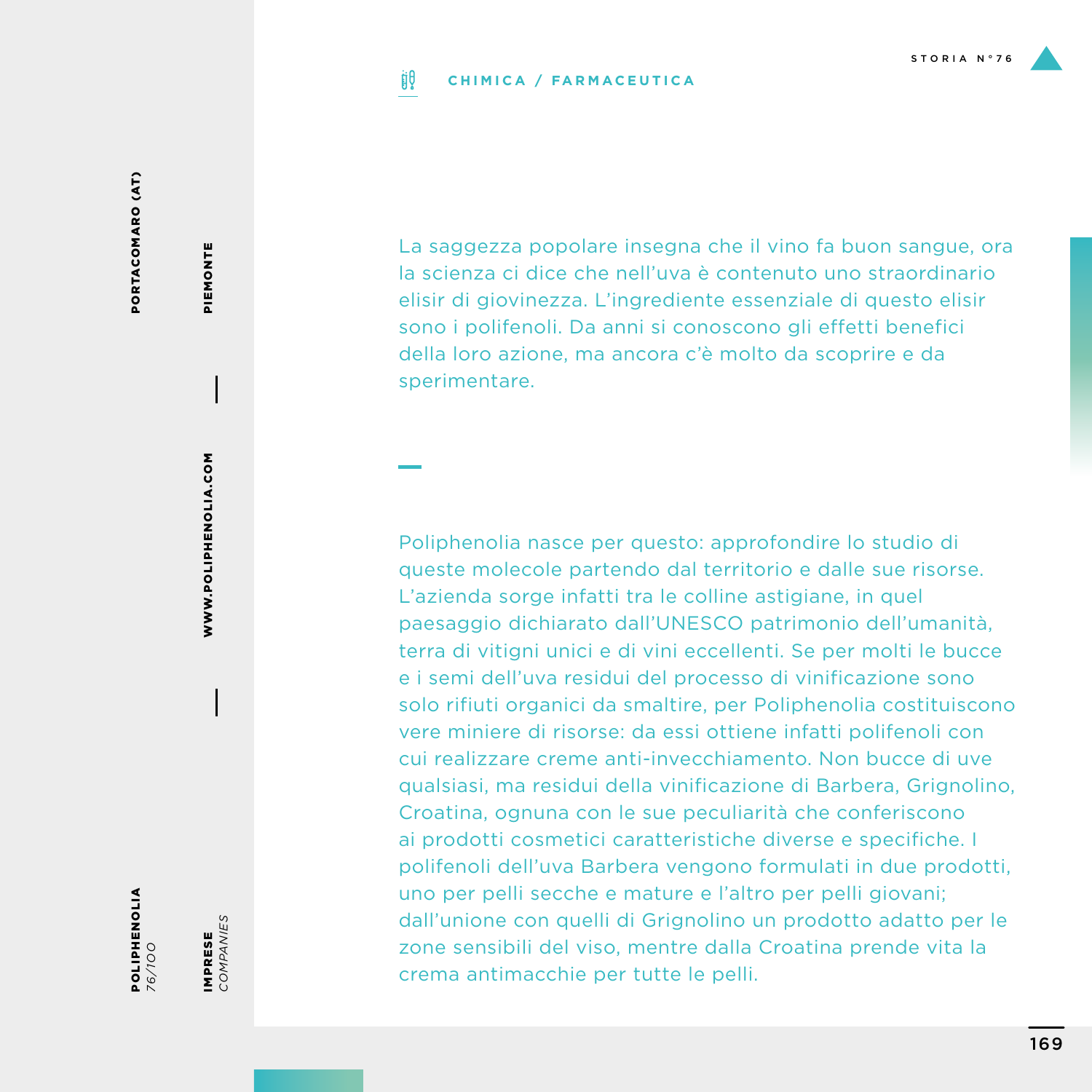**CHIMICA / FARMACEUTICA**

**POLIPHENOLIA**
*76/100*

**PORTACOMARO (AT)** | **PIEMONTE** | **WWW.POLIPHENOLIA.COM**

**IMPRESE**
*COMPANIES*

La saggezza popolare insegna che il vino fa buon sangue, ora la scienza ci dice che nell'uva è contenuto uno straordinario elisir di giovinezza. L'ingrediente essenziale di questo elisir sono i polifenoli. Da anni si conoscono gli effetti benefici della loro azione, ma ancora c'è molto da scoprire e da sperimentare.

Poliphenolia nasce per questo: approfondire lo studio di queste molecole partendo dal territorio e dalle sue risorse. L'azienda sorge infatti tra le colline astigiane, in quel paesaggio dichiarato dall'UNESCO patrimonio dell'umanità, terra di vitigni unici e di vini eccellenti. Se per molti le bucce e i semi dell'uva residui del processo di vinificazione sono solo rifiuti organici da smaltire, per Poliphenolia costituiscono vere miniere di risorse: da essi ottiene infatti polifenoli con cui realizzare creme anti-invecchiamento. Non bucce di uve qualsiasi, ma residui della vinificazione di Barbera, Grignolino, Croatina, ognuna con le sue peculiarità che conferiscono ai prodotti cosmetici caratteristiche diverse e specifiche. I polifenoli dell'uva Barbera vengono formulati in due prodotti, uno per pelli secche e mature e l'altro per pelli giovani; dall'unione con quelli di Grignolino un prodotto adatto per le zone sensibili del viso, mentre dalla Croatina prende vita la crema antimacchie per tutte le pelli.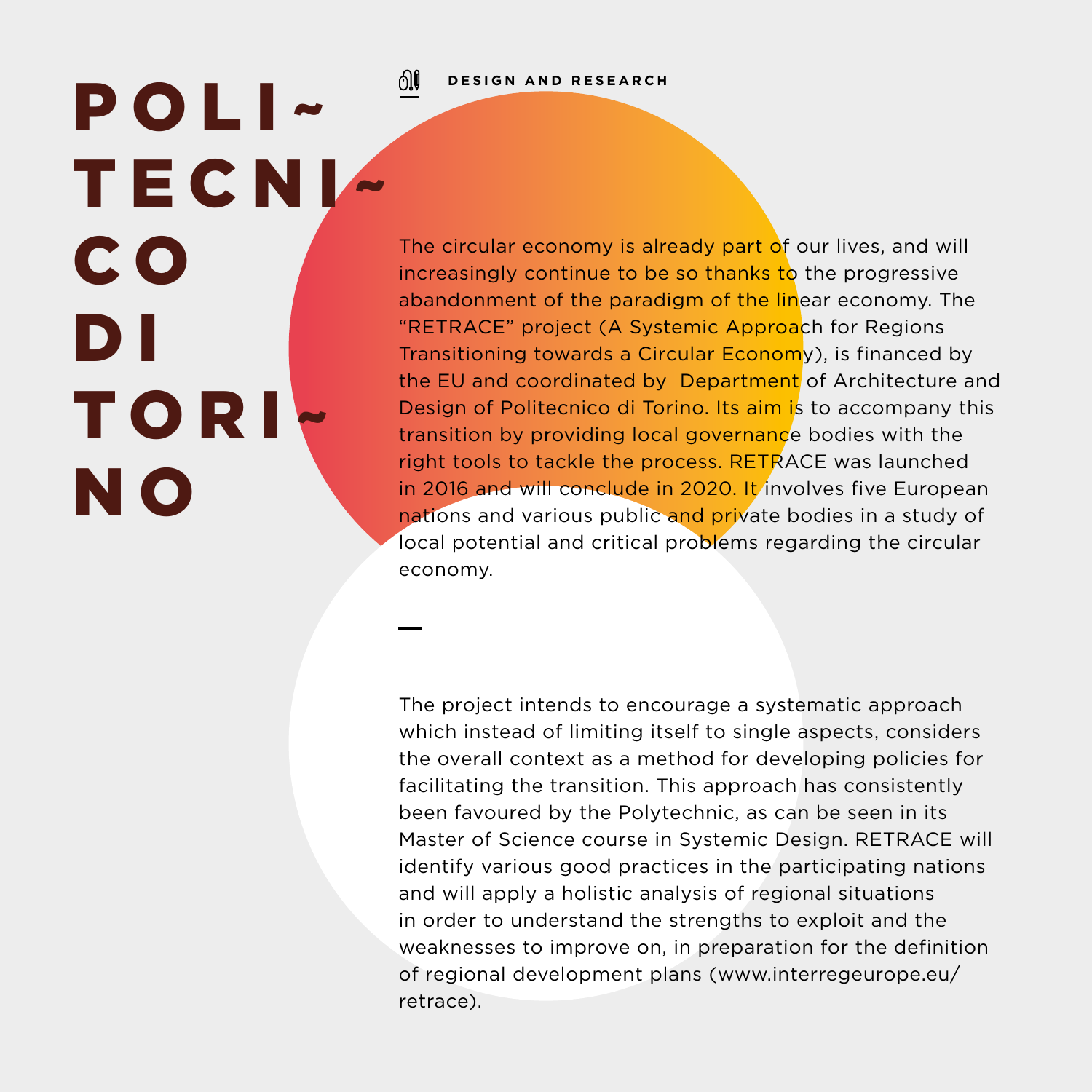# POLITECNICO DI TORINO

**DESIGN AND RESEARCH**

The circular economy is already part of our lives, and will increasingly continue to be so thanks to the progressive abandonment of the paradigm of the linear economy. The "RETRACE" project (A Systemic Approach for Regions Transitioning towards a Circular Economy), is financed by the EU and coordinated by Department of Architecture and Design of Politecnico di Torino. Its aim is to accompany this transition by providing local governance bodies with the right tools to tackle the process. RETRACE was launched in 2016 and will conclude in 2020. It involves five European nations and various public and private bodies in a study of local potential and critical problems regarding the circular economy.

—

The project intends to encourage a systematic approach which instead of limiting itself to single aspects, considers the overall context as a method for developing policies for facilitating the transition. This approach has consistently been favoured by the Polytechnic, as can be seen in its Master of Science course in Systemic Design. RETRACE will identify various good practices in the participating nations and will apply a holistic analysis of regional situations in order to understand the strengths to exploit and the weaknesses to improve on, in preparation for the definition of regional development plans (www.interregeurope.eu/retrace).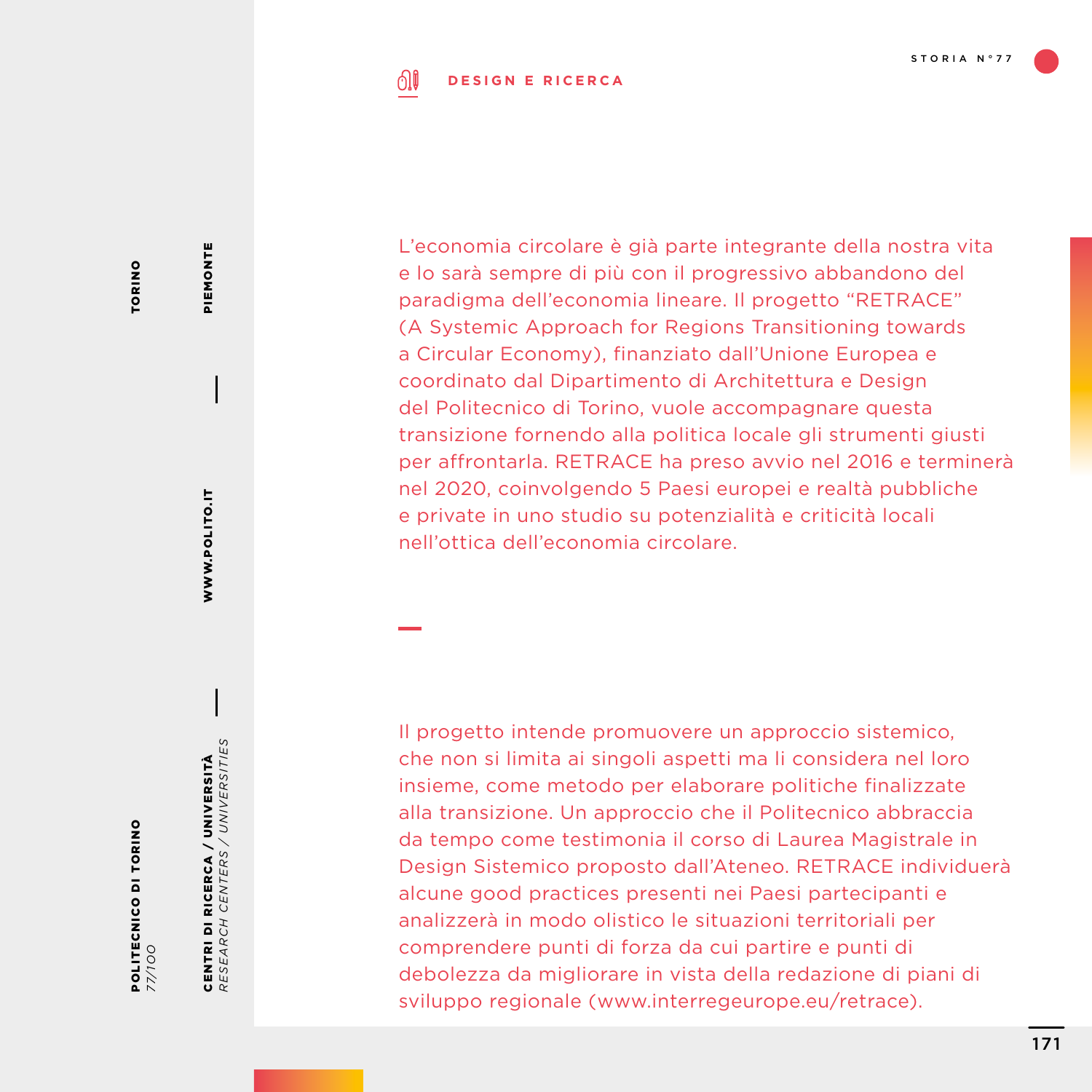**DESIGN E RICERCA**

L'economia circolare è già parte integrante della nostra vita e lo sarà sempre di più con il progressivo abbandono del paradigma dell'economia lineare. Il progetto "RETRACE" (A Systemic Approach for Regions Transitioning towards a Circular Economy), finanziato dall'Unione Europea e coordinato dal Dipartimento di Architettura e Design del Politecnico di Torino, vuole accompagnare questa transizione fornendo alla politica locale gli strumenti giusti per affrontarla. RETRACE ha preso avvio nel 2016 e terminerà nel 2020, coinvolgendo 5 Paesi europei e realtà pubbliche e private in uno studio su potenzialità e criticità locali nell'ottica dell'economia circolare.

Il progetto intende promuovere un approccio sistemico, che non si limita ai singoli aspetti ma li considera nel loro insieme, come metodo per elaborare politiche finalizzate alla transizione. Un approccio che il Politecnico abbraccia da tempo come testimonia il corso di Laurea Magistrale in Design Sistemico proposto dall'Ateneo. RETRACE individuerà alcune good practices presenti nei Paesi partecipanti e analizzerà in modo olistico le situazioni territoriali per comprendere punti di forza da cui partire e punti di debolezza da migliorare in vista della redazione di piani di sviluppo regionale (www.interregeurope.eu/retrace).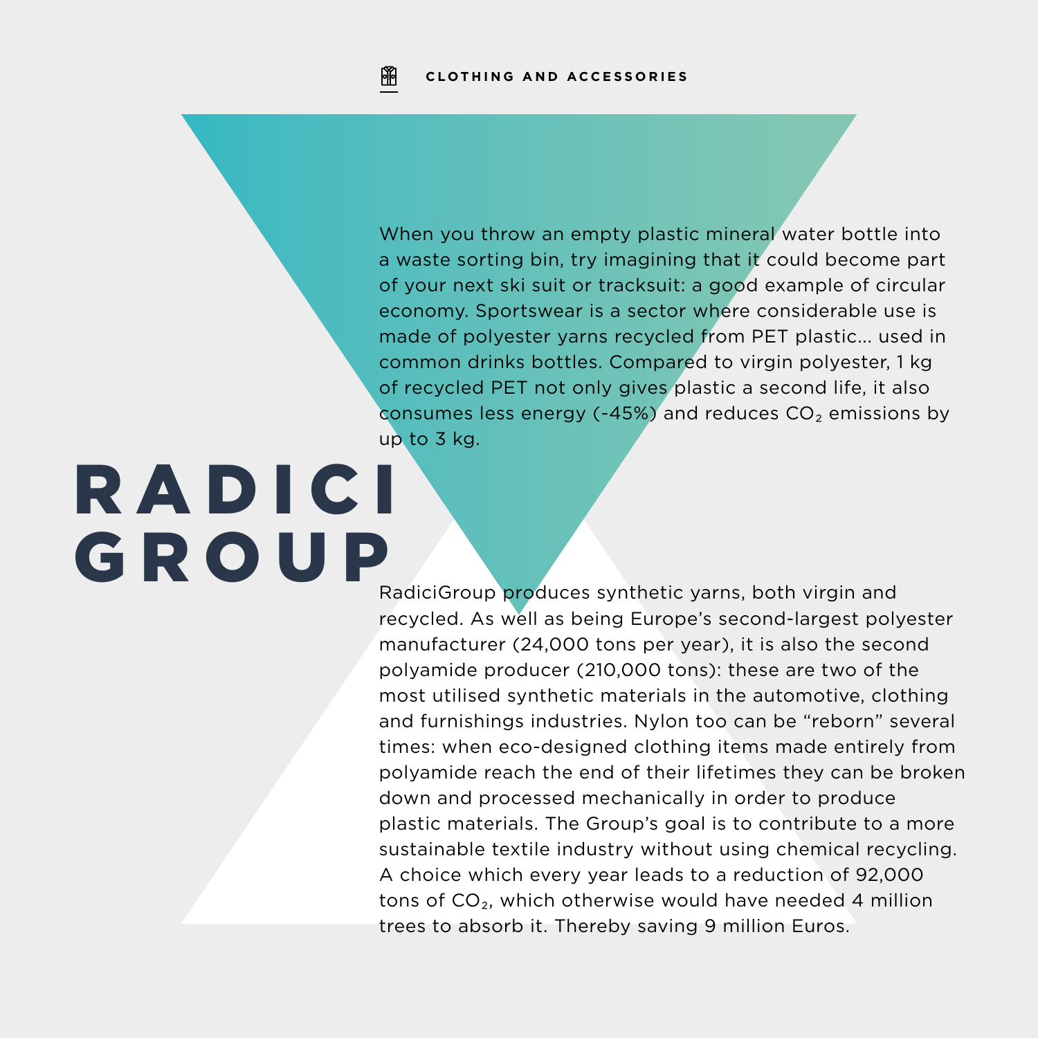CLOTHING AND ACCESSORIES

# RADICI GROUP

When you throw an empty plastic mineral water bottle into a waste sorting bin, try imagining that it could become part of your next ski suit or tracksuit: a good example of circular economy. Sportswear is a sector where considerable use is made of polyester yarns recycled from PET plastic... used in common drinks bottles. Compared to virgin polyester, 1 kg of recycled PET not only gives plastic a second life, it also consumes less energy (-45%) and reduces $CO_2$ emissions by up to 3 kg.

RadiciGroup produces synthetic yarns, both virgin and recycled. As well as being Europe's second-largest polyester manufacturer (24,000 tons per year), it is also the second polyamide producer (210,000 tons): these are two of the most utilised synthetic materials in the automotive, clothing and furnishings industries. Nylon too can be "reborn" several times: when eco-designed clothing items made entirely from polyamide reach the end of their lifetimes they can be broken down and processed mechanically in order to produce plastic materials. The Group's goal is to contribute to a more sustainable textile industry without using chemical recycling. A choice which every year leads to a reduction of 92,000 tons of $CO_2$, which otherwise would have needed 4 million trees to absorb it. Thereby saving 9 million Euros.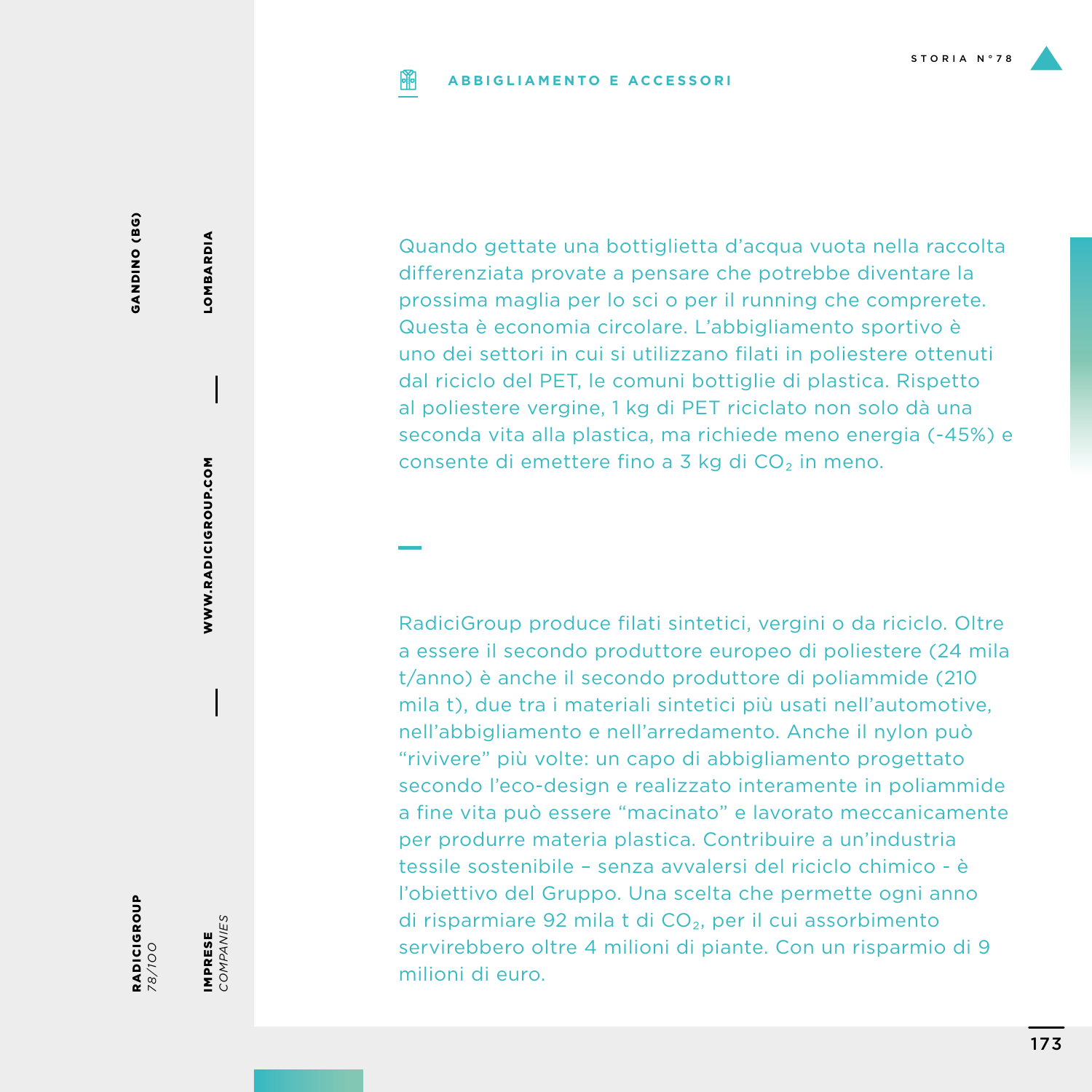**ABBIGLIAMENTO E ACCESSORI**

STORIA N°78

RADICIGROUP
*78/100*

GANDINO (BG) — LOMBARDIA — WWW.RADICIGROUP.COM

IMPRESE *COMPANIES*

Quando gettate una bottiglietta d'acqua vuota nella raccolta differenziata provate a pensare che potrebbe diventare la prossima maglia per lo sci o per il running che comprerete. Questa è economia circolare. L'abbigliamento sportivo è uno dei settori in cui si utilizzano filati in poliestere ottenuti dal riciclo del PET, le comuni bottiglie di plastica. Rispetto al poliestere vergine, 1 kg di PET riciclato non solo dà una seconda vita alla plastica, ma richiede meno energia (-45%) e consente di emettere fino a 3 kg di $CO_2$ in meno.

RadiciGroup produce filati sintetici, vergini o da riciclo. Oltre a essere il secondo produttore europeo di poliestere (24 mila t/anno) è anche il secondo produttore di poliammide (210 mila t), due tra i materiali sintetici più usati nell'automotive, nell'abbigliamento e nell'arredamento. Anche il nylon può "rivivere" più volte: un capo di abbigliamento progettato secondo l'eco-design e realizzato interamente in poliammide a fine vita può essere "macinato" e lavorato meccanicamente per produrre materia plastica. Contribuire a un'industria tessile sostenibile – senza avvalersi del riciclo chimico - è l'obiettivo del Gruppo. Una scelta che permette ogni anno di risparmiare 92 mila t di $CO_2$, per il cui assorbimento servirebbero oltre 4 milioni di piante. Con un risparmio di 9 milioni di euro.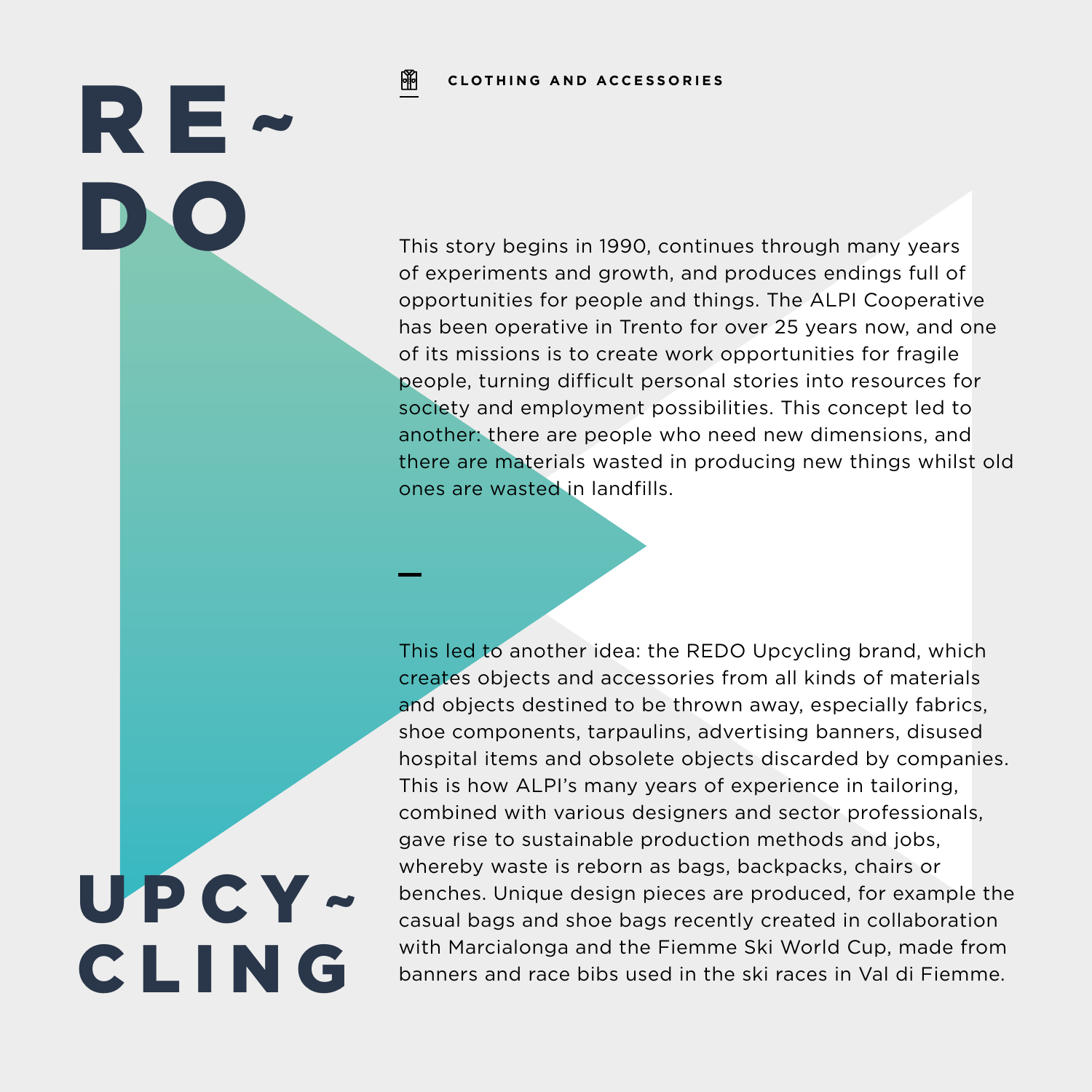# RE~DO UPCY~CLING

CLOTHING AND ACCESSORIES

This story begins in 1990, continues through many years of experiments and growth, and produces endings full of opportunities for people and things. The ALPI Cooperative has been operative in Trento for over 25 years now, and one of its missions is to create work opportunities for fragile people, turning difficult personal stories into resources for society and employment possibilities. This concept led to another: there are people who need new dimensions, and there are materials wasted in producing new things whilst old ones are wasted in landfills.

—

This led to another idea: the REDO Upcycling brand, which creates objects and accessories from all kinds of materials and objects destined to be thrown away, especially fabrics, shoe components, tarpaulins, advertising banners, disused hospital items and obsolete objects discarded by companies. This is how ALPI's many years of experience in tailoring, combined with various designers and sector professionals, gave rise to sustainable production methods and jobs, whereby waste is reborn as bags, backpacks, chairs or benches. Unique design pieces are produced, for example the casual bags and shoe bags recently created in collaboration with Marcialonga and the Fiemme Ski World Cup, made from banners and race bibs used in the ski races in Val di Fiemme.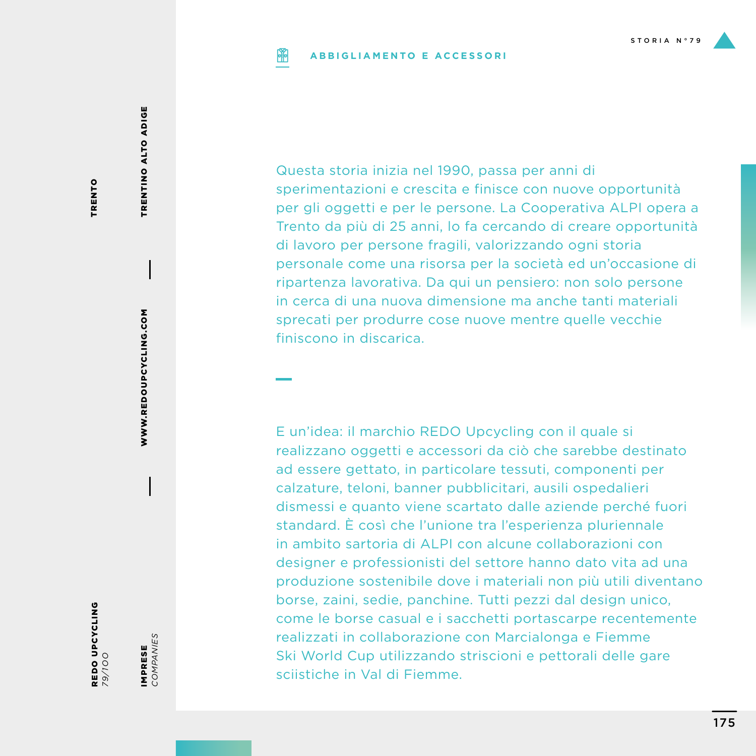STORIA N°79

## ABBIGLIAMENTO E ACCESSORI

**REDO UPCYCLING** *79/100*

**IMPRESE** *COMPANIES*

**TRENTO**

**TRENTINO ALTO ADIGE**

**WWW.REDOUPCYCLING.COM**

Questa storia inizia nel 1990, passa per anni di sperimentazioni e crescita e finisce con nuove opportunità per gli oggetti e per le persone. La Cooperativa ALPI opera a Trento da più di 25 anni, lo fa cercando di creare opportunità di lavoro per persone fragili, valorizzando ogni storia personale come una risorsa per la società ed un'occasione di ripartenza lavorativa. Da qui un pensiero: non solo persone in cerca di una nuova dimensione ma anche tanti materiali sprecati per produrre cose nuove mentre quelle vecchie finiscono in discarica.

E un'idea: il marchio REDO Upcycling con il quale si realizzano oggetti e accessori da ciò che sarebbe destinato ad essere gettato, in particolare tessuti, componenti per calzature, teloni, banner pubblicitari, ausili ospedalieri dismessi e quanto viene scartato dalle aziende perché fuori standard. È così che l'unione tra l'esperienza pluriennale in ambito sartoria di ALPI con alcune collaborazioni con designer e professionisti del settore hanno dato vita ad una produzione sostenibile dove i materiali non più utili diventano borse, zaini, sedie, panchine. Tutti pezzi dal design unico, come le borse casual e i sacchetti portascarpe recentemente realizzati in collaborazione con Marcialonga e Fiemme Ski World Cup utilizzando striscioni e pettorali delle gare sciistiche in Val di Fiemme.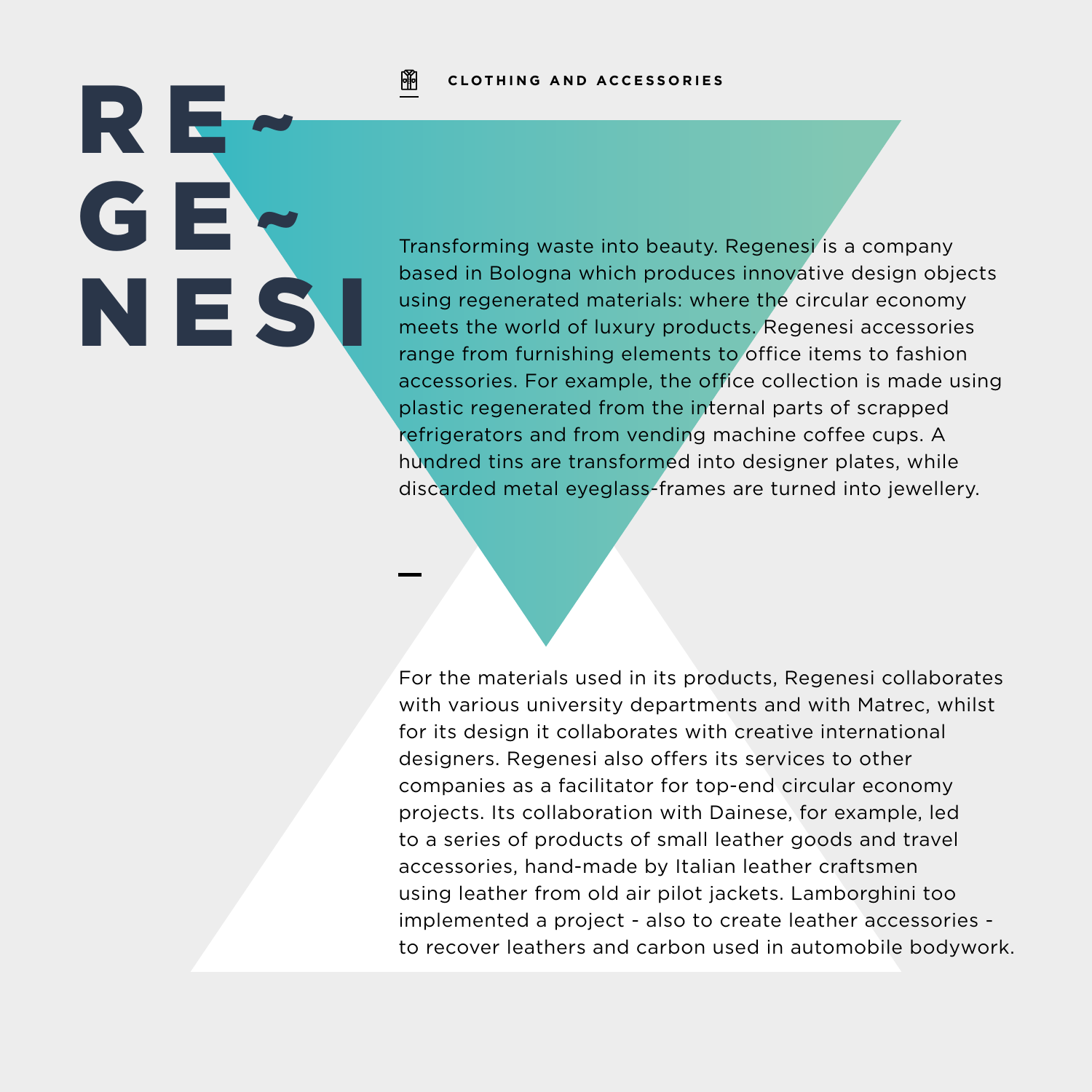# REGENESI

**CLOTHING AND ACCESSORIES**

Transforming waste into beauty. Regenesi is a company based in Bologna which produces innovative design objects using regenerated materials: where the circular economy meets the world of luxury products. Regenesi accessories range from furnishing elements to office items to fashion accessories. For example, the office collection is made using plastic regenerated from the internal parts of scrapped refrigerators and from vending machine coffee cups. A hundred tins are transformed into designer plates, while discarded metal eyeglass-frames are turned into jewellery.

For the materials used in its products, Regenesi collaborates with various university departments and with Matrec, whilst for its design it collaborates with creative international designers. Regenesi also offers its services to other companies as a facilitator for top-end circular economy projects. Its collaboration with Dainese, for example, led to a series of products of small leather goods and travel accessories, hand-made by Italian leather craftsmen using leather from old air pilot jackets. Lamborghini too implemented a project - also to create leather accessories - to recover leathers and carbon used in automobile bodywork.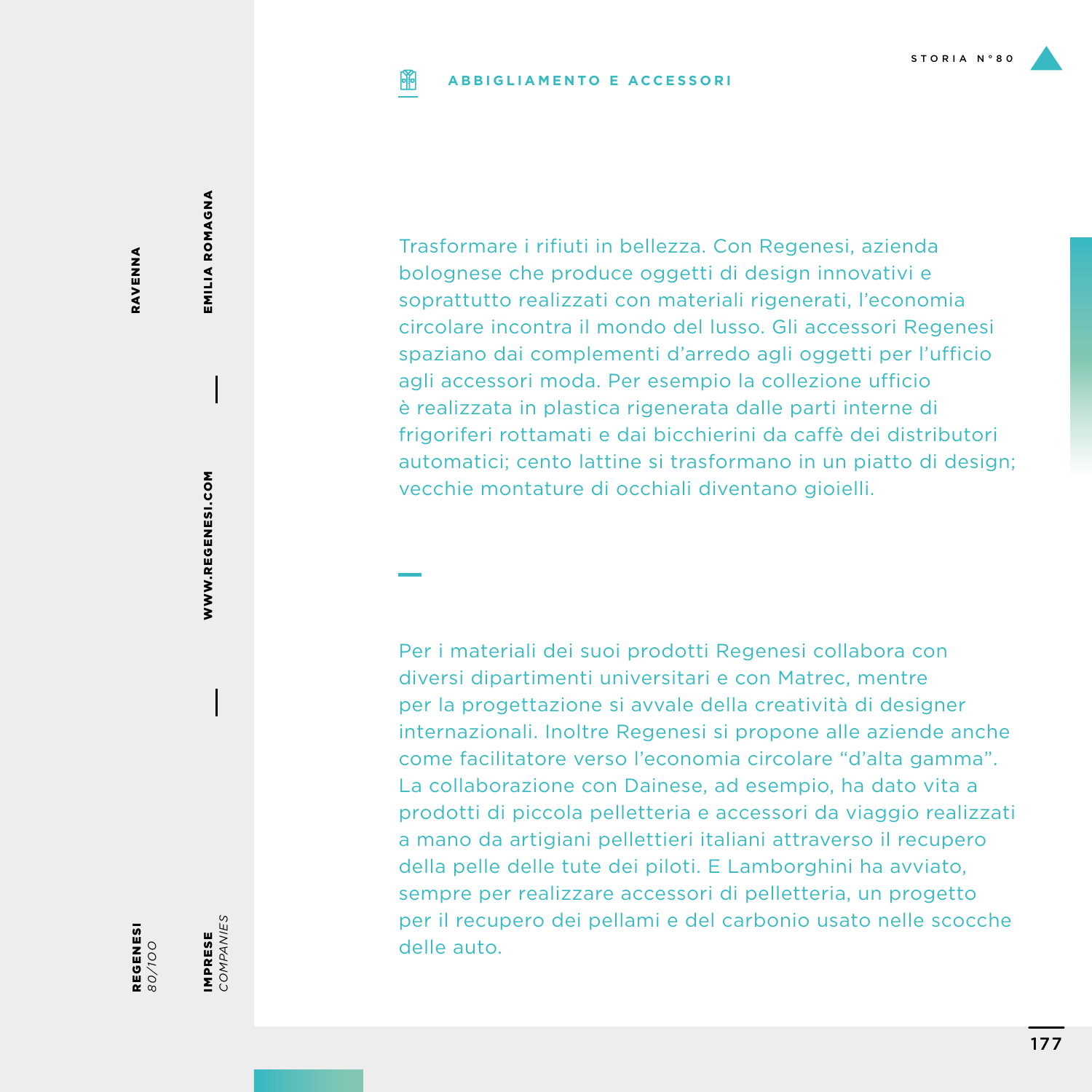**ABBIGLIAMENTO E ACCESSORI**

STORIA N°80

REGENESI 80/100 — IMPRESE *COMPANIES*

RAVENNA — EMILIA ROMAGNA — WWW.REGENESI.COM

Trasformare i rifiuti in bellezza. Con Regenesi, azienda bolognese che produce oggetti di design innovativi e soprattutto realizzati con materiali rigenerati, l'economia circolare incontra il mondo del lusso. Gli accessori Regenesi spaziano dai complementi d'arredo agli oggetti per l'ufficio agli accessori moda. Per esempio la collezione ufficio è realizzata in plastica rigenerata dalle parti interne di frigoriferi rottamati e dai bicchierini da caffè dei distributori automatici; cento lattine si trasformano in un piatto di design; vecchie montature di occhiali diventano gioielli.

Per i materiali dei suoi prodotti Regenesi collabora con diversi dipartimenti universitari e con Matrec, mentre per la progettazione si avvale della creatività di designer internazionali. Inoltre Regenesi si propone alle aziende anche come facilitatore verso l'economia circolare "d'alta gamma". La collaborazione con Dainese, ad esempio, ha dato vita a prodotti di piccola pelletteria e accessori da viaggio realizzati a mano da artigiani pellettieri italiani attraverso il recupero della pelle delle tute dei piloti. E Lamborghini ha avviato, sempre per realizzare accessori di pelletteria, un progetto per il recupero dei pellami e del carbonio usato nelle scocche delle auto.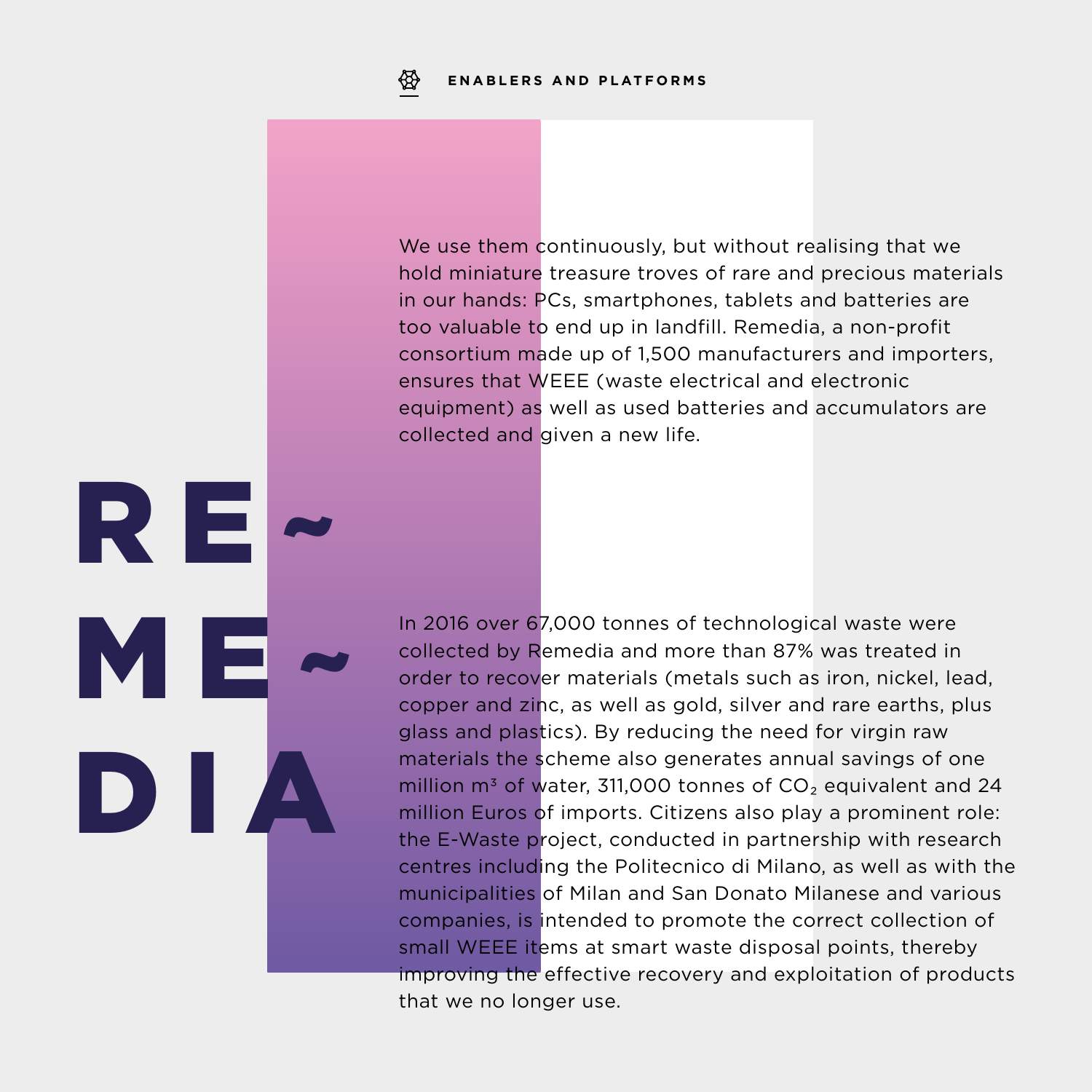# RE~ME~DIA

We use them continuously, but without realising that we hold miniature treasure troves of rare and precious materials in our hands: PCs, smartphones, tablets and batteries are too valuable to end up in landfill. Remedia, a non-profit consortium made up of 1,500 manufacturers and importers, ensures that WEEE (waste electrical and electronic equipment) as well as used batteries and accumulators are collected and given a new life.

In 2016 over 67,000 tonnes of technological waste were collected by Remedia and more than 87% was treated in order to recover materials (metals such as iron, nickel, lead, copper and zinc, as well as gold, silver and rare earths, plus glass and plastics). By reducing the need for virgin raw materials the scheme also generates annual savings of one million $m^3$ of water, 311,000 tonnes of $CO_2$ equivalent and 24 million Euros of imports. Citizens also play a prominent role: the E-Waste project, conducted in partnership with research centres including the Politecnico di Milano, as well as with the municipalities of Milan and San Donato Milanese and various companies, is intended to promote the correct collection of small WEEE items at smart waste disposal points, thereby improving the effective recovery and exploitation of products that we no longer use.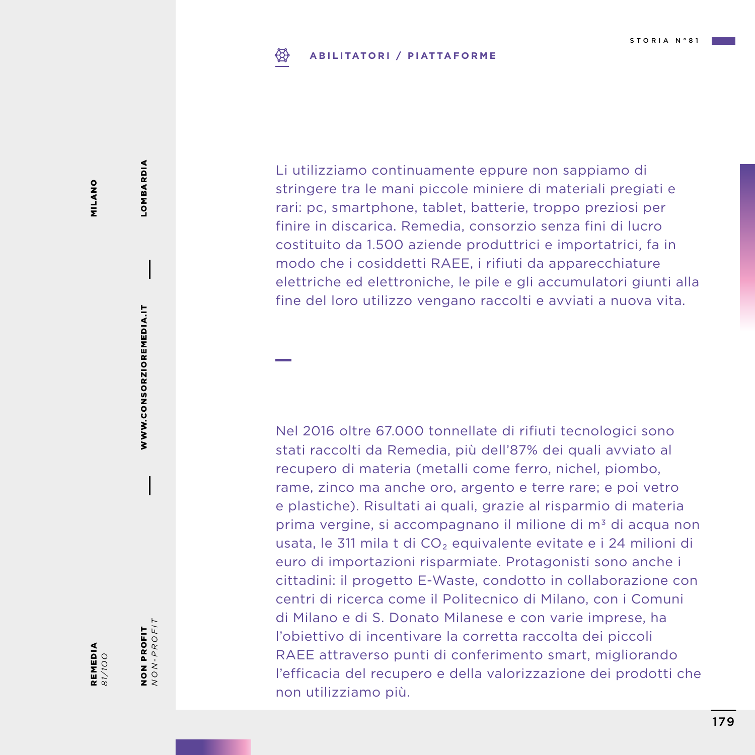**ABILITATORI / PIATTAFORME**

**REMEDIA** *81/100*

**NON PROFIT** *NON-PROFIT*

**WWW.CONSORZIOREMEDIA.IT**

**MILANO** **LOMBARDIA**

Li utilizziamo continuamente eppure non sappiamo di stringere tra le mani piccole miniere di materiali pregiati e rari: pc, smartphone, tablet, batterie, troppo preziosi per finire in discarica. Remedia, consorzio senza fini di lucro costituito da 1.500 aziende produttrici e importatrici, fa in modo che i cosiddetti RAEE, i rifiuti da apparecchiature elettriche ed elettroniche, le pile e gli accumulatori giunti alla fine del loro utilizzo vengano raccolti e avviati a nuova vita.

Nel 2016 oltre 67.000 tonnellate di rifiuti tecnologici sono stati raccolti da Remedia, più dell'87% dei quali avviato al recupero di materia (metalli come ferro, nichel, piombo, rame, zinco ma anche oro, argento e terre rare; e poi vetro e plastiche). Risultati ai quali, grazie al risparmio di materia prima vergine, si accompagnano il milione di $m^3$ di acqua non usata, le 311 mila t di $CO_2$ equivalente evitate e i 24 milioni di euro di importazioni risparmiate. Protagonisti sono anche i cittadini: il progetto E-Waste, condotto in collaborazione con centri di ricerca come il Politecnico di Milano, con i Comuni di Milano e di S. Donato Milanese e con varie imprese, ha l'obiettivo di incentivare la corretta raccolta dei piccoli RAEE attraverso punti di conferimento smart, migliorando l'efficacia del recupero e della valorizzazione dei prodotti che non utilizziamo più.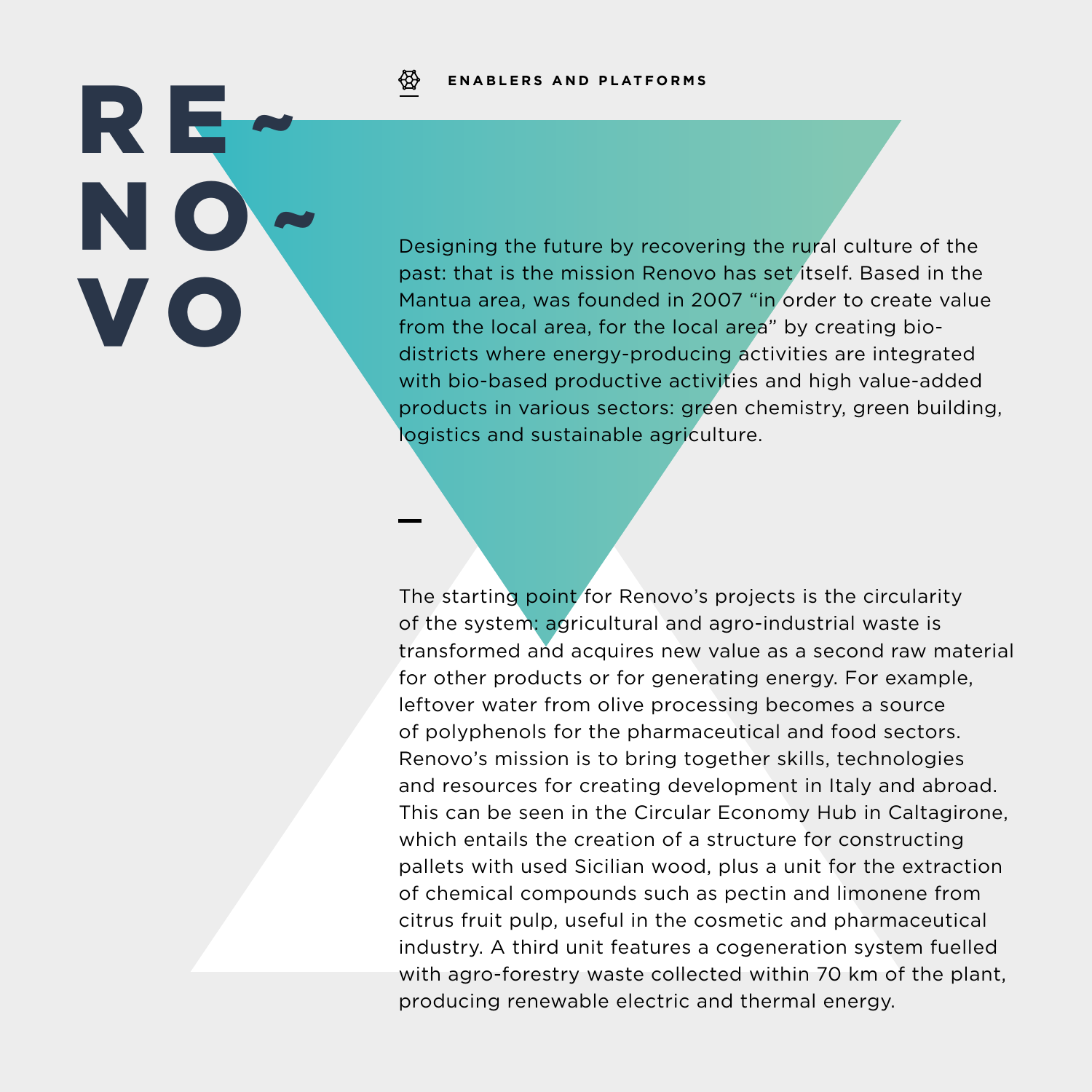ENABLERS AND PLATFORMS

# RENOVO

Designing the future by recovering the rural culture of the past: that is the mission Renovo has set itself. Based in the Mantua area, was founded in 2007 “in order to create value from the local area, for the local area” by creating bio-districts where energy-producing activities are integrated with bio-based productive activities and high value-added products in various sectors: green chemistry, green building, logistics and sustainable agriculture.

The starting point for Renovo’s projects is the circularity of the system: agricultural and agro-industrial waste is transformed and acquires new value as a second raw material for other products or for generating energy. For example, leftover water from olive processing becomes a source of polyphenols for the pharmaceutical and food sectors. Renovo’s mission is to bring together skills, technologies and resources for creating development in Italy and abroad. This can be seen in the Circular Economy Hub in Caltagirone, which entails the creation of a structure for constructing pallets with used Sicilian wood, plus a unit for the extraction of chemical compounds such as pectin and limonene from citrus fruit pulp, useful in the cosmetic and pharmaceutical industry. A third unit features a cogeneration system fuelled with agro-forestry waste collected within 70 km of the plant, producing renewable electric and thermal energy.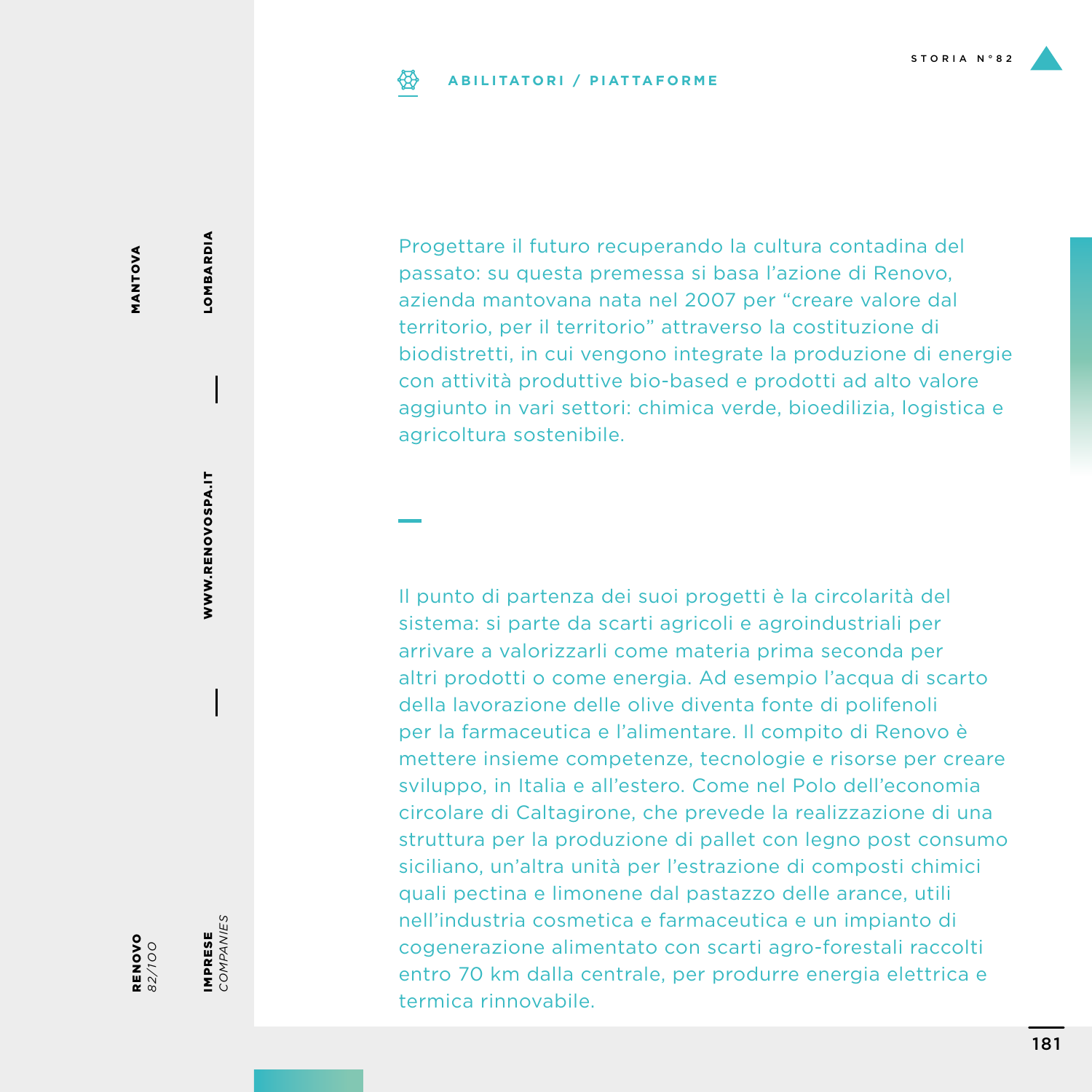**ABILITATORI / PIATTAFORME**

STORIA N°82

MANTOVA

LOMBARDIA

WWW.RENOVOSPA.IT

**RENOVO**
*82/100*

**IMPRESE**
*COMPANIES*

Progettare il futuro recuperando la cultura contadina del passato: su questa premessa si basa l'azione di Renovo, azienda mantovana nata nel 2007 per "creare valore dal territorio, per il territorio" attraverso la costituzione di biodistretti, in cui vengono integrate la produzione di energie con attività produttive bio-based e prodotti ad alto valore aggiunto in vari settori: chimica verde, bioedilizia, logistica e agricoltura sostenibile.

Il punto di partenza dei suoi progetti è la circolarità del sistema: si parte da scarti agricoli e agroindustriali per arrivare a valorizzarli come materia prima seconda per altri prodotti o come energia. Ad esempio l'acqua di scarto della lavorazione delle olive diventa fonte di polifenoli per la farmaceutica e l'alimentare. Il compito di Renovo è mettere insieme competenze, tecnologie e risorse per creare sviluppo, in Italia e all'estero. Come nel Polo dell'economia circolare di Caltagirone, che prevede la realizzazione di una struttura per la produzione di pallet con legno post consumo siciliano, un'altra unità per l'estrazione di composti chimici quali pectina e limonene dal pastazzo delle arance, utili nell'industria cosmetica e farmaceutica e un impianto di cogenerazione alimentato con scarti agro-forestali raccolti entro 70 km dalla centrale, per produrre energia elettrica e termica rinnovabile.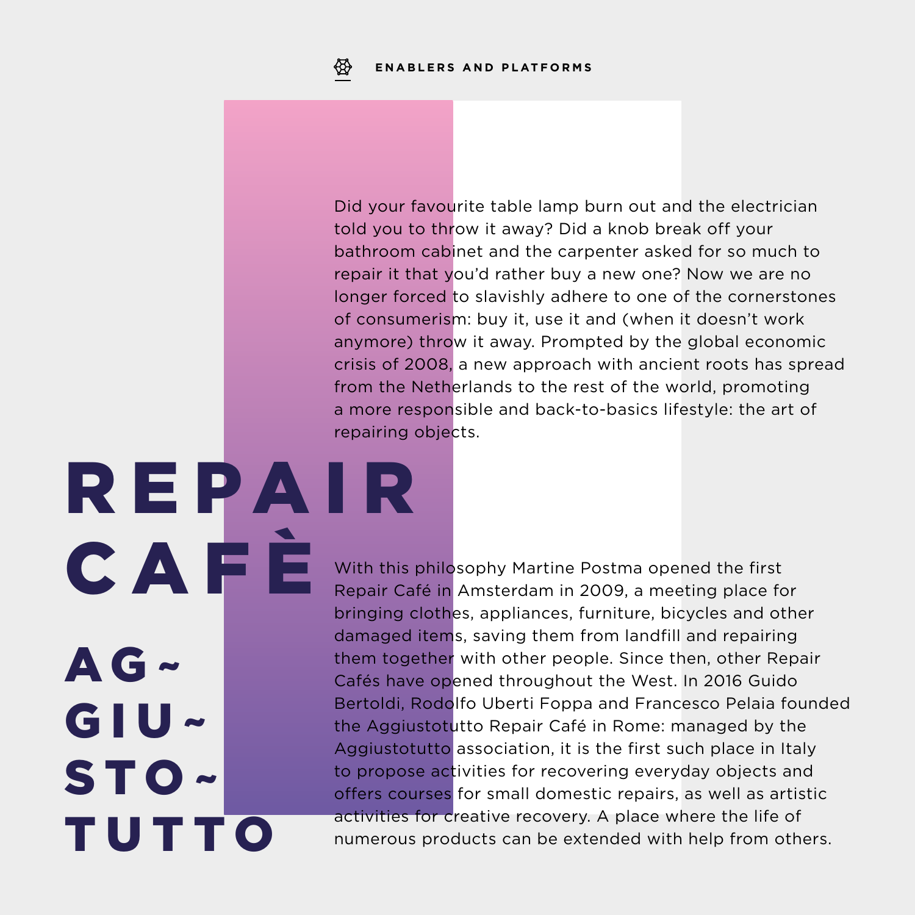ENABLERS AND PLATFORMS

# REPAIR CAFÈ

## AG-GIU-STO-TUTTO

Did your favourite table lamp burn out and the electrician told you to throw it away? Did a knob break off your bathroom cabinet and the carpenter asked for so much to repair it that you'd rather buy a new one? Now we are no longer forced to slavishly adhere to one of the cornerstones of consumerism: buy it, use it and (when it doesn't work anymore) throw it away. Prompted by the global economic crisis of 2008, a new approach with ancient roots has spread from the Netherlands to the rest of the world, promoting a more responsible and back-to-basics lifestyle: the art of repairing objects.

With this philosophy Martine Postma opened the first Repair Café in Amsterdam in 2009, a meeting place for bringing clothes, appliances, furniture, bicycles and other damaged items, saving them from landfill and repairing them together with other people. Since then, other Repair Cafés have opened throughout the West. In 2016 Guido Bertoldi, Rodolfo Uberti Foppa and Francesco Pelaia founded the Aggiustotutto Repair Café in Rome: managed by the Aggiustotutto association, it is the first such place in Italy to propose activities for recovering everyday objects and offers courses for small domestic repairs, as well as artistic activities for creative recovery. A place where the life of numerous products can be extended with help from others.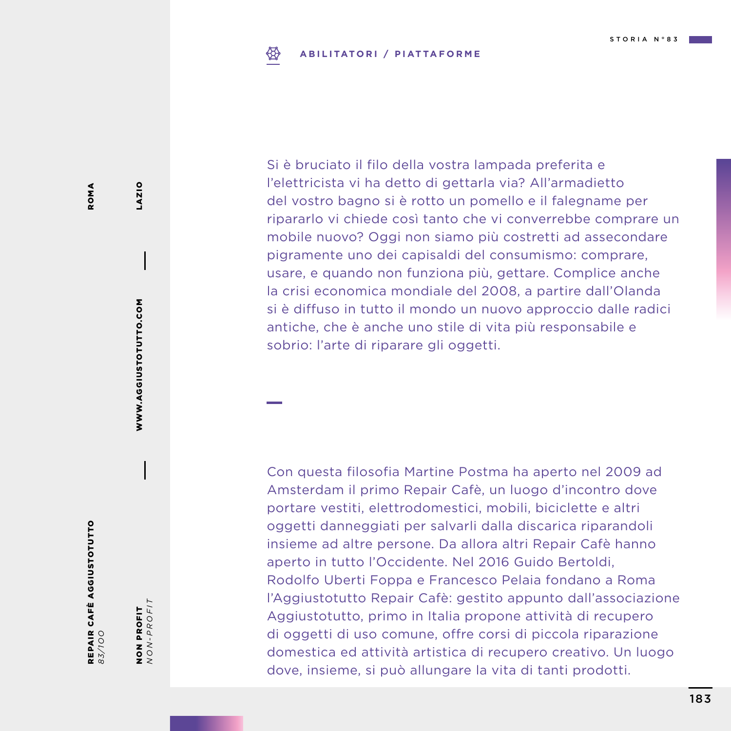**ABILITATORI / PIATTAFORME**

**REPAIR CAFÈ AGGIUSTOTUTTO**
*83/100*

**ROMA**

**NON PROFIT**
*NON-PROFIT*

**WWW.AGGIUSTOTUTTO.COM**

**LAZIO**

Si è bruciato il filo della vostra lampada preferita e l'elettricista vi ha detto di gettarla via? All'armadietto del vostro bagno si è rotto un pomello e il falegname per ripararlo vi chiede così tanto che vi converrebbe comprare un mobile nuovo? Oggi non siamo più costretti ad assecondare pigramente uno dei capisaldi del consumismo: comprare, usare, e quando non funziona più, gettare. Complice anche la crisi economica mondiale del 2008, a partire dall'Olanda si è diffuso in tutto il mondo un nuovo approccio dalle radici antiche, che è anche uno stile di vita più responsabile e sobrio: l'arte di riparare gli oggetti.

Con questa filosofia Martine Postma ha aperto nel 2009 ad Amsterdam il primo Repair Cafè, un luogo d'incontro dove portare vestiti, elettrodomestici, mobili, biciclette e altri oggetti danneggiati per salvarli dalla discarica riparandoli insieme ad altre persone. Da allora altri Repair Cafè hanno aperto in tutto l'Occidente. Nel 2016 Guido Bertoldi, Rodolfo Uberti Foppa e Francesco Pelaia fondano a Roma l'Aggiustotutto Repair Cafè: gestito appunto dall'associazione Aggiustotutto, primo in Italia propone attività di recupero di oggetti di uso comune, offre corsi di piccola riparazione domestica ed attività artistica di recupero creativo. Un luogo dove, insieme, si può allungare la vita di tanti prodotti.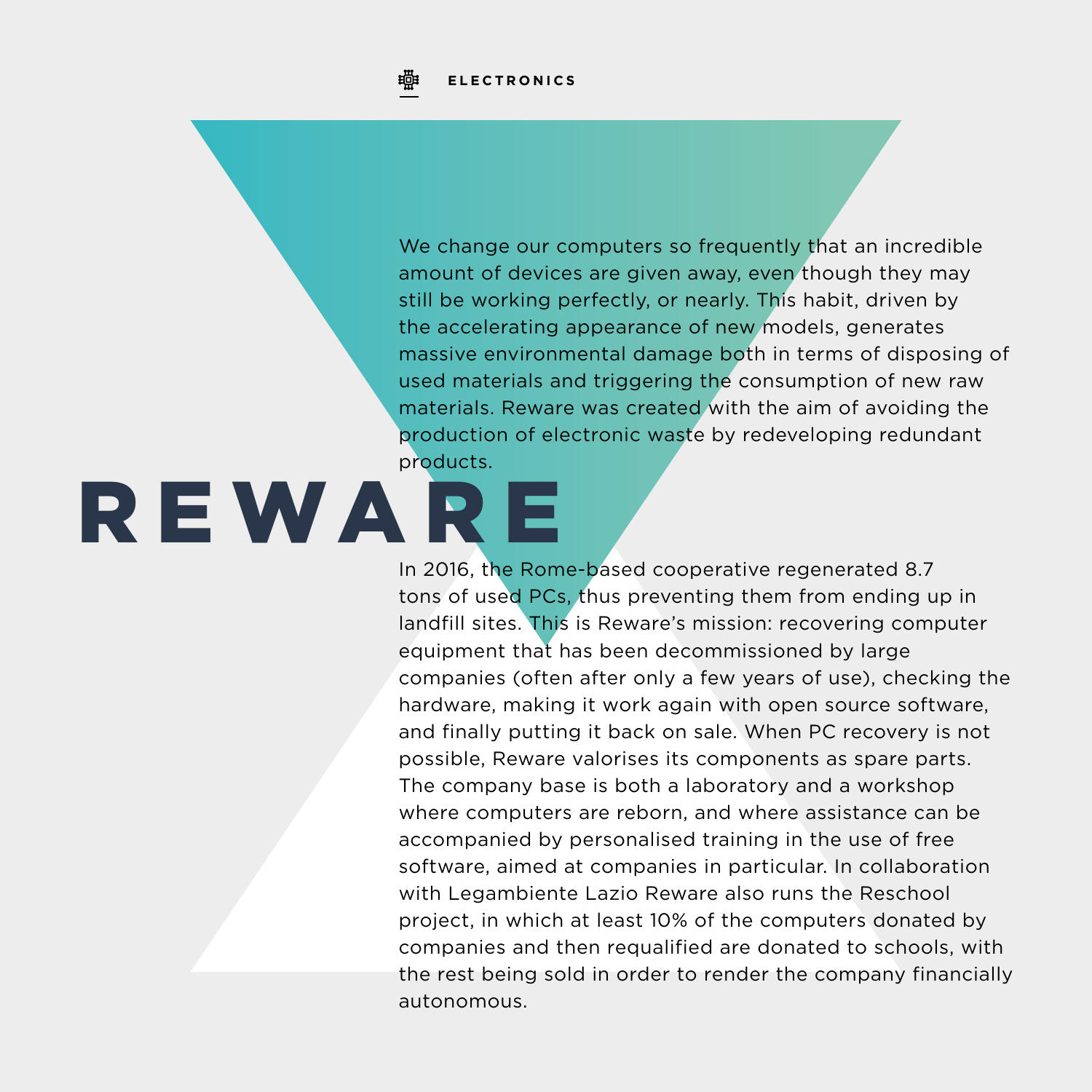ELECTRONICS

# REWARE

We change our computers so frequently that an incredible amount of devices are given away, even though they may still be working perfectly, or nearly. This habit, driven by the accelerating appearance of new models, generates massive environmental damage both in terms of disposing of used materials and triggering the consumption of new raw materials. Reware was created with the aim of avoiding the production of electronic waste by redeveloping redundant products.

In 2016, the Rome-based cooperative regenerated 8.7 tons of used PCs, thus preventing them from ending up in landfill sites. This is Reware's mission: recovering computer equipment that has been decommissioned by large companies (often after only a few years of use), checking the hardware, making it work again with open source software, and finally putting it back on sale. When PC recovery is not possible, Reware valorises its components as spare parts. The company base is both a laboratory and a workshop where computers are reborn, and where assistance can be accompanied by personalised training in the use of free software, aimed at companies in particular. In collaboration with Legambiente Lazio Reware also runs the Reschool project, in which at least 10% of the computers donated by companies and then requalified are donated to schools, with the rest being sold in order to render the company financially autonomous.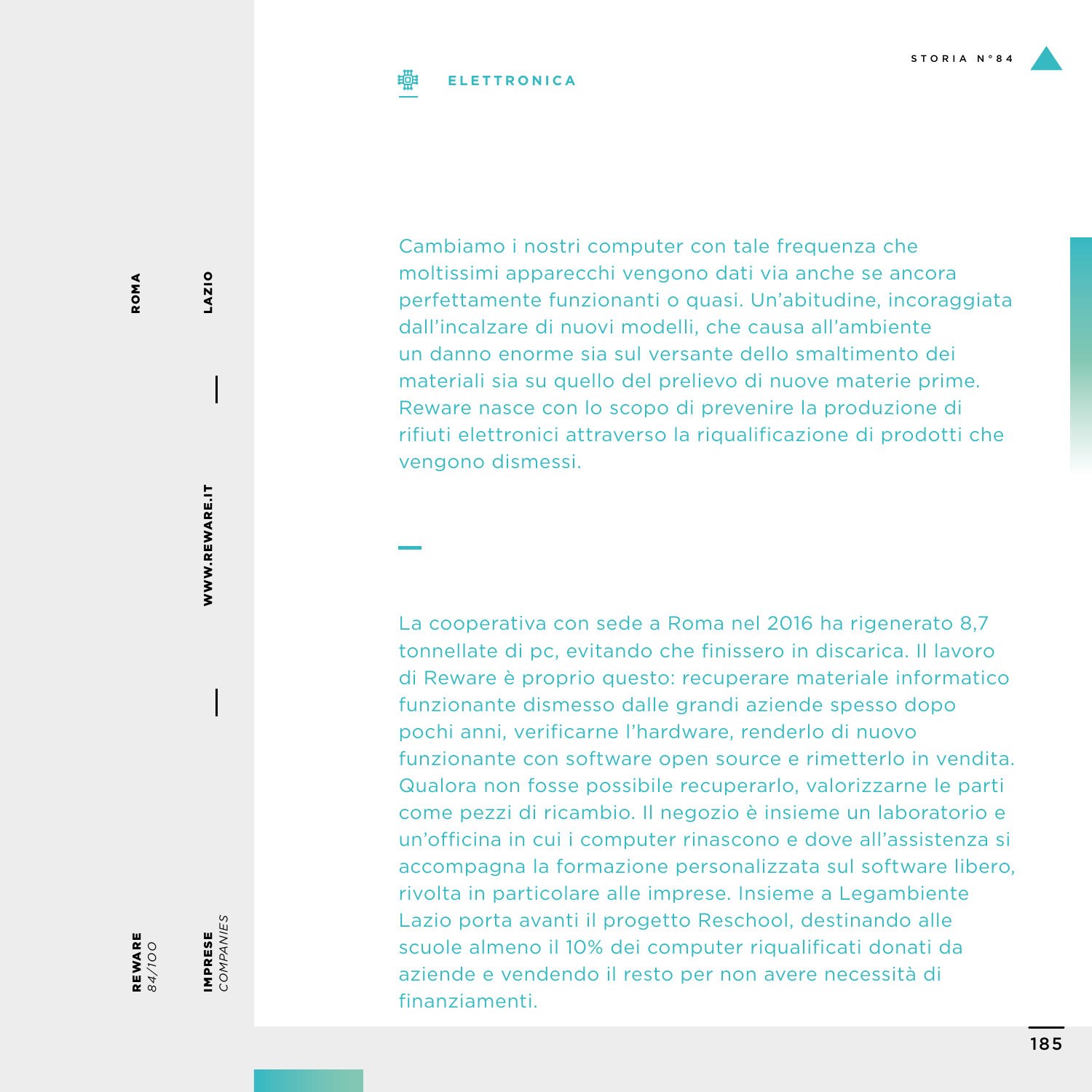ELETTRONICA

STORIA N°84

REWARE 84/100

IMPRESE *COMPANIES*

ROMA

LAZIO

WWW.REWARE.IT

Cambiamo i nostri computer con tale frequenza che moltissimi apparecchi vengono dati via anche se ancora perfettamente funzionanti o quasi. Un'abitudine, incoraggiata dall'incalzare di nuovi modelli, che causa all'ambiente un danno enorme sia sul versante dello smaltimento dei materiali sia su quello del prelievo di nuove materie prime. Reware nasce con lo scopo di prevenire la produzione di rifiuti elettronici attraverso la riqualificazione di prodotti che vengono dismessi.

La cooperativa con sede a Roma nel 2016 ha rigenerato 8,7 tonnellate di pc, evitando che finissero in discarica. Il lavoro di Reware è proprio questo: recuperare materiale informatico funzionante dismesso dalle grandi aziende spesso dopo pochi anni, verificarne l'hardware, renderlo di nuovo funzionante con software open source e rimetterlo in vendita. Qualora non fosse possibile recuperarlo, valorizzarne le parti come pezzi di ricambio. Il negozio è insieme un laboratorio e un'officina in cui i computer rinascono e dove all'assistenza si accompagna la formazione personalizzata sul software libero, rivolta in particolare alle imprese. Insieme a Legambiente Lazio porta avanti il progetto Reschool, destinando alle scuole almeno il 10% dei computer riqualificati donati da aziende e vendendo il resto per non avere necessità di finanziamenti.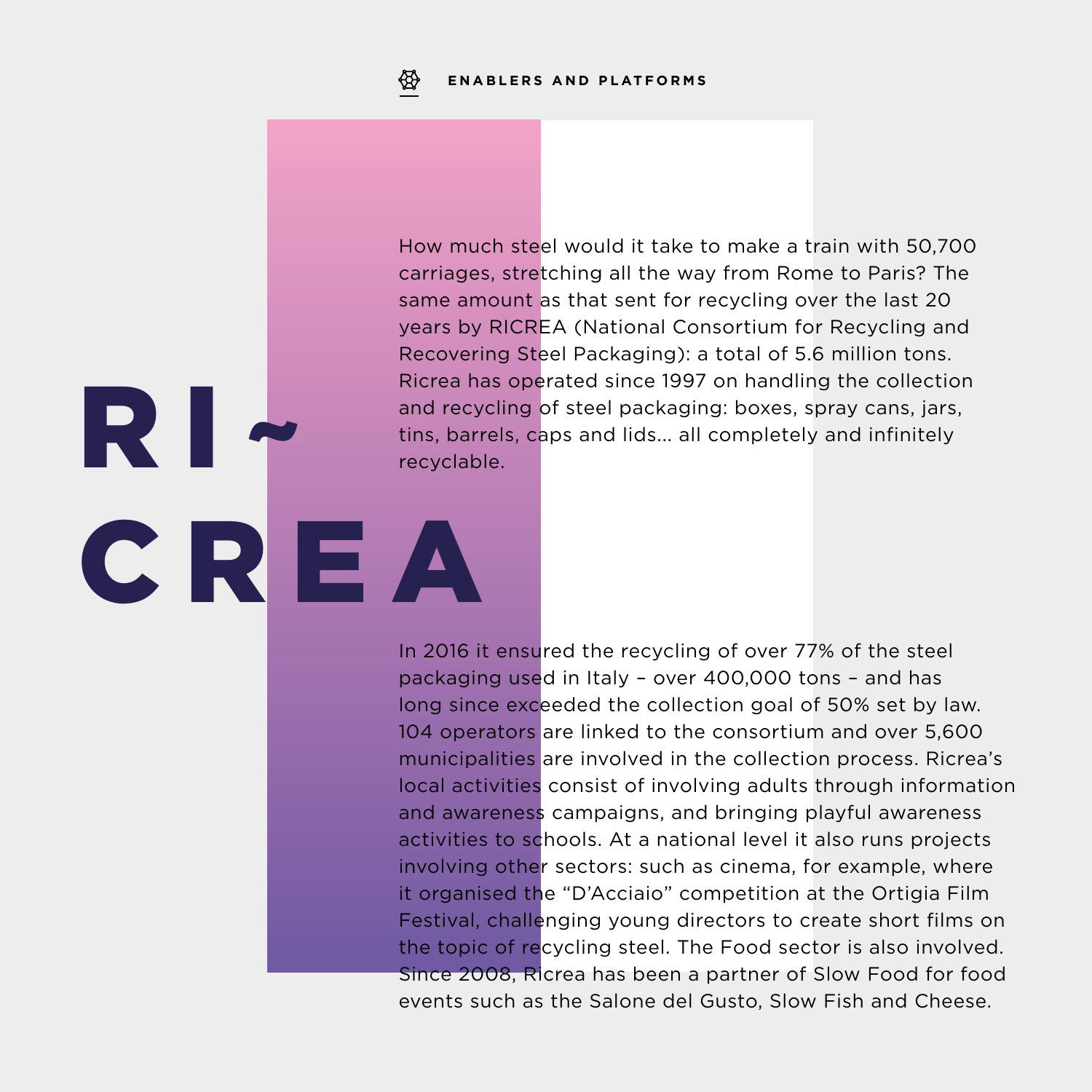ENABLERS AND PLATFORMS

# RI~ CREA

How much steel would it take to make a train with 50,700 carriages, stretching all the way from Rome to Paris? The same amount as that sent for recycling over the last 20 years by RICREA (National Consortium for Recycling and Recovering Steel Packaging): a total of 5.6 million tons. Ricrea has operated since 1997 on handling the collection and recycling of steel packaging: boxes, spray cans, jars, tins, barrels, caps and lids... all completely and infinitely recyclable.

In 2016 it ensured the recycling of over 77% of the steel packaging used in Italy – over 400,000 tons – and has long since exceeded the collection goal of 50% set by law. 104 operators are linked to the consortium and over 5,600 municipalities are involved in the collection process. Ricrea's local activities consist of involving adults through information and awareness campaigns, and bringing playful awareness activities to schools. At a national level it also runs projects involving other sectors: such as cinema, for example, where it organised the "D'Acciaio" competition at the Ortigia Film Festival, challenging young directors to create short films on the topic of recycling steel. The Food sector is also involved. Since 2008, Ricrea has been a partner of Slow Food for food events such as the Salone del Gusto, Slow Fish and Cheese.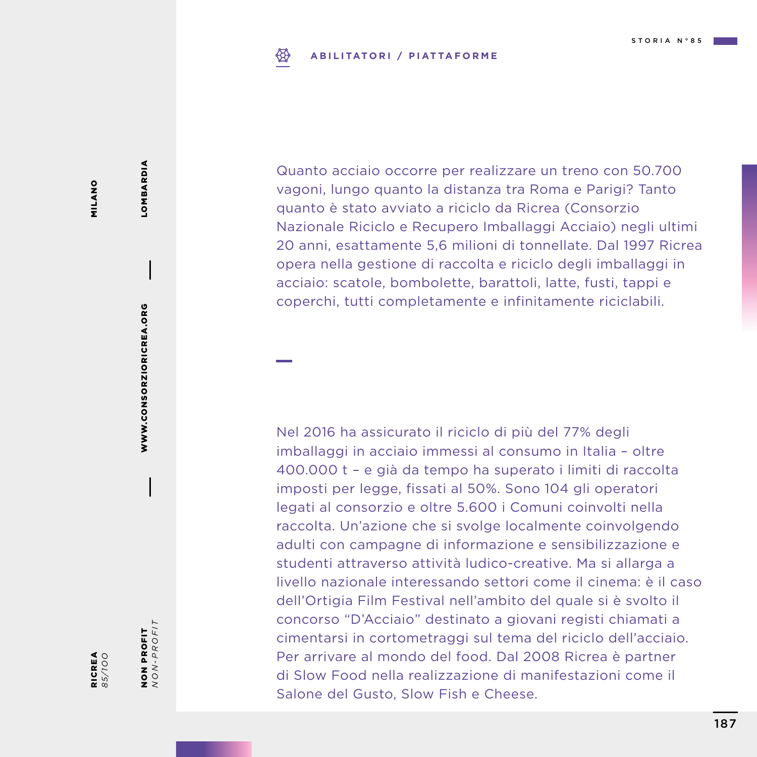**ABILITATORI / PIATTAFORME**

Quanto acciaio occorre per realizzare un treno con 50.700 vagoni, lungo quanto la distanza tra Roma e Parigi? Tanto quanto è stato avviato a riciclo da Ricrea (Consorzio Nazionale Riciclo e Recupero Imballaggi Acciaio) negli ultimi 20 anni, esattamente 5,6 milioni di tonnellate. Dal 1997 Ricrea opera nella gestione di raccolta e riciclo degli imballaggi in acciaio: scatole, bombolette, barattoli, latte, fusti, tappi e coperchi, tutti completamente e infinitamente riciclabili.

Nel 2016 ha assicurato il riciclo di più del 77% degli imballaggi in acciaio immessi al consumo in Italia – oltre 400.000 t – e già da tempo ha superato i limiti di raccolta imposti per legge, fissati al 50%. Sono 104 gli operatori legati al consorzio e oltre 5.600 i Comuni coinvolti nella raccolta. Un'azione che si svolge localmente coinvolgendo adulti con campagne di informazione e sensibilizzazione e studenti attraverso attività ludico-creative. Ma si allarga a livello nazionale interessando settori come il cinema: è il caso dell'Ortigia Film Festival nell'ambito del quale si è svolto il concorso "D'Acciaio" destinato a giovani registi chiamati a cimentarsi in cortometraggi sul tema del riciclo dell'acciaio. Per arrivare al mondo del food. Dal 2008 Ricrea è partner di Slow Food nella realizzazione di manifestazioni come il Salone del Gusto, Slow Fish e Cheese.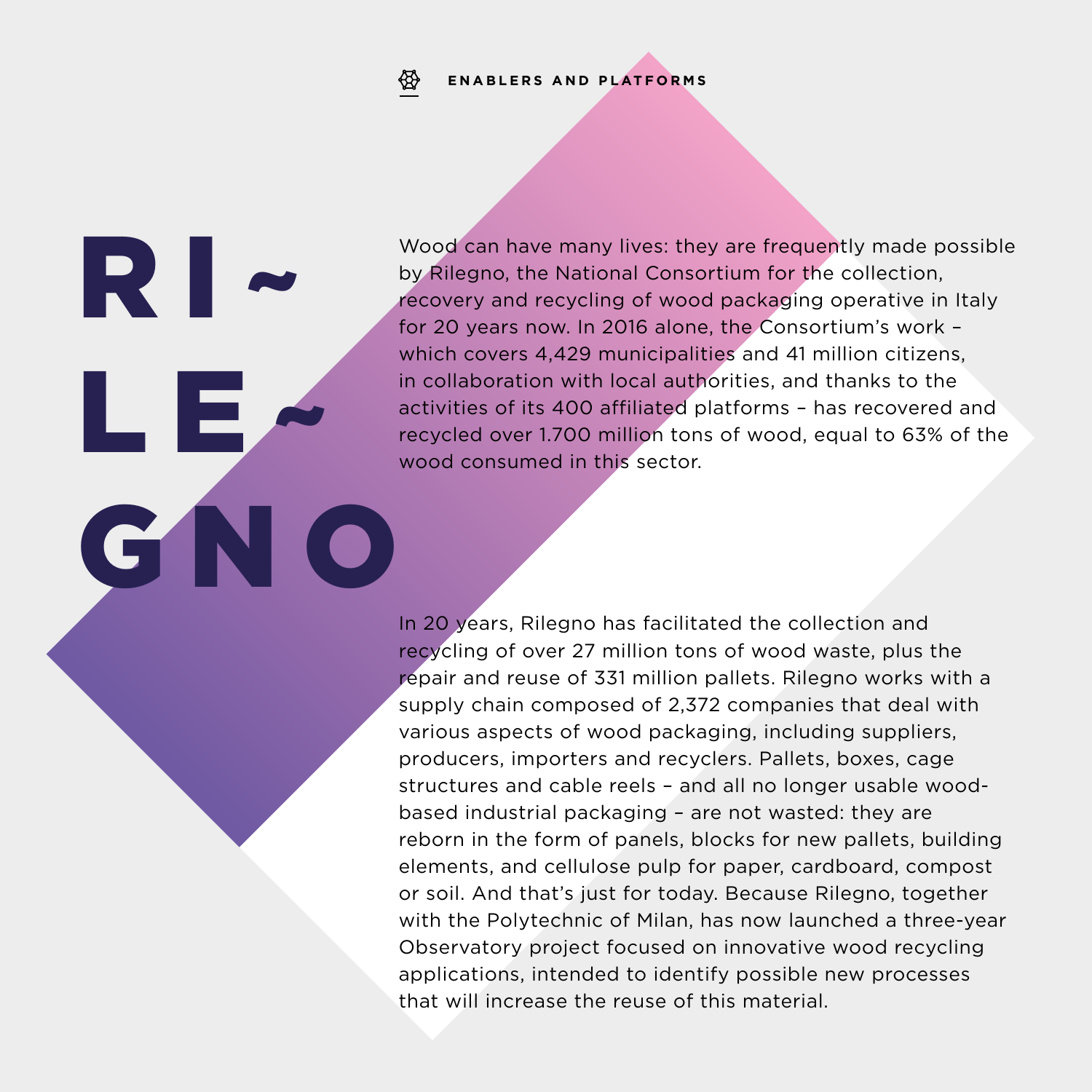ENABLERS AND PLATFORMS

# RI~LE~GNO

Wood can have many lives: they are frequently made possible by Rilegno, the National Consortium for the collection, recovery and recycling of wood packaging operative in Italy for 20 years now. In 2016 alone, the Consortium's work – which covers 4,429 municipalities and 41 million citizens, in collaboration with local authorities, and thanks to the activities of its 400 affiliated platforms – has recovered and recycled over 1.700 million tons of wood, equal to 63% of the wood consumed in this sector.

In 20 years, Rilegno has facilitated the collection and recycling of over 27 million tons of wood waste, plus the repair and reuse of 331 million pallets. Rilegno works with a supply chain composed of 2,372 companies that deal with various aspects of wood packaging, including suppliers, producers, importers and recyclers. Pallets, boxes, cage structures and cable reels – and all no longer usable wood-based industrial packaging – are not wasted: they are reborn in the form of panels, blocks for new pallets, building elements, and cellulose pulp for paper, cardboard, compost or soil. And that's just for today. Because Rilegno, together with the Polytechnic of Milan, has now launched a three-year Observatory project focused on innovative wood recycling applications, intended to identify possible new processes that will increase the reuse of this material.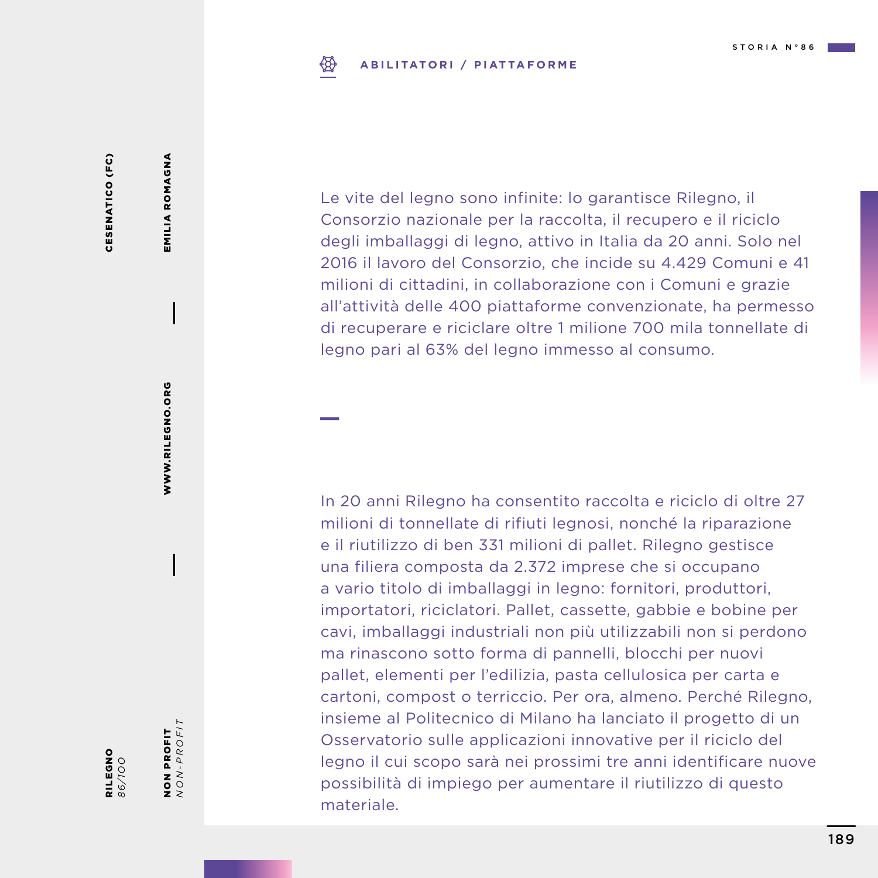**ABILITATORI / PIATTAFORME**

**RILEGNO**
*86/100*

**CESENATICO (FC)**

**EMILIA ROMAGNA**

**WWW.RILEGNO.ORG**

**NON PROFIT**
*NON-PROFIT*

Le vite del legno sono infinite: lo garantisce Rilegno, il Consorzio nazionale per la raccolta, il recupero e il riciclo degli imballaggi di legno, attivo in Italia da 20 anni. Solo nel 2016 il lavoro del Consorzio, che incide su 4.429 Comuni e 41 milioni di cittadini, in collaborazione con i Comuni e grazie all'attività delle 400 piattaforme convenzionate, ha permesso di recuperare e riciclare oltre 1 milione 700 mila tonnellate di legno pari al 63% del legno immesso al consumo.

In 20 anni Rilegno ha consentito raccolta e riciclo di oltre 27 milioni di tonnellate di rifiuti legnosi, nonché la riparazione e il riutilizzo di ben 331 milioni di pallet. Rilegno gestisce una filiera composta da 2.372 imprese che si occupano a vario titolo di imballaggi in legno: fornitori, produttori, importatori, riciclatori. Pallet, cassette, gabbie e bobine per cavi, imballaggi industriali non più utilizzabili non si perdono ma rinascono sotto forma di pannelli, blocchi per nuovi pallet, elementi per l'edilizia, pasta cellulosica per carta e cartoni, compost o terriccio. Per ora, almeno. Perché Rilegno, insieme al Politecnico di Milano ha lanciato il progetto di un Osservatorio sulle applicazioni innovative per il riciclo del legno il cui scopo sarà nei prossimi tre anni identificare nuove possibilità di impiego per aumentare il riutilizzo di questo materiale.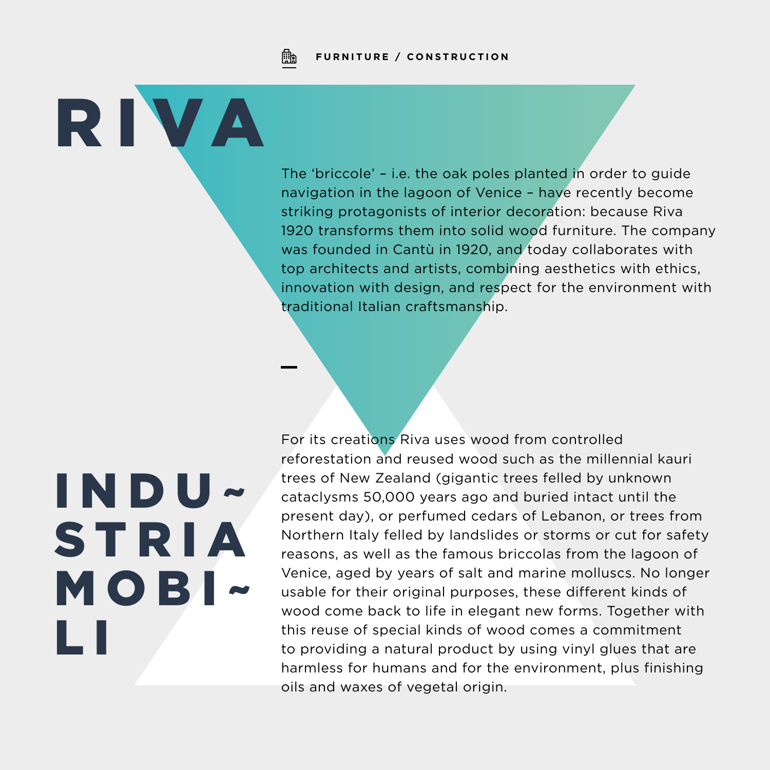FURNITURE / CONSTRUCTION

# RIVA

The ‘briccole’ – i.e. the oak poles planted in order to guide navigation in the lagoon of Venice – have recently become striking protagonists of interior decoration: because Riva 1920 transforms them into solid wood furniture. The company was founded in Cantù in 1920, and today collaborates with top architects and artists, combining aesthetics with ethics, innovation with design, and respect for the environment with traditional Italian craftsmanship.

# INDUSTRIA MOBILI

For its creations Riva uses wood from controlled reforestation and reused wood such as the millennial kauri trees of New Zealand (gigantic trees felled by unknown cataclysms 50,000 years ago and buried intact until the present day), or perfumed cedars of Lebanon, or trees from Northern Italy felled by landslides or storms or cut for safety reasons, as well as the famous briccolas from the lagoon of Venice, aged by years of salt and marine molluscs. No longer usable for their original purposes, these different kinds of wood come back to life in elegant new forms. Together with this reuse of special kinds of wood comes a commitment to providing a natural product by using vinyl glues that are harmless for humans and for the environment, plus finishing oils and waxes of vegetal origin.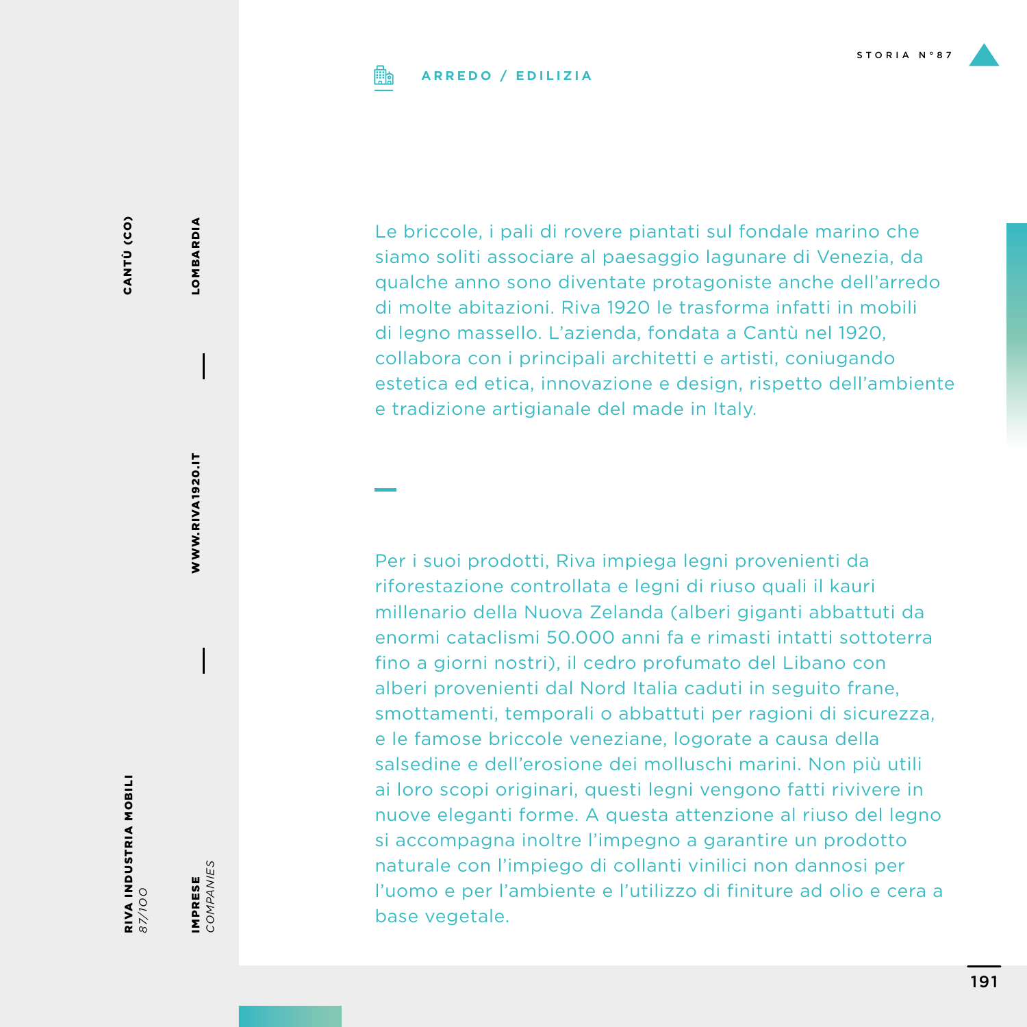**RIVA INDUSTRIA MOBILI**
*87/100*

**CANTÙ (CO)** | **LOMBARDIA** | **WWW.RIVA1920.IT**

**IMPRESE** *COMPANIES*

**ARREDO / EDILIZIA**

Le briccole, i pali di rovere piantati sul fondale marino che siamo soliti associare al paesaggio lagunare di Venezia, da qualche anno sono diventate protagoniste anche dell'arredo di molte abitazioni. Riva 1920 le trasforma infatti in mobili di legno massello. L'azienda, fondata a Cantù nel 1920, collabora con i principali architetti e artisti, coniugando estetica ed etica, innovazione e design, rispetto dell'ambiente e tradizione artigianale del made in Italy.

Per i suoi prodotti, Riva impiega legni provenienti da riforestazione controllata e legni di riuso quali il kauri millenario della Nuova Zelanda (alberi giganti abbattuti da enormi cataclismi 50.000 anni fa e rimasti intatti sottoterra fino a giorni nostri), il cedro profumato del Libano con alberi provenienti dal Nord Italia caduti in seguito frane, smottamenti, temporali o abbattuti per ragioni di sicurezza, e le famose briccole veneziane, logorate a causa della salsedine e dell'erosione dei molluschi marini. Non più utili ai loro scopi originari, questi legni vengono fatti rivivere in nuove eleganti forme. A questa attenzione al riuso del legno si accompagna inoltre l'impegno a garantire un prodotto naturale con l'impiego di collanti vinilici non dannosi per l'uomo e per l'ambiente e l'utilizzo di finiture ad olio e cera a base vegetale.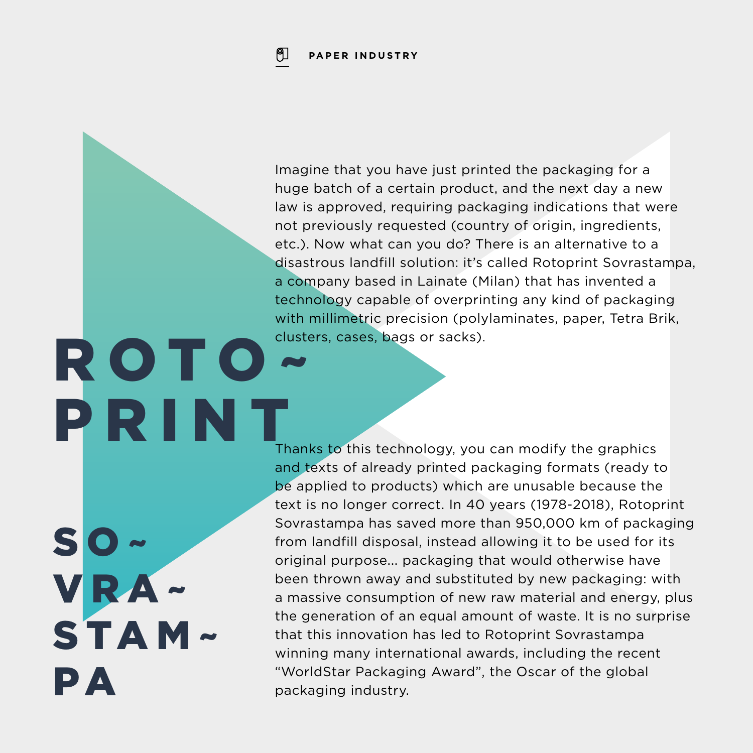PAPER INDUSTRY

# ROTO~ PRINT

## SO~ VRA~ STAM~ PA

Imagine that you have just printed the packaging for a huge batch of a certain product, and the next day a new law is approved, requiring packaging indications that were not previously requested (country of origin, ingredients, etc.). Now what can you do? There is an alternative to a disastrous landfill solution: it's called Rotoprint Sovrastampa, a company based in Lainate (Milan) that has invented a technology capable of overprinting any kind of packaging with millimetric precision (polylaminates, paper, Tetra Brik, clusters, cases, bags or sacks).

Thanks to this technology, you can modify the graphics and texts of already printed packaging formats (ready to be applied to products) which are unusable because the text is no longer correct. In 40 years (1978-2018), Rotoprint Sovrastampa has saved more than 950,000 km of packaging from landfill disposal, instead allowing it to be used for its original purpose... packaging that would otherwise have been thrown away and substituted by new packaging: with a massive consumption of new raw material and energy, plus the generation of an equal amount of waste. It is no surprise that this innovation has led to Rotoprint Sovrastampa winning many international awards, including the recent "WorldStar Packaging Award", the Oscar of the global packaging industry.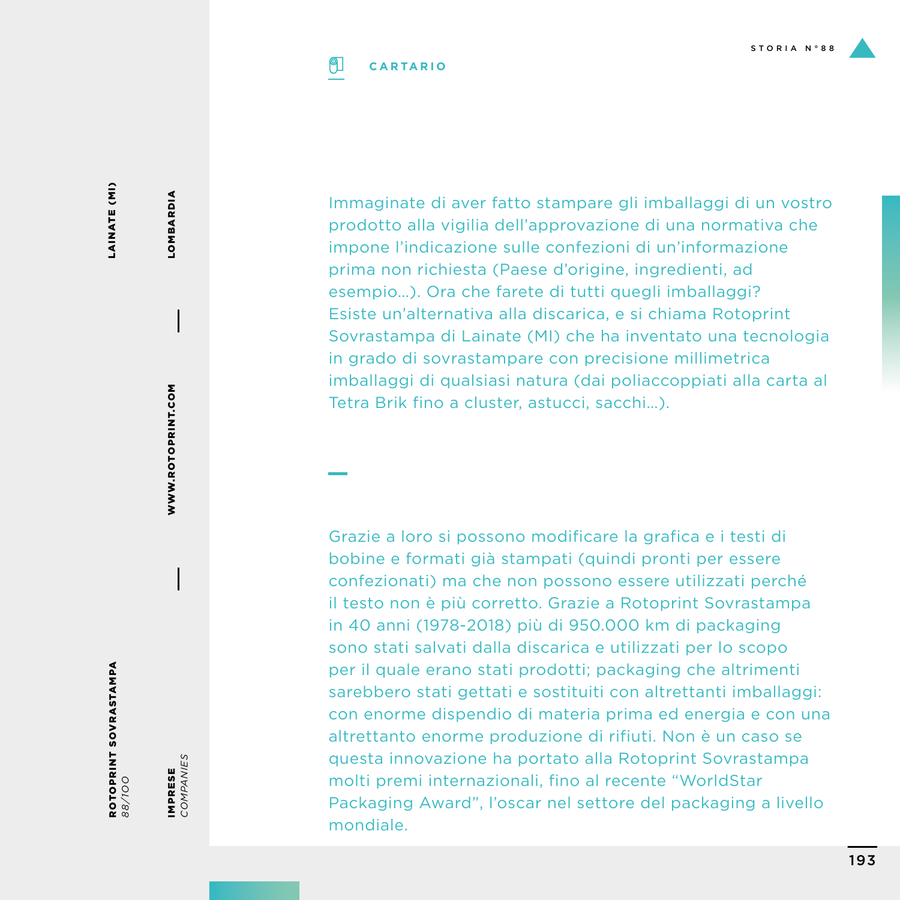ROTOPRINT SOVRASTAMPA
*88/100*

LAINATE (MI)

IMPRESE
*COMPANIES*

LOMBARDIA

WWW.ROTOPRINT.COM

**CARTARIO**

Immaginate di aver fatto stampare gli imballaggi di un vostro prodotto alla vigilia dell'approvazione di una normativa che impone l'indicazione sulle confezioni di un'informazione prima non richiesta (Paese d'origine, ingredienti, ad esempio...). Ora che farete di tutti quegli imballaggi? Esiste un'alternativa alla discarica, e si chiama Rotoprint Sovrastampa di Lainate (MI) che ha inventato una tecnologia in grado di sovrastampare con precisione millimetrica imballaggi di qualsiasi natura (dai poliaccoppiati alla carta al Tetra Brik fino a cluster, astucci, sacchi...).

Grazie a loro si possono modificare la grafica e i testi di bobine e formati già stampati (quindi pronti per essere confezionati) ma che non possono essere utilizzati perché il testo non è più corretto. Grazie a Rotoprint Sovrastampa in 40 anni (1978-2018) più di 950.000 km di packaging sono stati salvati dalla discarica e utilizzati per lo scopo per il quale erano stati prodotti; packaging che altrimenti sarebbero stati gettati e sostituiti con altrettanti imballaggi: con enorme dispendio di materia prima ed energia e con una altrettanto enorme produzione di rifiuti. Non è un caso se questa innovazione ha portato alla Rotoprint Sovrastampa molti premi internazionali, fino al recente "WorldStar Packaging Award", l'oscar nel settore del packaging a livello mondiale.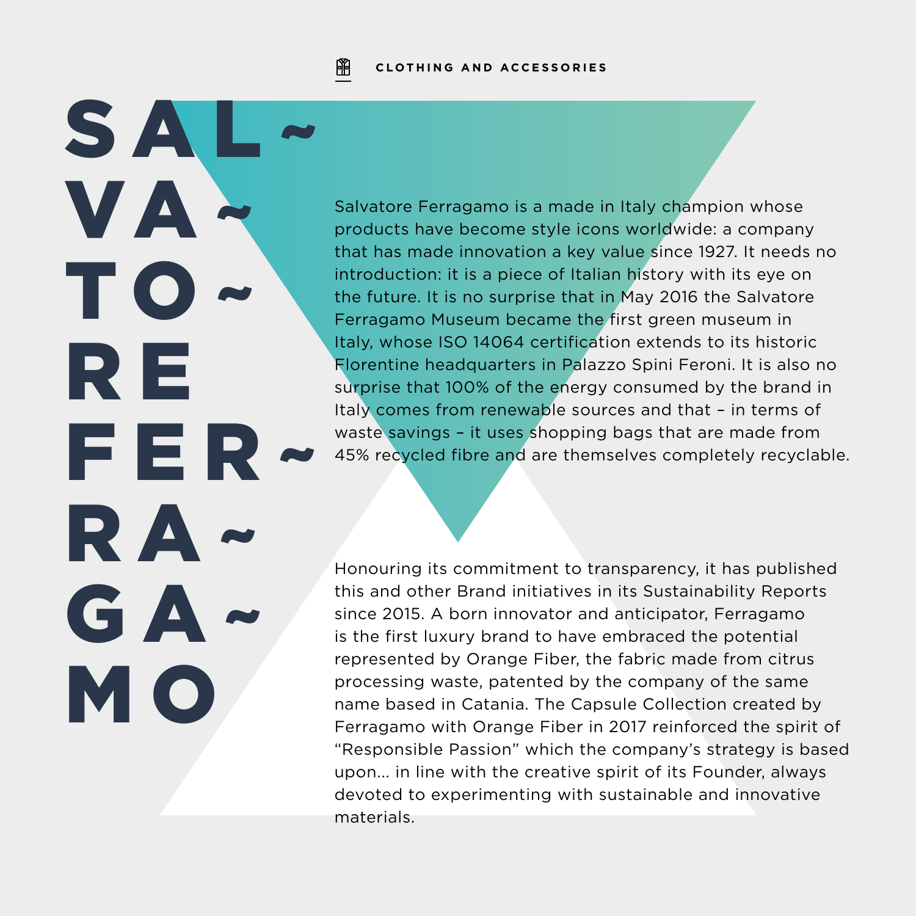CLOTHING AND ACCESSORIES

# SAL~VA~TO~RE FER~RA~GA~MO

Salvatore Ferragamo is a made in Italy champion whose products have become style icons worldwide: a company that has made innovation a key value since 1927. It needs no introduction: it is a piece of Italian history with its eye on the future. It is no surprise that in May 2016 the Salvatore Ferragamo Museum became the first green museum in Italy, whose ISO 14064 certification extends to its historic Florentine headquarters in Palazzo Spini Feroni. It is also no surprise that 100% of the energy consumed by the brand in Italy comes from renewable sources and that – in terms of waste savings – it uses shopping bags that are made from 45% recycled fibre and are themselves completely recyclable.

Honouring its commitment to transparency, it has published this and other Brand initiatives in its Sustainability Reports since 2015. A born innovator and anticipator, Ferragamo is the first luxury brand to have embraced the potential represented by Orange Fiber, the fabric made from citrus processing waste, patented by the company of the same name based in Catania. The Capsule Collection created by Ferragamo with Orange Fiber in 2017 reinforced the spirit of "Responsible Passion" which the company's strategy is based upon... in line with the creative spirit of its Founder, always devoted to experimenting with sustainable and innovative materials.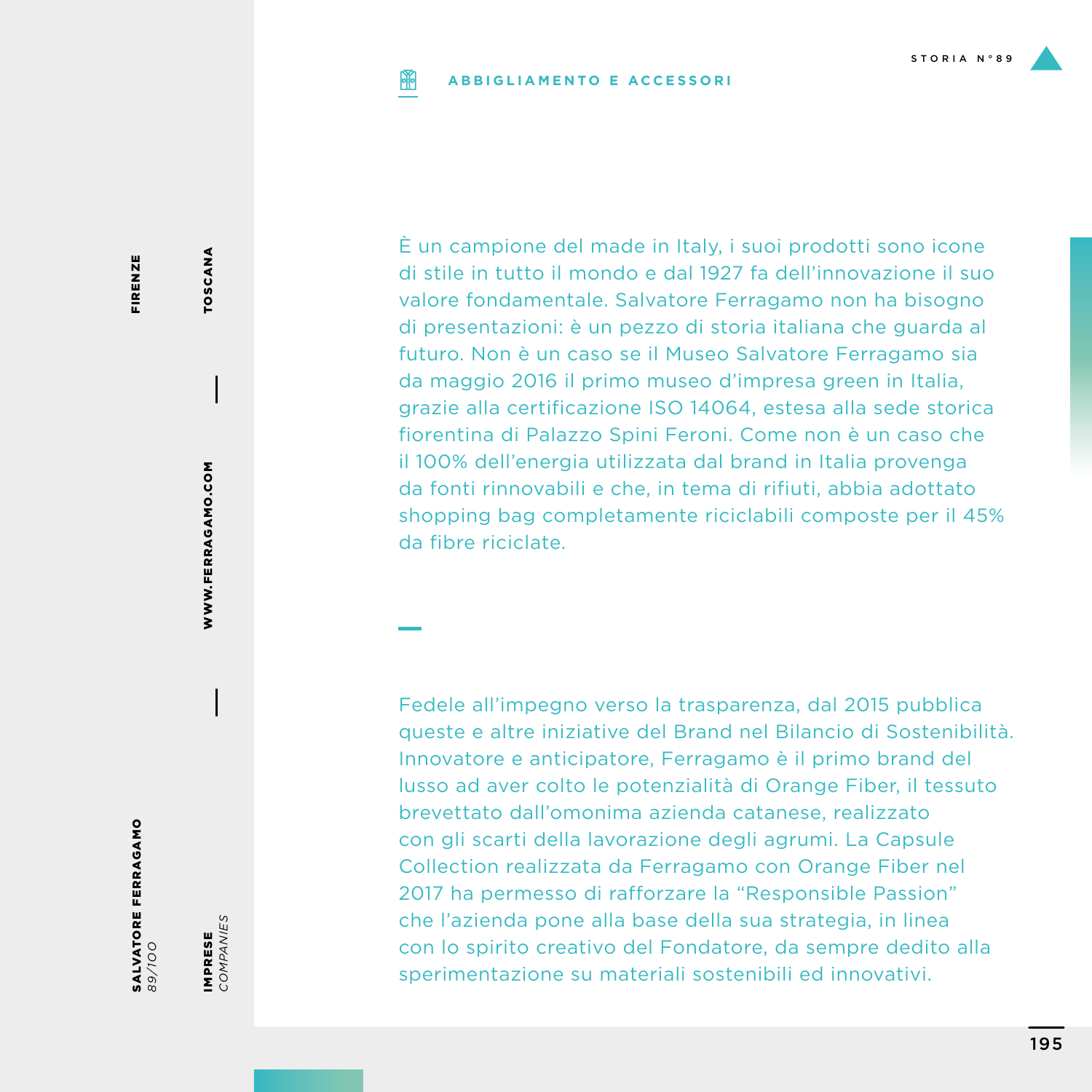## ABBIGLIAMENTO E ACCESSORI

STORIA N°89

SALVATORE FERRAGAMO
*89/100*

FIRENZE — TOSCANA

WWW.FERRAGAMO.COM

IMPRESE
*COMPANIES*

È un campione del made in Italy, i suoi prodotti sono icone di stile in tutto il mondo e dal 1927 fa dell'innovazione il suo valore fondamentale. Salvatore Ferragamo non ha bisogno di presentazioni: è un pezzo di storia italiana che guarda al futuro. Non è un caso se il Museo Salvatore Ferragamo sia da maggio 2016 il primo museo d'impresa green in Italia, grazie alla certificazione ISO 14064, estesa alla sede storica fiorentina di Palazzo Spini Feroni. Come non è un caso che il 100% dell'energia utilizzata dal brand in Italia provenga da fonti rinnovabili e che, in tema di rifiuti, abbia adottato shopping bag completamente riciclabili composte per il 45% da fibre riciclate.

Fedele all'impegno verso la trasparenza, dal 2015 pubblica queste e altre iniziative del Brand nel Bilancio di Sostenibilità. Innovatore e anticipatore, Ferragamo è il primo brand del lusso ad aver colto le potenzialità di Orange Fiber, il tessuto brevettato dall'omonima azienda catanese, realizzato con gli scarti della lavorazione degli agrumi. La Capsule Collection realizzata da Ferragamo con Orange Fiber nel 2017 ha permesso di rafforzare la "Responsible Passion" che l'azienda pone alla base della sua strategia, in linea con lo spirito creativo del Fondatore, da sempre dedito alla sperimentazione su materiali sostenibili ed innovativi.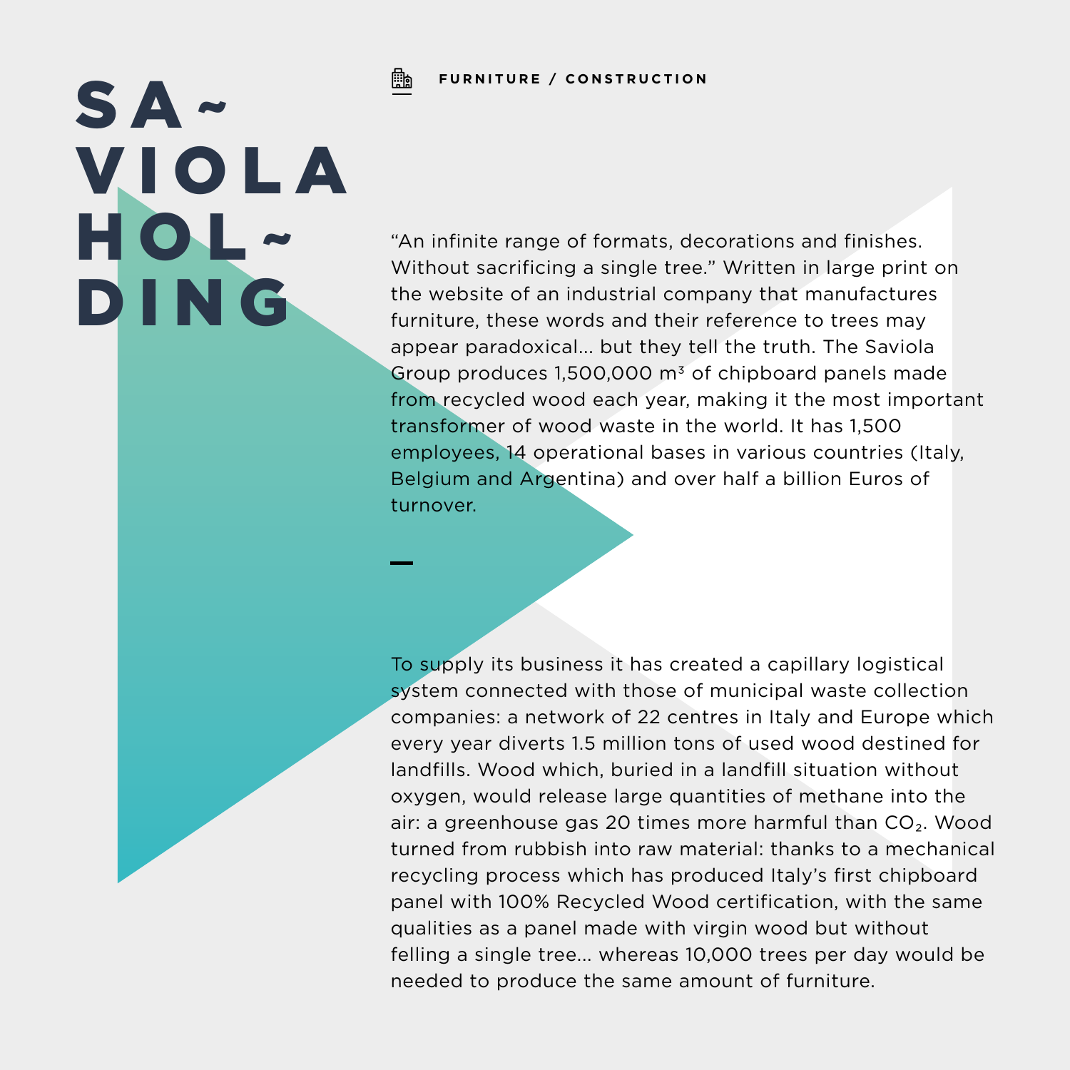# SAVIOLA HOLDING

**FURNITURE / CONSTRUCTION**

“An infinite range of formats, decorations and finishes. Without sacrificing a single tree.” Written in large print on the website of an industrial company that manufactures furniture, these words and their reference to trees may appear paradoxical... but they tell the truth. The Saviola Group produces 1,500,000 $m^3$ of chipboard panels made from recycled wood each year, making it the most important transformer of wood waste in the world. It has 1,500 employees, 14 operational bases in various countries (Italy, Belgium and Argentina) and over half a billion Euros of turnover.

—

To supply its business it has created a capillary logistical system connected with those of municipal waste collection companies: a network of 22 centres in Italy and Europe which every year diverts 1.5 million tons of used wood destined for landfills. Wood which, buried in a landfill situation without oxygen, would release large quantities of methane into the air: a greenhouse gas 20 times more harmful than $CO_2$. Wood turned from rubbish into raw material: thanks to a mechanical recycling process which has produced Italy’s first chipboard panel with 100% Recycled Wood certification, with the same qualities as a panel made with virgin wood but without felling a single tree... whereas 10,000 trees per day would be needed to produce the same amount of furniture.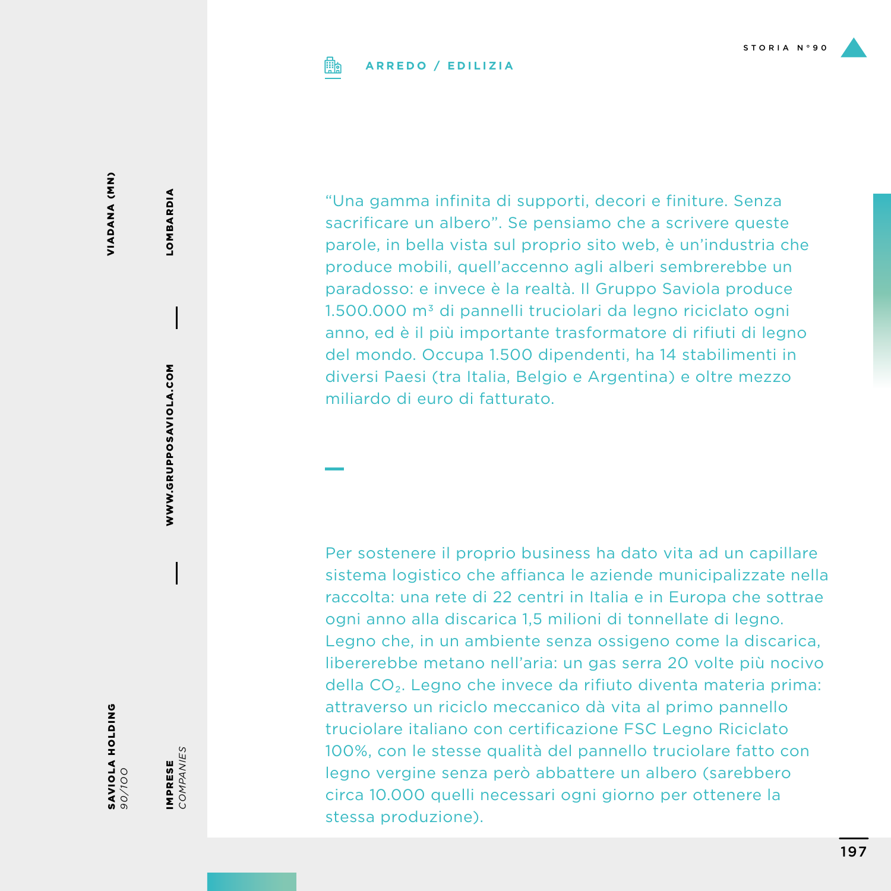ARREDO / EDILIZIA

SAVIOLA HOLDING
90/100

VIADANA (MN) — LOMBARDIA — WWW.GRUPPOSAVIOLA.COM

IMPRESE *COMPANIES*

"Una gamma infinita di supporti, decori e finiture. Senza sacrificare un albero". Se pensiamo che a scrivere queste parole, in bella vista sul proprio sito web, è un'industria che produce mobili, quell'accenno agli alberi sembrerebbe un paradosso: e invece è la realtà. Il Gruppo Saviola produce 1.500.000 $m^3$ di pannelli truciolari da legno riciclato ogni anno, ed è il più importante trasformatore di rifiuti di legno del mondo. Occupa 1.500 dipendenti, ha 14 stabilimenti in diversi Paesi (tra Italia, Belgio e Argentina) e oltre mezzo miliardo di euro di fatturato.

Per sostenere il proprio business ha dato vita ad un capillare sistema logistico che affianca le aziende municipalizzate nella raccolta: una rete di 22 centri in Italia e in Europa che sottrae ogni anno alla discarica 1,5 milioni di tonnellate di legno. Legno che, in un ambiente senza ossigeno come la discarica, libererebbe metano nell'aria: un gas serra 20 volte più nocivo della $CO_2$. Legno che invece da rifiuto diventa materia prima: attraverso un riciclo meccanico dà vita al primo pannello truciolare italiano con certificazione FSC Legno Riciclato 100%, con le stesse qualità del pannello truciolare fatto con legno vergine senza però abbattere un albero (sarebbero circa 10.000 quelli necessari ogni giorno per ottenere la stessa produzione).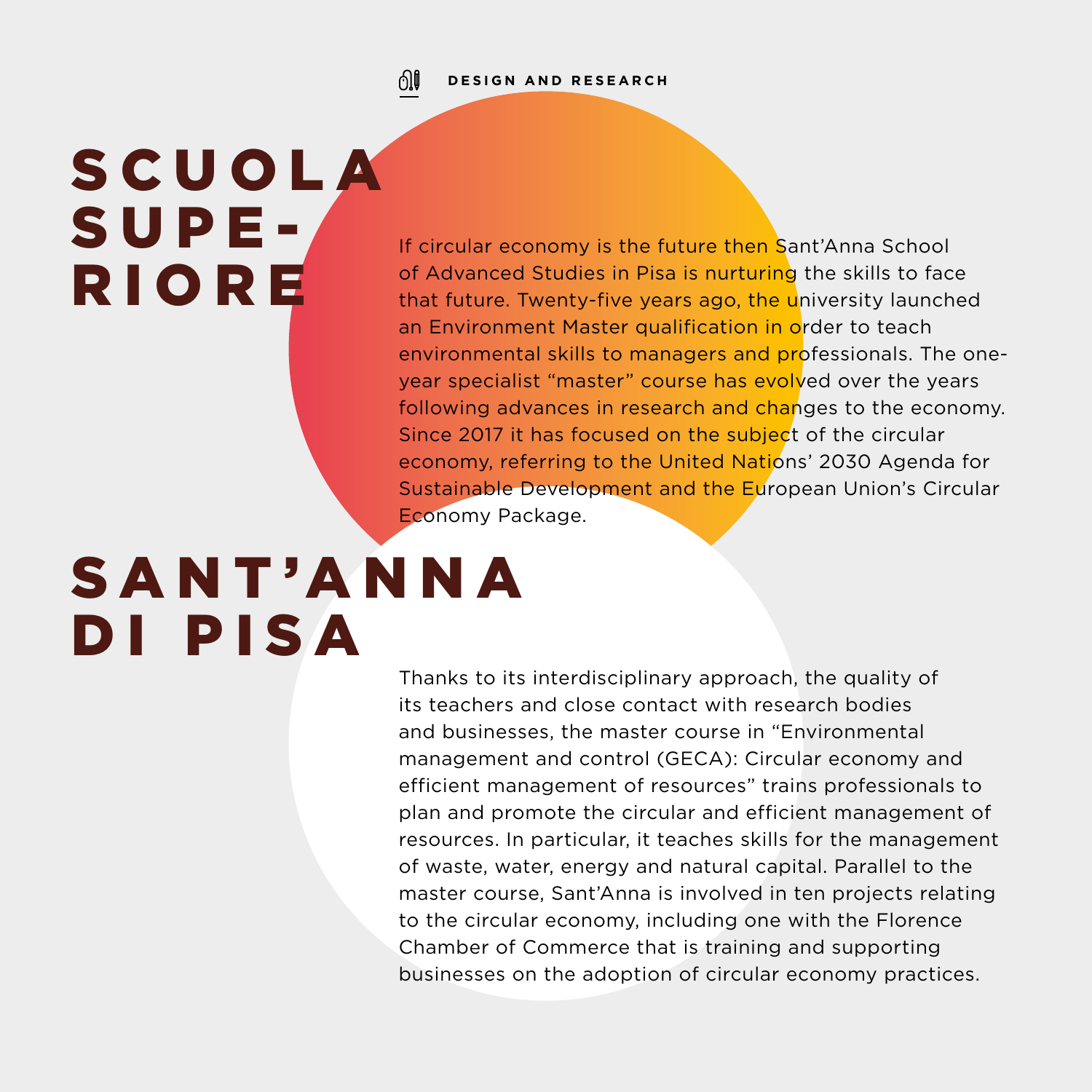DESIGN AND RESEARCH

# SCUOLA SUPERIORE SANT'ANNA DI PISA

If circular economy is the future then Sant'Anna School of Advanced Studies in Pisa is nurturing the skills to face that future. Twenty-five years ago, the university launched an Environment Master qualification in order to teach environmental skills to managers and professionals. The one-year specialist "master" course has evolved over the years following advances in research and changes to the economy. Since 2017 it has focused on the subject of the circular economy, referring to the United Nations' 2030 Agenda for Sustainable Development and the European Union's Circular Economy Package.

Thanks to its interdisciplinary approach, the quality of its teachers and close contact with research bodies and businesses, the master course in "Environmental management and control (GECA): Circular economy and efficient management of resources" trains professionals to plan and promote the circular and efficient management of resources. In particular, it teaches skills for the management of waste, water, energy and natural capital. Parallel to the master course, Sant'Anna is involved in ten projects relating to the circular economy, including one with the Florence Chamber of Commerce that is training and supporting businesses on the adoption of circular economy practices.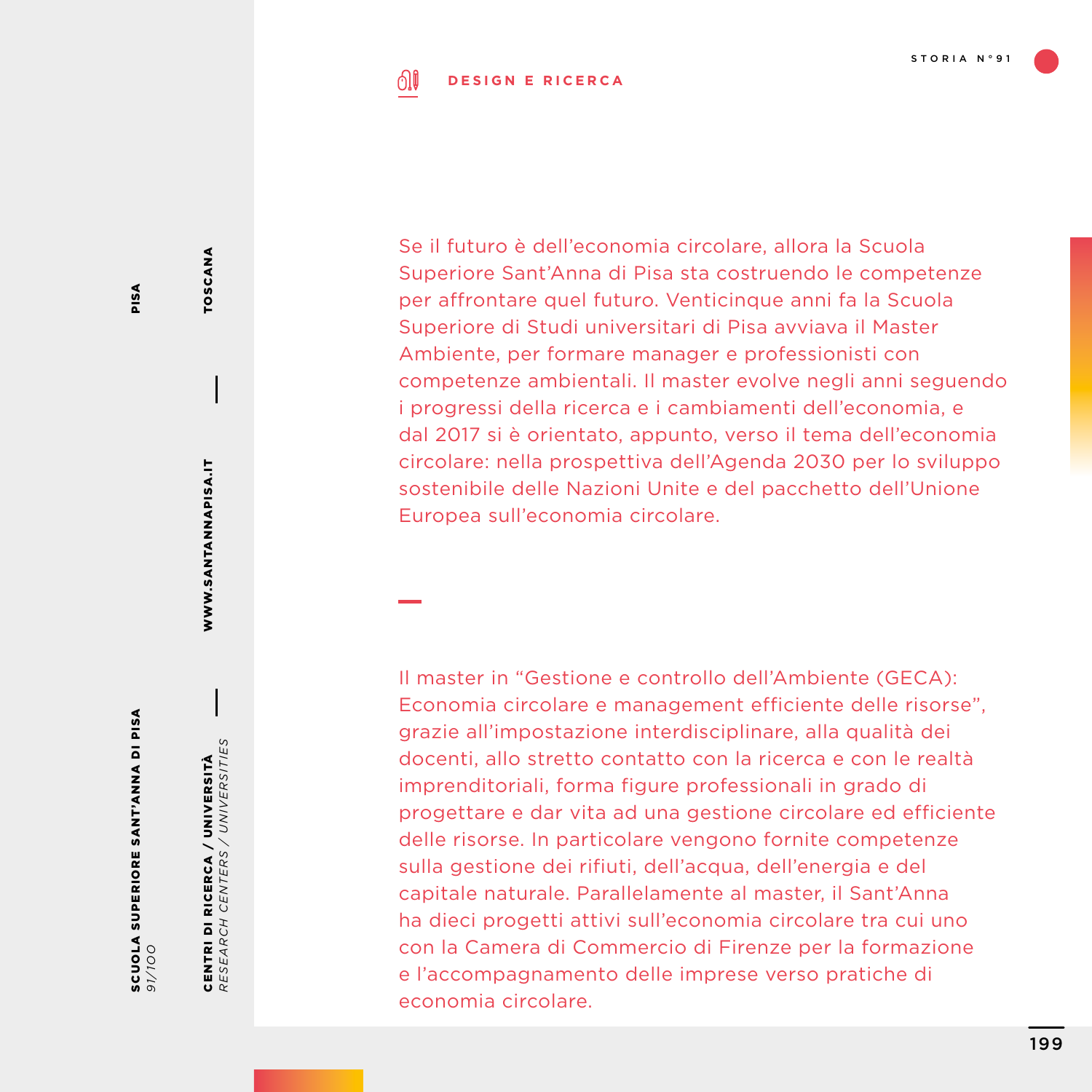**DESIGN E RICERCA**

STORIA N°91

Se il futuro è dell'economia circolare, allora la Scuola Superiore Sant'Anna di Pisa sta costruendo le competenze per affrontare quel futuro. Venticinque anni fa la Scuola Superiore di Studi universitari di Pisa avviava il Master Ambiente, per formare manager e professionisti con competenze ambientali. Il master evolve negli anni seguendo i progressi della ricerca e i cambiamenti dell'economia, e dal 2017 si è orientato, appunto, verso il tema dell'economia circolare: nella prospettiva dell'Agenda 2030 per lo sviluppo sostenibile delle Nazioni Unite e del pacchetto dell'Unione Europea sull'economia circolare.

Il master in "Gestione e controllo dell'Ambiente (GECA): Economia circolare e management efficiente delle risorse", grazie all'impostazione interdisciplinare, alla qualità dei docenti, allo stretto contatto con la ricerca e con le realtà imprenditoriali, forma figure professionali in grado di progettare e dar vita ad una gestione circolare ed efficiente delle risorse. In particolare vengono fornite competenze sulla gestione dei rifiuti, dell'acqua, dell'energia e del capitale naturale. Parallelamente al master, il Sant'Anna ha dieci progetti attivi sull'economia circolare tra cui uno con la Camera di Commercio di Firenze per la formazione e l'accompagnamento delle imprese verso pratiche di economia circolare.

**SCUOLA SUPERIORE SANT'ANNA DI PISA**
*91/100*

**PISA** — **TOSCANA**

**WWW.SANTANNAPISA.IT**

**CENTRI DI RICERCA / UNIVERSITÀ**
*RESEARCH CENTERS / UNIVERSITIES*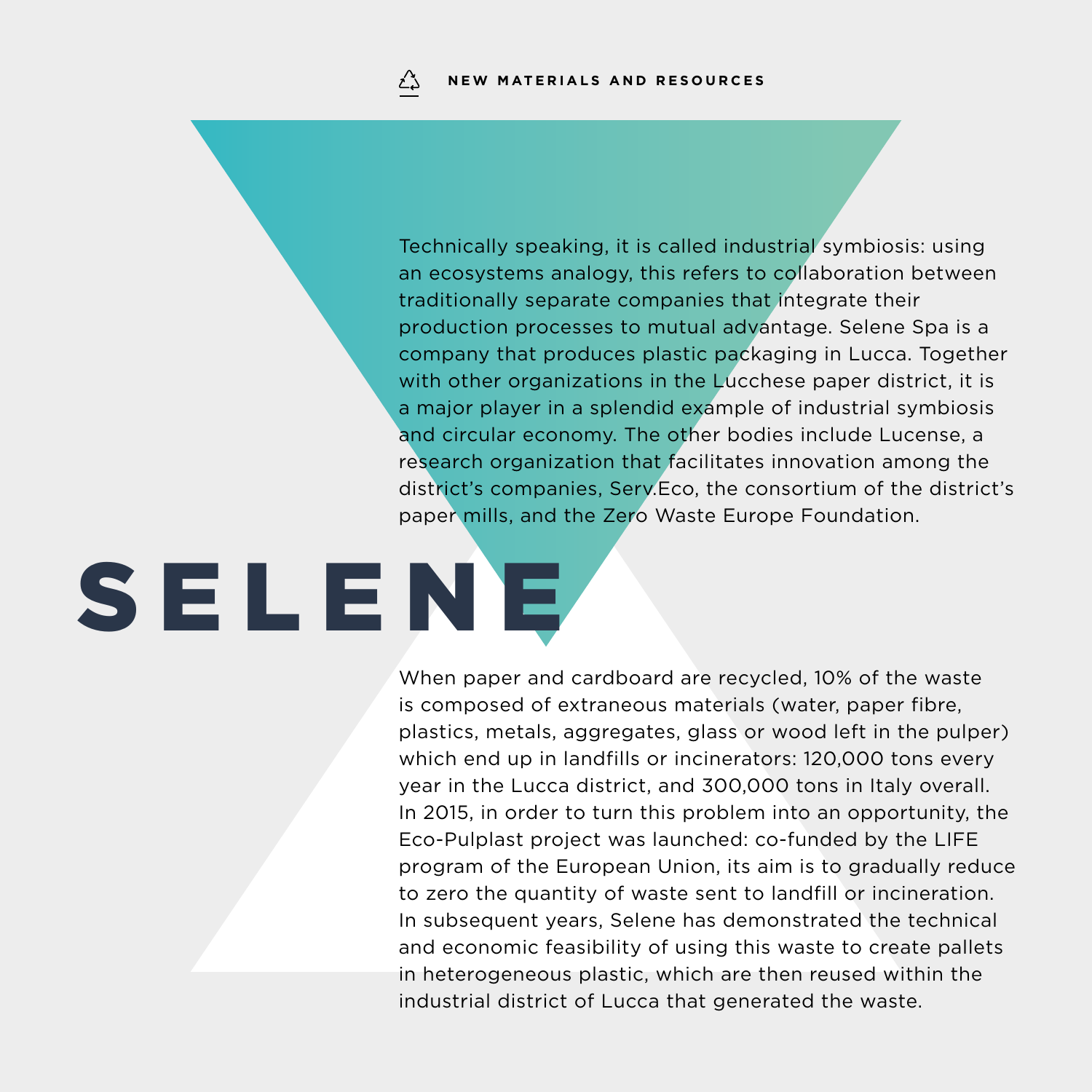NEW MATERIALS AND RESOURCES

# SELENE

Technically speaking, it is called industrial symbiosis: using an ecosystems analogy, this refers to collaboration between traditionally separate companies that integrate their production processes to mutual advantage. Selene Spa is a company that produces plastic packaging in Lucca. Together with other organizations in the Lucchese paper district, it is a major player in a splendid example of industrial symbiosis and circular economy. The other bodies include Lucense, a research organization that facilitates innovation among the district's companies, Serv.Eco, the consortium of the district's paper mills, and the Zero Waste Europe Foundation.

When paper and cardboard are recycled, 10% of the waste is composed of extraneous materials (water, paper fibre, plastics, metals, aggregates, glass or wood left in the pulper) which end up in landfills or incinerators: 120,000 tons every year in the Lucca district, and 300,000 tons in Italy overall. In 2015, in order to turn this problem into an opportunity, the Eco-Pulplast project was launched: co-funded by the LIFE program of the European Union, its aim is to gradually reduce to zero the quantity of waste sent to landfill or incineration. In subsequent years, Selene has demonstrated the technical and economic feasibility of using this waste to create pallets in heterogeneous plastic, which are then reused within the industrial district of Lucca that generated the waste.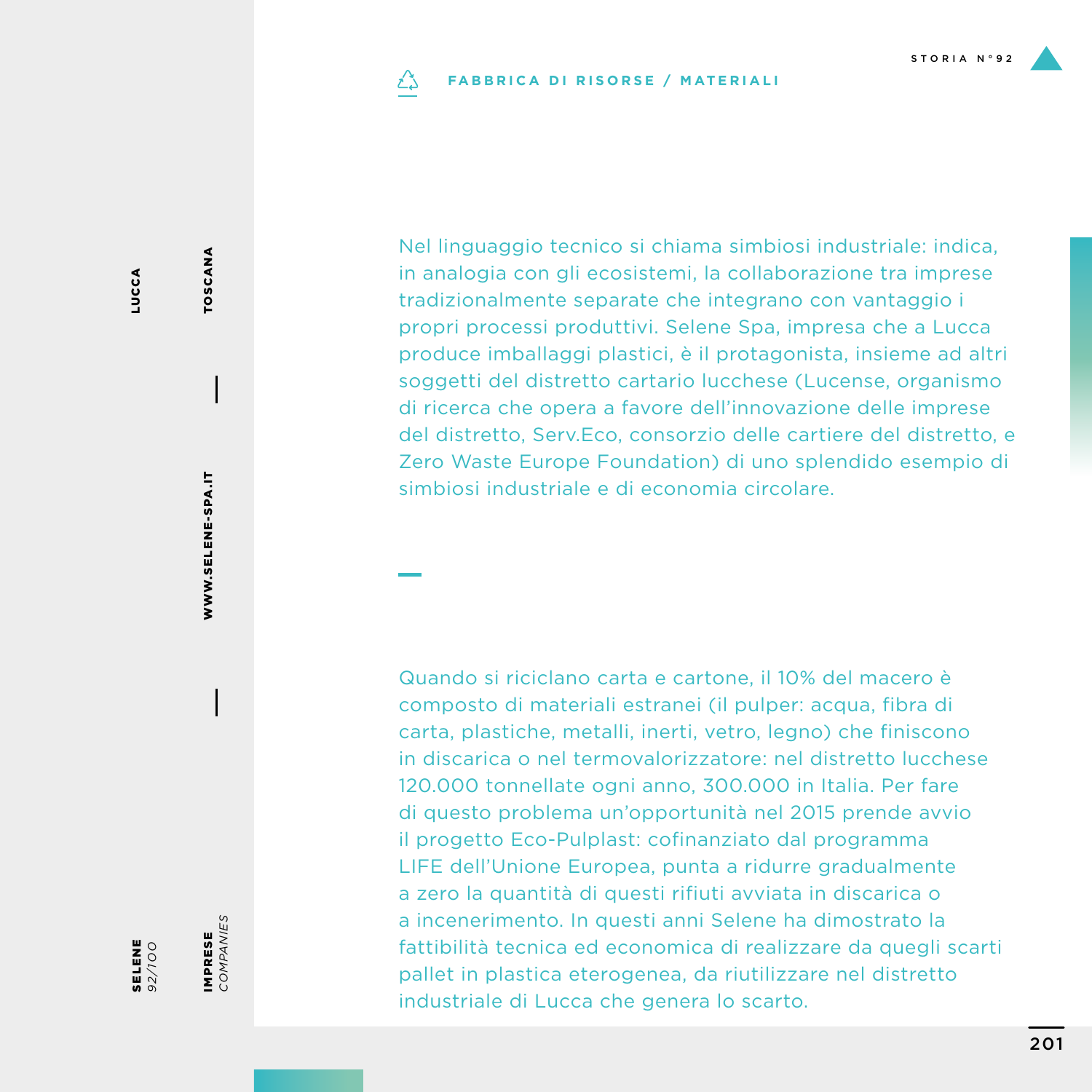**FABBRICA DI RISORSE / MATERIALI**

Nel linguaggio tecnico si chiama simbiosi industriale: indica, in analogia con gli ecosistemi, la collaborazione tra imprese tradizionalmente separate che integrano con vantaggio i propri processi produttivi. Selene Spa, impresa che a Lucca produce imballaggi plastici, è il protagonista, insieme ad altri soggetti del distretto cartario lucchese (Lucense, organismo di ricerca che opera a favore dell'innovazione delle imprese del distretto, Serv.Eco, consorzio delle cartiere del distretto, e Zero Waste Europe Foundation) di uno splendido esempio di simbiosi industriale e di economia circolare.

Quando si riciclano carta e cartone, il 10% del macero è composto di materiali estranei (il pulper: acqua, fibra di carta, plastiche, metalli, inerti, vetro, legno) che finiscono in discarica o nel termovalorizzatore: nel distretto lucchese 120.000 tonnellate ogni anno, 300.000 in Italia. Per fare di questo problema un'opportunità nel 2015 prende avvio il progetto Eco-Pulplast: cofinanziato dal programma LIFE dell'Unione Europea, punta a ridurre gradualmente a zero la quantità di questi rifiuti avviata in discarica o a incenerimento. In questi anni Selene ha dimostrato la fattibilità tecnica ed economica di realizzare da quegli scarti pallet in plastica eterogenea, da riutilizzare nel distretto industriale di Lucca che genera lo scarto.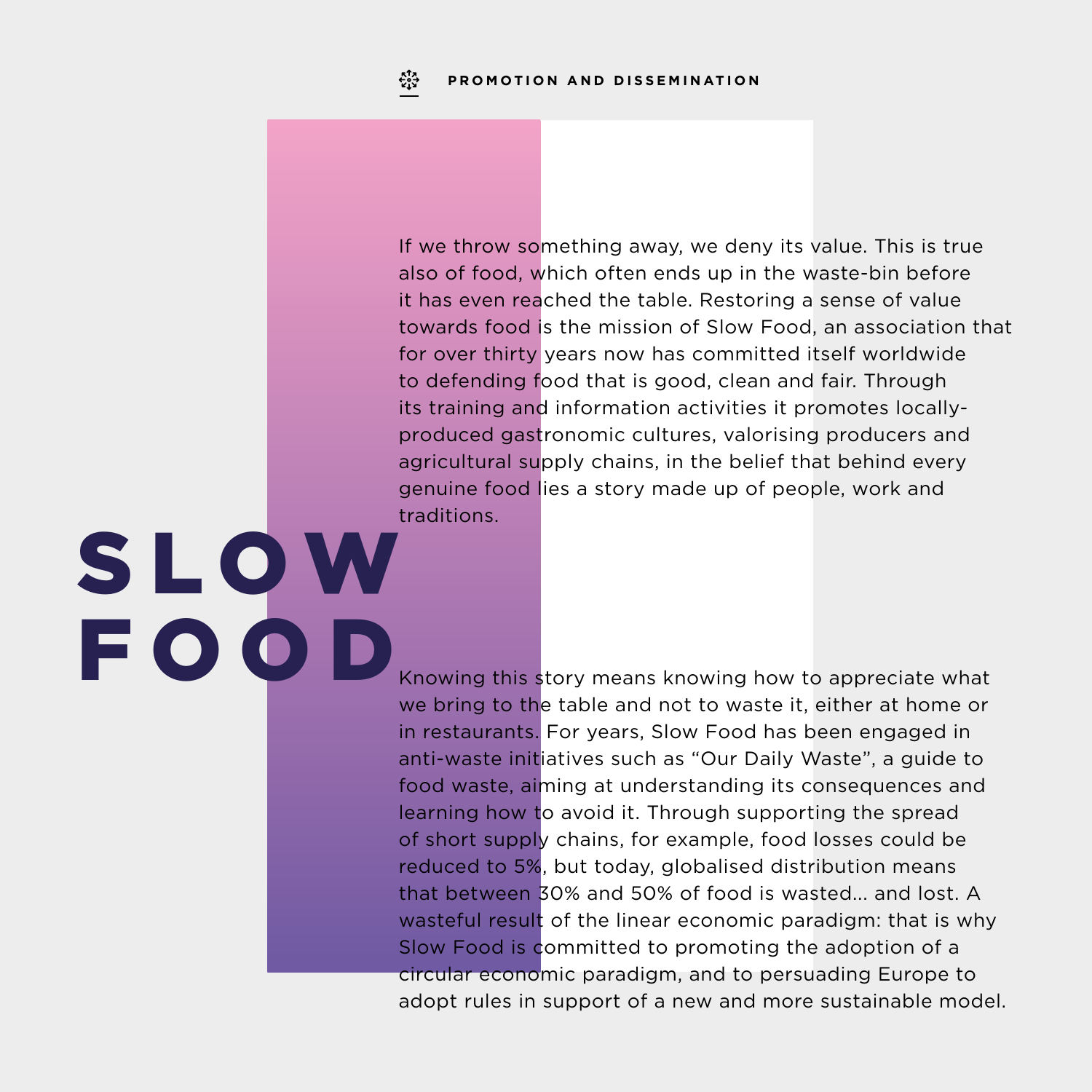# SLOW FOOD

If we throw something away, we deny its value. This is true also of food, which often ends up in the waste-bin before it has even reached the table. Restoring a sense of value towards food is the mission of Slow Food, an association that for over thirty years now has committed itself worldwide to defending food that is good, clean and fair. Through its training and information activities it promotes locally-produced gastronomic cultures, valorising producers and agricultural supply chains, in the belief that behind every genuine food lies a story made up of people, work and traditions.

Knowing this story means knowing how to appreciate what we bring to the table and not to waste it, either at home or in restaurants. For years, Slow Food has been engaged in anti-waste initiatives such as "Our Daily Waste", a guide to food waste, aiming at understanding its consequences and learning how to avoid it. Through supporting the spread of short supply chains, for example, food losses could be reduced to 5%, but today, globalised distribution means that between 30% and 50% of food is wasted... and lost. A wasteful result of the linear economic paradigm: that is why Slow Food is committed to promoting the adoption of a circular economic paradigm, and to persuading Europe to adopt rules in support of a new and more sustainable model.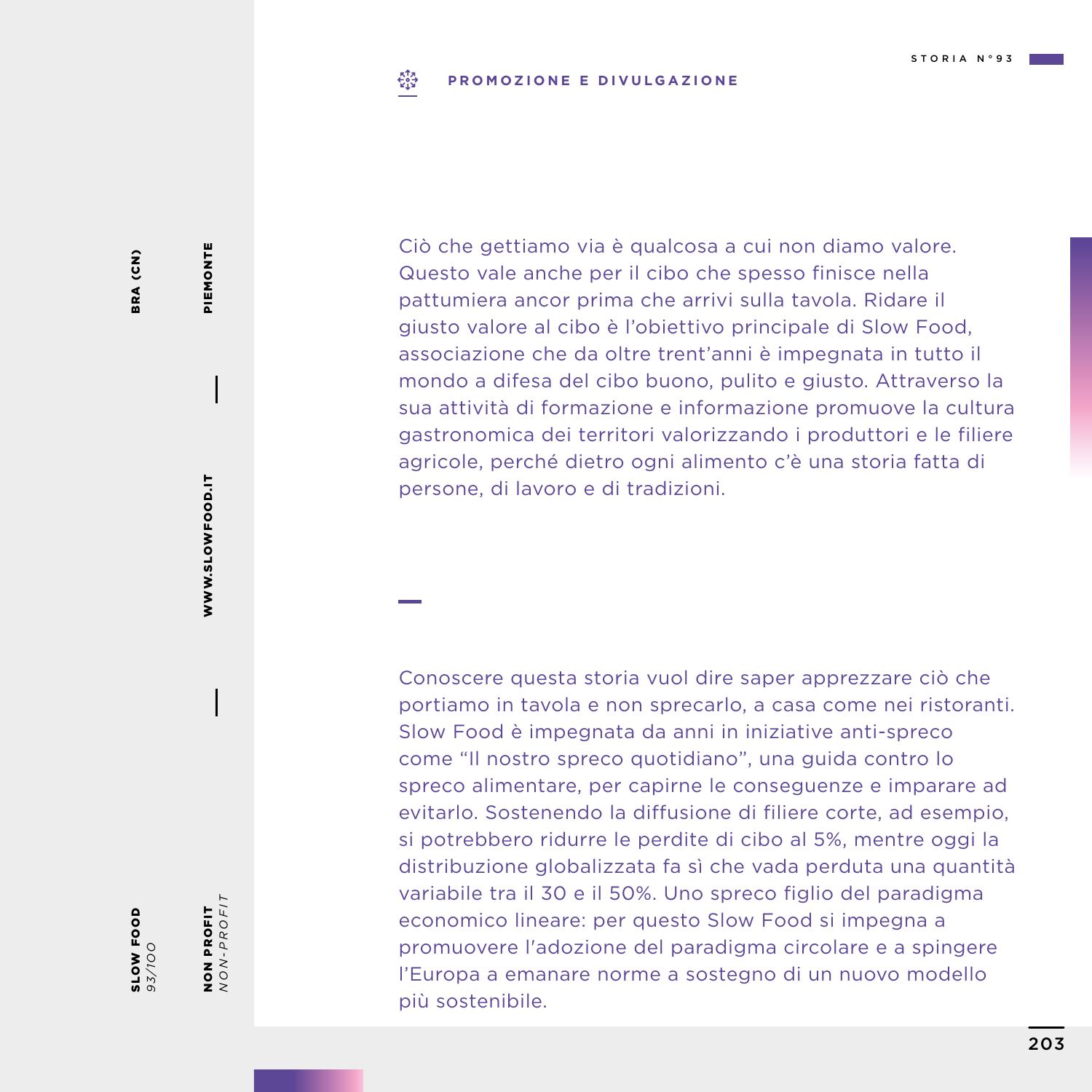STORIA N°93

## PROMOZIONE E DIVULGAZIONE

**SLOW FOOD**
*93/100*

**BRA (CN)**

**PIEMONTE**

**WWW.SLOWFOOD.IT**

**NON PROFIT**
*NON-PROFIT*

Ciò che gettiamo via è qualcosa a cui non diamo valore. Questo vale anche per il cibo che spesso finisce nella pattumiera ancor prima che arrivi sulla tavola. Ridare il giusto valore al cibo è l'obiettivo principale di Slow Food, associazione che da oltre trent'anni è impegnata in tutto il mondo a difesa del cibo buono, pulito e giusto. Attraverso la sua attività di formazione e informazione promuove la cultura gastronomica dei territori valorizzando i produttori e le filiere agricole, perché dietro ogni alimento c'è una storia fatta di persone, di lavoro e di tradizioni.

Conoscere questa storia vuol dire saper apprezzare ciò che portiamo in tavola e non sprecarlo, a casa come nei ristoranti. Slow Food è impegnata da anni in iniziative anti-spreco come "Il nostro spreco quotidiano", una guida contro lo spreco alimentare, per capirne le conseguenze e imparare ad evitarlo. Sostenendo la diffusione di filiere corte, ad esempio, si potrebbero ridurre le perdite di cibo al 5%, mentre oggi la distribuzione globalizzata fa sì che vada perduta una quantità variabile tra il 30 e il 50%. Uno spreco figlio del paradigma economico lineare: per questo Slow Food si impegna a promuovere l'adozione del paradigma circolare e a spingere l'Europa a emanare norme a sostegno di un nuovo modello più sostenibile.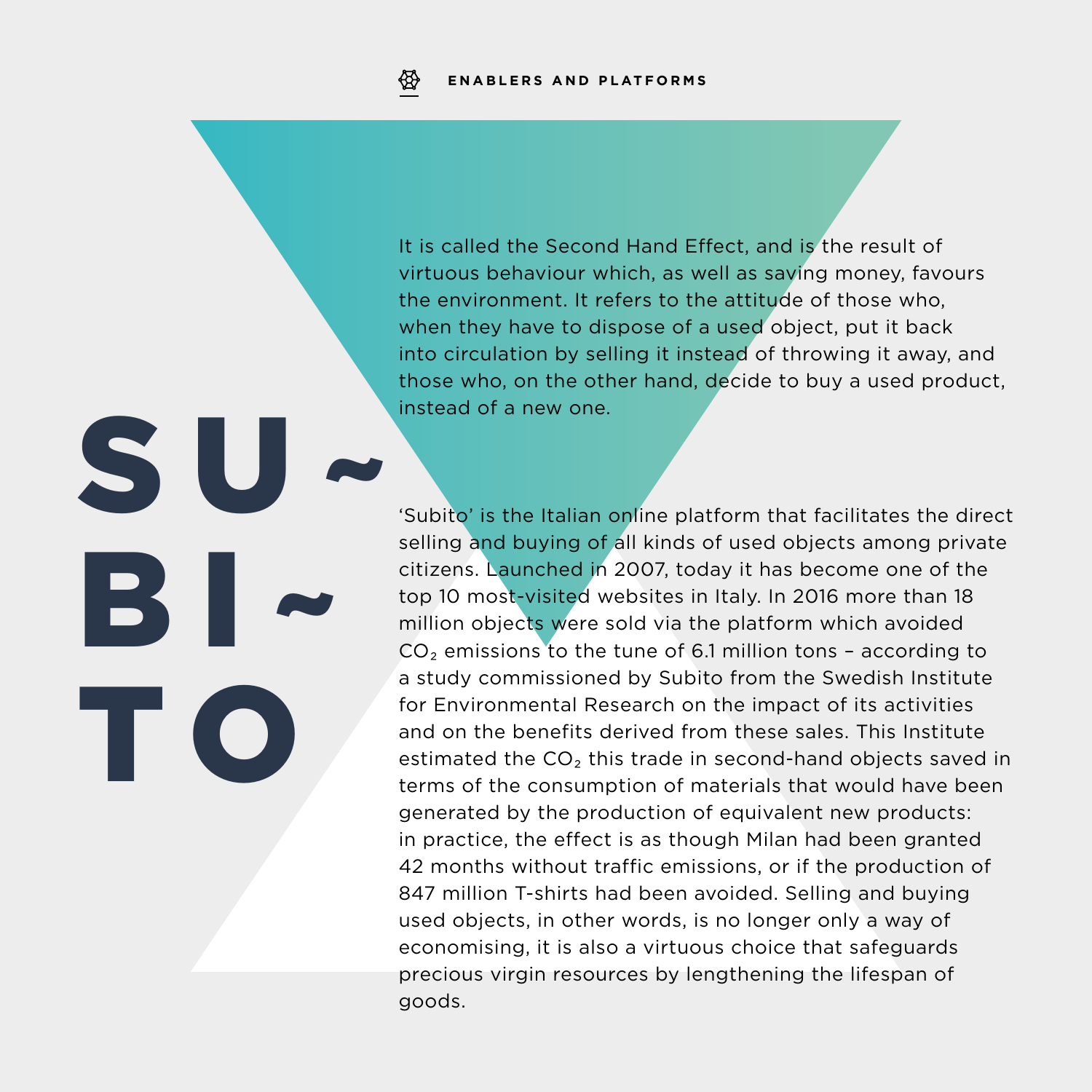ENABLERS AND PLATFORMS

# SU~BI~TO

It is called the Second Hand Effect, and is the result of virtuous behaviour which, as well as saving money, favours the environment. It refers to the attitude of those who, when they have to dispose of a used object, put it back into circulation by selling it instead of throwing it away, and those who, on the other hand, decide to buy a used product, instead of a new one.

'Subito' is the Italian online platform that facilitates the direct selling and buying of all kinds of used objects among private citizens. Launched in 2007, today it has become one of the top 10 most-visited websites in Italy. In 2016 more than 18 million objects were sold via the platform which avoided $CO_2$ emissions to the tune of 6.1 million tons – according to a study commissioned by Subito from the Swedish Institute for Environmental Research on the impact of its activities and on the benefits derived from these sales. This Institute estimated the $CO_2$ this trade in second-hand objects saved in terms of the consumption of materials that would have been generated by the production of equivalent new products: in practice, the effect is as though Milan had been granted 42 months without traffic emissions, or if the production of 847 million T-shirts had been avoided. Selling and buying used objects, in other words, is no longer only a way of economising, it is also a virtuous choice that safeguards precious virgin resources by lengthening the lifespan of goods.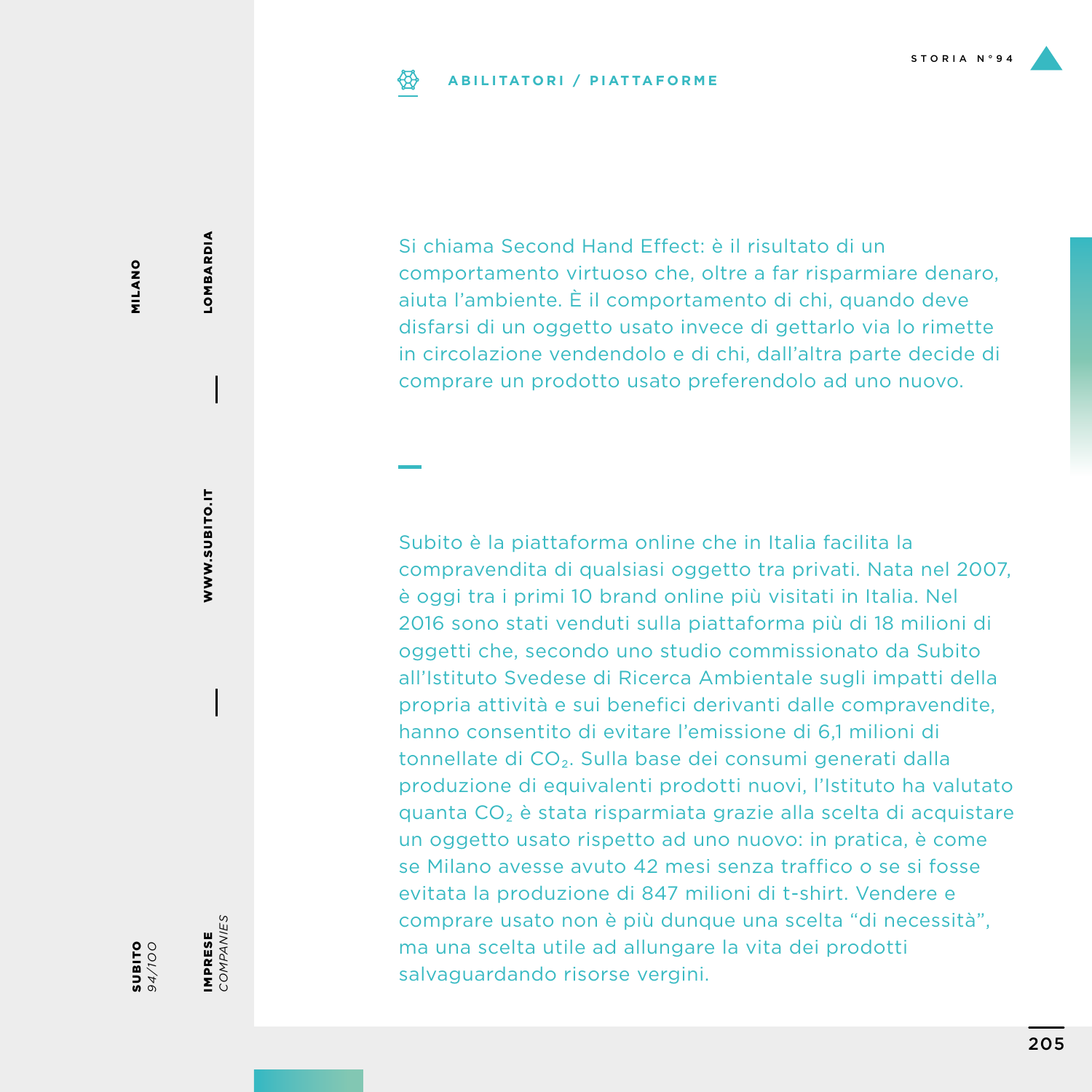**ABILITATORI / PIATTAFORME**

Si chiama Second Hand Effect: è il risultato di un comportamento virtuoso che, oltre a far risparmiare denaro, aiuta l'ambiente. È il comportamento di chi, quando deve disfarsi di un oggetto usato invece di gettarlo via lo rimette in circolazione vendendolo e di chi, dall'altra parte decide di comprare un prodotto usato preferendolo ad uno nuovo.

Subito è la piattaforma online che in Italia facilita la compravendita di qualsiasi oggetto tra privati. Nata nel 2007, è oggi tra i primi 10 brand online più visitati in Italia. Nel 2016 sono stati venduti sulla piattaforma più di 18 milioni di oggetti che, secondo uno studio commissionato da Subito all'Istituto Svedese di Ricerca Ambientale sugli impatti della propria attività e sui benefici derivanti dalle compravendite, hanno consentito di evitare l'emissione di 6,1 milioni di tonnellate di $CO_2$. Sulla base dei consumi generati dalla produzione di equivalenti prodotti nuovi, l'Istituto ha valutato quanta $CO_2$ è stata risparmiata grazie alla scelta di acquistare un oggetto usato rispetto ad uno nuovo: in pratica, è come se Milano avesse avuto 42 mesi senza traffico o se si fosse evitata la produzione di 847 milioni di t-shirt. Vendere e comprare usato non è più dunque una scelta "di necessità", ma una scelta utile ad allungare la vita dei prodotti salvaguardando risorse vergini.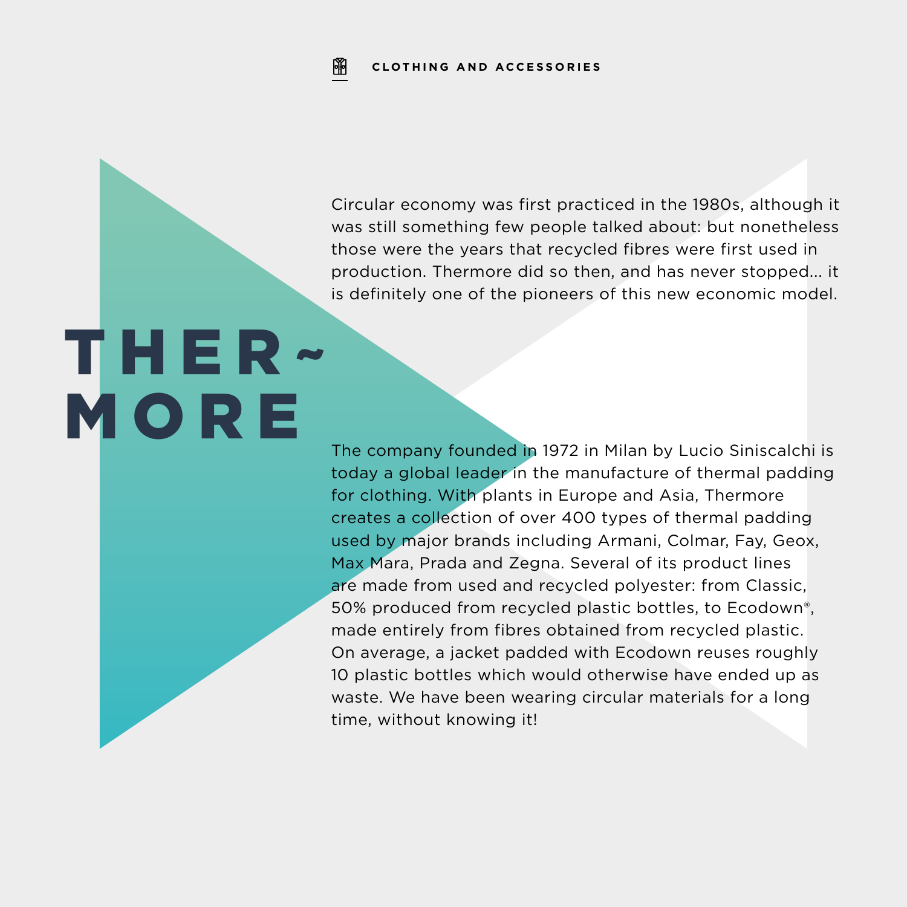CLOTHING AND ACCESSORIES

# THER~MORE

Circular economy was first practiced in the 1980s, although it was still something few people talked about: but nonetheless those were the years that recycled fibres were first used in production. Thermore did so then, and has never stopped... it is definitely one of the pioneers of this new economic model.

The company founded in 1972 in Milan by Lucio Siniscalchi is today a global leader in the manufacture of thermal padding for clothing. With plants in Europe and Asia, Thermore creates a collection of over 400 types of thermal padding used by major brands including Armani, Colmar, Fay, Geox, Max Mara, Prada and Zegna. Several of its product lines are made from used and recycled polyester: from Classic, 50% produced from recycled plastic bottles, to Ecodown®, made entirely from fibres obtained from recycled plastic. On average, a jacket padded with Ecodown reuses roughly 10 plastic bottles which would otherwise have ended up as waste. We have been wearing circular materials for a long time, without knowing it!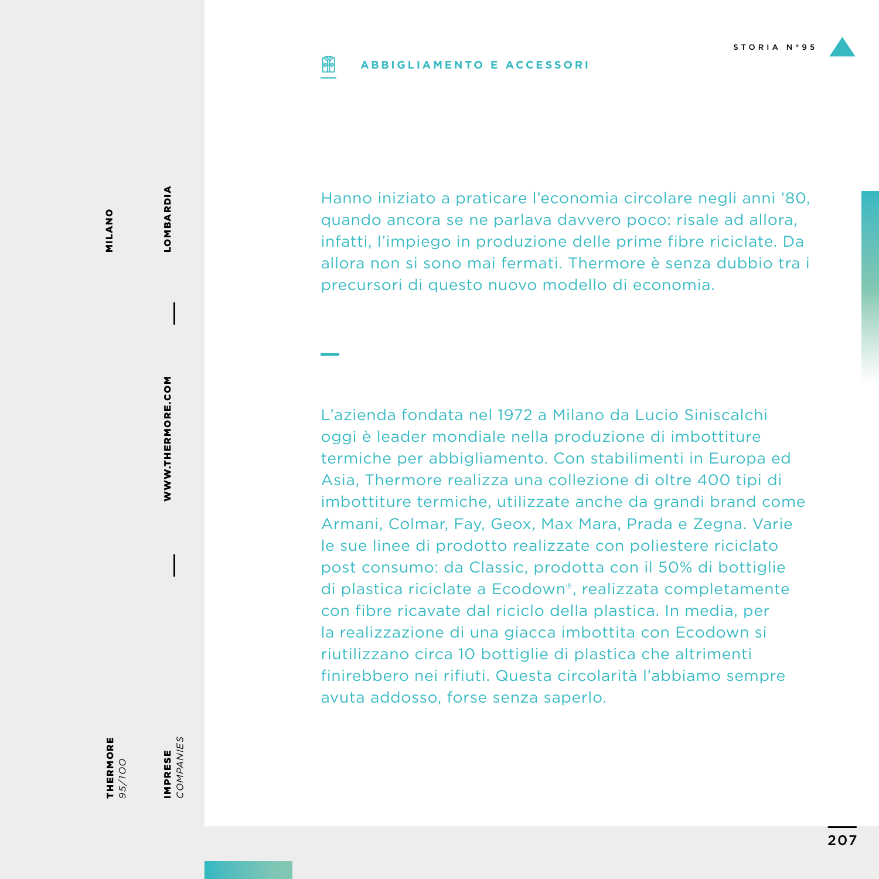**ABBIGLIAMENTO E ACCESSORI**

THERMORE 95/100 — MILANO — LOMBARDIA — WWW.THERMORE.COM — IMPRESE *COMPANIES*

Hanno iniziato a praticare l'economia circolare negli anni '80, quando ancora se ne parlava davvero poco: risale ad allora, infatti, l'impiego in produzione delle prime fibre riciclate. Da allora non si sono mai fermati. Thermore è senza dubbio tra i precursori di questo nuovo modello di economia.

L'azienda fondata nel 1972 a Milano da Lucio Siniscalchi oggi è leader mondiale nella produzione di imbottiture termiche per abbigliamento. Con stabilimenti in Europa ed Asia, Thermore realizza una collezione di oltre 400 tipi di imbottiture termiche, utilizzate anche da grandi brand come Armani, Colmar, Fay, Geox, Max Mara, Prada e Zegna. Varie le sue linee di prodotto realizzate con poliestere riciclato post consumo: da Classic, prodotta con il 50% di bottiglie di plastica riciclate a Ecodown®, realizzata completamente con fibre ricavate dal riciclo della plastica. In media, per la realizzazione di una giacca imbottita con Ecodown si riutilizzano circa 10 bottiglie di plastica che altrimenti finirebbero nei rifiuti. Questa circolarità l'abbiamo sempre avuta addosso, forse senza saperlo.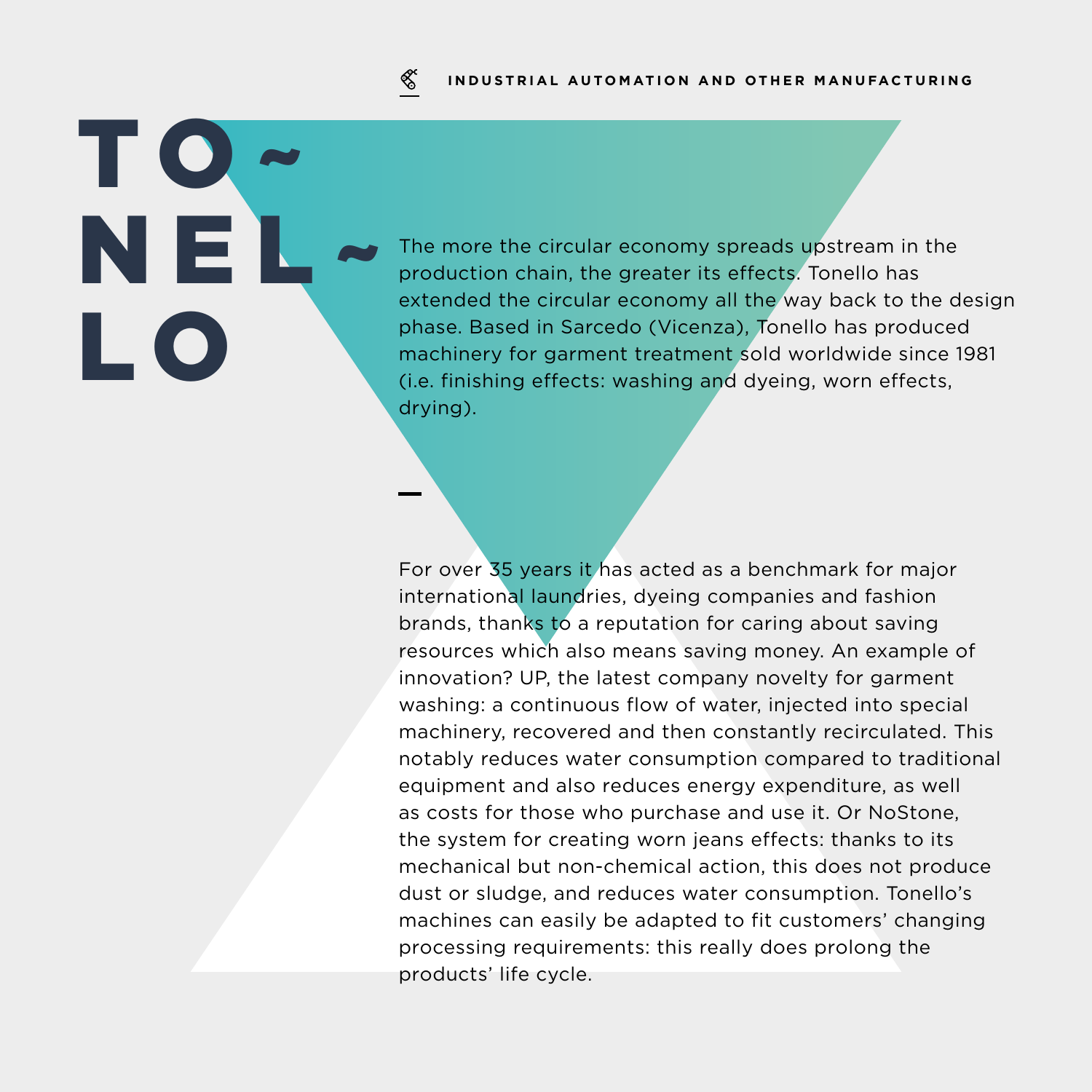INDUSTRIAL AUTOMATION AND OTHER MANUFACTURING

# TO~NEL~LO

The more the circular economy spreads upstream in the production chain, the greater its effects. Tonello has extended the circular economy all the way back to the design phase. Based in Sarcedo (Vicenza), Tonello has produced machinery for garment treatment sold worldwide since 1981 (i.e. finishing effects: washing and dyeing, worn effects, drying).

—

For over 35 years it has acted as a benchmark for major international laundries, dyeing companies and fashion brands, thanks to a reputation for caring about saving resources which also means saving money. An example of innovation? UP, the latest company novelty for garment washing: a continuous flow of water, injected into special machinery, recovered and then constantly recirculated. This notably reduces water consumption compared to traditional equipment and also reduces energy expenditure, as well as costs for those who purchase and use it. Or NoStone, the system for creating worn jeans effects: thanks to its mechanical but non-chemical action, this does not produce dust or sludge, and reduces water consumption. Tonello's machines can easily be adapted to fit customers' changing processing requirements: this really does prolong the products' life cycle.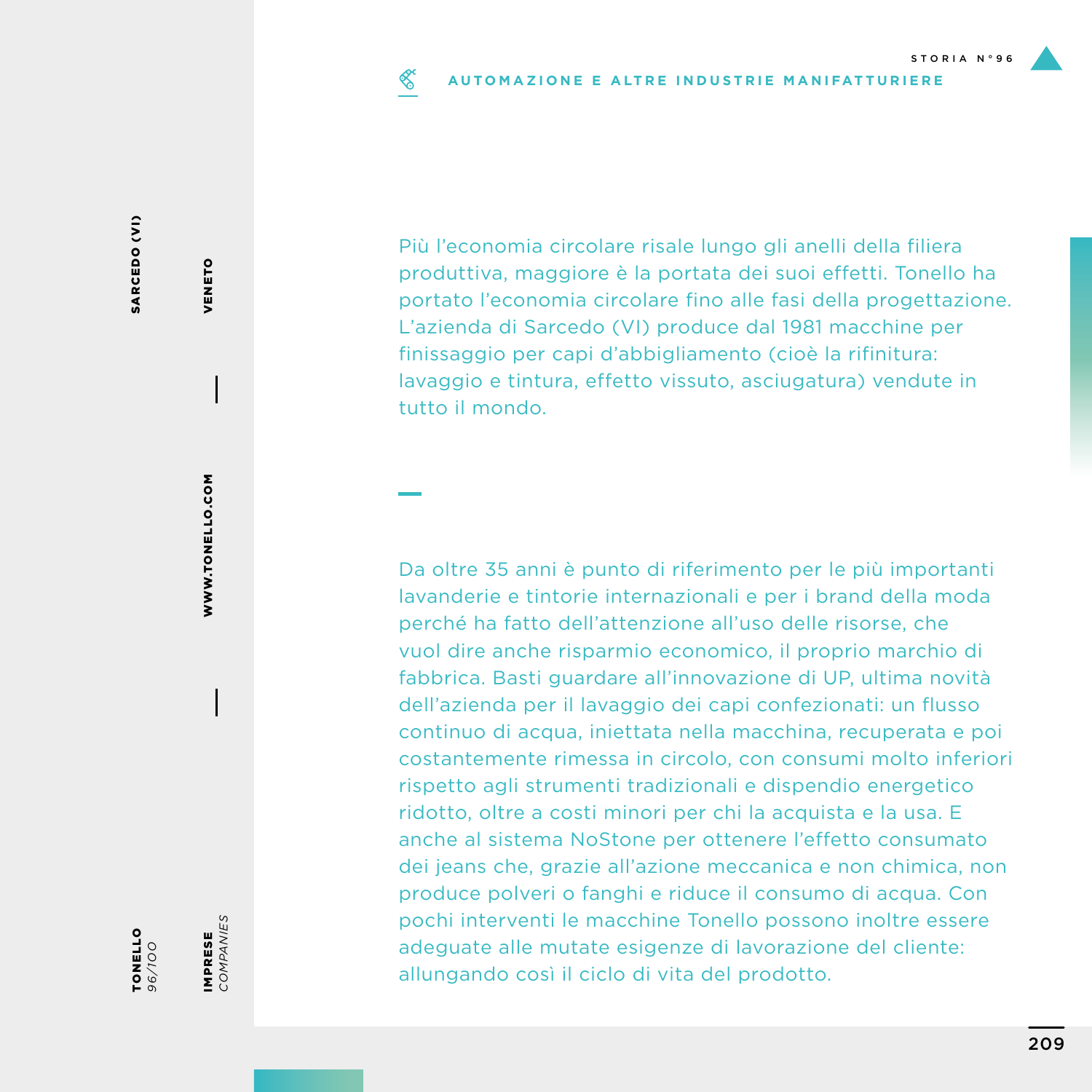STORIA N°96

AUTOMAZIONE E ALTRE INDUSTRIE MANIFATTURIERE

Più l'economia circolare risale lungo gli anelli della filiera produttiva, maggiore è la portata dei suoi effetti. Tonello ha portato l'economia circolare fino alle fasi della progettazione. L'azienda di Sarcedo (VI) produce dal 1981 macchine per finissaggio per capi d'abbigliamento (cioè la rifinitura: lavaggio e tintura, effetto vissuto, asciugatura) vendute in tutto il mondo.

Da oltre 35 anni è punto di riferimento per le più importanti lavanderie e tintorie internazionali e per i brand della moda perché ha fatto dell'attenzione all'uso delle risorse, che vuol dire anche risparmio economico, il proprio marchio di fabbrica. Basti guardare all'innovazione di UP, ultima novità dell'azienda per il lavaggio dei capi confezionati: un flusso continuo di acqua, iniettata nella macchina, recuperata e poi costantemente rimessa in circolo, con consumi molto inferiori rispetto agli strumenti tradizionali e dispendio energetico ridotto, oltre a costi minori per chi la acquista e la usa. E anche al sistema NoStone per ottenere l'effetto consumato dei jeans che, grazie all'azione meccanica e non chimica, non produce polveri o fanghi e riduce il consumo di acqua. Con pochi interventi le macchine Tonello possono inoltre essere adeguate alle mutate esigenze di lavorazione del cliente: allungando così il ciclo di vita del prodotto.

**TONELLO** *96/100*

**IMPRESE** *COMPANIES*

**SARCEDO (VI)**

**VENETO**

**WWW.TONELLO.COM**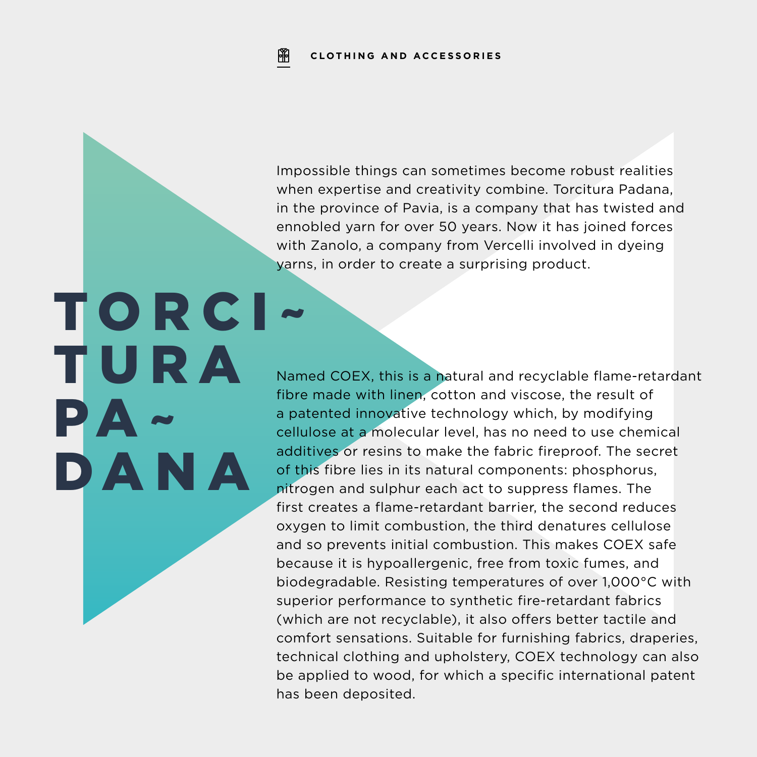CLOTHING AND ACCESSORIES

# TORCITURA PADANA

Impossible things can sometimes become robust realities when expertise and creativity combine. Torcitura Padana, in the province of Pavia, is a company that has twisted and ennobled yarn for over 50 years. Now it has joined forces with Zanolo, a company from Vercelli involved in dyeing yarns, in order to create a surprising product.

Named COEX, this is a natural and recyclable flame-retardant fibre made with linen, cotton and viscose, the result of a patented innovative technology which, by modifying cellulose at a molecular level, has no need to use chemical additives or resins to make the fabric fireproof. The secret of this fibre lies in its natural components: phosphorus, nitrogen and sulphur each act to suppress flames. The first creates a flame-retardant barrier, the second reduces oxygen to limit combustion, the third denatures cellulose and so prevents initial combustion. This makes COEX safe because it is hypoallergenic, free from toxic fumes, and biodegradable. Resisting temperatures of over 1,000°C with superior performance to synthetic fire-retardant fabrics (which are not recyclable), it also offers better tactile and comfort sensations. Suitable for furnishing fabrics, draperies, technical clothing and upholstery, COEX technology can also be applied to wood, for which a specific international patent has been deposited.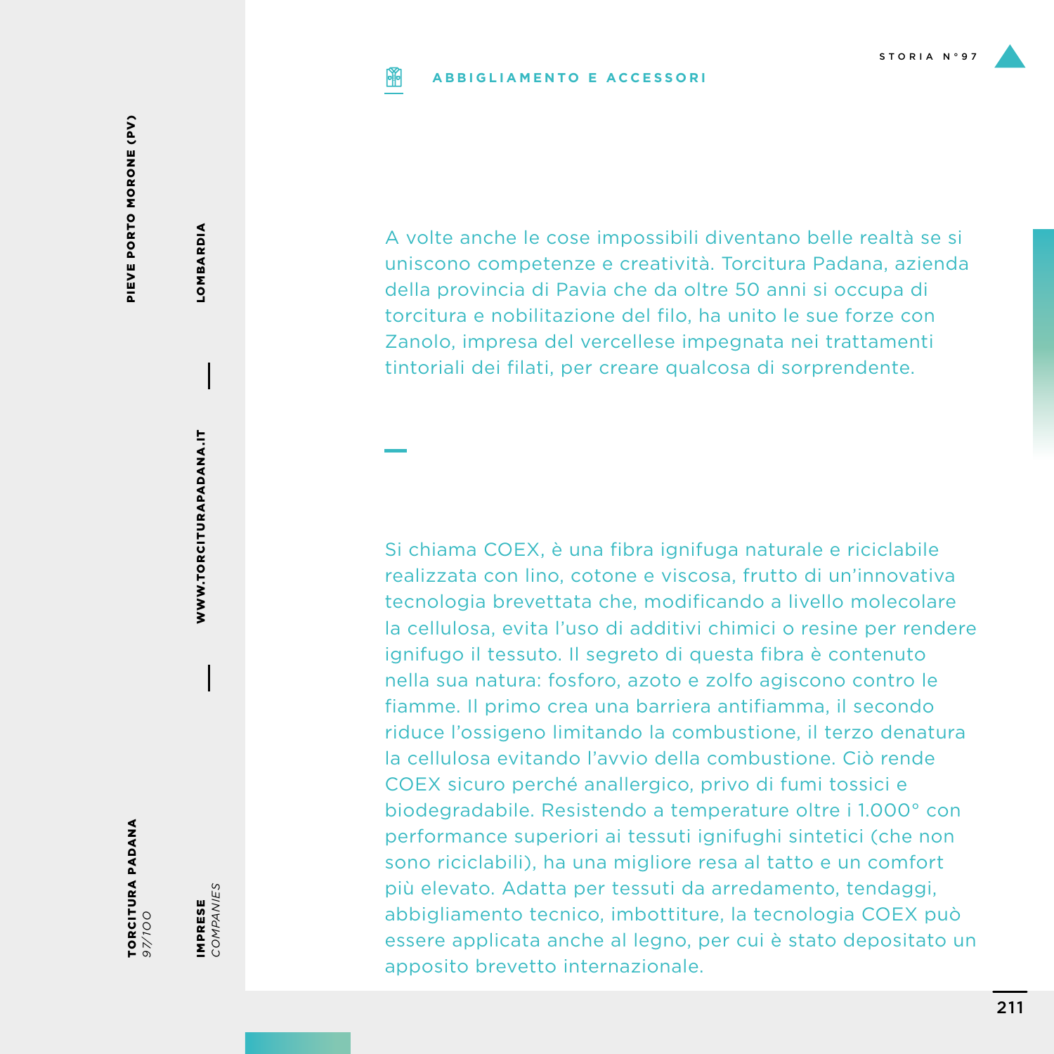**ABBIGLIAMENTO E ACCESSORI**

**TORCITURA PADANA**
*97/100*

**PIEVE PORTO MORONE (PV)**

**IMPRESE**
*COMPANIES*

**WWW.TORCITURAPADANA.IT**

**LOMBARDIA**

A volte anche le cose impossibili diventano belle realtà se si uniscono competenze e creatività. Torcitura Padana, azienda della provincia di Pavia che da oltre 50 anni si occupa di torcitura e nobilitazione del filo, ha unito le sue forze con Zanolo, impresa del vercellese impegnata nei trattamenti tintoriali dei filati, per creare qualcosa di sorprendente.

Si chiama COEX, è una fibra ignifuga naturale e riciclabile realizzata con lino, cotone e viscosa, frutto di un'innovativa tecnologia brevettata che, modificando a livello molecolare la cellulosa, evita l'uso di additivi chimici o resine per rendere ignifugo il tessuto. Il segreto di questa fibra è contenuto nella sua natura: fosforo, azoto e zolfo agiscono contro le fiamme. Il primo crea una barriera antifiamma, il secondo riduce l'ossigeno limitando la combustione, il terzo denatura la cellulosa evitando l'avvio della combustione. Ciò rende COEX sicuro perché anallergico, privo di fumi tossici e biodegradabile. Resistendo a temperature oltre i 1.000° con performance superiori ai tessuti ignifughi sintetici (che non sono riciclabili), ha una migliore resa al tatto e un comfort più elevato. Adatta per tessuti da arredamento, tendaggi, abbigliamento tecnico, imbottiture, la tecnologia COEX può essere applicata anche al legno, per cui è stato depositato un apposito brevetto internazionale.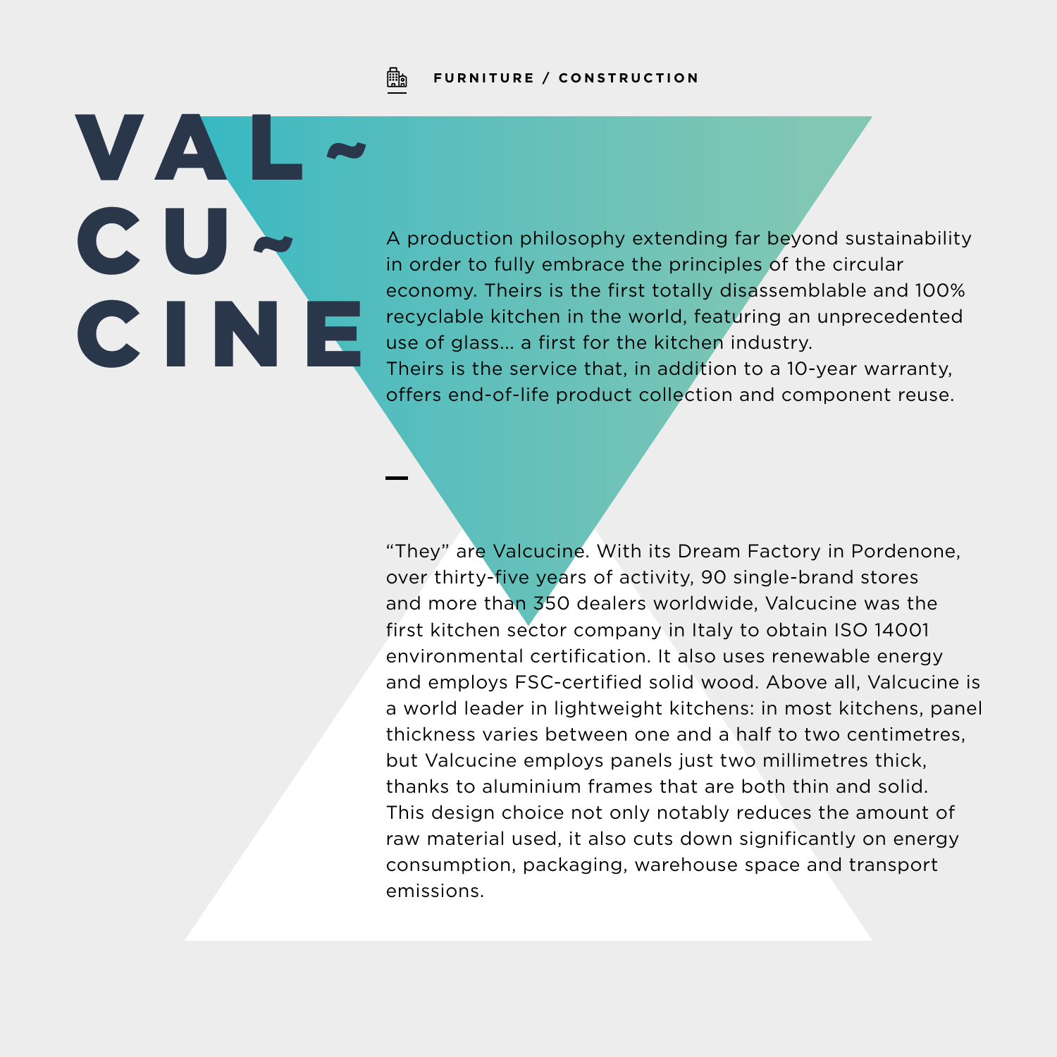FURNITURE / CONSTRUCTION

# VAL~ CU~ CINE

A production philosophy extending far beyond sustainability in order to fully embrace the principles of the circular economy. Theirs is the first totally disassemblable and 100% recyclable kitchen in the world, featuring an unprecedented use of glass... a first for the kitchen industry.
Theirs is the service that, in addition to a 10-year warranty, offers end-of-life product collection and component reuse.

—

“They” are Valcucine. With its Dream Factory in Pordenone, over thirty-five years of activity, 90 single-brand stores and more than 350 dealers worldwide, Valcucine was the first kitchen sector company in Italy to obtain ISO 14001 environmental certification. It also uses renewable energy and employs FSC-certified solid wood. Above all, Valcucine is a world leader in lightweight kitchens: in most kitchens, panel thickness varies between one and a half to two centimetres, but Valcucine employs panels just two millimetres thick, thanks to aluminium frames that are both thin and solid. This design choice not only notably reduces the amount of raw material used, it also cuts down significantly on energy consumption, packaging, warehouse space and transport emissions.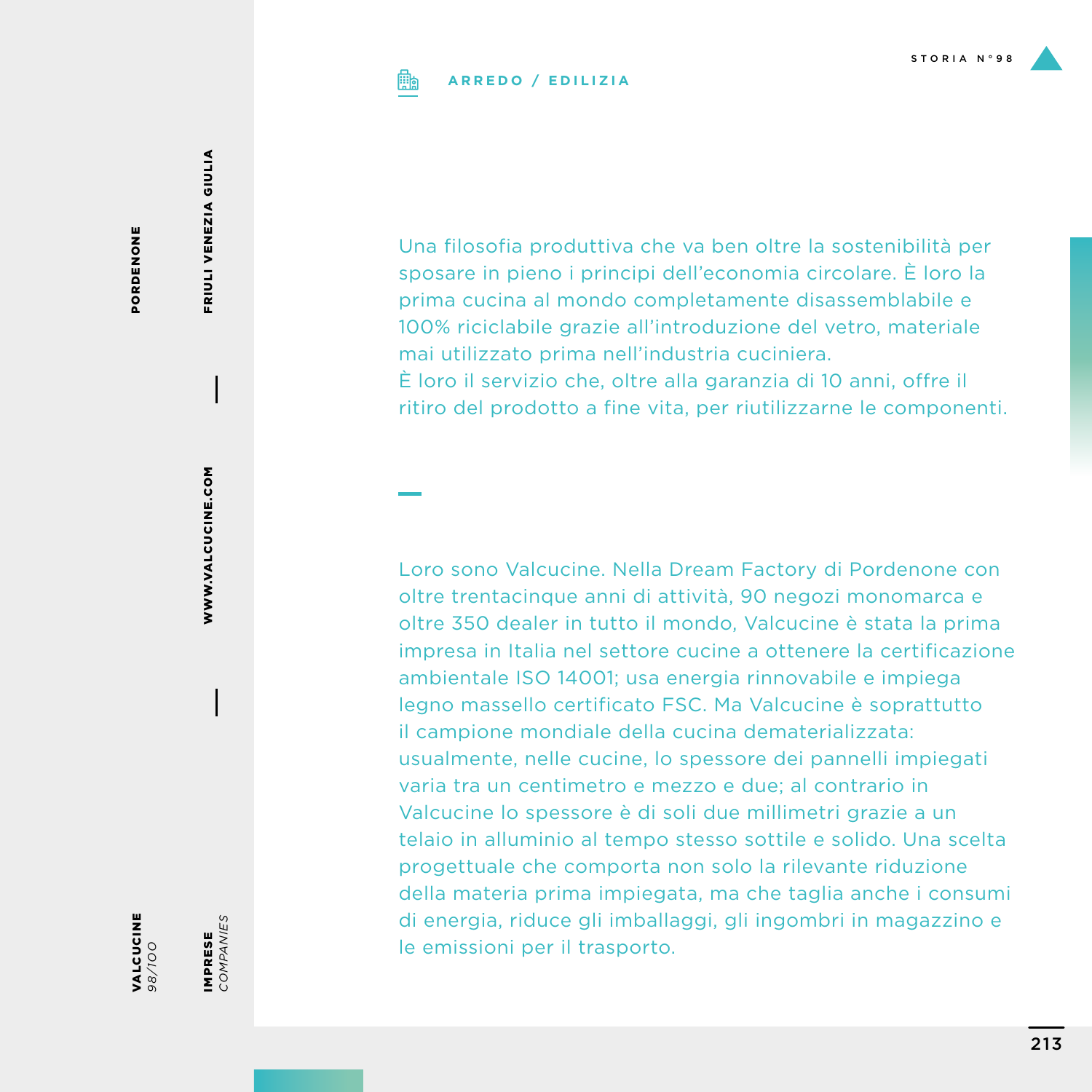ARREDO / EDILIZIA

Una filosofia produttiva che va ben oltre la sostenibilità per sposare in pieno i principi dell'economia circolare. È loro la prima cucina al mondo completamente disassemblabile e 100% riciclabile grazie all'introduzione del vetro, materiale mai utilizzato prima nell'industria cuciniera.
È loro il servizio che, oltre alla garanzia di 10 anni, offre il ritiro del prodotto a fine vita, per riutilizzarne le componenti.

Loro sono Valcucine. Nella Dream Factory di Pordenone con oltre trentacinque anni di attività, 90 negozi monomarca e oltre 350 dealer in tutto il mondo, Valcucine è stata la prima impresa in Italia nel settore cucine a ottenere la certificazione ambientale ISO 14001; usa energia rinnovabile e impiega legno massello certificato FSC. Ma Valcucine è soprattutto il campione mondiale della cucina dematerializzata: usualmente, nelle cucine, lo spessore dei pannelli impiegati varia tra un centimetro e mezzo e due; al contrario in Valcucine lo spessore è di soli due millimetri grazie a un telaio in alluminio al tempo stesso sottile e solido. Una scelta progettuale che comporta non solo la rilevante riduzione della materia prima impiegata, ma che taglia anche i consumi di energia, riduce gli imballaggi, gli ingombri in magazzino e le emissioni per il trasporto.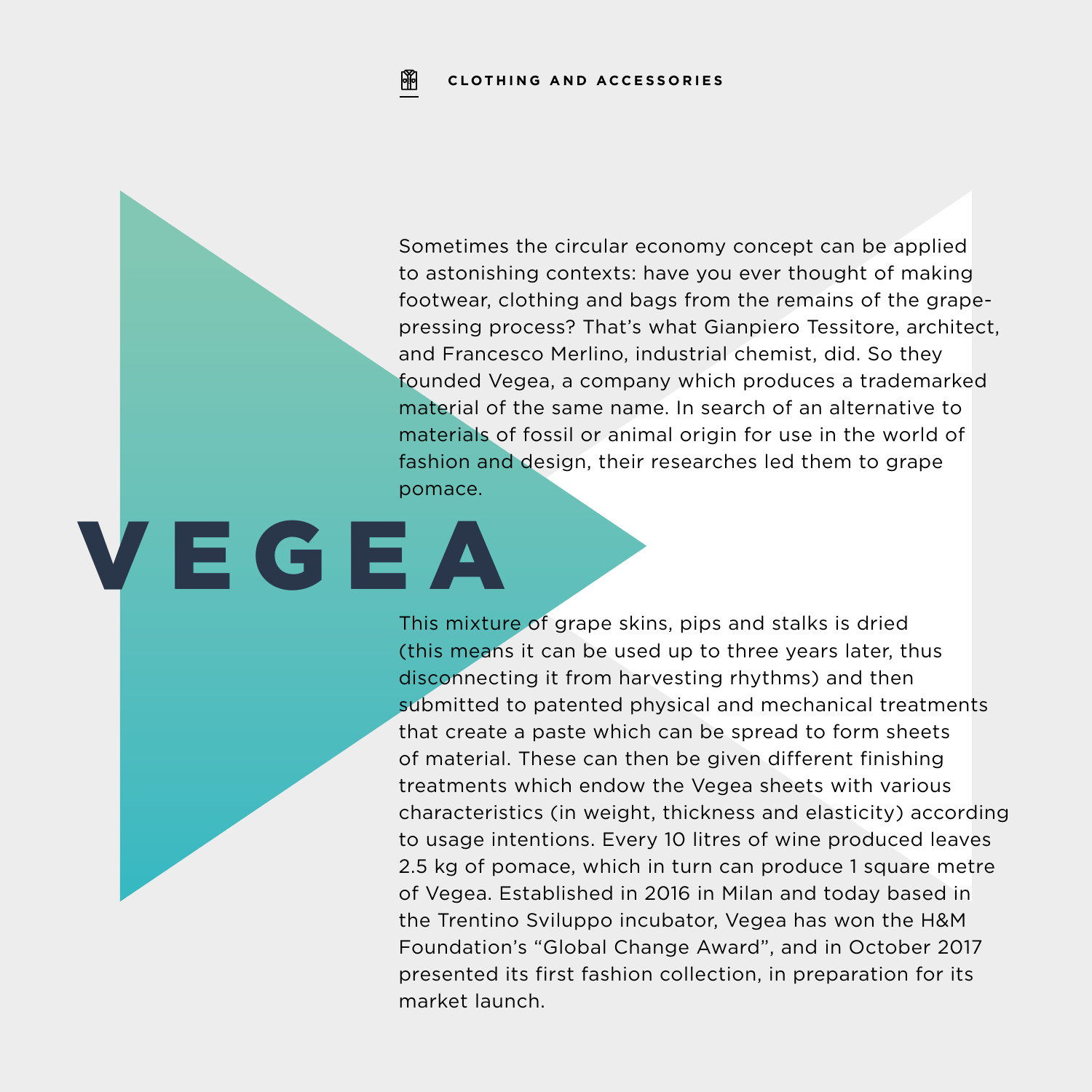CLOTHING AND ACCESSORIES

# VEGEA

Sometimes the circular economy concept can be applied to astonishing contexts: have you ever thought of making footwear, clothing and bags from the remains of the grape-pressing process? That's what Gianpiero Tessitore, architect, and Francesco Merlino, industrial chemist, did. So they founded Vegea, a company which produces a trademarked material of the same name. In search of an alternative to materials of fossil or animal origin for use in the world of fashion and design, their researches led them to grape pomace.

This mixture of grape skins, pips and stalks is dried (this means it can be used up to three years later, thus disconnecting it from harvesting rhythms) and then submitted to patented physical and mechanical treatments that create a paste which can be spread to form sheets of material. These can then be given different finishing treatments which endow the Vegea sheets with various characteristics (in weight, thickness and elasticity) according to usage intentions. Every 10 litres of wine produced leaves 2.5 kg of pomace, which in turn can produce 1 square metre of Vegea. Established in 2016 in Milan and today based in the Trentino Sviluppo incubator, Vegea has won the H&M Foundation's "Global Change Award", and in October 2017 presented its first fashion collection, in preparation for its market launch.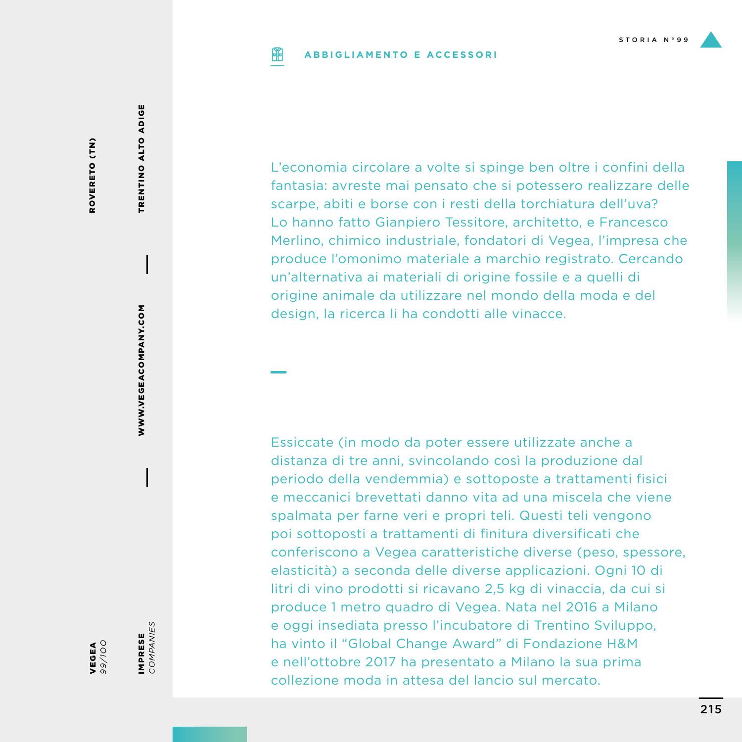**ABBIGLIAMENTO E ACCESSORI**

STORIA N°99

**ROVERETO (TN)**

**TRENTINO ALTO ADIGE**

**WWW.VEGEACOMPANY.COM**

**VEGEA**
*99/100*

**IMPRESE**
*COMPANIES*

L'economia circolare a volte si spinge ben oltre i confini della fantasia: avreste mai pensato che si potessero realizzare delle scarpe, abiti e borse con i resti della torchiatura dell'uva? Lo hanno fatto Gianpiero Tessitore, architetto, e Francesco Merlino, chimico industriale, fondatori di Vegea, l'impresa che produce l'omonimo materiale a marchio registrato. Cercando un'alternativa ai materiali di origine fossile e a quelli di origine animale da utilizzare nel mondo della moda e del design, la ricerca li ha condotti alle vinacce.

Essiccate (in modo da poter essere utilizzate anche a distanza di tre anni, svincolando così la produzione dal periodo della vendemmia) e sottoposte a trattamenti fisici e meccanici brevettati danno vita ad una miscela che viene spalmata per farne veri e propri teli. Questi teli vengono poi sottoposti a trattamenti di finitura diversificati che conferiscono a Vegea caratteristiche diverse (peso, spessore, elasticità) a seconda delle diverse applicazioni. Ogni 10 di litri di vino prodotti si ricavano 2,5 kg di vinaccia, da cui si produce 1 metro quadro di Vegea. Nata nel 2016 a Milano e oggi insediata presso l'incubatore di Trentino Sviluppo, ha vinto il "Global Change Award" di Fondazione H&M e nell'ottobre 2017 ha presentato a Milano la sua prima collezione moda in attesa del lancio sul mercato.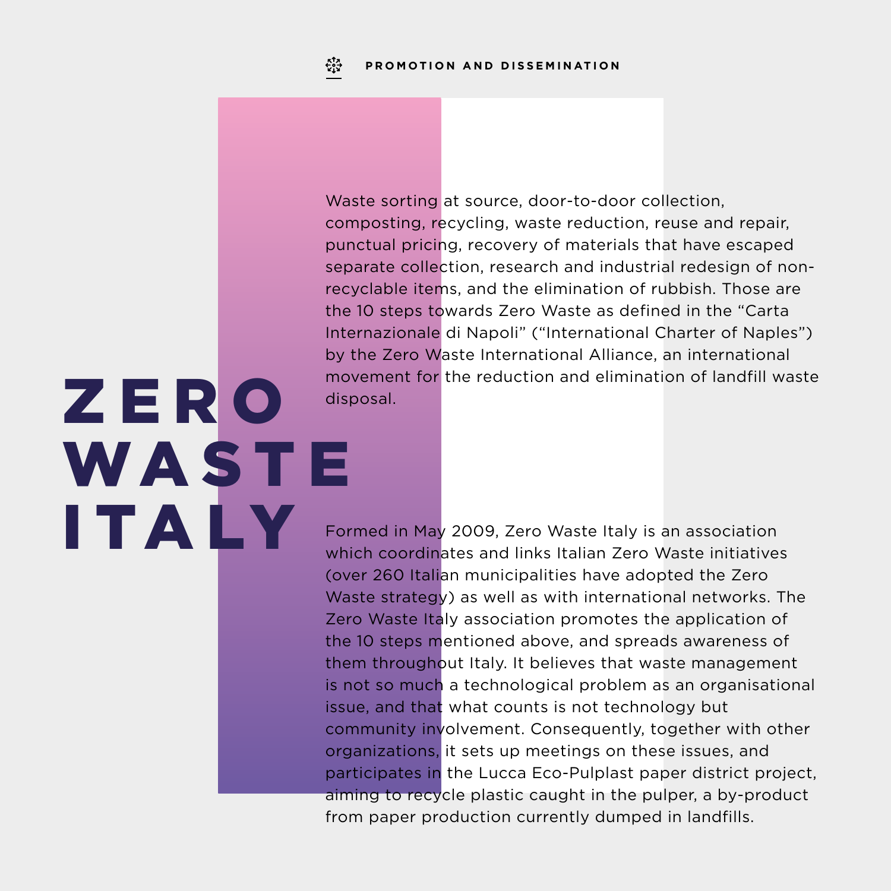# ZERO WASTE ITALY

Waste sorting at source, door-to-door collection, composting, recycling, waste reduction, reuse and repair, punctual pricing, recovery of materials that have escaped separate collection, research and industrial redesign of non-recyclable items, and the elimination of rubbish. Those are the 10 steps towards Zero Waste as defined in the “Carta Internazionale di Napoli” (“International Charter of Naples”) by the Zero Waste International Alliance, an international movement for the reduction and elimination of landfill waste disposal.

Formed in May 2009, Zero Waste Italy is an association which coordinates and links Italian Zero Waste initiatives (over 260 Italian municipalities have adopted the Zero Waste strategy) as well as with international networks. The Zero Waste Italy association promotes the application of the 10 steps mentioned above, and spreads awareness of them throughout Italy. It believes that waste management is not so much a technological problem as an organisational issue, and that what counts is not technology but community involvement. Consequently, together with other organizations, it sets up meetings on these issues, and participates in the Lucca Eco-Pulplast paper district project, aiming to recycle plastic caught in the pulper, a by-product from paper production currently dumped in landfills.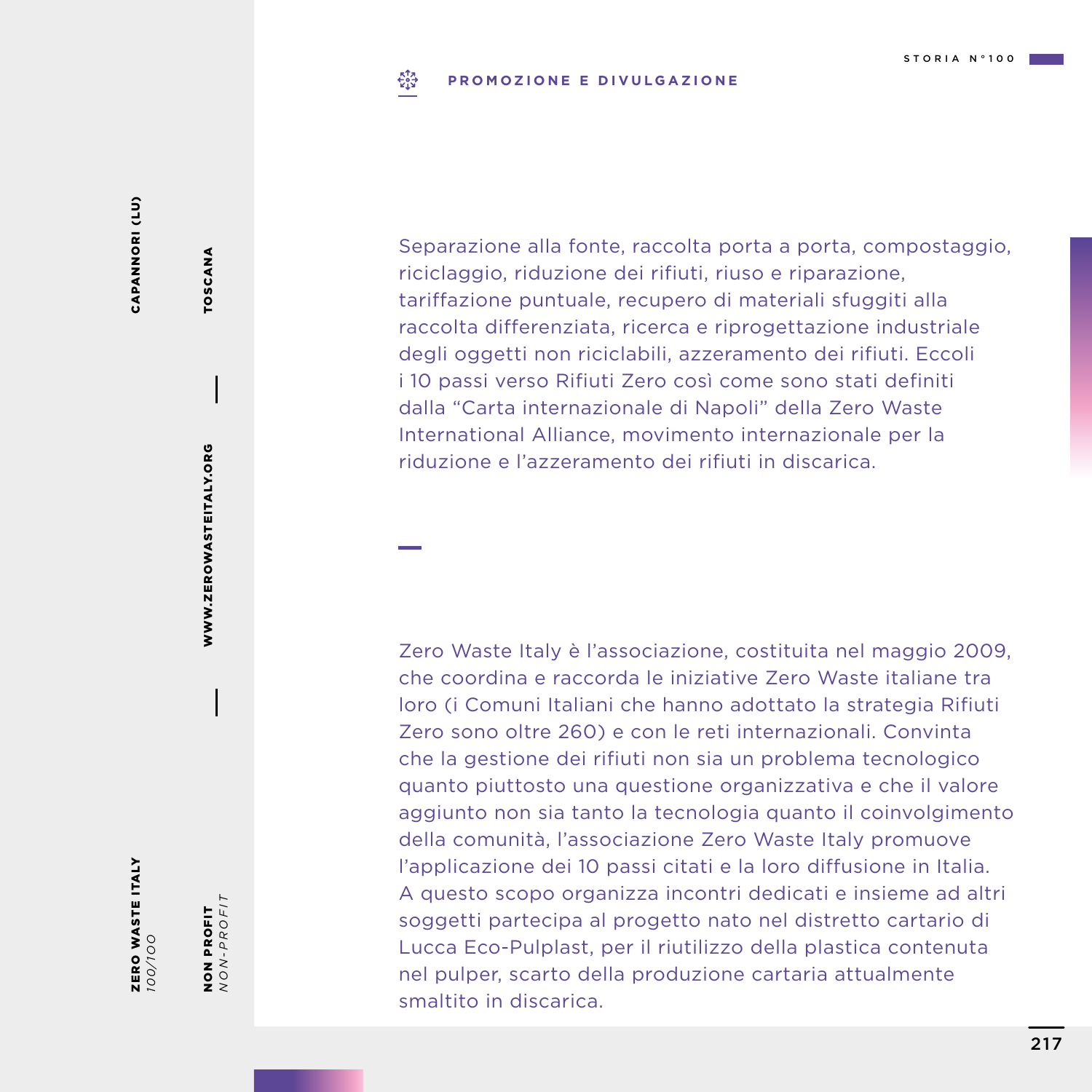**PROMOZIONE E DIVULGAZIONE**

Separazione alla fonte, raccolta porta a porta, compostaggio, riciclaggio, riduzione dei rifiuti, riuso e riparazione, tariffazione puntuale, recupero di materiali sfuggiti alla raccolta differenziata, ricerca e riprogettazione industriale degli oggetti non riciclabili, azzeramento dei rifiuti. Eccoli i 10 passi verso Rifiuti Zero così come sono stati definiti dalla "Carta internazionale di Napoli" della Zero Waste International Alliance, movimento internazionale per la riduzione e l'azzeramento dei rifiuti in discarica.

Zero Waste Italy è l'associazione, costituita nel maggio 2009, che coordina e raccorda le iniziative Zero Waste italiane tra loro (i Comuni Italiani che hanno adottato la strategia Rifiuti Zero sono oltre 260) e con le reti internazionali. Convinta che la gestione dei rifiuti non sia un problema tecnologico quanto piuttosto una questione organizzativa e che il valore aggiunto non sia tanto la tecnologia quanto il coinvolgimento della comunità, l'associazione Zero Waste Italy promuove l'applicazione dei 10 passi citati e la loro diffusione in Italia. A questo scopo organizza incontri dedicati e insieme ad altri soggetti partecipa al progetto nato nel distretto cartario di Lucca Eco-Pulplast, per il riutilizzo della plastica contenuta nel pulper, scarto della produzione cartaria attualmente smaltito in discarica.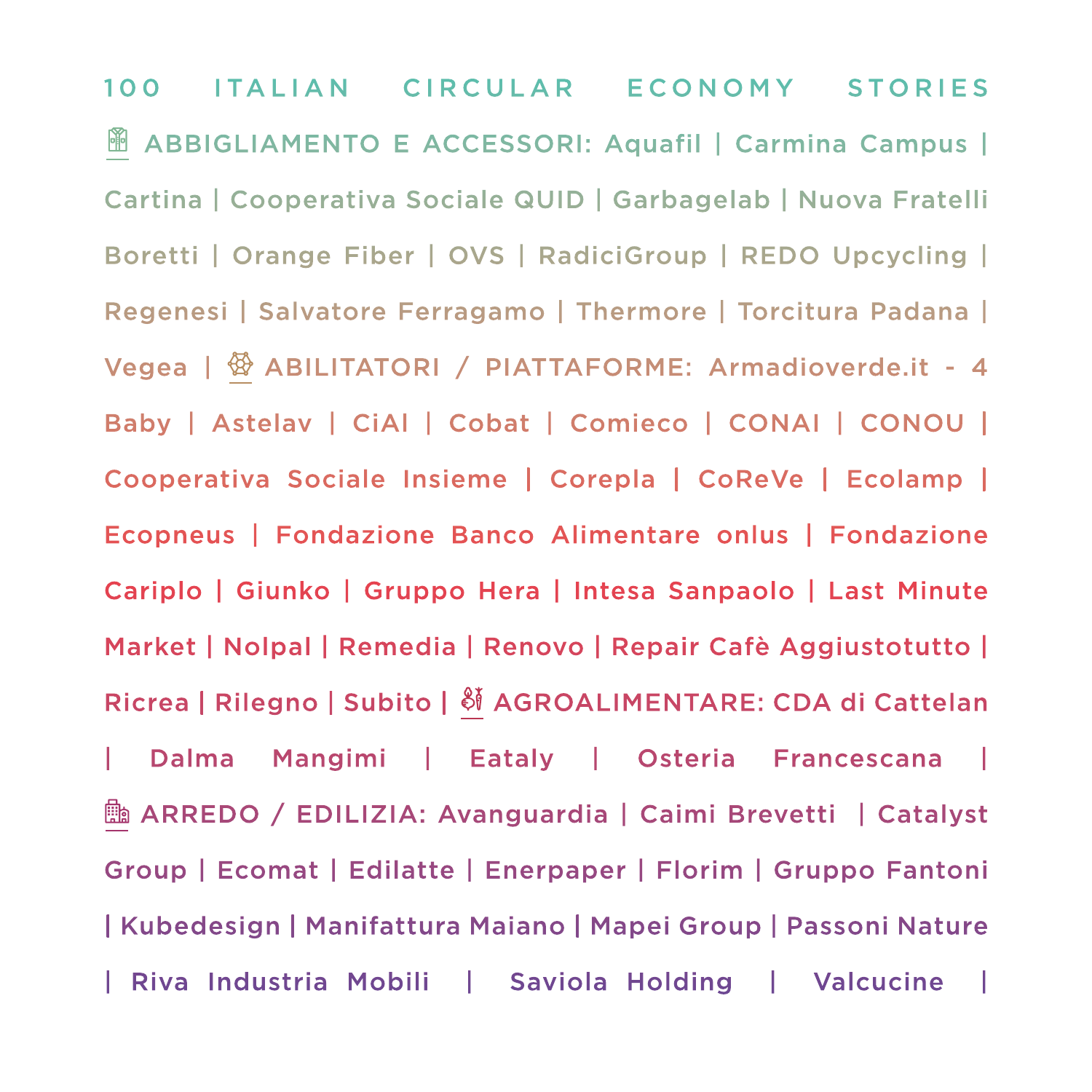# 100 ITALIAN CIRCULAR ECONOMY STORIES

**ABBIGLIAMENTO E ACCESSORI:** Aquafil | Carmina Campus | Cartina | Cooperativa Sociale QUID | Garbagelab | Nuova Fratelli Boretti | Orange Fiber | OVS | RadiciGroup | REDO Upcycling | Regenesi | Salvatore Ferragamo | Thermore | Torcitura Padana | Vegea | **ABILITATORI / PIATTAFORME:** Armadioverde.it - 4 Baby | Astelav | CiAl | Cobat | Comieco | CONAI | CONOU | Cooperativa Sociale Insieme | Corepla | CoReVe | Ecolamp | Ecopneus | Fondazione Banco Alimentare onlus | Fondazione Cariplo | Giunko | Gruppo Hera | Intesa Sanpaolo | Last Minute Market | Nolpal | Remedia | Renovo | Repair Cafè Aggiustotutto | Ricrea | Rilegno | Subito | **AGROALIMENTARE:** CDA di Cattelan | Dalma Mangimi | Eataly | Osteria Francescana | **ARREDO / EDILIZIA:** Avanguardia | Caimi Brevetti | Catalyst Group | Ecomat | Edilatte | Enerpaper | Florim | Gruppo Fantoni | Kubedesign | Manifattura Maiano | Mapei Group | Passoni Nature | Riva Industria Mobili | Saviola Holding | Valcucine |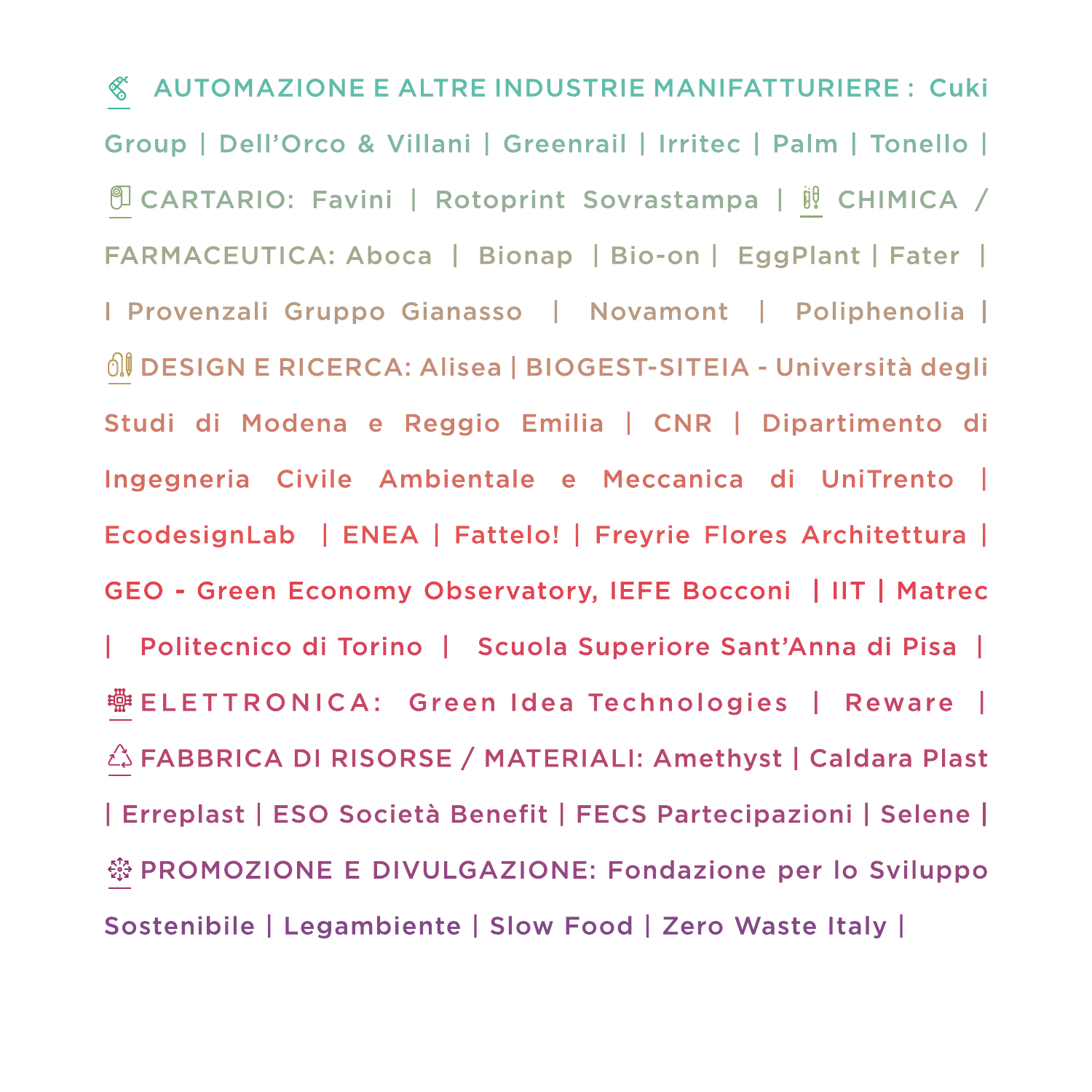AUTOMAZIONE E ALTRE INDUSTRIE MANIFATTURIERE : Cuki Group | Dell'Orco & Villani | Greenrail | Irritec | Palm | Tonello | CARTARIO: Favini | Rotoprint Sovrastampa | CHIMICA / FARMACEUTICA: Aboca | Bionap | Bio-on | EggPlant | Fater | I Provenzali Gruppo Gianasso | Novamont | Poliphenolia | DESIGN E RICERCA: Alisea | BIOGEST-SITEIA - Università degli Studi di Modena e Reggio Emilia | CNR | Dipartimento di Ingegneria Civile Ambientale e Meccanica di UniTrento | EcodesignLab | ENEA | Fattelo! | Freyrie Flores Architettura | GEO - Green Economy Observatory, IEFE Bocconi | IIT | Matrec | Politecnico di Torino | Scuola Superiore Sant'Anna di Pisa | ELETTRONICA: Green Idea Technologies | Reware | FABBRICA DI RISORSE / MATERIALI: Amethyst | Caldara Plast | Erreplast | ESO Società Benefit | FECS Partecipazioni | Selene | PROMOZIONE E DIVULGAZIONE: Fondazione per lo Sviluppo Sostenibile | Legambiente | Slow Food | Zero Waste Italy |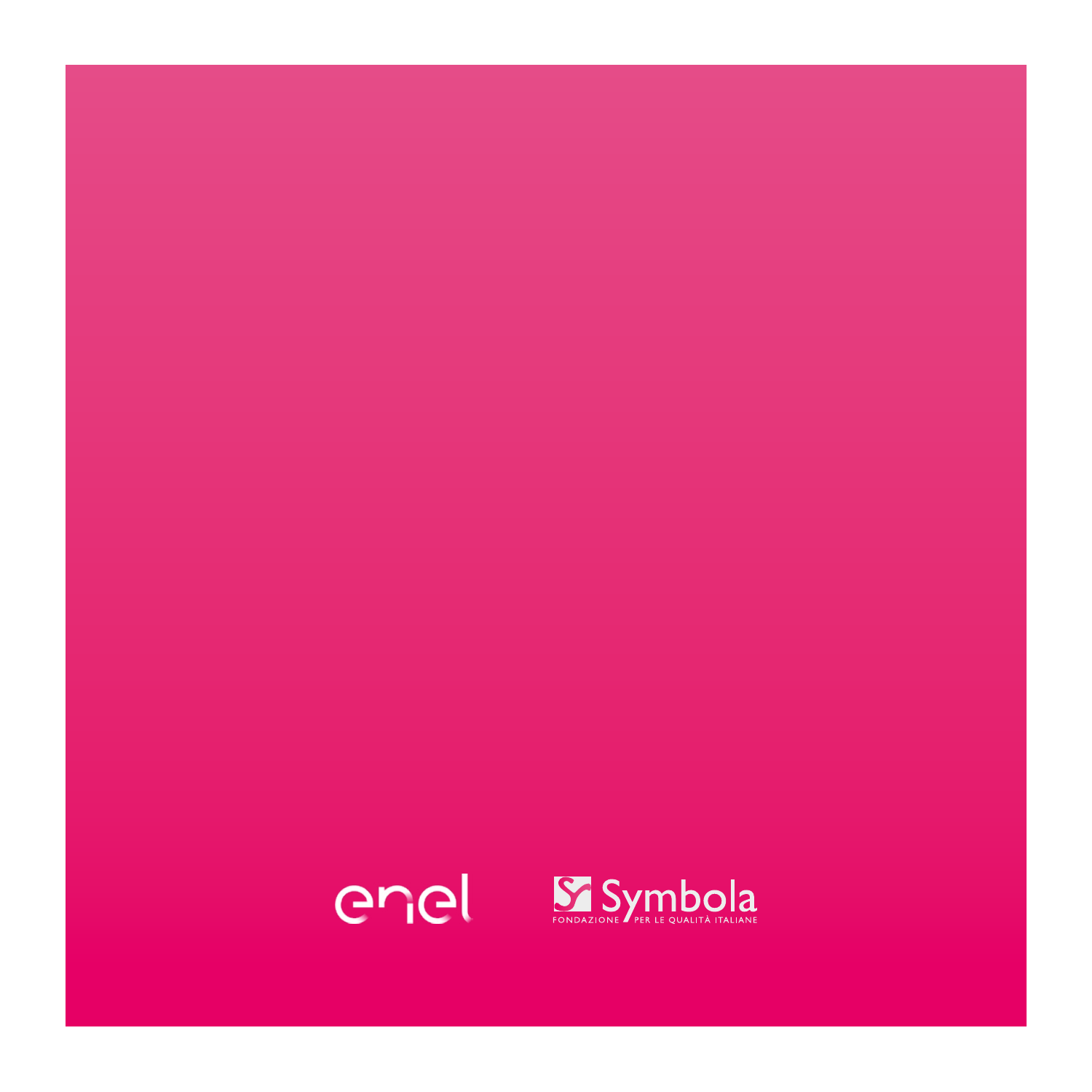enel

Symbola

FONDAZIONE PER LE QUALITÀ ITALIANE